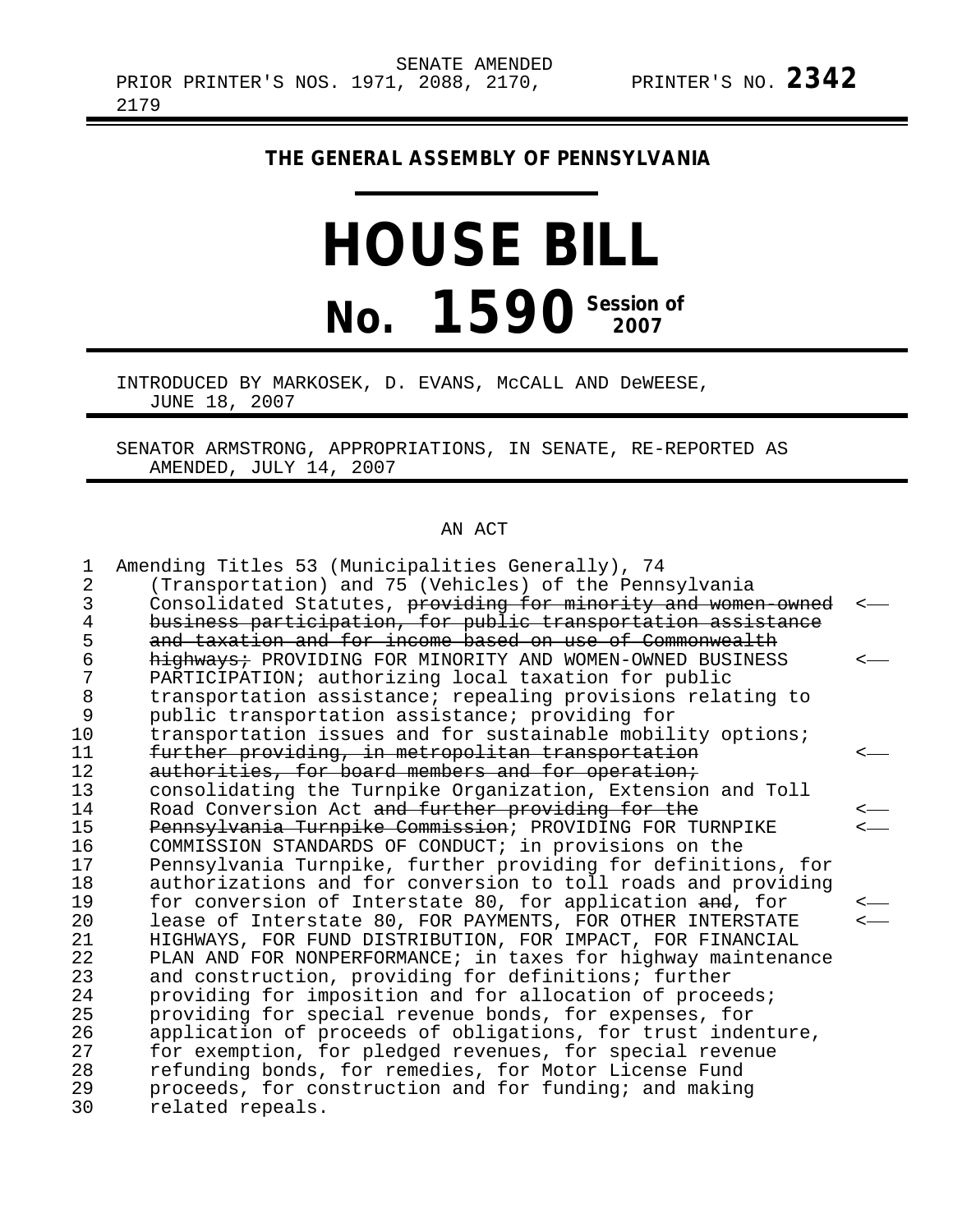SENATE AMENDED

PRIOR PRINTER'S NOS. 1971, 2088, 2170, 2179

PRINTER'S NO. **2342**

**THE GENERAL ASSEMBLY OF PENNSYLVANIA**

# HOUSE BILL

# No. 1590 Session of 2007

INTRODUCED BY MARKOSEK, D. EVANS, McCALL AND DeWEESE, JUNE 18, 2007

SENATOR ARMSTRONG, APPROPRIATIONS, IN SENATE, RE-REPORTED AS AMENDED, JULY 14, 2007

AN ACT

1 Amending Titles 53 (Municipalities Generally), 74
2 (Transportation) and 75 (Vehicles) of the Pennsylvania
3 Consolidated Statutes, ~~providing for minority and women-owned~~ <—
4 ~~business participation, for public transportation assistance~~
5 ~~and taxation and for income based on use of Commonwealth~~
6 ~~highways;~~ PROVIDING FOR MINORITY AND WOMEN-OWNED BUSINESS <—
7 PARTICIPATION; authorizing local taxation for public
8 transportation assistance; repealing provisions relating to
9 public transportation assistance; providing for
10 transportation issues and for sustainable mobility options;
11 ~~further providing, in metropolitan transportation~~ <—
12 ~~authorities, for board members and for operation;~~
13 consolidating the Turnpike Organization, Extension and Toll
14 Road Conversion Act ~~and further providing for the~~ <—
15 ~~Pennsylvania Turnpike Commission~~; PROVIDING FOR TURNPIKE <—
16 COMMISSION STANDARDS OF CONDUCT; in provisions on the
17 Pennsylvania Turnpike, further providing for definitions, for
18 authorizations and for conversion to toll roads and providing
19 for conversion of Interstate 80, for application ~~and~~, for <—
20 lease of Interstate 80, FOR PAYMENTS, FOR OTHER INTERSTATE <—
21 HIGHWAYS, FOR FUND DISTRIBUTION, FOR IMPACT, FOR FINANCIAL
22 PLAN AND FOR NONPERFORMANCE; in taxes for highway maintenance
23 and construction, providing for definitions; further
24 providing for imposition and for allocation of proceeds;
25 providing for special revenue bonds, for expenses, for
26 application of proceeds of obligations, for trust indenture,
27 for exemption, for pledged revenues, for special revenue
28 refunding bonds, for remedies, for Motor License Fund
29 proceeds, for construction and for funding; and making
30 related repeals.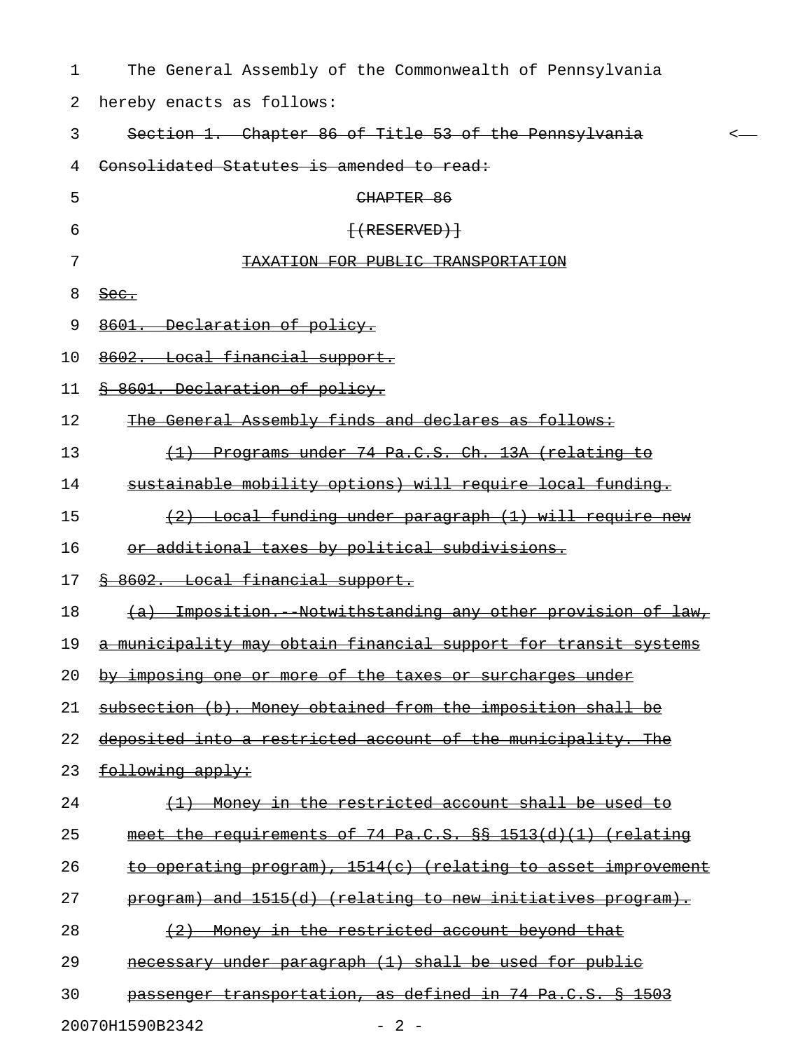The General Assembly of the Commonwealth of Pennsylvania hereby enacts as follows:

~~Section 1. Chapter 86 of Title 53 of the Pennsylvania Consolidated Statutes is amended to read:~~

~~CHAPTER 86~~

~~[(RESERVED)]~~

~~TAXATION FOR PUBLIC TRANSPORTATION~~

~~Sec.~~

~~8601. Declaration of policy.~~

~~8602. Local financial support.~~

~~§ 8601. Declaration of policy.~~

~~The General Assembly finds and declares as follows:~~

~~(1) Programs under 74 Pa.C.S. Ch. 13A (relating to sustainable mobility options) will require local funding.~~

~~(2) Local funding under paragraph (1) will require new or additional taxes by political subdivisions.~~

~~§ 8602. Local financial support.~~

~~(a) Imposition.--Notwithstanding any other provision of law, a municipality may obtain financial support for transit systems by imposing one or more of the taxes or surcharges under subsection (b). Money obtained from the imposition shall be deposited into a restricted account of the municipality. The following apply:~~

~~(1) Money in the restricted account shall be used to meet the requirements of 74 Pa.C.S. §§ 1513(d)(1) (relating to operating program), 1514(c) (relating to asset improvement program) and 1515(d) (relating to new initiatives program).~~

~~(2) Money in the restricted account beyond that necessary under paragraph (1) shall be used for public passenger transportation, as defined in 74 Pa.C.S. § 1503~~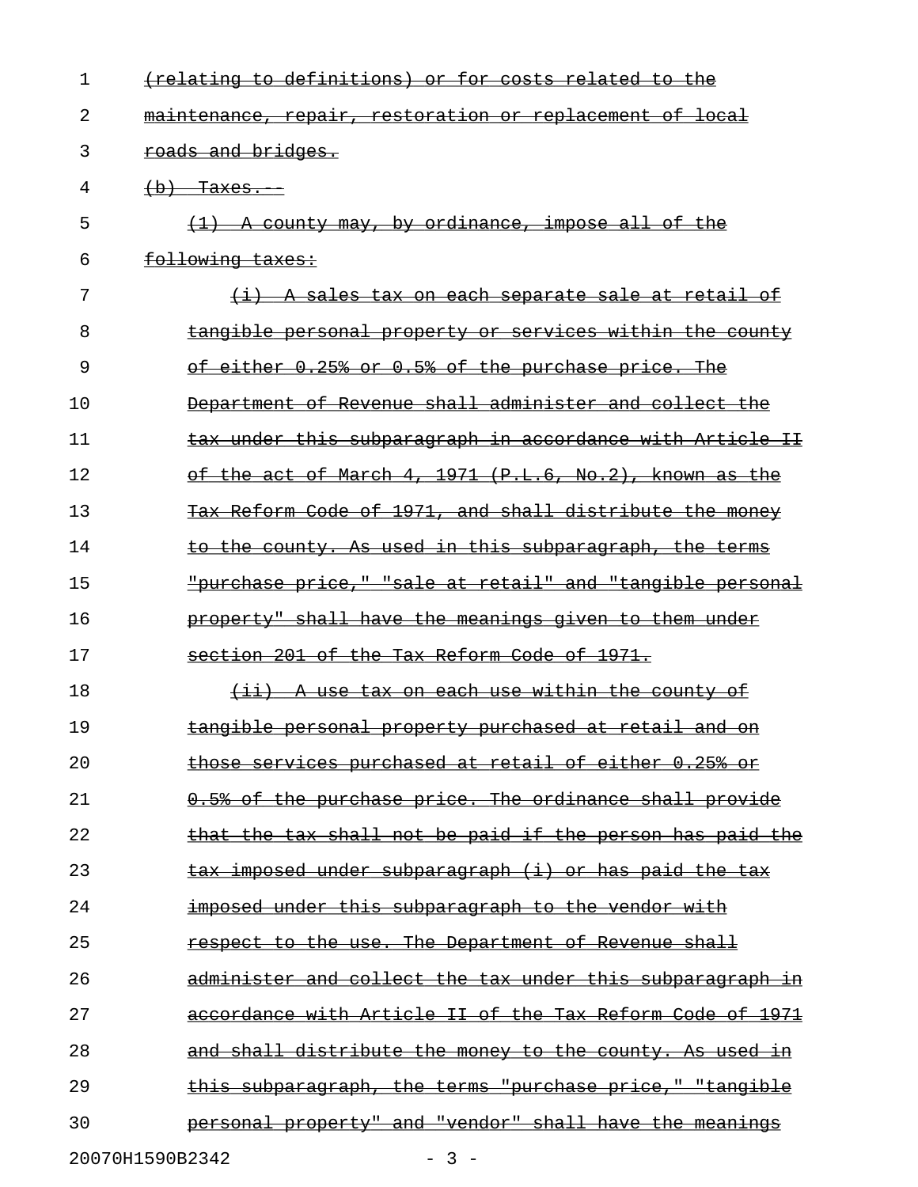~~(relating to definitions) or for costs related to the maintenance, repair, restoration or replacement of local roads and bridges.~~

~~(b) Taxes.--~~

~~(1) A county may, by ordinance, impose all of the following taxes:~~

~~(i) A sales tax on each separate sale at retail of tangible personal property or services within the county of either 0.25% or 0.5% of the purchase price. The Department of Revenue shall administer and collect the tax under this subparagraph in accordance with Article II of the act of March 4, 1971 (P.L.6, No.2), known as the Tax Reform Code of 1971, and shall distribute the money to the county. As used in this subparagraph, the terms "purchase price," "sale at retail" and "tangible personal property" shall have the meanings given to them under section 201 of the Tax Reform Code of 1971.~~

~~(ii) A use tax on each use within the county of tangible personal property purchased at retail and on those services purchased at retail of either 0.25% or 0.5% of the purchase price. The ordinance shall provide that the tax shall not be paid if the person has paid the tax imposed under subparagraph (i) or has paid the tax imposed under this subparagraph to the vendor with respect to the use. The Department of Revenue shall administer and collect the tax under this subparagraph in accordance with Article II of the Tax Reform Code of 1971 and shall distribute the money to the county. As used in this subparagraph, the terms "purchase price," "tangible personal property" and "vendor" shall have the meanings~~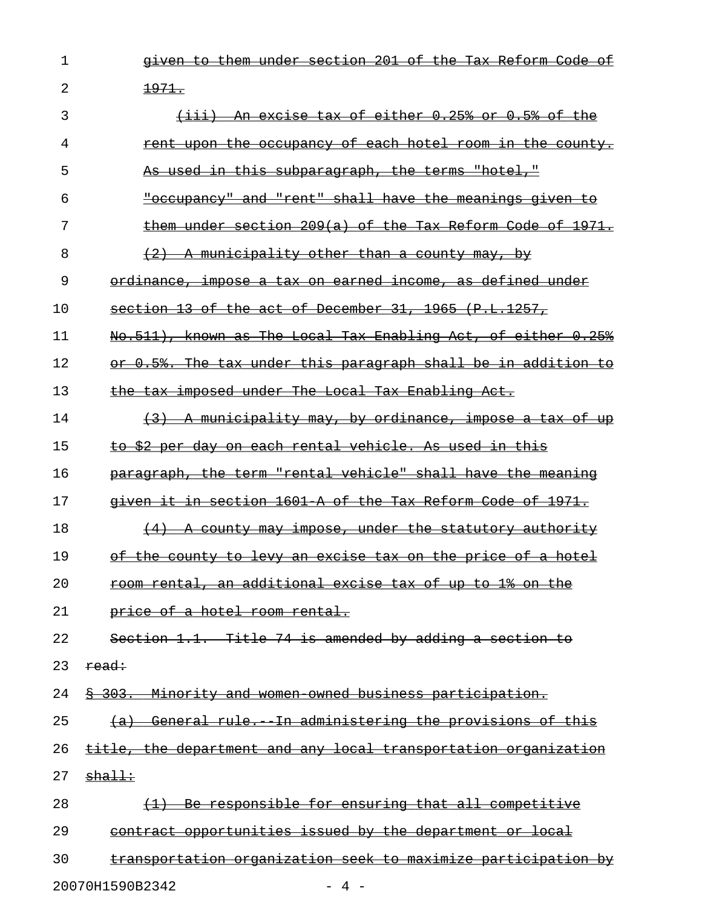given to them under section 201 of the Tax Reform Code of 1971.

(iii) An excise tax of either 0.25% or 0.5% of the rent upon the occupancy of each hotel room in the county. As used in this subparagraph, the terms "hotel," "occupancy" and "rent" shall have the meanings given to them under section 209(a) of the Tax Reform Code of 1971.

(2) A municipality other than a county may, by ordinance, impose a tax on earned income, as defined under section 13 of the act of December 31, 1965 (P.L.1257, No.511), known as The Local Tax Enabling Act, of either 0.25% or 0.5%. The tax under this paragraph shall be in addition to the tax imposed under The Local Tax Enabling Act.

(3) A municipality may, by ordinance, impose a tax of up to $2 per day on each rental vehicle. As used in this paragraph, the term "rental vehicle" shall have the meaning given it in section 1601-A of the Tax Reform Code of 1971.

(4) A county may impose, under the statutory authority of the county to levy an excise tax on the price of a hotel room rental, an additional excise tax of up to 1% on the price of a hotel room rental.

Section 1.1. Title 74 is amended by adding a section to read:

§ 303. Minority and women-owned business participation.

(a) General rule.--In administering the provisions of this title, the department and any local transportation organization shall:

(1) Be responsible for ensuring that all competitive contract opportunities issued by the department or local transportation organization seek to maximize participation by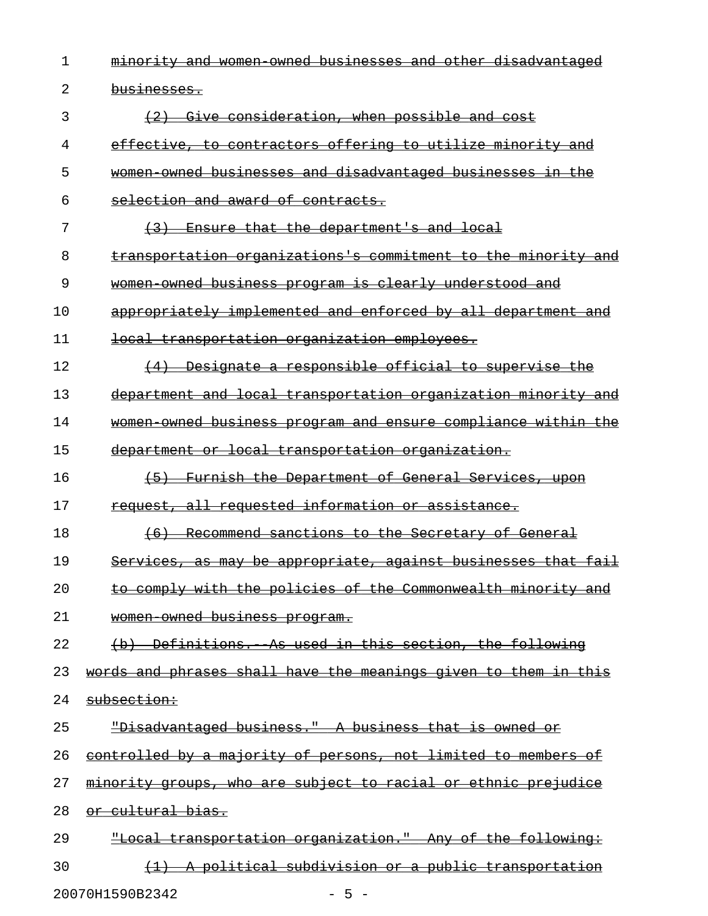minority and women-owned businesses and other disadvantaged businesses.

(2) Give consideration, when possible and cost effective, to contractors offering to utilize minority and women-owned businesses and disadvantaged businesses in the selection and award of contracts.

(3) Ensure that the department's and local transportation organizations's commitment to the minority and women-owned business program is clearly understood and appropriately implemented and enforced by all department and local transportation organization employees.

(4) Designate a responsible official to supervise the department and local transportation organization minority and women-owned business program and ensure compliance within the department or local transportation organization.

(5) Furnish the Department of General Services, upon request, all requested information or assistance.

(6) Recommend sanctions to the Secretary of General Services, as may be appropriate, against businesses that fail to comply with the policies of the Commonwealth minority and women-owned business program.

(b) Definitions.--As used in this section, the following words and phrases shall have the meanings given to them in this subsection:

"Disadvantaged business." A business that is owned or controlled by a majority of persons, not limited to members of minority groups, who are subject to racial or ethnic prejudice or cultural bias.

"Local transportation organization." Any of the following:

(1) A political subdivision or a public transportation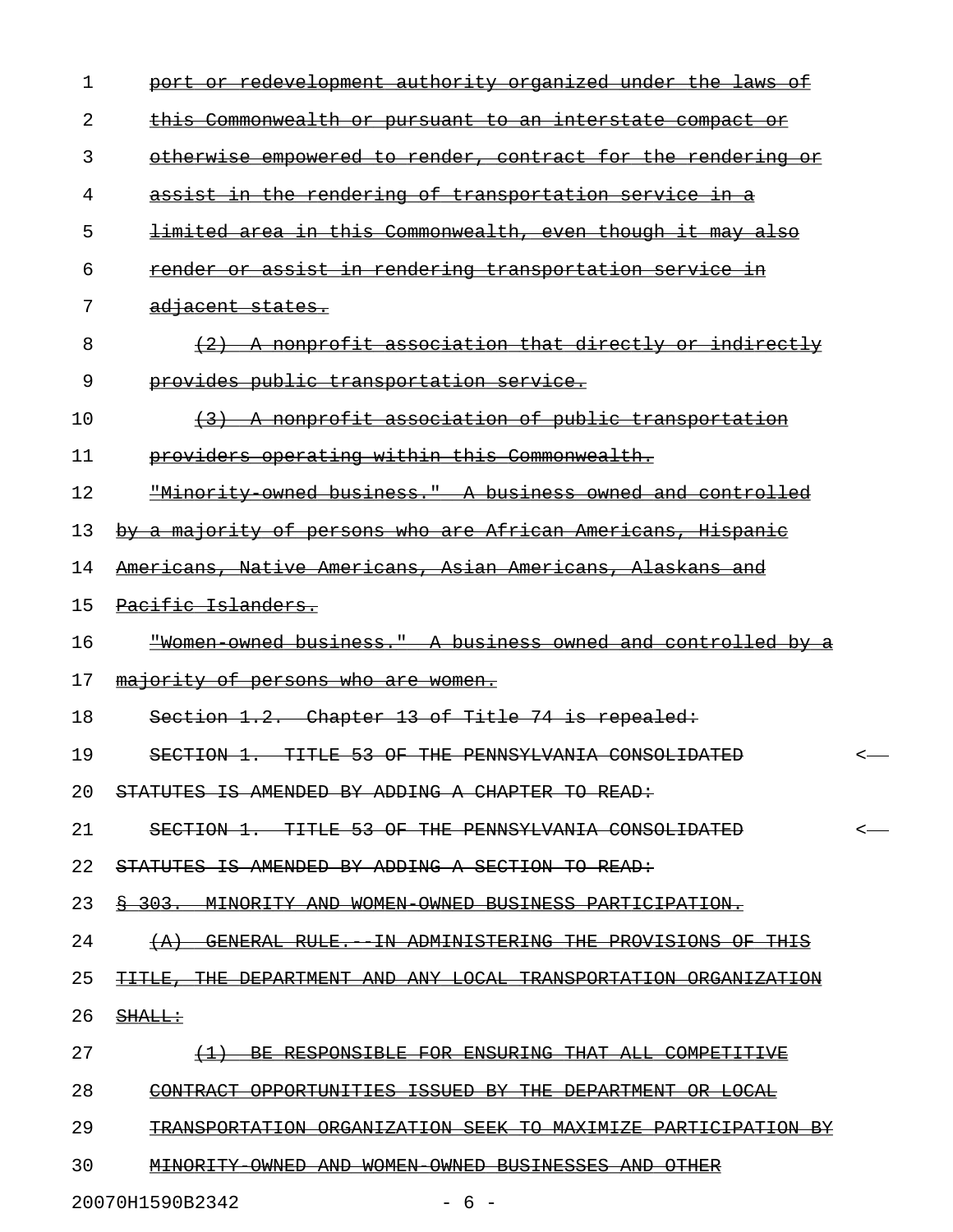port or redevelopment authority organized under the laws of this Commonwealth or pursuant to an interstate compact or otherwise empowered to render, contract for the rendering or assist in the rendering of transportation service in a limited area in this Commonwealth, even though it may also render or assist in rendering transportation service in adjacent states.

(2) A nonprofit association that directly or indirectly provides public transportation service.

(3) A nonprofit association of public transportation providers operating within this Commonwealth.

"Minority-owned business." A business owned and controlled by a majority of persons who are African Americans, Hispanic Americans, Native Americans, Asian Americans, Alaskans and Pacific Islanders.

"Women-owned business." A business owned and controlled by a majority of persons who are women.

Section 1.2. Chapter 13 of Title 74 is repealed:

SECTION 1. TITLE 53 OF THE PENNSYLVANIA CONSOLIDATED STATUTES IS AMENDED BY ADDING A CHAPTER TO READ:

SECTION 1. TITLE 53 OF THE PENNSYLVANIA CONSOLIDATED STATUTES IS AMENDED BY ADDING A SECTION TO READ:

§ 303. MINORITY AND WOMEN-OWNED BUSINESS PARTICIPATION.

(A) GENERAL RULE.--IN ADMINISTERING THE PROVISIONS OF THIS TITLE, THE DEPARTMENT AND ANY LOCAL TRANSPORTATION ORGANIZATION SHALL:

(1) BE RESPONSIBLE FOR ENSURING THAT ALL COMPETITIVE CONTRACT OPPORTUNITIES ISSUED BY THE DEPARTMENT OR LOCAL TRANSPORTATION ORGANIZATION SEEK TO MAXIMIZE PARTICIPATION BY MINORITY-OWNED AND WOMEN-OWNED BUSINESSES AND OTHER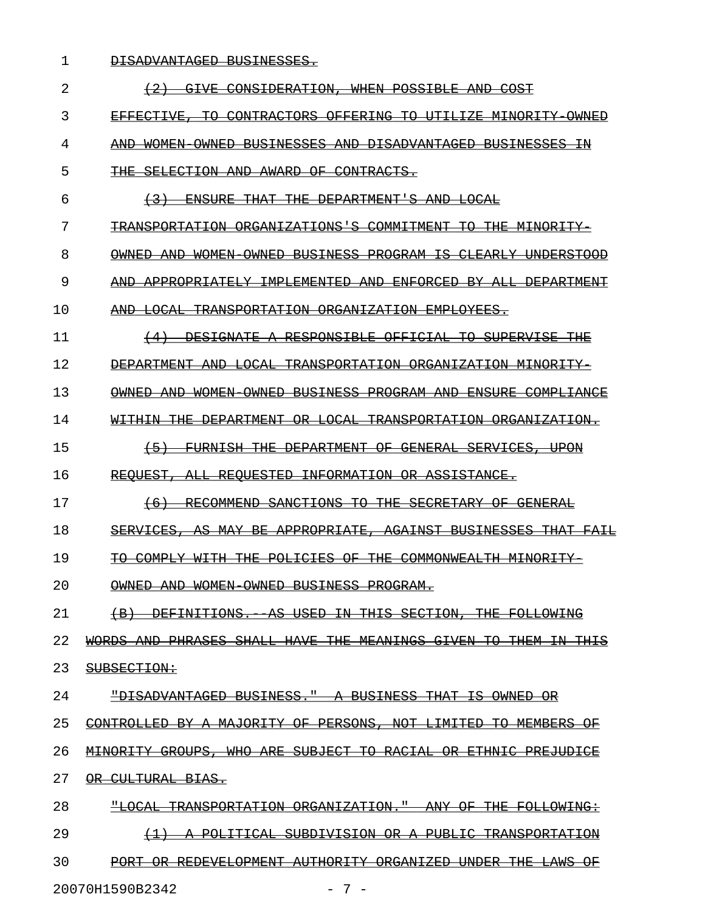DISADVANTAGED BUSINESSES.

(2) GIVE CONSIDERATION, WHEN POSSIBLE AND COST EFFECTIVE, TO CONTRACTORS OFFERING TO UTILIZE MINORITY-OWNED AND WOMEN-OWNED BUSINESSES AND DISADVANTAGED BUSINESSES IN THE SELECTION AND AWARD OF CONTRACTS.

(3) ENSURE THAT THE DEPARTMENT'S AND LOCAL TRANSPORTATION ORGANIZATIONS'S COMMITMENT TO THE MINORITY-OWNED AND WOMEN-OWNED BUSINESS PROGRAM IS CLEARLY UNDERSTOOD AND APPROPRIATELY IMPLEMENTED AND ENFORCED BY ALL DEPARTMENT AND LOCAL TRANSPORTATION ORGANIZATION EMPLOYEES.

(4) DESIGNATE A RESPONSIBLE OFFICIAL TO SUPERVISE THE DEPARTMENT AND LOCAL TRANSPORTATION ORGANIZATION MINORITY-OWNED AND WOMEN-OWNED BUSINESS PROGRAM AND ENSURE COMPLIANCE WITHIN THE DEPARTMENT OR LOCAL TRANSPORTATION ORGANIZATION.

(5) FURNISH THE DEPARTMENT OF GENERAL SERVICES, UPON REQUEST, ALL REQUESTED INFORMATION OR ASSISTANCE.

(6) RECOMMEND SANCTIONS TO THE SECRETARY OF GENERAL SERVICES, AS MAY BE APPROPRIATE, AGAINST BUSINESSES THAT FAIL TO COMPLY WITH THE POLICIES OF THE COMMONWEALTH MINORITY-OWNED AND WOMEN-OWNED BUSINESS PROGRAM.

(B) DEFINITIONS.--AS USED IN THIS SECTION, THE FOLLOWING WORDS AND PHRASES SHALL HAVE THE MEANINGS GIVEN TO THEM IN THIS SUBSECTION:

"DISADVANTAGED BUSINESS." A BUSINESS THAT IS OWNED OR CONTROLLED BY A MAJORITY OF PERSONS, NOT LIMITED TO MEMBERS OF MINORITY GROUPS, WHO ARE SUBJECT TO RACIAL OR ETHNIC PREJUDICE OR CULTURAL BIAS.

"LOCAL TRANSPORTATION ORGANIZATION." ANY OF THE FOLLOWING:

(1) A POLITICAL SUBDIVISION OR A PUBLIC TRANSPORTATION PORT OR REDEVELOPMENT AUTHORITY ORGANIZED UNDER THE LAWS OF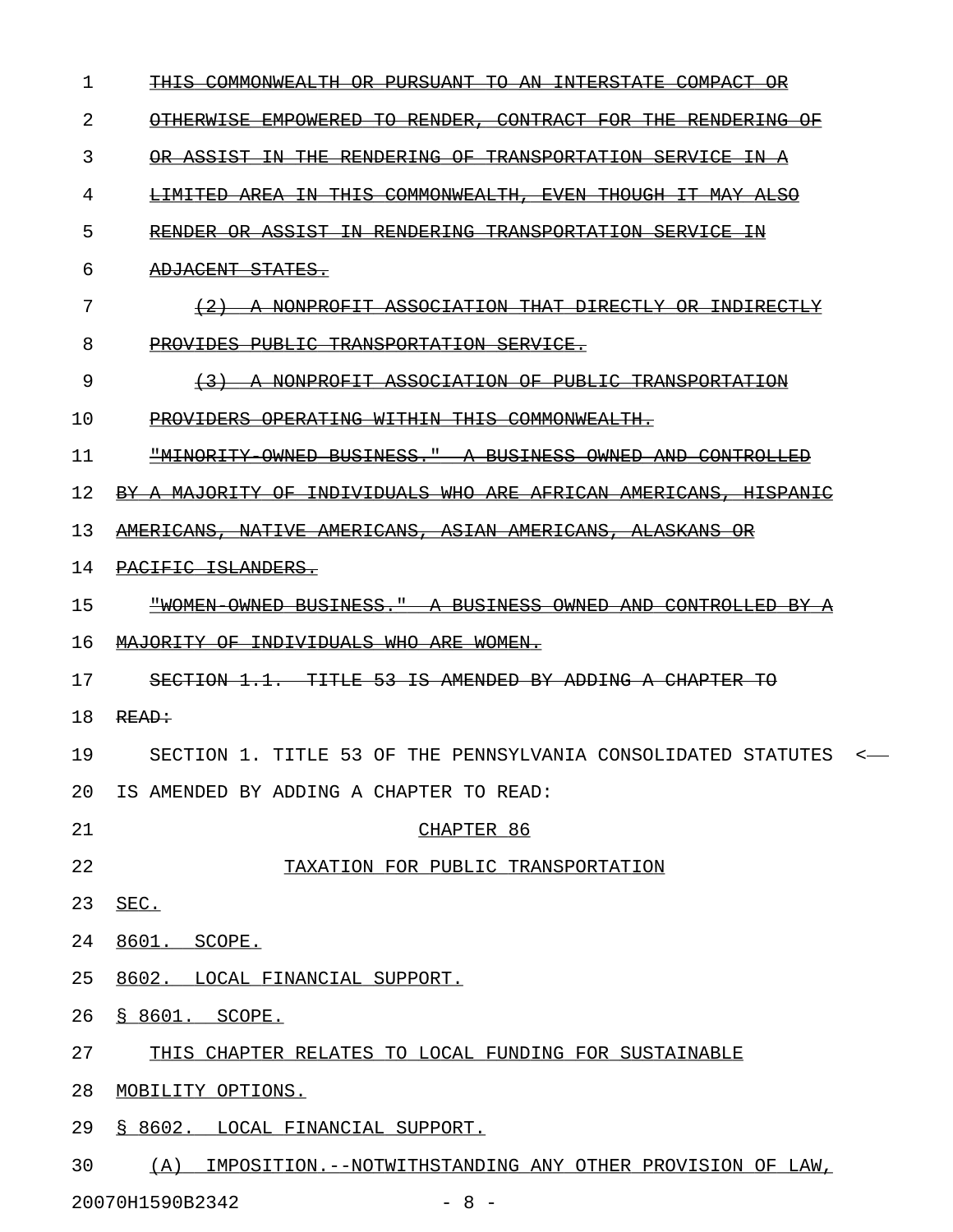~~THIS COMMONWEALTH OR PURSUANT TO AN INTERSTATE COMPACT OR OTHERWISE EMPOWERED TO RENDER, CONTRACT FOR THE RENDERING OF OR ASSIST IN THE RENDERING OF TRANSPORTATION SERVICE IN A LIMITED AREA IN THIS COMMONWEALTH, EVEN THOUGH IT MAY ALSO RENDER OR ASSIST IN RENDERING TRANSPORTATION SERVICE IN ADJACENT STATES.~~

~~(2) A NONPROFIT ASSOCIATION THAT DIRECTLY OR INDIRECTLY PROVIDES PUBLIC TRANSPORTATION SERVICE.~~

~~(3) A NONPROFIT ASSOCIATION OF PUBLIC TRANSPORTATION PROVIDERS OPERATING WITHIN THIS COMMONWEALTH.~~

~~"MINORITY-OWNED BUSINESS." A BUSINESS OWNED AND CONTROLLED BY A MAJORITY OF INDIVIDUALS WHO ARE AFRICAN AMERICANS, HISPANIC AMERICANS, NATIVE AMERICANS, ASIAN AMERICANS, ALASKANS OR PACIFIC ISLANDERS.~~

~~"WOMEN-OWNED BUSINESS." A BUSINESS OWNED AND CONTROLLED BY A MAJORITY OF INDIVIDUALS WHO ARE WOMEN.~~

~~SECTION 1.1. TITLE 53 IS AMENDED BY ADDING A CHAPTER TO READ:~~

SECTION 1. TITLE 53 OF THE PENNSYLVANIA CONSOLIDATED STATUTES IS AMENDED BY ADDING A CHAPTER TO READ: <——

<u>CHAPTER 86</u>

<u>TAXATION FOR PUBLIC TRANSPORTATION</u>

<u>SEC.</u>

<u>8601. SCOPE.</u>

<u>8602. LOCAL FINANCIAL SUPPORT.</u>

<u>§ 8601. SCOPE.</u>

<u>THIS CHAPTER RELATES TO LOCAL FUNDING FOR SUSTAINABLE MOBILITY OPTIONS.</u>

<u>§ 8602. LOCAL FINANCIAL SUPPORT.</u>

<u>(A) IMPOSITION.--NOTWITHSTANDING ANY OTHER PROVISION OF LAW,</u>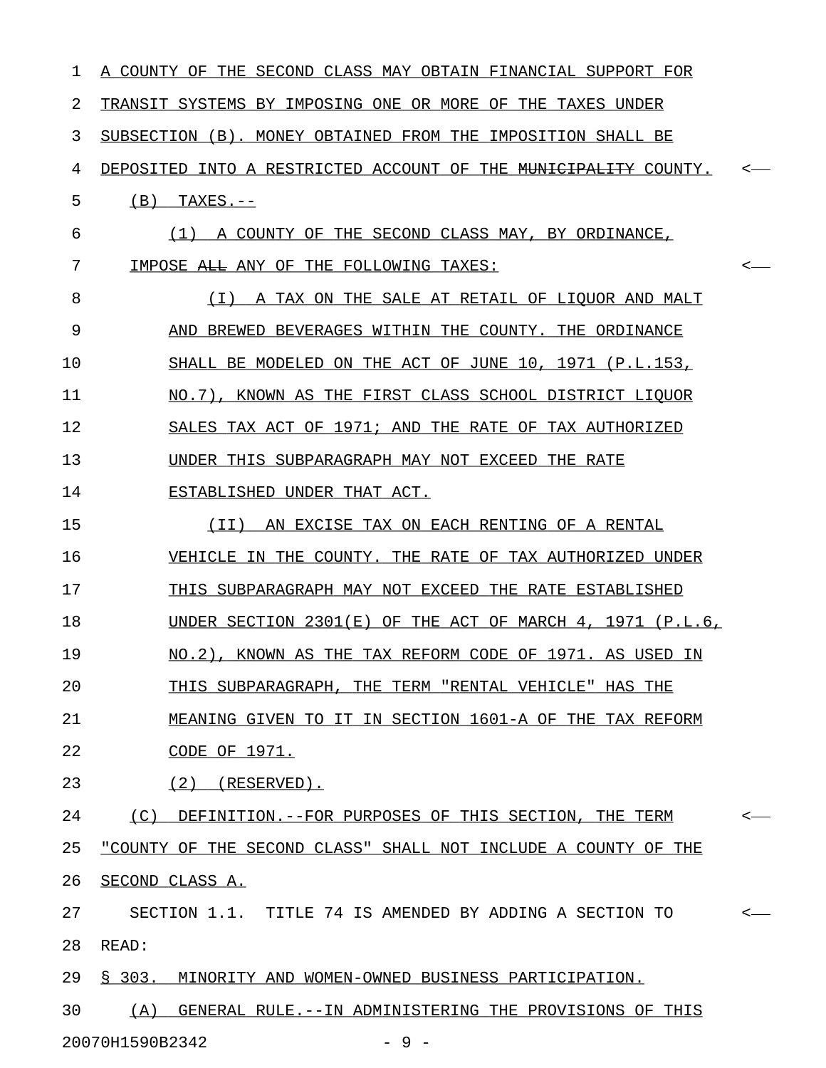A COUNTY OF THE SECOND CLASS MAY OBTAIN FINANCIAL SUPPORT FOR TRANSIT SYSTEMS BY IMPOSING ONE OR MORE OF THE TAXES UNDER SUBSECTION (B). MONEY OBTAINED FROM THE IMPOSITION SHALL BE DEPOSITED INTO A RESTRICTED ACCOUNT OF THE ~~MUNICIPALITY~~ COUNTY.

(B) TAXES.--

(1) A COUNTY OF THE SECOND CLASS MAY, BY ORDINANCE, IMPOSE ~~ALL~~ ANY OF THE FOLLOWING TAXES:

(I) A TAX ON THE SALE AT RETAIL OF LIQUOR AND MALT AND BREWED BEVERAGES WITHIN THE COUNTY. THE ORDINANCE SHALL BE MODELED ON THE ACT OF JUNE 10, 1971 (P.L.153, NO.7), KNOWN AS THE FIRST CLASS SCHOOL DISTRICT LIQUOR SALES TAX ACT OF 1971; AND THE RATE OF TAX AUTHORIZED UNDER THIS SUBPARAGRAPH MAY NOT EXCEED THE RATE ESTABLISHED UNDER THAT ACT.

(II) AN EXCISE TAX ON EACH RENTING OF A RENTAL VEHICLE IN THE COUNTY. THE RATE OF TAX AUTHORIZED UNDER THIS SUBPARAGRAPH MAY NOT EXCEED THE RATE ESTABLISHED UNDER SECTION 2301(E) OF THE ACT OF MARCH 4, 1971 (P.L.6, NO.2), KNOWN AS THE TAX REFORM CODE OF 1971. AS USED IN THIS SUBPARAGRAPH, THE TERM "RENTAL VEHICLE" HAS THE MEANING GIVEN TO IT IN SECTION 1601-A OF THE TAX REFORM CODE OF 1971.

(2) (RESERVED).

(C) DEFINITION.--FOR PURPOSES OF THIS SECTION, THE TERM "COUNTY OF THE SECOND CLASS" SHALL NOT INCLUDE A COUNTY OF THE SECOND CLASS A.

SECTION 1.1. TITLE 74 IS AMENDED BY ADDING A SECTION TO READ:

§ 303. MINORITY AND WOMEN-OWNED BUSINESS PARTICIPATION.

(A) GENERAL RULE.--IN ADMINISTERING THE PROVISIONS OF THIS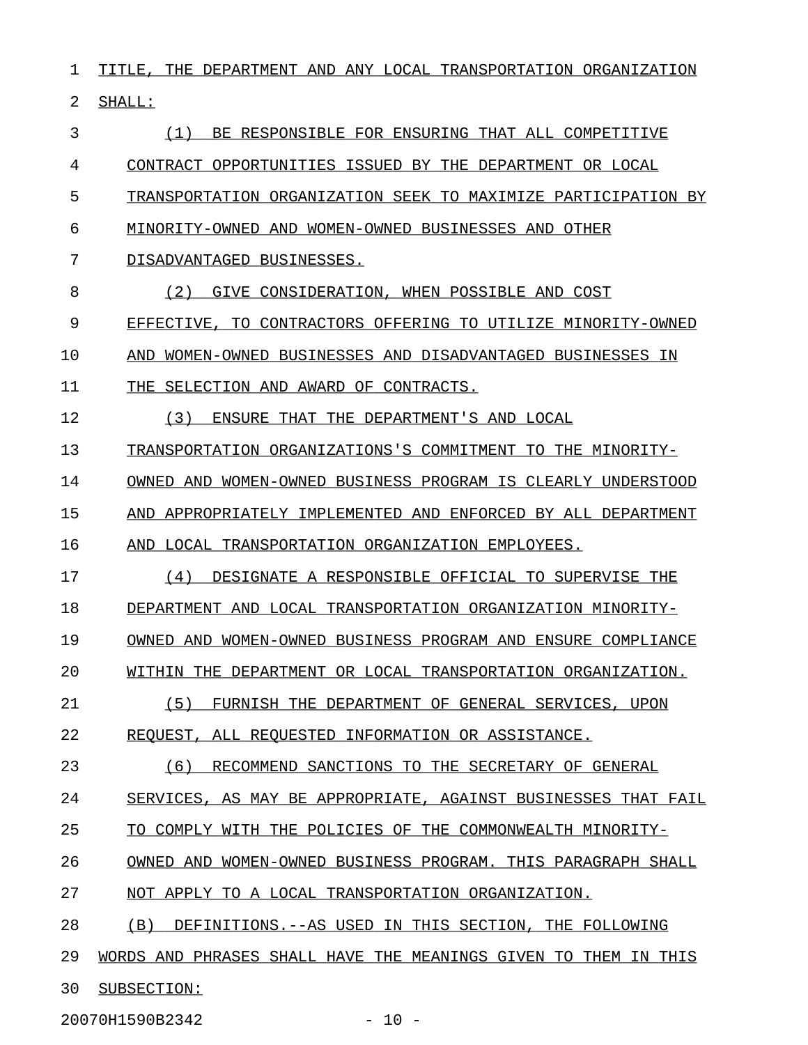TITLE, THE DEPARTMENT AND ANY LOCAL TRANSPORTATION ORGANIZATION SHALL:

(1) BE RESPONSIBLE FOR ENSURING THAT ALL COMPETITIVE CONTRACT OPPORTUNITIES ISSUED BY THE DEPARTMENT OR LOCAL TRANSPORTATION ORGANIZATION SEEK TO MAXIMIZE PARTICIPATION BY MINORITY-OWNED AND WOMEN-OWNED BUSINESSES AND OTHER DISADVANTAGED BUSINESSES.

(2) GIVE CONSIDERATION, WHEN POSSIBLE AND COST EFFECTIVE, TO CONTRACTORS OFFERING TO UTILIZE MINORITY-OWNED AND WOMEN-OWNED BUSINESSES AND DISADVANTAGED BUSINESSES IN THE SELECTION AND AWARD OF CONTRACTS.

(3) ENSURE THAT THE DEPARTMENT'S AND LOCAL TRANSPORTATION ORGANIZATIONS'S COMMITMENT TO THE MINORITY-OWNED AND WOMEN-OWNED BUSINESS PROGRAM IS CLEARLY UNDERSTOOD AND APPROPRIATELY IMPLEMENTED AND ENFORCED BY ALL DEPARTMENT AND LOCAL TRANSPORTATION ORGANIZATION EMPLOYEES.

(4) DESIGNATE A RESPONSIBLE OFFICIAL TO SUPERVISE THE DEPARTMENT AND LOCAL TRANSPORTATION ORGANIZATION MINORITY-OWNED AND WOMEN-OWNED BUSINESS PROGRAM AND ENSURE COMPLIANCE WITHIN THE DEPARTMENT OR LOCAL TRANSPORTATION ORGANIZATION.

(5) FURNISH THE DEPARTMENT OF GENERAL SERVICES, UPON REQUEST, ALL REQUESTED INFORMATION OR ASSISTANCE.

(6) RECOMMEND SANCTIONS TO THE SECRETARY OF GENERAL SERVICES, AS MAY BE APPROPRIATE, AGAINST BUSINESSES THAT FAIL TO COMPLY WITH THE POLICIES OF THE COMMONWEALTH MINORITY-OWNED AND WOMEN-OWNED BUSINESS PROGRAM. THIS PARAGRAPH SHALL NOT APPLY TO A LOCAL TRANSPORTATION ORGANIZATION.

(B) DEFINITIONS.--AS USED IN THIS SECTION, THE FOLLOWING WORDS AND PHRASES SHALL HAVE THE MEANINGS GIVEN TO THEM IN THIS SUBSECTION: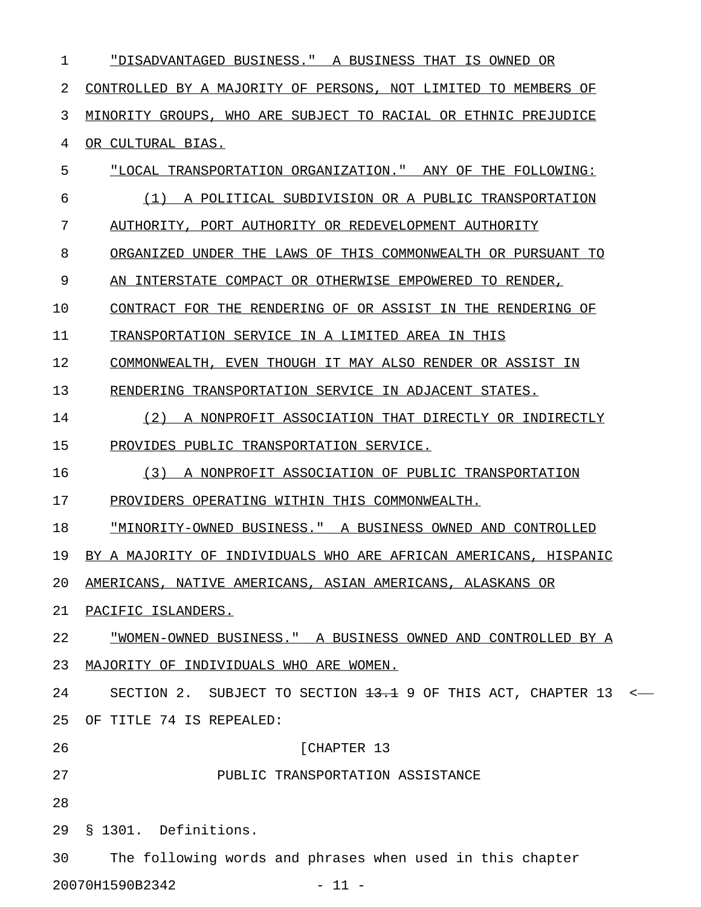"DISADVANTAGED BUSINESS." A BUSINESS THAT IS OWNED OR CONTROLLED BY A MAJORITY OF PERSONS, NOT LIMITED TO MEMBERS OF MINORITY GROUPS, WHO ARE SUBJECT TO RACIAL OR ETHNIC PREJUDICE OR CULTURAL BIAS.

"LOCAL TRANSPORTATION ORGANIZATION." ANY OF THE FOLLOWING:

(1) A POLITICAL SUBDIVISION OR A PUBLIC TRANSPORTATION AUTHORITY, PORT AUTHORITY OR REDEVELOPMENT AUTHORITY ORGANIZED UNDER THE LAWS OF THIS COMMONWEALTH OR PURSUANT TO AN INTERSTATE COMPACT OR OTHERWISE EMPOWERED TO RENDER, CONTRACT FOR THE RENDERING OF OR ASSIST IN THE RENDERING OF TRANSPORTATION SERVICE IN A LIMITED AREA IN THIS COMMONWEALTH, EVEN THOUGH IT MAY ALSO RENDER OR ASSIST IN RENDERING TRANSPORTATION SERVICE IN ADJACENT STATES.

(2) A NONPROFIT ASSOCIATION THAT DIRECTLY OR INDIRECTLY PROVIDES PUBLIC TRANSPORTATION SERVICE.

(3) A NONPROFIT ASSOCIATION OF PUBLIC TRANSPORTATION PROVIDERS OPERATING WITHIN THIS COMMONWEALTH.

"MINORITY-OWNED BUSINESS." A BUSINESS OWNED AND CONTROLLED BY A MAJORITY OF INDIVIDUALS WHO ARE AFRICAN AMERICANS, HISPANIC AMERICANS, NATIVE AMERICANS, ASIAN AMERICANS, ALASKANS OR PACIFIC ISLANDERS.

"WOMEN-OWNED BUSINESS." A BUSINESS OWNED AND CONTROLLED BY A MAJORITY OF INDIVIDUALS WHO ARE WOMEN.

SECTION 2. SUBJECT TO SECTION ~~13.1~~ 9 OF THIS ACT, CHAPTER 13 OF TITLE 74 IS REPEALED:

[CHAPTER 13

PUBLIC TRANSPORTATION ASSISTANCE

§ 1301. Definitions.

The following words and phrases when used in this chapter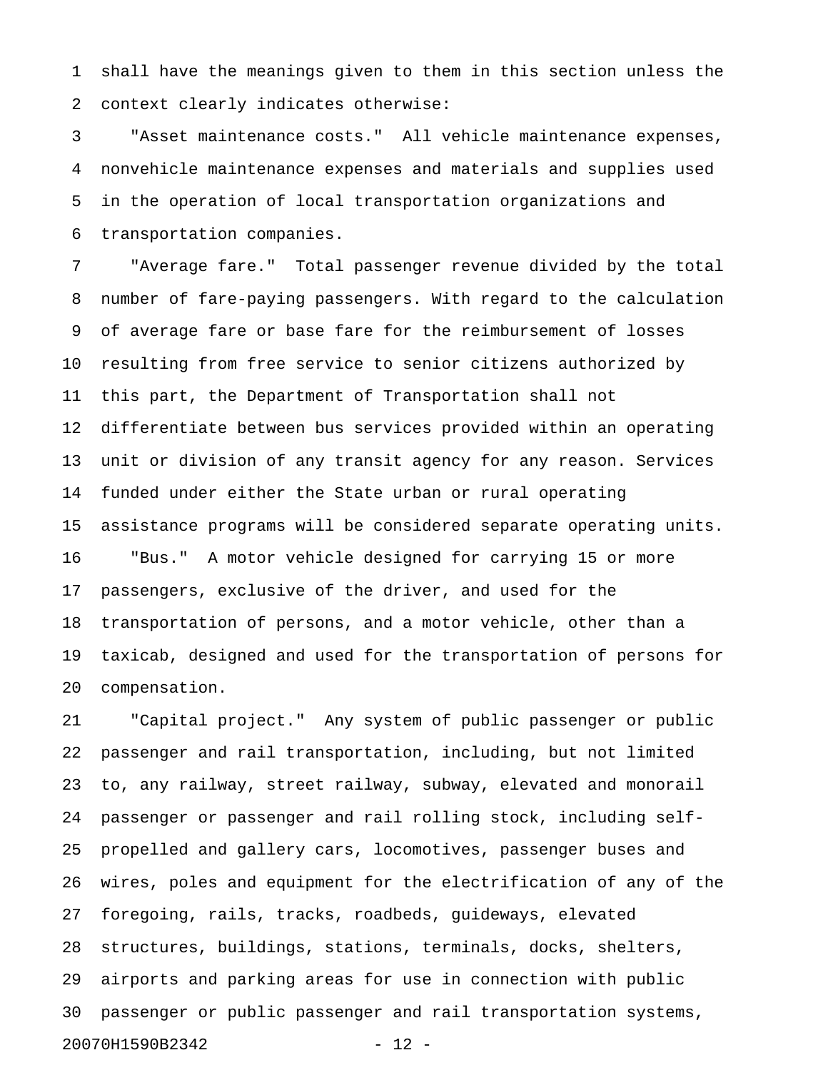shall have the meanings given to them in this section unless the context clearly indicates otherwise:

"Asset maintenance costs." All vehicle maintenance expenses, nonvehicle maintenance expenses and materials and supplies used in the operation of local transportation organizations and transportation companies.

"Average fare." Total passenger revenue divided by the total number of fare-paying passengers. With regard to the calculation of average fare or base fare for the reimbursement of losses resulting from free service to senior citizens authorized by this part, the Department of Transportation shall not differentiate between bus services provided within an operating unit or division of any transit agency for any reason. Services funded under either the State urban or rural operating assistance programs will be considered separate operating units.

"Bus." A motor vehicle designed for carrying 15 or more passengers, exclusive of the driver, and used for the transportation of persons, and a motor vehicle, other than a taxicab, designed and used for the transportation of persons for compensation.

"Capital project." Any system of public passenger or public passenger and rail transportation, including, but not limited to, any railway, street railway, subway, elevated and monorail passenger or passenger and rail rolling stock, including self-propelled and gallery cars, locomotives, passenger buses and wires, poles and equipment for the electrification of any of the foregoing, rails, tracks, roadbeds, guideways, elevated structures, buildings, stations, terminals, docks, shelters, airports and parking areas for use in connection with public passenger or public passenger and rail transportation systems,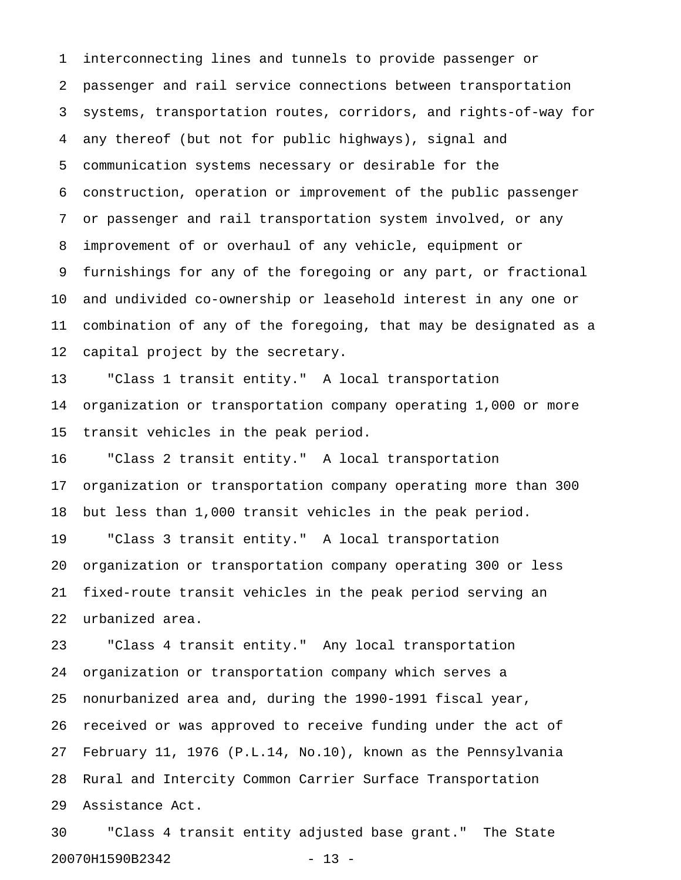interconnecting lines and tunnels to provide passenger or passenger and rail service connections between transportation systems, transportation routes, corridors, and rights-of-way for any thereof (but not for public highways), signal and communication systems necessary or desirable for the construction, operation or improvement of the public passenger or passenger and rail transportation system involved, or any improvement of or overhaul of any vehicle, equipment or furnishings for any of the foregoing or any part, or fractional and undivided co-ownership or leasehold interest in any one or combination of any of the foregoing, that may be designated as a capital project by the secretary.

"Class 1 transit entity." A local transportation organization or transportation company operating 1,000 or more transit vehicles in the peak period.

"Class 2 transit entity." A local transportation organization or transportation company operating more than 300 but less than 1,000 transit vehicles in the peak period.

"Class 3 transit entity." A local transportation organization or transportation company operating 300 or less fixed-route transit vehicles in the peak period serving an urbanized area.

"Class 4 transit entity." Any local transportation organization or transportation company which serves a nonurbanized area and, during the 1990-1991 fiscal year, received or was approved to receive funding under the act of February 11, 1976 (P.L.14, No.10), known as the Pennsylvania Rural and Intercity Common Carrier Surface Transportation Assistance Act.

"Class 4 transit entity adjusted base grant." The State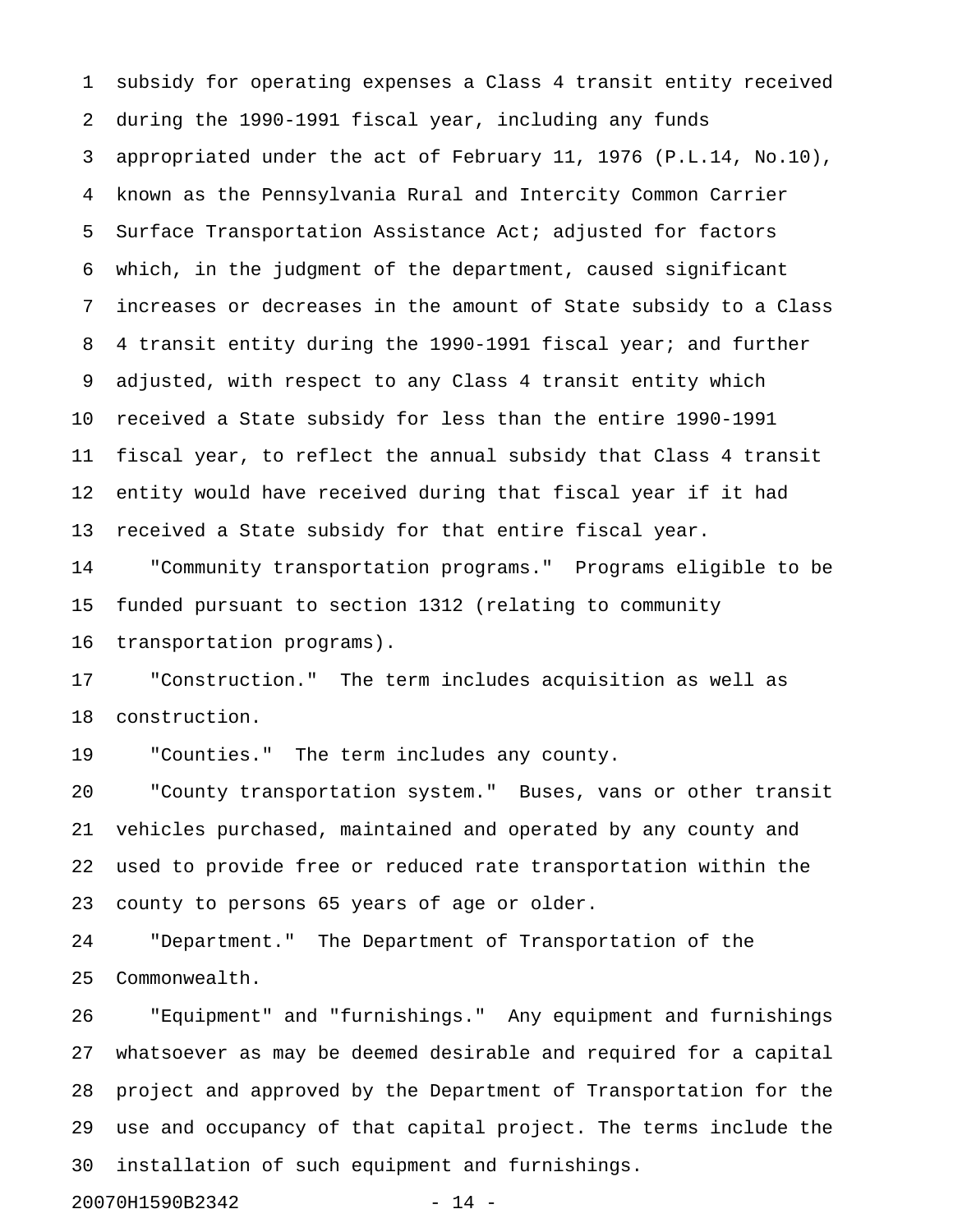subsidy for operating expenses a Class 4 transit entity received during the 1990-1991 fiscal year, including any funds appropriated under the act of February 11, 1976 (P.L.14, No.10), known as the Pennsylvania Rural and Intercity Common Carrier Surface Transportation Assistance Act; adjusted for factors which, in the judgment of the department, caused significant increases or decreases in the amount of State subsidy to a Class 4 transit entity during the 1990-1991 fiscal year; and further adjusted, with respect to any Class 4 transit entity which received a State subsidy for less than the entire 1990-1991 fiscal year, to reflect the annual subsidy that Class 4 transit entity would have received during that fiscal year if it had received a State subsidy for that entire fiscal year.

"Community transportation programs." Programs eligible to be funded pursuant to section 1312 (relating to community transportation programs).

"Construction." The term includes acquisition as well as construction.

"Counties." The term includes any county.

"County transportation system." Buses, vans or other transit vehicles purchased, maintained and operated by any county and used to provide free or reduced rate transportation within the county to persons 65 years of age or older.

"Department." The Department of Transportation of the Commonwealth.

"Equipment" and "furnishings." Any equipment and furnishings whatsoever as may be deemed desirable and required for a capital project and approved by the Department of Transportation for the use and occupancy of that capital project. The terms include the installation of such equipment and furnishings.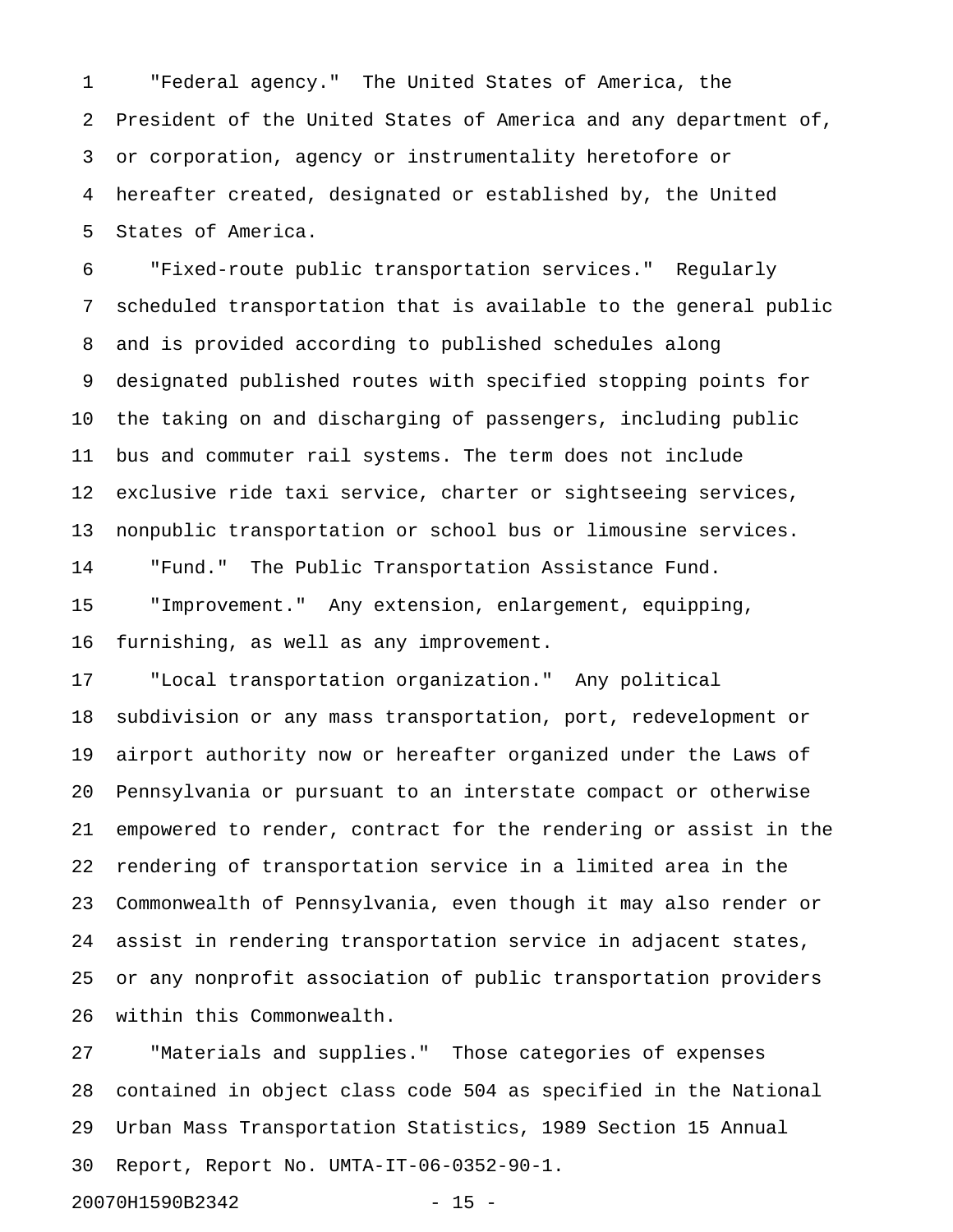"Federal agency." The United States of America, the President of the United States of America and any department of, or corporation, agency or instrumentality heretofore or hereafter created, designated or established by, the United States of America.

"Fixed-route public transportation services." Regularly scheduled transportation that is available to the general public and is provided according to published schedules along designated published routes with specified stopping points for the taking on and discharging of passengers, including public bus and commuter rail systems. The term does not include exclusive ride taxi service, charter or sightseeing services, nonpublic transportation or school bus or limousine services.

"Fund." The Public Transportation Assistance Fund.

"Improvement." Any extension, enlargement, equipping, furnishing, as well as any improvement.

"Local transportation organization." Any political subdivision or any mass transportation, port, redevelopment or airport authority now or hereafter organized under the Laws of Pennsylvania or pursuant to an interstate compact or otherwise empowered to render, contract for the rendering or assist in the rendering of transportation service in a limited area in the Commonwealth of Pennsylvania, even though it may also render or assist in rendering transportation service in adjacent states, or any nonprofit association of public transportation providers within this Commonwealth.

"Materials and supplies." Those categories of expenses contained in object class code 504 as specified in the National Urban Mass Transportation Statistics, 1989 Section 15 Annual Report, Report No. UMTA-IT-06-0352-90-1.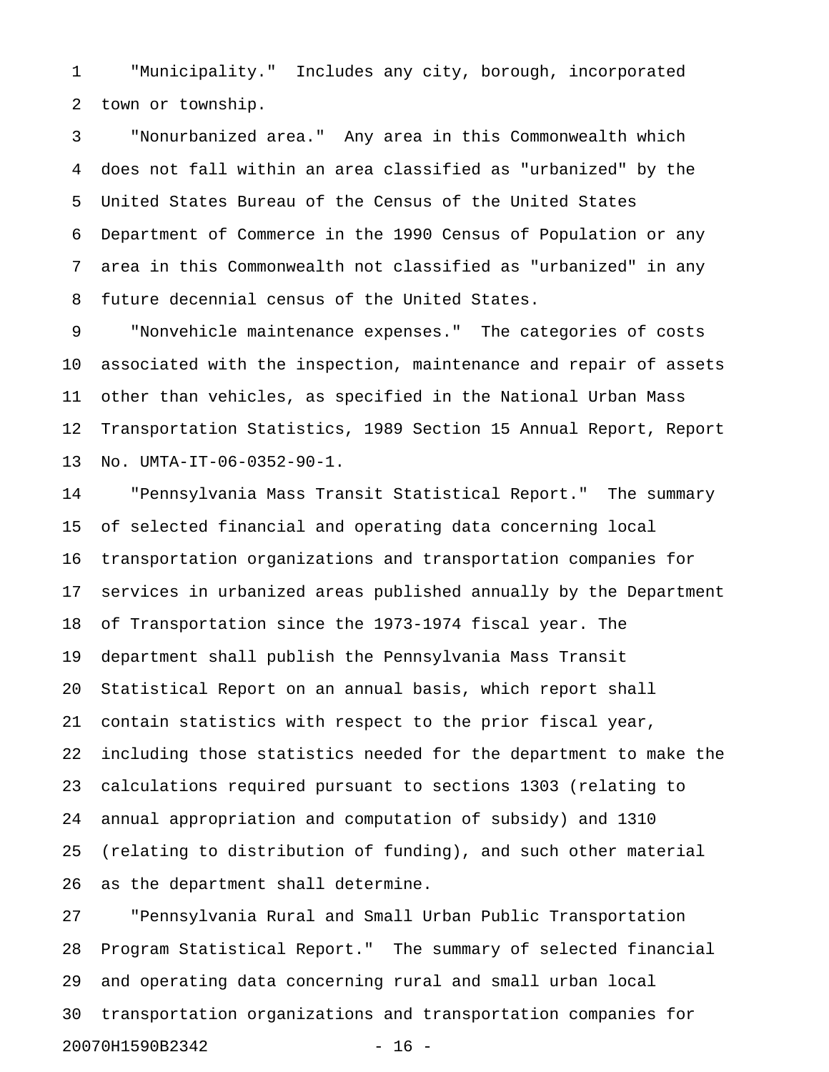"Municipality." Includes any city, borough, incorporated town or township.

"Nonurbanized area." Any area in this Commonwealth which does not fall within an area classified as "urbanized" by the United States Bureau of the Census of the United States Department of Commerce in the 1990 Census of Population or any area in this Commonwealth not classified as "urbanized" in any future decennial census of the United States.

"Nonvehicle maintenance expenses." The categories of costs associated with the inspection, maintenance and repair of assets other than vehicles, as specified in the National Urban Mass Transportation Statistics, 1989 Section 15 Annual Report, Report No. UMTA-IT-06-0352-90-1.

"Pennsylvania Mass Transit Statistical Report." The summary of selected financial and operating data concerning local transportation organizations and transportation companies for services in urbanized areas published annually by the Department of Transportation since the 1973-1974 fiscal year. The department shall publish the Pennsylvania Mass Transit Statistical Report on an annual basis, which report shall contain statistics with respect to the prior fiscal year, including those statistics needed for the department to make the calculations required pursuant to sections 1303 (relating to annual appropriation and computation of subsidy) and 1310 (relating to distribution of funding), and such other material as the department shall determine.

"Pennsylvania Rural and Small Urban Public Transportation Program Statistical Report." The summary of selected financial and operating data concerning rural and small urban local transportation organizations and transportation companies for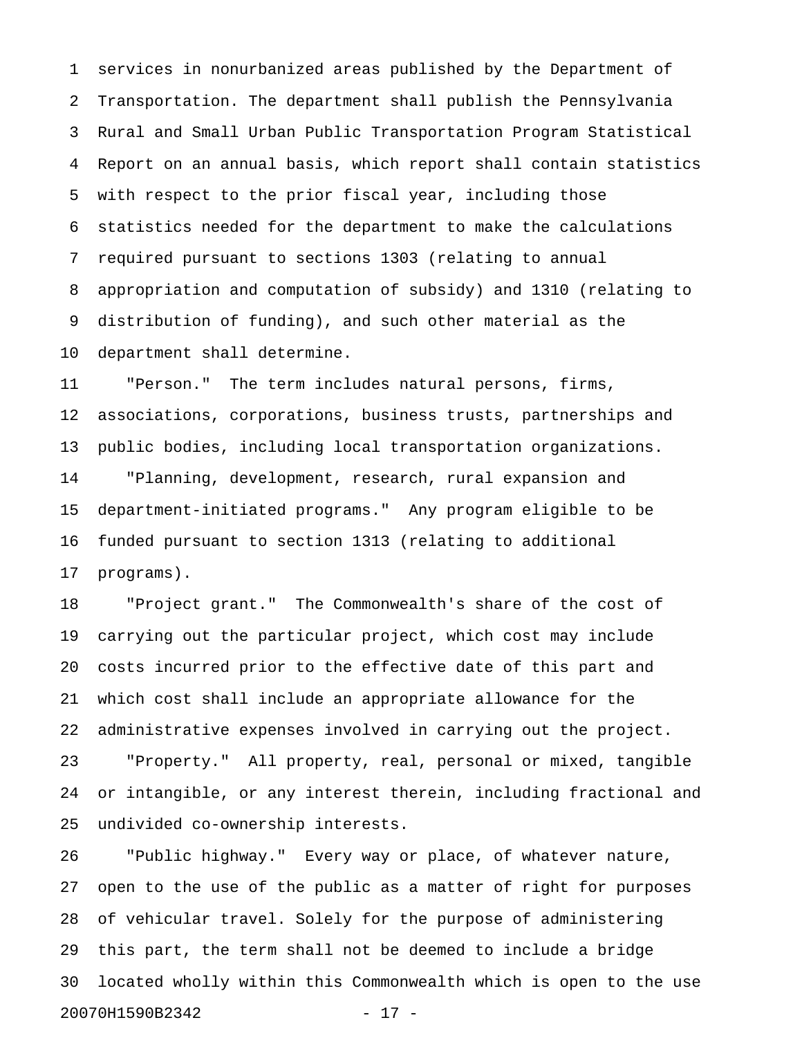services in nonurbanized areas published by the Department of Transportation. The department shall publish the Pennsylvania Rural and Small Urban Public Transportation Program Statistical Report on an annual basis, which report shall contain statistics with respect to the prior fiscal year, including those statistics needed for the department to make the calculations required pursuant to sections 1303 (relating to annual appropriation and computation of subsidy) and 1310 (relating to distribution of funding), and such other material as the department shall determine.

"Person." The term includes natural persons, firms, associations, corporations, business trusts, partnerships and public bodies, including local transportation organizations.

"Planning, development, research, rural expansion and department-initiated programs." Any program eligible to be funded pursuant to section 1313 (relating to additional programs).

"Project grant." The Commonwealth's share of the cost of carrying out the particular project, which cost may include costs incurred prior to the effective date of this part and which cost shall include an appropriate allowance for the administrative expenses involved in carrying out the project.

"Property." All property, real, personal or mixed, tangible or intangible, or any interest therein, including fractional and undivided co-ownership interests.

"Public highway." Every way or place, of whatever nature, open to the use of the public as a matter of right for purposes of vehicular travel. Solely for the purpose of administering this part, the term shall not be deemed to include a bridge located wholly within this Commonwealth which is open to the use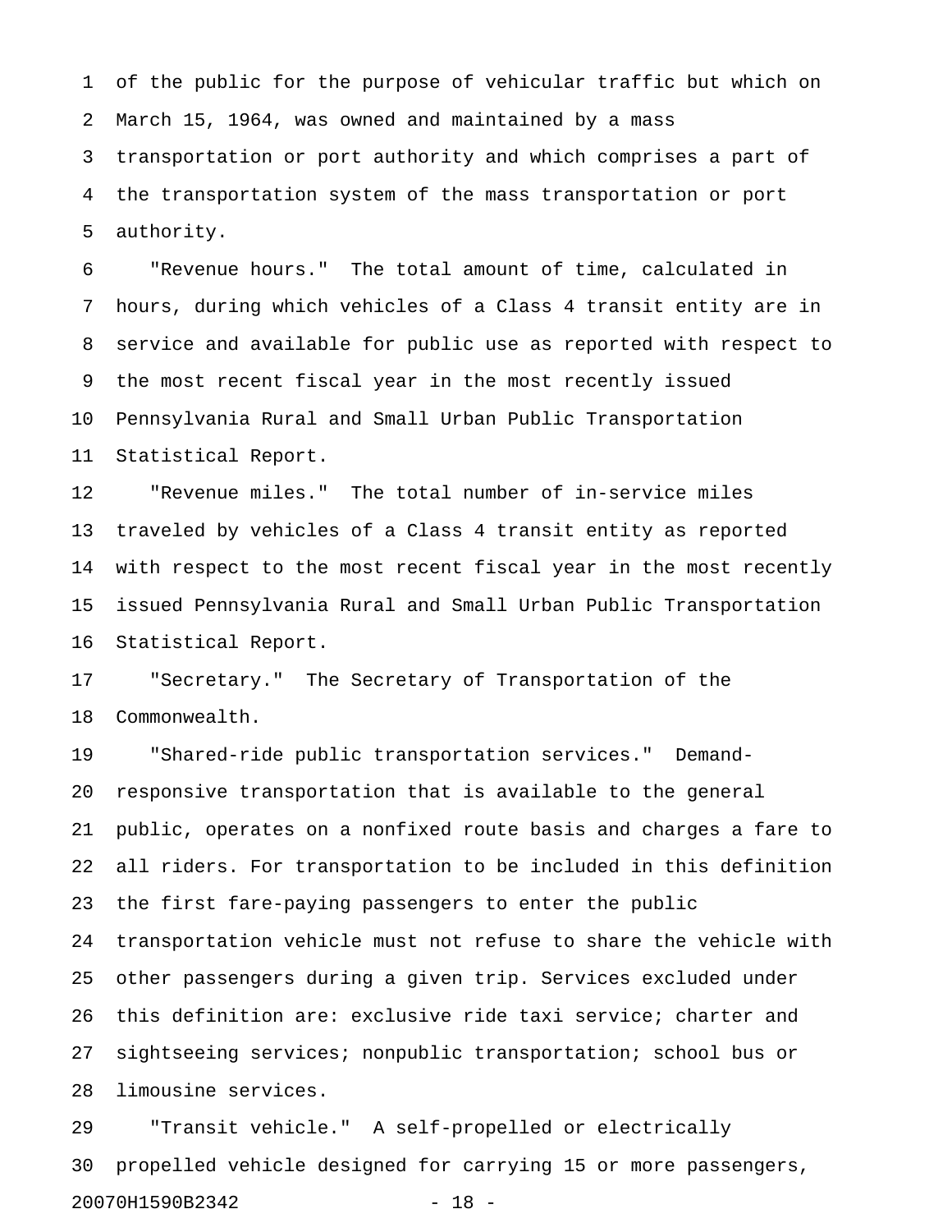of the public for the purpose of vehicular traffic but which on March 15, 1964, was owned and maintained by a mass transportation or port authority and which comprises a part of the transportation system of the mass transportation or port authority.

"Revenue hours." The total amount of time, calculated in hours, during which vehicles of a Class 4 transit entity are in service and available for public use as reported with respect to the most recent fiscal year in the most recently issued Pennsylvania Rural and Small Urban Public Transportation Statistical Report.

"Revenue miles." The total number of in-service miles traveled by vehicles of a Class 4 transit entity as reported with respect to the most recent fiscal year in the most recently issued Pennsylvania Rural and Small Urban Public Transportation Statistical Report.

"Secretary." The Secretary of Transportation of the Commonwealth.

"Shared-ride public transportation services." Demand-responsive transportation that is available to the general public, operates on a nonfixed route basis and charges a fare to all riders. For transportation to be included in this definition the first fare-paying passengers to enter the public transportation vehicle must not refuse to share the vehicle with other passengers during a given trip. Services excluded under this definition are: exclusive ride taxi service; charter and sightseeing services; nonpublic transportation; school bus or limousine services.

"Transit vehicle." A self-propelled or electrically propelled vehicle designed for carrying 15 or more passengers,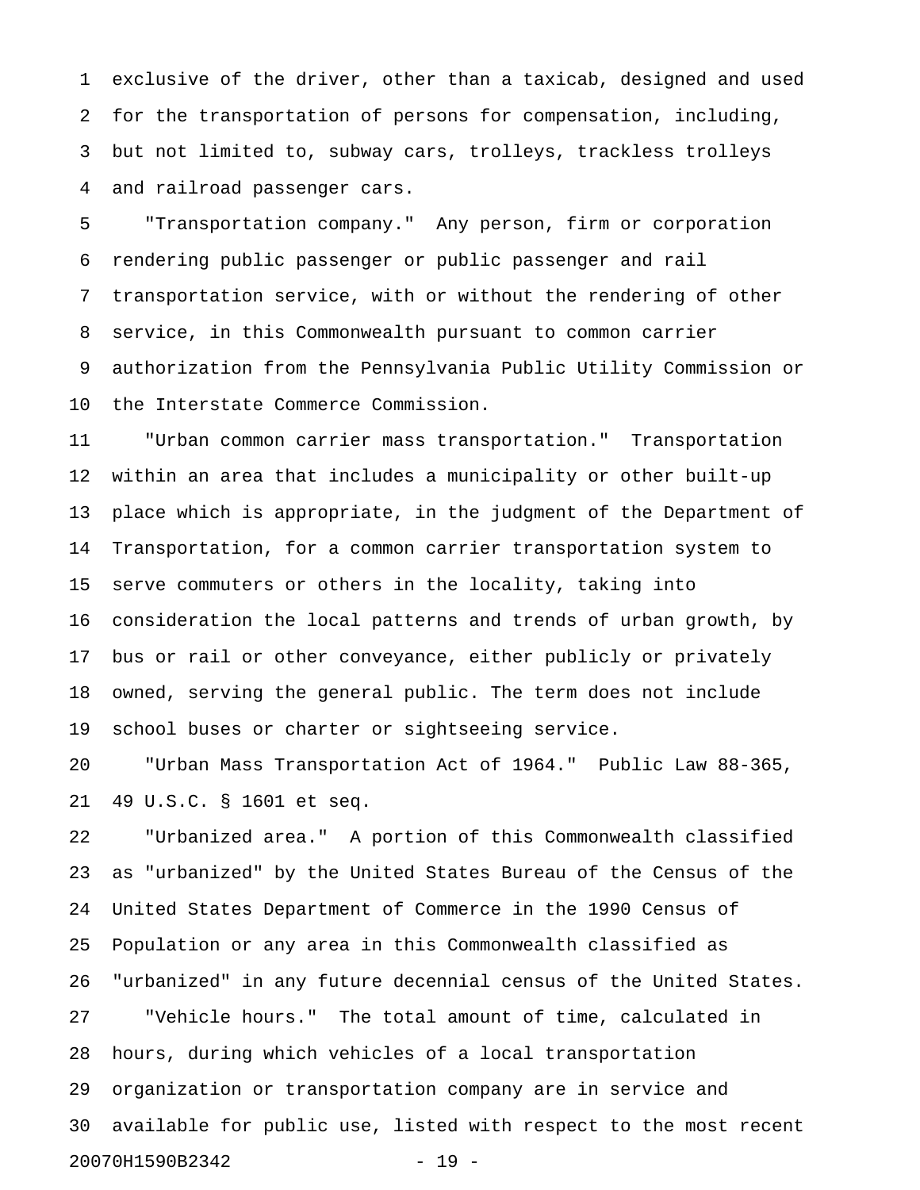exclusive of the driver, other than a taxicab, designed and used for the transportation of persons for compensation, including, but not limited to, subway cars, trolleys, trackless trolleys and railroad passenger cars.

"Transportation company." Any person, firm or corporation rendering public passenger or public passenger and rail transportation service, with or without the rendering of other service, in this Commonwealth pursuant to common carrier authorization from the Pennsylvania Public Utility Commission or the Interstate Commerce Commission.

"Urban common carrier mass transportation." Transportation within an area that includes a municipality or other built-up place which is appropriate, in the judgment of the Department of Transportation, for a common carrier transportation system to serve commuters or others in the locality, taking into consideration the local patterns and trends of urban growth, by bus or rail or other conveyance, either publicly or privately owned, serving the general public. The term does not include school buses or charter or sightseeing service.

"Urban Mass Transportation Act of 1964." Public Law 88-365, 49 U.S.C. § 1601 et seq.

"Urbanized area." A portion of this Commonwealth classified as "urbanized" by the United States Bureau of the Census of the United States Department of Commerce in the 1990 Census of Population or any area in this Commonwealth classified as "urbanized" in any future decennial census of the United States.

"Vehicle hours." The total amount of time, calculated in hours, during which vehicles of a local transportation organization or transportation company are in service and available for public use, listed with respect to the most recent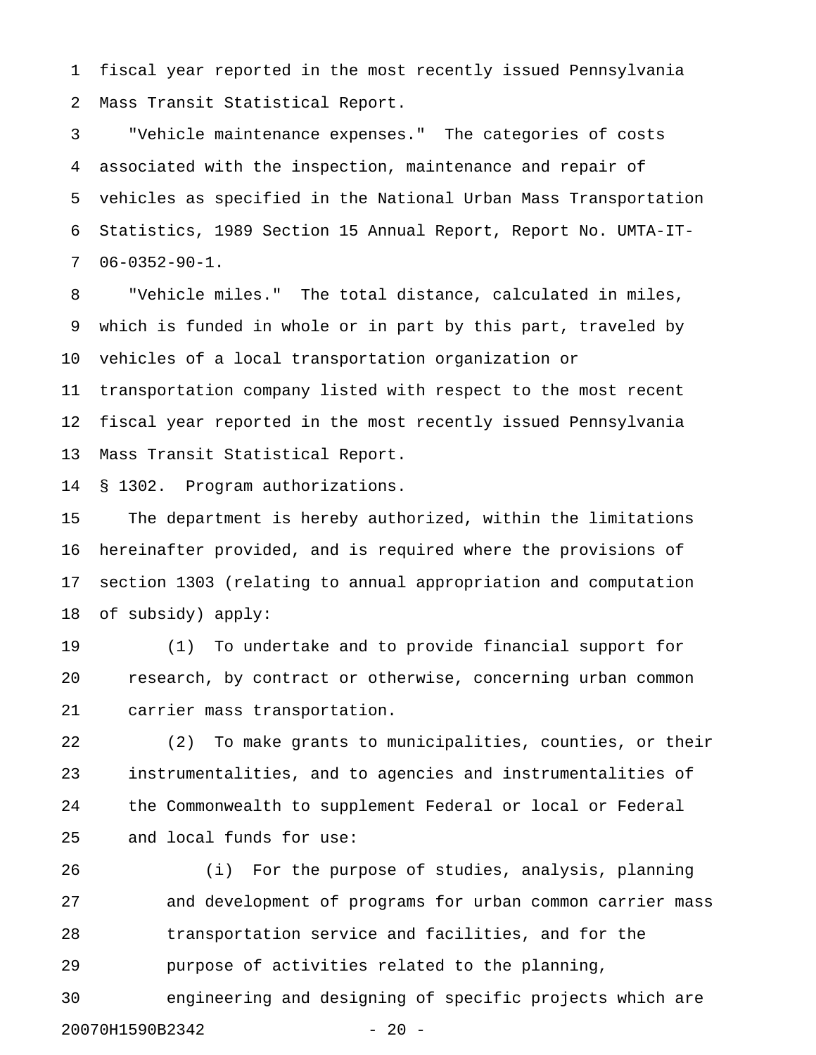fiscal year reported in the most recently issued Pennsylvania Mass Transit Statistical Report.

"Vehicle maintenance expenses." The categories of costs associated with the inspection, maintenance and repair of vehicles as specified in the National Urban Mass Transportation Statistics, 1989 Section 15 Annual Report, Report No. UMTA-IT-06-0352-90-1.

"Vehicle miles." The total distance, calculated in miles, which is funded in whole or in part by this part, traveled by vehicles of a local transportation organization or transportation company listed with respect to the most recent fiscal year reported in the most recently issued Pennsylvania Mass Transit Statistical Report.

§ 1302. Program authorizations.

The department is hereby authorized, within the limitations hereinafter provided, and is required where the provisions of section 1303 (relating to annual appropriation and computation of subsidy) apply:

(1) To undertake and to provide financial support for research, by contract or otherwise, concerning urban common carrier mass transportation.

(2) To make grants to municipalities, counties, or their instrumentalities, and to agencies and instrumentalities of the Commonwealth to supplement Federal or local or Federal and local funds for use:

(i) For the purpose of studies, analysis, planning and development of programs for urban common carrier mass transportation service and facilities, and for the purpose of activities related to the planning, engineering and designing of specific projects which are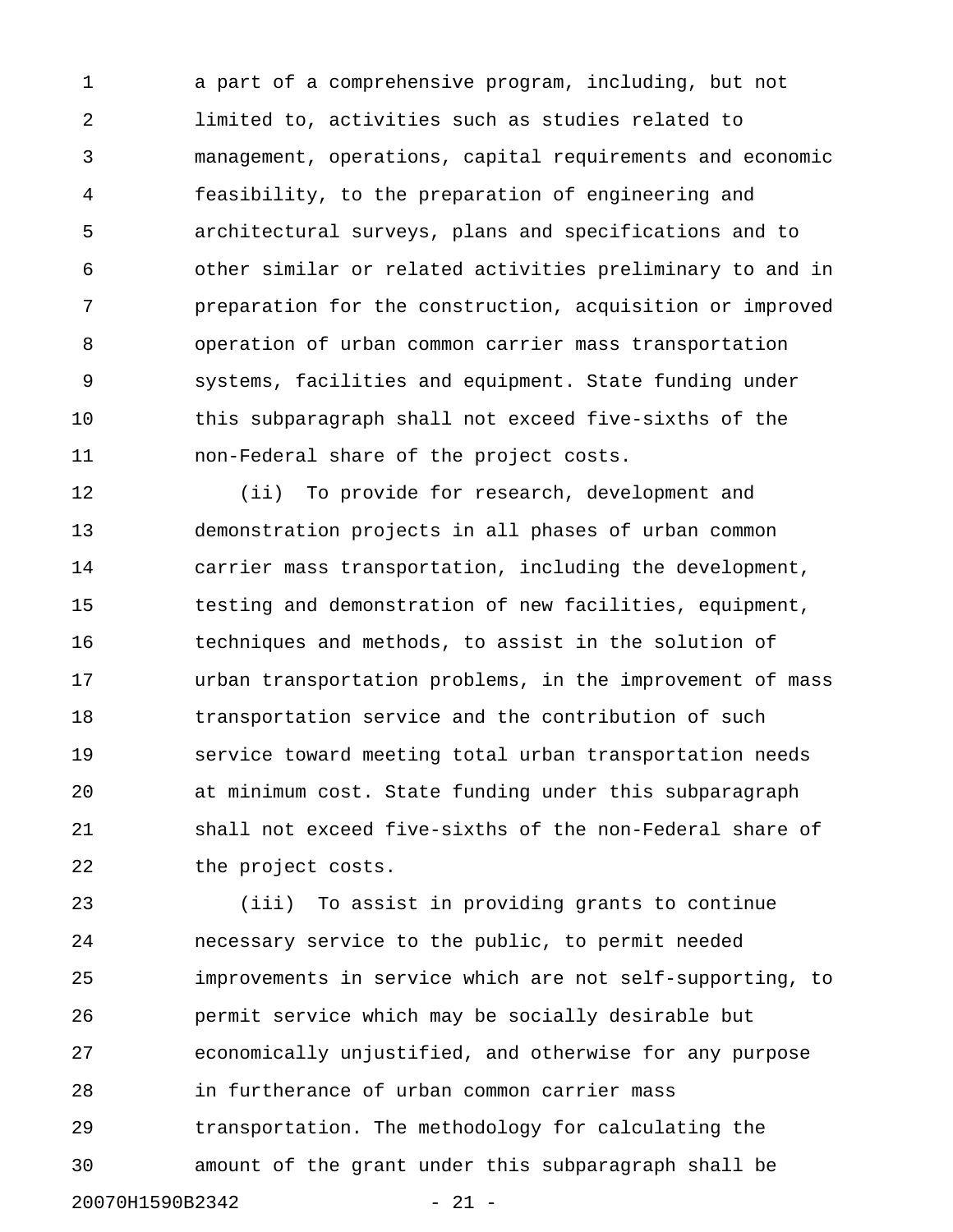a part of a comprehensive program, including, but not limited to, activities such as studies related to management, operations, capital requirements and economic feasibility, to the preparation of engineering and architectural surveys, plans and specifications and to other similar or related activities preliminary to and in preparation for the construction, acquisition or improved operation of urban common carrier mass transportation systems, facilities and equipment. State funding under this subparagraph shall not exceed five-sixths of the non-Federal share of the project costs.

(ii) To provide for research, development and demonstration projects in all phases of urban common carrier mass transportation, including the development, testing and demonstration of new facilities, equipment, techniques and methods, to assist in the solution of urban transportation problems, in the improvement of mass transportation service and the contribution of such service toward meeting total urban transportation needs at minimum cost. State funding under this subparagraph shall not exceed five-sixths of the non-Federal share of the project costs.

(iii) To assist in providing grants to continue necessary service to the public, to permit needed improvements in service which are not self-supporting, to permit service which may be socially desirable but economically unjustified, and otherwise for any purpose in furtherance of urban common carrier mass transportation. The methodology for calculating the amount of the grant under this subparagraph shall be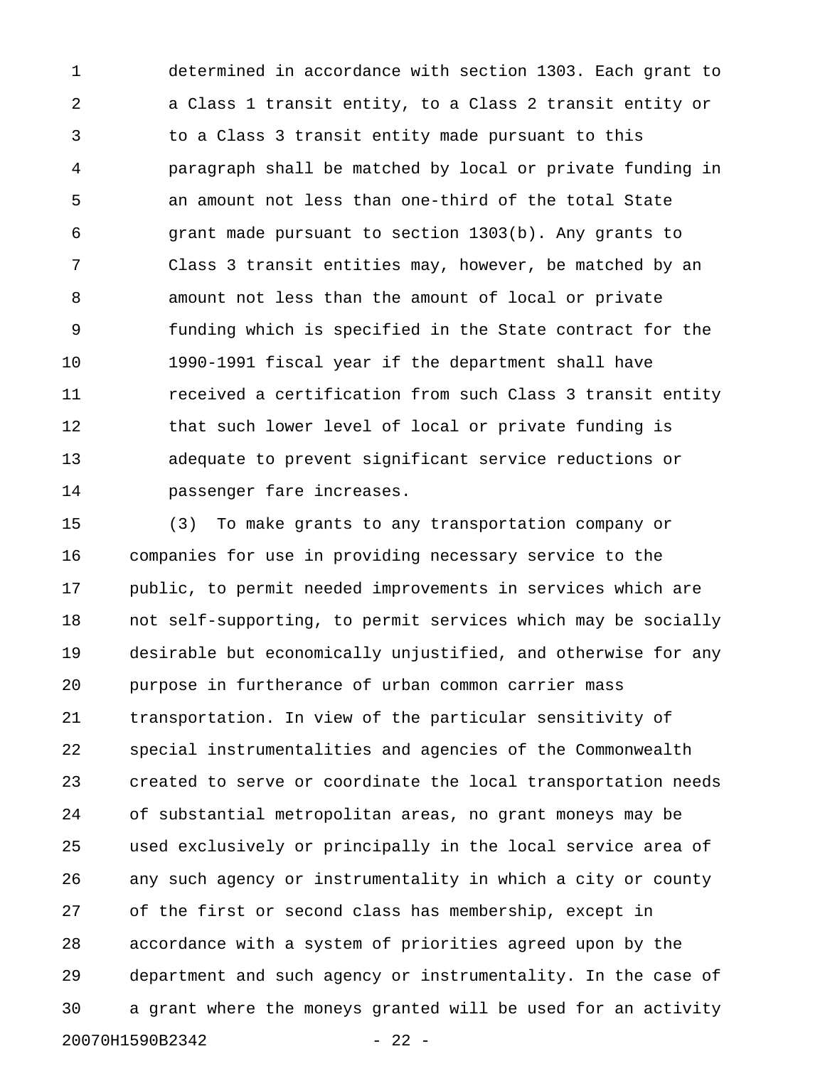determined in accordance with section 1303. Each grant to a Class 1 transit entity, to a Class 2 transit entity or to a Class 3 transit entity made pursuant to this paragraph shall be matched by local or private funding in an amount not less than one-third of the total State grant made pursuant to section 1303(b). Any grants to Class 3 transit entities may, however, be matched by an amount not less than the amount of local or private funding which is specified in the State contract for the 1990-1991 fiscal year if the department shall have received a certification from such Class 3 transit entity that such lower level of local or private funding is adequate to prevent significant service reductions or passenger fare increases.

(3) To make grants to any transportation company or companies for use in providing necessary service to the public, to permit needed improvements in services which are not self-supporting, to permit services which may be socially desirable but economically unjustified, and otherwise for any purpose in furtherance of urban common carrier mass transportation. In view of the particular sensitivity of special instrumentalities and agencies of the Commonwealth created to serve or coordinate the local transportation needs of substantial metropolitan areas, no grant moneys may be used exclusively or principally in the local service area of any such agency or instrumentality in which a city or county of the first or second class has membership, except in accordance with a system of priorities agreed upon by the department and such agency or instrumentality. In the case of a grant where the moneys granted will be used for an activity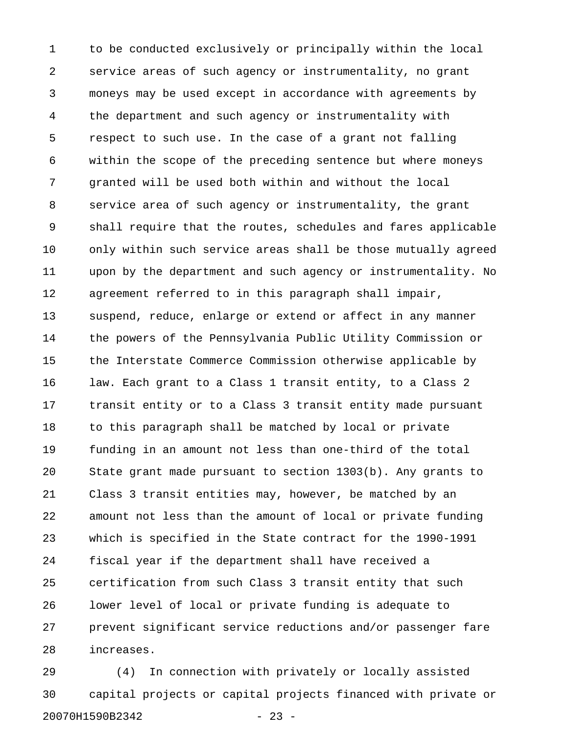to be conducted exclusively or principally within the local service areas of such agency or instrumentality, no grant moneys may be used except in accordance with agreements by the department and such agency or instrumentality with respect to such use. In the case of a grant not falling within the scope of the preceding sentence but where moneys granted will be used both within and without the local service area of such agency or instrumentality, the grant shall require that the routes, schedules and fares applicable only within such service areas shall be those mutually agreed upon by the department and such agency or instrumentality. No agreement referred to in this paragraph shall impair, suspend, reduce, enlarge or extend or affect in any manner the powers of the Pennsylvania Public Utility Commission or the Interstate Commerce Commission otherwise applicable by law. Each grant to a Class 1 transit entity, to a Class 2 transit entity or to a Class 3 transit entity made pursuant to this paragraph shall be matched by local or private funding in an amount not less than one-third of the total State grant made pursuant to section 1303(b). Any grants to Class 3 transit entities may, however, be matched by an amount not less than the amount of local or private funding which is specified in the State contract for the 1990-1991 fiscal year if the department shall have received a certification from such Class 3 transit entity that such lower level of local or private funding is adequate to prevent significant service reductions and/or passenger fare increases.

(4) In connection with privately or locally assisted capital projects or capital projects financed with private or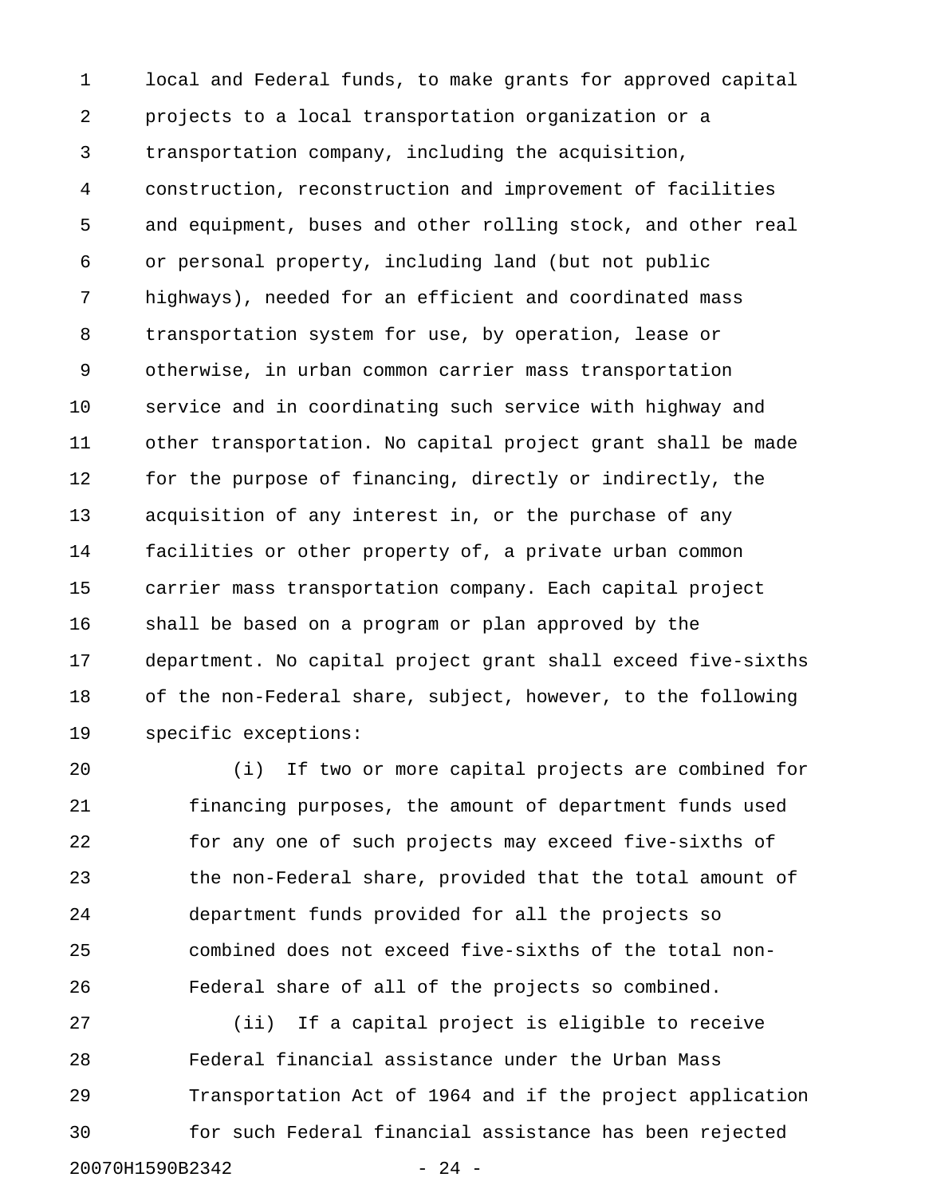local and Federal funds, to make grants for approved capital projects to a local transportation organization or a transportation company, including the acquisition, construction, reconstruction and improvement of facilities and equipment, buses and other rolling stock, and other real or personal property, including land (but not public highways), needed for an efficient and coordinated mass transportation system for use, by operation, lease or otherwise, in urban common carrier mass transportation service and in coordinating such service with highway and other transportation. No capital project grant shall be made for the purpose of financing, directly or indirectly, the acquisition of any interest in, or the purchase of any facilities or other property of, a private urban common carrier mass transportation company. Each capital project shall be based on a program or plan approved by the department. No capital project grant shall exceed five-sixths of the non-Federal share, subject, however, to the following specific exceptions:

(i) If two or more capital projects are combined for financing purposes, the amount of department funds used for any one of such projects may exceed five-sixths of the non-Federal share, provided that the total amount of department funds provided for all the projects so combined does not exceed five-sixths of the total non-Federal share of all of the projects so combined.

(ii) If a capital project is eligible to receive Federal financial assistance under the Urban Mass Transportation Act of 1964 and if the project application for such Federal financial assistance has been rejected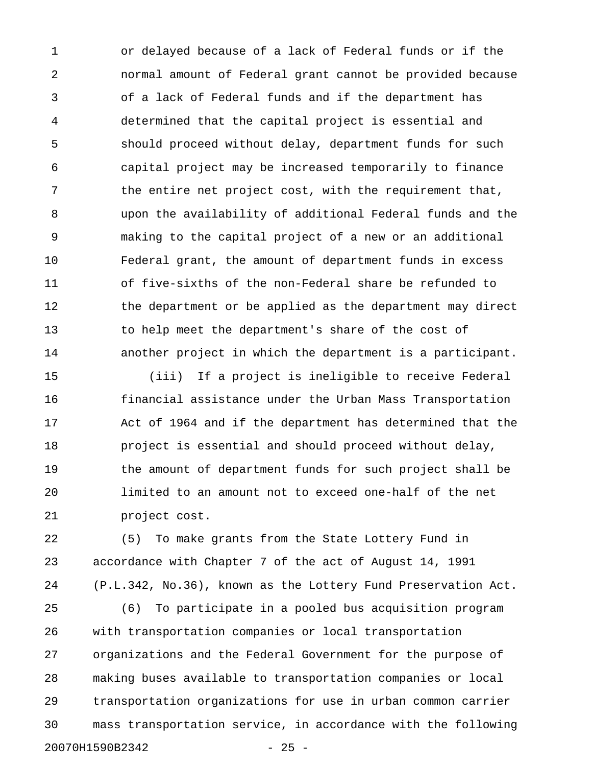or delayed because of a lack of Federal funds or if the normal amount of Federal grant cannot be provided because of a lack of Federal funds and if the department has determined that the capital project is essential and should proceed without delay, department funds for such capital project may be increased temporarily to finance the entire net project cost, with the requirement that, upon the availability of additional Federal funds and the making to the capital project of a new or an additional Federal grant, the amount of department funds in excess of five-sixths of the non-Federal share be refunded to the department or be applied as the department may direct to help meet the department's share of the cost of another project in which the department is a participant.

(iii) If a project is ineligible to receive Federal financial assistance under the Urban Mass Transportation Act of 1964 and if the department has determined that the project is essential and should proceed without delay, the amount of department funds for such project shall be limited to an amount not to exceed one-half of the net project cost.

(5) To make grants from the State Lottery Fund in accordance with Chapter 7 of the act of August 14, 1991 (P.L.342, No.36), known as the Lottery Fund Preservation Act.

(6) To participate in a pooled bus acquisition program with transportation companies or local transportation organizations and the Federal Government for the purpose of making buses available to transportation companies or local transportation organizations for use in urban common carrier mass transportation service, in accordance with the following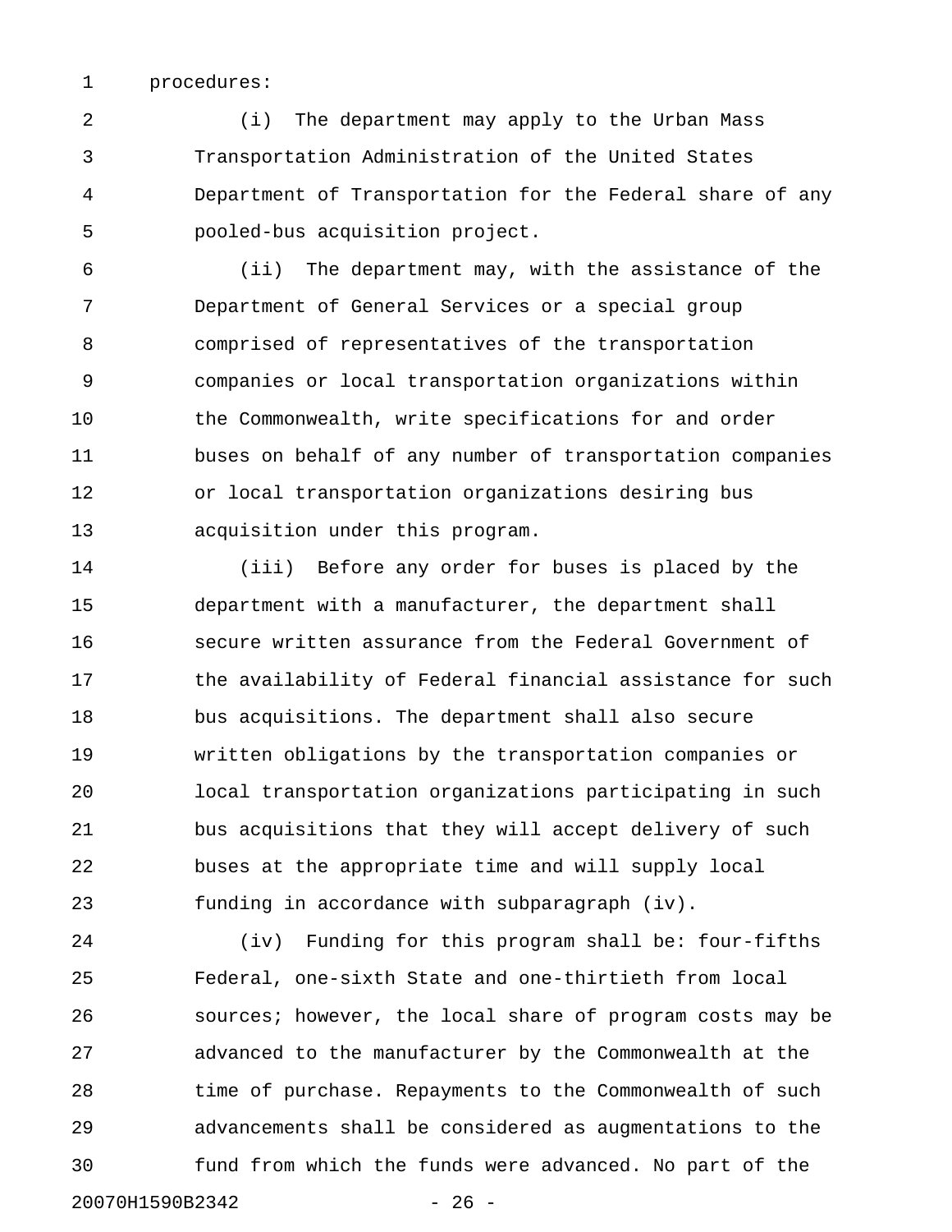procedures:

(i) The department may apply to the Urban Mass Transportation Administration of the United States Department of Transportation for the Federal share of any pooled-bus acquisition project.

(ii) The department may, with the assistance of the Department of General Services or a special group comprised of representatives of the transportation companies or local transportation organizations within the Commonwealth, write specifications for and order buses on behalf of any number of transportation companies or local transportation organizations desiring bus acquisition under this program.

(iii) Before any order for buses is placed by the department with a manufacturer, the department shall secure written assurance from the Federal Government of the availability of Federal financial assistance for such bus acquisitions. The department shall also secure written obligations by the transportation companies or local transportation organizations participating in such bus acquisitions that they will accept delivery of such buses at the appropriate time and will supply local funding in accordance with subparagraph (iv).

(iv) Funding for this program shall be: four-fifths Federal, one-sixth State and one-thirtieth from local sources; however, the local share of program costs may be advanced to the manufacturer by the Commonwealth at the time of purchase. Repayments to the Commonwealth of such advancements shall be considered as augmentations to the fund from which the funds were advanced. No part of the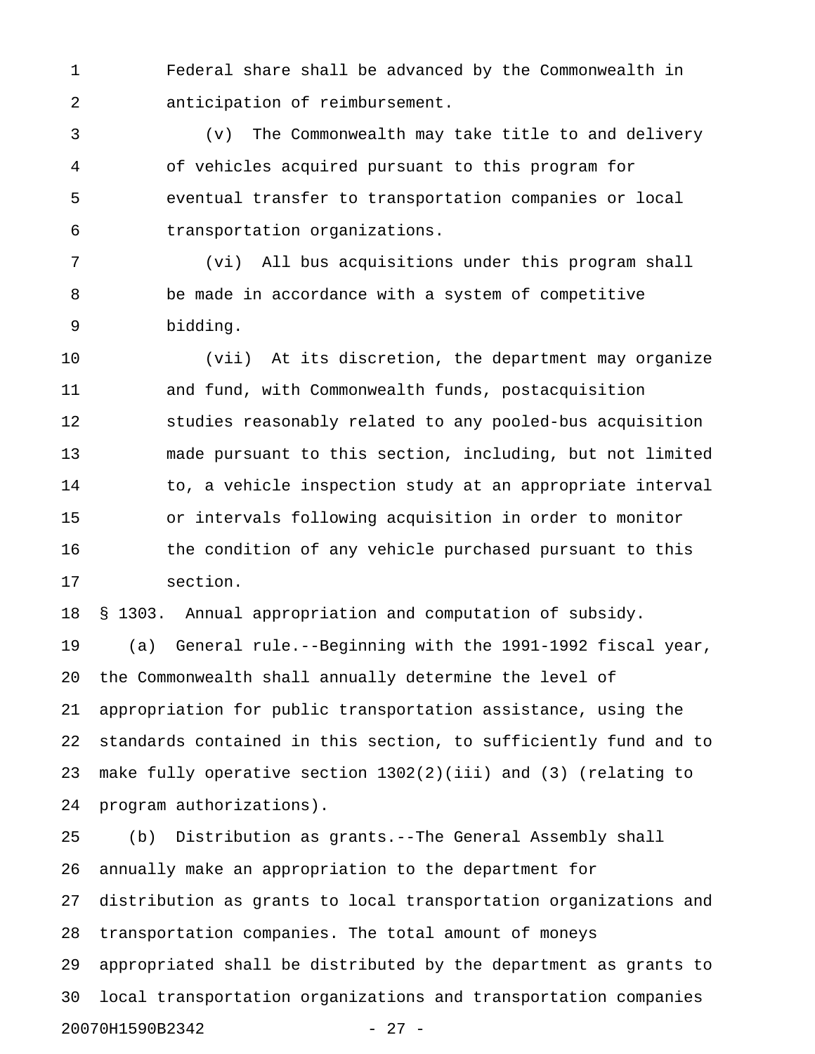Federal share shall be advanced by the Commonwealth in anticipation of reimbursement.

(v) The Commonwealth may take title to and delivery of vehicles acquired pursuant to this program for eventual transfer to transportation companies or local transportation organizations.

(vi) All bus acquisitions under this program shall be made in accordance with a system of competitive bidding.

(vii) At its discretion, the department may organize and fund, with Commonwealth funds, postacquisition studies reasonably related to any pooled-bus acquisition made pursuant to this section, including, but not limited to, a vehicle inspection study at an appropriate interval or intervals following acquisition in order to monitor the condition of any vehicle purchased pursuant to this section.

§ 1303. Annual appropriation and computation of subsidy.

(a) General rule.--Beginning with the 1991-1992 fiscal year, the Commonwealth shall annually determine the level of appropriation for public transportation assistance, using the standards contained in this section, to sufficiently fund and to make fully operative section 1302(2)(iii) and (3) (relating to program authorizations).

(b) Distribution as grants.--The General Assembly shall annually make an appropriation to the department for distribution as grants to local transportation organizations and transportation companies. The total amount of moneys appropriated shall be distributed by the department as grants to local transportation organizations and transportation companies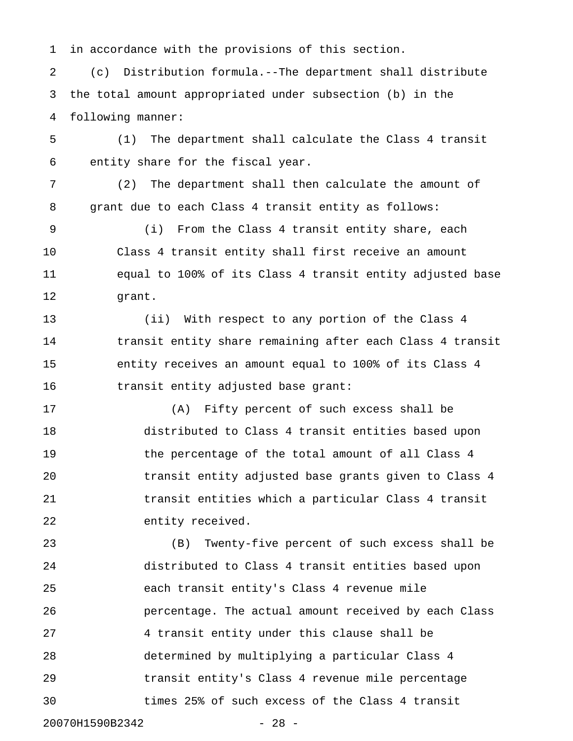in accordance with the provisions of this section.

(c) Distribution formula.--The department shall distribute the total amount appropriated under subsection (b) in the following manner:

(1) The department shall calculate the Class 4 transit entity share for the fiscal year.

(2) The department shall then calculate the amount of grant due to each Class 4 transit entity as follows:

(i) From the Class 4 transit entity share, each Class 4 transit entity shall first receive an amount equal to 100% of its Class 4 transit entity adjusted base grant.

(ii) With respect to any portion of the Class 4 transit entity share remaining after each Class 4 transit entity receives an amount equal to 100% of its Class 4 transit entity adjusted base grant:

(A) Fifty percent of such excess shall be distributed to Class 4 transit entities based upon the percentage of the total amount of all Class 4 transit entity adjusted base grants given to Class 4 transit entities which a particular Class 4 transit entity received.

(B) Twenty-five percent of such excess shall be distributed to Class 4 transit entities based upon each transit entity's Class 4 revenue mile percentage. The actual amount received by each Class 4 transit entity under this clause shall be determined by multiplying a particular Class 4 transit entity's Class 4 revenue mile percentage times 25% of such excess of the Class 4 transit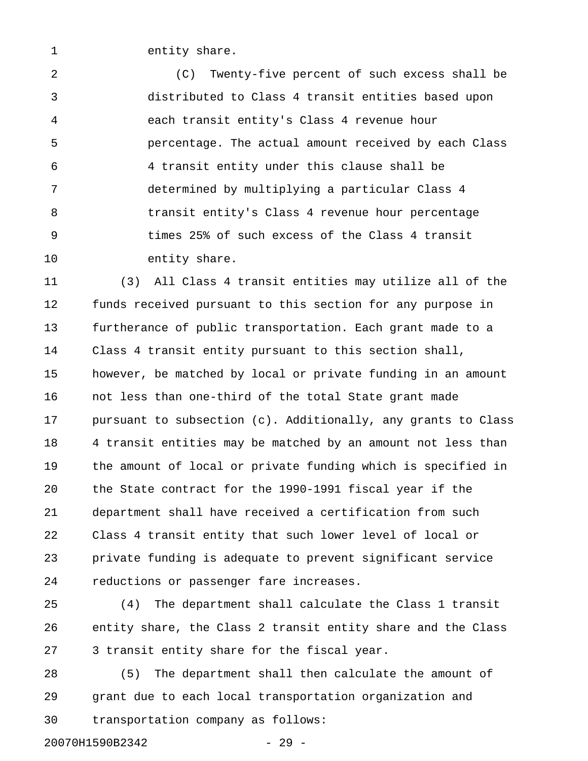entity share.

(C) Twenty-five percent of such excess shall be distributed to Class 4 transit entities based upon each transit entity's Class 4 revenue hour percentage. The actual amount received by each Class 4 transit entity under this clause shall be determined by multiplying a particular Class 4 transit entity's Class 4 revenue hour percentage times 25% of such excess of the Class 4 transit entity share.

(3) All Class 4 transit entities may utilize all of the funds received pursuant to this section for any purpose in furtherance of public transportation. Each grant made to a Class 4 transit entity pursuant to this section shall, however, be matched by local or private funding in an amount not less than one-third of the total State grant made pursuant to subsection (c). Additionally, any grants to Class 4 transit entities may be matched by an amount not less than the amount of local or private funding which is specified in the State contract for the 1990-1991 fiscal year if the department shall have received a certification from such Class 4 transit entity that such lower level of local or private funding is adequate to prevent significant service reductions or passenger fare increases.

(4) The department shall calculate the Class 1 transit entity share, the Class 2 transit entity share and the Class 3 transit entity share for the fiscal year.

(5) The department shall then calculate the amount of grant due to each local transportation organization and transportation company as follows: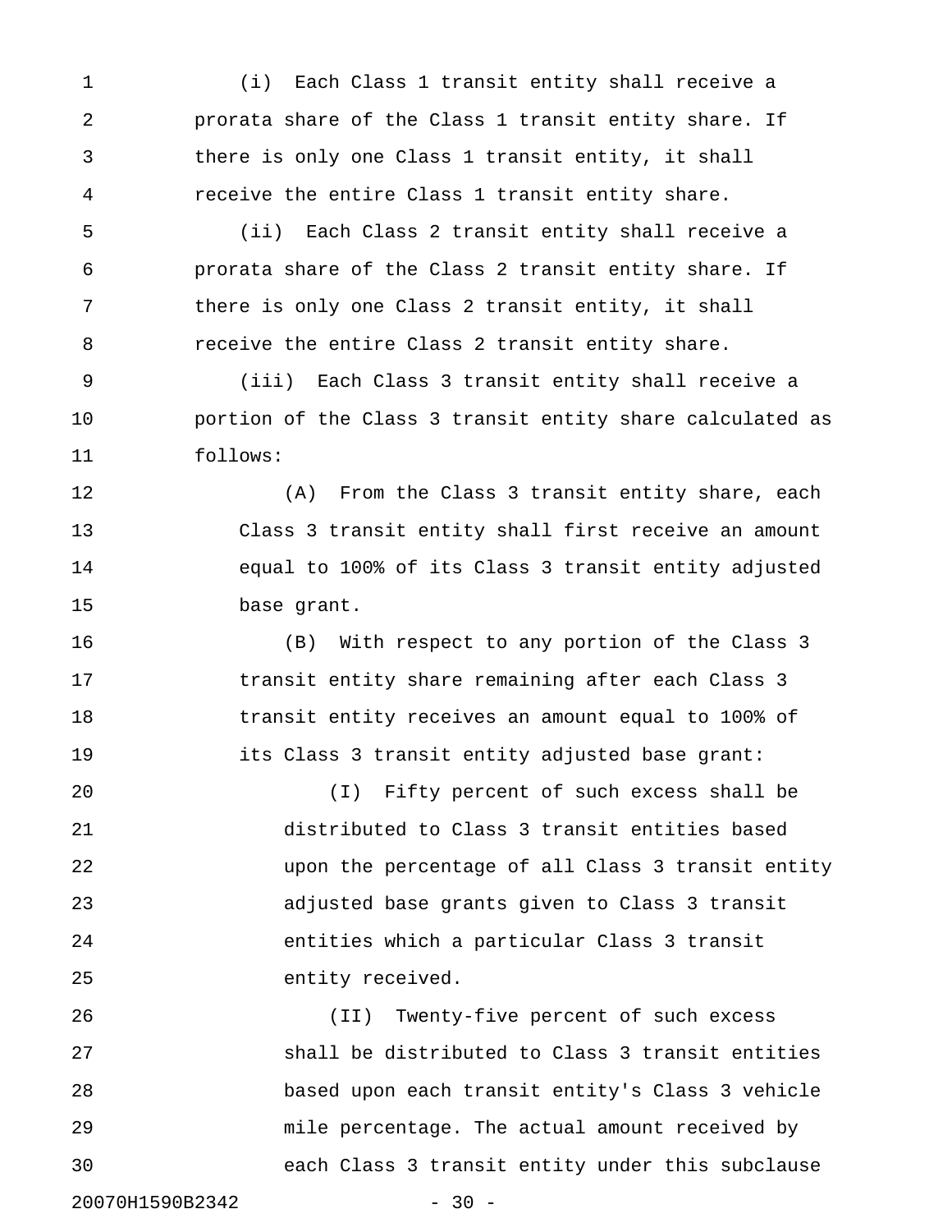(i) Each Class 1 transit entity shall receive a prorata share of the Class 1 transit entity share. If there is only one Class 1 transit entity, it shall receive the entire Class 1 transit entity share.

(ii) Each Class 2 transit entity shall receive a prorata share of the Class 2 transit entity share. If there is only one Class 2 transit entity, it shall receive the entire Class 2 transit entity share.

(iii) Each Class 3 transit entity shall receive a portion of the Class 3 transit entity share calculated as follows:

(A) From the Class 3 transit entity share, each Class 3 transit entity shall first receive an amount equal to 100% of its Class 3 transit entity adjusted base grant.

(B) With respect to any portion of the Class 3 transit entity share remaining after each Class 3 transit entity receives an amount equal to 100% of its Class 3 transit entity adjusted base grant:

(I) Fifty percent of such excess shall be distributed to Class 3 transit entities based upon the percentage of all Class 3 transit entity adjusted base grants given to Class 3 transit entities which a particular Class 3 transit entity received.

(II) Twenty-five percent of such excess shall be distributed to Class 3 transit entities based upon each transit entity's Class 3 vehicle mile percentage. The actual amount received by each Class 3 transit entity under this subclause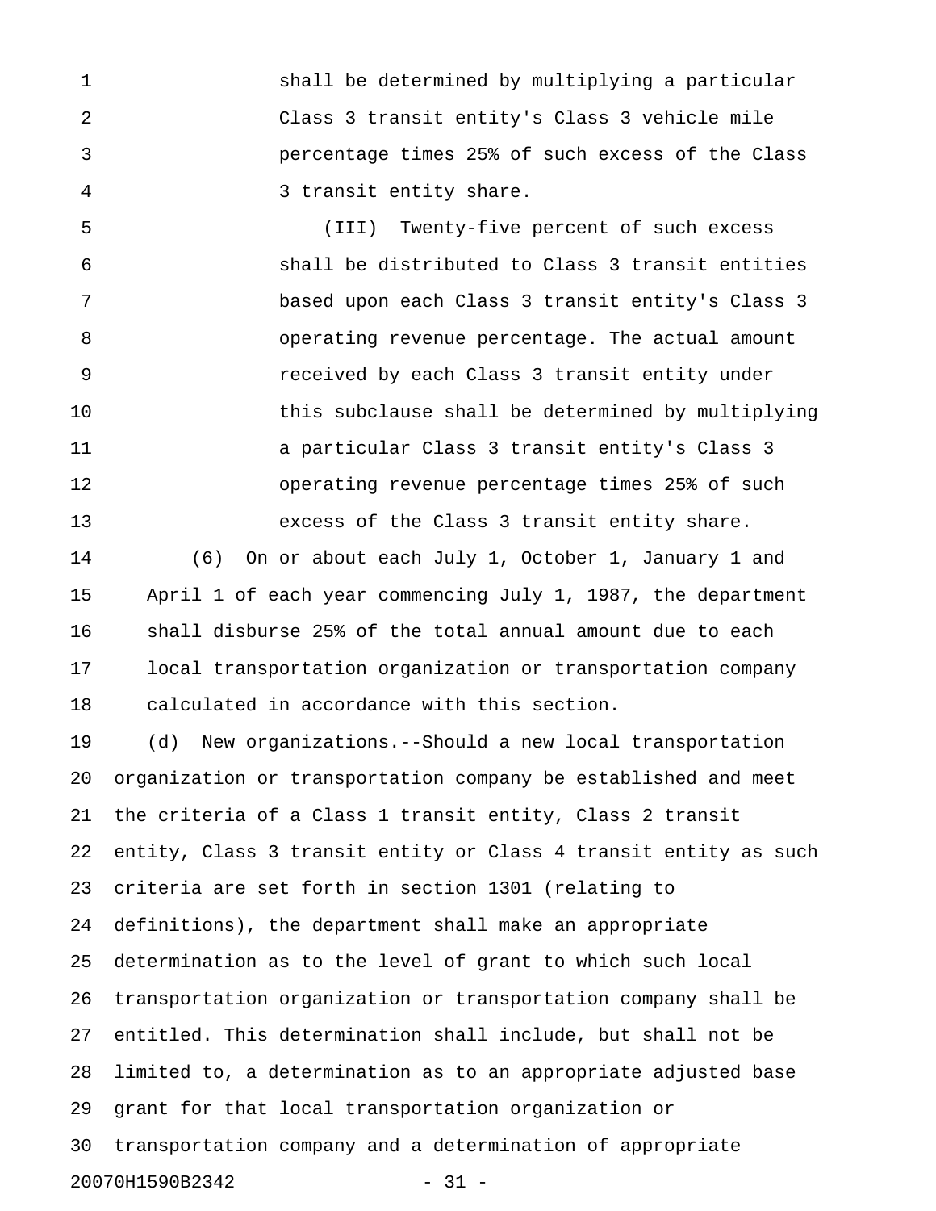shall be determined by multiplying a particular Class 3 transit entity's Class 3 vehicle mile percentage times 25% of such excess of the Class 3 transit entity share.

(III) Twenty-five percent of such excess shall be distributed to Class 3 transit entities based upon each Class 3 transit entity's Class 3 operating revenue percentage. The actual amount received by each Class 3 transit entity under this subclause shall be determined by multiplying a particular Class 3 transit entity's Class 3 operating revenue percentage times 25% of such excess of the Class 3 transit entity share.

(6) On or about each July 1, October 1, January 1 and April 1 of each year commencing July 1, 1987, the department shall disburse 25% of the total annual amount due to each local transportation organization or transportation company calculated in accordance with this section.

(d) New organizations.--Should a new local transportation organization or transportation company be established and meet the criteria of a Class 1 transit entity, Class 2 transit entity, Class 3 transit entity or Class 4 transit entity as such criteria are set forth in section 1301 (relating to definitions), the department shall make an appropriate determination as to the level of grant to which such local transportation organization or transportation company shall be entitled. This determination shall include, but shall not be limited to, a determination as to an appropriate adjusted base grant for that local transportation organization or transportation company and a determination of appropriate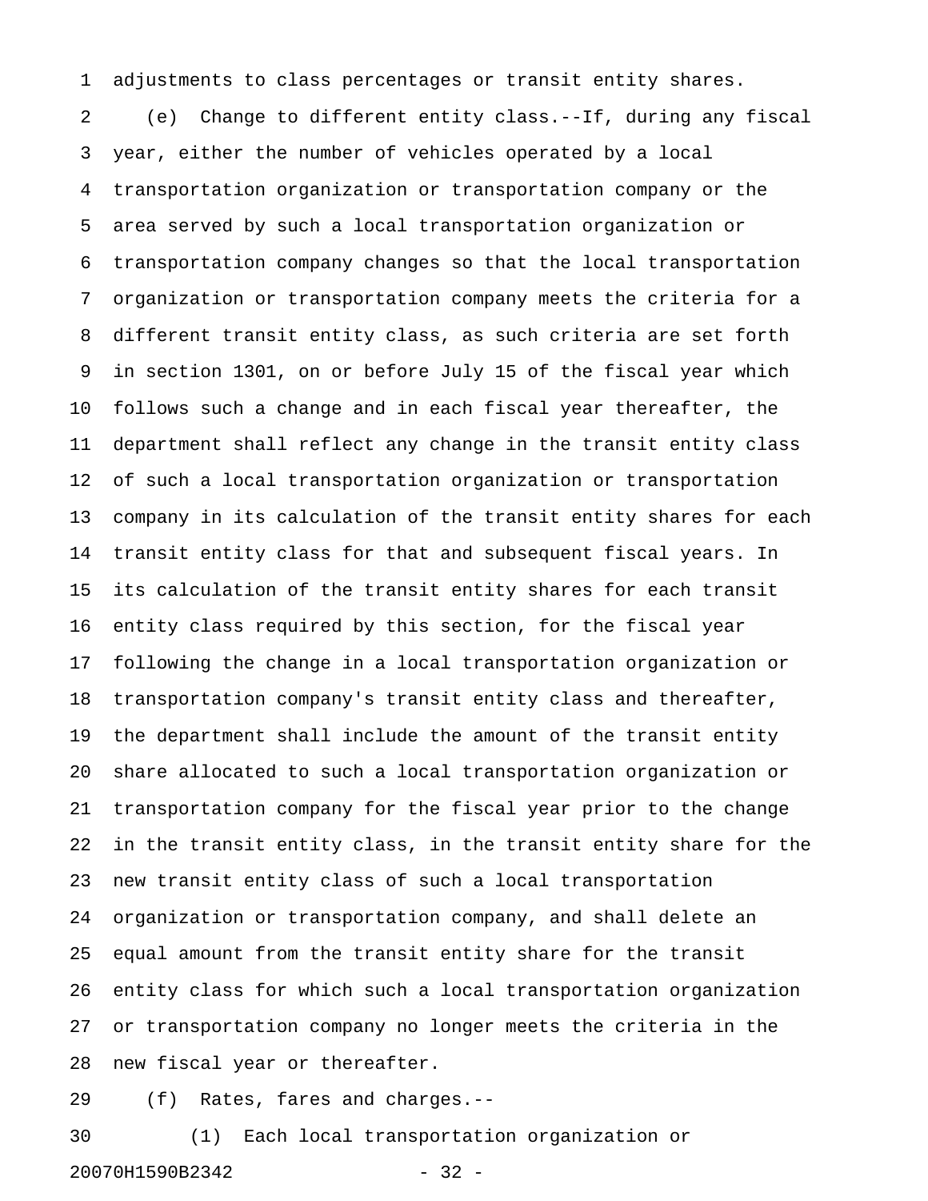adjustments to class percentages or transit entity shares.

(e) Change to different entity class.--If, during any fiscal year, either the number of vehicles operated by a local transportation organization or transportation company or the area served by such a local transportation organization or transportation company changes so that the local transportation organization or transportation company meets the criteria for a different transit entity class, as such criteria are set forth in section 1301, on or before July 15 of the fiscal year which follows such a change and in each fiscal year thereafter, the department shall reflect any change in the transit entity class of such a local transportation organization or transportation company in its calculation of the transit entity shares for each transit entity class for that and subsequent fiscal years. In its calculation of the transit entity shares for each transit entity class required by this section, for the fiscal year following the change in a local transportation organization or transportation company's transit entity class and thereafter, the department shall include the amount of the transit entity share allocated to such a local transportation organization or transportation company for the fiscal year prior to the change in the transit entity class, in the transit entity share for the new transit entity class of such a local transportation organization or transportation company, and shall delete an equal amount from the transit entity share for the transit entity class for which such a local transportation organization or transportation company no longer meets the criteria in the new fiscal year or thereafter.

(f) Rates, fares and charges.--

(1) Each local transportation organization or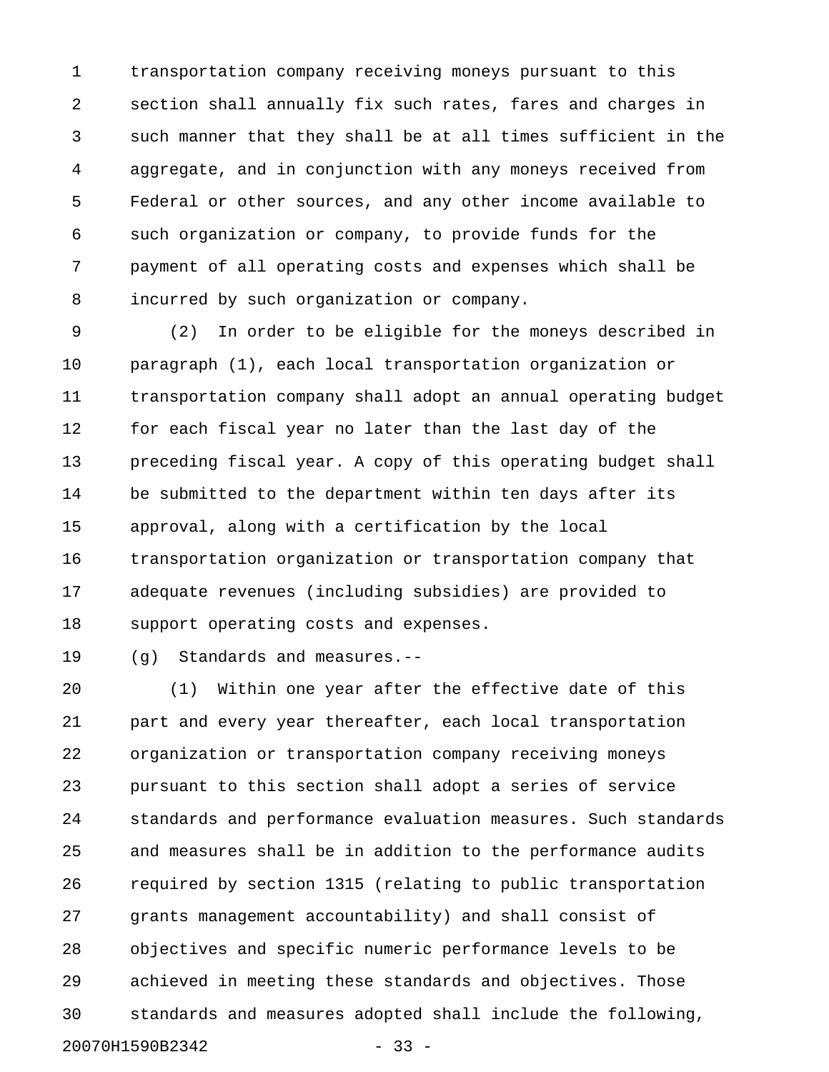transportation company receiving moneys pursuant to this section shall annually fix such rates, fares and charges in such manner that they shall be at all times sufficient in the aggregate, and in conjunction with any moneys received from Federal or other sources, and any other income available to such organization or company, to provide funds for the payment of all operating costs and expenses which shall be incurred by such organization or company.

(2) In order to be eligible for the moneys described in paragraph (1), each local transportation organization or transportation company shall adopt an annual operating budget for each fiscal year no later than the last day of the preceding fiscal year. A copy of this operating budget shall be submitted to the department within ten days after its approval, along with a certification by the local transportation organization or transportation company that adequate revenues (including subsidies) are provided to support operating costs and expenses.

(g) Standards and measures.--

(1) Within one year after the effective date of this part and every year thereafter, each local transportation organization or transportation company receiving moneys pursuant to this section shall adopt a series of service standards and performance evaluation measures. Such standards and measures shall be in addition to the performance audits required by section 1315 (relating to public transportation grants management accountability) and shall consist of objectives and specific numeric performance levels to be achieved in meeting these standards and objectives. Those standards and measures adopted shall include the following,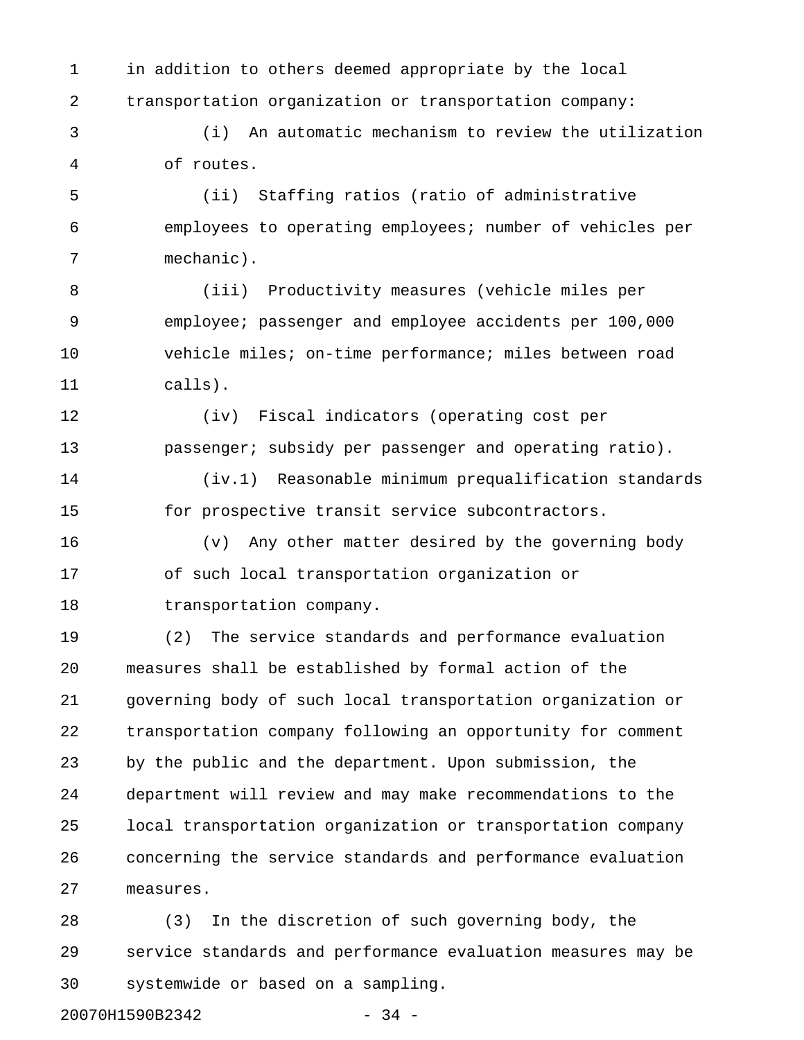in addition to others deemed appropriate by the local transportation organization or transportation company:

(i) An automatic mechanism to review the utilization of routes.

(ii) Staffing ratios (ratio of administrative employees to operating employees; number of vehicles per mechanic).

(iii) Productivity measures (vehicle miles per employee; passenger and employee accidents per 100,000 vehicle miles; on-time performance; miles between road calls).

(iv) Fiscal indicators (operating cost per passenger; subsidy per passenger and operating ratio).

(iv.1) Reasonable minimum prequalification standards for prospective transit service subcontractors.

(v) Any other matter desired by the governing body of such local transportation organization or transportation company.

(2) The service standards and performance evaluation measures shall be established by formal action of the governing body of such local transportation organization or transportation company following an opportunity for comment by the public and the department. Upon submission, the department will review and may make recommendations to the local transportation organization or transportation company concerning the service standards and performance evaluation measures.

(3) In the discretion of such governing body, the service standards and performance evaluation measures may be systemwide or based on a sampling.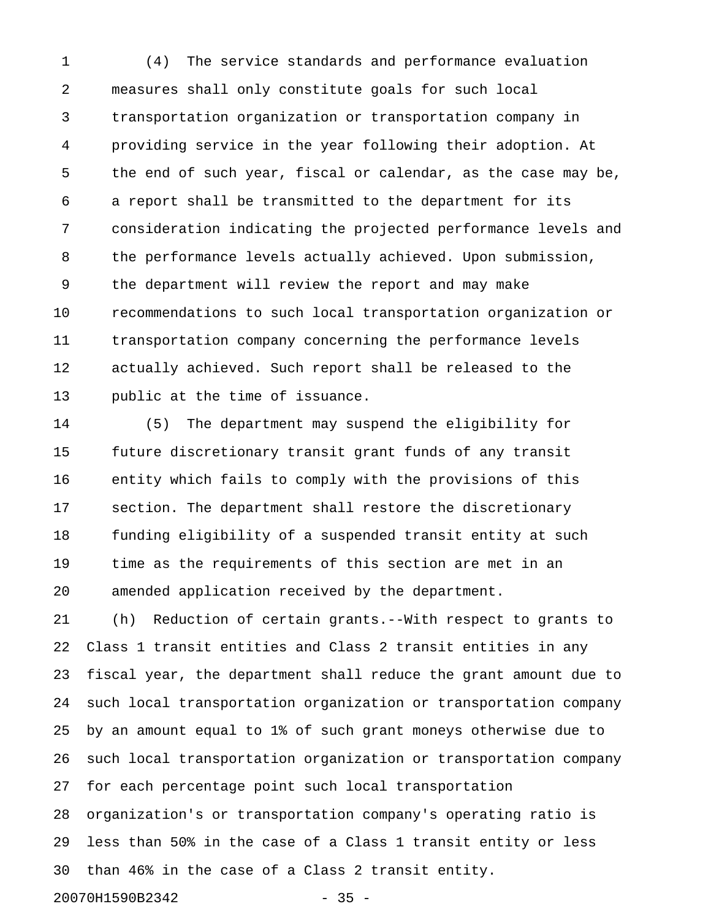(4) The service standards and performance evaluation measures shall only constitute goals for such local transportation organization or transportation company in providing service in the year following their adoption. At the end of such year, fiscal or calendar, as the case may be, a report shall be transmitted to the department for its consideration indicating the projected performance levels and the performance levels actually achieved. Upon submission, the department will review the report and may make recommendations to such local transportation organization or transportation company concerning the performance levels actually achieved. Such report shall be released to the public at the time of issuance.

(5) The department may suspend the eligibility for future discretionary transit grant funds of any transit entity which fails to comply with the provisions of this section. The department shall restore the discretionary funding eligibility of a suspended transit entity at such time as the requirements of this section are met in an amended application received by the department.

(h) Reduction of certain grants.--With respect to grants to Class 1 transit entities and Class 2 transit entities in any fiscal year, the department shall reduce the grant amount due to such local transportation organization or transportation company by an amount equal to 1% of such grant moneys otherwise due to such local transportation organization or transportation company for each percentage point such local transportation organization's or transportation company's operating ratio is less than 50% in the case of a Class 1 transit entity or less than 46% in the case of a Class 2 transit entity.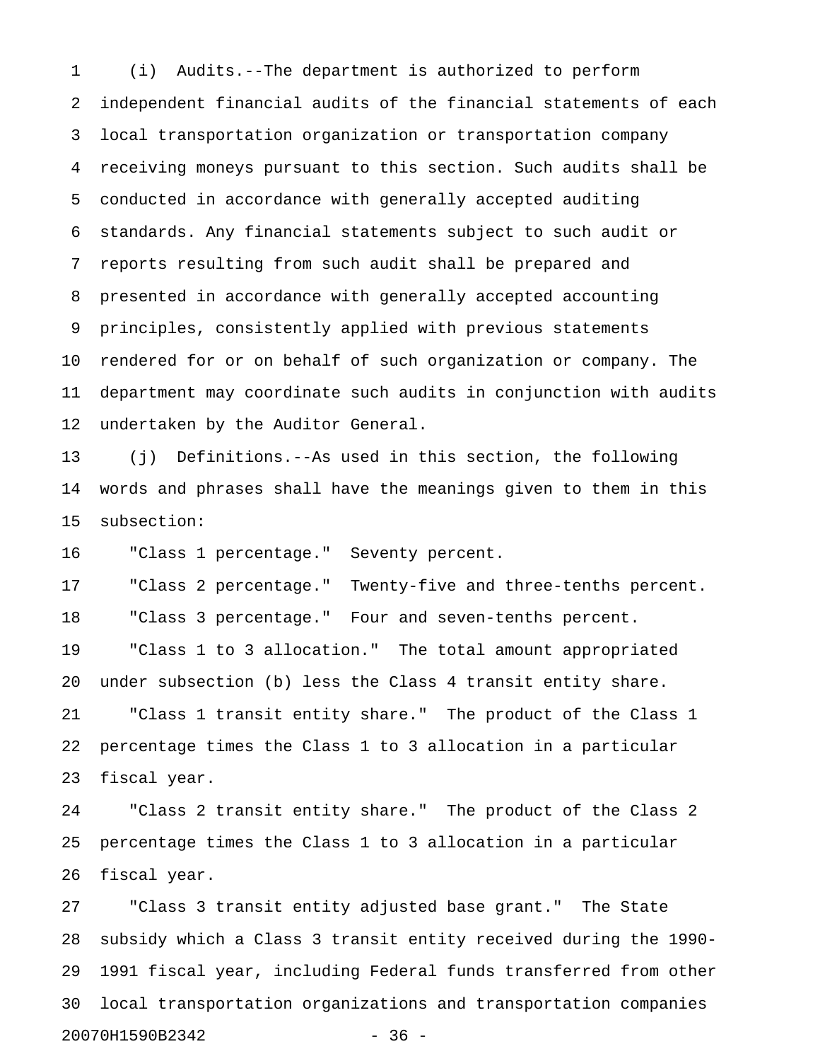(i) Audits.--The department is authorized to perform independent financial audits of the financial statements of each local transportation organization or transportation company receiving moneys pursuant to this section. Such audits shall be conducted in accordance with generally accepted auditing standards. Any financial statements subject to such audit or reports resulting from such audit shall be prepared and presented in accordance with generally accepted accounting principles, consistently applied with previous statements rendered for or on behalf of such organization or company. The department may coordinate such audits in conjunction with audits undertaken by the Auditor General.

(j) Definitions.--As used in this section, the following words and phrases shall have the meanings given to them in this subsection:

"Class 1 percentage." Seventy percent.

"Class 2 percentage." Twenty-five and three-tenths percent.

"Class 3 percentage." Four and seven-tenths percent.

"Class 1 to 3 allocation." The total amount appropriated under subsection (b) less the Class 4 transit entity share.

"Class 1 transit entity share." The product of the Class 1 percentage times the Class 1 to 3 allocation in a particular fiscal year.

"Class 2 transit entity share." The product of the Class 2 percentage times the Class 1 to 3 allocation in a particular fiscal year.

"Class 3 transit entity adjusted base grant." The State subsidy which a Class 3 transit entity received during the 1990-1991 fiscal year, including Federal funds transferred from other local transportation organizations and transportation companies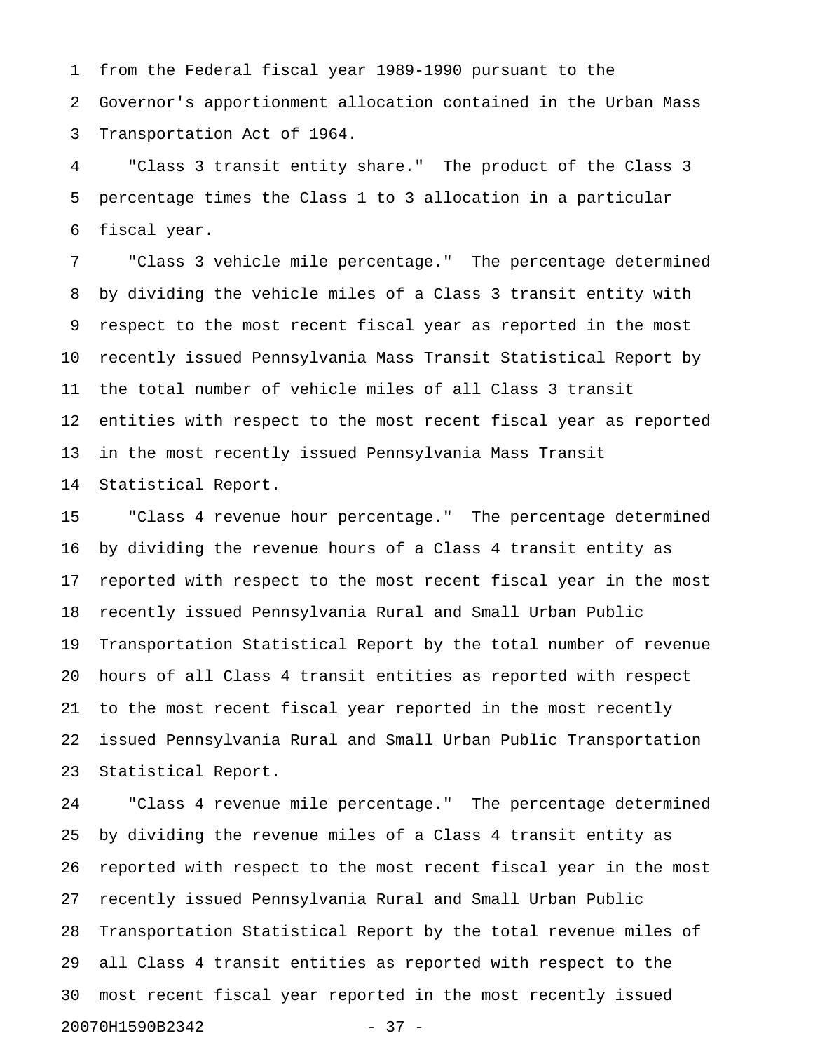from the Federal fiscal year 1989-1990 pursuant to the Governor's apportionment allocation contained in the Urban Mass Transportation Act of 1964.

"Class 3 transit entity share." The product of the Class 3 percentage times the Class 1 to 3 allocation in a particular fiscal year.

"Class 3 vehicle mile percentage." The percentage determined by dividing the vehicle miles of a Class 3 transit entity with respect to the most recent fiscal year as reported in the most recently issued Pennsylvania Mass Transit Statistical Report by the total number of vehicle miles of all Class 3 transit entities with respect to the most recent fiscal year as reported in the most recently issued Pennsylvania Mass Transit Statistical Report.

"Class 4 revenue hour percentage." The percentage determined by dividing the revenue hours of a Class 4 transit entity as reported with respect to the most recent fiscal year in the most recently issued Pennsylvania Rural and Small Urban Public Transportation Statistical Report by the total number of revenue hours of all Class 4 transit entities as reported with respect to the most recent fiscal year reported in the most recently issued Pennsylvania Rural and Small Urban Public Transportation Statistical Report.

"Class 4 revenue mile percentage." The percentage determined by dividing the revenue miles of a Class 4 transit entity as reported with respect to the most recent fiscal year in the most recently issued Pennsylvania Rural and Small Urban Public Transportation Statistical Report by the total revenue miles of all Class 4 transit entities as reported with respect to the most recent fiscal year reported in the most recently issued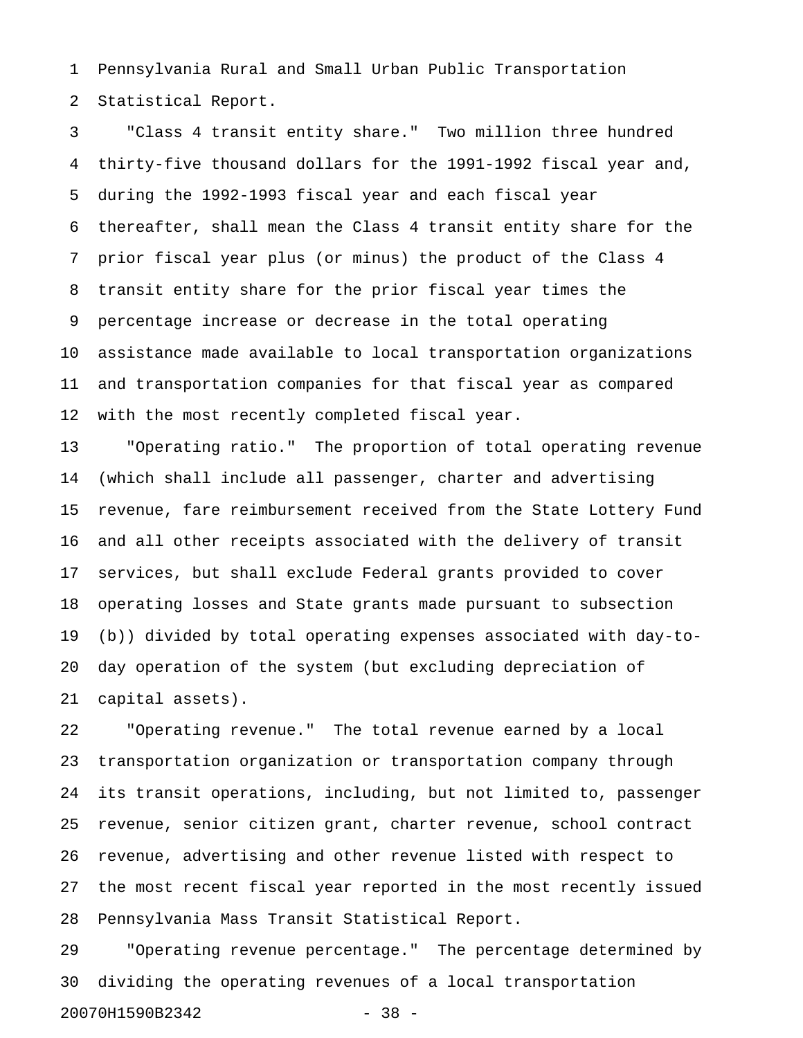Pennsylvania Rural and Small Urban Public Transportation Statistical Report.

"Class 4 transit entity share." Two million three hundred thirty-five thousand dollars for the 1991-1992 fiscal year and, during the 1992-1993 fiscal year and each fiscal year thereafter, shall mean the Class 4 transit entity share for the prior fiscal year plus (or minus) the product of the Class 4 transit entity share for the prior fiscal year times the percentage increase or decrease in the total operating assistance made available to local transportation organizations and transportation companies for that fiscal year as compared with the most recently completed fiscal year.

"Operating ratio." The proportion of total operating revenue (which shall include all passenger, charter and advertising revenue, fare reimbursement received from the State Lottery Fund and all other receipts associated with the delivery of transit services, but shall exclude Federal grants provided to cover operating losses and State grants made pursuant to subsection (b)) divided by total operating expenses associated with day-to-day operation of the system (but excluding depreciation of capital assets).

"Operating revenue." The total revenue earned by a local transportation organization or transportation company through its transit operations, including, but not limited to, passenger revenue, senior citizen grant, charter revenue, school contract revenue, advertising and other revenue listed with respect to the most recent fiscal year reported in the most recently issued Pennsylvania Mass Transit Statistical Report.

"Operating revenue percentage." The percentage determined by dividing the operating revenues of a local transportation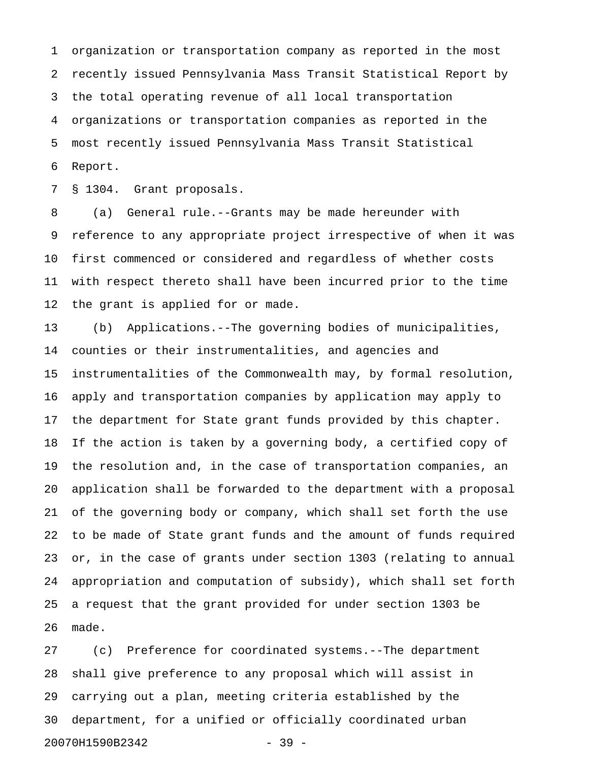organization or transportation company as reported in the most recently issued Pennsylvania Mass Transit Statistical Report by the total operating revenue of all local transportation organizations or transportation companies as reported in the most recently issued Pennsylvania Mass Transit Statistical Report.

§ 1304. Grant proposals.

(a) General rule.--Grants may be made hereunder with reference to any appropriate project irrespective of when it was first commenced or considered and regardless of whether costs with respect thereto shall have been incurred prior to the time the grant is applied for or made.

(b) Applications.--The governing bodies of municipalities, counties or their instrumentalities, and agencies and instrumentalities of the Commonwealth may, by formal resolution, apply and transportation companies by application may apply to the department for State grant funds provided by this chapter. If the action is taken by a governing body, a certified copy of the resolution and, in the case of transportation companies, an application shall be forwarded to the department with a proposal of the governing body or company, which shall set forth the use to be made of State grant funds and the amount of funds required or, in the case of grants under section 1303 (relating to annual appropriation and computation of subsidy), which shall set forth a request that the grant provided for under section 1303 be made.

(c) Preference for coordinated systems.--The department shall give preference to any proposal which will assist in carrying out a plan, meeting criteria established by the department, for a unified or officially coordinated urban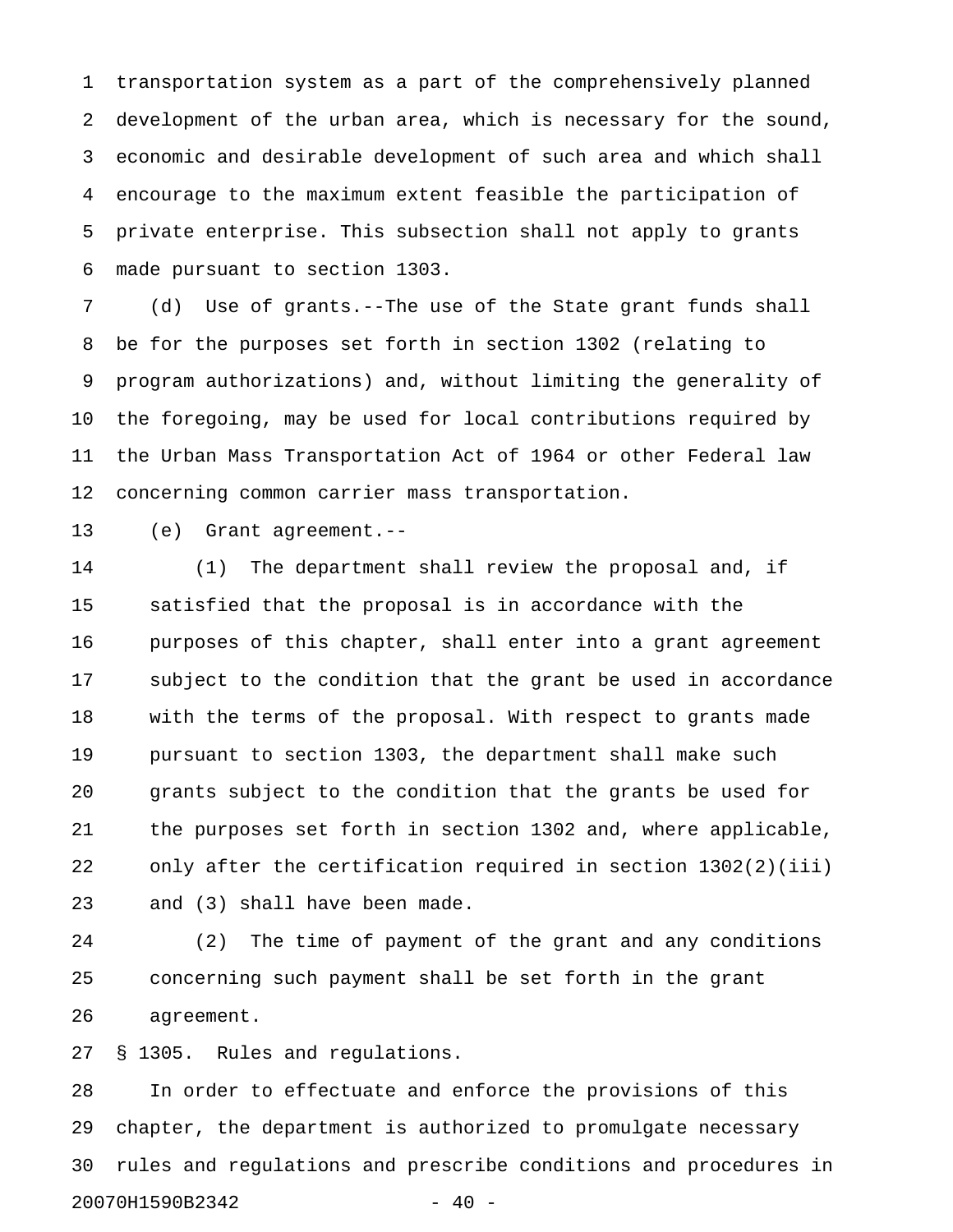transportation system as a part of the comprehensively planned development of the urban area, which is necessary for the sound, economic and desirable development of such area and which shall encourage to the maximum extent feasible the participation of private enterprise. This subsection shall not apply to grants made pursuant to section 1303.

(d) Use of grants.--The use of the State grant funds shall be for the purposes set forth in section 1302 (relating to program authorizations) and, without limiting the generality of the foregoing, may be used for local contributions required by the Urban Mass Transportation Act of 1964 or other Federal law concerning common carrier mass transportation.

(e) Grant agreement.--

(1) The department shall review the proposal and, if satisfied that the proposal is in accordance with the purposes of this chapter, shall enter into a grant agreement subject to the condition that the grant be used in accordance with the terms of the proposal. With respect to grants made pursuant to section 1303, the department shall make such grants subject to the condition that the grants be used for the purposes set forth in section 1302 and, where applicable, only after the certification required in section 1302(2)(iii) and (3) shall have been made.

(2) The time of payment of the grant and any conditions concerning such payment shall be set forth in the grant agreement.

§ 1305. Rules and regulations.

In order to effectuate and enforce the provisions of this chapter, the department is authorized to promulgate necessary rules and regulations and prescribe conditions and procedures in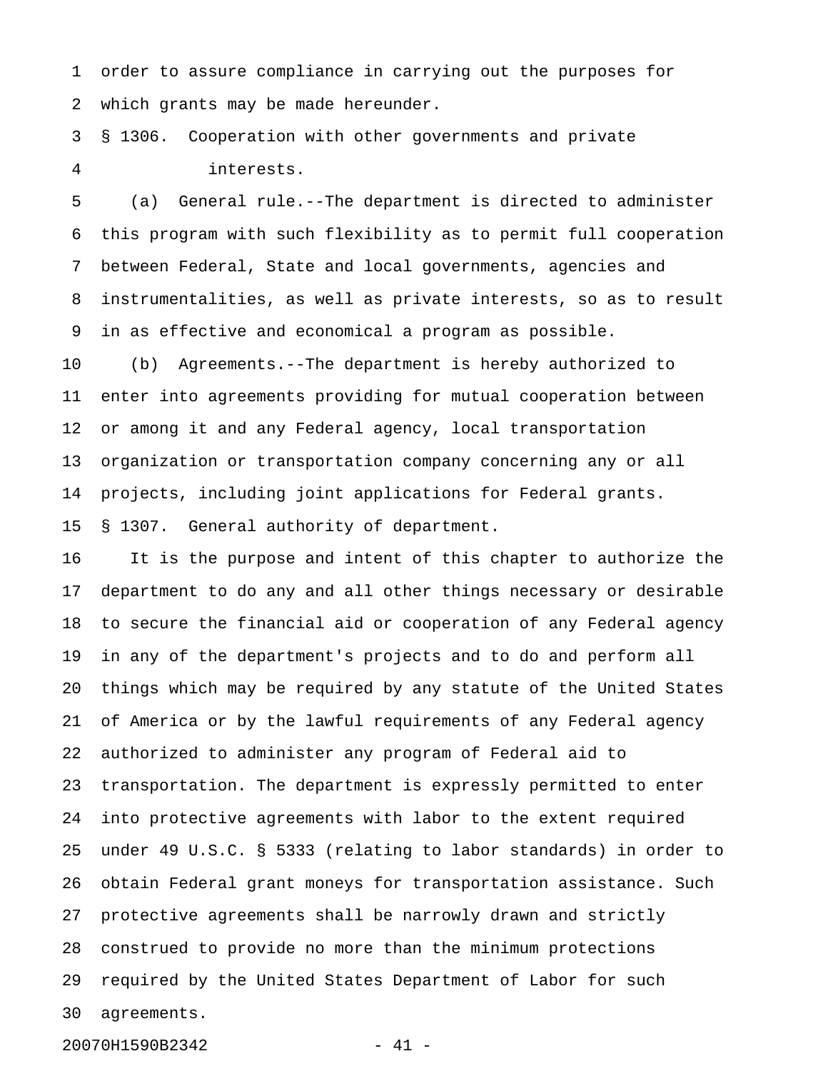order to assure compliance in carrying out the purposes for which grants may be made hereunder.

§ 1306. Cooperation with other governments and private interests.

(a) General rule.--The department is directed to administer this program with such flexibility as to permit full cooperation between Federal, State and local governments, agencies and instrumentalities, as well as private interests, so as to result in as effective and economical a program as possible.

(b) Agreements.--The department is hereby authorized to enter into agreements providing for mutual cooperation between or among it and any Federal agency, local transportation organization or transportation company concerning any or all projects, including joint applications for Federal grants.

§ 1307. General authority of department.

It is the purpose and intent of this chapter to authorize the department to do any and all other things necessary or desirable to secure the financial aid or cooperation of any Federal agency in any of the department's projects and to do and perform all things which may be required by any statute of the United States of America or by the lawful requirements of any Federal agency authorized to administer any program of Federal aid to transportation. The department is expressly permitted to enter into protective agreements with labor to the extent required under 49 U.S.C. § 5333 (relating to labor standards) in order to obtain Federal grant moneys for transportation assistance. Such protective agreements shall be narrowly drawn and strictly construed to provide no more than the minimum protections required by the United States Department of Labor for such agreements.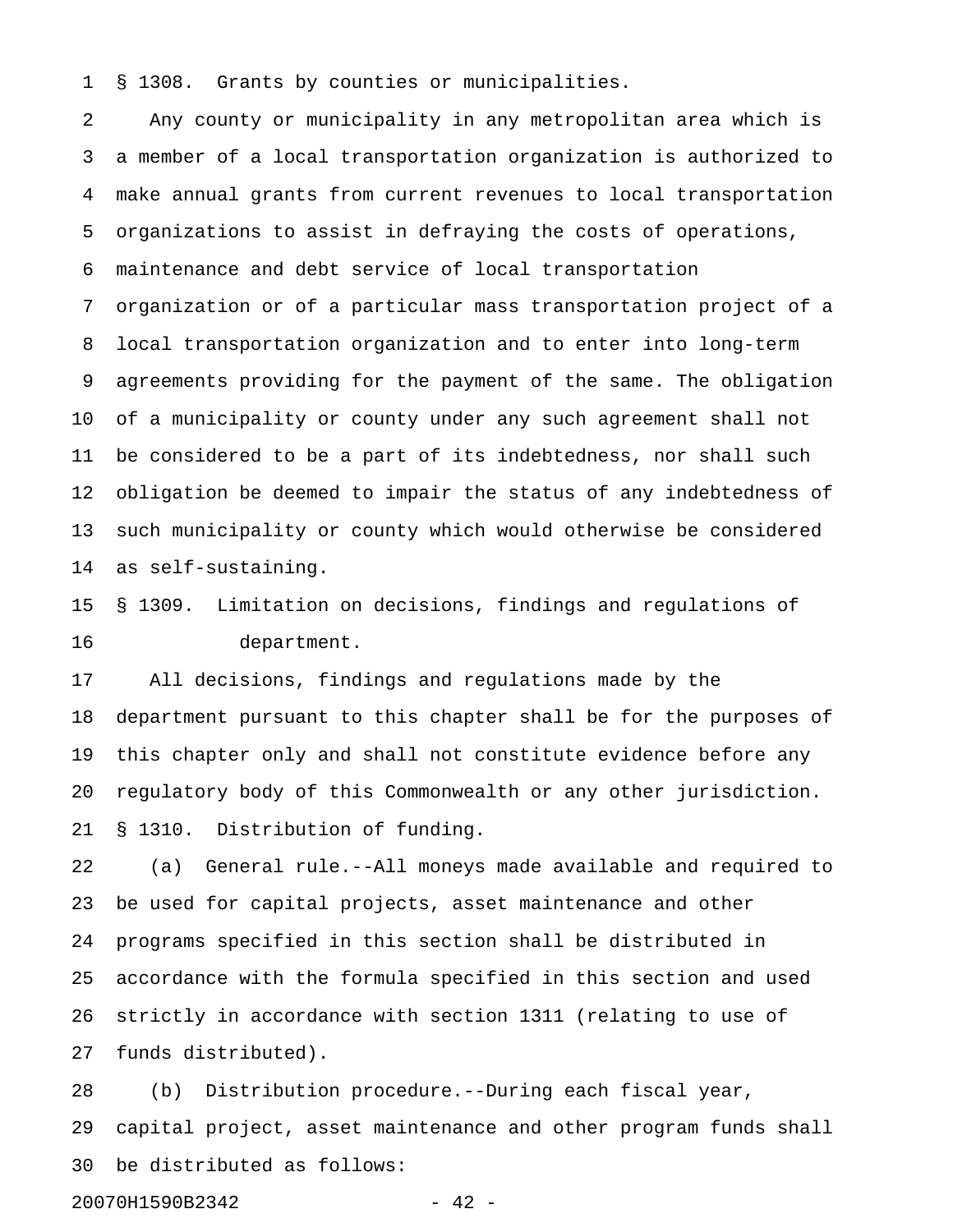§ 1308. Grants by counties or municipalities.

Any county or municipality in any metropolitan area which is a member of a local transportation organization is authorized to make annual grants from current revenues to local transportation organizations to assist in defraying the costs of operations, maintenance and debt service of local transportation organization or of a particular mass transportation project of a local transportation organization and to enter into long-term agreements providing for the payment of the same. The obligation of a municipality or county under any such agreement shall not be considered to be a part of its indebtedness, nor shall such obligation be deemed to impair the status of any indebtedness of such municipality or county which would otherwise be considered as self-sustaining.

§ 1309. Limitation on decisions, findings and regulations of department.

All decisions, findings and regulations made by the department pursuant to this chapter shall be for the purposes of this chapter only and shall not constitute evidence before any regulatory body of this Commonwealth or any other jurisdiction.

§ 1310. Distribution of funding.

(a) General rule.--All moneys made available and required to be used for capital projects, asset maintenance and other programs specified in this section shall be distributed in accordance with the formula specified in this section and used strictly in accordance with section 1311 (relating to use of funds distributed).

(b) Distribution procedure.--During each fiscal year, capital project, asset maintenance and other program funds shall be distributed as follows: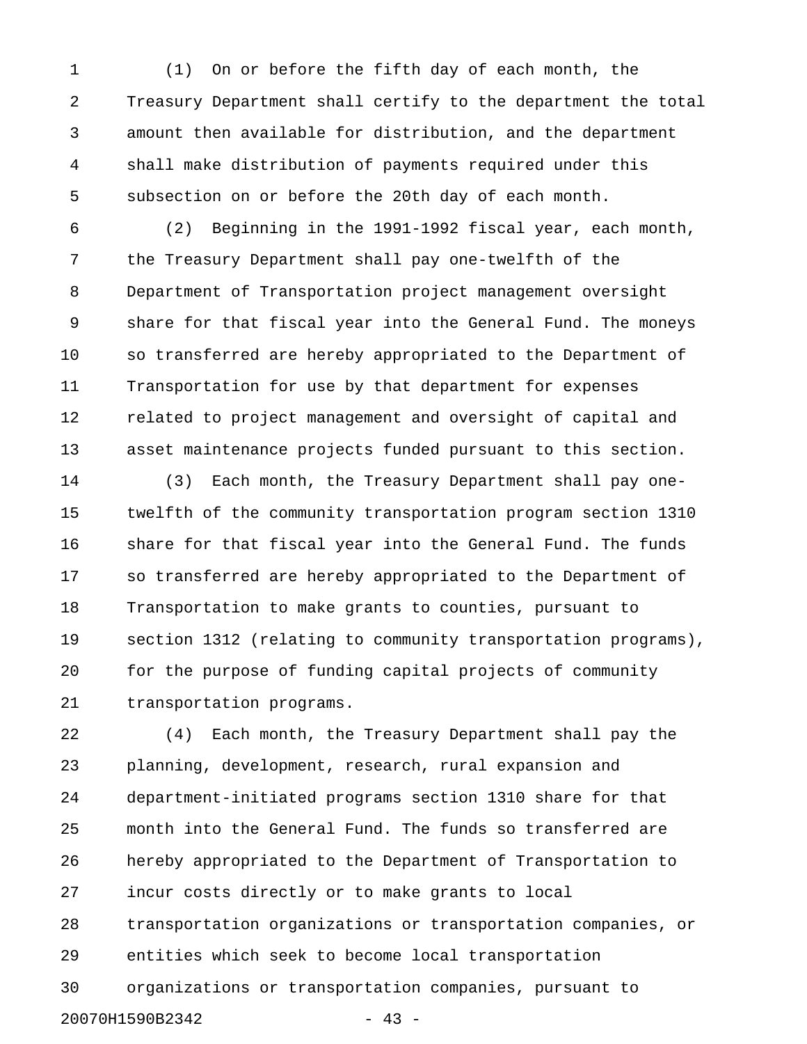(1) On or before the fifth day of each month, the Treasury Department shall certify to the department the total amount then available for distribution, and the department shall make distribution of payments required under this subsection on or before the 20th day of each month.

(2) Beginning in the 1991-1992 fiscal year, each month, the Treasury Department shall pay one-twelfth of the Department of Transportation project management oversight share for that fiscal year into the General Fund. The moneys so transferred are hereby appropriated to the Department of Transportation for use by that department for expenses related to project management and oversight of capital and asset maintenance projects funded pursuant to this section.

(3) Each month, the Treasury Department shall pay one-twelfth of the community transportation program section 1310 share for that fiscal year into the General Fund. The funds so transferred are hereby appropriated to the Department of Transportation to make grants to counties, pursuant to section 1312 (relating to community transportation programs), for the purpose of funding capital projects of community transportation programs.

(4) Each month, the Treasury Department shall pay the planning, development, research, rural expansion and department-initiated programs section 1310 share for that month into the General Fund. The funds so transferred are hereby appropriated to the Department of Transportation to incur costs directly or to make grants to local transportation organizations or transportation companies, or entities which seek to become local transportation organizations or transportation companies, pursuant to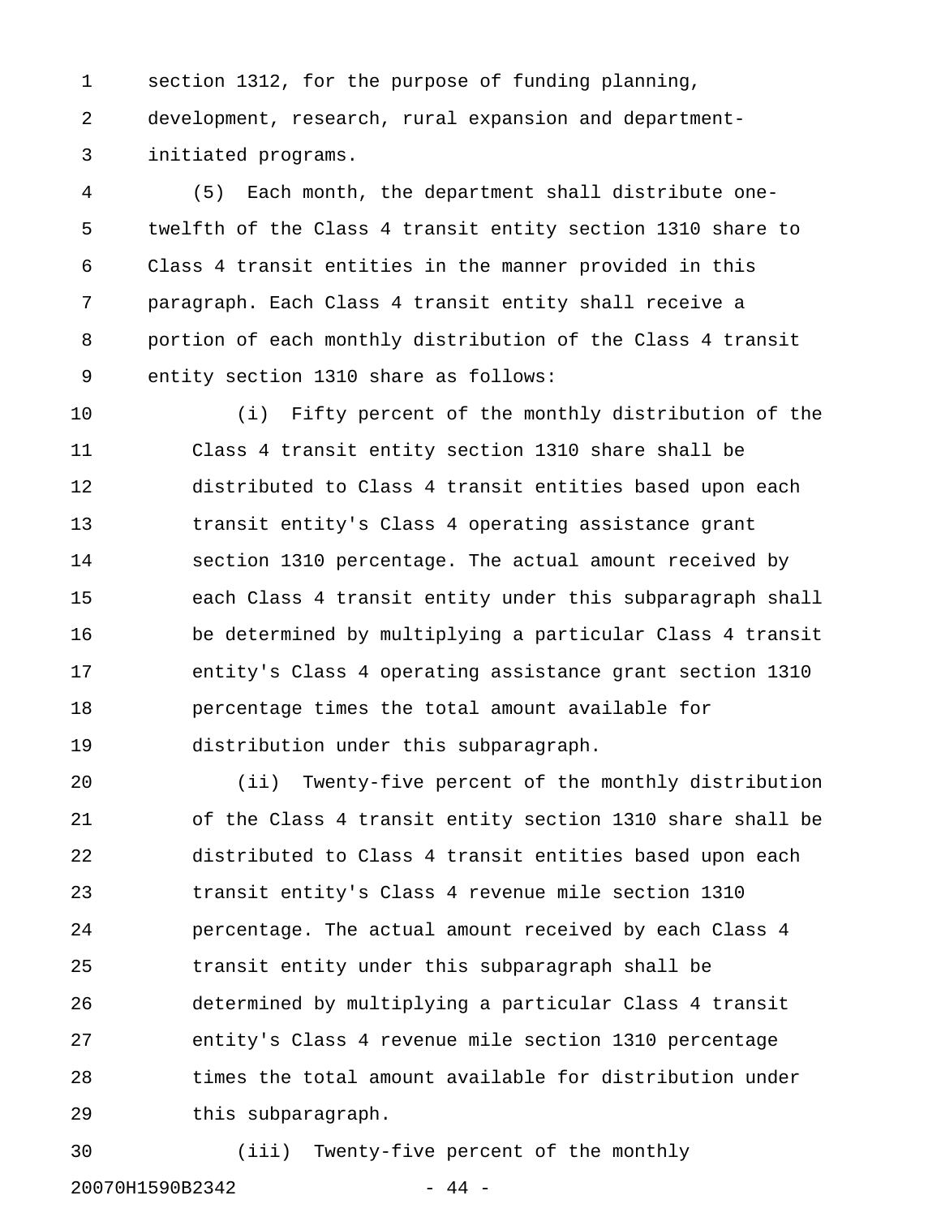section 1312, for the purpose of funding planning, development, research, rural expansion and department-initiated programs.

(5) Each month, the department shall distribute one-twelfth of the Class 4 transit entity section 1310 share to Class 4 transit entities in the manner provided in this paragraph. Each Class 4 transit entity shall receive a portion of each monthly distribution of the Class 4 transit entity section 1310 share as follows:

(i) Fifty percent of the monthly distribution of the Class 4 transit entity section 1310 share shall be distributed to Class 4 transit entities based upon each transit entity's Class 4 operating assistance grant section 1310 percentage. The actual amount received by each Class 4 transit entity under this subparagraph shall be determined by multiplying a particular Class 4 transit entity's Class 4 operating assistance grant section 1310 percentage times the total amount available for distribution under this subparagraph.

(ii) Twenty-five percent of the monthly distribution of the Class 4 transit entity section 1310 share shall be distributed to Class 4 transit entities based upon each transit entity's Class 4 revenue mile section 1310 percentage. The actual amount received by each Class 4 transit entity under this subparagraph shall be determined by multiplying a particular Class 4 transit entity's Class 4 revenue mile section 1310 percentage times the total amount available for distribution under this subparagraph.

(iii) Twenty-five percent of the monthly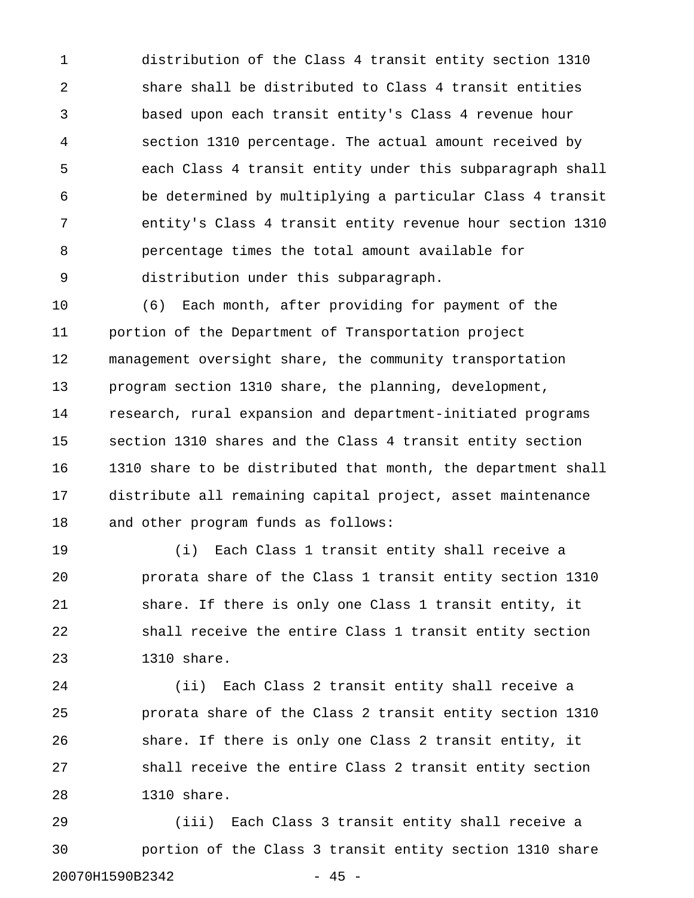distribution of the Class 4 transit entity section 1310 share shall be distributed to Class 4 transit entities based upon each transit entity's Class 4 revenue hour section 1310 percentage. The actual amount received by each Class 4 transit entity under this subparagraph shall be determined by multiplying a particular Class 4 transit entity's Class 4 transit entity revenue hour section 1310 percentage times the total amount available for distribution under this subparagraph.

(6) Each month, after providing for payment of the portion of the Department of Transportation project management oversight share, the community transportation program section 1310 share, the planning, development, research, rural expansion and department-initiated programs section 1310 shares and the Class 4 transit entity section 1310 share to be distributed that month, the department shall distribute all remaining capital project, asset maintenance and other program funds as follows:

(i) Each Class 1 transit entity shall receive a prorata share of the Class 1 transit entity section 1310 share. If there is only one Class 1 transit entity, it shall receive the entire Class 1 transit entity section 1310 share.

(ii) Each Class 2 transit entity shall receive a prorata share of the Class 2 transit entity section 1310 share. If there is only one Class 2 transit entity, it shall receive the entire Class 2 transit entity section 1310 share.

(iii) Each Class 3 transit entity shall receive a portion of the Class 3 transit entity section 1310 share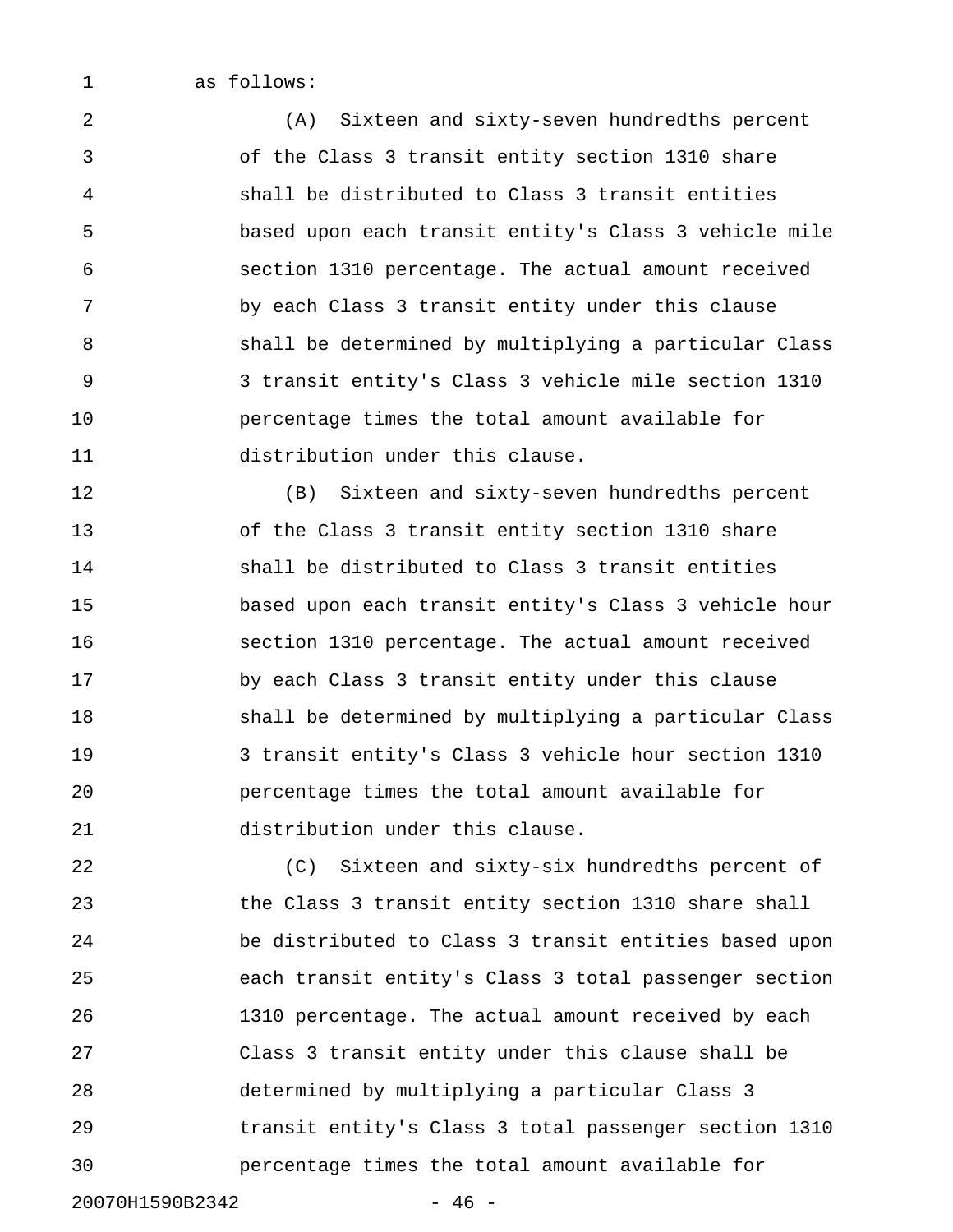as follows:

(A) Sixteen and sixty-seven hundredths percent of the Class 3 transit entity section 1310 share shall be distributed to Class 3 transit entities based upon each transit entity's Class 3 vehicle mile section 1310 percentage. The actual amount received by each Class 3 transit entity under this clause shall be determined by multiplying a particular Class 3 transit entity's Class 3 vehicle mile section 1310 percentage times the total amount available for distribution under this clause.

(B) Sixteen and sixty-seven hundredths percent of the Class 3 transit entity section 1310 share shall be distributed to Class 3 transit entities based upon each transit entity's Class 3 vehicle hour section 1310 percentage. The actual amount received by each Class 3 transit entity under this clause shall be determined by multiplying a particular Class 3 transit entity's Class 3 vehicle hour section 1310 percentage times the total amount available for distribution under this clause.

(C) Sixteen and sixty-six hundredths percent of the Class 3 transit entity section 1310 share shall be distributed to Class 3 transit entities based upon each transit entity's Class 3 total passenger section 1310 percentage. The actual amount received by each Class 3 transit entity under this clause shall be determined by multiplying a particular Class 3 transit entity's Class 3 total passenger section 1310 percentage times the total amount available for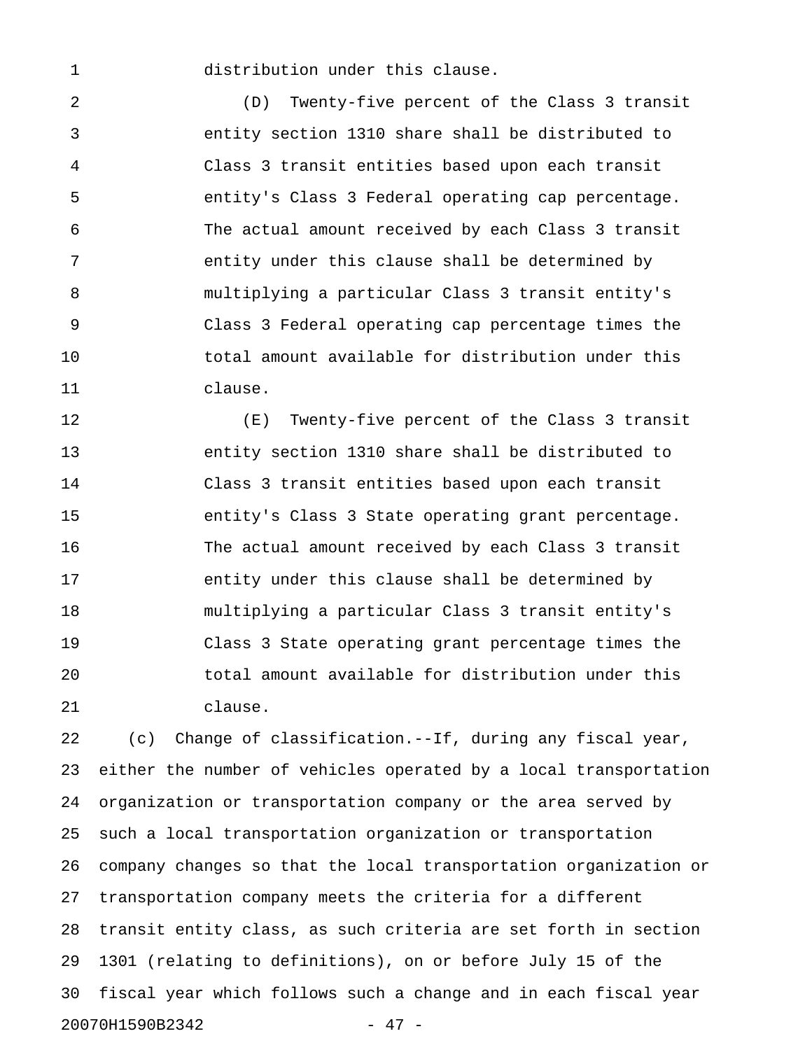distribution under this clause.

(D) Twenty-five percent of the Class 3 transit entity section 1310 share shall be distributed to Class 3 transit entities based upon each transit entity's Class 3 Federal operating cap percentage. The actual amount received by each Class 3 transit entity under this clause shall be determined by multiplying a particular Class 3 transit entity's Class 3 Federal operating cap percentage times the total amount available for distribution under this clause.

(E) Twenty-five percent of the Class 3 transit entity section 1310 share shall be distributed to Class 3 transit entities based upon each transit entity's Class 3 State operating grant percentage. The actual amount received by each Class 3 transit entity under this clause shall be determined by multiplying a particular Class 3 transit entity's Class 3 State operating grant percentage times the total amount available for distribution under this clause.

(c) Change of classification.--If, during any fiscal year, either the number of vehicles operated by a local transportation organization or transportation company or the area served by such a local transportation organization or transportation company changes so that the local transportation organization or transportation company meets the criteria for a different transit entity class, as such criteria are set forth in section 1301 (relating to definitions), on or before July 15 of the fiscal year which follows such a change and in each fiscal year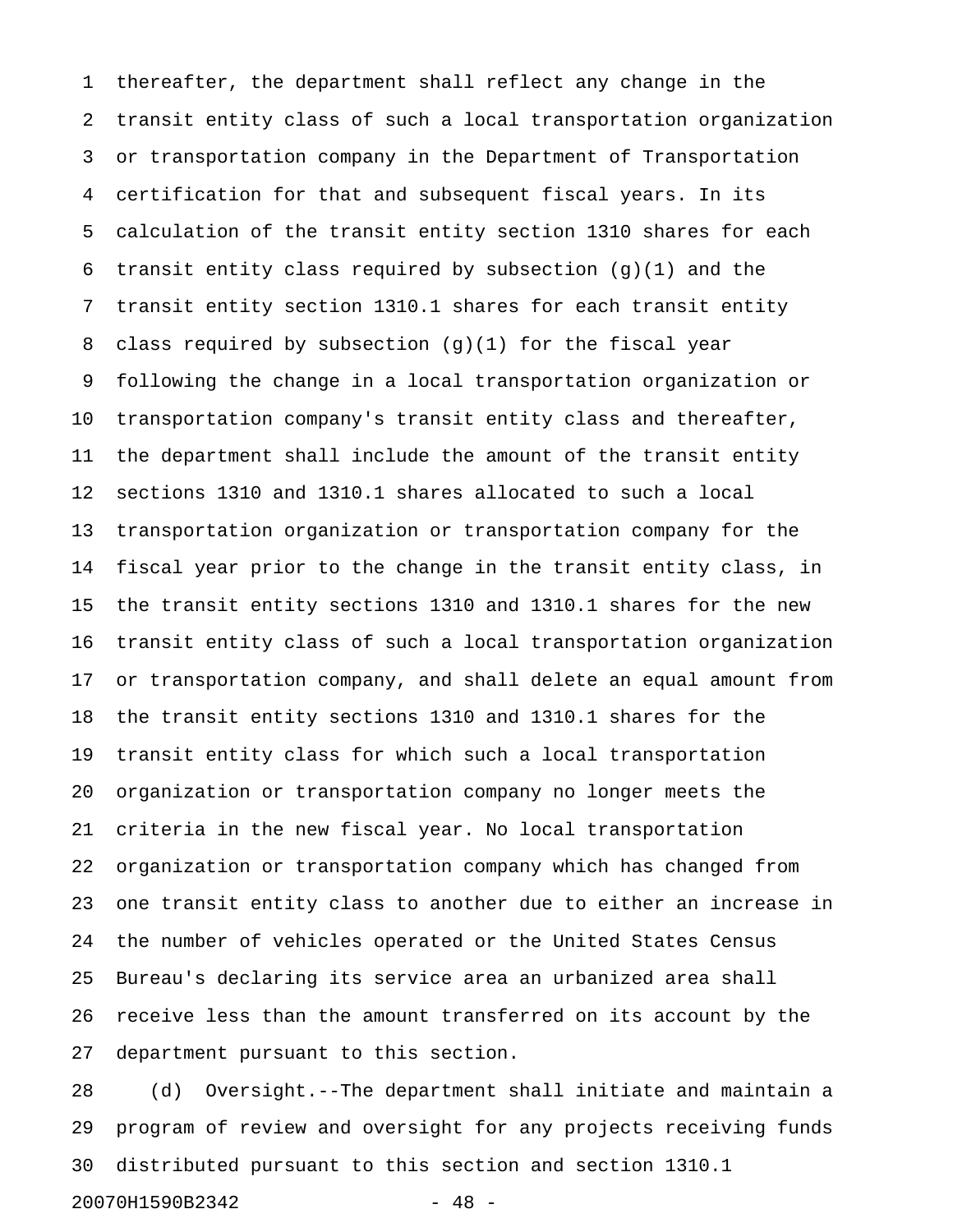thereafter, the department shall reflect any change in the transit entity class of such a local transportation organization or transportation company in the Department of Transportation certification for that and subsequent fiscal years. In its calculation of the transit entity section 1310 shares for each transit entity class required by subsection (g)(1) and the transit entity section 1310.1 shares for each transit entity class required by subsection (g)(1) for the fiscal year following the change in a local transportation organization or transportation company's transit entity class and thereafter, the department shall include the amount of the transit entity sections 1310 and 1310.1 shares allocated to such a local transportation organization or transportation company for the fiscal year prior to the change in the transit entity class, in the transit entity sections 1310 and 1310.1 shares for the new transit entity class of such a local transportation organization or transportation company, and shall delete an equal amount from the transit entity sections 1310 and 1310.1 shares for the transit entity class for which such a local transportation organization or transportation company no longer meets the criteria in the new fiscal year. No local transportation organization or transportation company which has changed from one transit entity class to another due to either an increase in the number of vehicles operated or the United States Census Bureau's declaring its service area an urbanized area shall receive less than the amount transferred on its account by the department pursuant to this section.

(d) Oversight.--The department shall initiate and maintain a program of review and oversight for any projects receiving funds distributed pursuant to this section and section 1310.1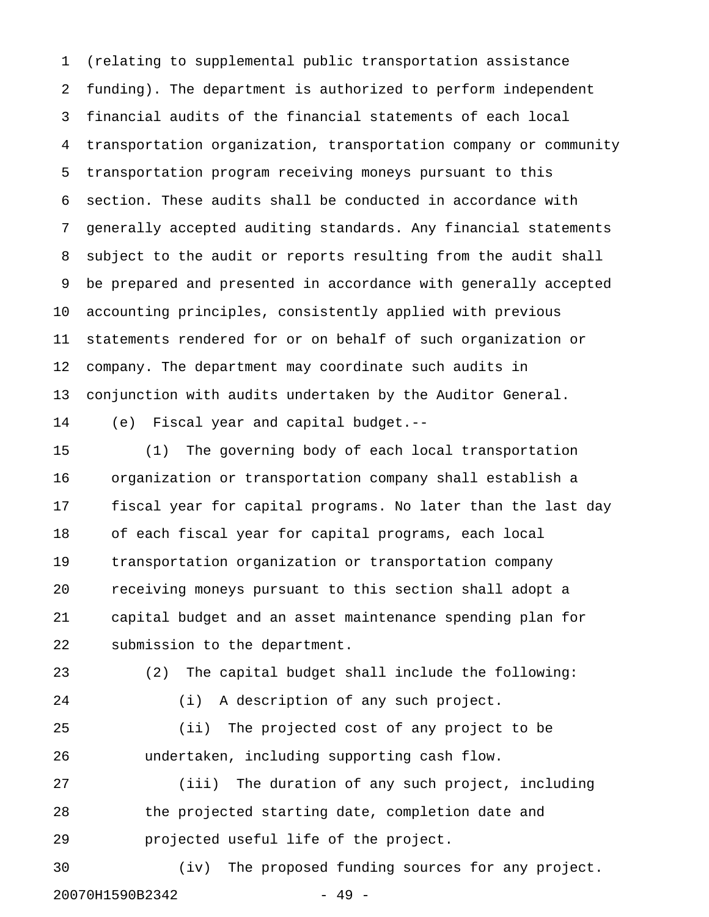(relating to supplemental public transportation assistance funding). The department is authorized to perform independent financial audits of the financial statements of each local transportation organization, transportation company or community transportation program receiving moneys pursuant to this section. These audits shall be conducted in accordance with generally accepted auditing standards. Any financial statements subject to the audit or reports resulting from the audit shall be prepared and presented in accordance with generally accepted accounting principles, consistently applied with previous statements rendered for or on behalf of such organization or company. The department may coordinate such audits in conjunction with audits undertaken by the Auditor General.

(e) Fiscal year and capital budget.--

(1) The governing body of each local transportation organization or transportation company shall establish a fiscal year for capital programs. No later than the last day of each fiscal year for capital programs, each local transportation organization or transportation company receiving moneys pursuant to this section shall adopt a capital budget and an asset maintenance spending plan for submission to the department.

(2) The capital budget shall include the following:

(i) A description of any such project.

(ii) The projected cost of any project to be undertaken, including supporting cash flow.

(iii) The duration of any such project, including the projected starting date, completion date and projected useful life of the project.

(iv) The proposed funding sources for any project.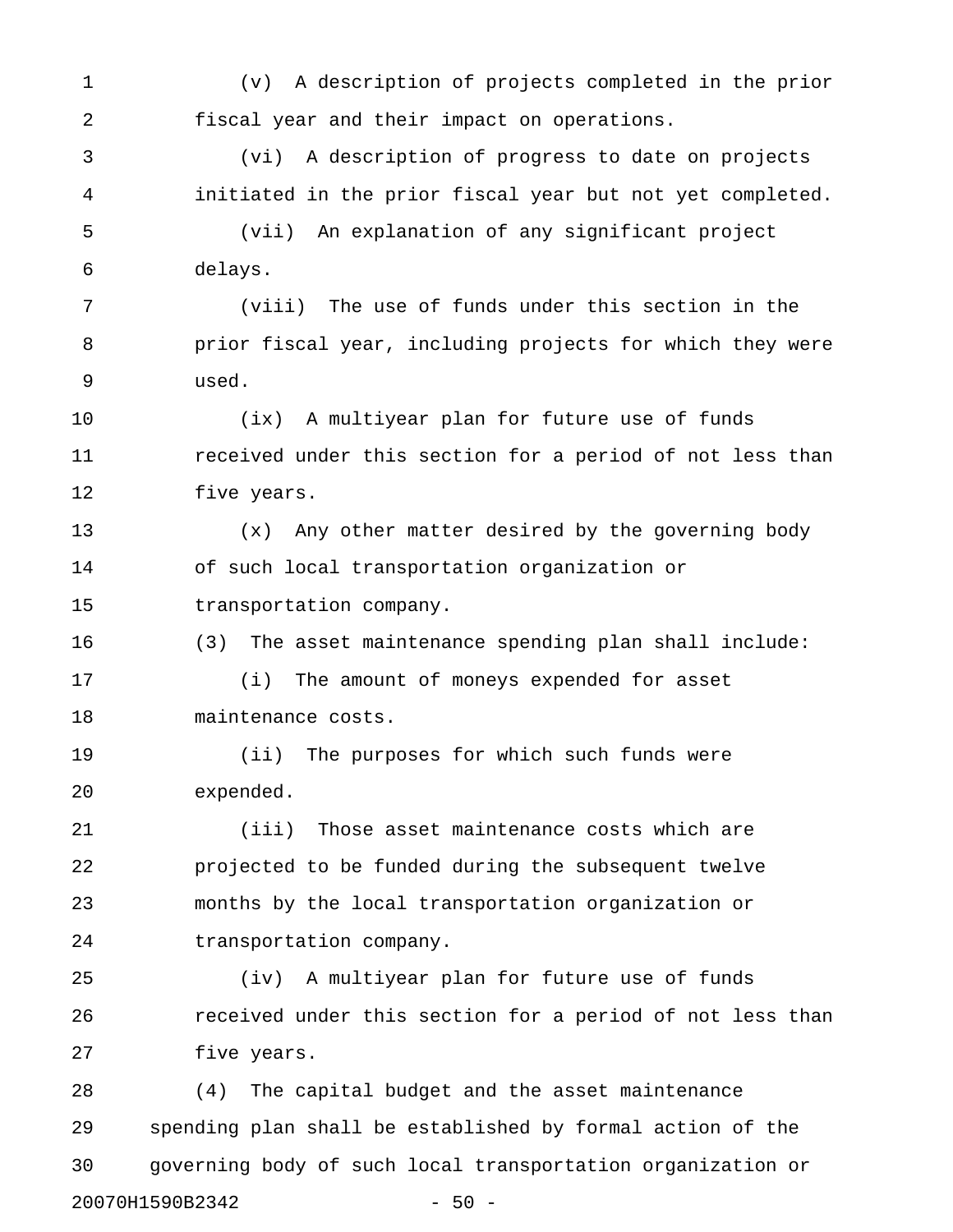(v) A description of projects completed in the prior fiscal year and their impact on operations.

(vi) A description of progress to date on projects initiated in the prior fiscal year but not yet completed.

(vii) An explanation of any significant project delays.

(viii) The use of funds under this section in the prior fiscal year, including projects for which they were used.

(ix) A multiyear plan for future use of funds received under this section for a period of not less than five years.

(x) Any other matter desired by the governing body of such local transportation organization or transportation company.

(3) The asset maintenance spending plan shall include:

(i) The amount of moneys expended for asset maintenance costs.

(ii) The purposes for which such funds were expended.

(iii) Those asset maintenance costs which are projected to be funded during the subsequent twelve months by the local transportation organization or transportation company.

(iv) A multiyear plan for future use of funds received under this section for a period of not less than five years.

(4) The capital budget and the asset maintenance spending plan shall be established by formal action of the governing body of such local transportation organization or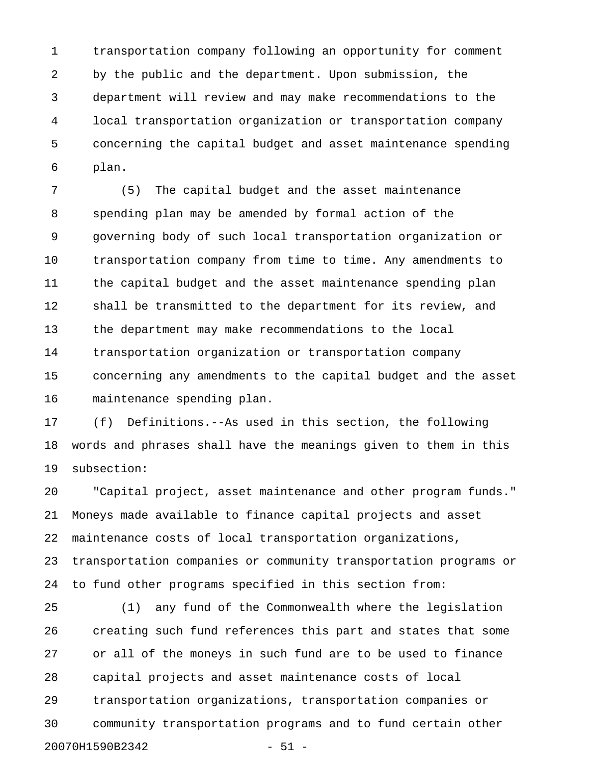transportation company following an opportunity for comment by the public and the department. Upon submission, the department will review and may make recommendations to the local transportation organization or transportation company concerning the capital budget and asset maintenance spending plan.

(5) The capital budget and the asset maintenance spending plan may be amended by formal action of the governing body of such local transportation organization or transportation company from time to time. Any amendments to the capital budget and the asset maintenance spending plan shall be transmitted to the department for its review, and the department may make recommendations to the local transportation organization or transportation company concerning any amendments to the capital budget and the asset maintenance spending plan.

(f) Definitions.--As used in this section, the following words and phrases shall have the meanings given to them in this subsection:

"Capital project, asset maintenance and other program funds." Moneys made available to finance capital projects and asset maintenance costs of local transportation organizations, transportation companies or community transportation programs or to fund other programs specified in this section from:

(1) any fund of the Commonwealth where the legislation creating such fund references this part and states that some or all of the moneys in such fund are to be used to finance capital projects and asset maintenance costs of local transportation organizations, transportation companies or community transportation programs and to fund certain other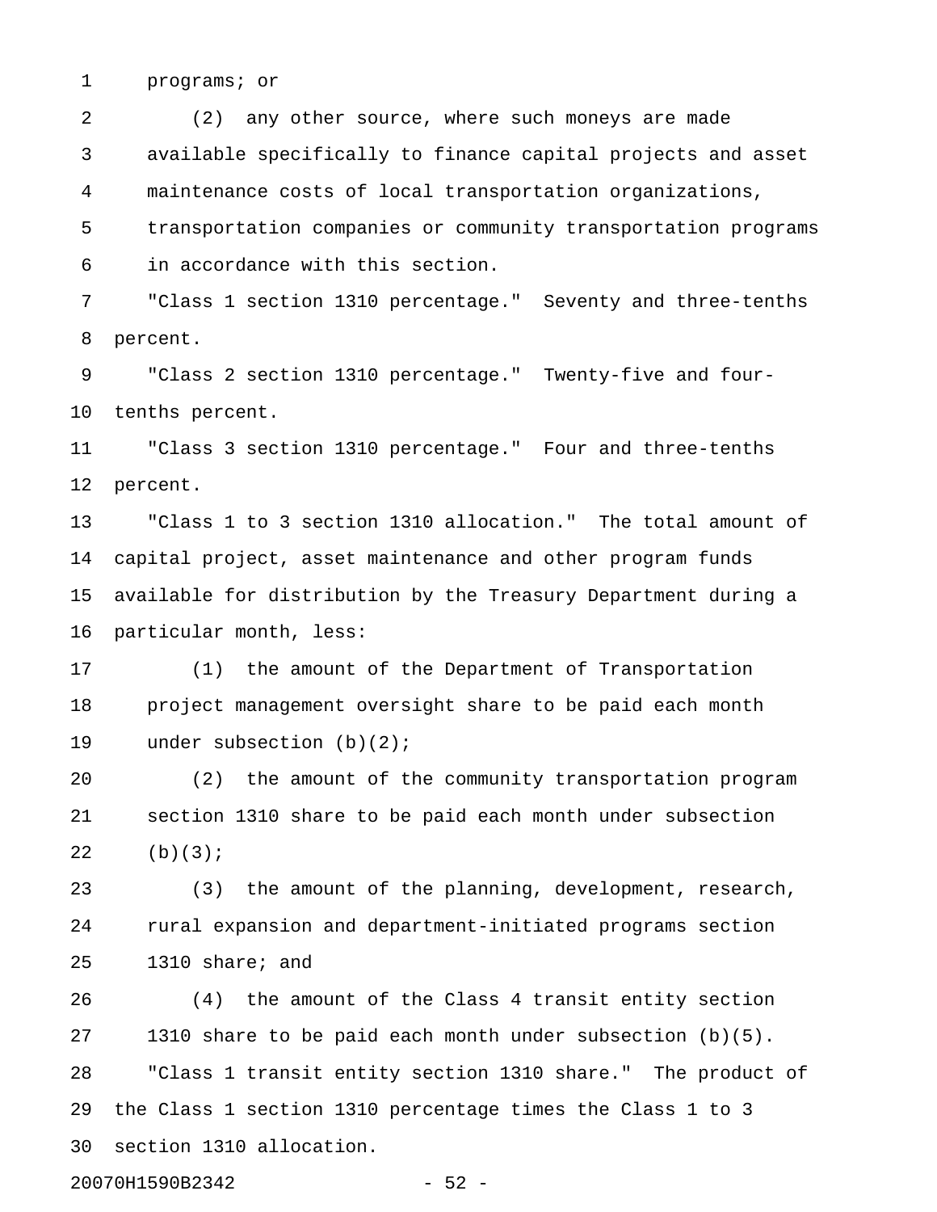programs; or

(2) any other source, where such moneys are made available specifically to finance capital projects and asset maintenance costs of local transportation organizations, transportation companies or community transportation programs in accordance with this section.

"Class 1 section 1310 percentage." Seventy and three-tenths percent.

"Class 2 section 1310 percentage." Twenty-five and four-tenths percent.

"Class 3 section 1310 percentage." Four and three-tenths percent.

"Class 1 to 3 section 1310 allocation." The total amount of capital project, asset maintenance and other program funds available for distribution by the Treasury Department during a particular month, less:

(1) the amount of the Department of Transportation project management oversight share to be paid each month under subsection (b)(2);

(2) the amount of the community transportation program section 1310 share to be paid each month under subsection (b)(3);

(3) the amount of the planning, development, research, rural expansion and department-initiated programs section 1310 share; and

(4) the amount of the Class 4 transit entity section 1310 share to be paid each month under subsection (b)(5).

"Class 1 transit entity section 1310 share." The product of the Class 1 section 1310 percentage times the Class 1 to 3 section 1310 allocation.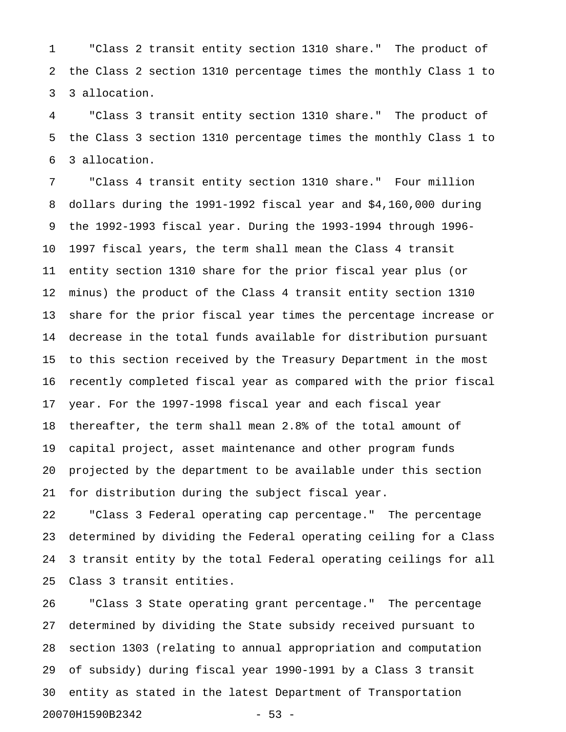"Class 2 transit entity section 1310 share." The product of the Class 2 section 1310 percentage times the monthly Class 1 to 3 allocation.

"Class 3 transit entity section 1310 share." The product of the Class 3 section 1310 percentage times the monthly Class 1 to 3 allocation.

"Class 4 transit entity section 1310 share." Four million dollars during the 1991-1992 fiscal year and $4,160,000 during the 1992-1993 fiscal year. During the 1993-1994 through 1996-1997 fiscal years, the term shall mean the Class 4 transit entity section 1310 share for the prior fiscal year plus (or minus) the product of the Class 4 transit entity section 1310 share for the prior fiscal year times the percentage increase or decrease in the total funds available for distribution pursuant to this section received by the Treasury Department in the most recently completed fiscal year as compared with the prior fiscal year. For the 1997-1998 fiscal year and each fiscal year thereafter, the term shall mean 2.8% of the total amount of capital project, asset maintenance and other program funds projected by the department to be available under this section for distribution during the subject fiscal year.

"Class 3 Federal operating cap percentage." The percentage determined by dividing the Federal operating ceiling for a Class 3 transit entity by the total Federal operating ceilings for all Class 3 transit entities.

"Class 3 State operating grant percentage." The percentage determined by dividing the State subsidy received pursuant to section 1303 (relating to annual appropriation and computation of subsidy) during fiscal year 1990-1991 by a Class 3 transit entity as stated in the latest Department of Transportation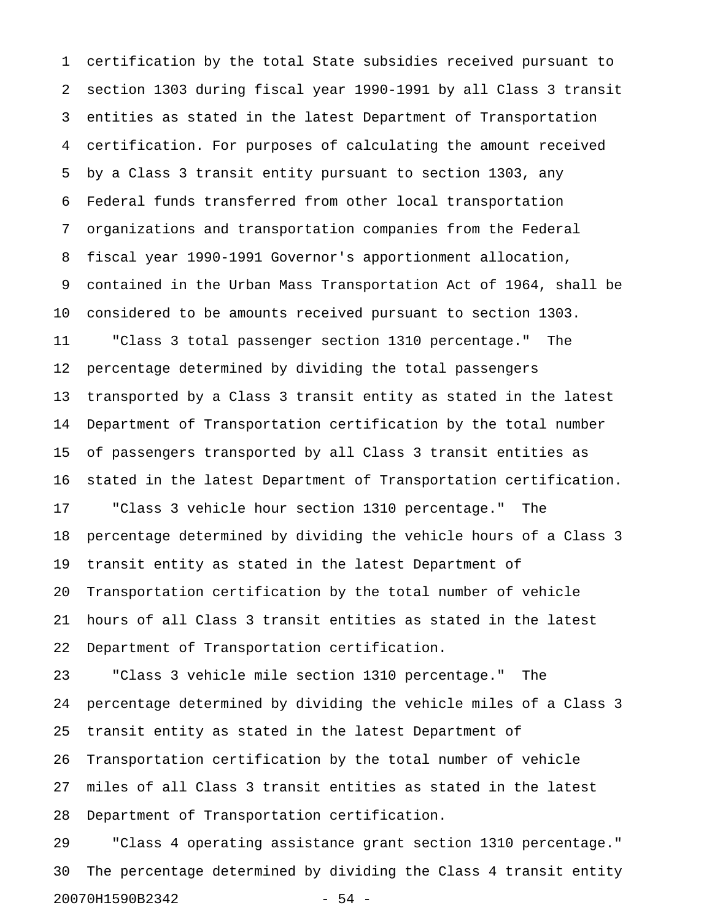certification by the total State subsidies received pursuant to section 1303 during fiscal year 1990-1991 by all Class 3 transit entities as stated in the latest Department of Transportation certification. For purposes of calculating the amount received by a Class 3 transit entity pursuant to section 1303, any Federal funds transferred from other local transportation organizations and transportation companies from the Federal fiscal year 1990-1991 Governor's apportionment allocation, contained in the Urban Mass Transportation Act of 1964, shall be considered to be amounts received pursuant to section 1303.

"Class 3 total passenger section 1310 percentage." The percentage determined by dividing the total passengers transported by a Class 3 transit entity as stated in the latest Department of Transportation certification by the total number of passengers transported by all Class 3 transit entities as stated in the latest Department of Transportation certification.

"Class 3 vehicle hour section 1310 percentage." The percentage determined by dividing the vehicle hours of a Class 3 transit entity as stated in the latest Department of Transportation certification by the total number of vehicle hours of all Class 3 transit entities as stated in the latest Department of Transportation certification.

"Class 3 vehicle mile section 1310 percentage." The percentage determined by dividing the vehicle miles of a Class 3 transit entity as stated in the latest Department of Transportation certification by the total number of vehicle miles of all Class 3 transit entities as stated in the latest Department of Transportation certification.

"Class 4 operating assistance grant section 1310 percentage." The percentage determined by dividing the Class 4 transit entity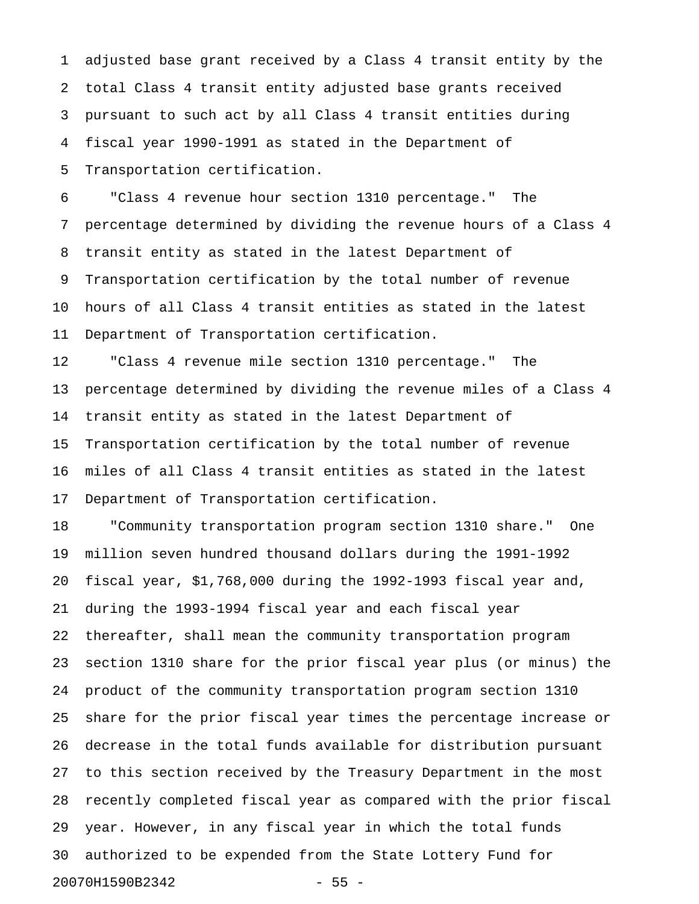adjusted base grant received by a Class 4 transit entity by the total Class 4 transit entity adjusted base grants received pursuant to such act by all Class 4 transit entities during fiscal year 1990-1991 as stated in the Department of Transportation certification.

"Class 4 revenue hour section 1310 percentage." The percentage determined by dividing the revenue hours of a Class 4 transit entity as stated in the latest Department of Transportation certification by the total number of revenue hours of all Class 4 transit entities as stated in the latest Department of Transportation certification.

"Class 4 revenue mile section 1310 percentage." The percentage determined by dividing the revenue miles of a Class 4 transit entity as stated in the latest Department of Transportation certification by the total number of revenue miles of all Class 4 transit entities as stated in the latest Department of Transportation certification.

"Community transportation program section 1310 share." One million seven hundred thousand dollars during the 1991-1992 fiscal year, $1,768,000 during the 1992-1993 fiscal year and, during the 1993-1994 fiscal year and each fiscal year thereafter, shall mean the community transportation program section 1310 share for the prior fiscal year plus (or minus) the product of the community transportation program section 1310 share for the prior fiscal year times the percentage increase or decrease in the total funds available for distribution pursuant to this section received by the Treasury Department in the most recently completed fiscal year as compared with the prior fiscal year. However, in any fiscal year in which the total funds authorized to be expended from the State Lottery Fund for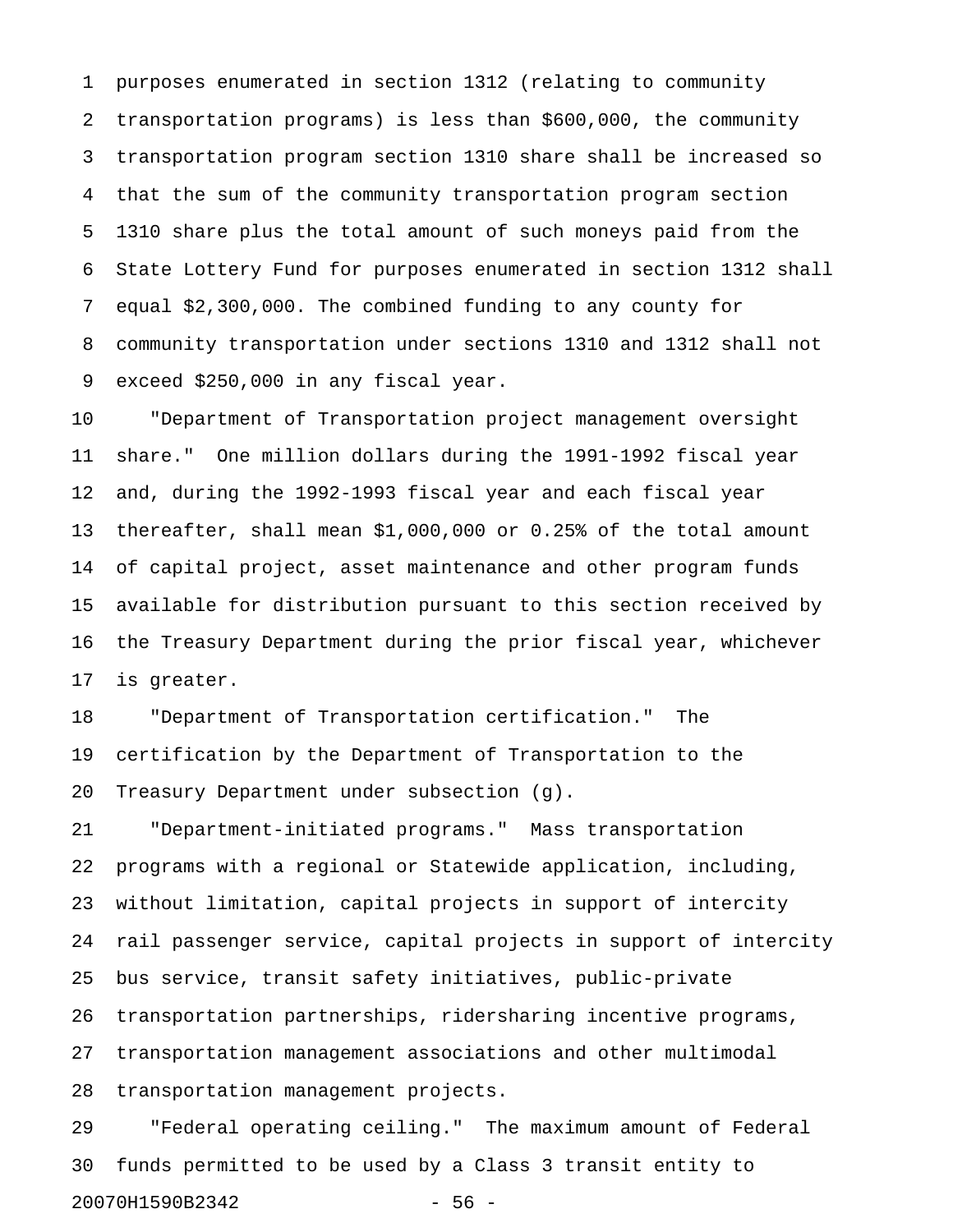purposes enumerated in section 1312 (relating to community transportation programs) is less than $600,000, the community transportation program section 1310 share shall be increased so that the sum of the community transportation program section 1310 share plus the total amount of such moneys paid from the State Lottery Fund for purposes enumerated in section 1312 shall equal $2,300,000. The combined funding to any county for community transportation under sections 1310 and 1312 shall not exceed $250,000 in any fiscal year.

"Department of Transportation project management oversight share." One million dollars during the 1991-1992 fiscal year and, during the 1992-1993 fiscal year and each fiscal year thereafter, shall mean $1,000,000 or 0.25% of the total amount of capital project, asset maintenance and other program funds available for distribution pursuant to this section received by the Treasury Department during the prior fiscal year, whichever is greater.

"Department of Transportation certification." The certification by the Department of Transportation to the Treasury Department under subsection (g).

"Department-initiated programs." Mass transportation programs with a regional or Statewide application, including, without limitation, capital projects in support of intercity rail passenger service, capital projects in support of intercity bus service, transit safety initiatives, public-private transportation partnerships, ridersharing incentive programs, transportation management associations and other multimodal transportation management projects.

"Federal operating ceiling." The maximum amount of Federal funds permitted to be used by a Class 3 transit entity to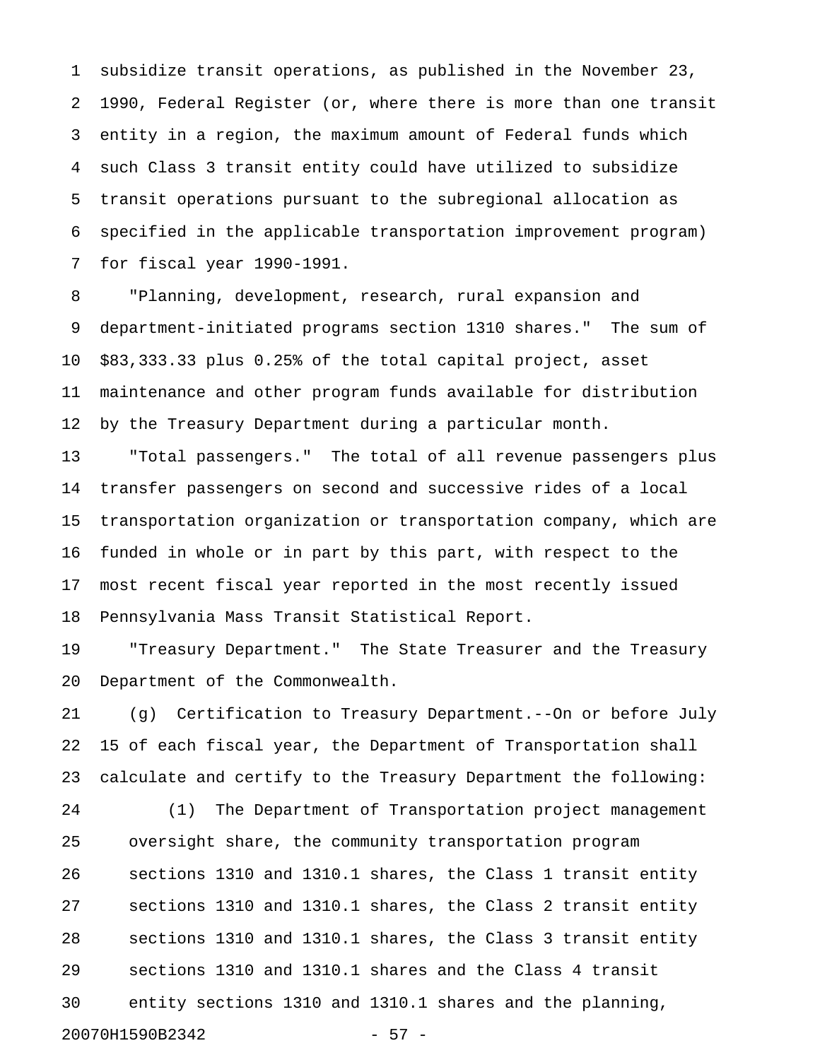subsidize transit operations, as published in the November 23, 1990, Federal Register (or, where there is more than one transit entity in a region, the maximum amount of Federal funds which such Class 3 transit entity could have utilized to subsidize transit operations pursuant to the subregional allocation as specified in the applicable transportation improvement program) for fiscal year 1990-1991.

"Planning, development, research, rural expansion and department-initiated programs section 1310 shares." The sum of $83,333.33 plus 0.25% of the total capital project, asset maintenance and other program funds available for distribution by the Treasury Department during a particular month.

"Total passengers." The total of all revenue passengers plus transfer passengers on second and successive rides of a local transportation organization or transportation company, which are funded in whole or in part by this part, with respect to the most recent fiscal year reported in the most recently issued Pennsylvania Mass Transit Statistical Report.

"Treasury Department." The State Treasurer and the Treasury Department of the Commonwealth.

(g) Certification to Treasury Department.--On or before July 15 of each fiscal year, the Department of Transportation shall calculate and certify to the Treasury Department the following:

(1) The Department of Transportation project management oversight share, the community transportation program sections 1310 and 1310.1 shares, the Class 1 transit entity sections 1310 and 1310.1 shares, the Class 2 transit entity sections 1310 and 1310.1 shares, the Class 3 transit entity sections 1310 and 1310.1 shares and the Class 4 transit entity sections 1310 and 1310.1 shares and the planning,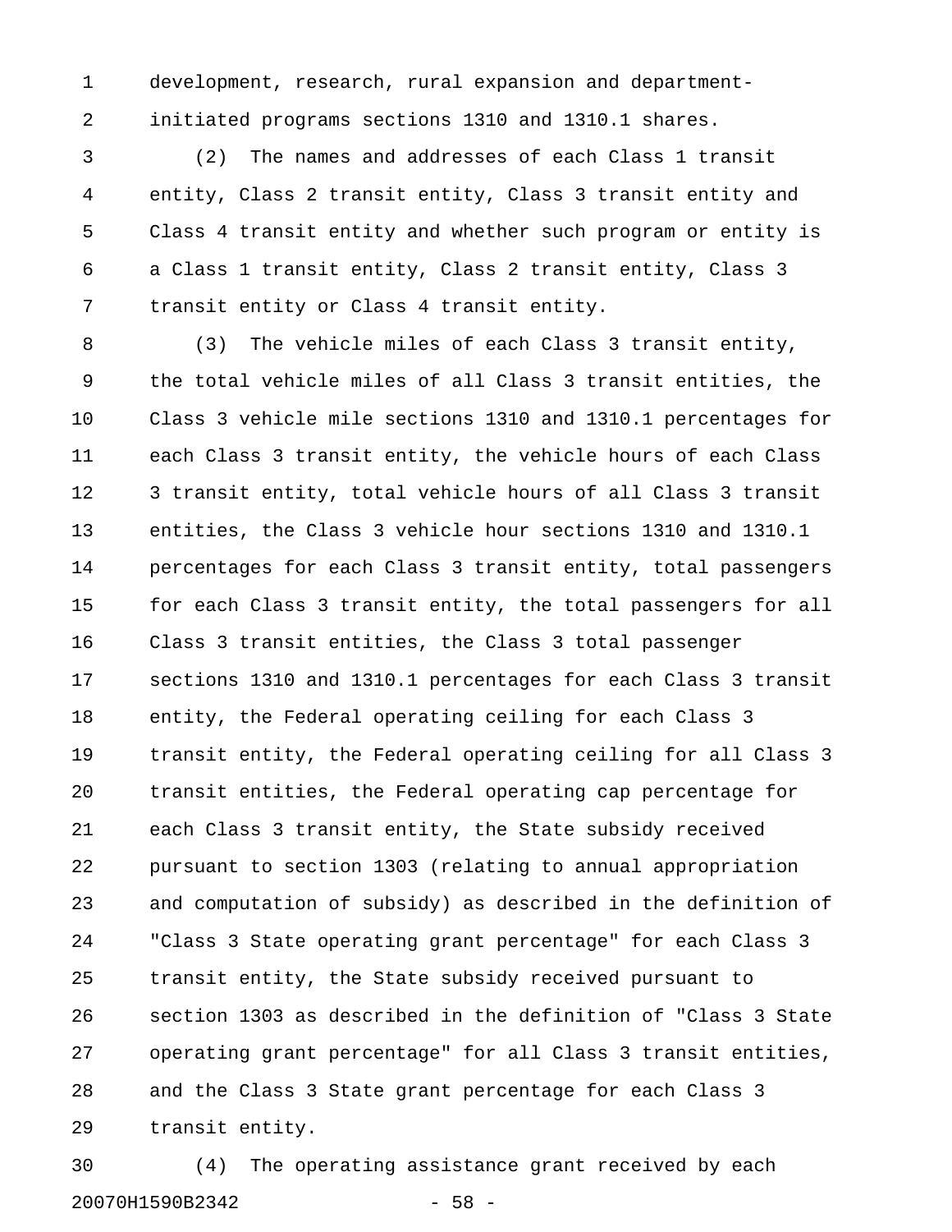development, research, rural expansion and department-initiated programs sections 1310 and 1310.1 shares.

(2) The names and addresses of each Class 1 transit entity, Class 2 transit entity, Class 3 transit entity and Class 4 transit entity and whether such program or entity is a Class 1 transit entity, Class 2 transit entity, Class 3 transit entity or Class 4 transit entity.

(3) The vehicle miles of each Class 3 transit entity, the total vehicle miles of all Class 3 transit entities, the Class 3 vehicle mile sections 1310 and 1310.1 percentages for each Class 3 transit entity, the vehicle hours of each Class 3 transit entity, total vehicle hours of all Class 3 transit entities, the Class 3 vehicle hour sections 1310 and 1310.1 percentages for each Class 3 transit entity, total passengers for each Class 3 transit entity, the total passengers for all Class 3 transit entities, the Class 3 total passenger sections 1310 and 1310.1 percentages for each Class 3 transit entity, the Federal operating ceiling for each Class 3 transit entity, the Federal operating ceiling for all Class 3 transit entities, the Federal operating cap percentage for each Class 3 transit entity, the State subsidy received pursuant to section 1303 (relating to annual appropriation and computation of subsidy) as described in the definition of "Class 3 State operating grant percentage" for each Class 3 transit entity, the State subsidy received pursuant to section 1303 as described in the definition of "Class 3 State operating grant percentage" for all Class 3 transit entities, and the Class 3 State grant percentage for each Class 3 transit entity.

(4) The operating assistance grant received by each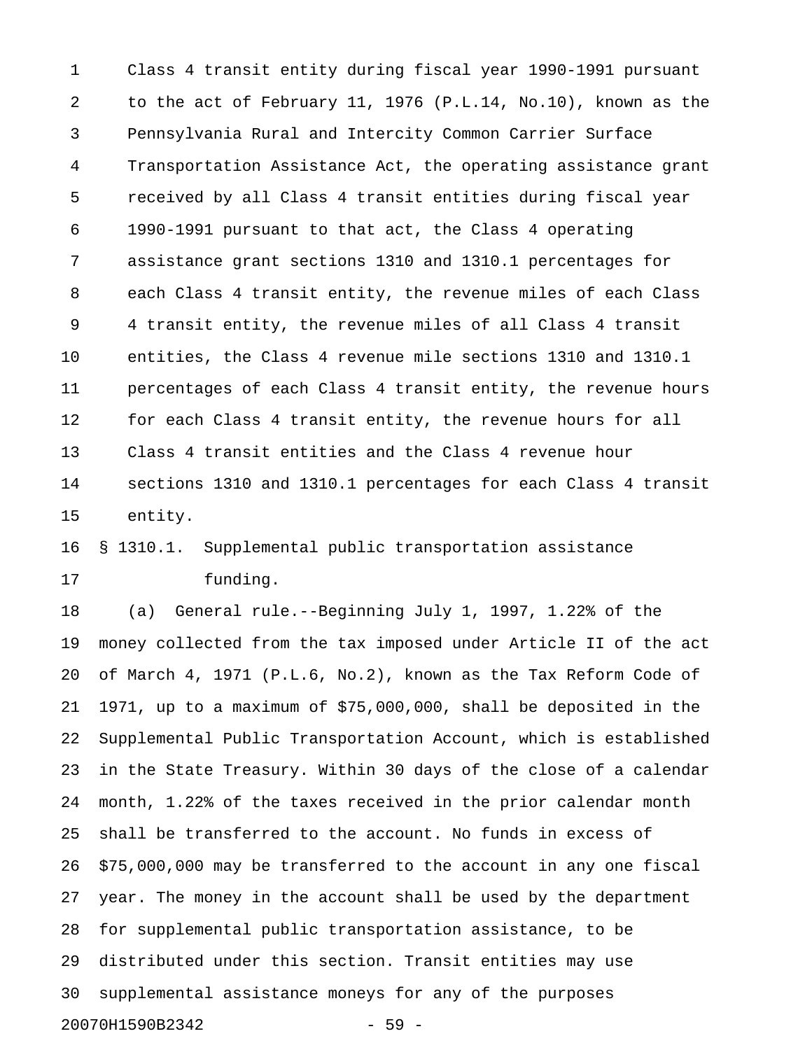Class 4 transit entity during fiscal year 1990-1991 pursuant to the act of February 11, 1976 (P.L.14, No.10), known as the Pennsylvania Rural and Intercity Common Carrier Surface Transportation Assistance Act, the operating assistance grant received by all Class 4 transit entities during fiscal year 1990-1991 pursuant to that act, the Class 4 operating assistance grant sections 1310 and 1310.1 percentages for each Class 4 transit entity, the revenue miles of each Class 4 transit entity, the revenue miles of all Class 4 transit entities, the Class 4 revenue mile sections 1310 and 1310.1 percentages of each Class 4 transit entity, the revenue hours for each Class 4 transit entity, the revenue hours for all Class 4 transit entities and the Class 4 revenue hour sections 1310 and 1310.1 percentages for each Class 4 transit entity.

§ 1310.1. Supplemental public transportation assistance funding.

(a) General rule.--Beginning July 1, 1997, 1.22% of the money collected from the tax imposed under Article II of the act of March 4, 1971 (P.L.6, No.2), known as the Tax Reform Code of 1971, up to a maximum of $75,000,000, shall be deposited in the Supplemental Public Transportation Account, which is established in the State Treasury. Within 30 days of the close of a calendar month, 1.22% of the taxes received in the prior calendar month shall be transferred to the account. No funds in excess of $75,000,000 may be transferred to the account in any one fiscal year. The money in the account shall be used by the department for supplemental public transportation assistance, to be distributed under this section. Transit entities may use supplemental assistance moneys for any of the purposes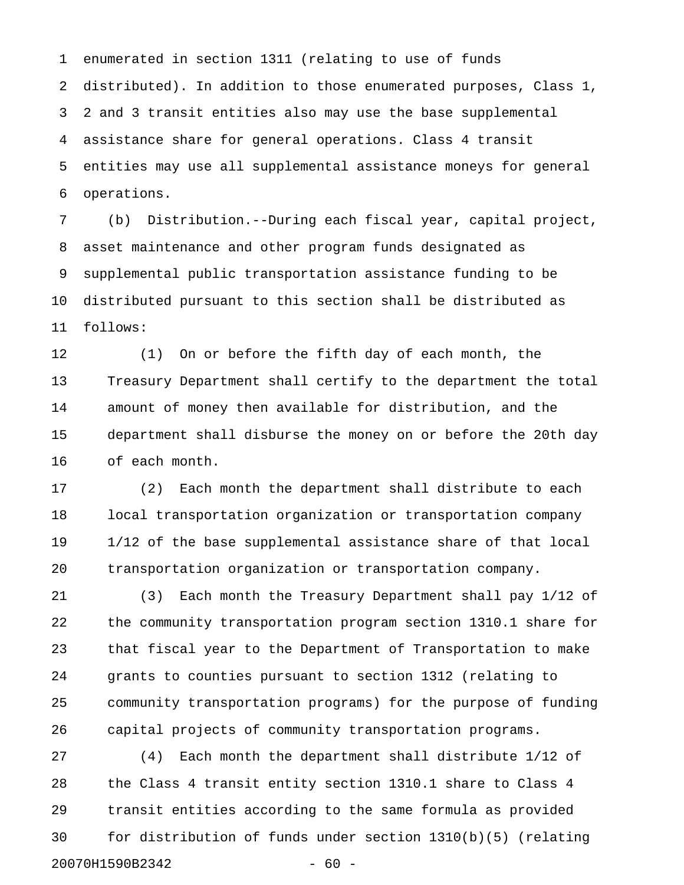enumerated in section 1311 (relating to use of funds distributed). In addition to those enumerated purposes, Class 1, 2 and 3 transit entities also may use the base supplemental assistance share for general operations. Class 4 transit entities may use all supplemental assistance moneys for general operations.

(b) Distribution.--During each fiscal year, capital project, asset maintenance and other program funds designated as supplemental public transportation assistance funding to be distributed pursuant to this section shall be distributed as follows:

(1) On or before the fifth day of each month, the Treasury Department shall certify to the department the total amount of money then available for distribution, and the department shall disburse the money on or before the 20th day of each month.

(2) Each month the department shall distribute to each local transportation organization or transportation company 1/12 of the base supplemental assistance share of that local transportation organization or transportation company.

(3) Each month the Treasury Department shall pay 1/12 of the community transportation program section 1310.1 share for that fiscal year to the Department of Transportation to make grants to counties pursuant to section 1312 (relating to community transportation programs) for the purpose of funding capital projects of community transportation programs.

(4) Each month the department shall distribute 1/12 of the Class 4 transit entity section 1310.1 share to Class 4 transit entities according to the same formula as provided for distribution of funds under section 1310(b)(5) (relating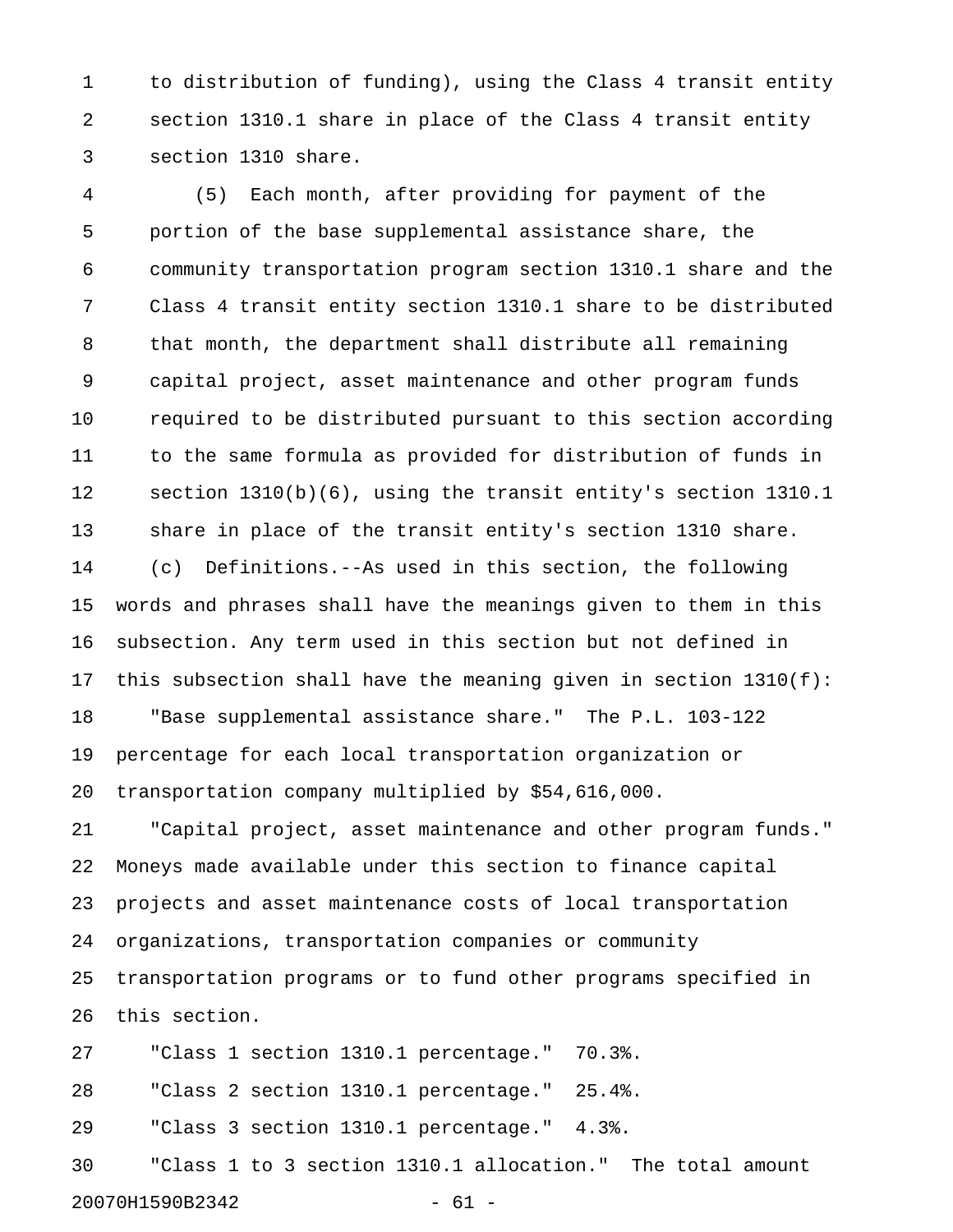to distribution of funding), using the Class 4 transit entity section 1310.1 share in place of the Class 4 transit entity section 1310 share.

(5) Each month, after providing for payment of the portion of the base supplemental assistance share, the community transportation program section 1310.1 share and the Class 4 transit entity section 1310.1 share to be distributed that month, the department shall distribute all remaining capital project, asset maintenance and other program funds required to be distributed pursuant to this section according to the same formula as provided for distribution of funds in section 1310(b)(6), using the transit entity's section 1310.1 share in place of the transit entity's section 1310 share.

(c) Definitions.--As used in this section, the following words and phrases shall have the meanings given to them in this subsection. Any term used in this section but not defined in this subsection shall have the meaning given in section 1310(f):

"Base supplemental assistance share." The P.L. 103-122 percentage for each local transportation organization or transportation company multiplied by $54,616,000.

"Capital project, asset maintenance and other program funds." Moneys made available under this section to finance capital projects and asset maintenance costs of local transportation organizations, transportation companies or community transportation programs or to fund other programs specified in this section.

"Class 1 section 1310.1 percentage." 70.3%.

"Class 2 section 1310.1 percentage." 25.4%.

"Class 3 section 1310.1 percentage." 4.3%.

"Class 1 to 3 section 1310.1 allocation." The total amount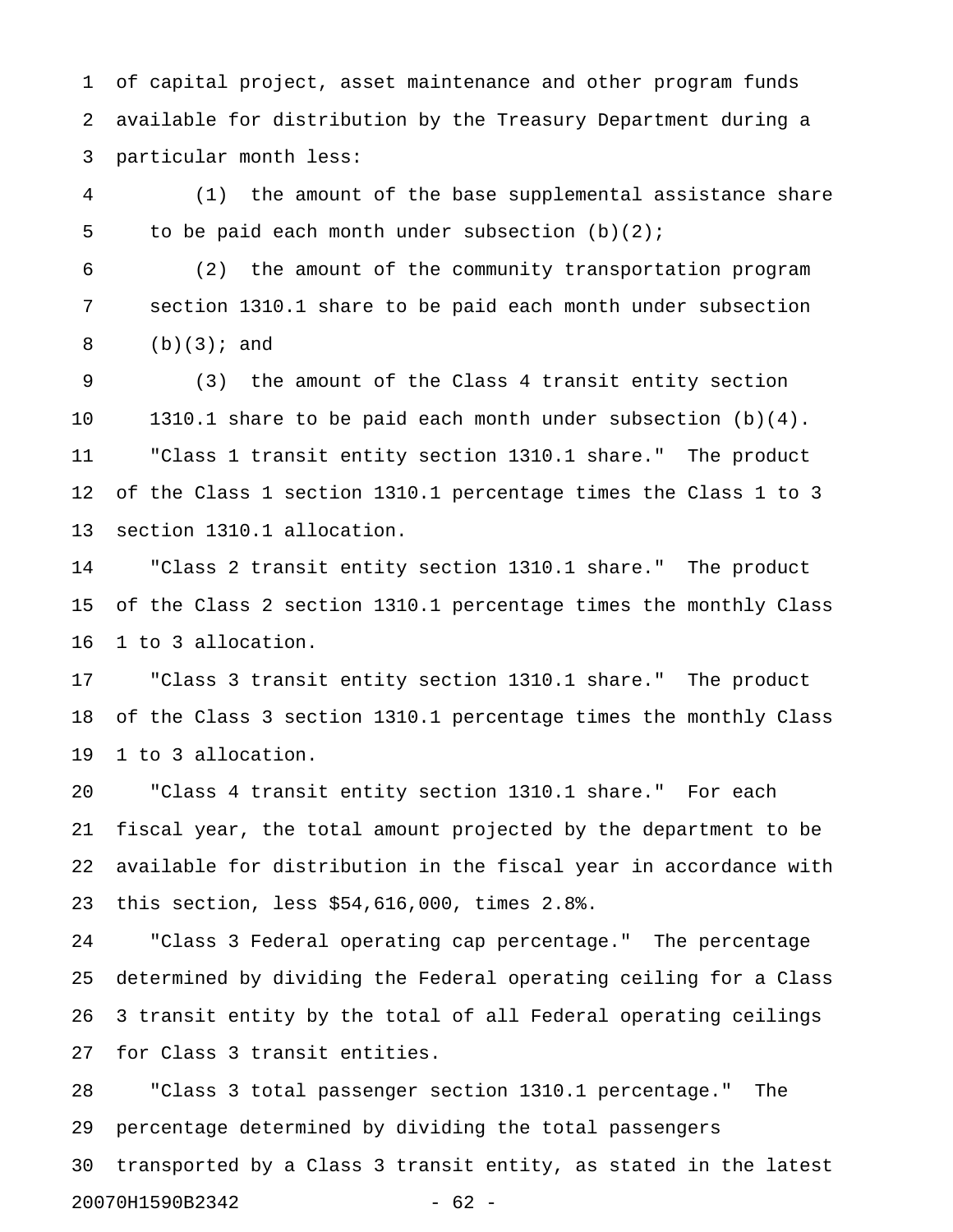of capital project, asset maintenance and other program funds available for distribution by the Treasury Department during a particular month less:

(1) the amount of the base supplemental assistance share to be paid each month under subsection (b)(2);

(2) the amount of the community transportation program section 1310.1 share to be paid each month under subsection (b)(3); and

(3) the amount of the Class 4 transit entity section 1310.1 share to be paid each month under subsection (b)(4).

"Class 1 transit entity section 1310.1 share." The product of the Class 1 section 1310.1 percentage times the Class 1 to 3 section 1310.1 allocation.

"Class 2 transit entity section 1310.1 share." The product of the Class 2 section 1310.1 percentage times the monthly Class 1 to 3 allocation.

"Class 3 transit entity section 1310.1 share." The product of the Class 3 section 1310.1 percentage times the monthly Class 1 to 3 allocation.

"Class 4 transit entity section 1310.1 share." For each fiscal year, the total amount projected by the department to be available for distribution in the fiscal year in accordance with this section, less $54,616,000, times 2.8%.

"Class 3 Federal operating cap percentage." The percentage determined by dividing the Federal operating ceiling for a Class 3 transit entity by the total of all Federal operating ceilings for Class 3 transit entities.

"Class 3 total passenger section 1310.1 percentage." The percentage determined by dividing the total passengers transported by a Class 3 transit entity, as stated in the latest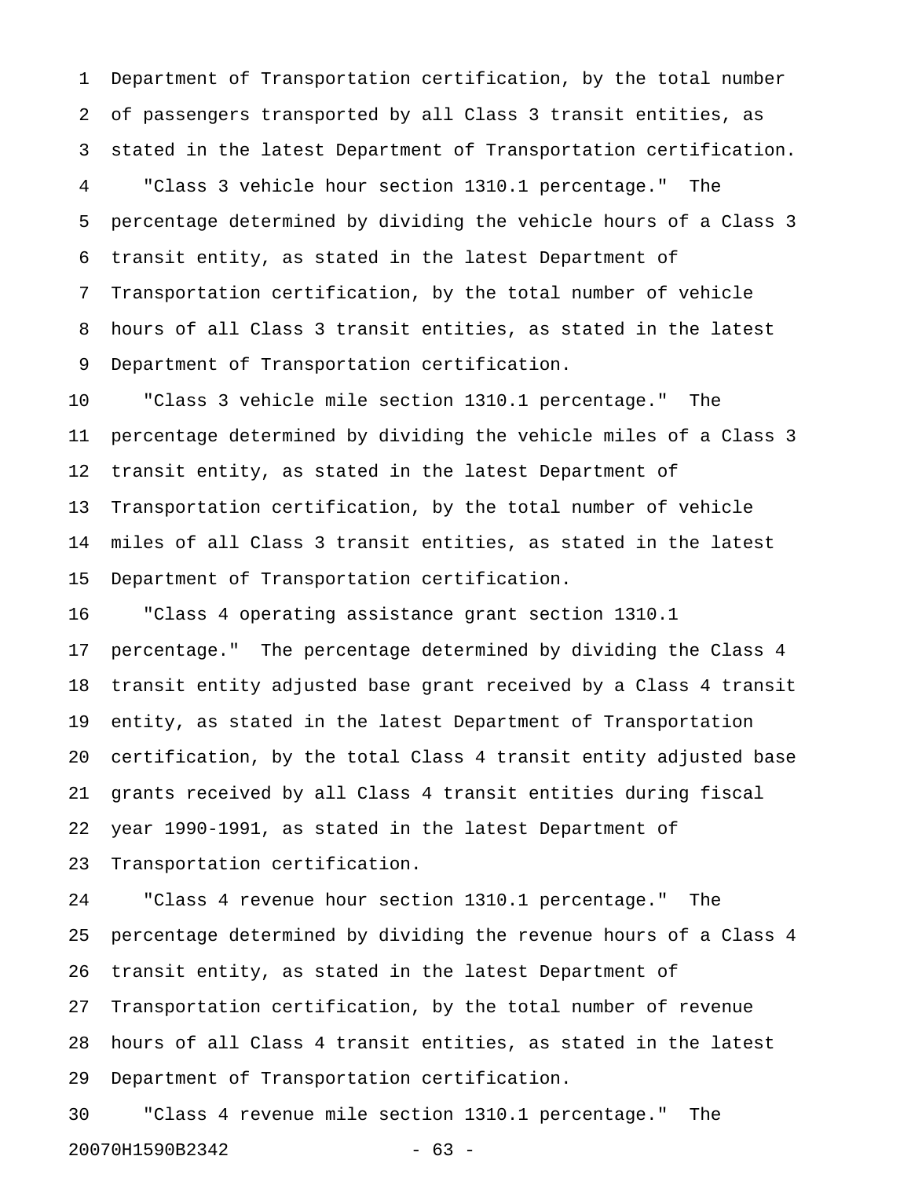Department of Transportation certification, by the total number of passengers transported by all Class 3 transit entities, as stated in the latest Department of Transportation certification.

"Class 3 vehicle hour section 1310.1 percentage." The percentage determined by dividing the vehicle hours of a Class 3 transit entity, as stated in the latest Department of Transportation certification, by the total number of vehicle hours of all Class 3 transit entities, as stated in the latest Department of Transportation certification.

"Class 3 vehicle mile section 1310.1 percentage." The percentage determined by dividing the vehicle miles of a Class 3 transit entity, as stated in the latest Department of Transportation certification, by the total number of vehicle miles of all Class 3 transit entities, as stated in the latest Department of Transportation certification.

"Class 4 operating assistance grant section 1310.1 percentage." The percentage determined by dividing the Class 4 transit entity adjusted base grant received by a Class 4 transit entity, as stated in the latest Department of Transportation certification, by the total Class 4 transit entity adjusted base grants received by all Class 4 transit entities during fiscal year 1990-1991, as stated in the latest Department of Transportation certification.

"Class 4 revenue hour section 1310.1 percentage." The percentage determined by dividing the revenue hours of a Class 4 transit entity, as stated in the latest Department of Transportation certification, by the total number of revenue hours of all Class 4 transit entities, as stated in the latest Department of Transportation certification.

"Class 4 revenue mile section 1310.1 percentage." The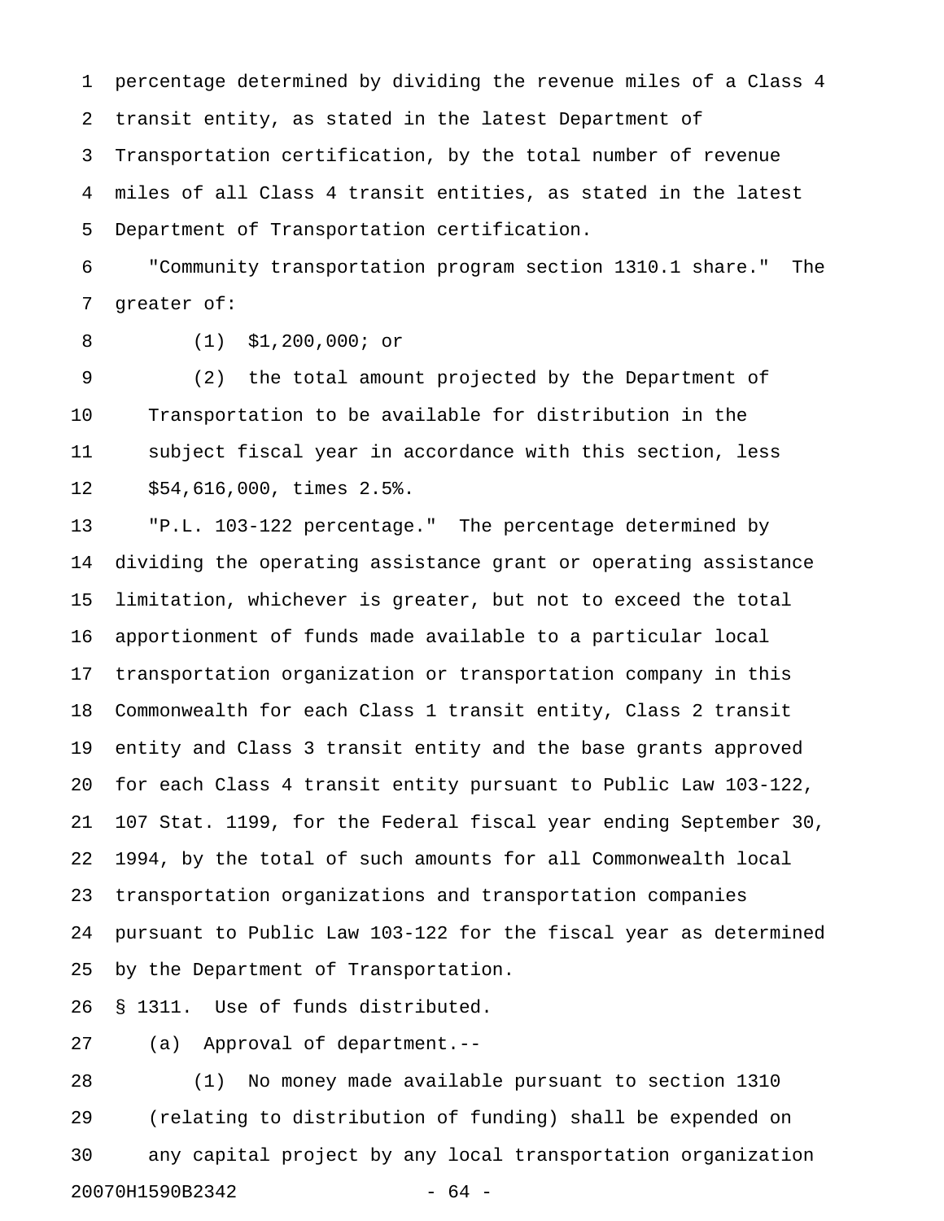percentage determined by dividing the revenue miles of a Class 4 transit entity, as stated in the latest Department of Transportation certification, by the total number of revenue miles of all Class 4 transit entities, as stated in the latest Department of Transportation certification.

"Community transportation program section 1310.1 share." The greater of:

(1) $1,200,000; or

(2) the total amount projected by the Department of Transportation to be available for distribution in the subject fiscal year in accordance with this section, less $54,616,000, times 2.5%.

"P.L. 103-122 percentage." The percentage determined by dividing the operating assistance grant or operating assistance limitation, whichever is greater, but not to exceed the total apportionment of funds made available to a particular local transportation organization or transportation company in this Commonwealth for each Class 1 transit entity, Class 2 transit entity and Class 3 transit entity and the base grants approved for each Class 4 transit entity pursuant to Public Law 103-122, 107 Stat. 1199, for the Federal fiscal year ending September 30, 1994, by the total of such amounts for all Commonwealth local transportation organizations and transportation companies pursuant to Public Law 103-122 for the fiscal year as determined by the Department of Transportation.

§ 1311. Use of funds distributed.

(a) Approval of department.--

(1) No money made available pursuant to section 1310 (relating to distribution of funding) shall be expended on any capital project by any local transportation organization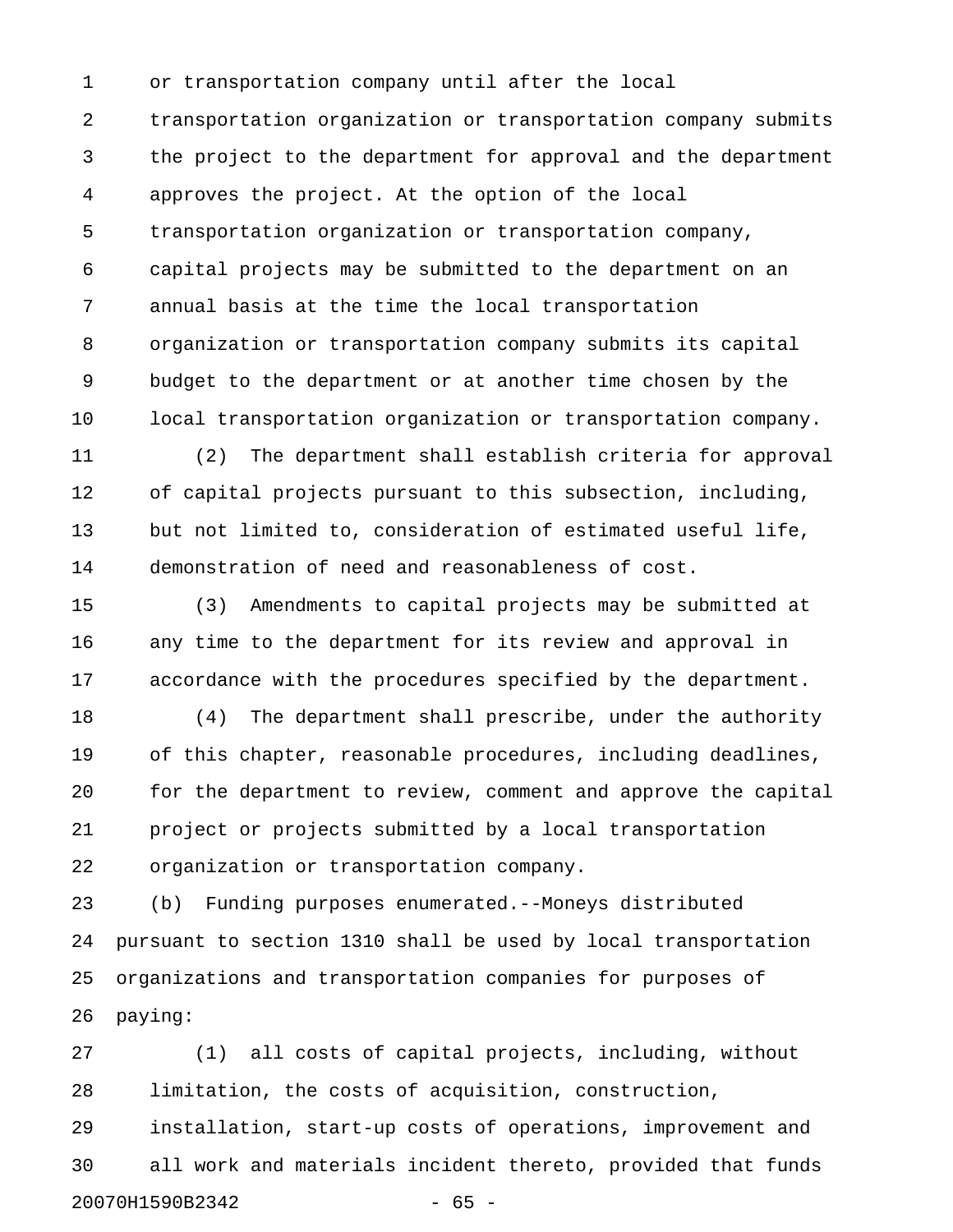or transportation company until after the local transportation organization or transportation company submits the project to the department for approval and the department approves the project. At the option of the local transportation organization or transportation company, capital projects may be submitted to the department on an annual basis at the time the local transportation organization or transportation company submits its capital budget to the department or at another time chosen by the local transportation organization or transportation company.

(2) The department shall establish criteria for approval of capital projects pursuant to this subsection, including, but not limited to, consideration of estimated useful life, demonstration of need and reasonableness of cost.

(3) Amendments to capital projects may be submitted at any time to the department for its review and approval in accordance with the procedures specified by the department.

(4) The department shall prescribe, under the authority of this chapter, reasonable procedures, including deadlines, for the department to review, comment and approve the capital project or projects submitted by a local transportation organization or transportation company.

(b) Funding purposes enumerated.--Moneys distributed pursuant to section 1310 shall be used by local transportation organizations and transportation companies for purposes of paying:

(1) all costs of capital projects, including, without limitation, the costs of acquisition, construction, installation, start-up costs of operations, improvement and all work and materials incident thereto, provided that funds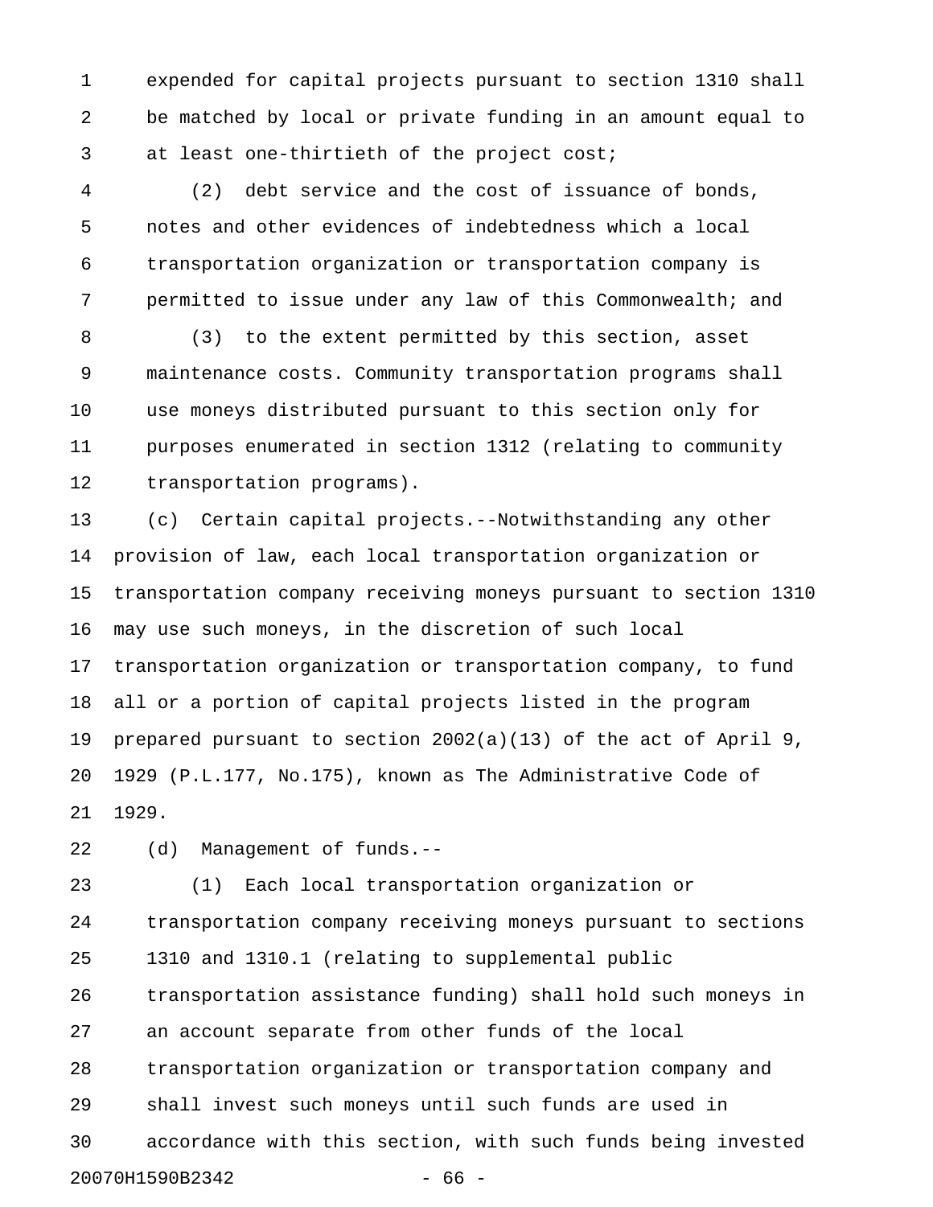expended for capital projects pursuant to section 1310 shall be matched by local or private funding in an amount equal to at least one-thirtieth of the project cost;

(2) debt service and the cost of issuance of bonds, notes and other evidences of indebtedness which a local transportation organization or transportation company is permitted to issue under any law of this Commonwealth; and

(3) to the extent permitted by this section, asset maintenance costs. Community transportation programs shall use moneys distributed pursuant to this section only for purposes enumerated in section 1312 (relating to community transportation programs).

(c) Certain capital projects.--Notwithstanding any other provision of law, each local transportation organization or transportation company receiving moneys pursuant to section 1310 may use such moneys, in the discretion of such local transportation organization or transportation company, to fund all or a portion of capital projects listed in the program prepared pursuant to section 2002(a)(13) of the act of April 9, 1929 (P.L.177, No.175), known as The Administrative Code of 1929.

(d) Management of funds.--

(1) Each local transportation organization or transportation company receiving moneys pursuant to sections 1310 and 1310.1 (relating to supplemental public transportation assistance funding) shall hold such moneys in an account separate from other funds of the local transportation organization or transportation company and shall invest such moneys until such funds are used in accordance with this section, with such funds being invested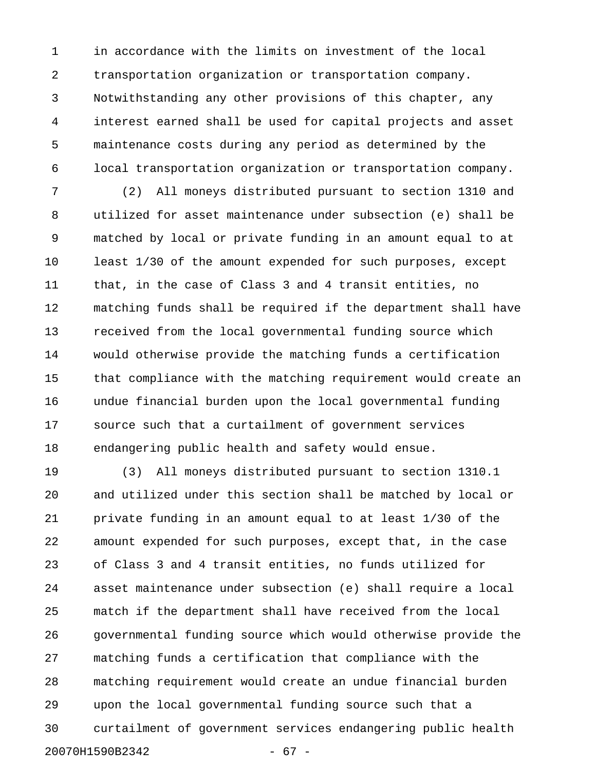in accordance with the limits on investment of the local transportation organization or transportation company. Notwithstanding any other provisions of this chapter, any interest earned shall be used for capital projects and asset maintenance costs during any period as determined by the local transportation organization or transportation company.

(2) All moneys distributed pursuant to section 1310 and utilized for asset maintenance under subsection (e) shall be matched by local or private funding in an amount equal to at least 1/30 of the amount expended for such purposes, except that, in the case of Class 3 and 4 transit entities, no matching funds shall be required if the department shall have received from the local governmental funding source which would otherwise provide the matching funds a certification that compliance with the matching requirement would create an undue financial burden upon the local governmental funding source such that a curtailment of government services endangering public health and safety would ensue.

(3) All moneys distributed pursuant to section 1310.1 and utilized under this section shall be matched by local or private funding in an amount equal to at least 1/30 of the amount expended for such purposes, except that, in the case of Class 3 and 4 transit entities, no funds utilized for asset maintenance under subsection (e) shall require a local match if the department shall have received from the local governmental funding source which would otherwise provide the matching funds a certification that compliance with the matching requirement would create an undue financial burden upon the local governmental funding source such that a curtailment of government services endangering public health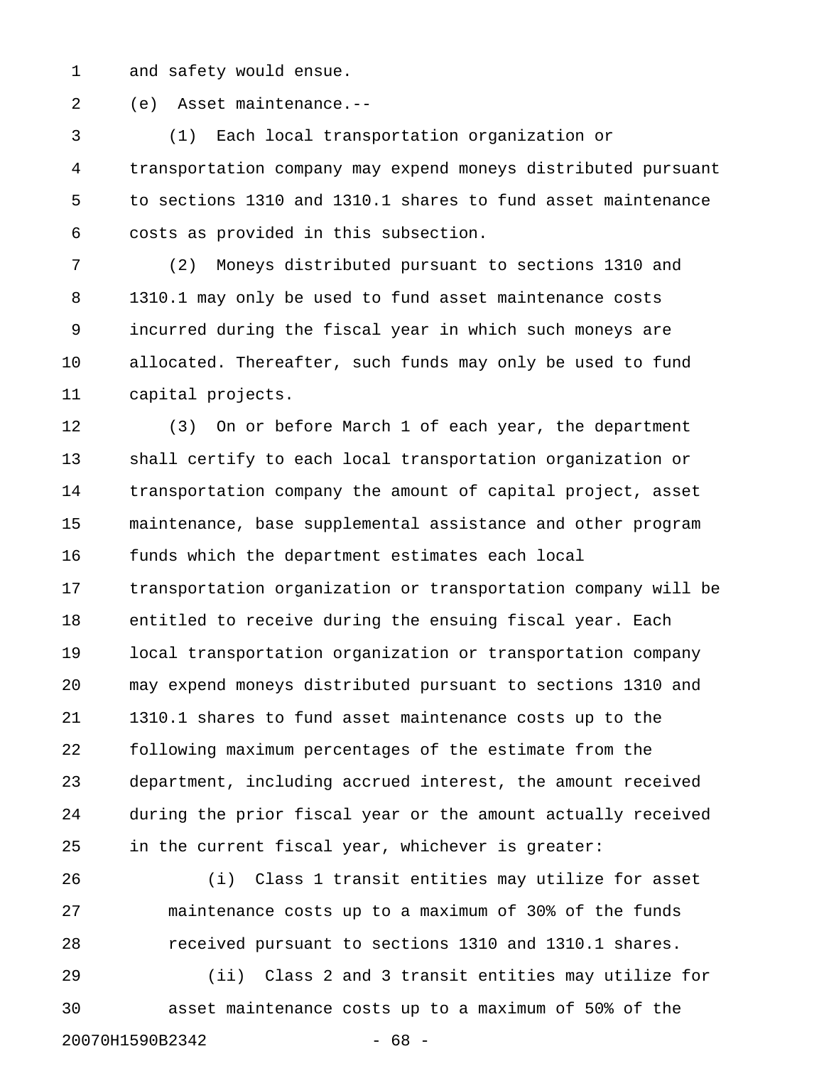and safety would ensue.

(e) Asset maintenance.--

(1) Each local transportation organization or transportation company may expend moneys distributed pursuant to sections 1310 and 1310.1 shares to fund asset maintenance costs as provided in this subsection.

(2) Moneys distributed pursuant to sections 1310 and 1310.1 may only be used to fund asset maintenance costs incurred during the fiscal year in which such moneys are allocated. Thereafter, such funds may only be used to fund capital projects.

(3) On or before March 1 of each year, the department shall certify to each local transportation organization or transportation company the amount of capital project, asset maintenance, base supplemental assistance and other program funds which the department estimates each local transportation organization or transportation company will be entitled to receive during the ensuing fiscal year. Each local transportation organization or transportation company may expend moneys distributed pursuant to sections 1310 and 1310.1 shares to fund asset maintenance costs up to the following maximum percentages of the estimate from the department, including accrued interest, the amount received during the prior fiscal year or the amount actually received in the current fiscal year, whichever is greater:

(i) Class 1 transit entities may utilize for asset maintenance costs up to a maximum of 30% of the funds received pursuant to sections 1310 and 1310.1 shares.

(ii) Class 2 and 3 transit entities may utilize for asset maintenance costs up to a maximum of 50% of the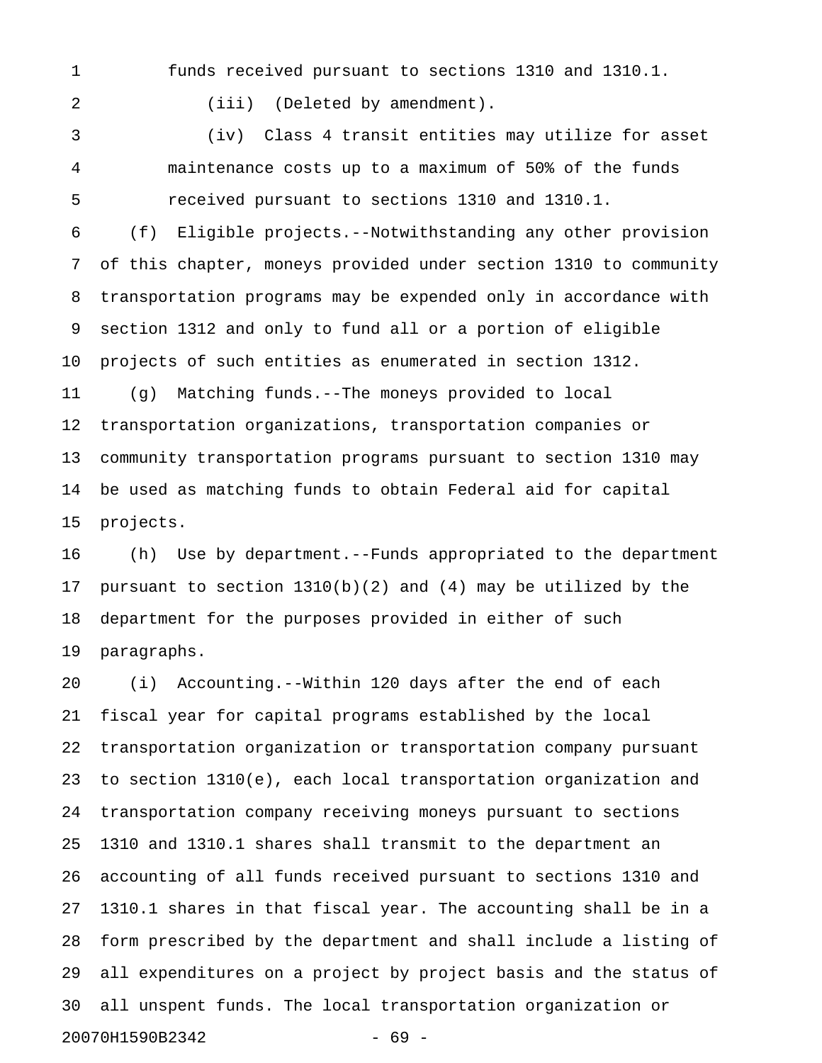funds received pursuant to sections 1310 and 1310.1.

(iii) (Deleted by amendment).

(iv) Class 4 transit entities may utilize for asset maintenance costs up to a maximum of 50% of the funds received pursuant to sections 1310 and 1310.1.

(f) Eligible projects.--Notwithstanding any other provision of this chapter, moneys provided under section 1310 to community transportation programs may be expended only in accordance with section 1312 and only to fund all or a portion of eligible projects of such entities as enumerated in section 1312.

(g) Matching funds.--The moneys provided to local transportation organizations, transportation companies or community transportation programs pursuant to section 1310 may be used as matching funds to obtain Federal aid for capital projects.

(h) Use by department.--Funds appropriated to the department pursuant to section 1310(b)(2) and (4) may be utilized by the department for the purposes provided in either of such paragraphs.

(i) Accounting.--Within 120 days after the end of each fiscal year for capital programs established by the local transportation organization or transportation company pursuant to section 1310(e), each local transportation organization and transportation company receiving moneys pursuant to sections 1310 and 1310.1 shares shall transmit to the department an accounting of all funds received pursuant to sections 1310 and 1310.1 shares in that fiscal year. The accounting shall be in a form prescribed by the department and shall include a listing of all expenditures on a project by project basis and the status of all unspent funds. The local transportation organization or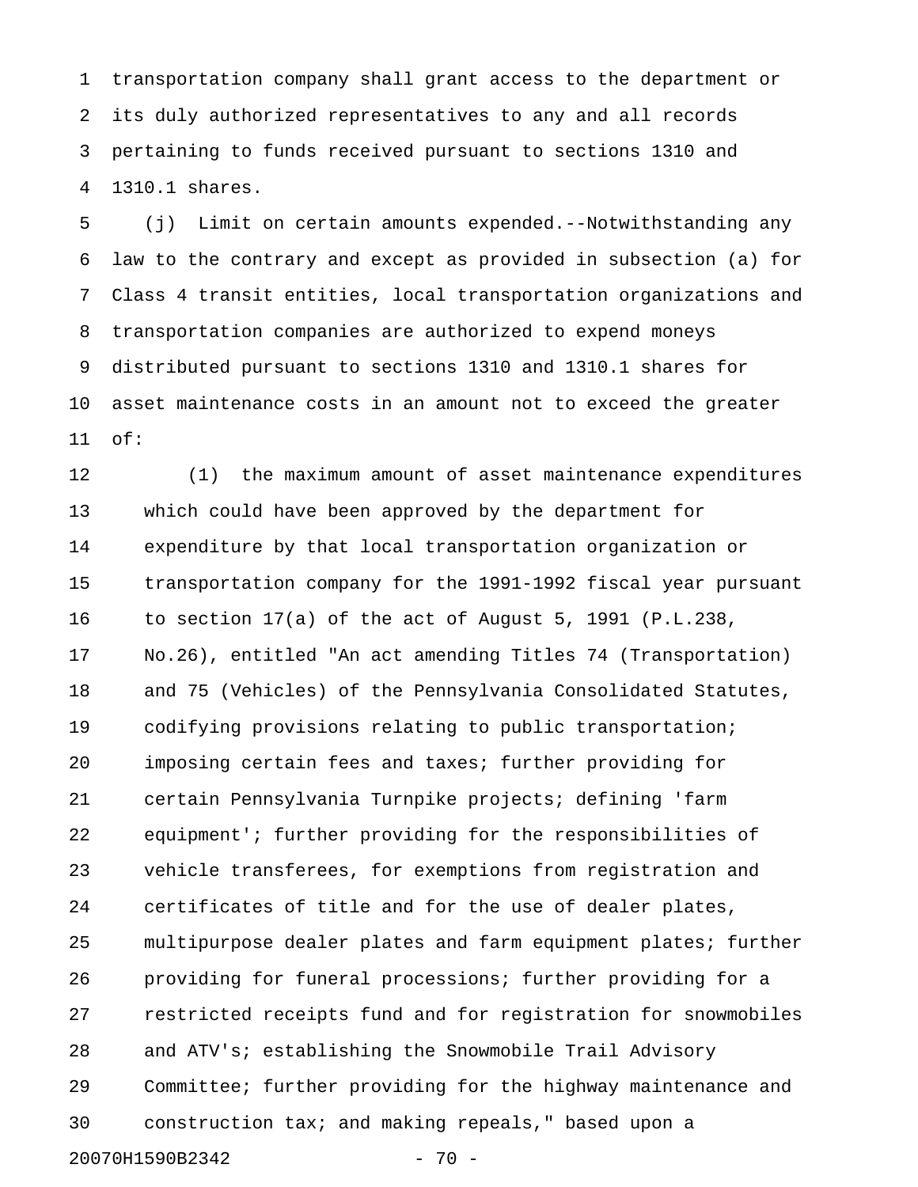transportation company shall grant access to the department or its duly authorized representatives to any and all records pertaining to funds received pursuant to sections 1310 and 1310.1 shares.

(j) Limit on certain amounts expended.--Notwithstanding any law to the contrary and except as provided in subsection (a) for Class 4 transit entities, local transportation organizations and transportation companies are authorized to expend moneys distributed pursuant to sections 1310 and 1310.1 shares for asset maintenance costs in an amount not to exceed the greater of:

(1) the maximum amount of asset maintenance expenditures which could have been approved by the department for expenditure by that local transportation organization or transportation company for the 1991-1992 fiscal year pursuant to section 17(a) of the act of August 5, 1991 (P.L.238, No.26), entitled "An act amending Titles 74 (Transportation) and 75 (Vehicles) of the Pennsylvania Consolidated Statutes, codifying provisions relating to public transportation; imposing certain fees and taxes; further providing for certain Pennsylvania Turnpike projects; defining 'farm equipment'; further providing for the responsibilities of vehicle transferees, for exemptions from registration and certificates of title and for the use of dealer plates, multipurpose dealer plates and farm equipment plates; further providing for funeral processions; further providing for a restricted receipts fund and for registration for snowmobiles and ATV's; establishing the Snowmobile Trail Advisory Committee; further providing for the highway maintenance and construction tax; and making repeals," based upon a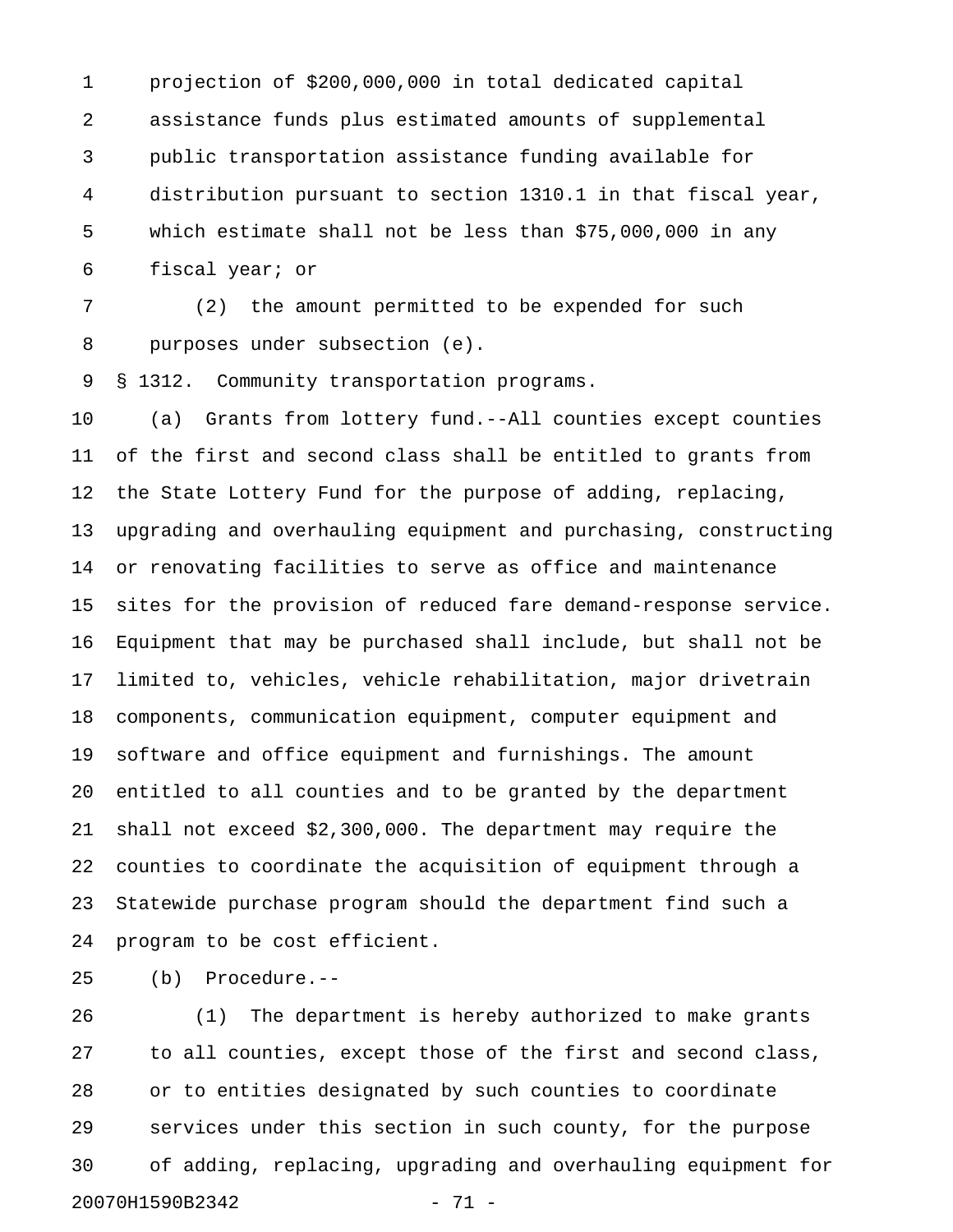projection of $200,000,000 in total dedicated capital assistance funds plus estimated amounts of supplemental public transportation assistance funding available for distribution pursuant to section 1310.1 in that fiscal year, which estimate shall not be less than $75,000,000 in any fiscal year; or

(2) the amount permitted to be expended for such purposes under subsection (e).

§ 1312. Community transportation programs.

(a) Grants from lottery fund.--All counties except counties of the first and second class shall be entitled to grants from the State Lottery Fund for the purpose of adding, replacing, upgrading and overhauling equipment and purchasing, constructing or renovating facilities to serve as office and maintenance sites for the provision of reduced fare demand-response service. Equipment that may be purchased shall include, but shall not be limited to, vehicles, vehicle rehabilitation, major drivetrain components, communication equipment, computer equipment and software and office equipment and furnishings. The amount entitled to all counties and to be granted by the department shall not exceed $2,300,000. The department may require the counties to coordinate the acquisition of equipment through a Statewide purchase program should the department find such a program to be cost efficient.

(b) Procedure.--

(1) The department is hereby authorized to make grants to all counties, except those of the first and second class, or to entities designated by such counties to coordinate services under this section in such county, for the purpose of adding, replacing, upgrading and overhauling equipment for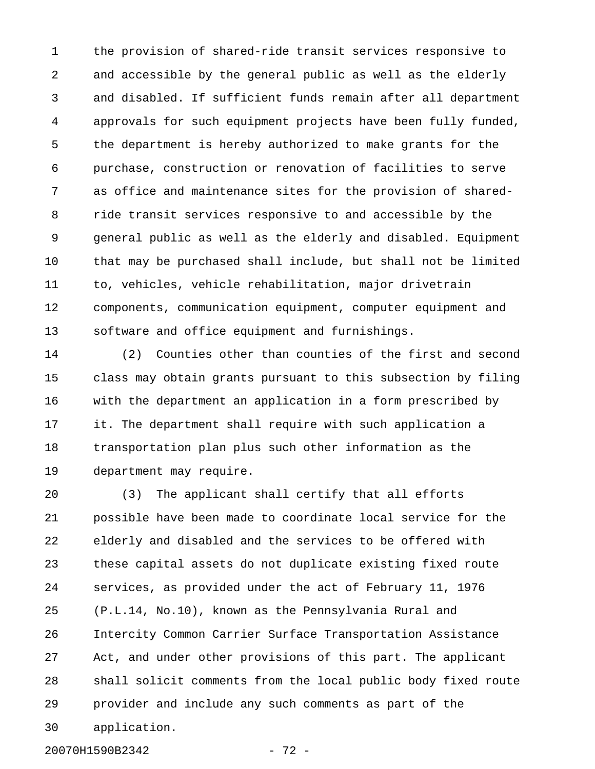the provision of shared-ride transit services responsive to and accessible by the general public as well as the elderly and disabled. If sufficient funds remain after all department approvals for such equipment projects have been fully funded, the department is hereby authorized to make grants for the purchase, construction or renovation of facilities to serve as office and maintenance sites for the provision of shared-ride transit services responsive to and accessible by the general public as well as the elderly and disabled. Equipment that may be purchased shall include, but shall not be limited to, vehicles, vehicle rehabilitation, major drivetrain components, communication equipment, computer equipment and software and office equipment and furnishings.

(2) Counties other than counties of the first and second class may obtain grants pursuant to this subsection by filing with the department an application in a form prescribed by it. The department shall require with such application a transportation plan plus such other information as the department may require.

(3) The applicant shall certify that all efforts possible have been made to coordinate local service for the elderly and disabled and the services to be offered with these capital assets do not duplicate existing fixed route services, as provided under the act of February 11, 1976 (P.L.14, No.10), known as the Pennsylvania Rural and Intercity Common Carrier Surface Transportation Assistance Act, and under other provisions of this part. The applicant shall solicit comments from the local public body fixed route provider and include any such comments as part of the application.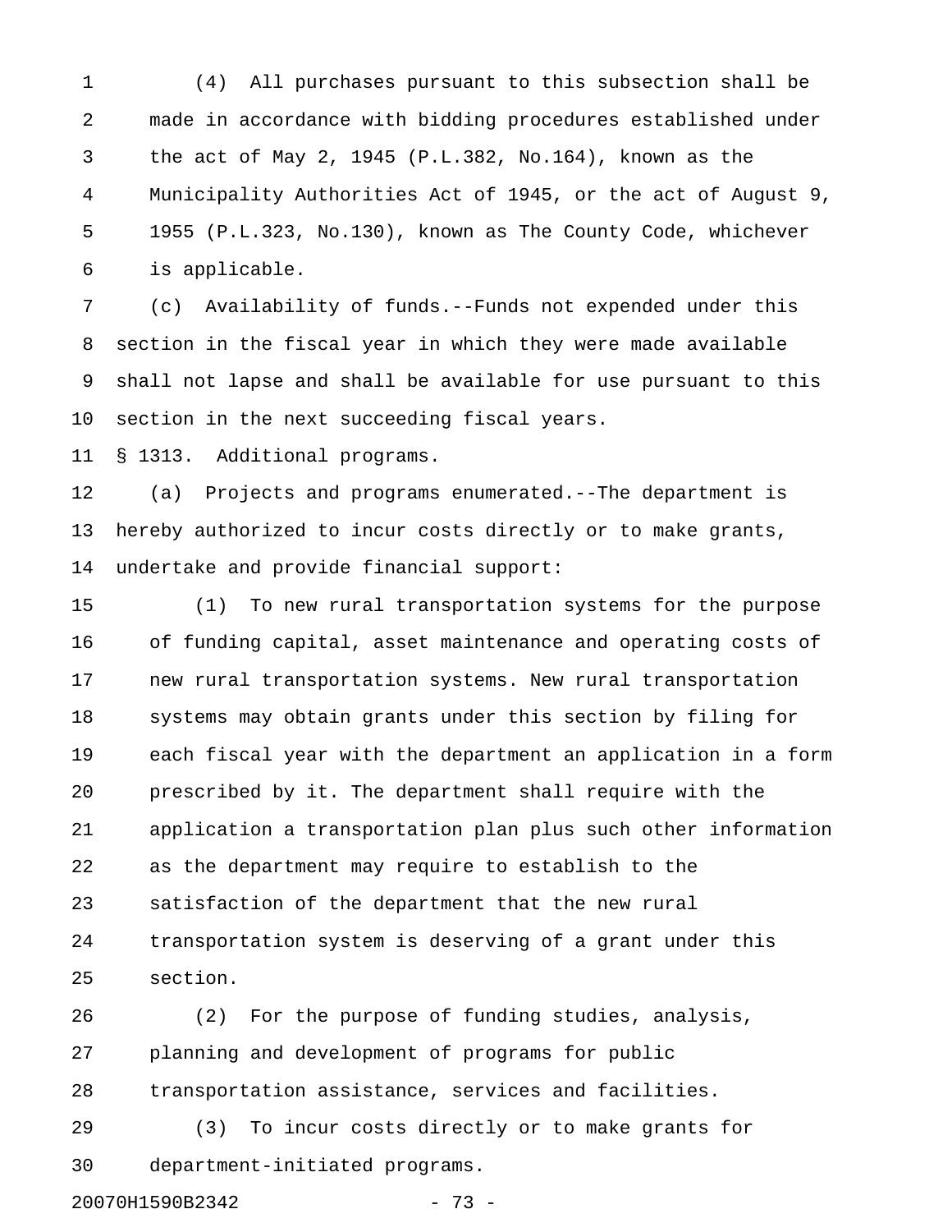(4) All purchases pursuant to this subsection shall be made in accordance with bidding procedures established under the act of May 2, 1945 (P.L.382, No.164), known as the Municipality Authorities Act of 1945, or the act of August 9, 1955 (P.L.323, No.130), known as The County Code, whichever is applicable.

(c) Availability of funds.--Funds not expended under this section in the fiscal year in which they were made available shall not lapse and shall be available for use pursuant to this section in the next succeeding fiscal years.

§ 1313. Additional programs.

(a) Projects and programs enumerated.--The department is hereby authorized to incur costs directly or to make grants, undertake and provide financial support:

(1) To new rural transportation systems for the purpose of funding capital, asset maintenance and operating costs of new rural transportation systems. New rural transportation systems may obtain grants under this section by filing for each fiscal year with the department an application in a form prescribed by it. The department shall require with the application a transportation plan plus such other information as the department may require to establish to the satisfaction of the department that the new rural transportation system is deserving of a grant under this section.

(2) For the purpose of funding studies, analysis, planning and development of programs for public transportation assistance, services and facilities.

(3) To incur costs directly or to make grants for department-initiated programs.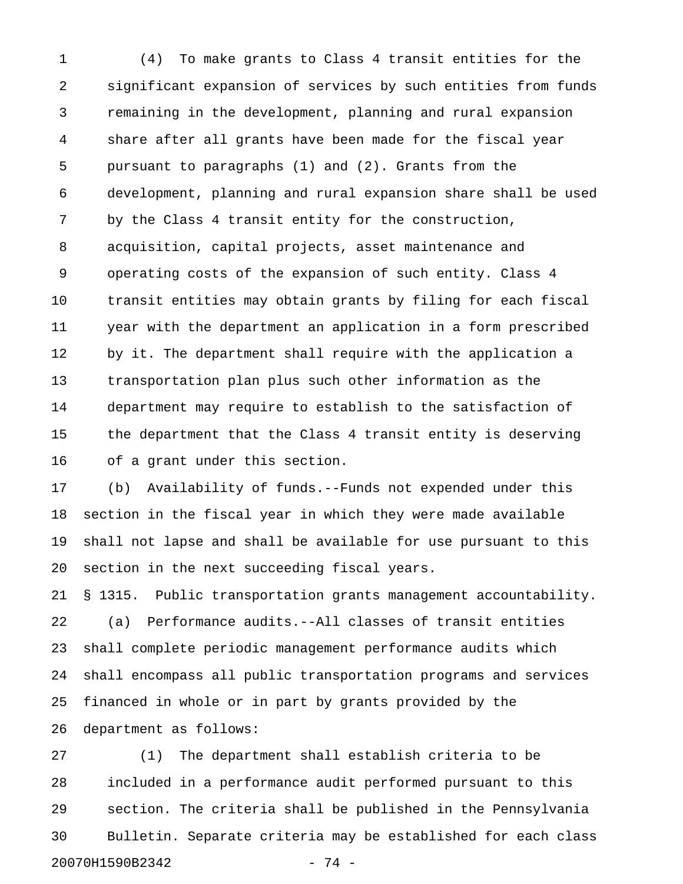(4) To make grants to Class 4 transit entities for the significant expansion of services by such entities from funds remaining in the development, planning and rural expansion share after all grants have been made for the fiscal year pursuant to paragraphs (1) and (2). Grants from the development, planning and rural expansion share shall be used by the Class 4 transit entity for the construction, acquisition, capital projects, asset maintenance and operating costs of the expansion of such entity. Class 4 transit entities may obtain grants by filing for each fiscal year with the department an application in a form prescribed by it. The department shall require with the application a transportation plan plus such other information as the department may require to establish to the satisfaction of the department that the Class 4 transit entity is deserving of a grant under this section.

(b) Availability of funds.--Funds not expended under this section in the fiscal year in which they were made available shall not lapse and shall be available for use pursuant to this section in the next succeeding fiscal years.

§ 1315. Public transportation grants management accountability.

(a) Performance audits.--All classes of transit entities shall complete periodic management performance audits which shall encompass all public transportation programs and services financed in whole or in part by grants provided by the department as follows:

(1) The department shall establish criteria to be included in a performance audit performed pursuant to this section. The criteria shall be published in the Pennsylvania Bulletin. Separate criteria may be established for each class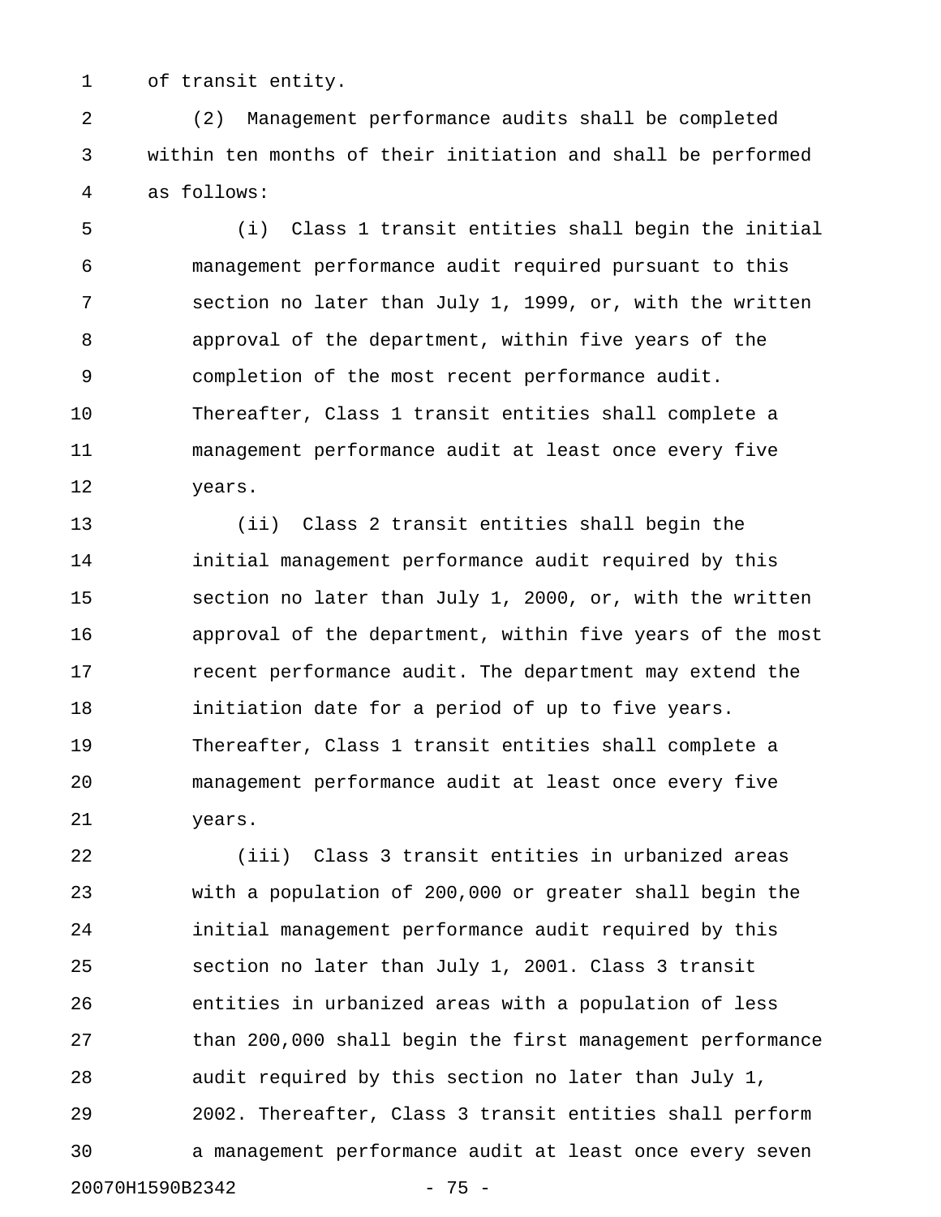of transit entity.

(2) Management performance audits shall be completed within ten months of their initiation and shall be performed as follows:

(i) Class 1 transit entities shall begin the initial management performance audit required pursuant to this section no later than July 1, 1999, or, with the written approval of the department, within five years of the completion of the most recent performance audit. Thereafter, Class 1 transit entities shall complete a management performance audit at least once every five years.

(ii) Class 2 transit entities shall begin the initial management performance audit required by this section no later than July 1, 2000, or, with the written approval of the department, within five years of the most recent performance audit. The department may extend the initiation date for a period of up to five years. Thereafter, Class 1 transit entities shall complete a management performance audit at least once every five years.

(iii) Class 3 transit entities in urbanized areas with a population of 200,000 or greater shall begin the initial management performance audit required by this section no later than July 1, 2001. Class 3 transit entities in urbanized areas with a population of less than 200,000 shall begin the first management performance audit required by this section no later than July 1, 2002. Thereafter, Class 3 transit entities shall perform a management performance audit at least once every seven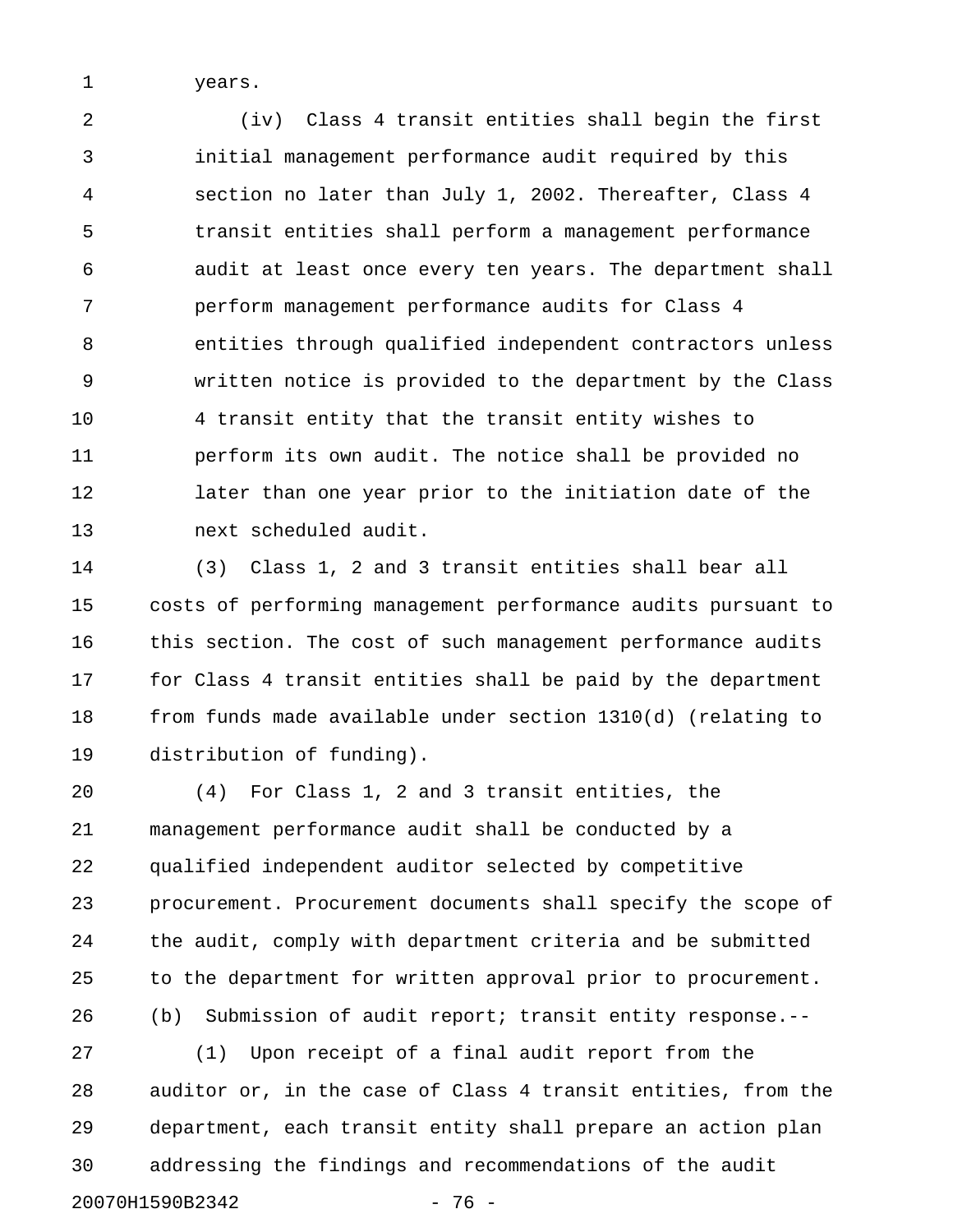years.

(iv) Class 4 transit entities shall begin the first initial management performance audit required by this section no later than July 1, 2002. Thereafter, Class 4 transit entities shall perform a management performance audit at least once every ten years. The department shall perform management performance audits for Class 4 entities through qualified independent contractors unless written notice is provided to the department by the Class 4 transit entity that the transit entity wishes to perform its own audit. The notice shall be provided no later than one year prior to the initiation date of the next scheduled audit.

(3) Class 1, 2 and 3 transit entities shall bear all costs of performing management performance audits pursuant to this section. The cost of such management performance audits for Class 4 transit entities shall be paid by the department from funds made available under section 1310(d) (relating to distribution of funding).

(4) For Class 1, 2 and 3 transit entities, the management performance audit shall be conducted by a qualified independent auditor selected by competitive procurement. Procurement documents shall specify the scope of the audit, comply with department criteria and be submitted to the department for written approval prior to procurement.

(b) Submission of audit report; transit entity response.--

(1) Upon receipt of a final audit report from the auditor or, in the case of Class 4 transit entities, from the department, each transit entity shall prepare an action plan addressing the findings and recommendations of the audit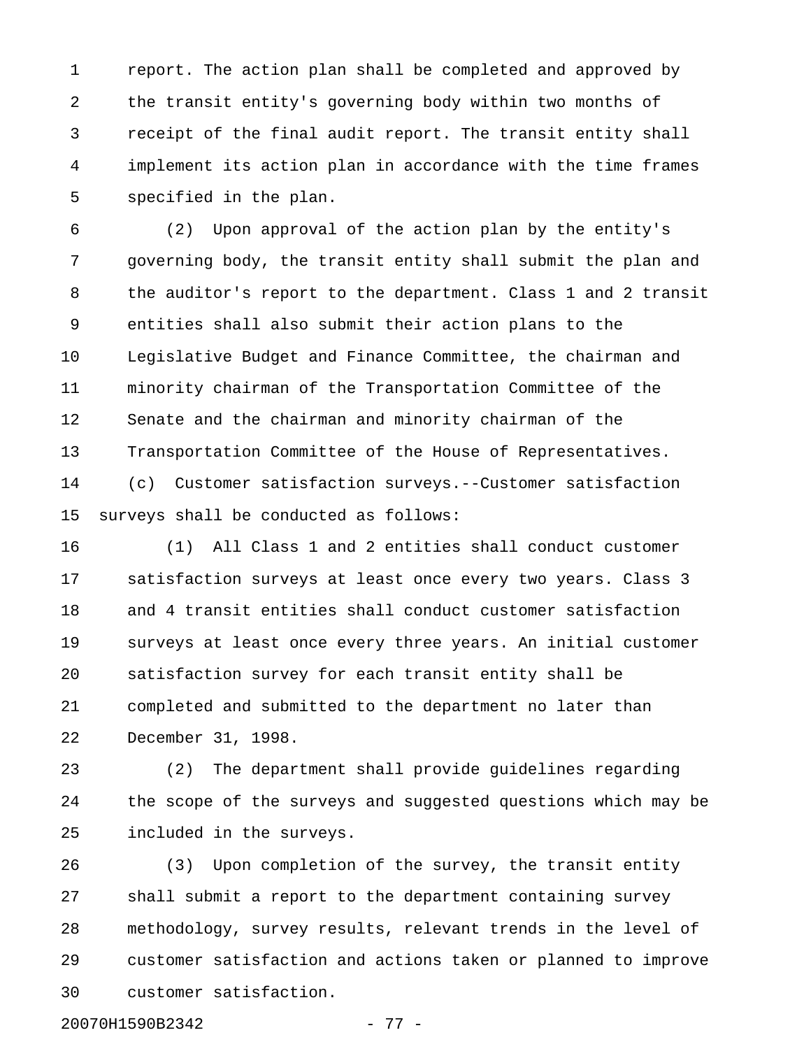report. The action plan shall be completed and approved by the transit entity's governing body within two months of receipt of the final audit report. The transit entity shall implement its action plan in accordance with the time frames specified in the plan.

(2) Upon approval of the action plan by the entity's governing body, the transit entity shall submit the plan and the auditor's report to the department. Class 1 and 2 transit entities shall also submit their action plans to the Legislative Budget and Finance Committee, the chairman and minority chairman of the Transportation Committee of the Senate and the chairman and minority chairman of the Transportation Committee of the House of Representatives.

(c) Customer satisfaction surveys.--Customer satisfaction surveys shall be conducted as follows:

(1) All Class 1 and 2 entities shall conduct customer satisfaction surveys at least once every two years. Class 3 and 4 transit entities shall conduct customer satisfaction surveys at least once every three years. An initial customer satisfaction survey for each transit entity shall be completed and submitted to the department no later than December 31, 1998.

(2) The department shall provide guidelines regarding the scope of the surveys and suggested questions which may be included in the surveys.

(3) Upon completion of the survey, the transit entity shall submit a report to the department containing survey methodology, survey results, relevant trends in the level of customer satisfaction and actions taken or planned to improve customer satisfaction.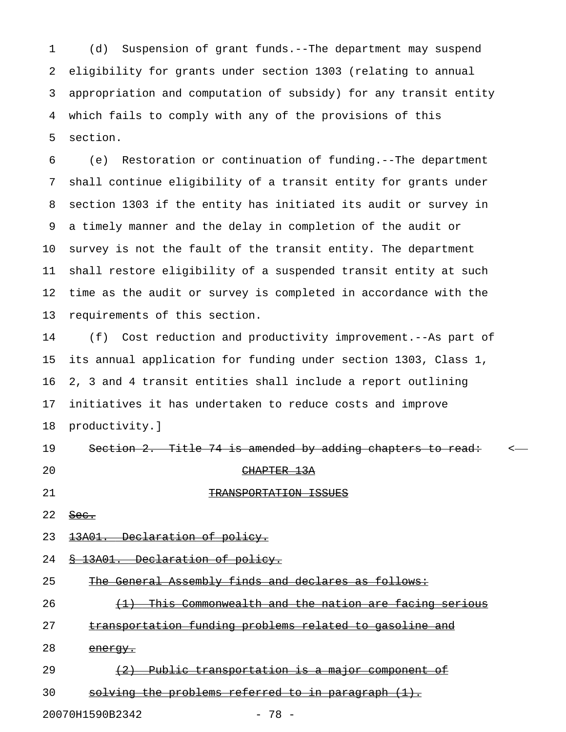(d) Suspension of grant funds.--The department may suspend eligibility for grants under section 1303 (relating to annual appropriation and computation of subsidy) for any transit entity which fails to comply with any of the provisions of this section.

(e) Restoration or continuation of funding.--The department shall continue eligibility of a transit entity for grants under section 1303 if the entity has initiated its audit or survey in a timely manner and the delay in completion of the audit or survey is not the fault of the transit entity. The department shall restore eligibility of a suspended transit entity at such time as the audit or survey is completed in accordance with the requirements of this section.

(f) Cost reduction and productivity improvement.--As part of its annual application for funding under section 1303, Class 1, 2, 3 and 4 transit entities shall include a report outlining initiatives it has undertaken to reduce costs and improve productivity.]

~~Section 2. Title 74 is amended by adding chapters to read:~~ <

~~CHAPTER 13A~~

~~TRANSPORTATION ISSUES~~

~~Sec.~~

~~13A01. Declaration of policy.~~

~~§ 13A01. Declaration of policy.~~

~~The General Assembly finds and declares as follows:~~

~~(1) This Commonwealth and the nation are facing serious transportation funding problems related to gasoline and energy.~~

~~(2) Public transportation is a major component of solving the problems referred to in paragraph (1).~~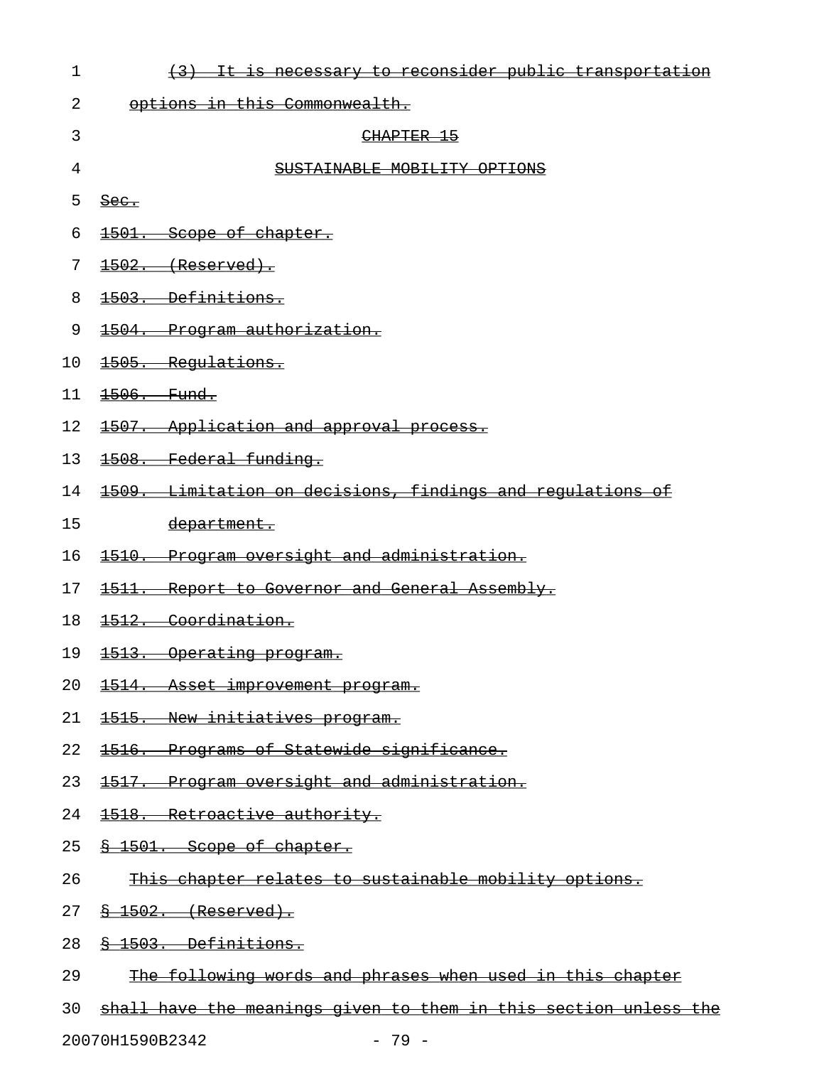(3) It is necessary to reconsider public transportation options in this Commonwealth.

CHAPTER 15

SUSTAINABLE MOBILITY OPTIONS

Sec.

1501. Scope of chapter.

1502. (Reserved).

1503. Definitions.

1504. Program authorization.

1505. Regulations.

1506. Fund.

1507. Application and approval process.

1508. Federal funding.

1509. Limitation on decisions, findings and regulations of department.

1510. Program oversight and administration.

1511. Report to Governor and General Assembly.

1512. Coordination.

1513. Operating program.

1514. Asset improvement program.

1515. New initiatives program.

1516. Programs of Statewide significance.

1517. Program oversight and administration.

1518. Retroactive authority.

§ 1501. Scope of chapter.

This chapter relates to sustainable mobility options.

§ 1502. (Reserved).

§ 1503. Definitions.

The following words and phrases when used in this chapter shall have the meanings given to them in this section unless the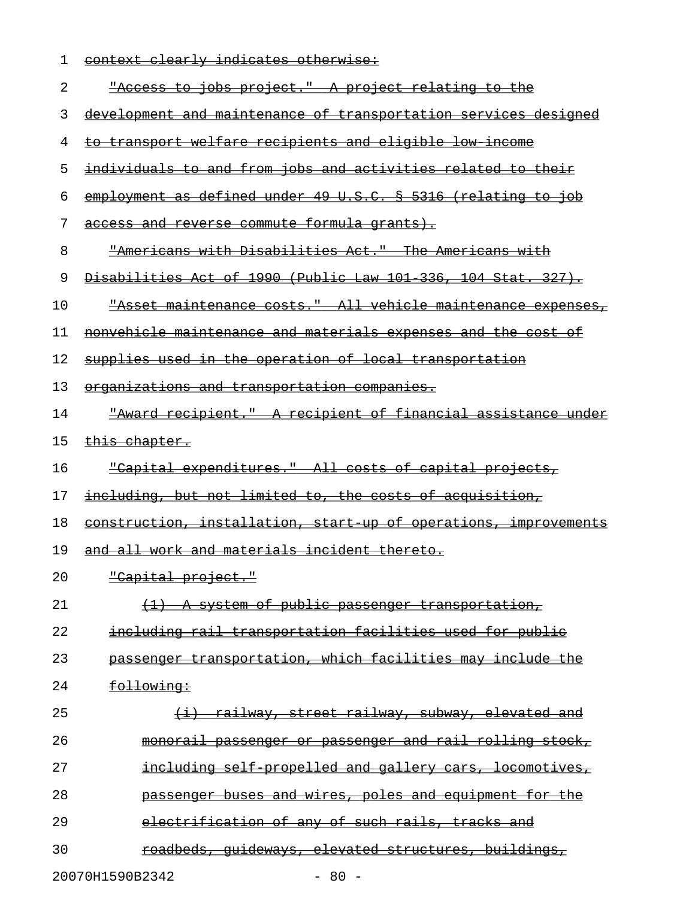context clearly indicates otherwise:

"Access to jobs project." A project relating to the development and maintenance of transportation services designed to transport welfare recipients and eligible low-income individuals to and from jobs and activities related to their employment as defined under 49 U.S.C. § 5316 (relating to job access and reverse commute formula grants).

"Americans with Disabilities Act." The Americans with Disabilities Act of 1990 (Public Law 101-336, 104 Stat. 327).

"Asset maintenance costs." All vehicle maintenance expenses, nonvehicle maintenance and materials expenses and the cost of supplies used in the operation of local transportation organizations and transportation companies.

"Award recipient." A recipient of financial assistance under this chapter.

"Capital expenditures." All costs of capital projects, including, but not limited to, the costs of acquisition, construction, installation, start-up of operations, improvements and all work and materials incident thereto.

"Capital project."

(1) A system of public passenger transportation, including rail transportation facilities used for public passenger transportation, which facilities may include the following:

(i) railway, street railway, subway, elevated and monorail passenger or passenger and rail rolling stock, including self-propelled and gallery cars, locomotives, passenger buses and wires, poles and equipment for the electrification of any of such rails, tracks and roadbeds, guideways, elevated structures, buildings,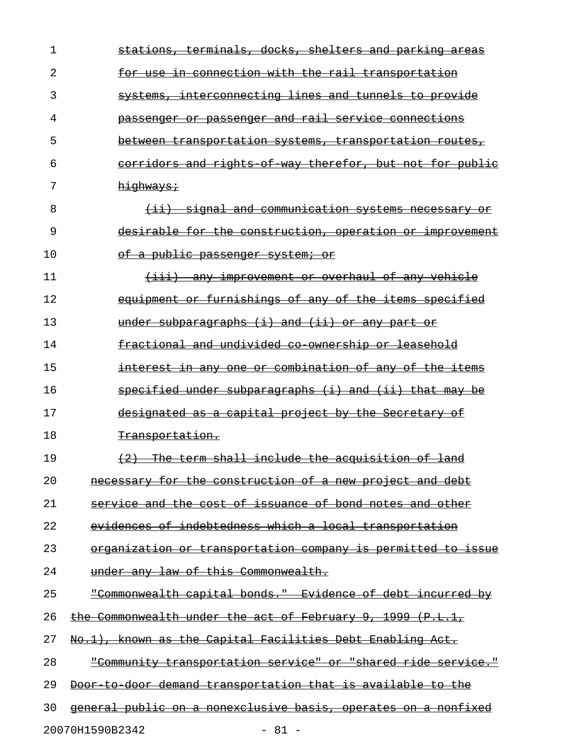stations, terminals, docks, shelters and parking areas for use in connection with the rail transportation systems, interconnecting lines and tunnels to provide passenger or passenger and rail service connections between transportation systems, transportation routes, corridors and rights-of-way therefor, but not for public highways;

(ii) signal and communication systems necessary or desirable for the construction, operation or improvement of a public passenger system; or

(iii) any improvement or overhaul of any vehicle equipment or furnishings of any of the items specified under subparagraphs (i) and (ii) or any part or fractional and undivided co-ownership or leasehold interest in any one or combination of any of the items specified under subparagraphs (i) and (ii) that may be designated as a capital project by the Secretary of Transportation.

(2) The term shall include the acquisition of land necessary for the construction of a new project and debt service and the cost of issuance of bond notes and other evidences of indebtedness which a local transportation organization or transportation company is permitted to issue under any law of this Commonwealth.

"Commonwealth capital bonds." Evidence of debt incurred by the Commonwealth under the act of February 9, 1999 (P.L.1, No.1), known as the Capital Facilities Debt Enabling Act.

"Community transportation service" or "shared-ride service." Door-to-door demand transportation that is available to the general public on a nonexclusive basis, operates on a nonfixed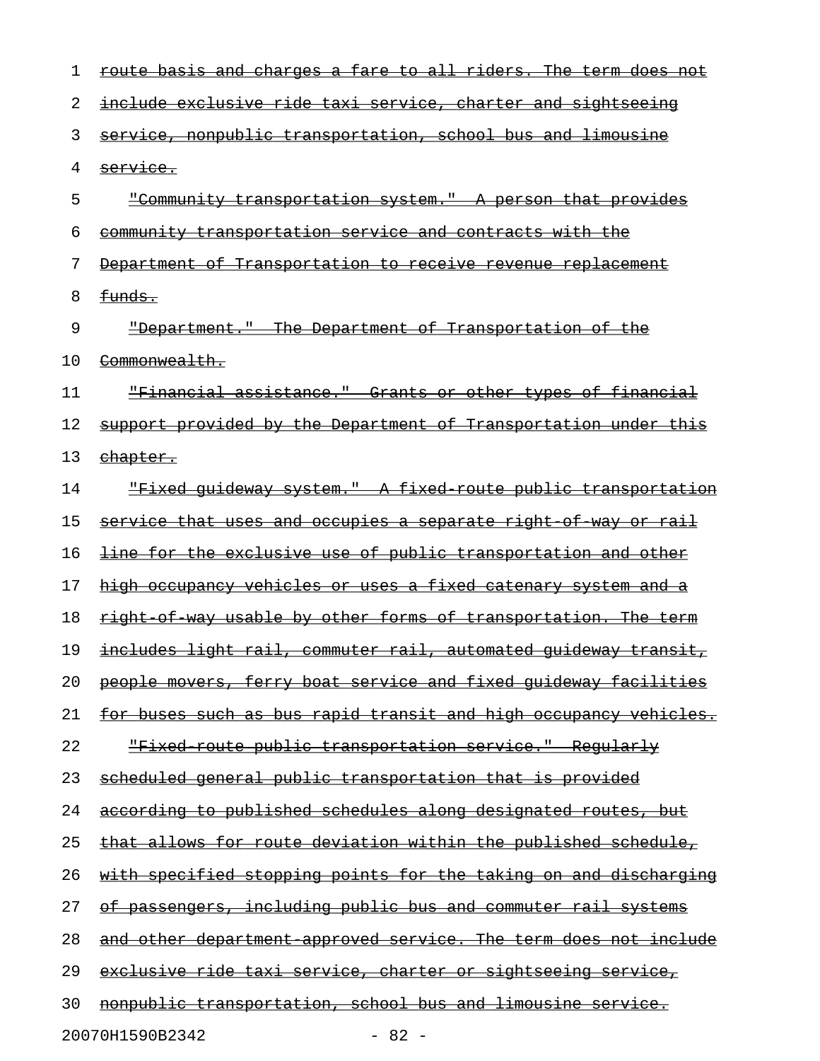~~route basis and charges a fare to all riders. The term does not include exclusive ride taxi service, charter and sightseeing service, nonpublic transportation, school bus and limousine service.~~

~~"Community transportation system." A person that provides community transportation service and contracts with the Department of Transportation to receive revenue replacement funds.~~

~~"Department." The Department of Transportation of the Commonwealth.~~

~~"Financial assistance." Grants or other types of financial support provided by the Department of Transportation under this chapter.~~

~~"Fixed guideway system." A fixed-route public transportation service that uses and occupies a separate right-of-way or rail line for the exclusive use of public transportation and other high occupancy vehicles or uses a fixed catenary system and a right-of-way usable by other forms of transportation. The term includes light rail, commuter rail, automated guideway transit, people movers, ferry boat service and fixed guideway facilities for buses such as bus rapid transit and high occupancy vehicles.~~

~~"Fixed-route public transportation service." Regularly scheduled general public transportation that is provided according to published schedules along designated routes, but that allows for route deviation within the published schedule, with specified stopping points for the taking on and discharging of passengers, including public bus and commuter rail systems and other department-approved service. The term does not include exclusive ride taxi service, charter or sightseeing service, nonpublic transportation, school bus and limousine service.~~

20070H1590B2342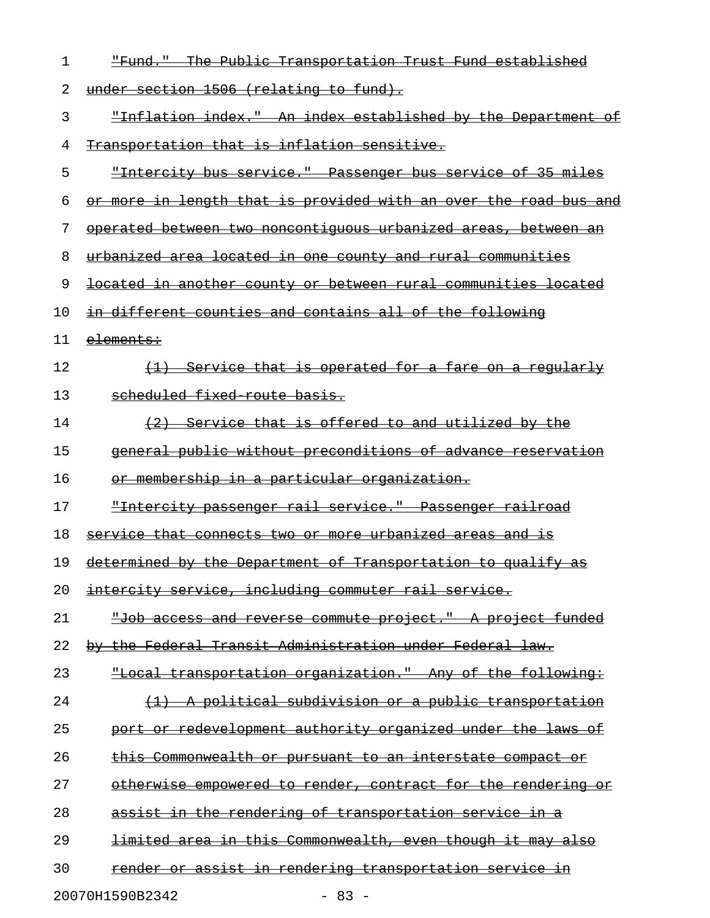"Fund." The Public Transportation Trust Fund established under section 1506 (relating to fund).

"Inflation index." An index established by the Department of Transportation that is inflation sensitive.

"Intercity bus service." Passenger bus service of 35 miles or more in length that is provided with an over the road bus and operated between two noncontiguous urbanized areas, between an urbanized area located in one county and rural communities located in another county or between rural communities located in different counties and contains all of the following elements:

(1) Service that is operated for a fare on a regularly scheduled fixed-route basis.

(2) Service that is offered to and utilized by the general public without preconditions of advance reservation or membership in a particular organization.

"Intercity passenger rail service." Passenger railroad service that connects two or more urbanized areas and is determined by the Department of Transportation to qualify as intercity service, including commuter rail service.

"Job access and reverse commute project." A project funded by the Federal Transit Administration under Federal law.

"Local transportation organization." Any of the following:

(1) A political subdivision or a public transportation port or redevelopment authority organized under the laws of this Commonwealth or pursuant to an interstate compact or otherwise empowered to render, contract for the rendering or assist in the rendering of transportation service in a limited area in this Commonwealth, even though it may also render or assist in rendering transportation service in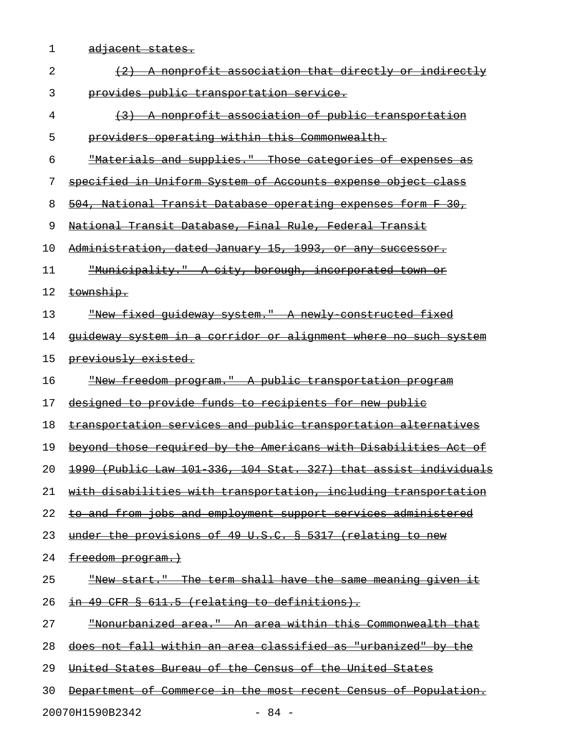~~adjacent states.~~

~~(2) A nonprofit association that directly or indirectly provides public transportation service.~~

~~(3) A nonprofit association of public transportation providers operating within this Commonwealth.~~

~~"Materials and supplies." Those categories of expenses as specified in Uniform System of Accounts expense object class 504, National Transit Database operating expenses form F 30, National Transit Database, Final Rule, Federal Transit Administration, dated January 15, 1993, or any successor.~~

~~"Municipality." A city, borough, incorporated town or township.~~

~~"New fixed guideway system." A newly-constructed fixed guideway system in a corridor or alignment where no such system previously existed.~~

~~"New freedom program." A public transportation program designed to provide funds to recipients for new public transportation services and public transportation alternatives beyond those required by the Americans with Disabilities Act of 1990 (Public Law 101-336, 104 Stat. 327) that assist individuals with disabilities with transportation, including transportation to and from jobs and employment support services administered under the provisions of 49 U.S.C. § 5317 (relating to new freedom program.)~~

~~"New start." The term shall have the same meaning given it in 49 CFR § 611.5 (relating to definitions).~~

~~"Nonurbanized area." An area within this Commonwealth that does not fall within an area classified as "urbanized" by the United States Bureau of the Census of the United States Department of Commerce in the most recent Census of Population.~~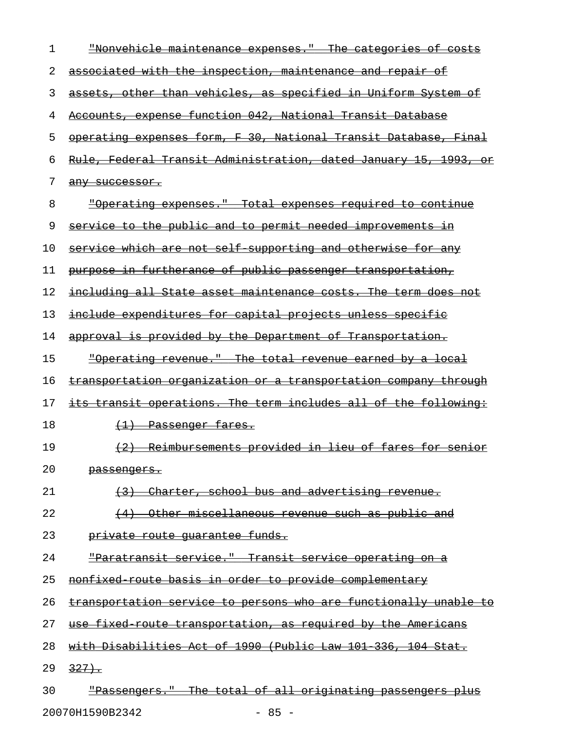"Nonvehicle maintenance expenses." The categories of costs associated with the inspection, maintenance and repair of assets, other than vehicles, as specified in Uniform System of Accounts, expense function 042, National Transit Database operating expenses form, F 30, National Transit Database, Final Rule, Federal Transit Administration, dated January 15, 1993, or any successor.

"Operating expenses." Total expenses required to continue service to the public and to permit needed improvements in service which are not self-supporting and otherwise for any purpose in furtherance of public passenger transportation, including all State asset maintenance costs. The term does not include expenditures for capital projects unless specific approval is provided by the Department of Transportation.

"Operating revenue." The total revenue earned by a local transportation organization or a transportation company through its transit operations. The term includes all of the following:

(1) Passenger fares.

(2) Reimbursements provided in lieu of fares for senior passengers.

(3) Charter, school bus and advertising revenue.

(4) Other miscellaneous revenue such as public and private route guarantee funds.

"Paratransit service." Transit service operating on a nonfixed-route basis in order to provide complementary transportation service to persons who are functionally unable to use fixed-route transportation, as required by the Americans with Disabilities Act of 1990 (Public Law 101-336, 104 Stat. 327).

"Passengers." The total of all originating passengers plus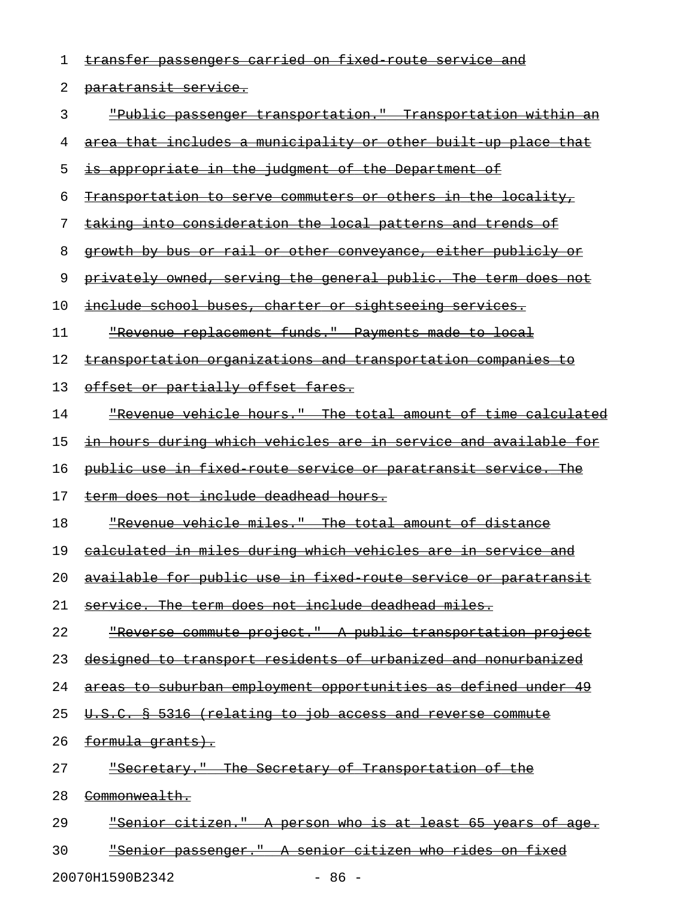transfer passengers carried on fixed-route service and paratransit service.

"Public passenger transportation." Transportation within an area that includes a municipality or other built-up place that is appropriate in the judgment of the Department of Transportation to serve commuters or others in the locality, taking into consideration the local patterns and trends of growth by bus or rail or other conveyance, either publicly or privately owned, serving the general public. The term does not include school buses, charter or sightseeing services.

"Revenue replacement funds." Payments made to local transportation organizations and transportation companies to offset or partially offset fares.

"Revenue vehicle hours." The total amount of time calculated in hours during which vehicles are in service and available for public use in fixed-route service or paratransit service. The term does not include deadhead hours.

"Revenue vehicle miles." The total amount of distance calculated in miles during which vehicles are in service and available for public use in fixed-route service or paratransit service. The term does not include deadhead miles.

"Reverse commute project." A public transportation project designed to transport residents of urbanized and nonurbanized areas to suburban employment opportunities as defined under 49 U.S.C. § 5316 (relating to job access and reverse commute formula grants).

"Secretary." The Secretary of Transportation of the Commonwealth.

"Senior citizen." A person who is at least 65 years of age.

"Senior passenger." A senior citizen who rides on fixed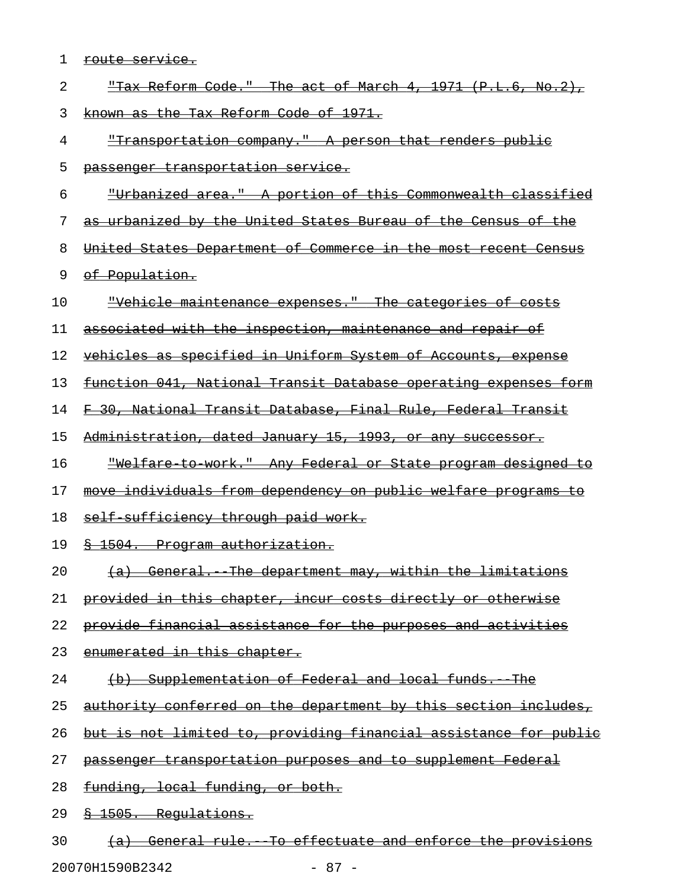route service.

"Tax Reform Code." The act of March 4, 1971 (P.L.6, No.2), known as the Tax Reform Code of 1971.

"Transportation company." A person that renders public passenger transportation service.

"Urbanized area." A portion of this Commonwealth classified as urbanized by the United States Bureau of the Census of the United States Department of Commerce in the most recent Census of Population.

"Vehicle maintenance expenses." The categories of costs associated with the inspection, maintenance and repair of vehicles as specified in Uniform System of Accounts, expense function 041, National Transit Database operating expenses form F 30, National Transit Database, Final Rule, Federal Transit Administration, dated January 15, 1993, or any successor.

"Welfare-to-work." Any Federal or State program designed to move individuals from dependency on public welfare programs to self-sufficiency through paid work.

§ 1504. Program authorization.

(a) General.--The department may, within the limitations provided in this chapter, incur costs directly or otherwise provide financial assistance for the purposes and activities enumerated in this chapter.

(b) Supplementation of Federal and local funds.--The authority conferred on the department by this section includes, but is not limited to, providing financial assistance for public passenger transportation purposes and to supplement Federal funding, local funding, or both.

§ 1505. Regulations.

(a) General rule.--To effectuate and enforce the provisions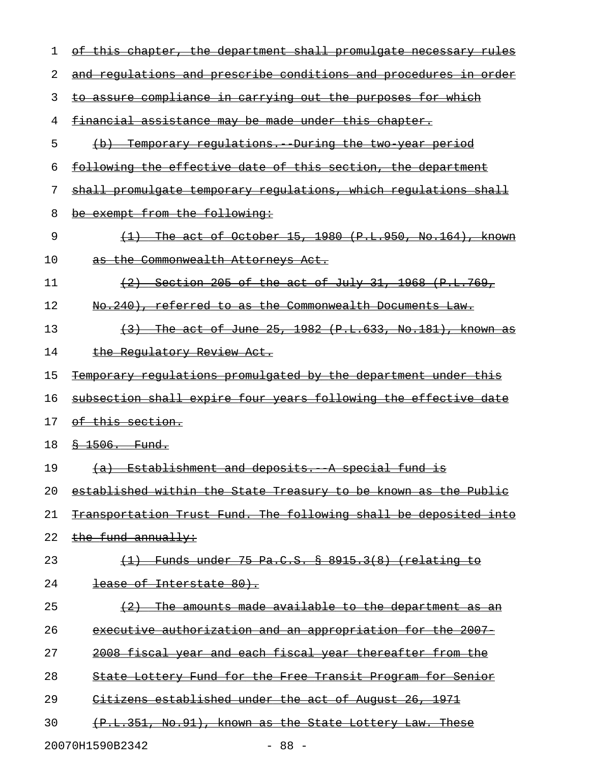of this chapter, the department shall promulgate necessary rules and regulations and prescribe conditions and procedures in order to assure compliance in carrying out the purposes for which financial assistance may be made under this chapter.

(b) Temporary regulations.--During the two-year period following the effective date of this section, the department shall promulgate temporary regulations, which regulations shall be exempt from the following:

(1) The act of October 15, 1980 (P.L.950, No.164), known as the Commonwealth Attorneys Act.

(2) Section 205 of the act of July 31, 1968 (P.L.769, No.240), referred to as the Commonwealth Documents Law.

(3) The act of June 25, 1982 (P.L.633, No.181), known as the Regulatory Review Act.

Temporary regulations promulgated by the department under this subsection shall expire four years following the effective date of this section.

§ 1506. Fund.

(a) Establishment and deposits.--A special fund is established within the State Treasury to be known as the Public Transportation Trust Fund. The following shall be deposited into the fund annually:

(1) Funds under 75 Pa.C.S. § 8915.3(8) (relating to lease of Interstate 80).

(2) The amounts made available to the department as an executive authorization and an appropriation for the 2007-2008 fiscal year and each fiscal year thereafter from the State Lottery Fund for the Free Transit Program for Senior Citizens established under the act of August 26, 1971 (P.L.351, No.91), known as the State Lottery Law. These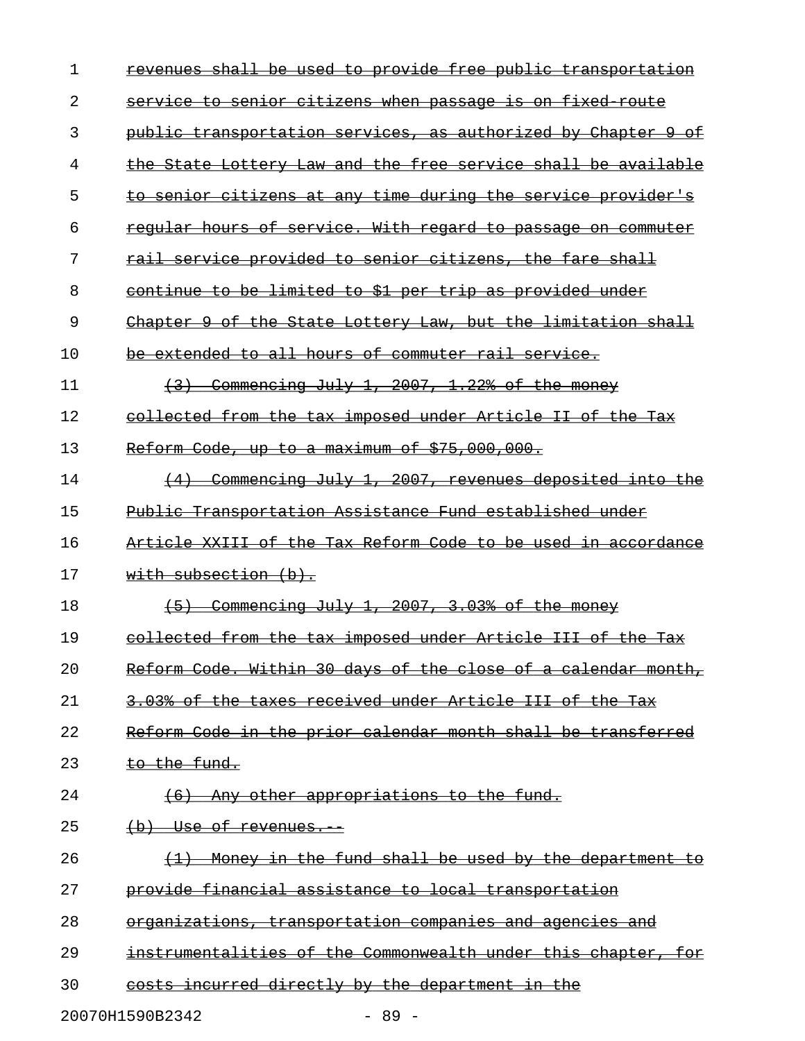revenues shall be used to provide free public transportation service to senior citizens when passage is on fixed-route public transportation services, as authorized by Chapter 9 of the State Lottery Law and the free service shall be available to senior citizens at any time during the service provider's regular hours of service. With regard to passage on commuter rail service provided to senior citizens, the fare shall continue to be limited to $1 per trip as provided under Chapter 9 of the State Lottery Law, but the limitation shall be extended to all hours of commuter rail service.

(3) Commencing July 1, 2007, 1.22% of the money collected from the tax imposed under Article II of the Tax Reform Code, up to a maximum of $75,000,000.

(4) Commencing July 1, 2007, revenues deposited into the Public Transportation Assistance Fund established under Article XXIII of the Tax Reform Code to be used in accordance with subsection (b).

(5) Commencing July 1, 2007, 3.03% of the money collected from the tax imposed under Article III of the Tax Reform Code. Within 30 days of the close of a calendar month, 3.03% of the taxes received under Article III of the Tax Reform Code in the prior calendar month shall be transferred to the fund.

(6) Any other appropriations to the fund.

(b) Use of revenues.--

(1) Money in the fund shall be used by the department to provide financial assistance to local transportation organizations, transportation companies and agencies and instrumentalities of the Commonwealth under this chapter, for costs incurred directly by the department in the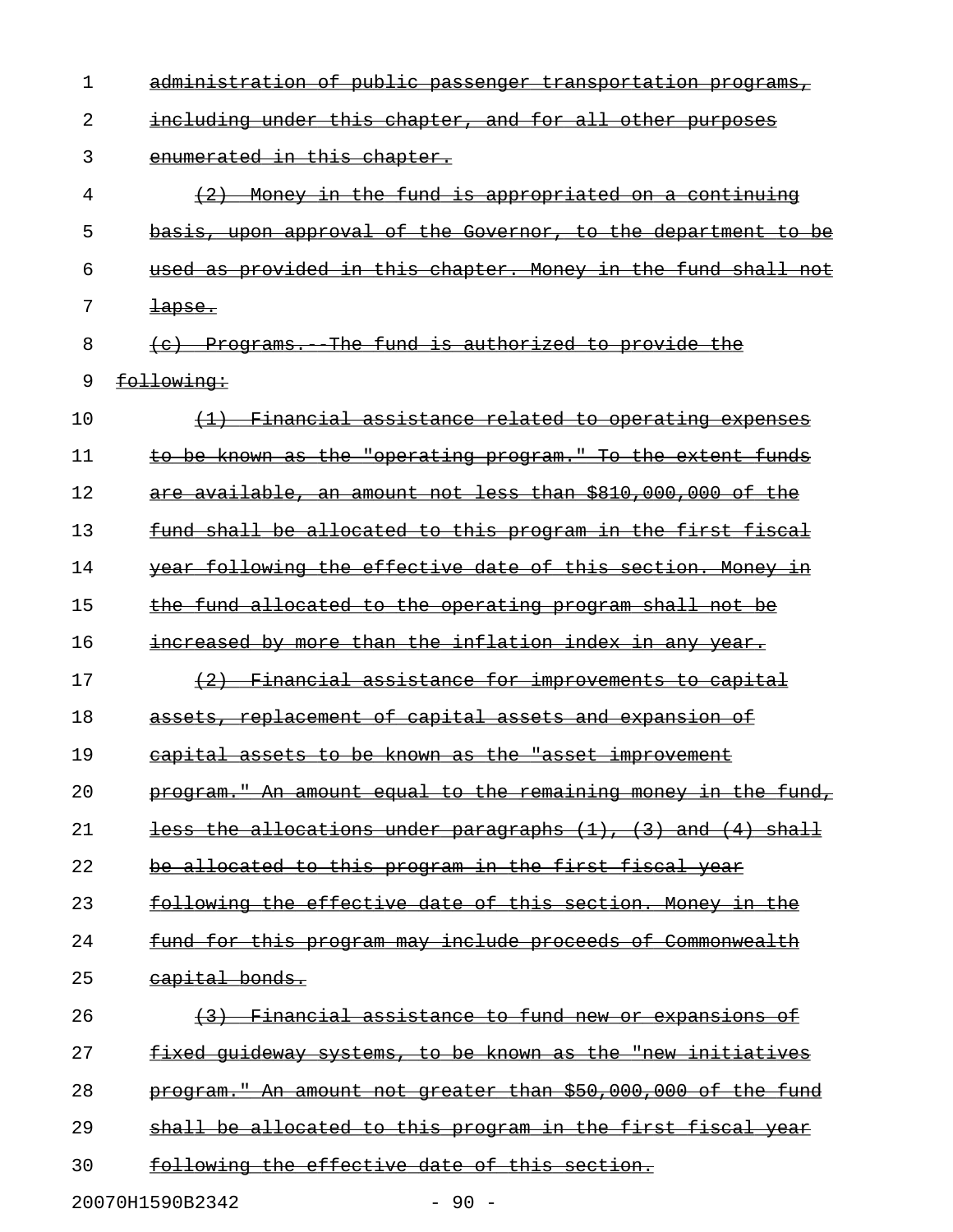administration of public passenger transportation programs, including under this chapter, and for all other purposes enumerated in this chapter.

(2) Money in the fund is appropriated on a continuing basis, upon approval of the Governor, to the department to be used as provided in this chapter. Money in the fund shall not lapse.

(c) Programs.--The fund is authorized to provide the following:

(1) Financial assistance related to operating expenses to be known as the "operating program." To the extent funds are available, an amount not less than $810,000,000 of the fund shall be allocated to this program in the first fiscal year following the effective date of this section. Money in the fund allocated to the operating program shall not be increased by more than the inflation index in any year.

(2) Financial assistance for improvements to capital assets, replacement of capital assets and expansion of capital assets to be known as the "asset improvement program." An amount equal to the remaining money in the fund, less the allocations under paragraphs (1), (3) and (4) shall be allocated to this program in the first fiscal year following the effective date of this section. Money in the fund for this program may include proceeds of Commonwealth capital bonds.

(3) Financial assistance to fund new or expansions of fixed guideway systems, to be known as the "new initiatives program." An amount not greater than $50,000,000 of the fund shall be allocated to this program in the first fiscal year following the effective date of this section.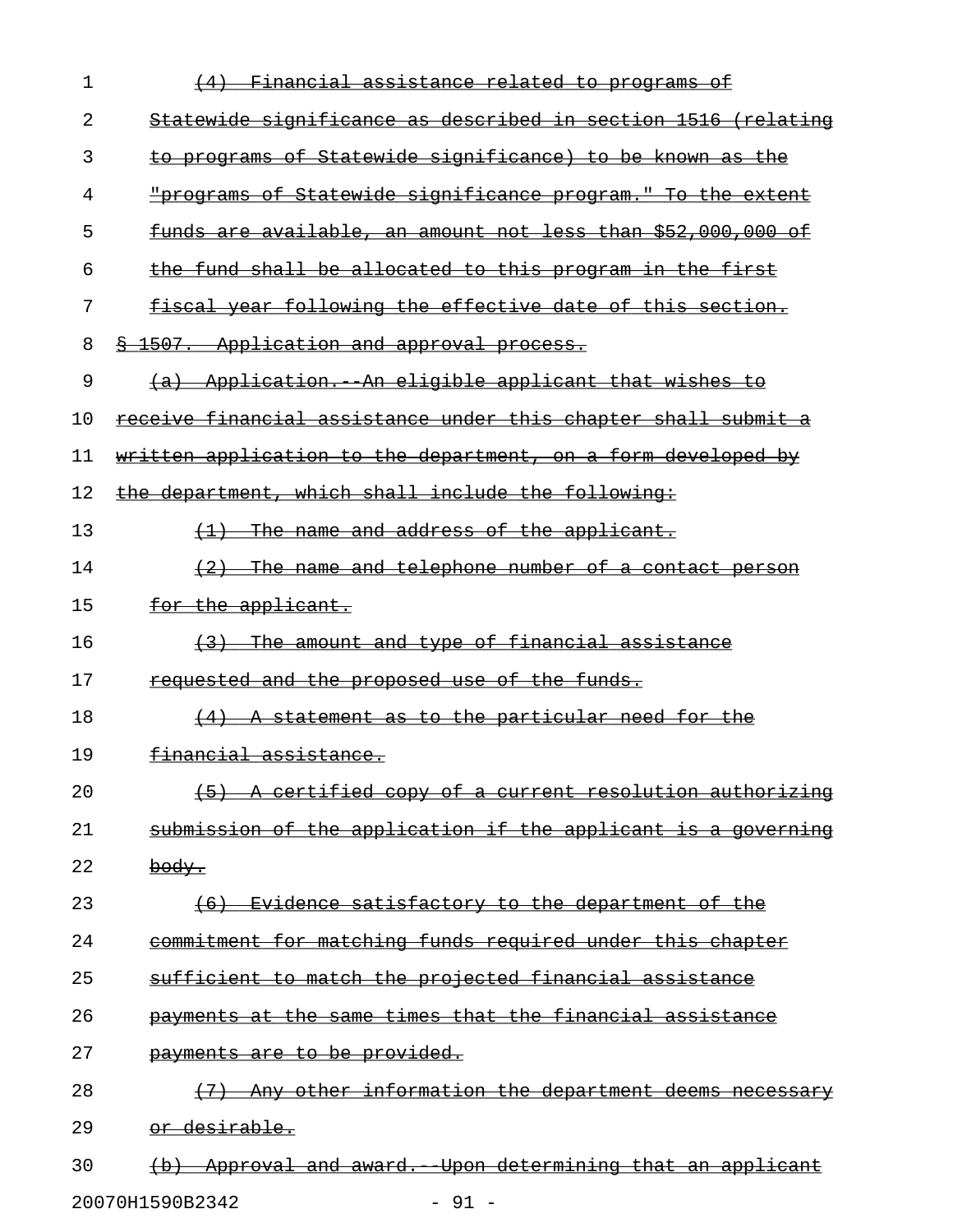~~(4) Financial assistance related to programs of Statewide significance as described in section 1516 (relating to programs of Statewide significance) to be known as the "programs of Statewide significance program." To the extent funds are available, an amount not less than $52,000,000 of the fund shall be allocated to this program in the first fiscal year following the effective date of this section.~~

~~§ 1507. Application and approval process.~~

~~(a) Application.--An eligible applicant that wishes to receive financial assistance under this chapter shall submit a written application to the department, on a form developed by the department, which shall include the following:~~

~~(1) The name and address of the applicant.~~

~~(2) The name and telephone number of a contact person for the applicant.~~

~~(3) The amount and type of financial assistance requested and the proposed use of the funds.~~

~~(4) A statement as to the particular need for the financial assistance.~~

~~(5) A certified copy of a current resolution authorizing submission of the application if the applicant is a governing body.~~

~~(6) Evidence satisfactory to the department of the commitment for matching funds required under this chapter sufficient to match the projected financial assistance payments at the same times that the financial assistance payments are to be provided.~~

~~(7) Any other information the department deems necessary or desirable.~~

~~(b) Approval and award.--Upon determining that an applicant~~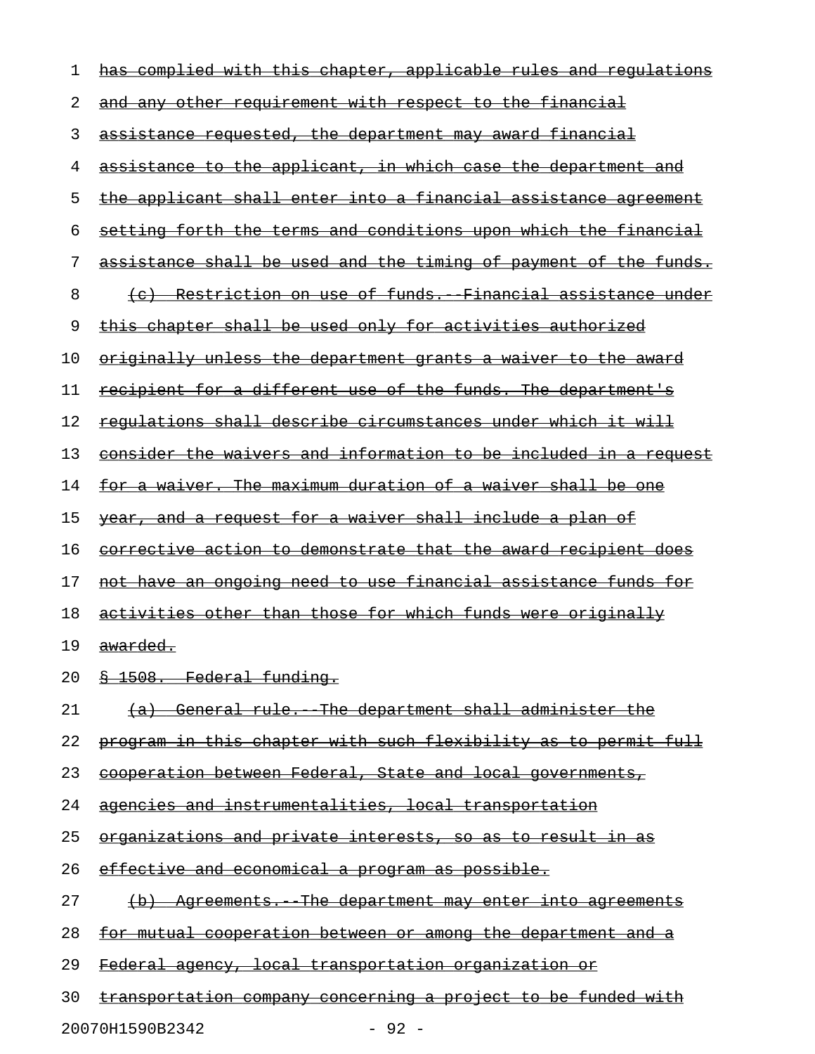has complied with this chapter, applicable rules and regulations and any other requirement with respect to the financial assistance requested, the department may award financial assistance to the applicant, in which case the department and the applicant shall enter into a financial assistance agreement setting forth the terms and conditions upon which the financial assistance shall be used and the timing of payment of the funds.

(c) Restriction on use of funds.--Financial assistance under this chapter shall be used only for activities authorized originally unless the department grants a waiver to the award recipient for a different use of the funds. The department's regulations shall describe circumstances under which it will consider the waivers and information to be included in a request for a waiver. The maximum duration of a waiver shall be one year, and a request for a waiver shall include a plan of corrective action to demonstrate that the award recipient does not have an ongoing need to use financial assistance funds for activities other than those for which funds were originally awarded.

§ 1508. Federal funding.

(a) General rule.--The department shall administer the program in this chapter with such flexibility as to permit full cooperation between Federal, State and local governments, agencies and instrumentalities, local transportation organizations and private interests, so as to result in as effective and economical a program as possible.

(b) Agreements.--The department may enter into agreements for mutual cooperation between or among the department and a Federal agency, local transportation organization or transportation company concerning a project to be funded with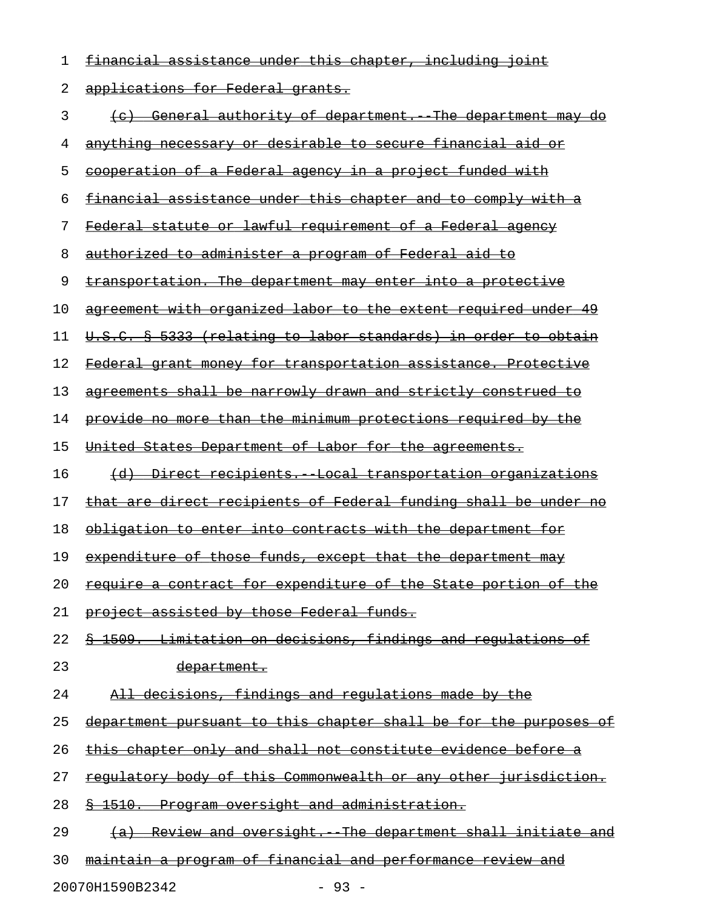financial assistance under this chapter, including joint applications for Federal grants.

(c) General authority of department.--The department may do anything necessary or desirable to secure financial aid or cooperation of a Federal agency in a project funded with financial assistance under this chapter and to comply with a Federal statute or lawful requirement of a Federal agency authorized to administer a program of Federal aid to transportation. The department may enter into a protective agreement with organized labor to the extent required under 49 U.S.C. § 5333 (relating to labor standards) in order to obtain Federal grant money for transportation assistance. Protective agreements shall be narrowly drawn and strictly construed to provide no more than the minimum protections required by the United States Department of Labor for the agreements.

(d) Direct recipients.--Local transportation organizations that are direct recipients of Federal funding shall be under no obligation to enter into contracts with the department for expenditure of those funds, except that the department may require a contract for expenditure of the State portion of the project assisted by those Federal funds.

§ 1509. Limitation on decisions, findings and regulations of department.

All decisions, findings and regulations made by the department pursuant to this chapter shall be for the purposes of this chapter only and shall not constitute evidence before a regulatory body of this Commonwealth or any other jurisdiction.

§ 1510. Program oversight and administration.

(a) Review and oversight.--The department shall initiate and maintain a program of financial and performance review and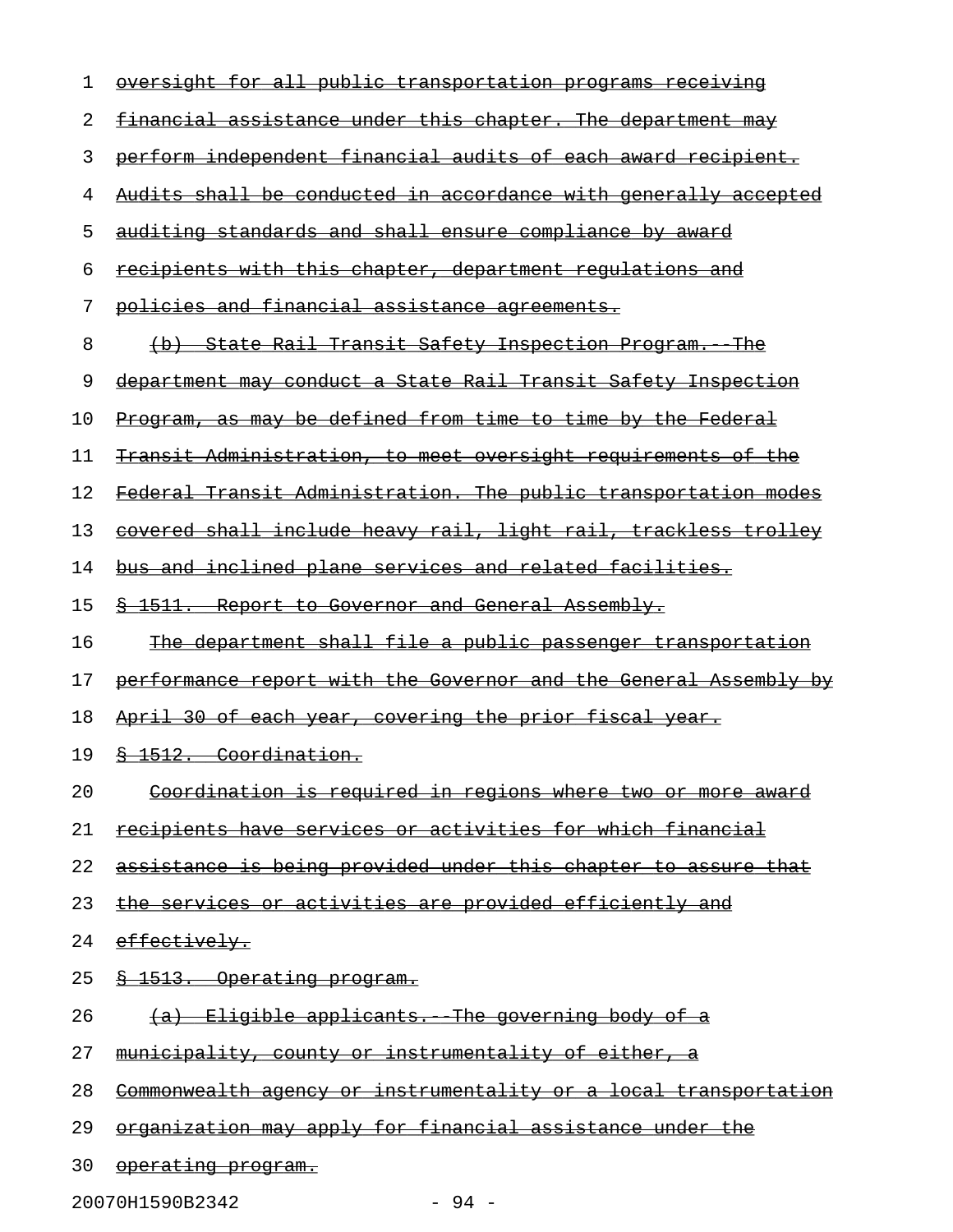oversight for all public transportation programs receiving financial assistance under this chapter. The department may perform independent financial audits of each award recipient. Audits shall be conducted in accordance with generally accepted auditing standards and shall ensure compliance by award recipients with this chapter, department regulations and policies and financial assistance agreements.

(b) State Rail Transit Safety Inspection Program.--The department may conduct a State Rail Transit Safety Inspection Program, as may be defined from time to time by the Federal Transit Administration, to meet oversight requirements of the Federal Transit Administration. The public transportation modes covered shall include heavy rail, light rail, trackless trolley bus and inclined plane services and related facilities.

§ 1511. Report to Governor and General Assembly.

The department shall file a public passenger transportation performance report with the Governor and the General Assembly by April 30 of each year, covering the prior fiscal year.

§ 1512. Coordination.

Coordination is required in regions where two or more award recipients have services or activities for which financial assistance is being provided under this chapter to assure that the services or activities are provided efficiently and effectively.

§ 1513. Operating program.

(a) Eligible applicants.--The governing body of a municipality, county or instrumentality of either, a Commonwealth agency or instrumentality or a local transportation organization may apply for financial assistance under the operating program.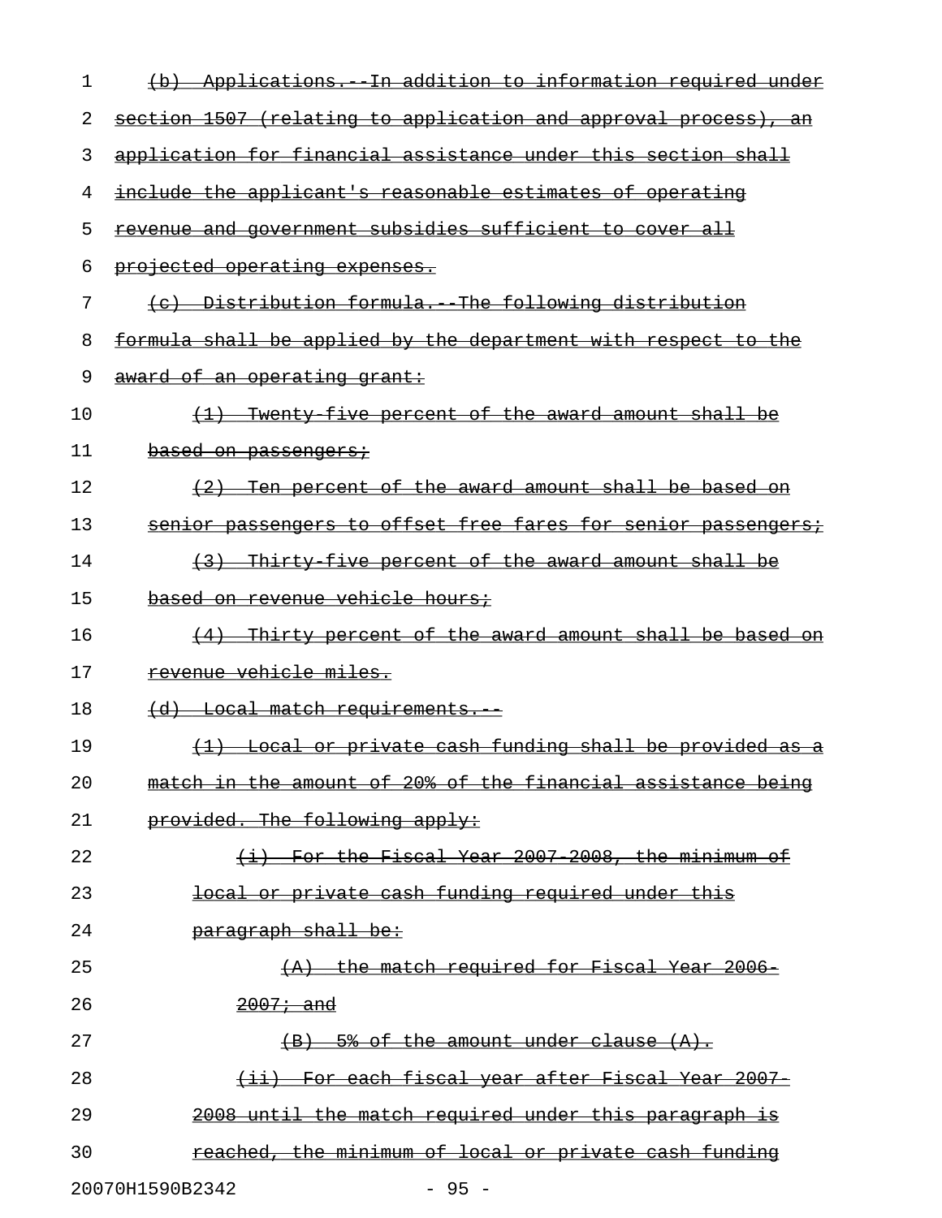~~(b) Applications.--In addition to information required under section 1507 (relating to application and approval process), an application for financial assistance under this section shall include the applicant's reasonable estimates of operating revenue and government subsidies sufficient to cover all projected operating expenses.~~

~~(c) Distribution formula.--The following distribution formula shall be applied by the department with respect to the award of an operating grant:~~

~~(1) Twenty-five percent of the award amount shall be based on passengers;~~

~~(2) Ten percent of the award amount shall be based on senior passengers to offset free fares for senior passengers;~~

~~(3) Thirty-five percent of the award amount shall be based on revenue vehicle hours;~~

~~(4) Thirty percent of the award amount shall be based on revenue vehicle miles.~~

~~(d) Local match requirements.--~~

~~(1) Local or private cash funding shall be provided as a match in the amount of 20% of the financial assistance being provided. The following apply:~~

~~(i) For the Fiscal Year 2007-2008, the minimum of local or private cash funding required under this paragraph shall be:~~

~~(A) the match required for Fiscal Year 2006-2007; and~~

~~(B) 5% of the amount under clause (A).~~

~~(ii) For each fiscal year after Fiscal Year 2007-2008 until the match required under this paragraph is reached, the minimum of local or private cash funding~~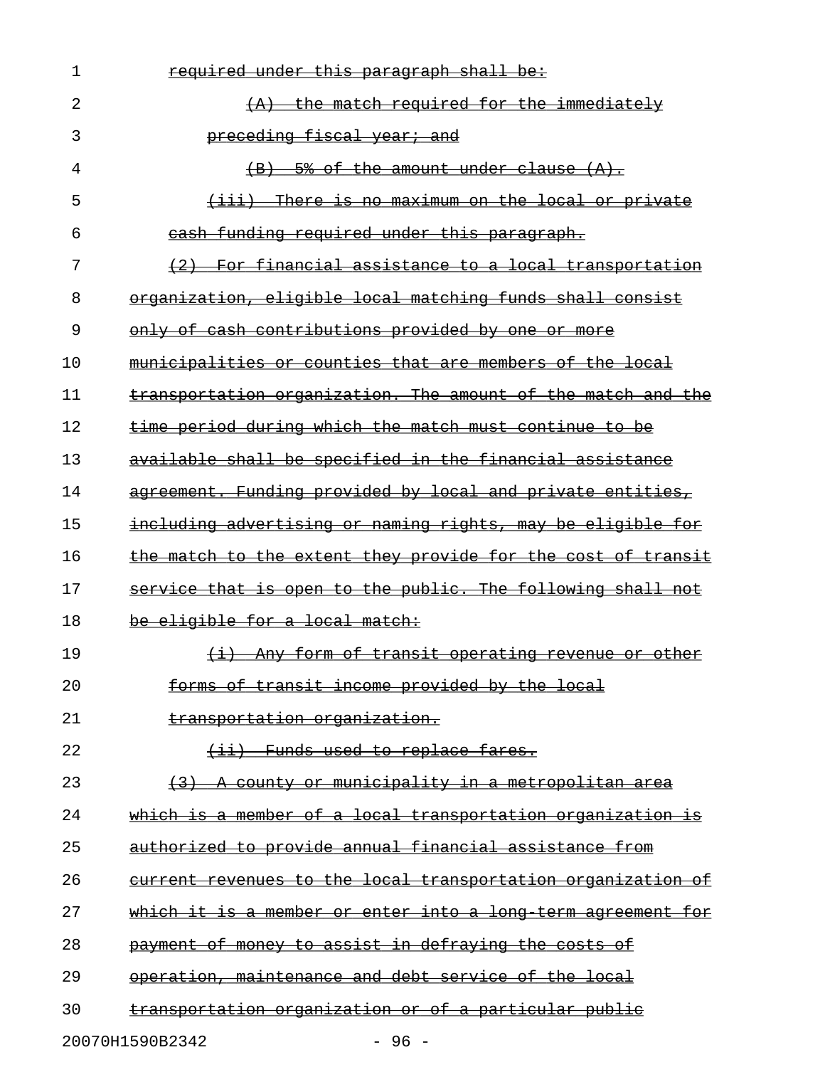required under this paragraph shall be:

(A) the match required for the immediately preceding fiscal year; and

(B) 5% of the amount under clause (A).

(iii) There is no maximum on the local or private cash funding required under this paragraph.

(2) For financial assistance to a local transportation organization, eligible local matching funds shall consist only of cash contributions provided by one or more municipalities or counties that are members of the local transportation organization. The amount of the match and the time period during which the match must continue to be available shall be specified in the financial assistance agreement. Funding provided by local and private entities, including advertising or naming rights, may be eligible for the match to the extent they provide for the cost of transit service that is open to the public. The following shall not be eligible for a local match:

(i) Any form of transit operating revenue or other forms of transit income provided by the local transportation organization.

(ii) Funds used to replace fares.

(3) A county or municipality in a metropolitan area which is a member of a local transportation organization is authorized to provide annual financial assistance from current revenues to the local transportation organization of which it is a member or enter into a long-term agreement for payment of money to assist in defraying the costs of operation, maintenance and debt service of the local transportation organization or of a particular public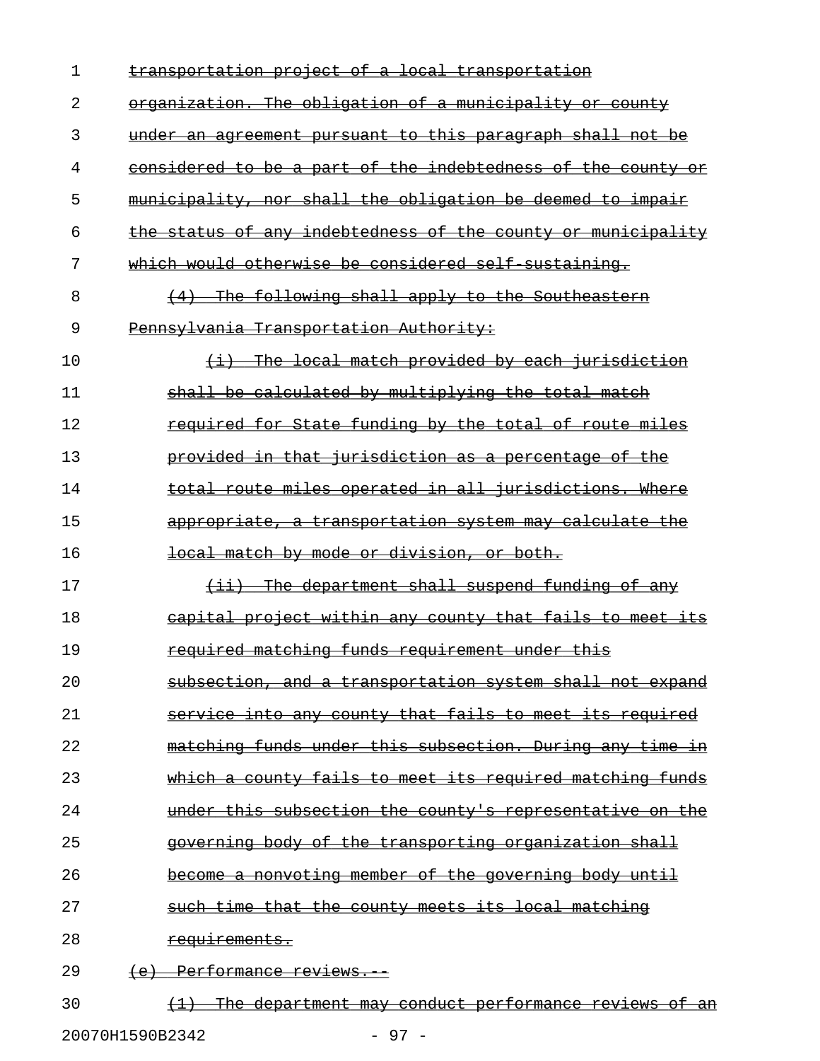~~transportation project of a local transportation organization. The obligation of a municipality or county under an agreement pursuant to this paragraph shall not be considered to be a part of the indebtedness of the county or municipality, nor shall the obligation be deemed to impair the status of any indebtedness of the county or municipality which would otherwise be considered self-sustaining.~~

~~(4) The following shall apply to the Southeastern Pennsylvania Transportation Authority:~~

~~(i) The local match provided by each jurisdiction shall be calculated by multiplying the total match required for State funding by the total of route miles provided in that jurisdiction as a percentage of the total route miles operated in all jurisdictions. Where appropriate, a transportation system may calculate the local match by mode or division, or both.~~

~~(ii) The department shall suspend funding of any capital project within any county that fails to meet its required matching funds requirement under this subsection, and a transportation system shall not expand service into any county that fails to meet its required matching funds under this subsection. During any time in which a county fails to meet its required matching funds under this subsection the county's representative on the governing body of the transporting organization shall become a nonvoting member of the governing body until such time that the county meets its local matching requirements.~~

~~(e) Performance reviews.--~~

~~(1) The department may conduct performance reviews of an~~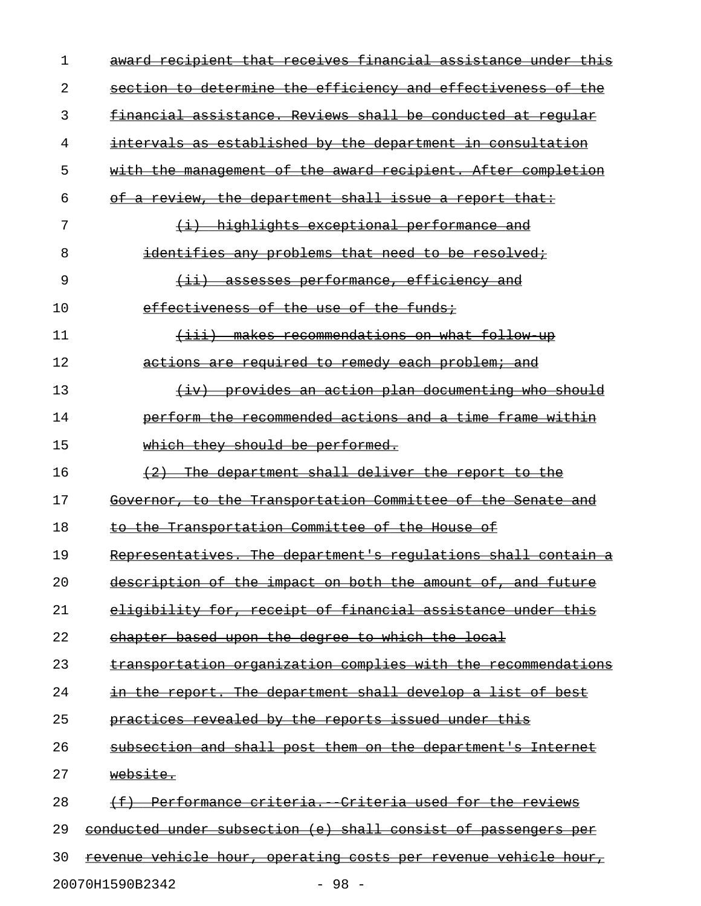award recipient that receives financial assistance under this section to determine the efficiency and effectiveness of the financial assistance. Reviews shall be conducted at regular intervals as established by the department in consultation with the management of the award recipient. After completion of a review, the department shall issue a report that:

(i) highlights exceptional performance and identifies any problems that need to be resolved;

(ii) assesses performance, efficiency and effectiveness of the use of the funds;

(iii) makes recommendations on what follow-up actions are required to remedy each problem; and

(iv) provides an action plan documenting who should perform the recommended actions and a time frame within which they should be performed.

(2) The department shall deliver the report to the Governor, to the Transportation Committee of the Senate and to the Transportation Committee of the House of Representatives. The department's regulations shall contain a description of the impact on both the amount of, and future eligibility for, receipt of financial assistance under this chapter based upon the degree to which the local transportation organization complies with the recommendations in the report. The department shall develop a list of best practices revealed by the reports issued under this subsection and shall post them on the department's Internet website.

(f) Performance criteria.--Criteria used for the reviews conducted under subsection (e) shall consist of passengers per revenue vehicle hour, operating costs per revenue vehicle hour,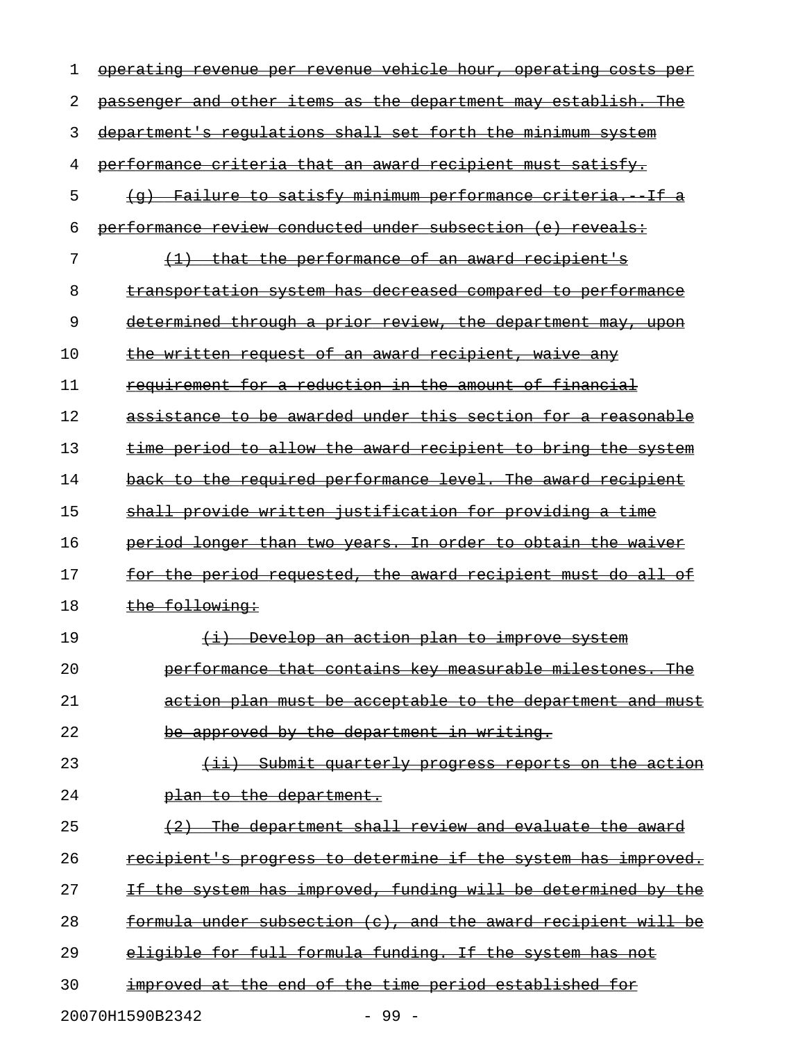~~operating revenue per revenue vehicle hour, operating costs per passenger and other items as the department may establish. The department's regulations shall set forth the minimum system performance criteria that an award recipient must satisfy.~~

~~(g) Failure to satisfy minimum performance criteria.--If a performance review conducted under subsection (e) reveals:~~

~~(1) that the performance of an award recipient's transportation system has decreased compared to performance determined through a prior review, the department may, upon the written request of an award recipient, waive any requirement for a reduction in the amount of financial assistance to be awarded under this section for a reasonable time period to allow the award recipient to bring the system back to the required performance level. The award recipient shall provide written justification for providing a time period longer than two years. In order to obtain the waiver for the period requested, the award recipient must do all of the following:~~

~~(i) Develop an action plan to improve system performance that contains key measurable milestones. The action plan must be acceptable to the department and must be approved by the department in writing.~~

~~(ii) Submit quarterly progress reports on the action plan to the department.~~

~~(2) The department shall review and evaluate the award recipient's progress to determine if the system has improved. If the system has improved, funding will be determined by the formula under subsection (c), and the award recipient will be eligible for full formula funding. If the system has not improved at the end of the time period established for~~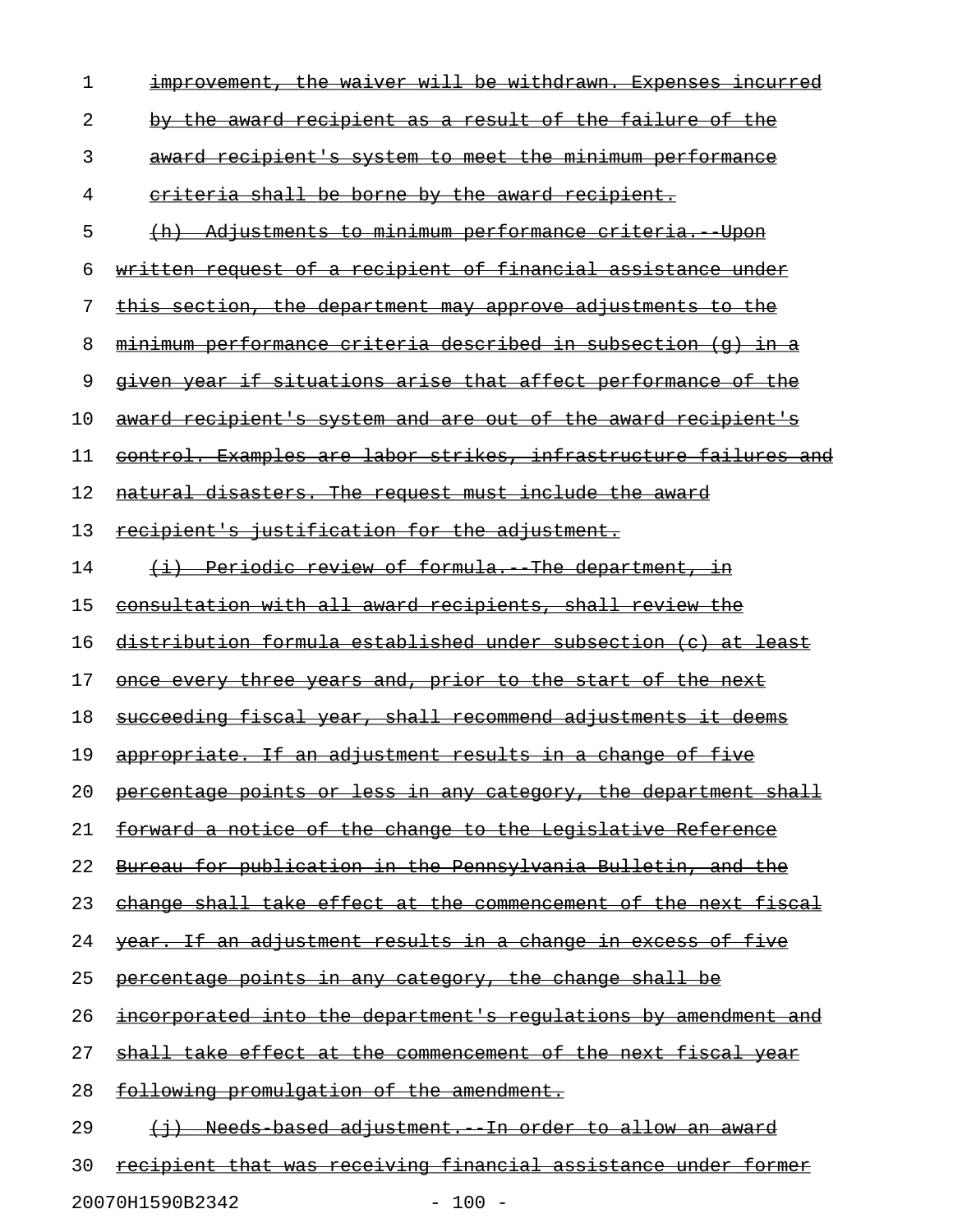improvement, the waiver will be withdrawn. Expenses incurred by the award recipient as a result of the failure of the award recipient's system to meet the minimum performance criteria shall be borne by the award recipient.

(h) Adjustments to minimum performance criteria.--Upon written request of a recipient of financial assistance under this section, the department may approve adjustments to the minimum performance criteria described in subsection (g) in a given year if situations arise that affect performance of the award recipient's system and are out of the award recipient's control. Examples are labor strikes, infrastructure failures and natural disasters. The request must include the award recipient's justification for the adjustment.

(i) Periodic review of formula.--The department, in consultation with all award recipients, shall review the distribution formula established under subsection (c) at least once every three years and, prior to the start of the next succeeding fiscal year, shall recommend adjustments it deems appropriate. If an adjustment results in a change of five percentage points or less in any category, the department shall forward a notice of the change to the Legislative Reference Bureau for publication in the Pennsylvania Bulletin, and the change shall take effect at the commencement of the next fiscal year. If an adjustment results in a change in excess of five percentage points in any category, the change shall be incorporated into the department's regulations by amendment and shall take effect at the commencement of the next fiscal year following promulgation of the amendment.

(j) Needs-based adjustment.--In order to allow an award recipient that was receiving financial assistance under former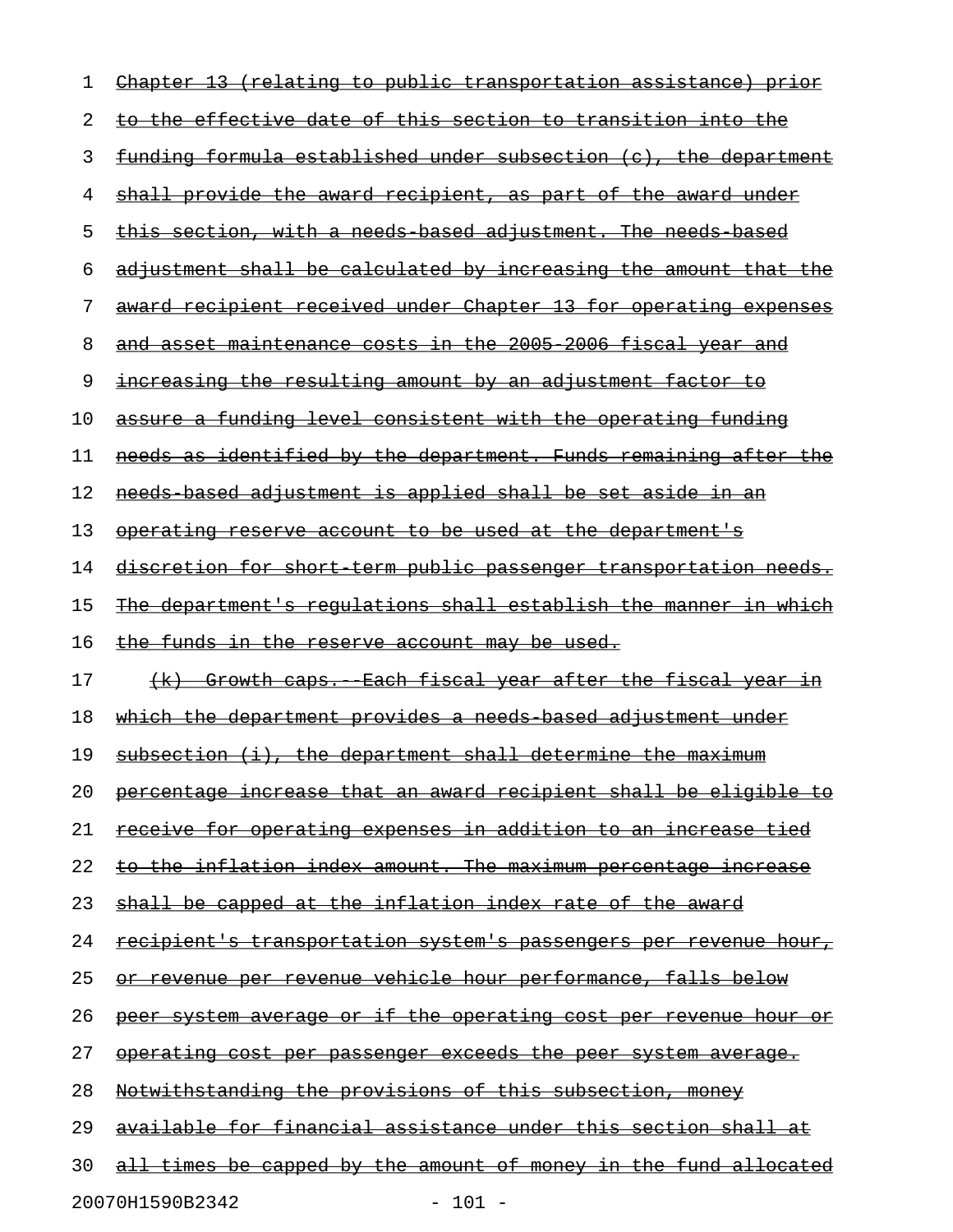Chapter 13 (relating to public transportation assistance) prior to the effective date of this section to transition into the funding formula established under subsection (c), the department shall provide the award recipient, as part of the award under this section, with a needs-based adjustment. The needs-based adjustment shall be calculated by increasing the amount that the award recipient received under Chapter 13 for operating expenses and asset maintenance costs in the 2005-2006 fiscal year and increasing the resulting amount by an adjustment factor to assure a funding level consistent with the operating funding needs as identified by the department. Funds remaining after the needs-based adjustment is applied shall be set aside in an operating reserve account to be used at the department's discretion for short-term public passenger transportation needs. The department's regulations shall establish the manner in which the funds in the reserve account may be used.

(k) Growth caps.--Each fiscal year after the fiscal year in which the department provides a needs-based adjustment under subsection (i), the department shall determine the maximum percentage increase that an award recipient shall be eligible to receive for operating expenses in addition to an increase tied to the inflation index amount. The maximum percentage increase shall be capped at the inflation index rate of the award recipient's transportation system's passengers per revenue hour, or revenue per revenue vehicle hour performance, falls below peer system average or if the operating cost per revenue hour or operating cost per passenger exceeds the peer system average. Notwithstanding the provisions of this subsection, money available for financial assistance under this section shall at all times be capped by the amount of money in the fund allocated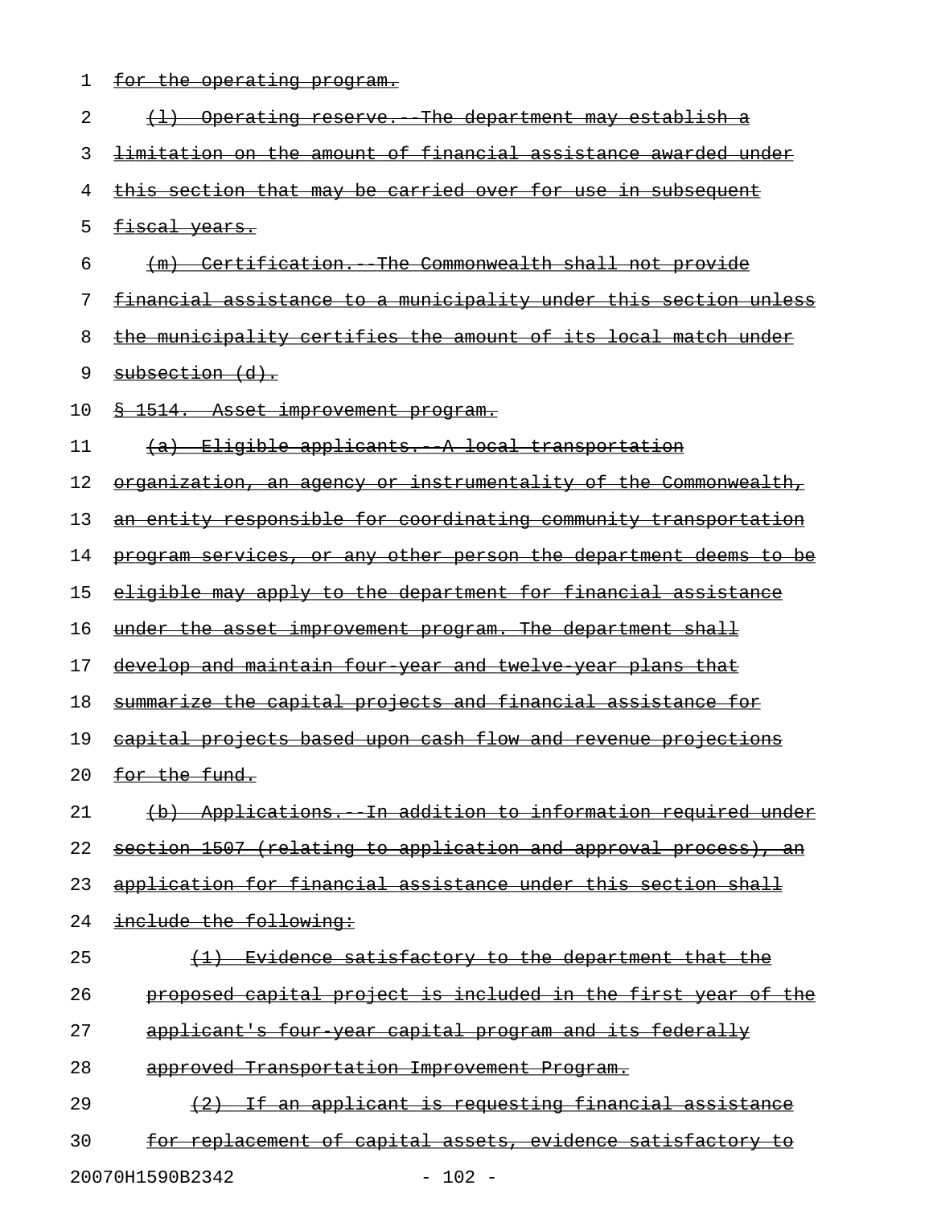for the operating program.

(l) Operating reserve.--The department may establish a limitation on the amount of financial assistance awarded under this section that may be carried over for use in subsequent fiscal years.

(m) Certification.--The Commonwealth shall not provide financial assistance to a municipality under this section unless the municipality certifies the amount of its local match under subsection (d).

§ 1514. Asset improvement program.

(a) Eligible applicants.--A local transportation organization, an agency or instrumentality of the Commonwealth, an entity responsible for coordinating community transportation program services, or any other person the department deems to be eligible may apply to the department for financial assistance under the asset improvement program. The department shall develop and maintain four-year and twelve-year plans that summarize the capital projects and financial assistance for capital projects based upon cash flow and revenue projections for the fund.

(b) Applications.--In addition to information required under section 1507 (relating to application and approval process), an application for financial assistance under this section shall include the following:

(1) Evidence satisfactory to the department that the proposed capital project is included in the first year of the applicant's four-year capital program and its federally approved Transportation Improvement Program.

(2) If an applicant is requesting financial assistance for replacement of capital assets, evidence satisfactory to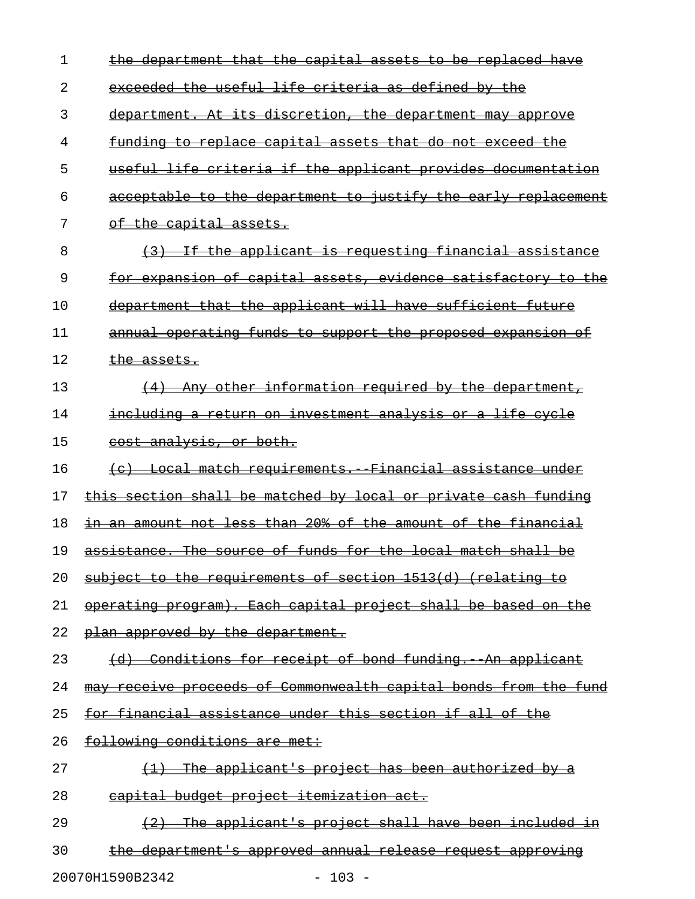the department that the capital assets to be replaced have exceeded the useful life criteria as defined by the department. At its discretion, the department may approve funding to replace capital assets that do not exceed the useful life criteria if the applicant provides documentation acceptable to the department to justify the early replacement of the capital assets.

(3) If the applicant is requesting financial assistance for expansion of capital assets, evidence satisfactory to the department that the applicant will have sufficient future annual operating funds to support the proposed expansion of the assets.

(4) Any other information required by the department, including a return on investment analysis or a life cycle cost analysis, or both.

(c) Local match requirements.--Financial assistance under this section shall be matched by local or private cash funding in an amount not less than 20% of the amount of the financial assistance. The source of funds for the local match shall be subject to the requirements of section 1513(d) (relating to operating program). Each capital project shall be based on the plan approved by the department.

(d) Conditions for receipt of bond funding.--An applicant may receive proceeds of Commonwealth capital bonds from the fund for financial assistance under this section if all of the following conditions are met:

(1) The applicant's project has been authorized by a capital budget project itemization act.

(2) The applicant's project shall have been included in the department's approved annual release request approving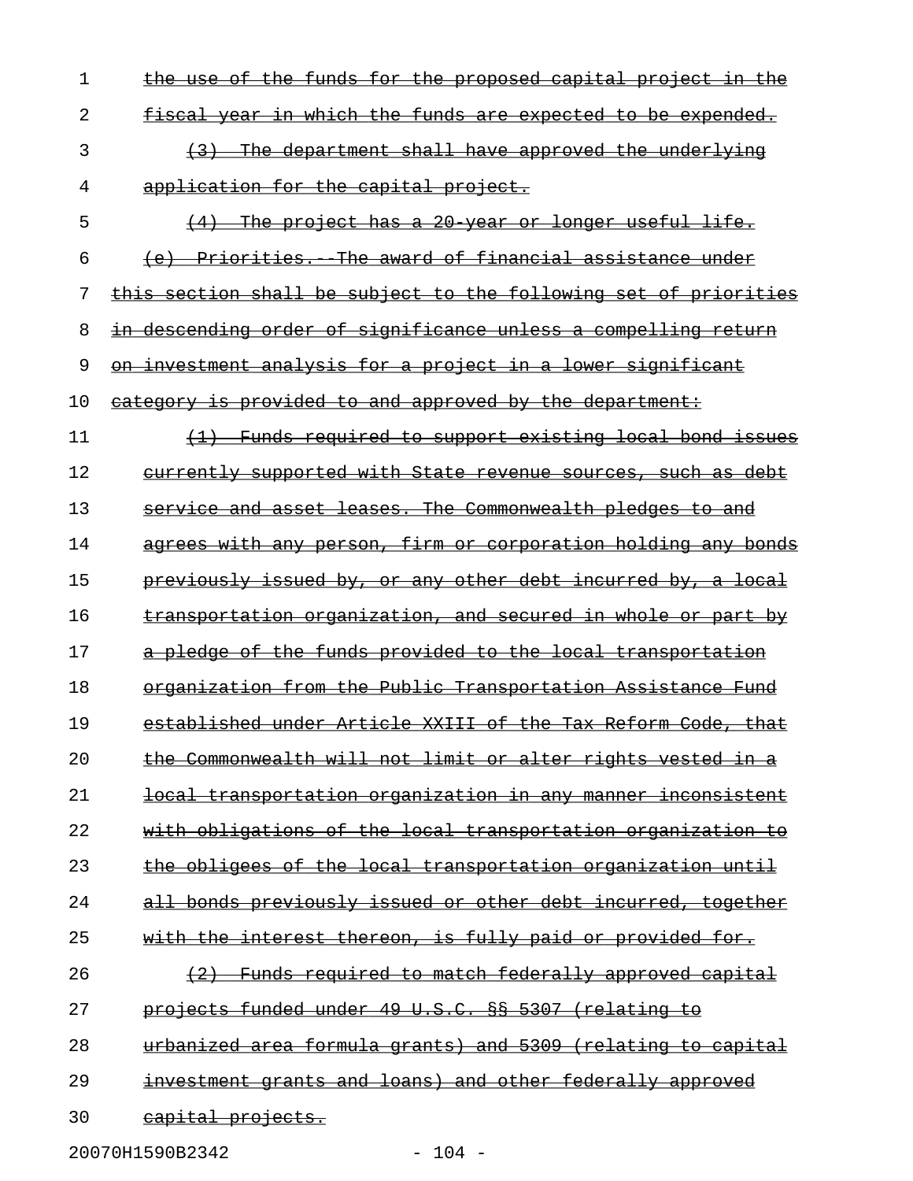~~the use of the funds for the proposed capital project in the fiscal year in which the funds are expected to be expended.~~

~~(3) The department shall have approved the underlying application for the capital project.~~

~~(4) The project has a 20-year or longer useful life.~~

~~(e) Priorities.--The award of financial assistance under this section shall be subject to the following set of priorities in descending order of significance unless a compelling return on investment analysis for a project in a lower significant category is provided to and approved by the department:~~

~~(1) Funds required to support existing local bond issues currently supported with State revenue sources, such as debt service and asset leases. The Commonwealth pledges to and agrees with any person, firm or corporation holding any bonds previously issued by, or any other debt incurred by, a local transportation organization, and secured in whole or part by a pledge of the funds provided to the local transportation organization from the Public Transportation Assistance Fund established under Article XXIII of the Tax Reform Code, that the Commonwealth will not limit or alter rights vested in a local transportation organization in any manner inconsistent with obligations of the local transportation organization to the obligees of the local transportation organization until all bonds previously issued or other debt incurred, together with the interest thereon, is fully paid or provided for.~~

~~(2) Funds required to match federally approved capital projects funded under 49 U.S.C. §§ 5307 (relating to urbanized area formula grants) and 5309 (relating to capital investment grants and loans) and other federally approved capital projects.~~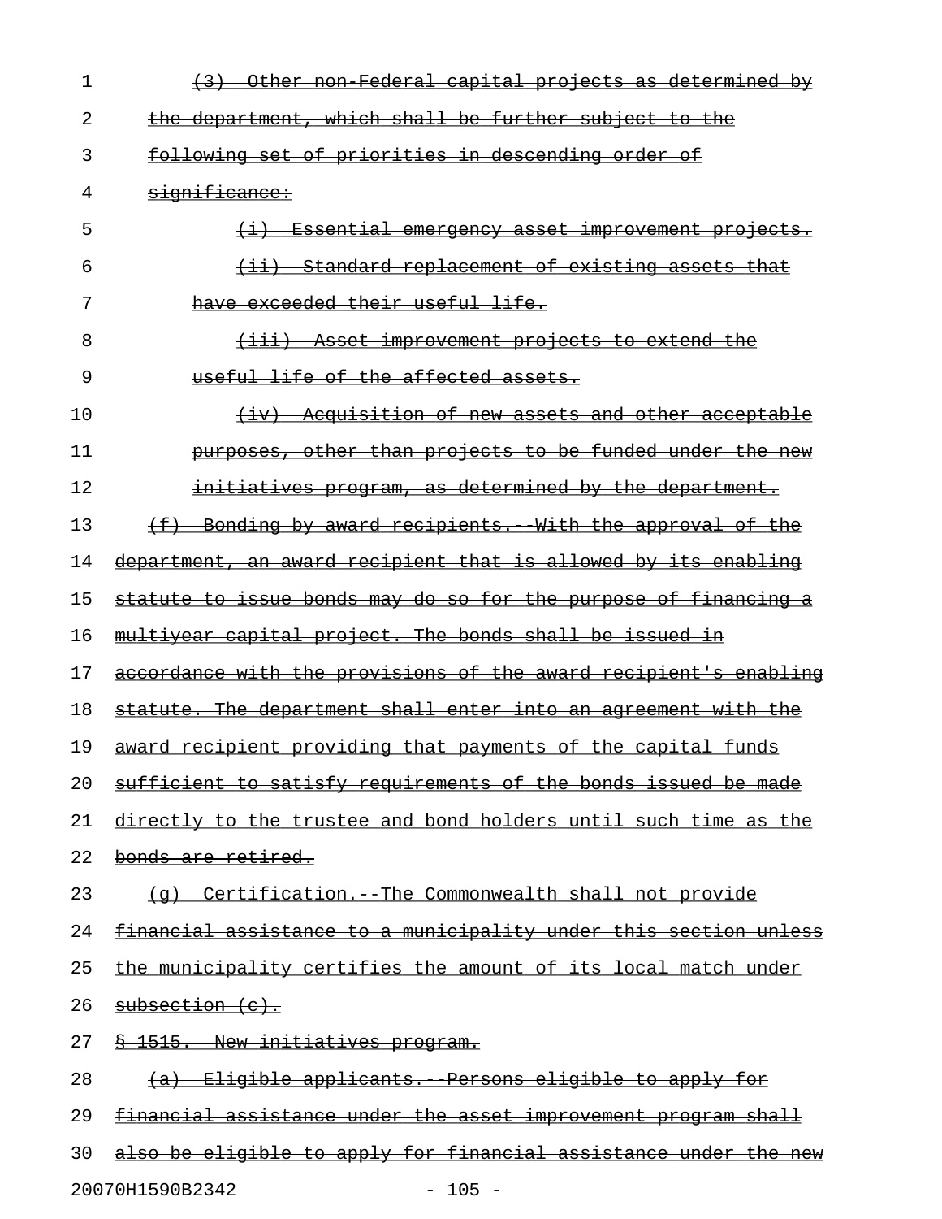(3) Other non-Federal capital projects as determined by the department, which shall be further subject to the following set of priorities in descending order of significance:

(i) Essential emergency asset improvement projects.

(ii) Standard replacement of existing assets that have exceeded their useful life.

(iii) Asset improvement projects to extend the useful life of the affected assets.

(iv) Acquisition of new assets and other acceptable purposes, other than projects to be funded under the new initiatives program, as determined by the department.

(f) Bonding by award recipients.--With the approval of the department, an award recipient that is allowed by its enabling statute to issue bonds may do so for the purpose of financing a multiyear capital project. The bonds shall be issued in accordance with the provisions of the award recipient's enabling statute. The department shall enter into an agreement with the award recipient providing that payments of the capital funds sufficient to satisfy requirements of the bonds issued be made directly to the trustee and bond holders until such time as the bonds are retired.

(g) Certification.--The Commonwealth shall not provide financial assistance to a municipality under this section unless the municipality certifies the amount of its local match under subsection (c).

§ 1515. New initiatives program.

(a) Eligible applicants.--Persons eligible to apply for financial assistance under the asset improvement program shall also be eligible to apply for financial assistance under the new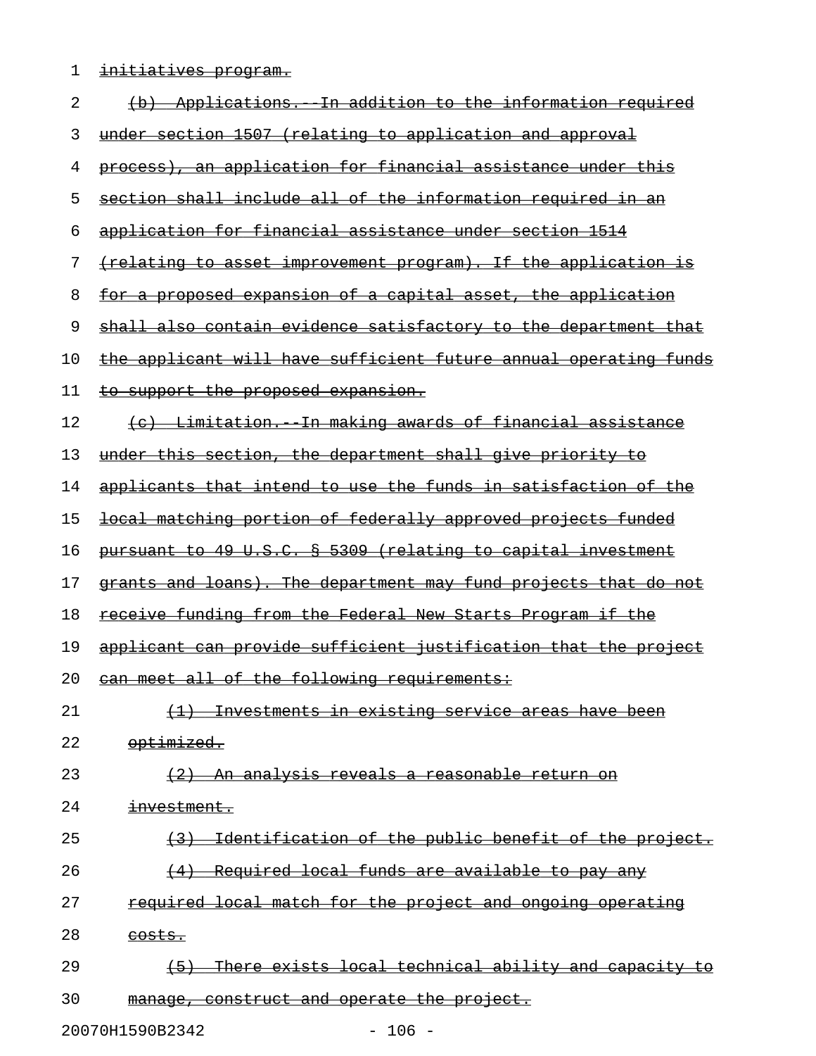~~initiatives program.~~

~~(b) Applications.--In addition to the information required under section 1507 (relating to application and approval process), an application for financial assistance under this section shall include all of the information required in an application for financial assistance under section 1514 (relating to asset improvement program). If the application is for a proposed expansion of a capital asset, the application shall also contain evidence satisfactory to the department that the applicant will have sufficient future annual operating funds to support the proposed expansion.~~

~~(c) Limitation.--In making awards of financial assistance under this section, the department shall give priority to applicants that intend to use the funds in satisfaction of the local matching portion of federally approved projects funded pursuant to 49 U.S.C. § 5309 (relating to capital investment grants and loans). The department may fund projects that do not receive funding from the Federal New Starts Program if the applicant can provide sufficient justification that the project can meet all of the following requirements:~~

~~(1) Investments in existing service areas have been optimized.~~

~~(2) An analysis reveals a reasonable return on investment.~~

~~(3) Identification of the public benefit of the project.~~

~~(4) Required local funds are available to pay any required local match for the project and ongoing operating costs.~~

~~(5) There exists local technical ability and capacity to manage, construct and operate the project.~~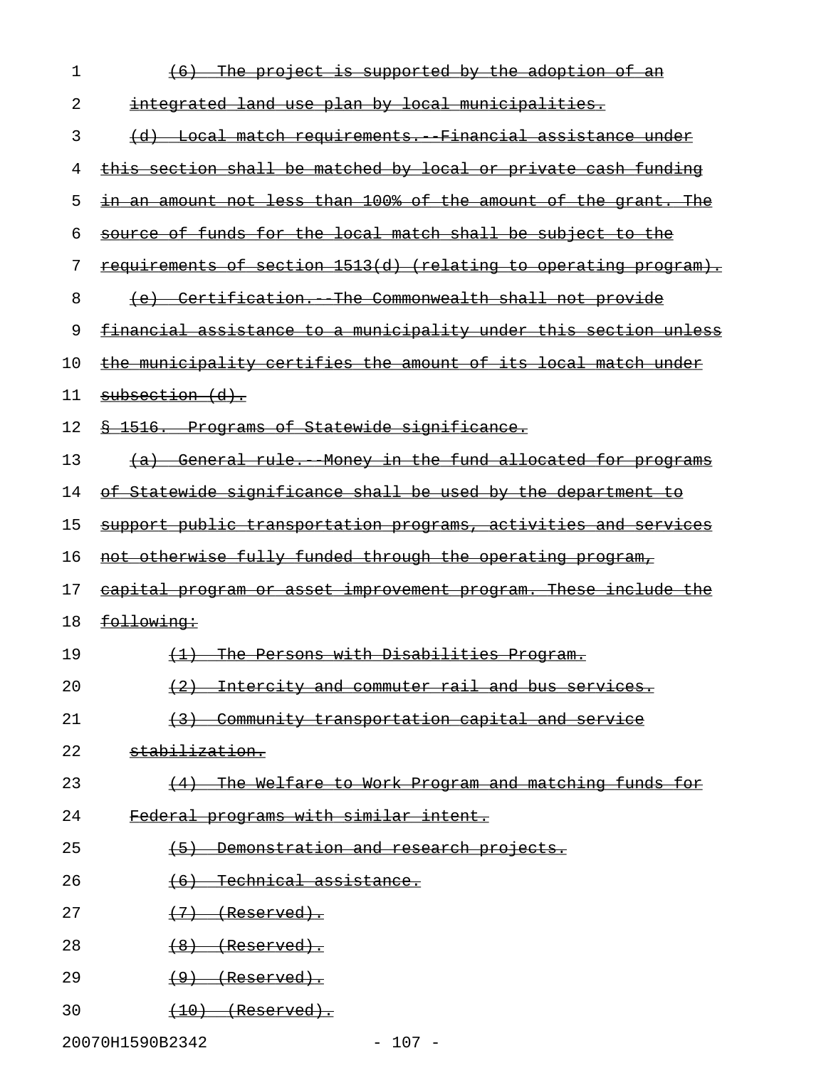(6) The project is supported by the adoption of an integrated land use plan by local municipalities.

(d) Local match requirements.--Financial assistance under this section shall be matched by local or private cash funding in an amount not less than 100% of the amount of the grant. The source of funds for the local match shall be subject to the requirements of section 1513(d) (relating to operating program).

(e) Certification.--The Commonwealth shall not provide financial assistance to a municipality under this section unless the municipality certifies the amount of its local match under subsection (d).

§ 1516. Programs of Statewide significance.

(a) General rule.--Money in the fund allocated for programs of Statewide significance shall be used by the department to support public transportation programs, activities and services not otherwise fully funded through the operating program, capital program or asset improvement program. These include the following:

(1) The Persons with Disabilities Program.

(2) Intercity and commuter rail and bus services.

(3) Community transportation capital and service stabilization.

(4) The Welfare to Work Program and matching funds for Federal programs with similar intent.

(5) Demonstration and research projects.

(6) Technical assistance.

(7) (Reserved).

(8) (Reserved).

(9) (Reserved).

(10) (Reserved).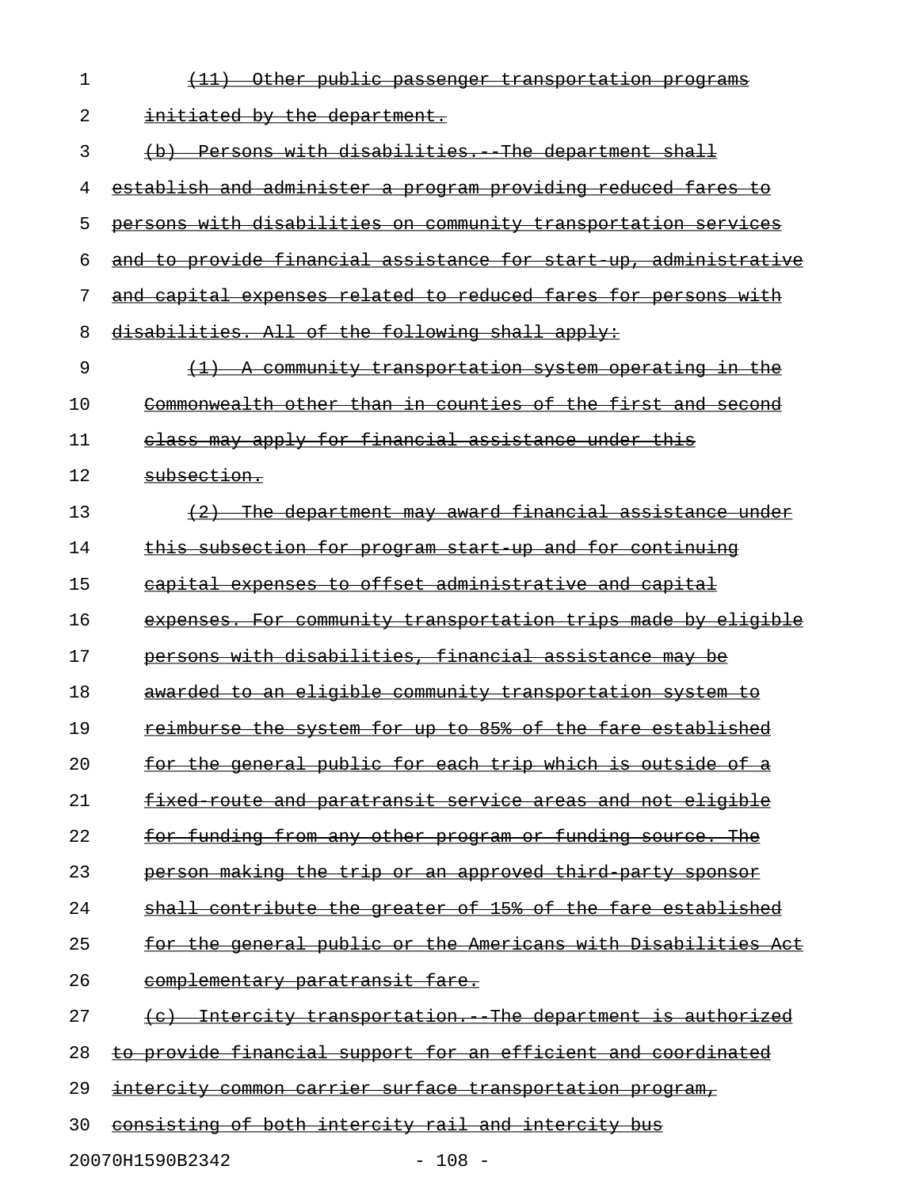~~(11) Other public passenger transportation programs initiated by the department.~~

~~(b) Persons with disabilities.--The department shall establish and administer a program providing reduced fares to persons with disabilities on community transportation services and to provide financial assistance for start-up, administrative and capital expenses related to reduced fares for persons with disabilities. All of the following shall apply:~~

~~(1) A community transportation system operating in the Commonwealth other than in counties of the first and second class may apply for financial assistance under this subsection.~~

~~(2) The department may award financial assistance under this subsection for program start-up and for continuing capital expenses to offset administrative and capital expenses. For community transportation trips made by eligible persons with disabilities, financial assistance may be awarded to an eligible community transportation system to reimburse the system for up to 85% of the fare established for the general public for each trip which is outside of a fixed-route and paratransit service areas and not eligible for funding from any other program or funding source. The person making the trip or an approved third-party sponsor shall contribute the greater of 15% of the fare established for the general public or the Americans with Disabilities Act complementary paratransit fare.~~

~~(c) Intercity transportation.--The department is authorized to provide financial support for an efficient and coordinated intercity common carrier surface transportation program, consisting of both intercity rail and intercity bus~~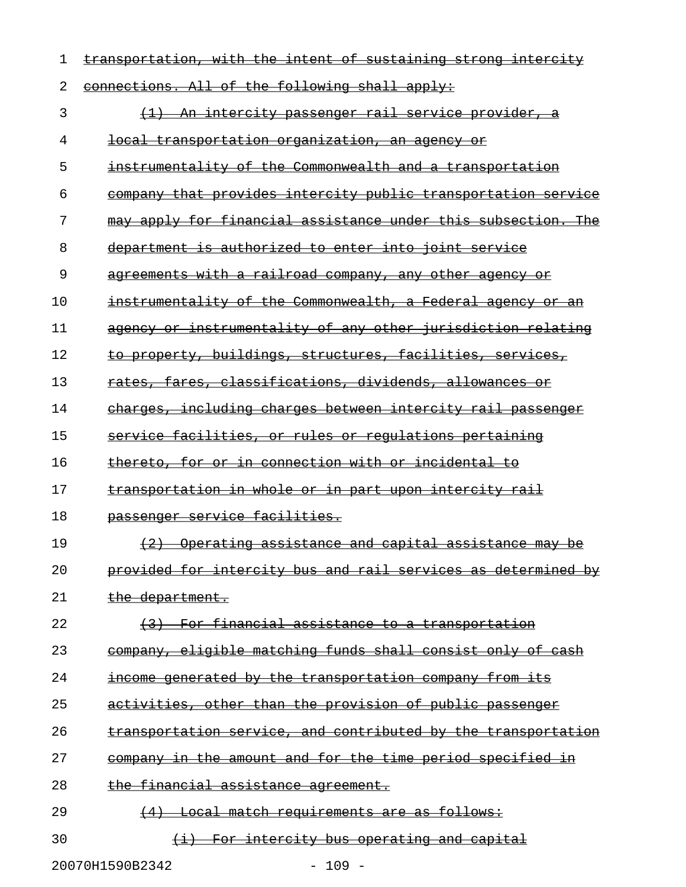transportation, with the intent of sustaining strong intercity connections. All of the following shall apply:

(1) An intercity passenger rail service provider, a local transportation organization, an agency or instrumentality of the Commonwealth and a transportation company that provides intercity public transportation service may apply for financial assistance under this subsection. The department is authorized to enter into joint service agreements with a railroad company, any other agency or instrumentality of the Commonwealth, a Federal agency or an agency or instrumentality of any other jurisdiction relating to property, buildings, structures, facilities, services, rates, fares, classifications, dividends, allowances or charges, including charges between intercity rail passenger service facilities, or rules or regulations pertaining thereto, for or in connection with or incidental to transportation in whole or in part upon intercity rail passenger service facilities.

(2) Operating assistance and capital assistance may be provided for intercity bus and rail services as determined by the department.

(3) For financial assistance to a transportation company, eligible matching funds shall consist only of cash income generated by the transportation company from its activities, other than the provision of public passenger transportation service, and contributed by the transportation company in the amount and for the time period specified in the financial assistance agreement.

(4) Local match requirements are as follows:

(i) For intercity bus operating and capital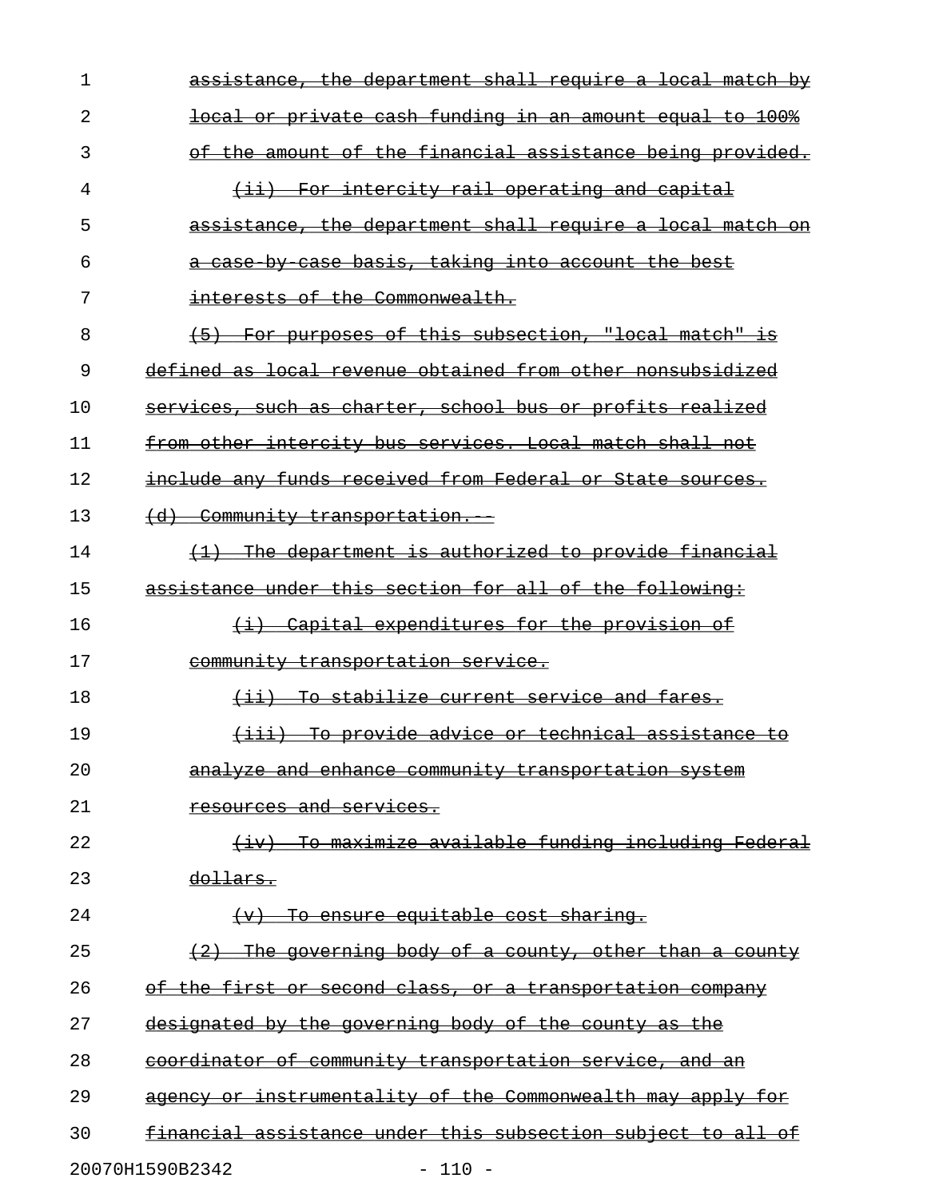~~assistance, the department shall require a local match by local or private cash funding in an amount equal to 100% of the amount of the financial assistance being provided.~~

~~(ii) For intercity rail operating and capital assistance, the department shall require a local match on a case-by-case basis, taking into account the best interests of the Commonwealth.~~

~~(5) For purposes of this subsection, "local match" is defined as local revenue obtained from other nonsubsidized services, such as charter, school bus or profits realized from other intercity bus services. Local match shall not include any funds received from Federal or State sources.~~

~~(d) Community transportation.--~~

~~(1) The department is authorized to provide financial assistance under this section for all of the following:~~

~~(i) Capital expenditures for the provision of community transportation service.~~

~~(ii) To stabilize current service and fares.~~

~~(iii) To provide advice or technical assistance to analyze and enhance community transportation system resources and services.~~

~~(iv) To maximize available funding including Federal dollars.~~

~~(v) To ensure equitable cost sharing.~~

~~(2) The governing body of a county, other than a county of the first or second class, or a transportation company designated by the governing body of the county as the coordinator of community transportation service, and an agency or instrumentality of the Commonwealth may apply for financial assistance under this subsection subject to all of~~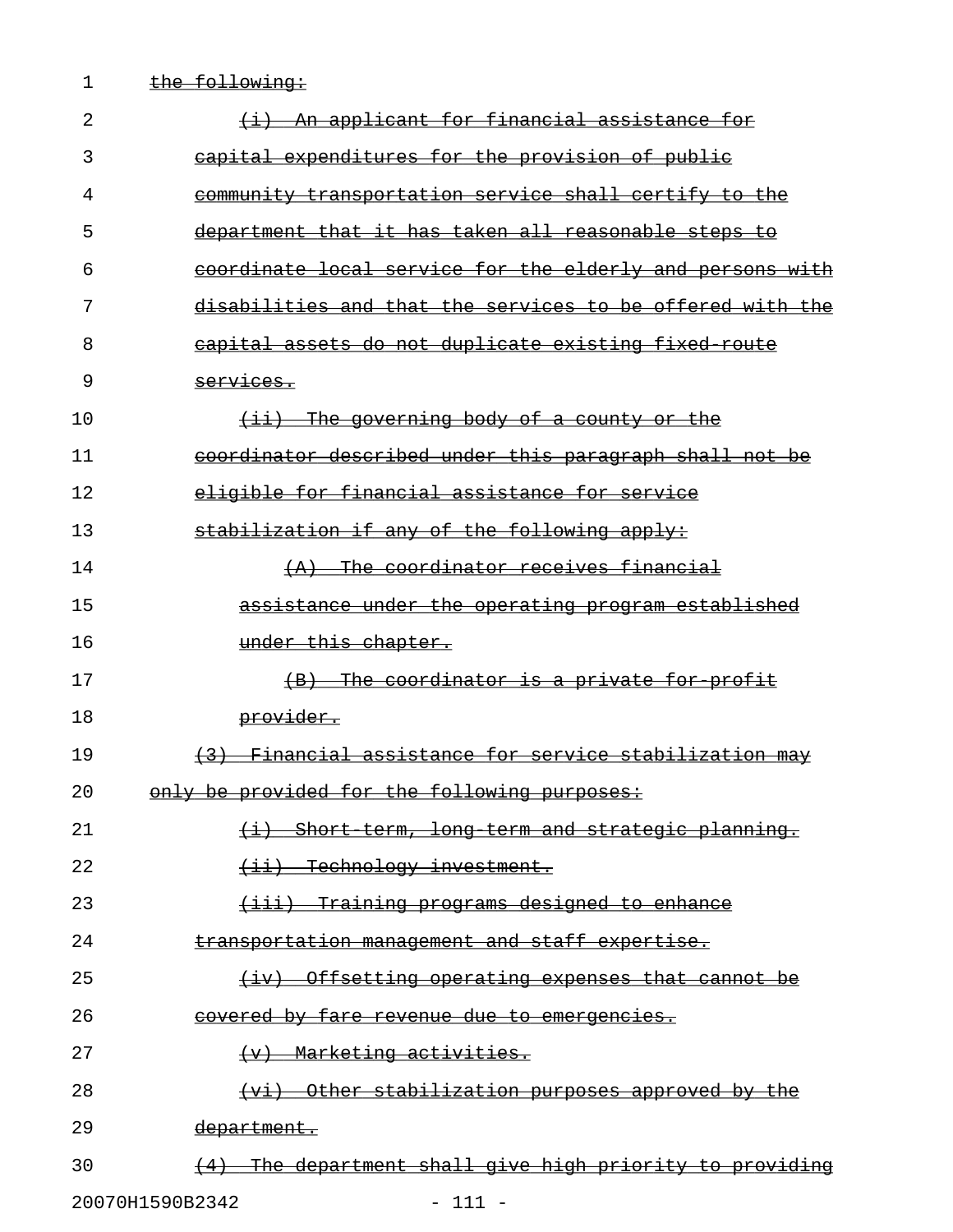~~the following:~~

~~(i) An applicant for financial assistance for capital expenditures for the provision of public community transportation service shall certify to the department that it has taken all reasonable steps to coordinate local service for the elderly and persons with disabilities and that the services to be offered with the capital assets do not duplicate existing fixed-route services.~~

~~(ii) The governing body of a county or the coordinator described under this paragraph shall not be eligible for financial assistance for service stabilization if any of the following apply:~~

~~(A) The coordinator receives financial assistance under the operating program established under this chapter.~~

~~(B) The coordinator is a private for-profit provider.~~

~~(3) Financial assistance for service stabilization may only be provided for the following purposes:~~

~~(i) Short-term, long-term and strategic planning.~~

~~(ii) Technology investment.~~

~~(iii) Training programs designed to enhance transportation management and staff expertise.~~

~~(iv) Offsetting operating expenses that cannot be covered by fare revenue due to emergencies.~~

~~(v) Marketing activities.~~

~~(vi) Other stabilization purposes approved by the department.~~

~~(4) The department shall give high priority to providing~~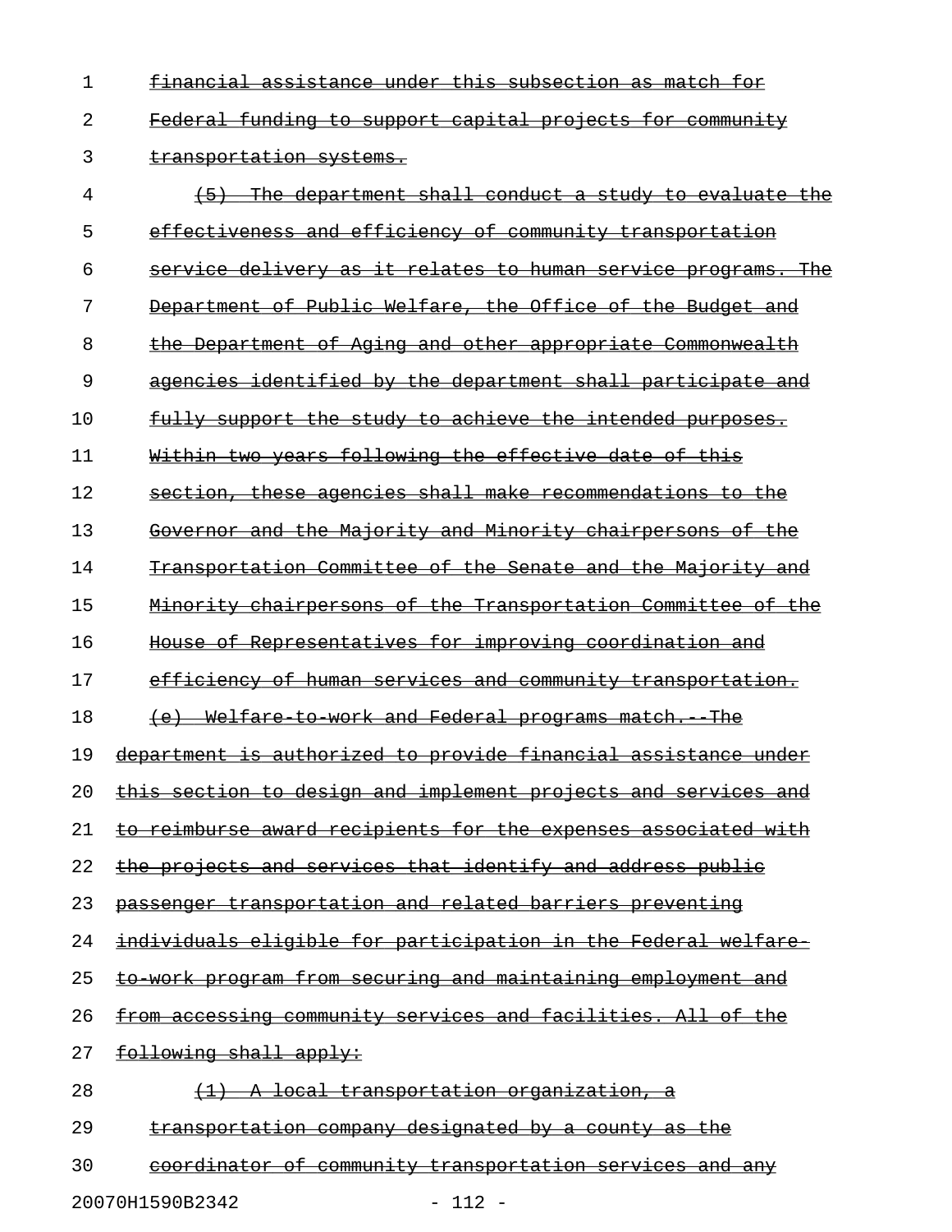financial assistance under this subsection as match for Federal funding to support capital projects for community transportation systems.

(5) The department shall conduct a study to evaluate the effectiveness and efficiency of community transportation service delivery as it relates to human service programs. The Department of Public Welfare, the Office of the Budget and the Department of Aging and other appropriate Commonwealth agencies identified by the department shall participate and fully support the study to achieve the intended purposes. Within two years following the effective date of this section, these agencies shall make recommendations to the Governor and the Majority and Minority chairpersons of the Transportation Committee of the Senate and the Majority and Minority chairpersons of the Transportation Committee of the House of Representatives for improving coordination and efficiency of human services and community transportation.

(e) Welfare-to-work and Federal programs match.--The department is authorized to provide financial assistance under this section to design and implement projects and services and to reimburse award recipients for the expenses associated with the projects and services that identify and address public passenger transportation and related barriers preventing individuals eligible for participation in the Federal welfare-to-work program from securing and maintaining employment and from accessing community services and facilities. All of the following shall apply:

(1) A local transportation organization, a transportation company designated by a county as the coordinator of community transportation services and any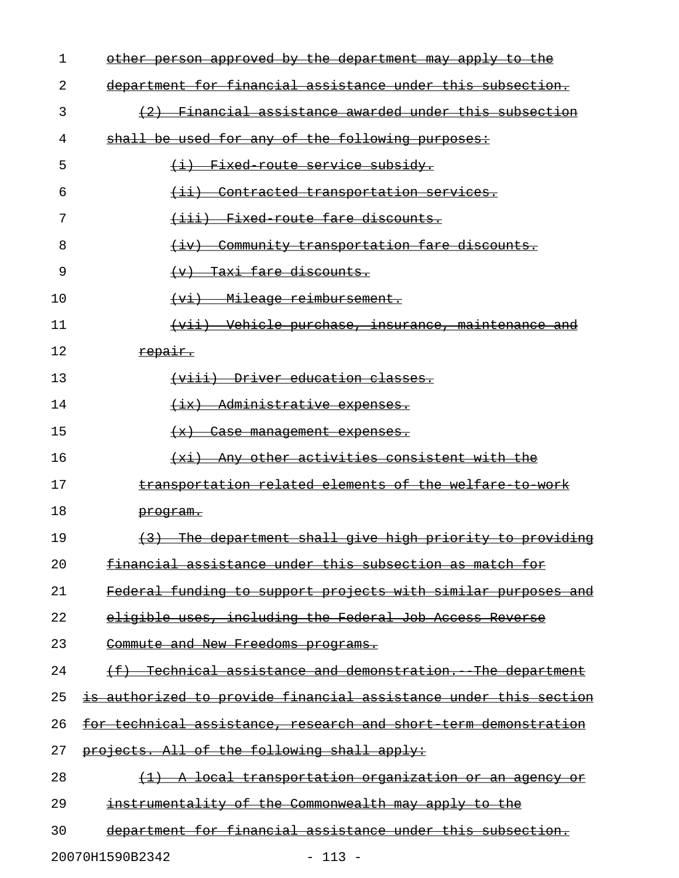~~other person approved by the department may apply to the department for financial assistance under this subsection.~~

~~(2) Financial assistance awarded under this subsection shall be used for any of the following purposes:~~

~~(i) Fixed-route service subsidy.~~

~~(ii) Contracted transportation services.~~

~~(iii) Fixed-route fare discounts.~~

~~(iv) Community transportation fare discounts.~~

~~(v) Taxi fare discounts.~~

~~(vi) Mileage reimbursement.~~

~~(vii) Vehicle purchase, insurance, maintenance and repair.~~

~~(viii) Driver education classes.~~

~~(ix) Administrative expenses.~~

~~(x) Case management expenses.~~

~~(xi) Any other activities consistent with the transportation related elements of the welfare-to-work program.~~

~~(3) The department shall give high priority to providing financial assistance under this subsection as match for Federal funding to support projects with similar purposes and eligible uses, including the Federal Job Access Reverse Commute and New Freedoms programs.~~

~~(f) Technical assistance and demonstration.--The department is authorized to provide financial assistance under this section for technical assistance, research and short-term demonstration projects. All of the following shall apply:~~

~~(1) A local transportation organization or an agency or instrumentality of the Commonwealth may apply to the department for financial assistance under this subsection.~~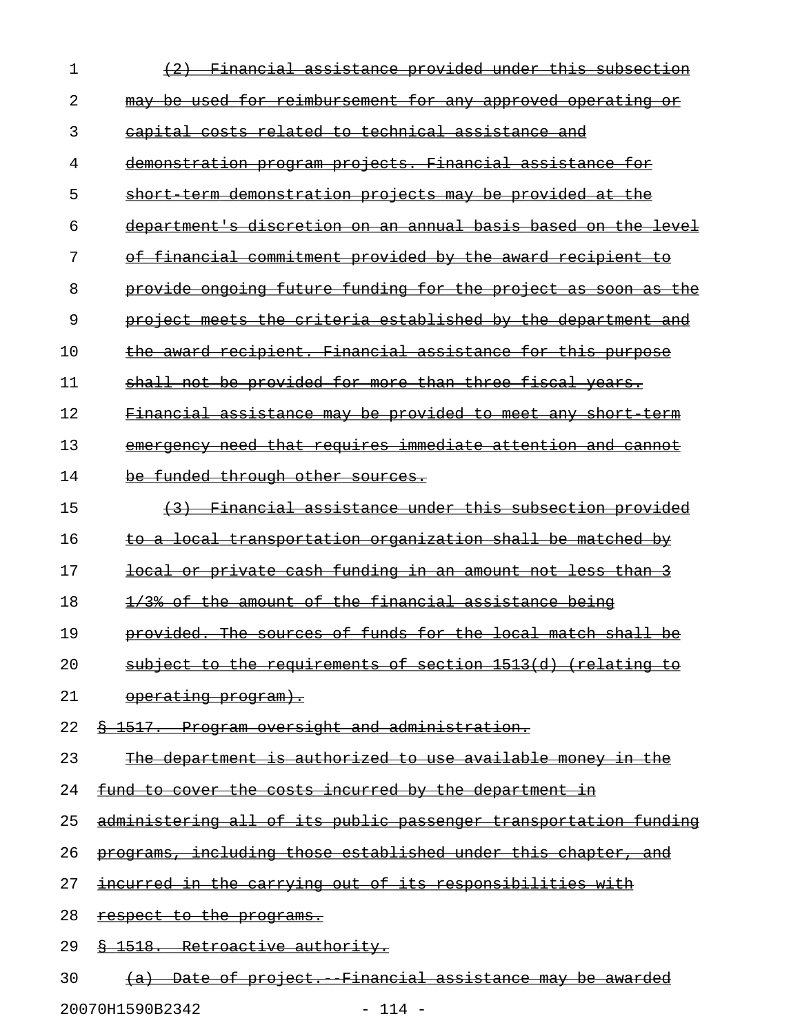(2) Financial assistance provided under this subsection may be used for reimbursement for any approved operating or capital costs related to technical assistance and demonstration program projects. Financial assistance for short-term demonstration projects may be provided at the department's discretion on an annual basis based on the level of financial commitment provided by the award recipient to provide ongoing future funding for the project as soon as the project meets the criteria established by the department and the award recipient. Financial assistance for this purpose shall not be provided for more than three fiscal years. Financial assistance may be provided to meet any short-term emergency need that requires immediate attention and cannot be funded through other sources.

(3) Financial assistance under this subsection provided to a local transportation organization shall be matched by local or private cash funding in an amount not less than 3 1/3% of the amount of the financial assistance being provided. The sources of funds for the local match shall be subject to the requirements of section 1513(d) (relating to operating program).

§ 1517. Program oversight and administration.

The department is authorized to use available money in the fund to cover the costs incurred by the department in administering all of its public passenger transportation funding programs, including those established under this chapter, and incurred in the carrying out of its responsibilities with respect to the programs.

§ 1518. Retroactive authority.

(a) Date of project.--Financial assistance may be awarded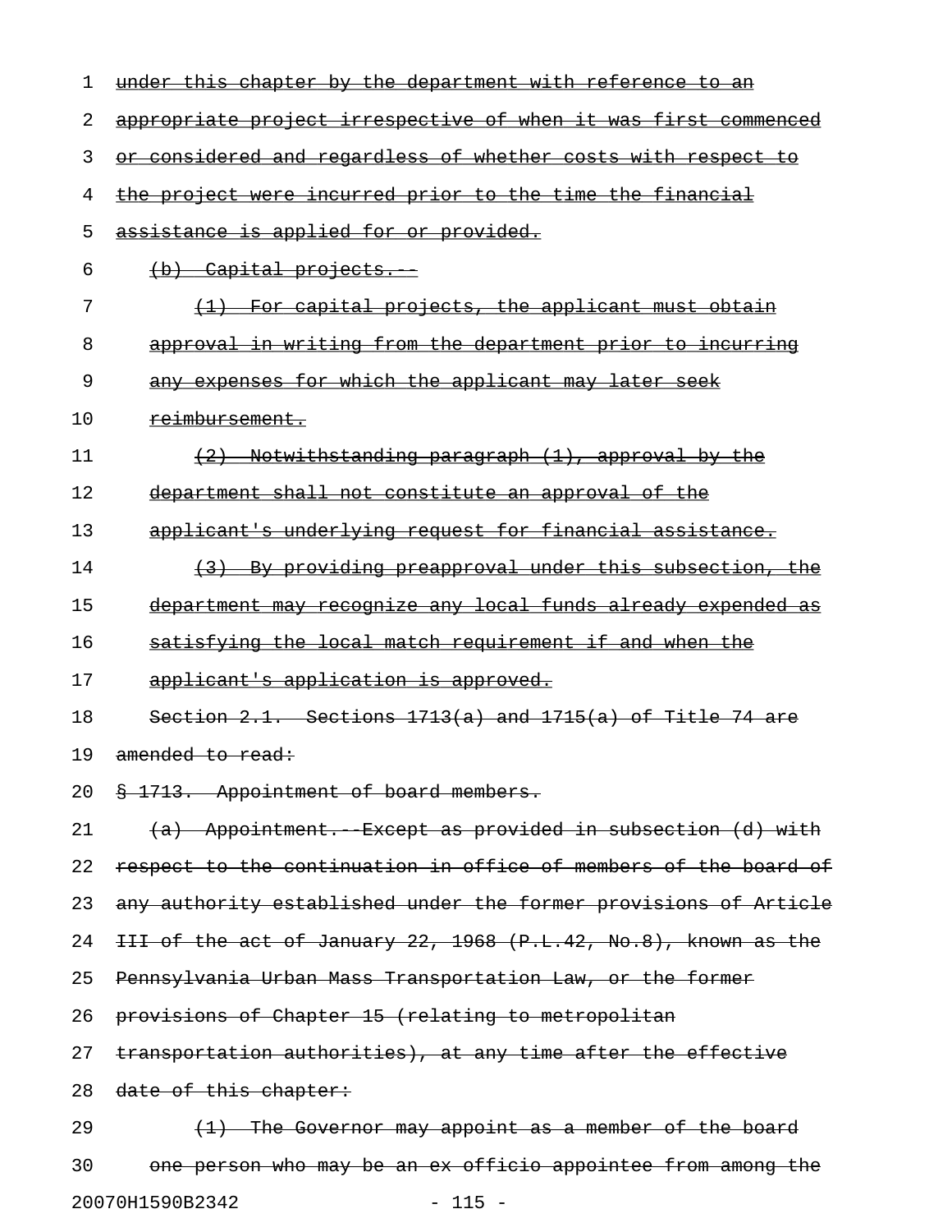under this chapter by the department with reference to an appropriate project irrespective of when it was first commenced or considered and regardless of whether costs with respect to the project were incurred prior to the time the financial assistance is applied for or provided.

(b) Capital projects.--

(1) For capital projects, the applicant must obtain approval in writing from the department prior to incurring any expenses for which the applicant may later seek reimbursement.

(2) Notwithstanding paragraph (1), approval by the department shall not constitute an approval of the applicant's underlying request for financial assistance.

(3) By providing preapproval under this subsection, the department may recognize any local funds already expended as satisfying the local match requirement if and when the applicant's application is approved.

Section 2.1. Sections 1713(a) and 1715(a) of Title 74 are amended to read:

§ 1713. Appointment of board members.

(a) Appointment.--Except as provided in subsection (d) with respect to the continuation in office of members of the board of any authority established under the former provisions of Article III of the act of January 22, 1968 (P.L.42, No.8), known as the Pennsylvania Urban Mass Transportation Law, or the former provisions of Chapter 15 (relating to metropolitan transportation authorities), at any time after the effective date of this chapter:

(1) The Governor may appoint as a member of the board one person who may be an ex officio appointee from among the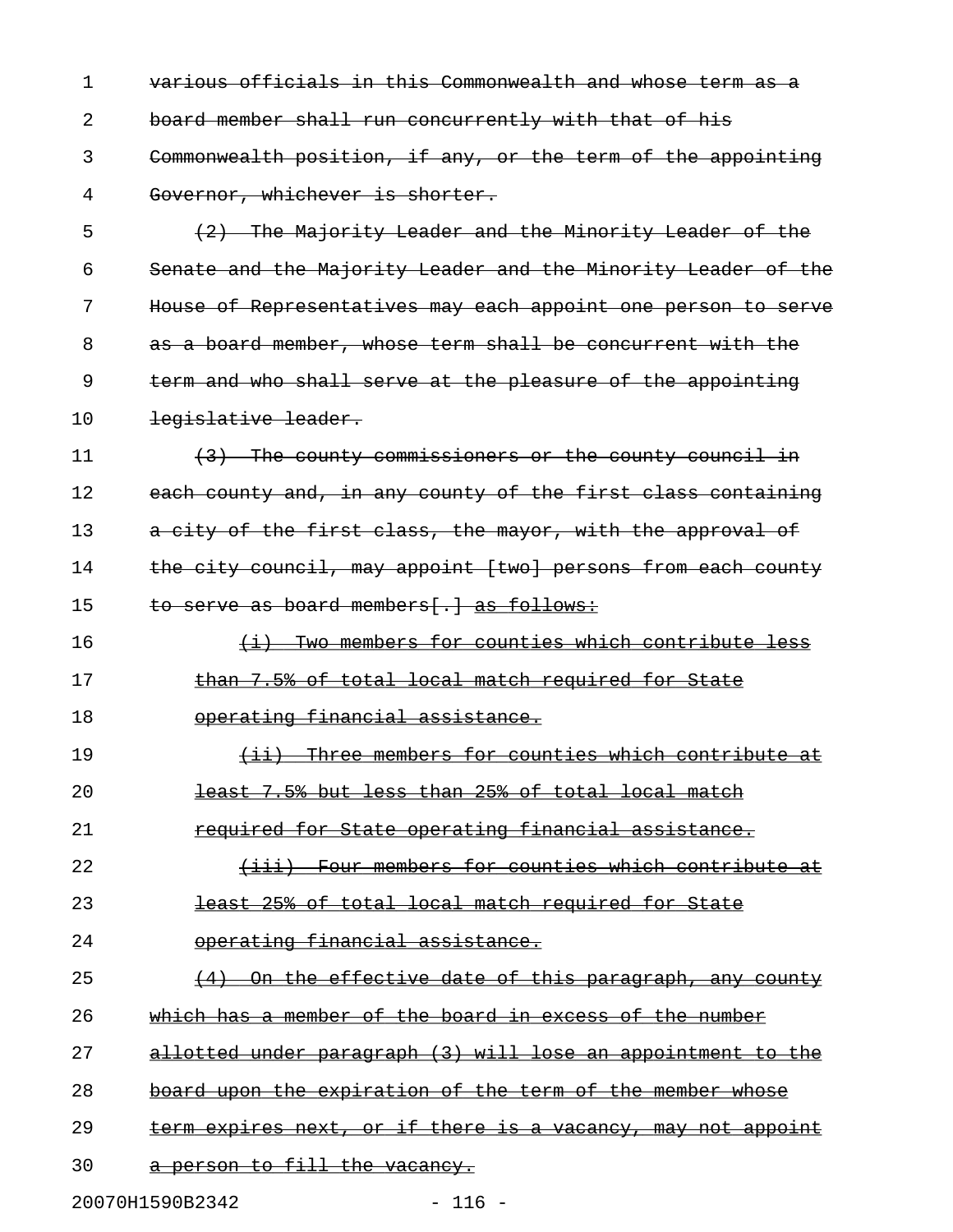various officials in this Commonwealth and whose term as a board member shall run concurrently with that of his Commonwealth position, if any, or the term of the appointing Governor, whichever is shorter.

(2) The Majority Leader and the Minority Leader of the Senate and the Majority Leader and the Minority Leader of the House of Representatives may each appoint one person to serve as a board member, whose term shall be concurrent with the term and who shall serve at the pleasure of the appointing legislative leader.

(3) The county commissioners or the county council in each county and, in any county of the first class containing a city of the first class, the mayor, with the approval of the city council, may appoint [two] persons from each county to serve as board members[.] as follows:

(i) Two members for counties which contribute less than 7.5% of total local match required for State operating financial assistance.

(ii) Three members for counties which contribute at least 7.5% but less than 25% of total local match required for State operating financial assistance.

(iii) Four members for counties which contribute at least 25% of total local match required for State operating financial assistance.

(4) On the effective date of this paragraph, any county which has a member of the board in excess of the number allotted under paragraph (3) will lose an appointment to the board upon the expiration of the term of the member whose term expires next, or if there is a vacancy, may not appoint a person to fill the vacancy.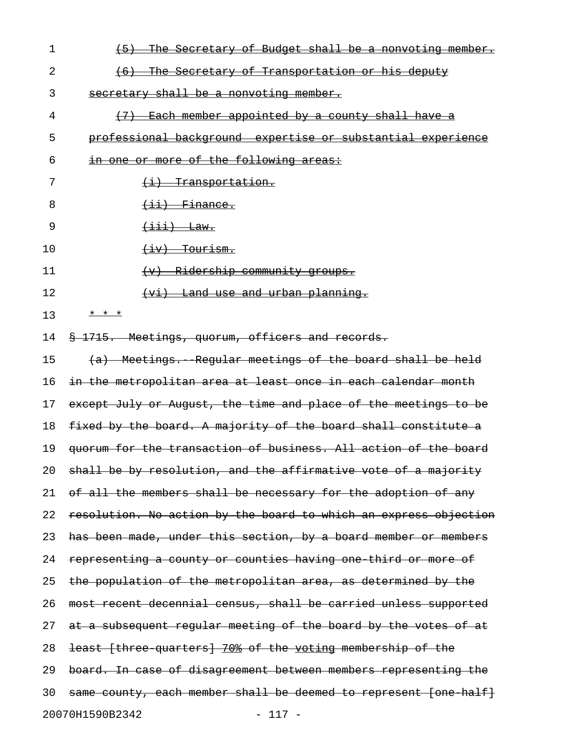(5) The Secretary of Budget shall be a nonvoting member.

(6) The Secretary of Transportation or his deputy secretary shall be a nonvoting member.

(7) Each member appointed by a county shall have a professional background, expertise or substantial experience in one or more of the following areas:

(i) Transportation.

(ii) Finance.

(iii) Law.

(iv) Tourism.

(v) Ridership community groups.

(vi) Land use and urban planning.

* * *

§ 1715. Meetings, quorum, officers and records.

(a) Meetings.--Regular meetings of the board shall be held in the metropolitan area at least once in each calendar month except July or August, the time and place of the meetings to be fixed by the board. A majority of the board shall constitute a quorum for the transaction of business. All action of the board shall be by resolution, and the affirmative vote of a majority of all the members shall be necessary for the adoption of any resolution. No action by the board to which an express objection has been made, under this section, by a board member or members representing a county or counties having one-third or more of the population of the metropolitan area, as determined by the most recent decennial census, shall be carried unless supported at a subsequent regular meeting of the board by the votes of at least [three-quarters] 70% of the voting membership of the board. In case of disagreement between members representing the same county, each member shall be deemed to represent [one-half]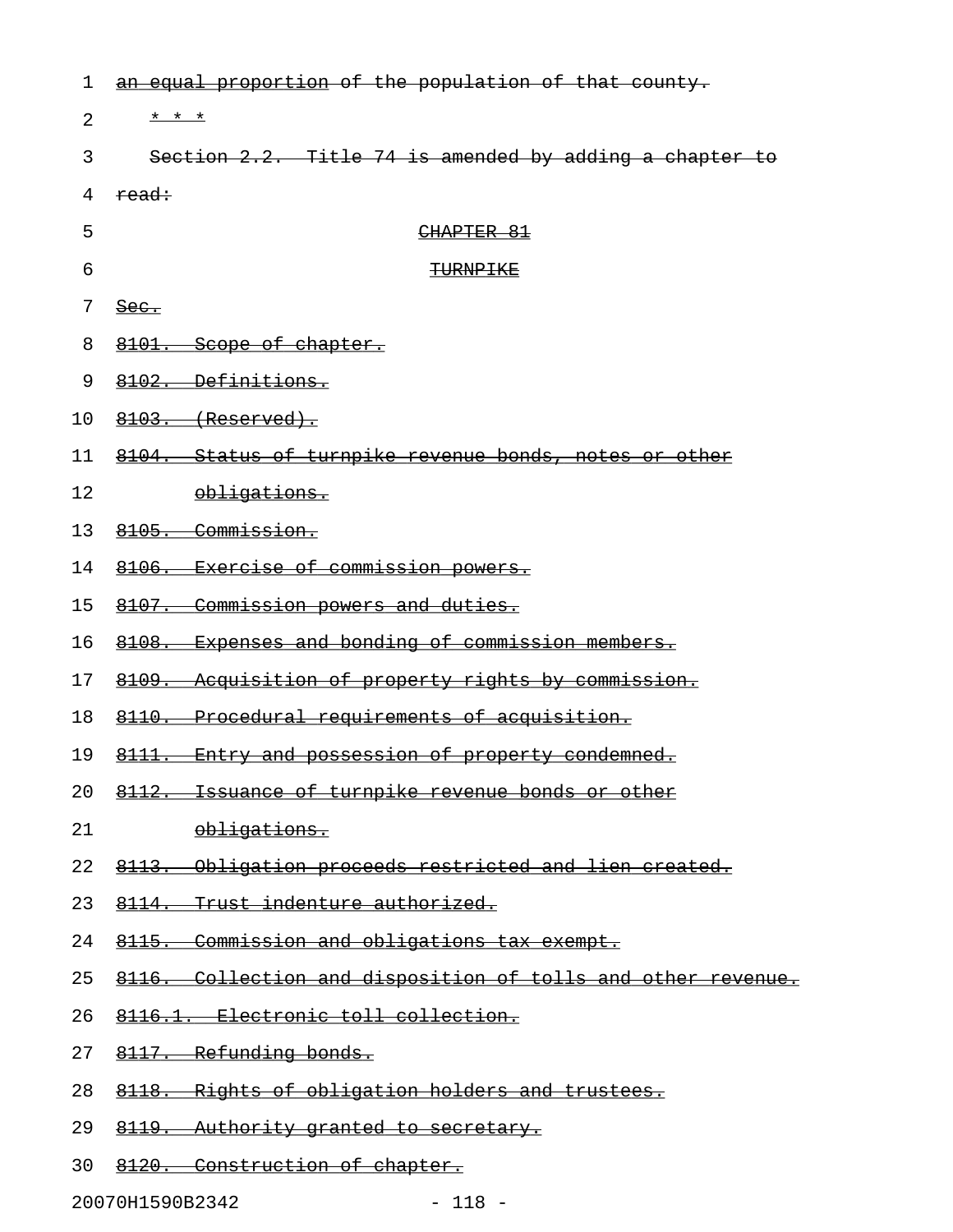an equal proportion of the population of that county.

* * *

Section 2.2. Title 74 is amended by adding a chapter to read:

CHAPTER 81

TURNPIKE

Sec.

8101. Scope of chapter.

8102. Definitions.

8103. (Reserved).

8104. Status of turnpike revenue bonds, notes or other obligations.

8105. Commission.

8106. Exercise of commission powers.

8107. Commission powers and duties.

8108. Expenses and bonding of commission members.

8109. Acquisition of property rights by commission.

8110. Procedural requirements of acquisition.

8111. Entry and possession of property condemned.

8112. Issuance of turnpike revenue bonds or other obligations.

8113. Obligation proceeds restricted and lien created.

8114. Trust indenture authorized.

8115. Commission and obligations tax exempt.

8116. Collection and disposition of tolls and other revenue.

8116.1. Electronic toll collection.

8117. Refunding bonds.

8118. Rights of obligation holders and trustees.

8119. Authority granted to secretary.

8120. Construction of chapter.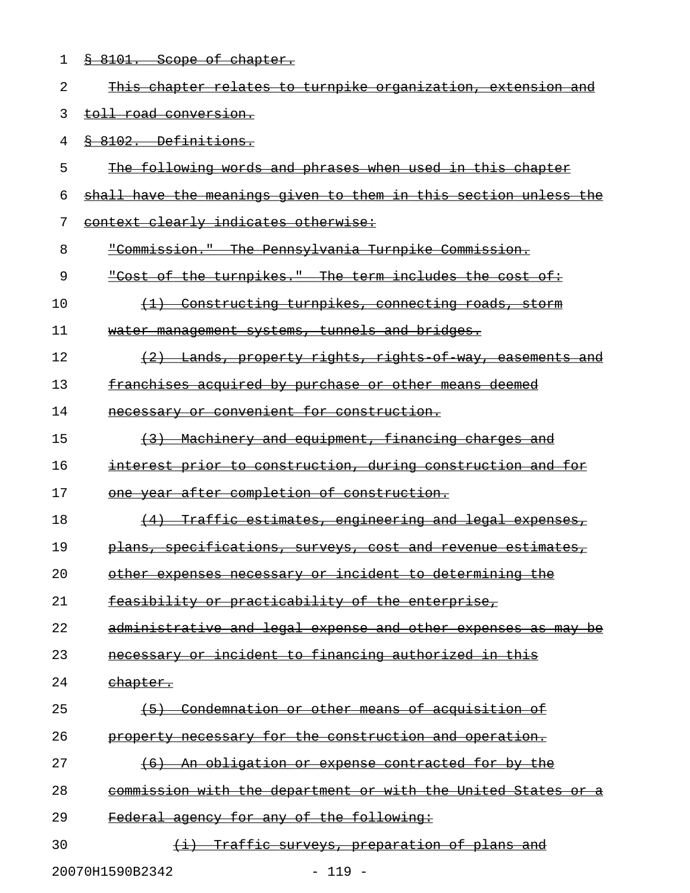~~§ 8101. Scope of chapter.~~

~~This chapter relates to turnpike organization, extension and toll road conversion.~~

~~§ 8102. Definitions.~~

~~The following words and phrases when used in this chapter shall have the meanings given to them in this section unless the context clearly indicates otherwise:~~

~~"Commission." The Pennsylvania Turnpike Commission.~~

~~"Cost of the turnpikes." The term includes the cost of:~~

~~(1) Constructing turnpikes, connecting roads, storm water management systems, tunnels and bridges.~~

~~(2) Lands, property rights, rights-of-way, easements and franchises acquired by purchase or other means deemed necessary or convenient for construction.~~

~~(3) Machinery and equipment, financing charges and interest prior to construction, during construction and for one year after completion of construction.~~

~~(4) Traffic estimates, engineering and legal expenses, plans, specifications, surveys, cost and revenue estimates, other expenses necessary or incident to determining the feasibility or practicability of the enterprise, administrative and legal expense and other expenses as may be necessary or incident to financing authorized in this chapter.~~

~~(5) Condemnation or other means of acquisition of property necessary for the construction and operation.~~

~~(6) An obligation or expense contracted for by the commission with the department or with the United States or a Federal agency for any of the following:~~

~~(i) Traffic surveys, preparation of plans and~~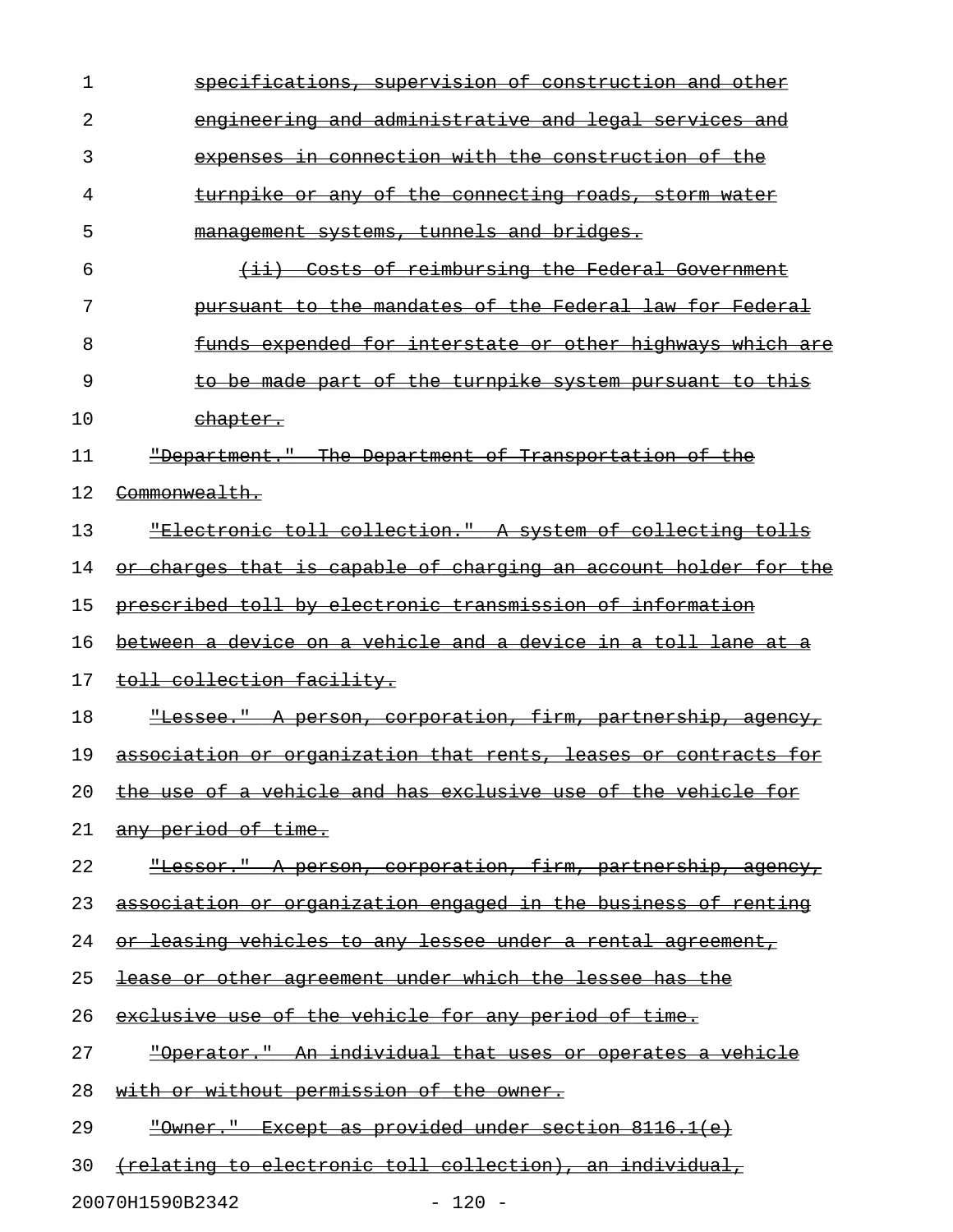specifications, supervision of construction and other engineering and administrative and legal services and expenses in connection with the construction of the turnpike or any of the connecting roads, storm water management systems, tunnels and bridges.

(ii) Costs of reimbursing the Federal Government pursuant to the mandates of the Federal law for Federal funds expended for interstate or other highways which are to be made part of the turnpike system pursuant to this chapter.

"Department." The Department of Transportation of the Commonwealth.

"Electronic toll collection." A system of collecting tolls or charges that is capable of charging an account holder for the prescribed toll by electronic transmission of information between a device on a vehicle and a device in a toll lane at a toll collection facility.

"Lessee." A person, corporation, firm, partnership, agency, association or organization that rents, leases or contracts for the use of a vehicle and has exclusive use of the vehicle for any period of time.

"Lessor." A person, corporation, firm, partnership, agency, association or organization engaged in the business of renting or leasing vehicles to any lessee under a rental agreement, lease or other agreement under which the lessee has the exclusive use of the vehicle for any period of time.

"Operator." An individual that uses or operates a vehicle with or without permission of the owner.

"Owner." Except as provided under section 8116.1(e) (relating to electronic toll collection), an individual,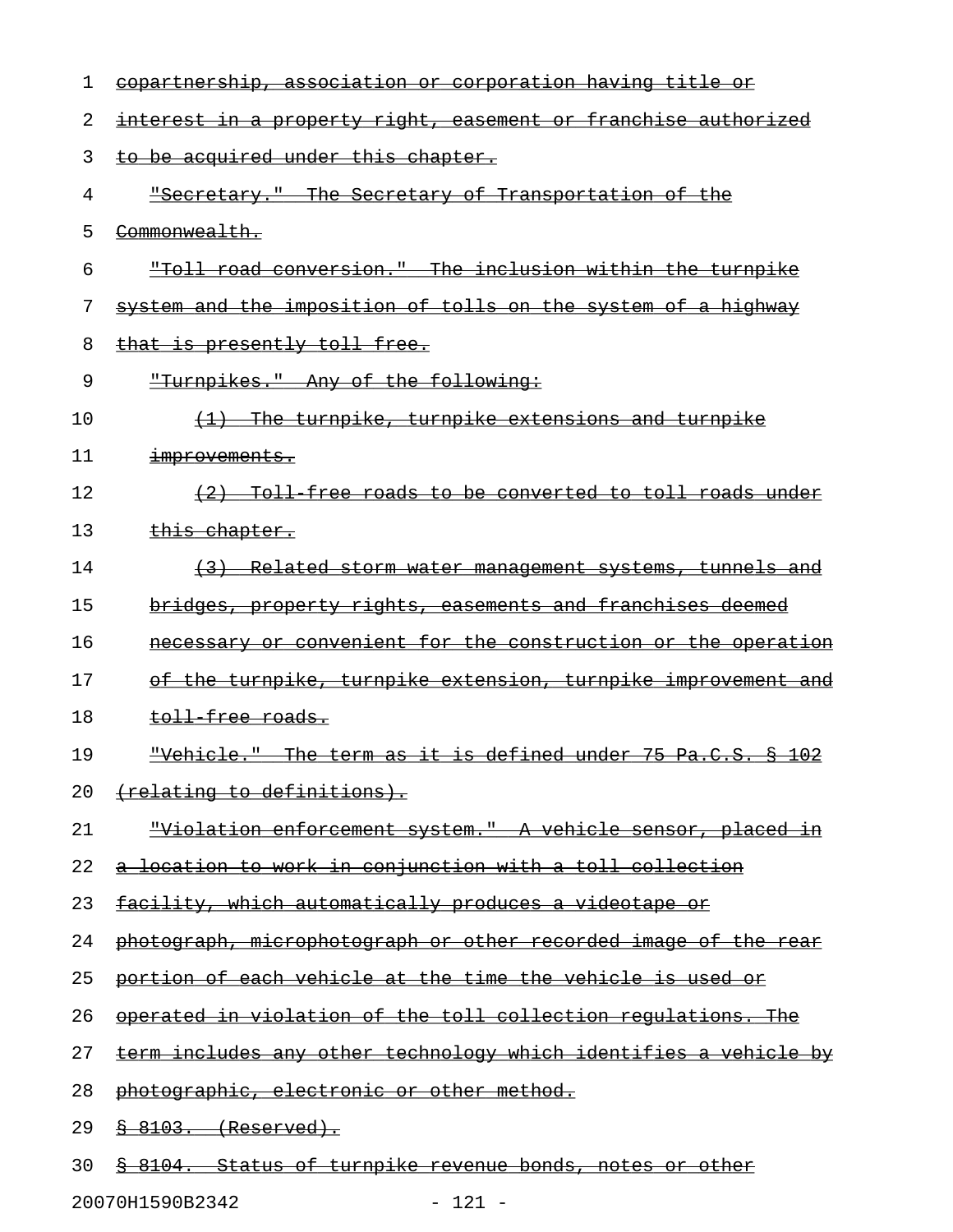copartnership, association or corporation having title or interest in a property right, easement or franchise authorized to be acquired under this chapter.

"Secretary." The Secretary of Transportation of the Commonwealth.

"Toll road conversion." The inclusion within the turnpike system and the imposition of tolls on the system of a highway that is presently toll free.

"Turnpikes." Any of the following:

(1) The turnpike, turnpike extensions and turnpike improvements.

(2) Toll-free roads to be converted to toll roads under this chapter.

(3) Related storm water management systems, tunnels and bridges, property rights, easements and franchises deemed necessary or convenient for the construction or the operation of the turnpike, turnpike extension, turnpike improvement and toll-free roads.

"Vehicle." The term as it is defined under 75 Pa.C.S. § 102 (relating to definitions).

"Violation enforcement system." A vehicle sensor, placed in a location to work in conjunction with a toll collection facility, which automatically produces a videotape or photograph, microphotograph or other recorded image of the rear portion of each vehicle at the time the vehicle is used or operated in violation of the toll collection regulations. The term includes any other technology which identifies a vehicle by photographic, electronic or other method.

§ 8103. (Reserved).

§ 8104. Status of turnpike revenue bonds, notes or other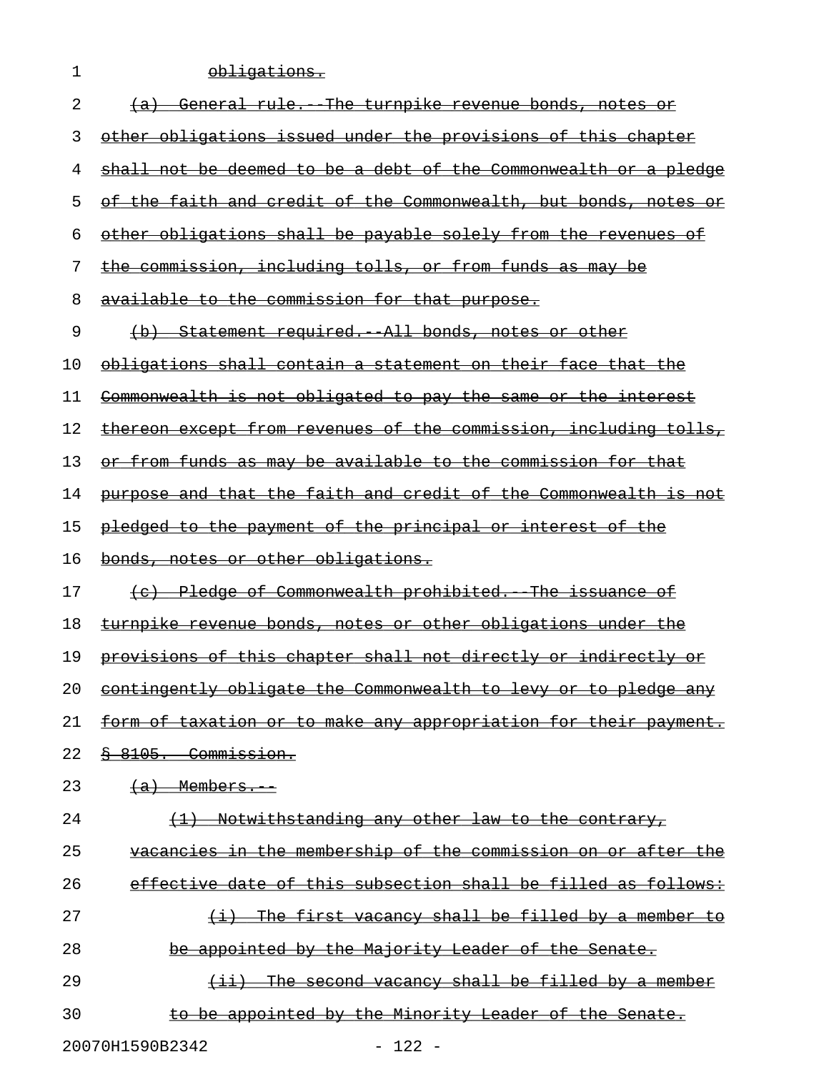obligations.

(a) General rule.--The turnpike revenue bonds, notes or other obligations issued under the provisions of this chapter shall not be deemed to be a debt of the Commonwealth or a pledge of the faith and credit of the Commonwealth, but bonds, notes or other obligations shall be payable solely from the revenues of the commission, including tolls, or from funds as may be available to the commission for that purpose.

(b) Statement required.--All bonds, notes or other obligations shall contain a statement on their face that the Commonwealth is not obligated to pay the same or the interest thereon except from revenues of the commission, including tolls, or from funds as may be available to the commission for that purpose and that the faith and credit of the Commonwealth is not pledged to the payment of the principal or interest of the bonds, notes or other obligations.

(c) Pledge of Commonwealth prohibited.--The issuance of turnpike revenue bonds, notes or other obligations under the provisions of this chapter shall not directly or indirectly or contingently obligate the Commonwealth to levy or to pledge any form of taxation or to make any appropriation for their payment.

§ 8105. Commission.

(a) Members.--

(1) Notwithstanding any other law to the contrary, vacancies in the membership of the commission on or after the effective date of this subsection shall be filled as follows:

(i) The first vacancy shall be filled by a member to be appointed by the Majority Leader of the Senate.

(ii) The second vacancy shall be filled by a member to be appointed by the Minority Leader of the Senate.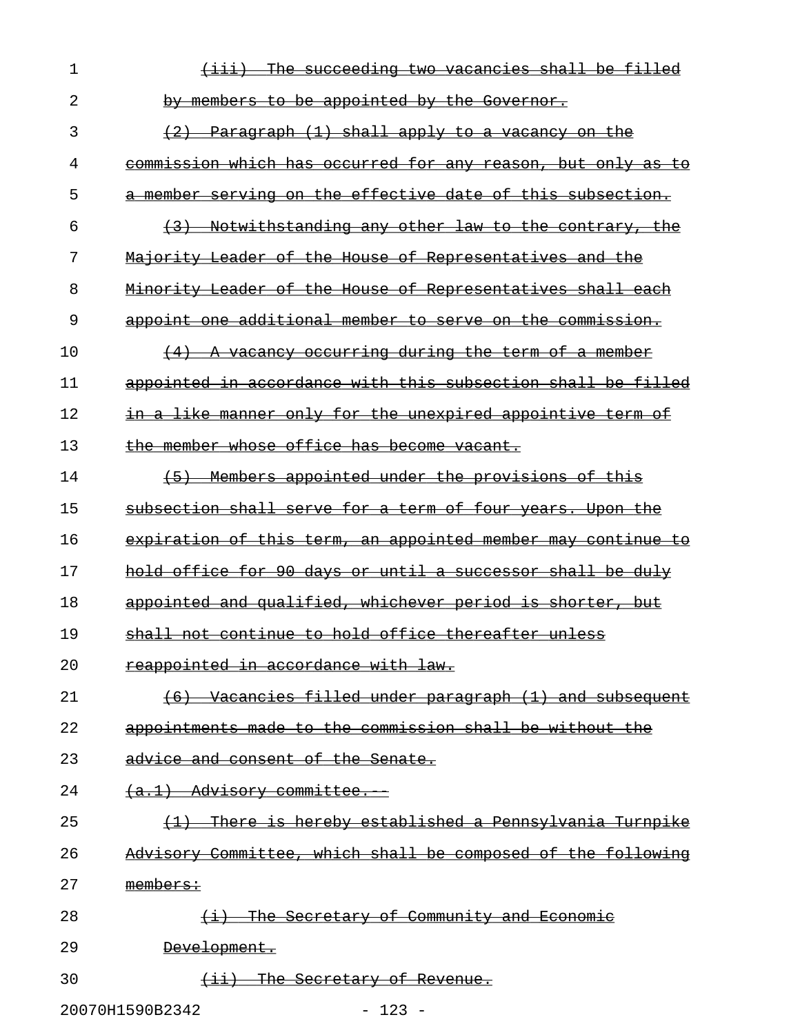(iii) The succeeding two vacancies shall be filled by members to be appointed by the Governor.

(2) Paragraph (1) shall apply to a vacancy on the commission which has occurred for any reason, but only as to a member serving on the effective date of this subsection.

(3) Notwithstanding any other law to the contrary, the Majority Leader of the House of Representatives and the Minority Leader of the House of Representatives shall each appoint one additional member to serve on the commission.

(4) A vacancy occurring during the term of a member appointed in accordance with this subsection shall be filled in a like manner only for the unexpired appointive term of the member whose office has become vacant.

(5) Members appointed under the provisions of this subsection shall serve for a term of four years. Upon the expiration of this term, an appointed member may continue to hold office for 90 days or until a successor shall be duly appointed and qualified, whichever period is shorter, but shall not continue to hold office thereafter unless reappointed in accordance with law.

(6) Vacancies filled under paragraph (1) and subsequent appointments made to the commission shall be without the advice and consent of the Senate.

(a.1) Advisory committee.--

(1) There is hereby established a Pennsylvania Turnpike Advisory Committee, which shall be composed of the following members:

(i) The Secretary of Community and Economic Development.

(ii) The Secretary of Revenue.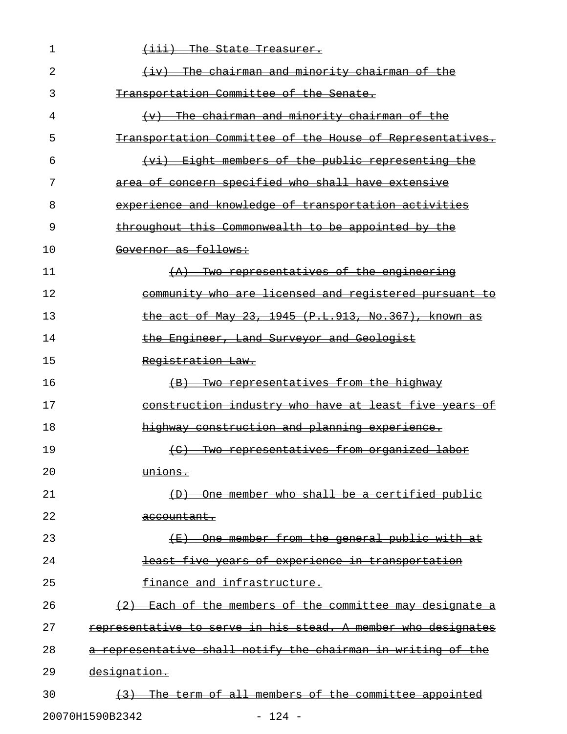~~(iii) The State Treasurer.~~

~~(iv) The chairman and minority chairman of the Transportation Committee of the Senate.~~

~~(v) The chairman and minority chairman of the Transportation Committee of the House of Representatives.~~

~~(vi) Eight members of the public representing the area of concern specified who shall have extensive experience and knowledge of transportation activities throughout this Commonwealth to be appointed by the Governor as follows:~~

~~(A) Two representatives of the engineering community who are licensed and registered pursuant to the act of May 23, 1945 (P.L.913, No.367), known as the Engineer, Land Surveyor and Geologist Registration Law.~~

~~(B) Two representatives from the highway construction industry who have at least five years of highway construction and planning experience.~~

~~(C) Two representatives from organized labor unions.~~

~~(D) One member who shall be a certified public accountant.~~

~~(E) One member from the general public with at least five years of experience in transportation finance and infrastructure.~~

~~(2) Each of the members of the committee may designate a representative to serve in his stead. A member who designates a representative shall notify the chairman in writing of the designation.~~

~~(3) The term of all members of the committee appointed~~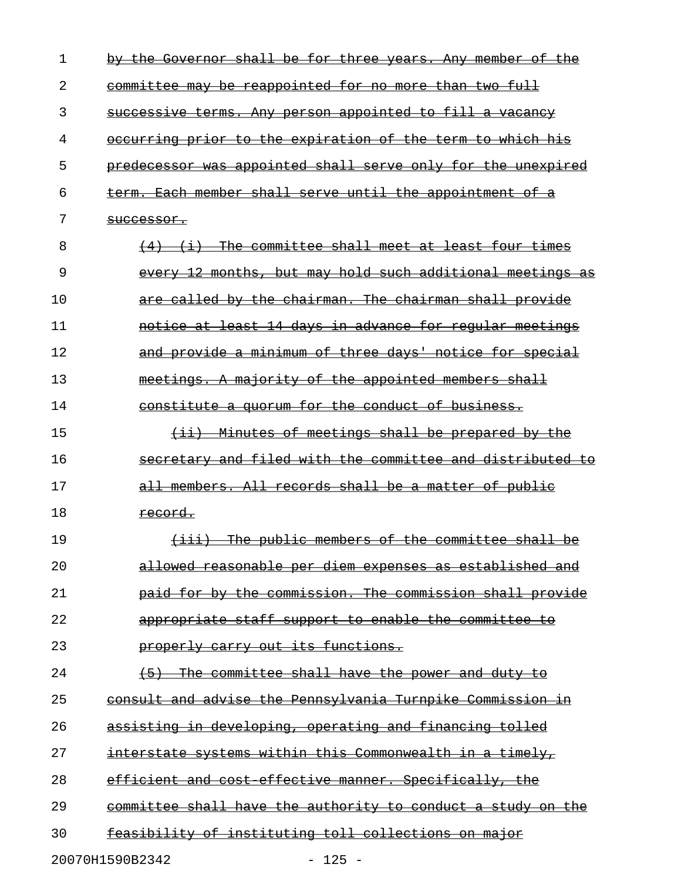~~by the Governor shall be for three years. Any member of the committee may be reappointed for no more than two full successive terms. Any person appointed to fill a vacancy occurring prior to the expiration of the term to which his predecessor was appointed shall serve only for the unexpired term. Each member shall serve until the appointment of a successor.~~

~~(4) (i) The committee shall meet at least four times every 12 months, but may hold such additional meetings as are called by the chairman. The chairman shall provide notice at least 14 days in advance for regular meetings and provide a minimum of three days' notice for special meetings. A majority of the appointed members shall constitute a quorum for the conduct of business.~~

~~(ii) Minutes of meetings shall be prepared by the secretary and filed with the committee and distributed to all members. All records shall be a matter of public record.~~

~~(iii) The public members of the committee shall be allowed reasonable per diem expenses as established and paid for by the commission. The commission shall provide appropriate staff support to enable the committee to properly carry out its functions.~~

~~(5) The committee shall have the power and duty to consult and advise the Pennsylvania Turnpike Commission in assisting in developing, operating and financing tolled interstate systems within this Commonwealth in a timely, efficient and cost-effective manner. Specifically, the committee shall have the authority to conduct a study on the feasibility of instituting toll collections on major~~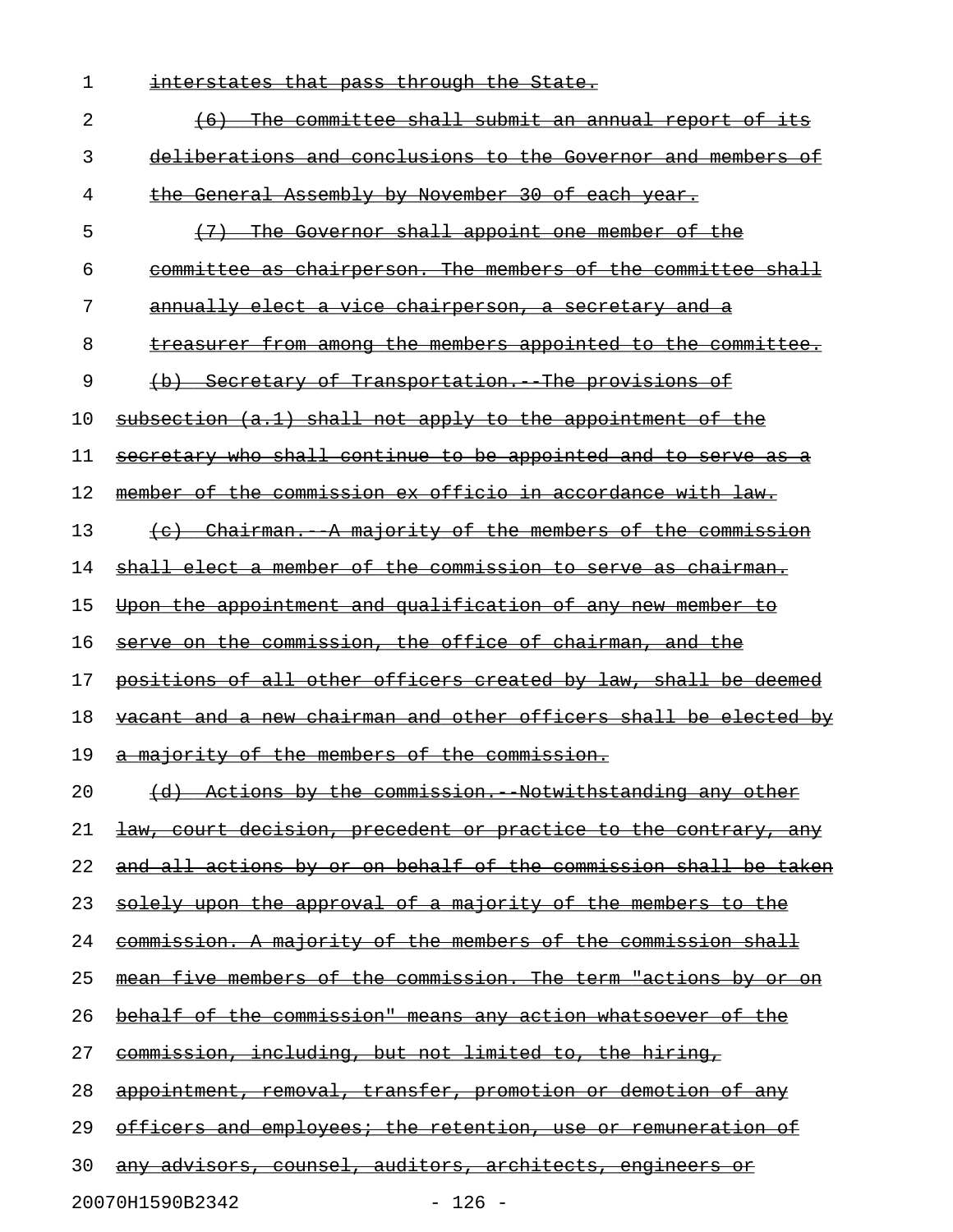interstates that pass through the State.

(6) The committee shall submit an annual report of its deliberations and conclusions to the Governor and members of the General Assembly by November 30 of each year.

(7) The Governor shall appoint one member of the committee as chairperson. The members of the committee shall annually elect a vice chairperson, a secretary and a treasurer from among the members appointed to the committee.

(b) Secretary of Transportation.--The provisions of subsection (a.1) shall not apply to the appointment of the secretary who shall continue to be appointed and to serve as a member of the commission ex officio in accordance with law.

(c) Chairman.--A majority of the members of the commission shall elect a member of the commission to serve as chairman. Upon the appointment and qualification of any new member to serve on the commission, the office of chairman, and the positions of all other officers created by law, shall be deemed vacant and a new chairman and other officers shall be elected by a majority of the members of the commission.

(d) Actions by the commission.--Notwithstanding any other law, court decision, precedent or practice to the contrary, any and all actions by or on behalf of the commission shall be taken solely upon the approval of a majority of the members to the commission. A majority of the members of the commission shall mean five members of the commission. The term "actions by or on behalf of the commission" means any action whatsoever of the commission, including, but not limited to, the hiring, appointment, removal, transfer, promotion or demotion of any officers and employees; the retention, use or remuneration of any advisors, counsel, auditors, architects, engineers or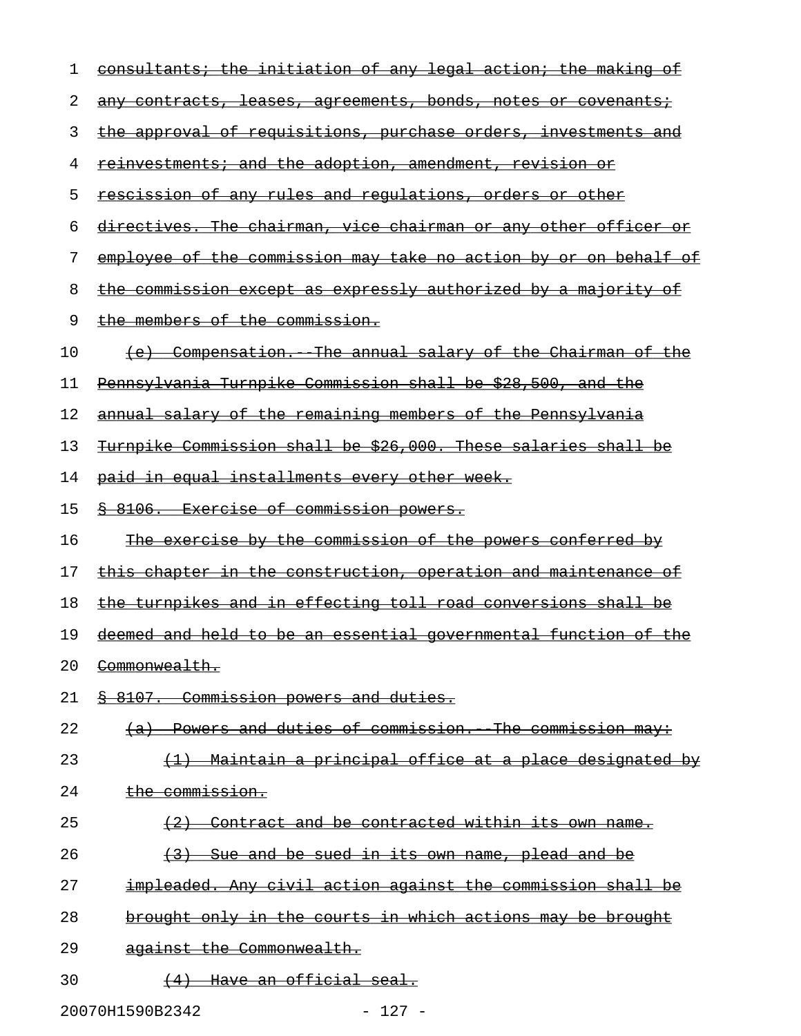consultants; the initiation of any legal action; the making of any contracts, leases, agreements, bonds, notes or covenants; the approval of requisitions, purchase orders, investments and reinvestments; and the adoption, amendment, revision or rescission of any rules and regulations, orders or other directives. The chairman, vice chairman or any other officer or employee of the commission may take no action by or on behalf of the commission except as expressly authorized by a majority of the members of the commission.

(e) Compensation.--The annual salary of the Chairman of the Pennsylvania Turnpike Commission shall be $28,500, and the annual salary of the remaining members of the Pennsylvania Turnpike Commission shall be $26,000. These salaries shall be paid in equal installments every other week.

§ 8106. Exercise of commission powers.

The exercise by the commission of the powers conferred by this chapter in the construction, operation and maintenance of the turnpikes and in effecting toll road conversions shall be deemed and held to be an essential governmental function of the Commonwealth.

§ 8107. Commission powers and duties.

(a) Powers and duties of commission.--The commission may:

(1) Maintain a principal office at a place designated by the commission.

(2) Contract and be contracted within its own name.

(3) Sue and be sued in its own name, plead and be impleaded. Any civil action against the commission shall be brought only in the courts in which actions may be brought against the Commonwealth.

(4) Have an official seal.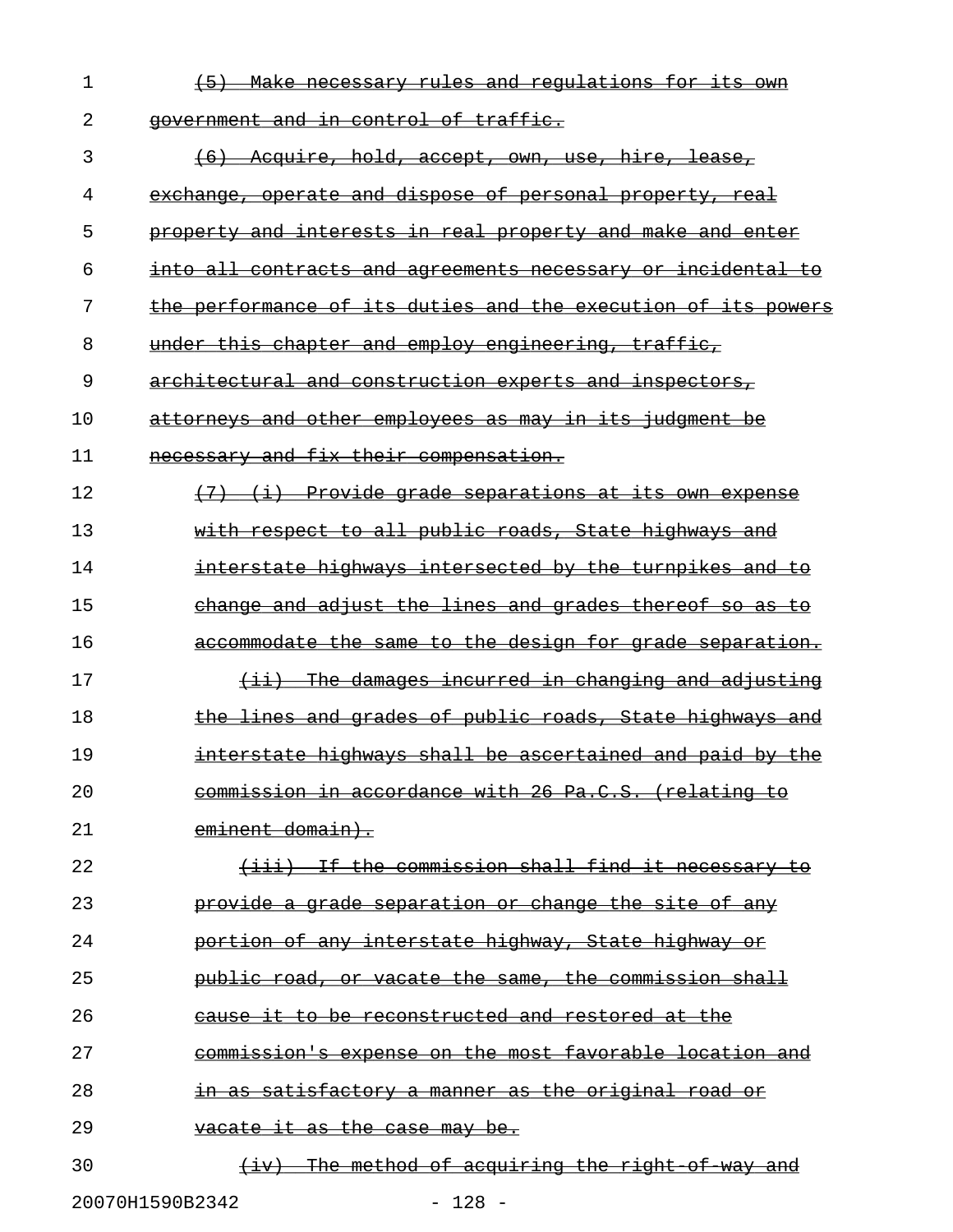~~(5) Make necessary rules and regulations for its own government and in control of traffic.~~

~~(6) Acquire, hold, accept, own, use, hire, lease, exchange, operate and dispose of personal property, real property and interests in real property and make and enter into all contracts and agreements necessary or incidental to the performance of its duties and the execution of its powers under this chapter and employ engineering, traffic, architectural and construction experts and inspectors, attorneys and other employees as may in its judgment be necessary and fix their compensation.~~

~~(7) (i) Provide grade separations at its own expense with respect to all public roads, State highways and interstate highways intersected by the turnpikes and to change and adjust the lines and grades thereof so as to accommodate the same to the design for grade separation.~~

~~(ii) The damages incurred in changing and adjusting the lines and grades of public roads, State highways and interstate highways shall be ascertained and paid by the commission in accordance with 26 Pa.C.S. (relating to eminent domain).~~

~~(iii) If the commission shall find it necessary to provide a grade separation or change the site of any portion of any interstate highway, State highway or public road, or vacate the same, the commission shall cause it to be reconstructed and restored at the commission's expense on the most favorable location and in as satisfactory a manner as the original road or vacate it as the case may be.~~

~~(iv) The method of acquiring the right-of-way and~~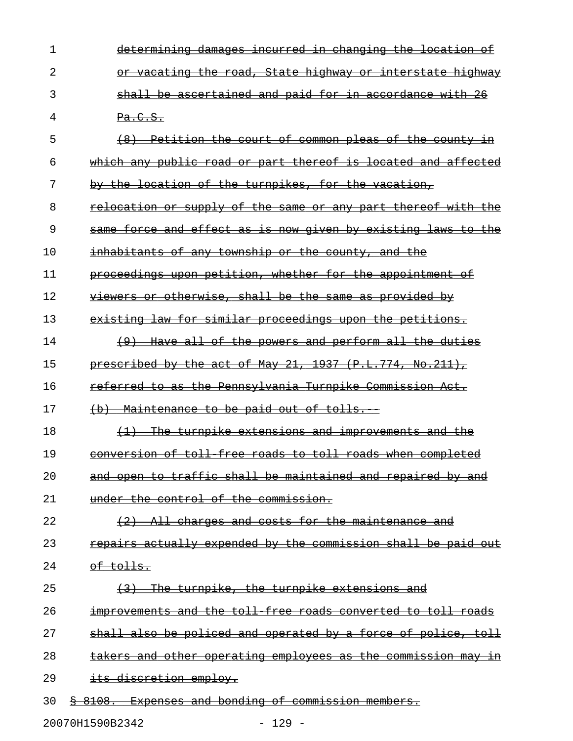determining damages incurred in changing the location of or vacating the road, State highway or interstate highway shall be ascertained and paid for in accordance with 26 Pa.C.S.

(8) Petition the court of common pleas of the county in which any public road or part thereof is located and affected by the location of the turnpikes, for the vacation, relocation or supply of the same or any part thereof with the same force and effect as is now given by existing laws to the inhabitants of any township or the county, and the proceedings upon petition, whether for the appointment of viewers or otherwise, shall be the same as provided by existing law for similar proceedings upon the petitions.

(9) Have all of the powers and perform all the duties prescribed by the act of May 21, 1937 (P.L.774, No.211), referred to as the Pennsylvania Turnpike Commission Act.

(b) Maintenance to be paid out of tolls.--

(1) The turnpike extensions and improvements and the conversion of toll-free roads to toll roads when completed and open to traffic shall be maintained and repaired by and under the control of the commission.

(2) All charges and costs for the maintenance and repairs actually expended by the commission shall be paid out of tolls.

(3) The turnpike, the turnpike extensions and improvements and the toll-free roads converted to toll roads shall also be policed and operated by a force of police, toll takers and other operating employees as the commission may in its discretion employ.

§ 8108. Expenses and bonding of commission members.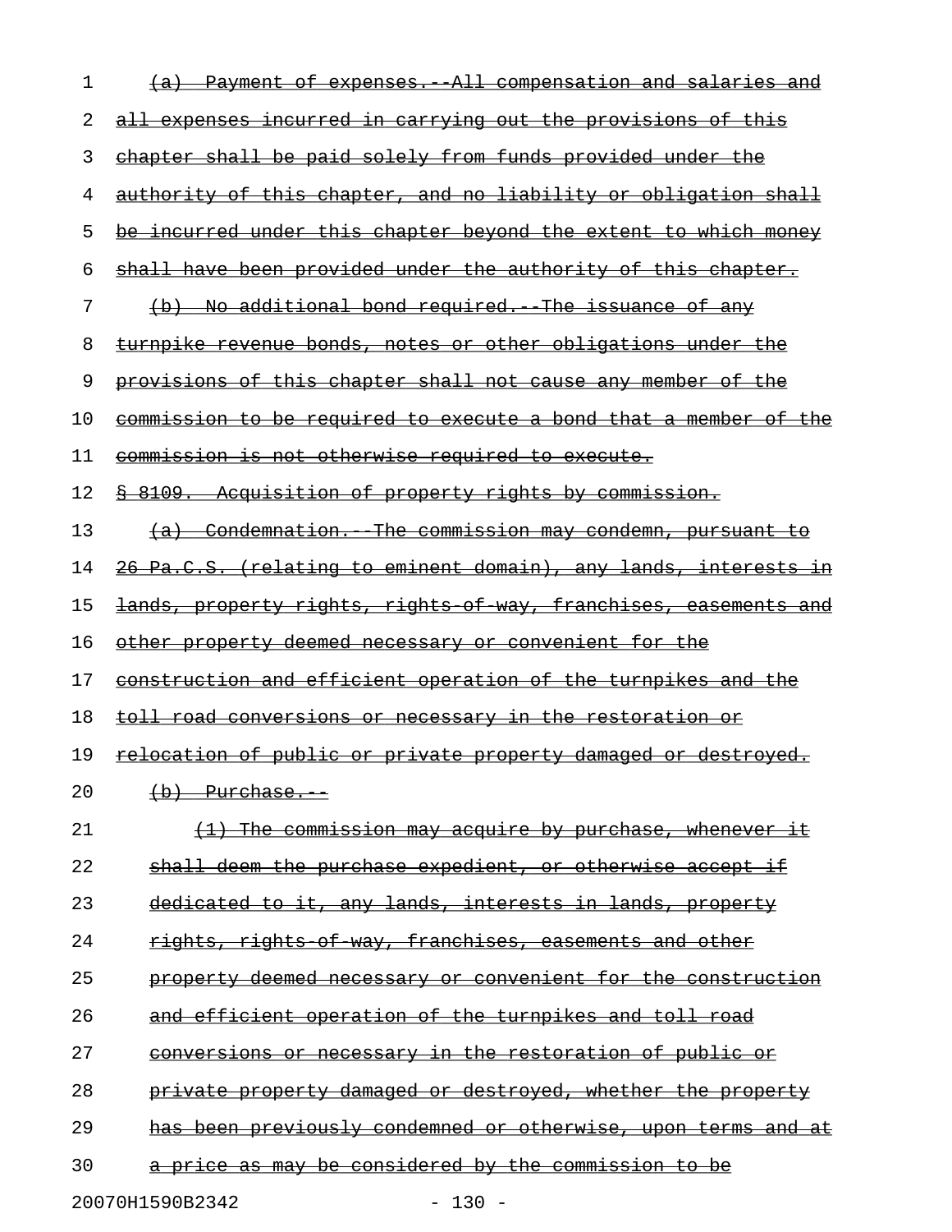(a) Payment of expenses.--All compensation and salaries and all expenses incurred in carrying out the provisions of this chapter shall be paid solely from funds provided under the authority of this chapter, and no liability or obligation shall be incurred under this chapter beyond the extent to which money shall have been provided under the authority of this chapter.

(b) No additional bond required.--The issuance of any turnpike revenue bonds, notes or other obligations under the provisions of this chapter shall not cause any member of the commission to be required to execute a bond that a member of the commission is not otherwise required to execute.

§ 8109. Acquisition of property rights by commission.

(a) Condemnation.--The commission may condemn, pursuant to 26 Pa.C.S. (relating to eminent domain), any lands, interests in lands, property rights, rights-of-way, franchises, easements and other property deemed necessary or convenient for the construction and efficient operation of the turnpikes and the toll road conversions or necessary in the restoration or relocation of public or private property damaged or destroyed.

(b) Purchase.--

(1) The commission may acquire by purchase, whenever it shall deem the purchase expedient, or otherwise accept if dedicated to it, any lands, interests in lands, property rights, rights-of-way, franchises, easements and other property deemed necessary or convenient for the construction and efficient operation of the turnpikes and toll road conversions or necessary in the restoration of public or private property damaged or destroyed, whether the property has been previously condemned or otherwise, upon terms and at a price as may be considered by the commission to be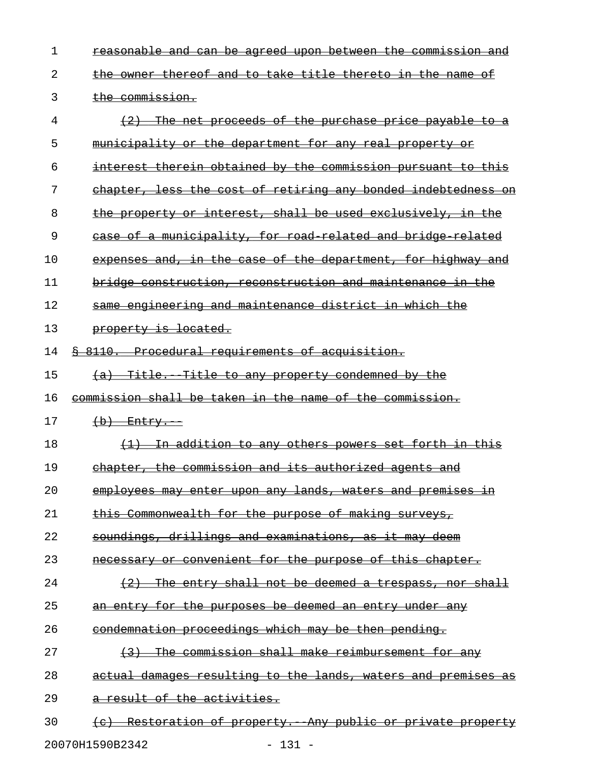reasonable and can be agreed upon between the commission and the owner thereof and to take title thereto in the name of the commission.

(2) The net proceeds of the purchase price payable to a municipality or the department for any real property or interest therein obtained by the commission pursuant to this chapter, less the cost of retiring any bonded indebtedness on the property or interest, shall be used exclusively, in the case of a municipality, for road-related and bridge-related expenses and, in the case of the department, for highway and bridge construction, reconstruction and maintenance in the same engineering and maintenance district in which the property is located.

§ 8110. Procedural requirements of acquisition.

(a) Title.--Title to any property condemned by the commission shall be taken in the name of the commission.

(b) Entry.--

(1) In addition to any others powers set forth in this chapter, the commission and its authorized agents and employees may enter upon any lands, waters and premises in this Commonwealth for the purpose of making surveys, soundings, drillings and examinations, as it may deem necessary or convenient for the purpose of this chapter.

(2) The entry shall not be deemed a trespass, nor shall an entry for the purposes be deemed an entry under any condemnation proceedings which may be then pending.

(3) The commission shall make reimbursement for any actual damages resulting to the lands, waters and premises as a result of the activities.

(c) Restoration of property.--Any public or private property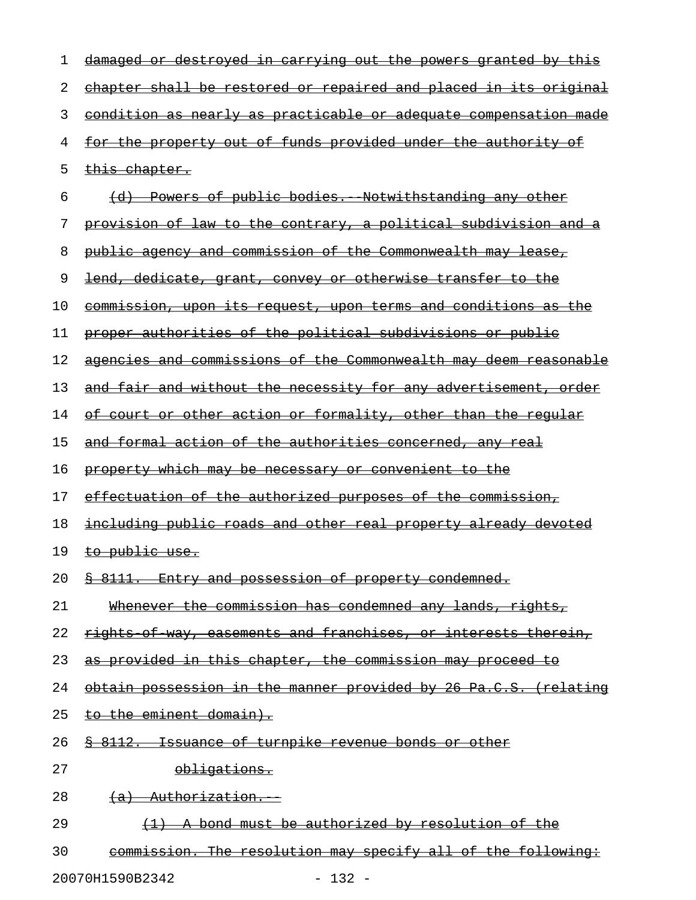damaged or destroyed in carrying out the powers granted by this chapter shall be restored or repaired and placed in its original condition as nearly as practicable or adequate compensation made for the property out of funds provided under the authority of this chapter.

(d) Powers of public bodies.--Notwithstanding any other provision of law to the contrary, a political subdivision and a public agency and commission of the Commonwealth may lease, lend, dedicate, grant, convey or otherwise transfer to the commission, upon its request, upon terms and conditions as the proper authorities of the political subdivisions or public agencies and commissions of the Commonwealth may deem reasonable and fair and without the necessity for any advertisement, order of court or other action or formality, other than the regular and formal action of the authorities concerned, any real property which may be necessary or convenient to the effectuation of the authorized purposes of the commission, including public roads and other real property already devoted to public use.

§ 8111. Entry and possession of property condemned.

Whenever the commission has condemned any lands, rights, rights-of-way, easements and franchises, or interests therein, as provided in this chapter, the commission may proceed to obtain possession in the manner provided by 26 Pa.C.S. (relating to the eminent domain).

§ 8112. Issuance of turnpike revenue bonds or other obligations.

(a) Authorization.--

(1) A bond must be authorized by resolution of the commission. The resolution may specify all of the following: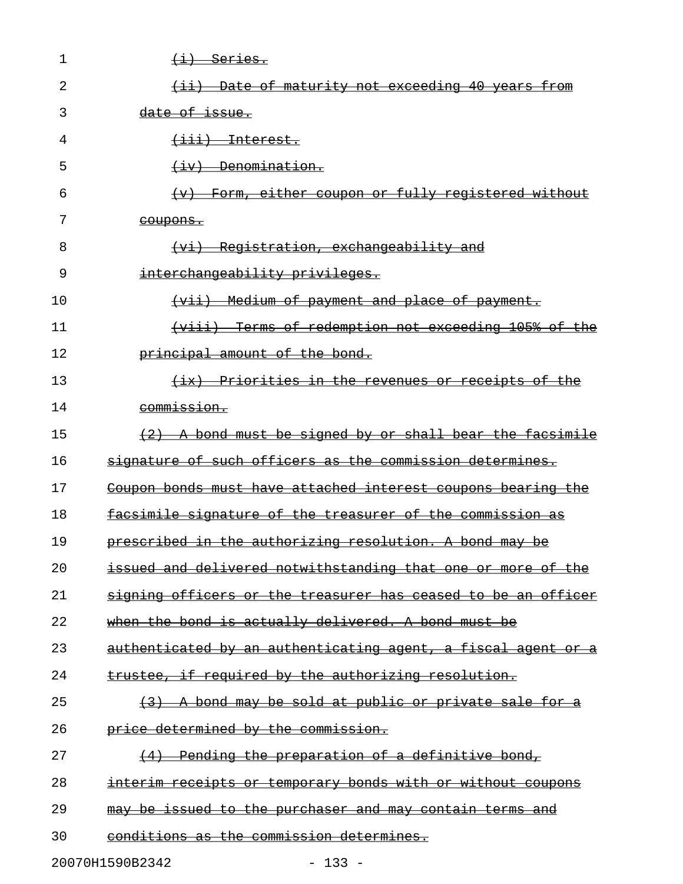~~(i) Series.~~

~~(ii) Date of maturity not exceeding 40 years from date of issue.~~

~~(iii) Interest.~~

~~(iv) Denomination.~~

~~(v) Form, either coupon or fully registered without coupons.~~

~~(vi) Registration, exchangeability and interchangeability privileges.~~

~~(vii) Medium of payment and place of payment.~~

~~(viii) Terms of redemption not exceeding 105% of the principal amount of the bond.~~

~~(ix) Priorities in the revenues or receipts of the commission.~~

~~(2) A bond must be signed by or shall bear the facsimile signature of such officers as the commission determines. Coupon bonds must have attached interest coupons bearing the facsimile signature of the treasurer of the commission as prescribed in the authorizing resolution. A bond may be issued and delivered notwithstanding that one or more of the signing officers or the treasurer has ceased to be an officer when the bond is actually delivered. A bond must be authenticated by an authenticating agent, a fiscal agent or a trustee, if required by the authorizing resolution.~~

~~(3) A bond may be sold at public or private sale for a price determined by the commission.~~

~~(4) Pending the preparation of a definitive bond, interim receipts or temporary bonds with or without coupons may be issued to the purchaser and may contain terms and conditions as the commission determines.~~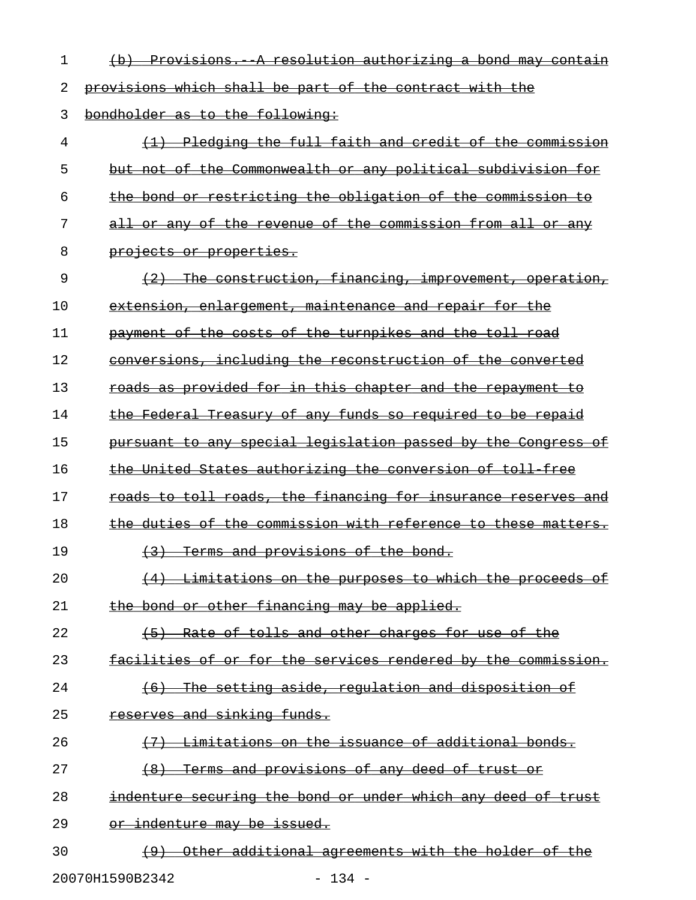(b) Provisions.--A resolution authorizing a bond may contain provisions which shall be part of the contract with the bondholder as to the following:

(1) Pledging the full faith and credit of the commission but not of the Commonwealth or any political subdivision for the bond or restricting the obligation of the commission to all or any of the revenue of the commission from all or any projects or properties.

(2) The construction, financing, improvement, operation, extension, enlargement, maintenance and repair for the payment of the costs of the turnpikes and the toll road conversions, including the reconstruction of the converted roads as provided for in this chapter and the repayment to the Federal Treasury of any funds so required to be repaid pursuant to any special legislation passed by the Congress of the United States authorizing the conversion of toll-free roads to toll roads, the financing for insurance reserves and the duties of the commission with reference to these matters.

(3) Terms and provisions of the bond.

(4) Limitations on the purposes to which the proceeds of the bond or other financing may be applied.

(5) Rate of tolls and other charges for use of the facilities of or for the services rendered by the commission.

(6) The setting aside, regulation and disposition of reserves and sinking funds.

(7) Limitations on the issuance of additional bonds.

(8) Terms and provisions of any deed of trust or indenture securing the bond or under which any deed of trust or indenture may be issued.

(9) Other additional agreements with the holder of the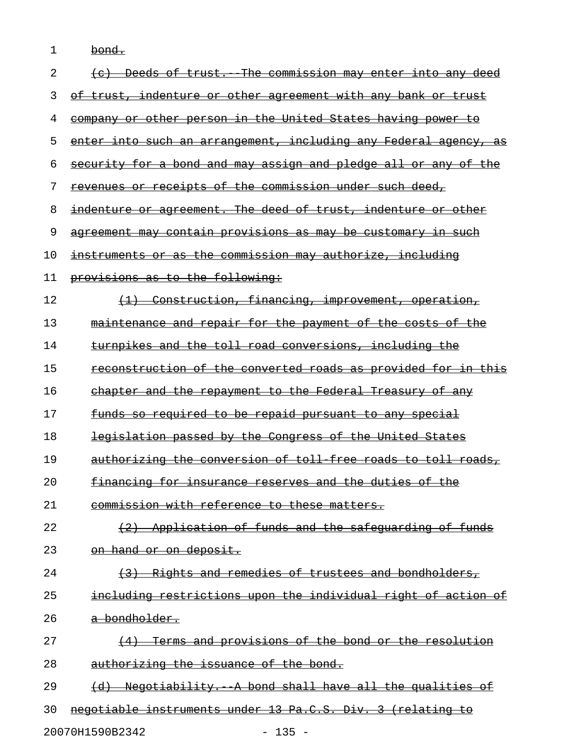bond.

(c) Deeds of trust.--The commission may enter into any deed of trust, indenture or other agreement with any bank or trust company or other person in the United States having power to enter into such an arrangement, including any Federal agency, as security for a bond and may assign and pledge all or any of the revenues or receipts of the commission under such deed, indenture or agreement. The deed of trust, indenture or other agreement may contain provisions as may be customary in such instruments or as the commission may authorize, including provisions as to the following:

(1) Construction, financing, improvement, operation, maintenance and repair for the payment of the costs of the turnpikes and the toll road conversions, including the reconstruction of the converted roads as provided for in this chapter and the repayment to the Federal Treasury of any funds so required to be repaid pursuant to any special legislation passed by the Congress of the United States authorizing the conversion of toll-free roads to toll roads, financing for insurance reserves and the duties of the commission with reference to these matters.

(2) Application of funds and the safeguarding of funds on hand or on deposit.

(3) Rights and remedies of trustees and bondholders, including restrictions upon the individual right of action of a bondholder.

(4) Terms and provisions of the bond or the resolution authorizing the issuance of the bond.

(d) Negotiability.--A bond shall have all the qualities of negotiable instruments under 13 Pa.C.S. Div. 3 (relating to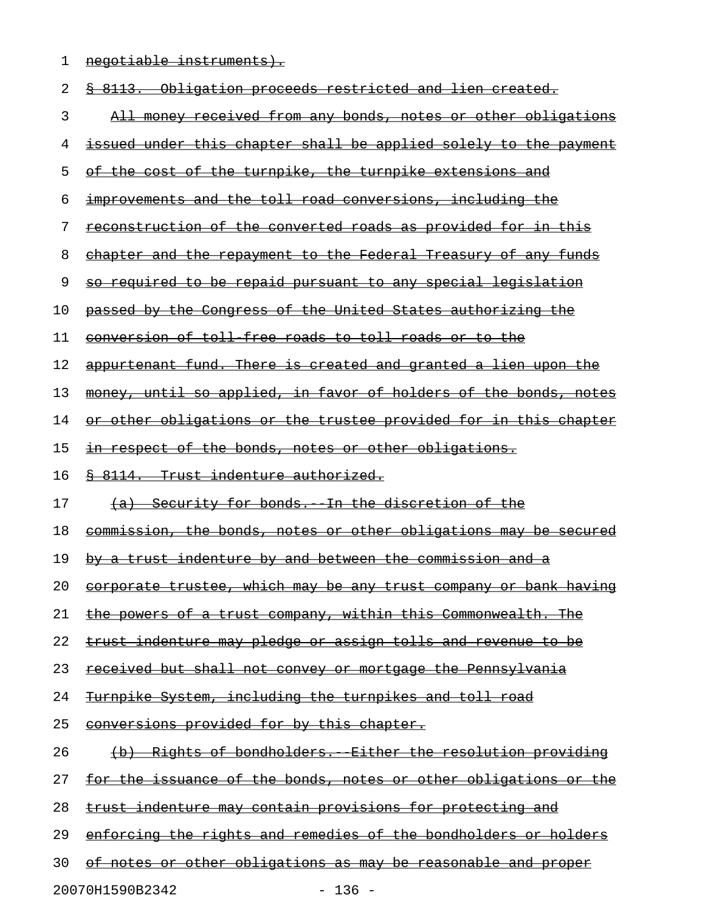negotiable instruments).

§ 8113. Obligation proceeds restricted and lien created.

All money received from any bonds, notes or other obligations issued under this chapter shall be applied solely to the payment of the cost of the turnpike, the turnpike extensions and improvements and the toll road conversions, including the reconstruction of the converted roads as provided for in this chapter and the repayment to the Federal Treasury of any funds so required to be repaid pursuant to any special legislation passed by the Congress of the United States authorizing the conversion of toll-free roads to toll roads or to the appurtenant fund. There is created and granted a lien upon the money, until so applied, in favor of holders of the bonds, notes or other obligations or the trustee provided for in this chapter in respect of the bonds, notes or other obligations.

§ 8114. Trust indenture authorized.

(a) Security for bonds.--In the discretion of the commission, the bonds, notes or other obligations may be secured by a trust indenture by and between the commission and a corporate trustee, which may be any trust company or bank having the powers of a trust company, within this Commonwealth. The trust indenture may pledge or assign tolls and revenue to be received but shall not convey or mortgage the Pennsylvania Turnpike System, including the turnpikes and toll road conversions provided for by this chapter.

(b) Rights of bondholders.--Either the resolution providing for the issuance of the bonds, notes or other obligations or the trust indenture may contain provisions for protecting and enforcing the rights and remedies of the bondholders or holders of notes or other obligations as may be reasonable and proper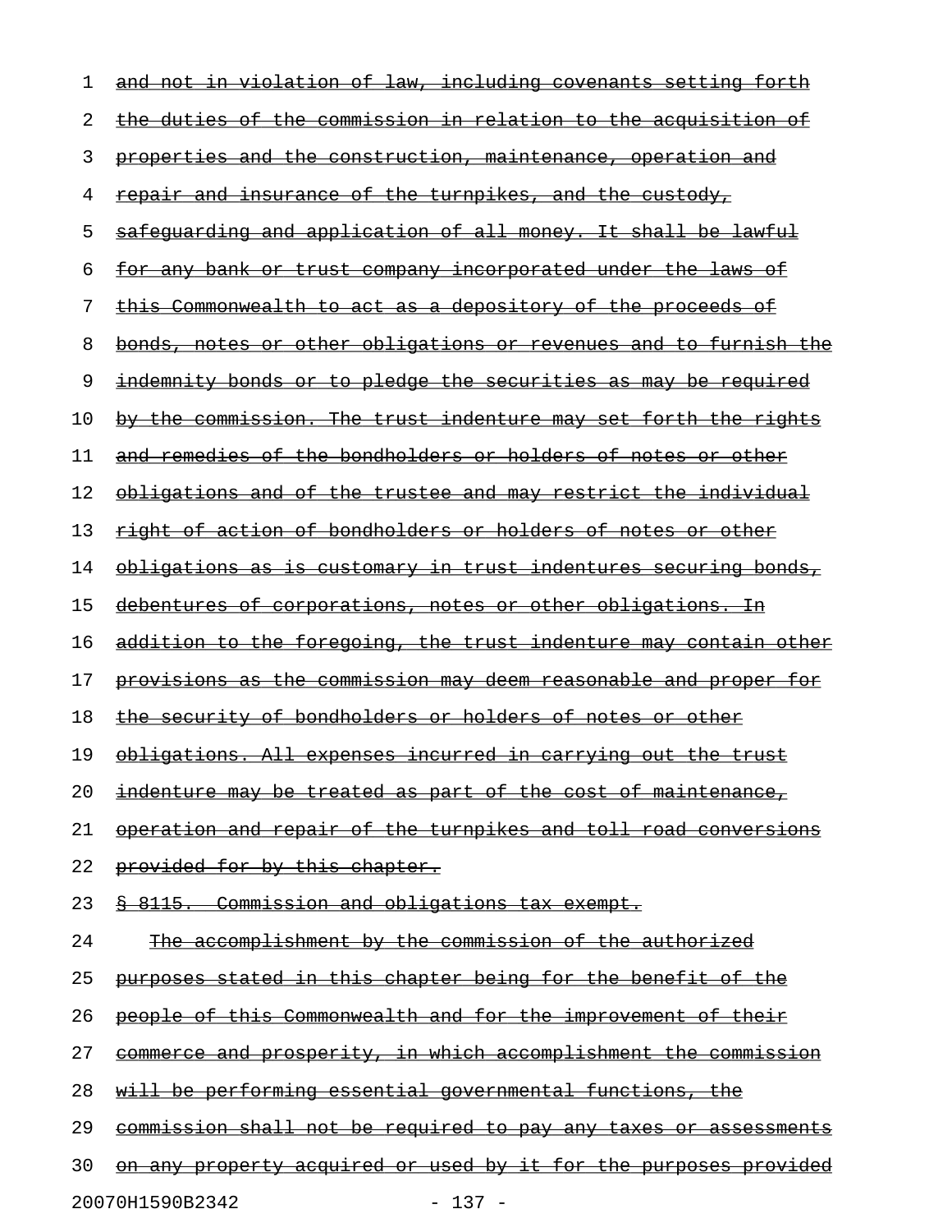~~and not in violation of law, including covenants setting forth the duties of the commission in relation to the acquisition of properties and the construction, maintenance, operation and repair and insurance of the turnpikes, and the custody, safeguarding and application of all money. It shall be lawful for any bank or trust company incorporated under the laws of this Commonwealth to act as a depository of the proceeds of bonds, notes or other obligations or revenues and to furnish the indemnity bonds or to pledge the securities as may be required by the commission. The trust indenture may set forth the rights and remedies of the bondholders or holders of notes or other obligations and of the trustee and may restrict the individual right of action of bondholders or holders of notes or other obligations as is customary in trust indentures securing bonds, debentures of corporations, notes or other obligations. In addition to the foregoing, the trust indenture may contain other provisions as the commission may deem reasonable and proper for the security of bondholders or holders of notes or other obligations. All expenses incurred in carrying out the trust indenture may be treated as part of the cost of maintenance, operation and repair of the turnpikes and toll road conversions provided for by this chapter.~~

~~§ 8115. Commission and obligations tax exempt.~~

~~The accomplishment by the commission of the authorized purposes stated in this chapter being for the benefit of the people of this Commonwealth and for the improvement of their commerce and prosperity, in which accomplishment the commission will be performing essential governmental functions, the commission shall not be required to pay any taxes or assessments on any property acquired or used by it for the purposes provided~~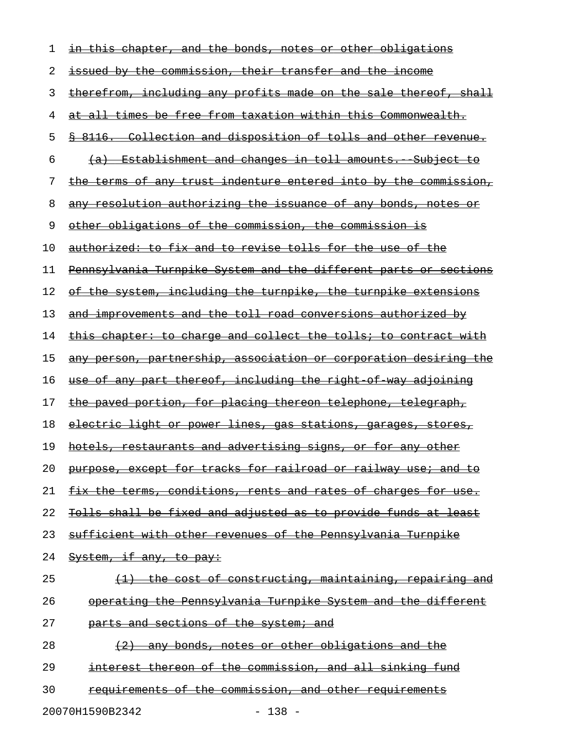~~in this chapter, and the bonds, notes or other obligations issued by the commission, their transfer and the income therefrom, including any profits made on the sale thereof, shall at all times be free from taxation within this Commonwealth.~~

~~§ 8116. Collection and disposition of tolls and other revenue.~~

~~(a) Establishment and changes in toll amounts.--Subject to the terms of any trust indenture entered into by the commission, any resolution authorizing the issuance of any bonds, notes or other obligations of the commission, the commission is authorized: to fix and to revise tolls for the use of the Pennsylvania Turnpike System and the different parts or sections of the system, including the turnpike, the turnpike extensions and improvements and the toll road conversions authorized by this chapter; to charge and collect the tolls; to contract with any person, partnership, association or corporation desiring the use of any part thereof, including the right-of-way adjoining the paved portion, for placing thereon telephone, telegraph, electric light or power lines, gas stations, garages, stores, hotels, restaurants and advertising signs, or for any other purpose, except for tracks for railroad or railway use; and to fix the terms, conditions, rents and rates of charges for use. Tolls shall be fixed and adjusted as to provide funds at least sufficient with other revenues of the Pennsylvania Turnpike System, if any, to pay:~~

~~(1) the cost of constructing, maintaining, repairing and operating the Pennsylvania Turnpike System and the different parts and sections of the system; and~~

~~(2) any bonds, notes or other obligations and the interest thereon of the commission, and all sinking fund requirements of the commission, and other requirements~~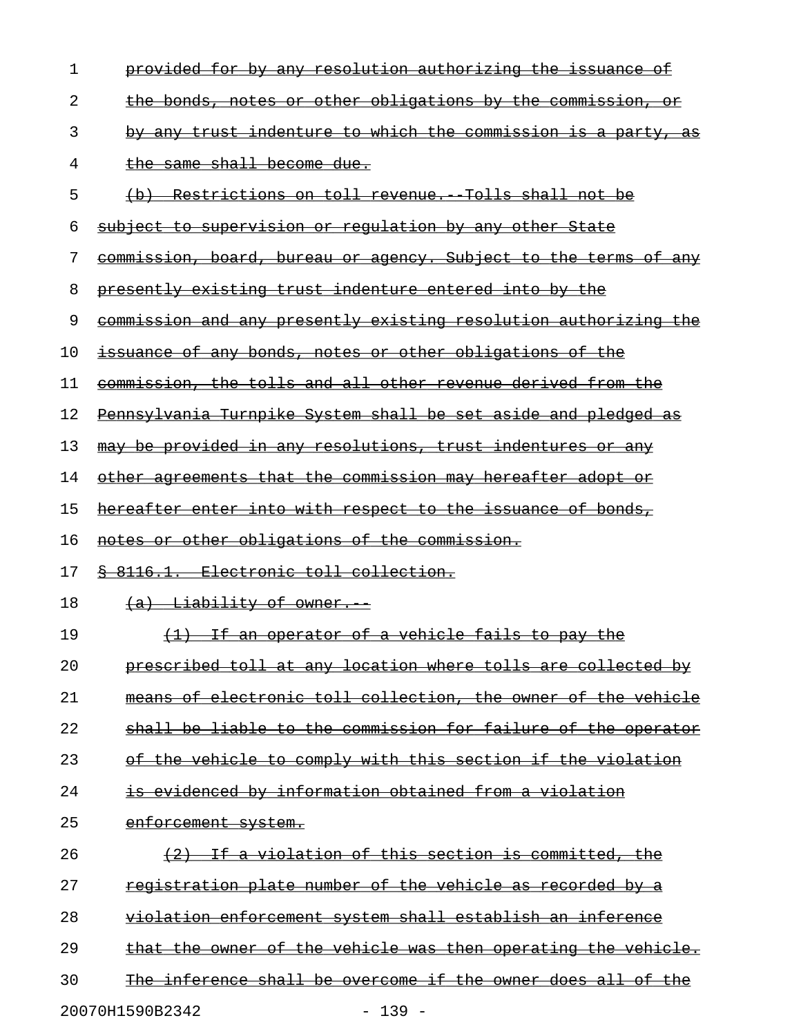provided for by any resolution authorizing the issuance of the bonds, notes or other obligations by the commission, or by any trust indenture to which the commission is a party, as the same shall become due.

(b) Restrictions on toll revenue.--Tolls shall not be subject to supervision or regulation by any other State commission, board, bureau or agency. Subject to the terms of any presently existing trust indenture entered into by the commission and any presently existing resolution authorizing the issuance of any bonds, notes or other obligations of the commission, the tolls and all other revenue derived from the Pennsylvania Turnpike System shall be set aside and pledged as may be provided in any resolutions, trust indentures or any other agreements that the commission may hereafter adopt or hereafter enter into with respect to the issuance of bonds, notes or other obligations of the commission.

§ 8116.1. Electronic toll collection.

(a) Liability of owner.--

(1) If an operator of a vehicle fails to pay the prescribed toll at any location where tolls are collected by means of electronic toll collection, the owner of the vehicle shall be liable to the commission for failure of the operator of the vehicle to comply with this section if the violation is evidenced by information obtained from a violation enforcement system.

(2) If a violation of this section is committed, the registration plate number of the vehicle as recorded by a violation enforcement system shall establish an inference that the owner of the vehicle was then operating the vehicle. The inference shall be overcome if the owner does all of the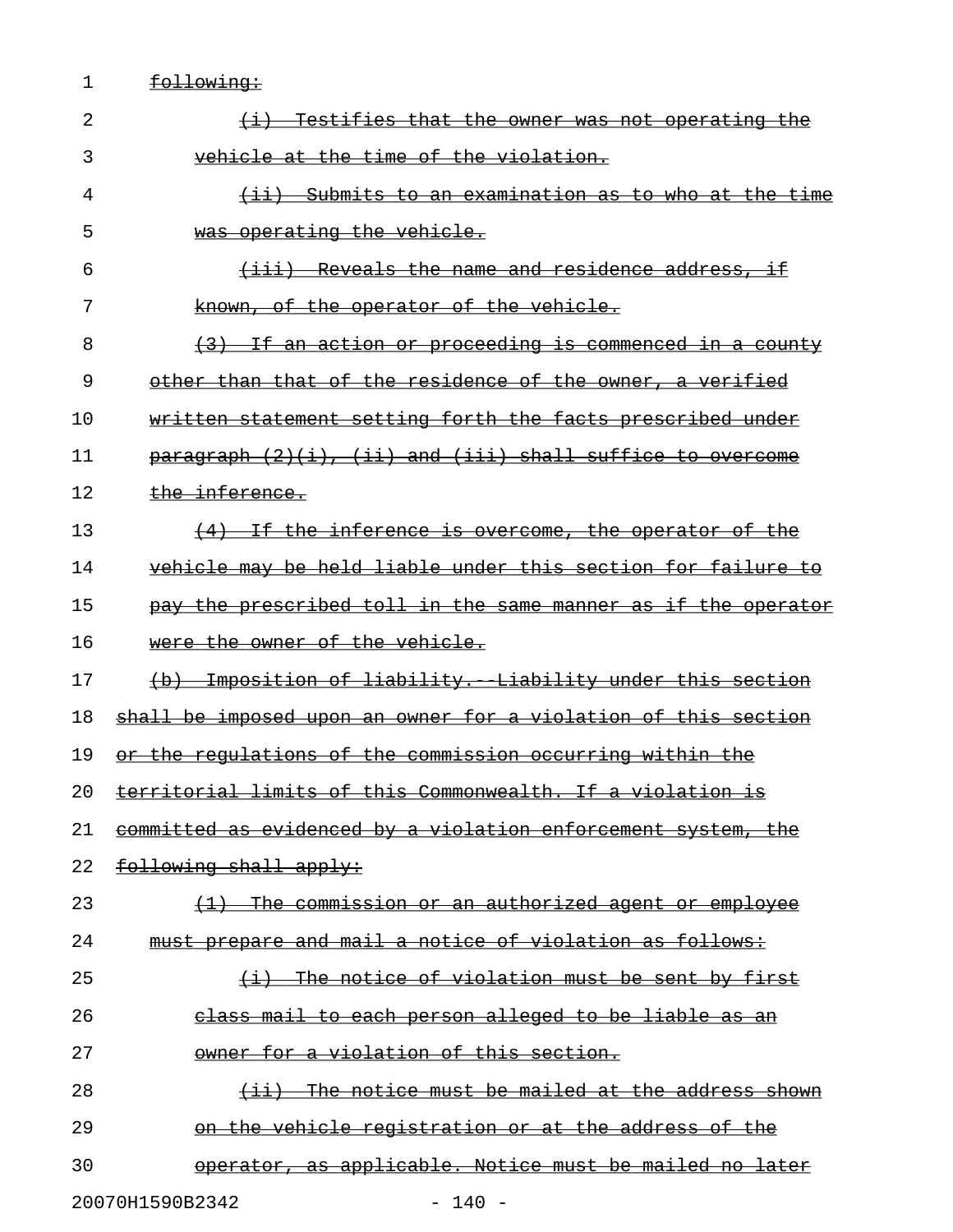following:

(i) Testifies that the owner was not operating the vehicle at the time of the violation.

(ii) Submits to an examination as to who at the time was operating the vehicle.

(iii) Reveals the name and residence address, if known, of the operator of the vehicle.

(3) If an action or proceeding is commenced in a county other than that of the residence of the owner, a verified written statement setting forth the facts prescribed under paragraph (2)(i), (ii) and (iii) shall suffice to overcome the inference.

(4) If the inference is overcome, the operator of the vehicle may be held liable under this section for failure to pay the prescribed toll in the same manner as if the operator were the owner of the vehicle.

(b) Imposition of liability.--Liability under this section shall be imposed upon an owner for a violation of this section or the regulations of the commission occurring within the territorial limits of this Commonwealth. If a violation is committed as evidenced by a violation enforcement system, the following shall apply:

(1) The commission or an authorized agent or employee must prepare and mail a notice of violation as follows:

(i) The notice of violation must be sent by first class mail to each person alleged to be liable as an owner for a violation of this section.

(ii) The notice must be mailed at the address shown on the vehicle registration or at the address of the operator, as applicable. Notice must be mailed no later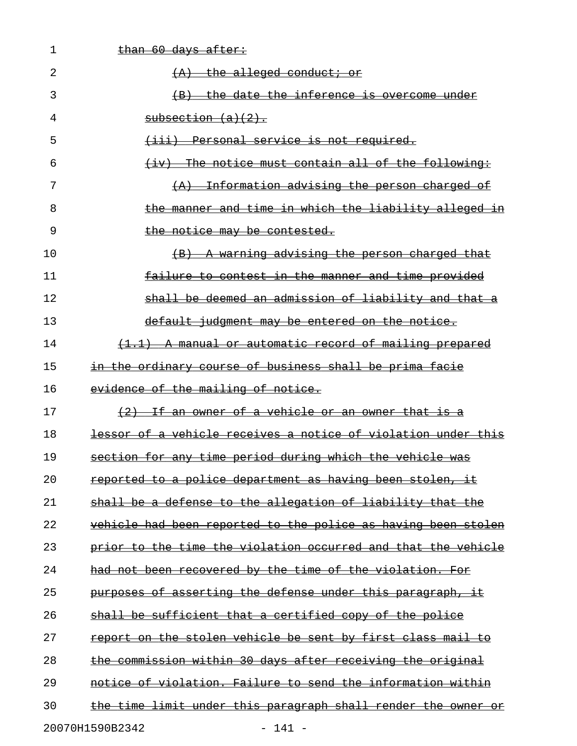than 60 days after:

(A) the alleged conduct; or

(B) the date the inference is overcome under subsection (a)(2).

(iii) Personal service is not required.

(iv) The notice must contain all of the following:

(A) Information advising the person charged of the manner and time in which the liability alleged in the notice may be contested.

(B) A warning advising the person charged that failure to contest in the manner and time provided shall be deemed an admission of liability and that a default judgment may be entered on the notice.

(1.1) A manual or automatic record of mailing prepared in the ordinary course of business shall be prima facie evidence of the mailing of notice.

(2) If an owner of a vehicle or an owner that is a lessor of a vehicle receives a notice of violation under this section for any time period during which the vehicle was reported to a police department as having been stolen, it shall be a defense to the allegation of liability that the vehicle had been reported to the police as having been stolen prior to the time the violation occurred and that the vehicle had not been recovered by the time of the violation. For purposes of asserting the defense under this paragraph, it shall be sufficient that a certified copy of the police report on the stolen vehicle be sent by first class mail to the commission within 30 days after receiving the original notice of violation. Failure to send the information within the time limit under this paragraph shall render the owner or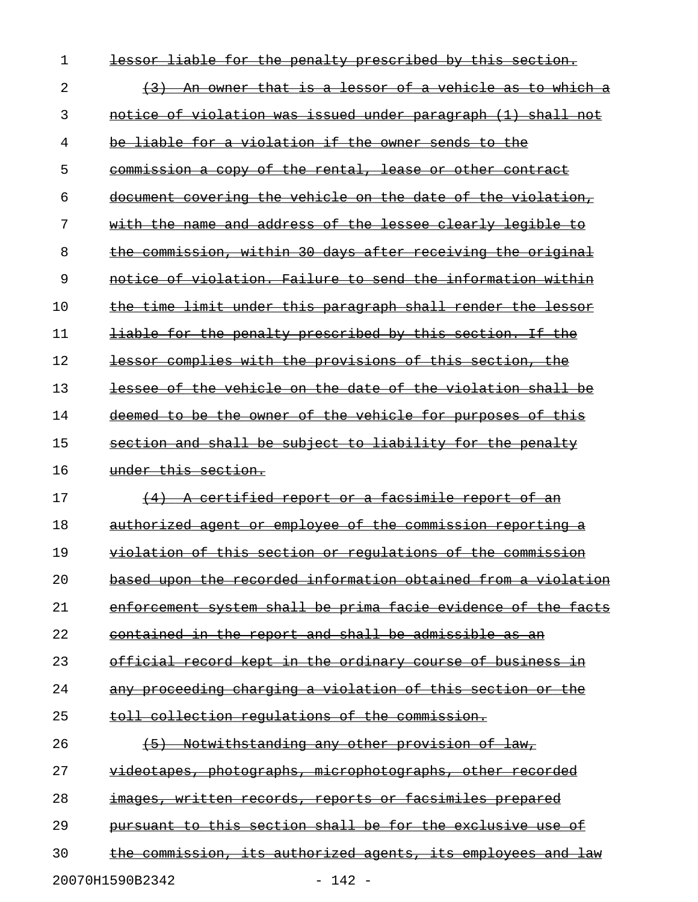~~lessor liable for the penalty prescribed by this section.~~

~~(3) An owner that is a lessor of a vehicle as to which a notice of violation was issued under paragraph (1) shall not be liable for a violation if the owner sends to the commission a copy of the rental, lease or other contract document covering the vehicle on the date of the violation, with the name and address of the lessee clearly legible to the commission, within 30 days after receiving the original notice of violation. Failure to send the information within the time limit under this paragraph shall render the lessor liable for the penalty prescribed by this section. If the lessor complies with the provisions of this section, the lessee of the vehicle on the date of the violation shall be deemed to be the owner of the vehicle for purposes of this section and shall be subject to liability for the penalty under this section.~~

~~(4) A certified report or a facsimile report of an authorized agent or employee of the commission reporting a violation of this section or regulations of the commission based upon the recorded information obtained from a violation enforcement system shall be prima facie evidence of the facts contained in the report and shall be admissible as an official record kept in the ordinary course of business in any proceeding charging a violation of this section or the toll collection regulations of the commission.~~

~~(5) Notwithstanding any other provision of law, videotapes, photographs, microphotographs, other recorded images, written records, reports or facsimiles prepared pursuant to this section shall be for the exclusive use of the commission, its authorized agents, its employees and law~~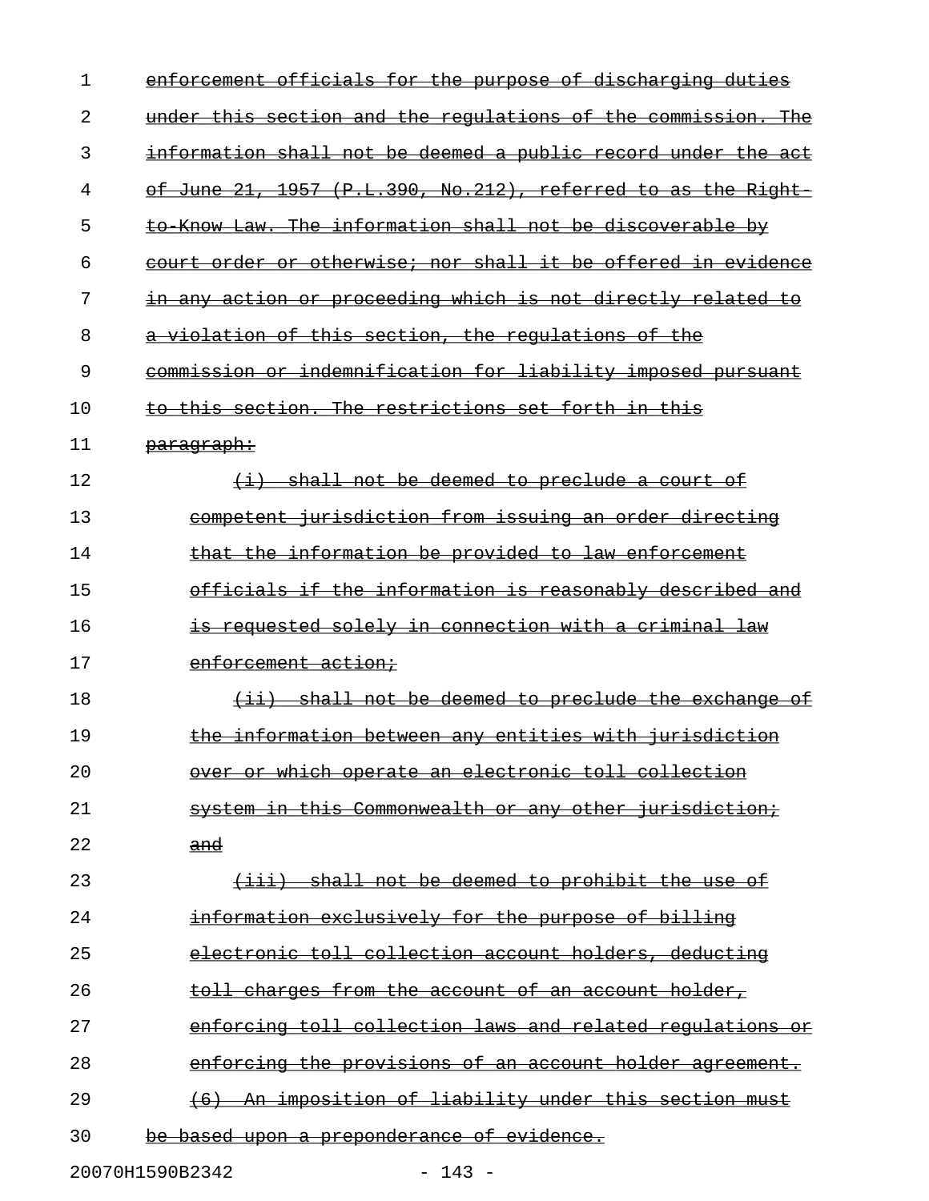~~enforcement officials for the purpose of discharging duties under this section and the regulations of the commission. The information shall not be deemed a public record under the act of June 21, 1957 (P.L.390, No.212), referred to as the Right-to-Know Law. The information shall not be discoverable by court order or otherwise; nor shall it be offered in evidence in any action or proceeding which is not directly related to a violation of this section, the regulations of the commission or indemnification for liability imposed pursuant to this section. The restrictions set forth in this paragraph:~~

~~(i) shall not be deemed to preclude a court of competent jurisdiction from issuing an order directing that the information be provided to law enforcement officials if the information is reasonably described and is requested solely in connection with a criminal law enforcement action;~~

~~(ii) shall not be deemed to preclude the exchange of the information between any entities with jurisdiction over or which operate an electronic toll collection system in this Commonwealth or any other jurisdiction; and~~

~~(iii) shall not be deemed to prohibit the use of information exclusively for the purpose of billing electronic toll collection account holders, deducting toll charges from the account of an account holder, enforcing toll collection laws and related regulations or enforcing the provisions of an account holder agreement.~~

~~(6) An imposition of liability under this section must be based upon a preponderance of evidence.~~

20070H1590B2342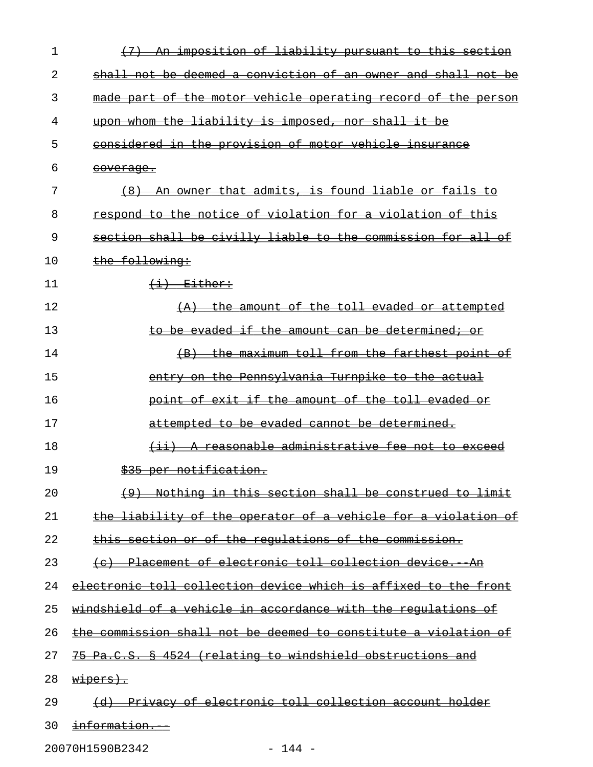(7) An imposition of liability pursuant to this section shall not be deemed a conviction of an owner and shall not be made part of the motor vehicle operating record of the person upon whom the liability is imposed, nor shall it be considered in the provision of motor vehicle insurance coverage.

(8) An owner that admits, is found liable or fails to respond to the notice of violation for a violation of this section shall be civilly liable to the commission for all of the following:

(i) Either:

(A) the amount of the toll evaded or attempted to be evaded if the amount can be determined; or

(B) the maximum toll from the farthest point of entry on the Pennsylvania Turnpike to the actual point of exit if the amount of the toll evaded or attempted to be evaded cannot be determined.

(ii) A reasonable administrative fee not to exceed $35 per notification.

(9) Nothing in this section shall be construed to limit the liability of the operator of a vehicle for a violation of this section or of the regulations of the commission.

(c) Placement of electronic toll collection device.--An electronic toll collection device which is affixed to the front windshield of a vehicle in accordance with the regulations of the commission shall not be deemed to constitute a violation of 75 Pa.C.S. § 4524 (relating to windshield obstructions and wipers).

(d) Privacy of electronic toll collection account holder information.--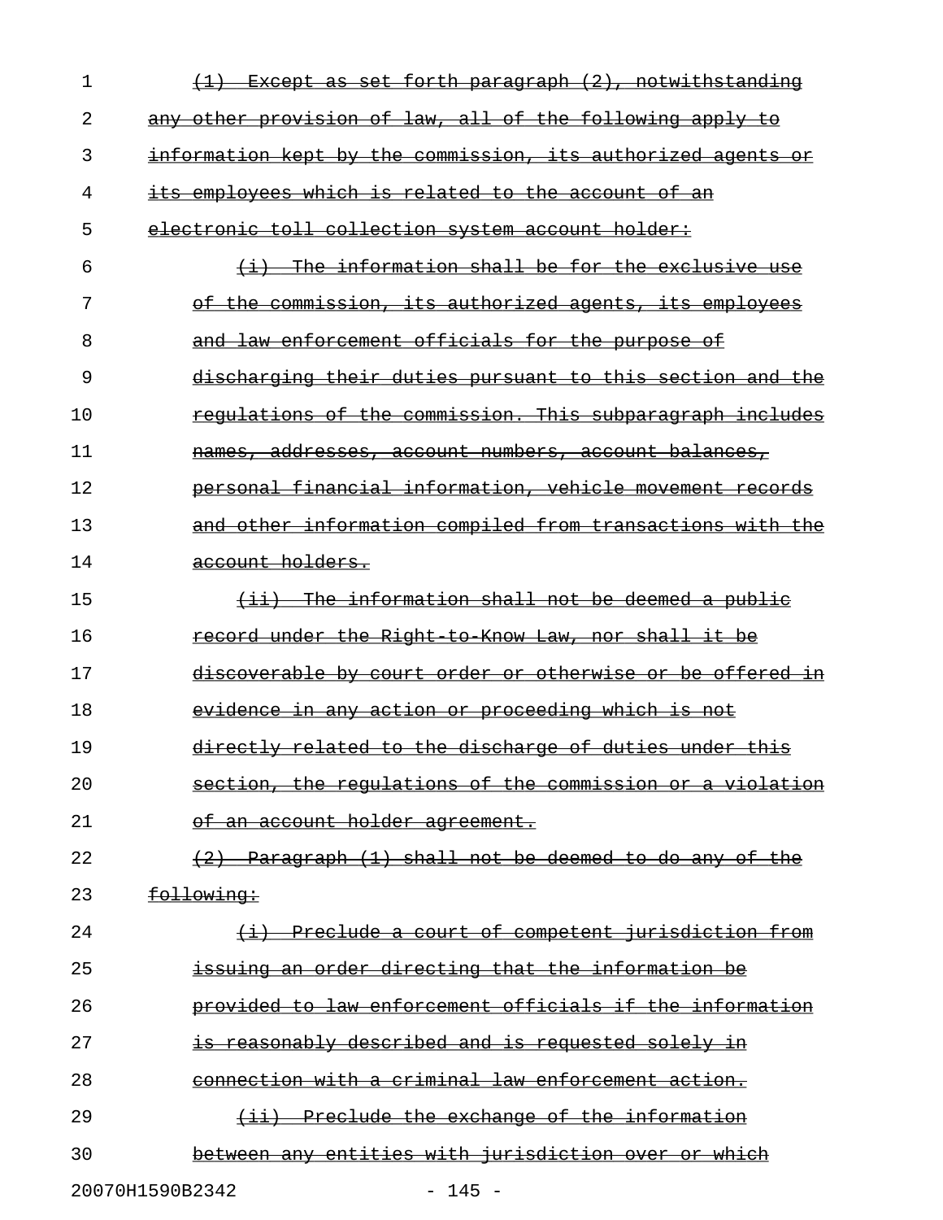~~(1) Except as set forth paragraph (2), notwithstanding any other provision of law, all of the following apply to information kept by the commission, its authorized agents or its employees which is related to the account of an electronic toll collection system account holder:~~

~~(i) The information shall be for the exclusive use of the commission, its authorized agents, its employees and law enforcement officials for the purpose of discharging their duties pursuant to this section and the regulations of the commission. This subparagraph includes names, addresses, account numbers, account balances, personal financial information, vehicle movement records and other information compiled from transactions with the account holders.~~

~~(ii) The information shall not be deemed a public record under the Right-to-Know Law, nor shall it be discoverable by court order or otherwise or be offered in evidence in any action or proceeding which is not directly related to the discharge of duties under this section, the regulations of the commission or a violation of an account holder agreement.~~

~~(2) Paragraph (1) shall not be deemed to do any of the following:~~

~~(i) Preclude a court of competent jurisdiction from issuing an order directing that the information be provided to law enforcement officials if the information is reasonably described and is requested solely in connection with a criminal law enforcement action.~~

~~(ii) Preclude the exchange of the information between any entities with jurisdiction over or which~~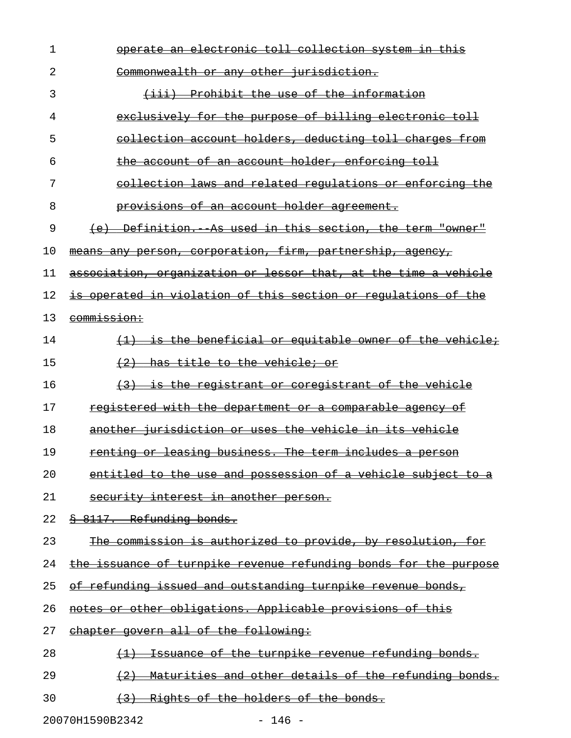operate an electronic toll collection system in this Commonwealth or any other jurisdiction.

(iii) Prohibit the use of the information exclusively for the purpose of billing electronic toll collection account holders, deducting toll charges from the account of an account holder, enforcing toll collection laws and related regulations or enforcing the provisions of an account holder agreement.

(e) Definition.--As used in this section, the term "owner" means any person, corporation, firm, partnership, agency, association, organization or lessor that, at the time a vehicle is operated in violation of this section or regulations of the commission:

(1) is the beneficial or equitable owner of the vehicle;

(2) has title to the vehicle; or

(3) is the registrant or coregistrant of the vehicle registered with the department or a comparable agency of another jurisdiction or uses the vehicle in its vehicle renting or leasing business. The term includes a person entitled to the use and possession of a vehicle subject to a security interest in another person.

§ 8117. Refunding bonds.

The commission is authorized to provide, by resolution, for the issuance of turnpike revenue refunding bonds for the purpose of refunding issued and outstanding turnpike revenue bonds, notes or other obligations. Applicable provisions of this chapter govern all of the following:

(1) Issuance of the turnpike revenue refunding bonds.

(2) Maturities and other details of the refunding bonds.

(3) Rights of the holders of the bonds.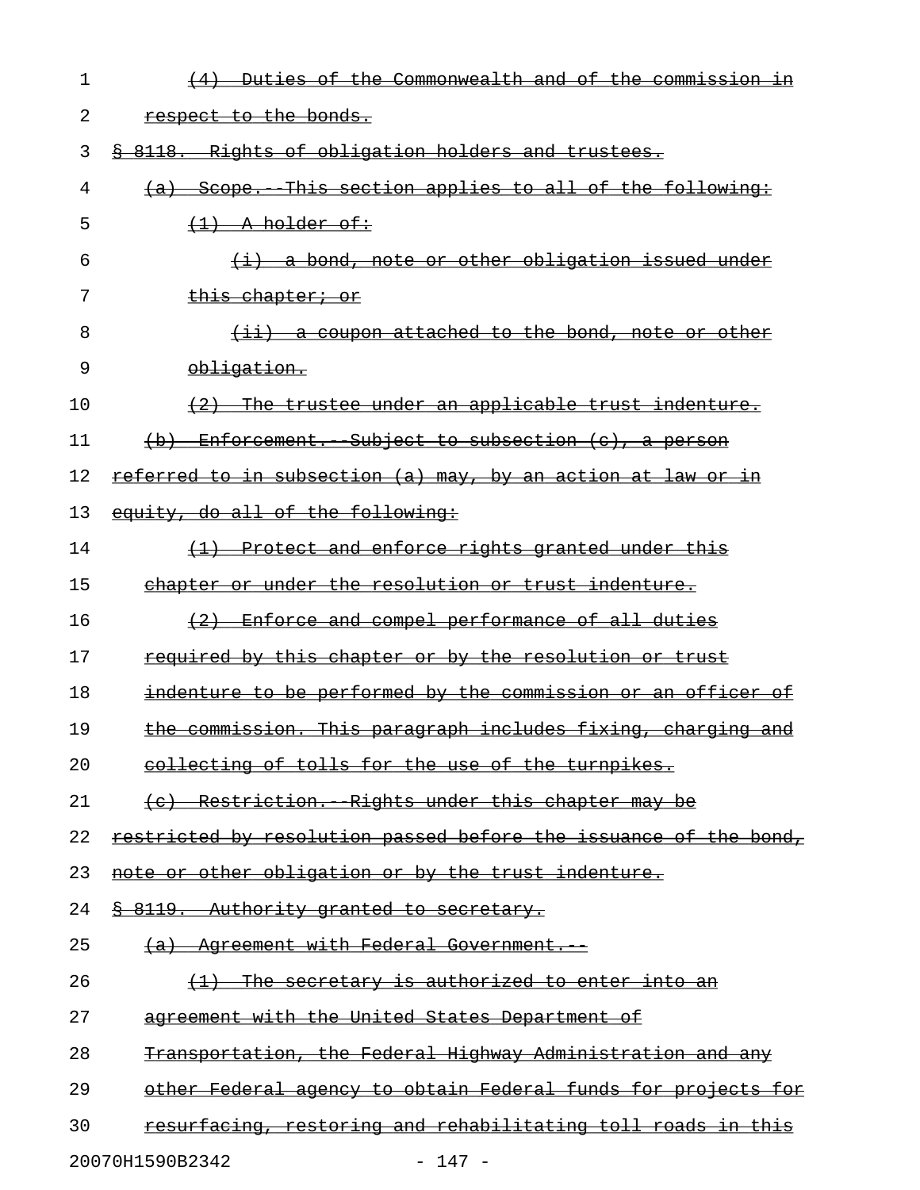(4) Duties of the Commonwealth and of the commission in respect to the bonds.

§ 8118. Rights of obligation holders and trustees.

(a) Scope.--This section applies to all of the following:

(1) A holder of:

(i) a bond, note or other obligation issued under this chapter; or

(ii) a coupon attached to the bond, note or other obligation.

(2) The trustee under an applicable trust indenture.

(b) Enforcement.--Subject to subsection (c), a person referred to in subsection (a) may, by an action at law or in equity, do all of the following:

(1) Protect and enforce rights granted under this chapter or under the resolution or trust indenture.

(2) Enforce and compel performance of all duties required by this chapter or by the resolution or trust indenture to be performed by the commission or an officer of the commission. This paragraph includes fixing, charging and collecting of tolls for the use of the turnpikes.

(c) Restriction.--Rights under this chapter may be restricted by resolution passed before the issuance of the bond, note or other obligation or by the trust indenture.

§ 8119. Authority granted to secretary.

(a) Agreement with Federal Government.--

(1) The secretary is authorized to enter into an agreement with the United States Department of Transportation, the Federal Highway Administration and any other Federal agency to obtain Federal funds for projects for resurfacing, restoring and rehabilitating toll roads in this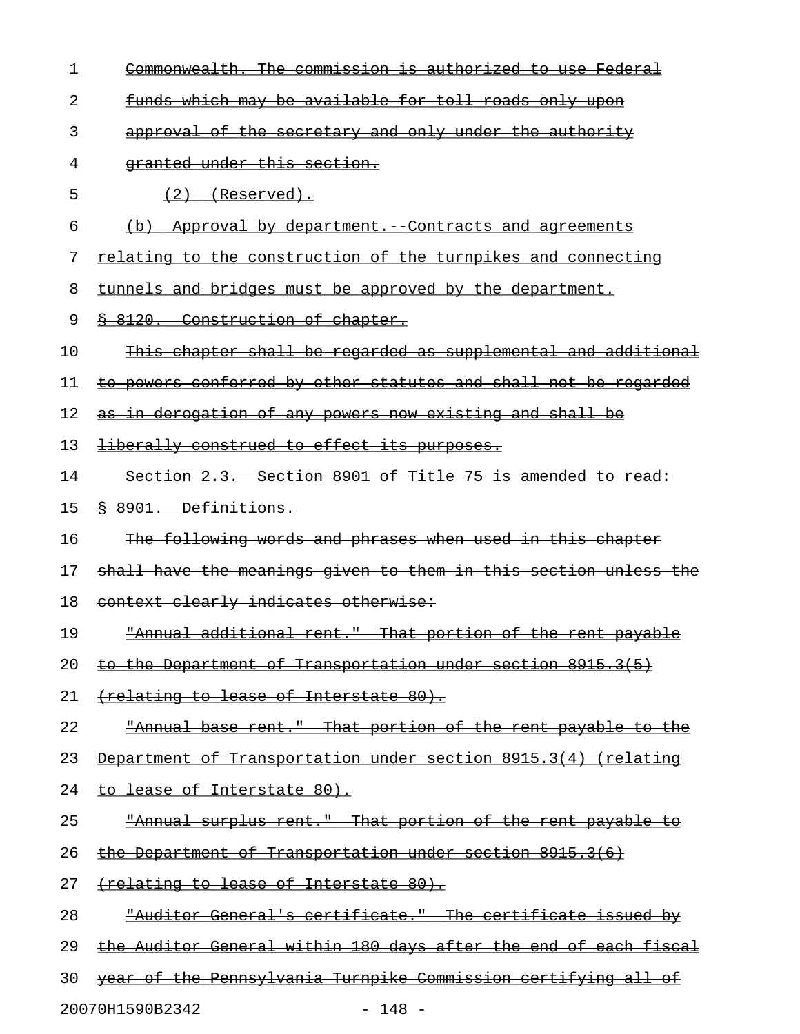Commonwealth. The commission is authorized to use Federal funds which may be available for toll roads only upon approval of the secretary and only under the authority granted under this section.

(2) (Reserved).

(b) Approval by department.--Contracts and agreements relating to the construction of the turnpikes and connecting tunnels and bridges must be approved by the department.

§ 8120. Construction of chapter.

This chapter shall be regarded as supplemental and additional to powers conferred by other statutes and shall not be regarded as in derogation of any powers now existing and shall be liberally construed to effect its purposes.

Section 2.3. Section 8901 of Title 75 is amended to read:

§ 8901. Definitions.

The following words and phrases when used in this chapter shall have the meanings given to them in this section unless the context clearly indicates otherwise:

"Annual additional rent." That portion of the rent payable to the Department of Transportation under section 8915.3(5) (relating to lease of Interstate 80).

"Annual base rent." That portion of the rent payable to the Department of Transportation under section 8915.3(4) (relating to lease of Interstate 80).

"Annual surplus rent." That portion of the rent payable to the Department of Transportation under section 8915.3(6) (relating to lease of Interstate 80).

"Auditor General's certificate." The certificate issued by the Auditor General within 180 days after the end of each fiscal year of the Pennsylvania Turnpike Commission certifying all of

20070H1590B2342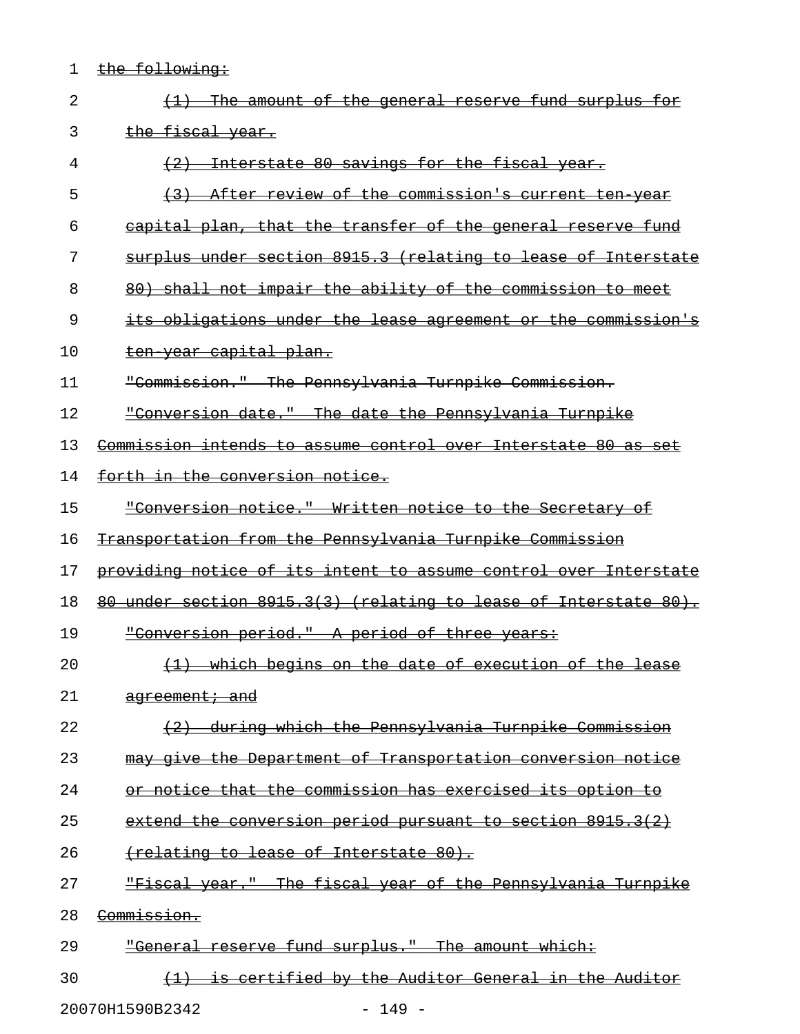the following:

(1) The amount of the general reserve fund surplus for the fiscal year.

(2) Interstate 80 savings for the fiscal year.

(3) After review of the commission's current ten-year capital plan, that the transfer of the general reserve fund surplus under section 8915.3 (relating to lease of Interstate 80) shall not impair the ability of the commission to meet its obligations under the lease agreement or the commission's ten-year capital plan.

"Commission." The Pennsylvania Turnpike Commission.

"Conversion date." The date the Pennsylvania Turnpike Commission intends to assume control over Interstate 80 as set forth in the conversion notice.

"Conversion notice." Written notice to the Secretary of Transportation from the Pennsylvania Turnpike Commission providing notice of its intent to assume control over Interstate 80 under section 8915.3(3) (relating to lease of Interstate 80).

"Conversion period." A period of three years:

(1) which begins on the date of execution of the lease agreement; and

(2) during which the Pennsylvania Turnpike Commission may give the Department of Transportation conversion notice or notice that the commission has exercised its option to extend the conversion period pursuant to section 8915.3(2) (relating to lease of Interstate 80).

"Fiscal year." The fiscal year of the Pennsylvania Turnpike Commission.

"General reserve fund surplus." The amount which:

(1) is certified by the Auditor General in the Auditor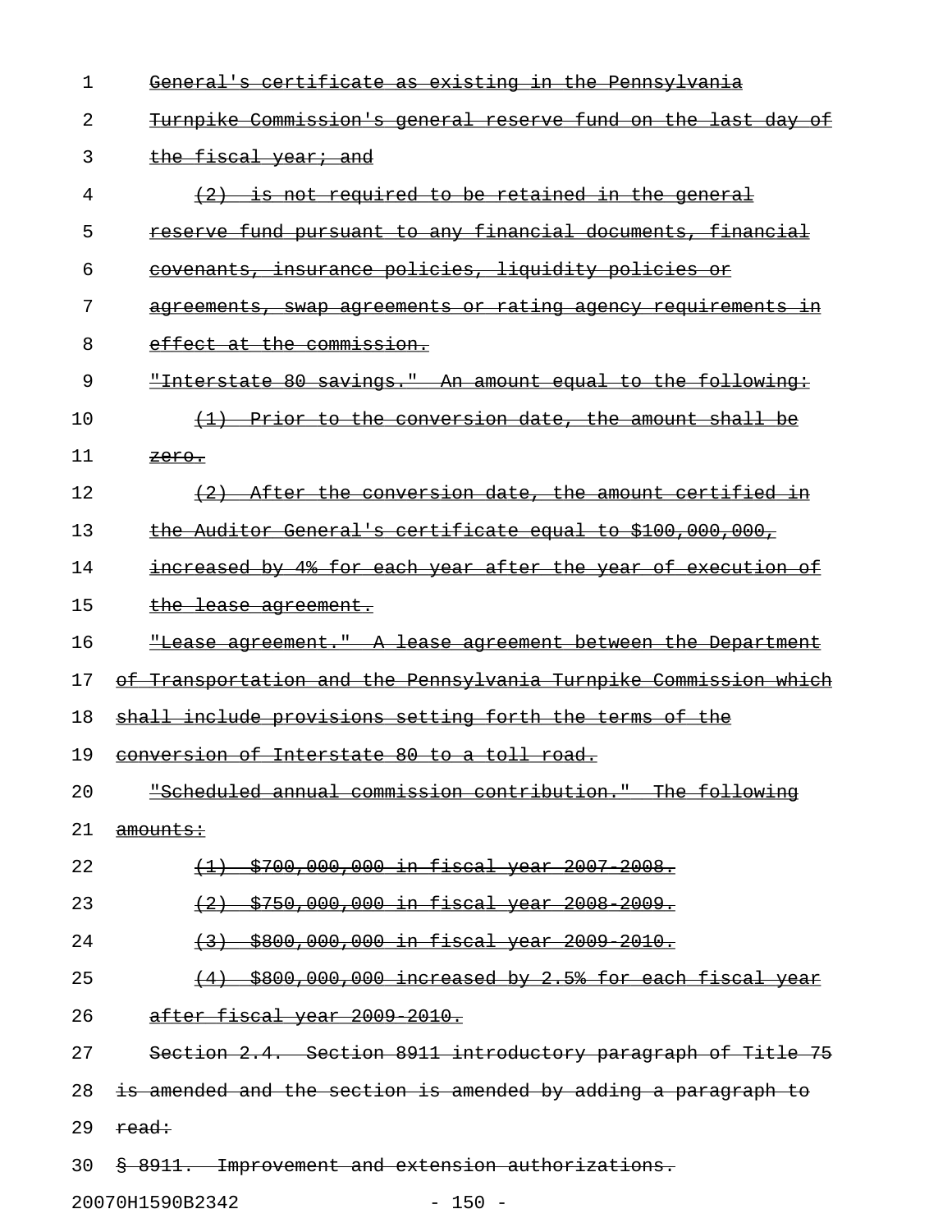~~General's certificate as existing in the Pennsylvania Turnpike Commission's general reserve fund on the last day of the fiscal year; and~~

~~(2) is not required to be retained in the general reserve fund pursuant to any financial documents, financial covenants, insurance policies, liquidity policies or agreements, swap agreements or rating agency requirements in effect at the commission.~~

~~"Interstate 80 savings." An amount equal to the following:~~

~~(1) Prior to the conversion date, the amount shall be zero.~~

~~(2) After the conversion date, the amount certified in the Auditor General's certificate equal to $100,000,000, increased by 4% for each year after the year of execution of the lease agreement.~~

~~"Lease agreement." A lease agreement between the Department of Transportation and the Pennsylvania Turnpike Commission which shall include provisions setting forth the terms of the conversion of Interstate 80 to a toll road.~~

~~"Scheduled annual commission contribution." The following amounts:~~

~~(1) $700,000,000 in fiscal year 2007-2008.~~

~~(2) $750,000,000 in fiscal year 2008-2009.~~

~~(3) $800,000,000 in fiscal year 2009-2010.~~

~~(4) $800,000,000 increased by 2.5% for each fiscal year after fiscal year 2009-2010.~~

~~Section 2.4. Section 8911 introductory paragraph of Title 75 is amended and the section is amended by adding a paragraph to read:~~

~~§ 8911. Improvement and extension authorizations.~~

20070H1590B2342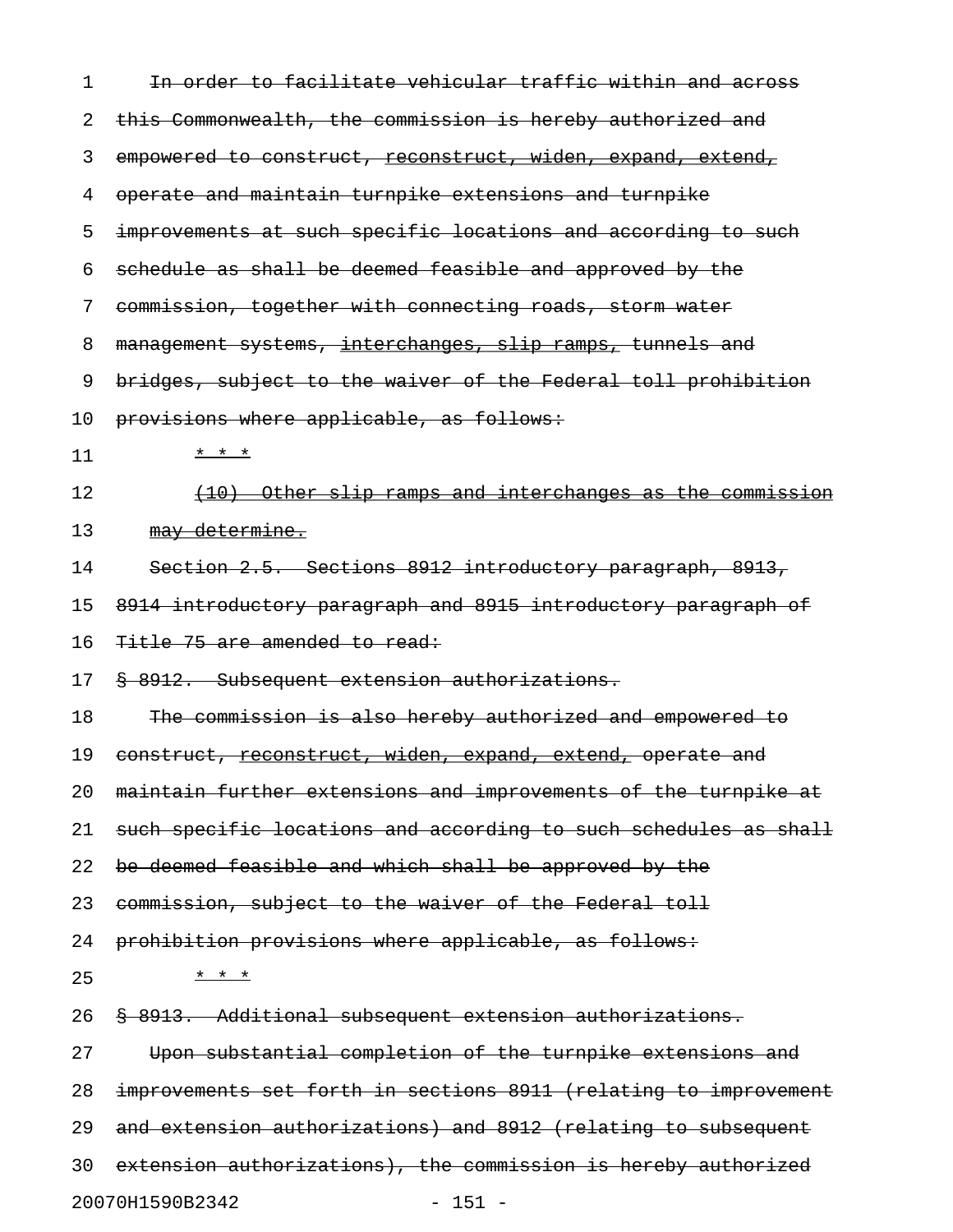In order to facilitate vehicular traffic within and across this Commonwealth, the commission is hereby authorized and empowered to construct, reconstruct, widen, expand, extend, operate and maintain turnpike extensions and turnpike improvements at such specific locations and according to such schedule as shall be deemed feasible and approved by the commission, together with connecting roads, storm water management systems, interchanges, slip ramps, tunnels and bridges, subject to the waiver of the Federal toll prohibition provisions where applicable, as follows:

* * *

(10) Other slip ramps and interchanges as the commission may determine.

Section 2.5. Sections 8912 introductory paragraph, 8913, 8914 introductory paragraph and 8915 introductory paragraph of Title 75 are amended to read:

§ 8912. Subsequent extension authorizations.

The commission is also hereby authorized and empowered to construct, reconstruct, widen, expand, extend, operate and maintain further extensions and improvements of the turnpike at such specific locations and according to such schedules as shall be deemed feasible and which shall be approved by the commission, subject to the waiver of the Federal toll prohibition provisions where applicable, as follows:

* * *

§ 8913. Additional subsequent extension authorizations.

Upon substantial completion of the turnpike extensions and improvements set forth in sections 8911 (relating to improvement and extension authorizations) and 8912 (relating to subsequent extension authorizations), the commission is hereby authorized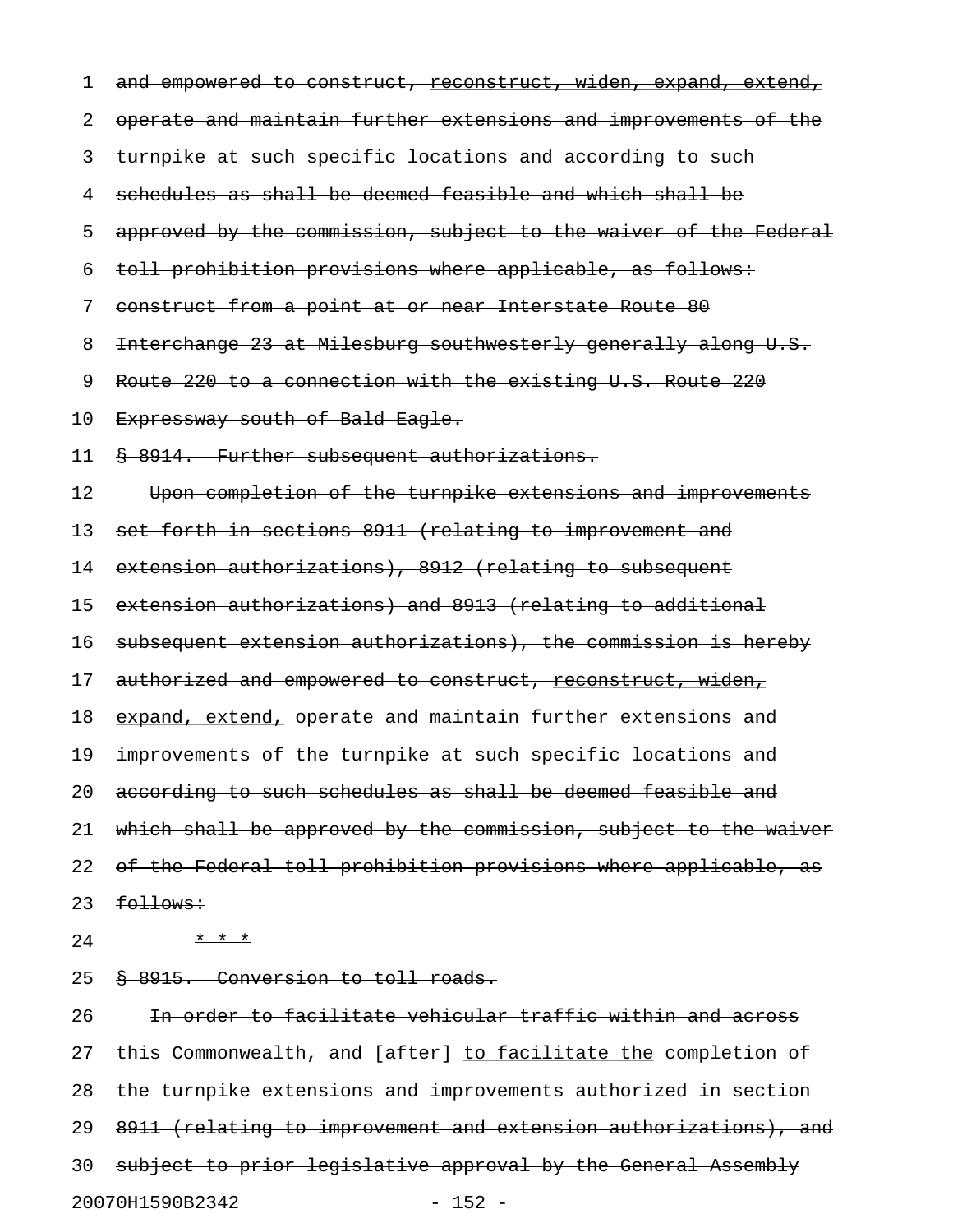and empowered to construct, reconstruct, widen, expand, extend, operate and maintain further extensions and improvements of the turnpike at such specific locations and according to such schedules as shall be deemed feasible and which shall be approved by the commission, subject to the waiver of the Federal toll prohibition provisions where applicable, as follows: construct from a point at or near Interstate Route 80 Interchange 23 at Milesburg southwesterly generally along U.S. Route 220 to a connection with the existing U.S. Route 220 Expressway south of Bald Eagle.

§ 8914. Further subsequent authorizations.

Upon completion of the turnpike extensions and improvements set forth in sections 8911 (relating to improvement and extension authorizations), 8912 (relating to subsequent extension authorizations) and 8913 (relating to additional subsequent extension authorizations), the commission is hereby authorized and empowered to construct, reconstruct, widen, expand, extend, operate and maintain further extensions and improvements of the turnpike at such specific locations and according to such schedules as shall be deemed feasible and which shall be approved by the commission, subject to the waiver of the Federal toll prohibition provisions where applicable, as follows:

* * *

§ 8915. Conversion to toll roads.

In order to facilitate vehicular traffic within and across this Commonwealth, and [after] to facilitate the completion of the turnpike extensions and improvements authorized in section 8911 (relating to improvement and extension authorizations), and subject to prior legislative approval by the General Assembly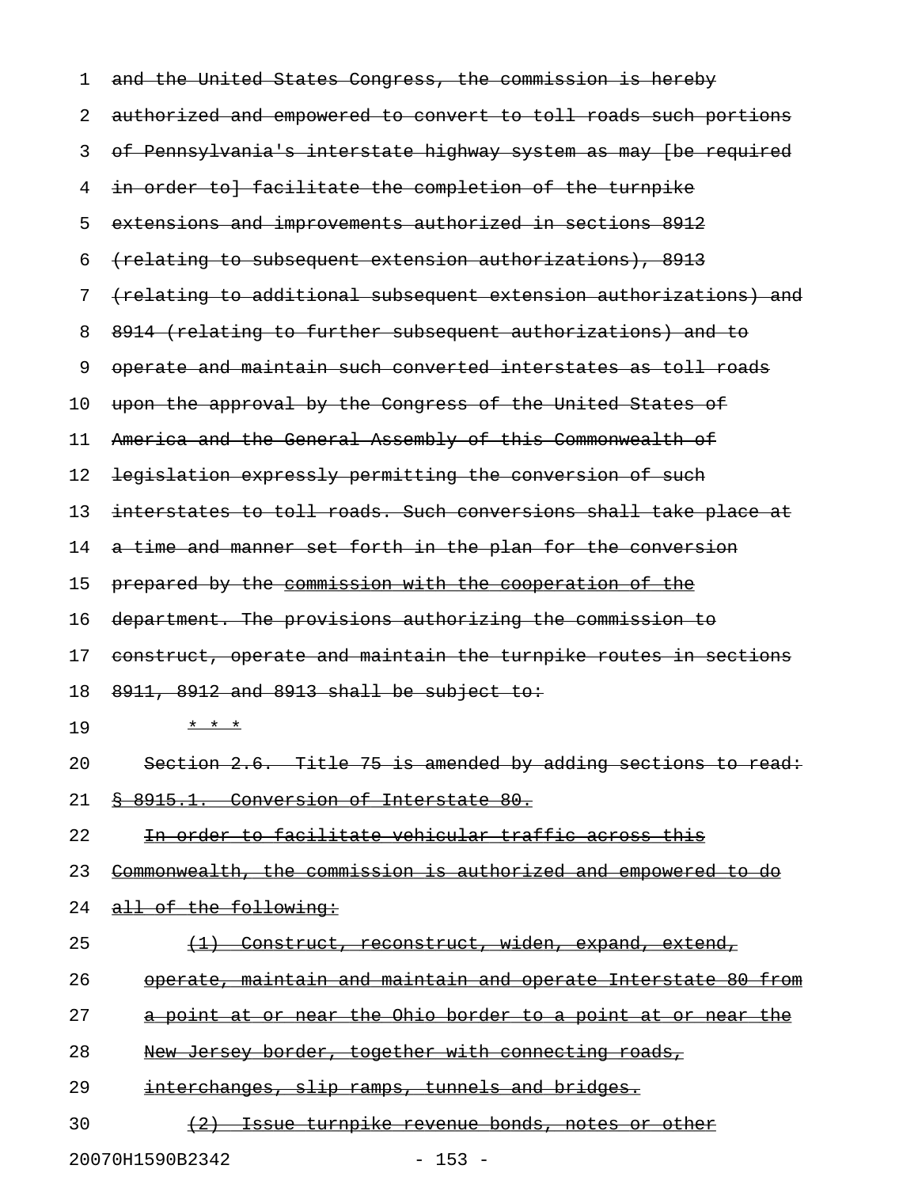and the United States Congress, the commission is hereby authorized and empowered to convert to toll roads such portions of Pennsylvania's interstate highway system as may [be required in order to] facilitate the completion of the turnpike extensions and improvements authorized in sections 8912 (relating to subsequent extension authorizations), 8913 (relating to additional subsequent extension authorizations) and 8914 (relating to further subsequent authorizations) and to operate and maintain such converted interstates as toll roads upon the approval by the Congress of the United States of America and the General Assembly of this Commonwealth of legislation expressly permitting the conversion of such interstates to toll roads. Such conversions shall take place at a time and manner set forth in the plan for the conversion prepared by the commission with the cooperation of the department. The provisions authorizing the commission to construct, operate and maintain the turnpike routes in sections 8911, 8912 and 8913 shall be subject to:

\* \* \*

Section 2.6. Title 75 is amended by adding sections to read:

§ 8915.1. Conversion of Interstate 80.

In order to facilitate vehicular traffic across this Commonwealth, the commission is authorized and empowered to do all of the following:

(1) Construct, reconstruct, widen, expand, extend, operate, maintain and maintain and operate Interstate 80 from a point at or near the Ohio border to a point at or near the New Jersey border, together with connecting roads, interchanges, slip ramps, tunnels and bridges.

(2) Issue turnpike revenue bonds, notes or other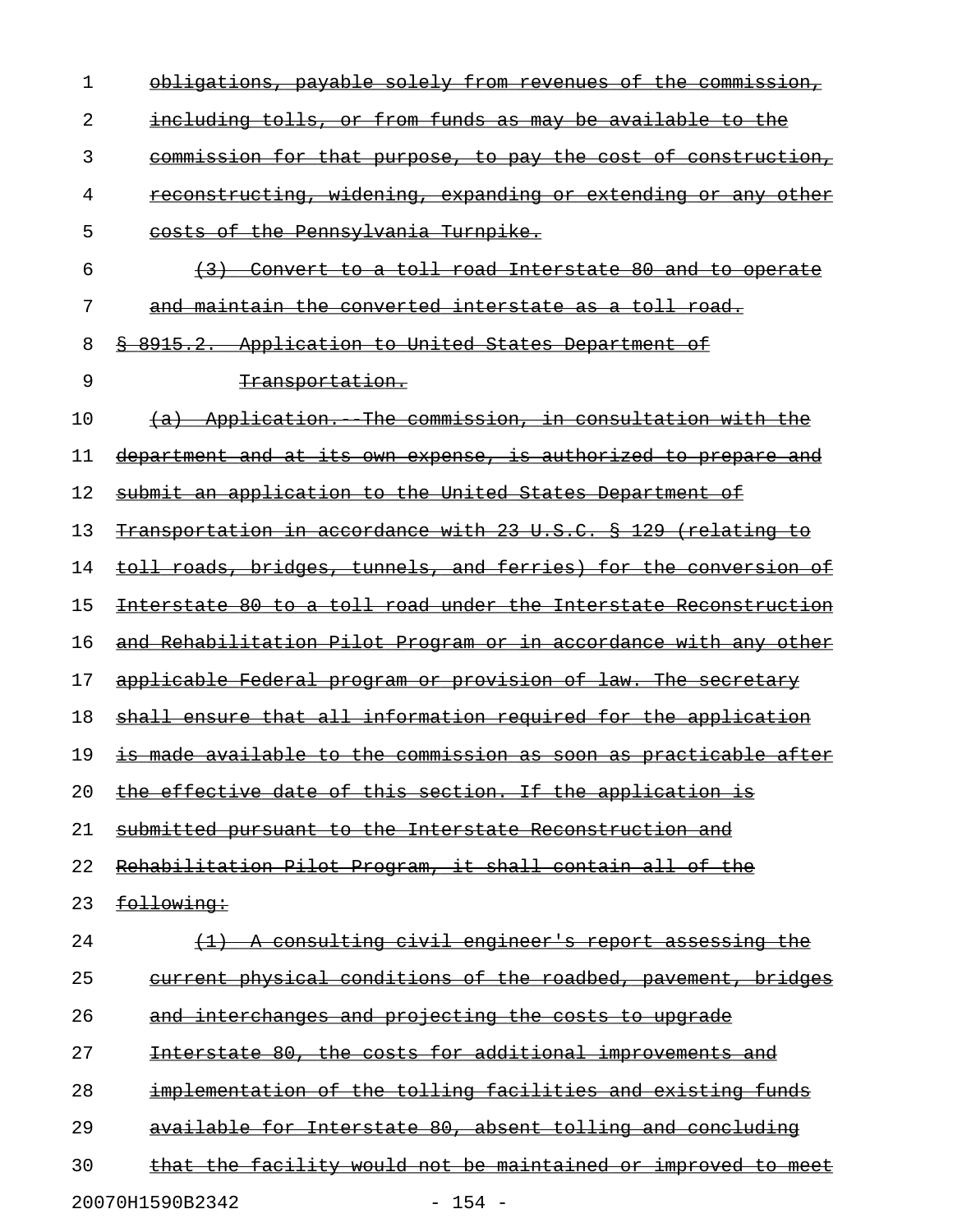~~obligations, payable solely from revenues of the commission, including tolls, or from funds as may be available to the commission for that purpose, to pay the cost of construction, reconstructing, widening, expanding or extending or any other costs of the Pennsylvania Turnpike.~~

~~(3) Convert to a toll road Interstate 80 and to operate and maintain the converted interstate as a toll road.~~

~~§ 8915.2. Application to United States Department of Transportation.~~

~~(a) Application.--The commission, in consultation with the department and at its own expense, is authorized to prepare and submit an application to the United States Department of Transportation in accordance with 23 U.S.C. § 129 (relating to toll roads, bridges, tunnels, and ferries) for the conversion of Interstate 80 to a toll road under the Interstate Reconstruction and Rehabilitation Pilot Program or in accordance with any other applicable Federal program or provision of law. The secretary shall ensure that all information required for the application is made available to the commission as soon as practicable after the effective date of this section. If the application is submitted pursuant to the Interstate Reconstruction and Rehabilitation Pilot Program, it shall contain all of the following:~~

~~(1) A consulting civil engineer's report assessing the current physical conditions of the roadbed, pavement, bridges and interchanges and projecting the costs to upgrade Interstate 80, the costs for additional improvements and implementation of the tolling facilities and existing funds available for Interstate 80, absent tolling and concluding that the facility would not be maintained or improved to meet~~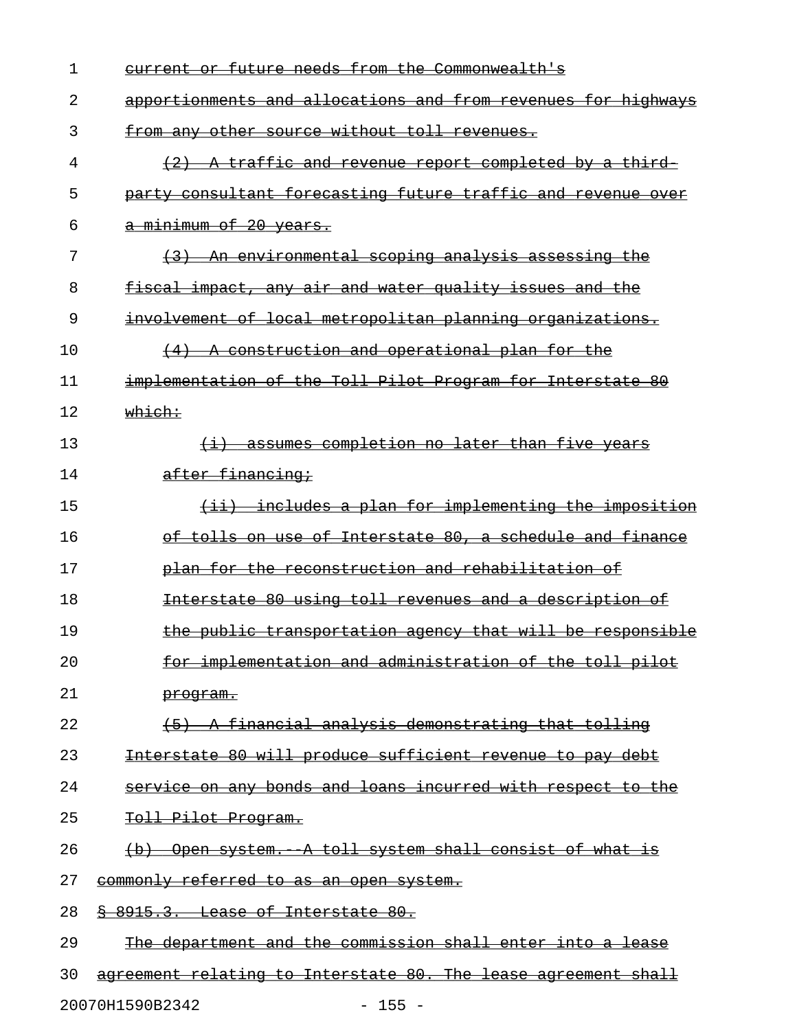~~current or future needs from the Commonwealth's apportionments and allocations and from revenues for highways from any other source without toll revenues.~~

~~(2) A traffic and revenue report completed by a third-party consultant forecasting future traffic and revenue over a minimum of 20 years.~~

~~(3) An environmental scoping analysis assessing the fiscal impact, any air and water quality issues and the involvement of local metropolitan planning organizations.~~

~~(4) A construction and operational plan for the implementation of the Toll Pilot Program for Interstate 80 which:~~

~~(i) assumes completion no later than five years after financing;~~

~~(ii) includes a plan for implementing the imposition of tolls on use of Interstate 80, a schedule and finance plan for the reconstruction and rehabilitation of Interstate 80 using toll revenues and a description of the public transportation agency that will be responsible for implementation and administration of the toll pilot program.~~

~~(5) A financial analysis demonstrating that tolling Interstate 80 will produce sufficient revenue to pay debt service on any bonds and loans incurred with respect to the Toll Pilot Program.~~

~~(b) Open system.--A toll system shall consist of what is commonly referred to as an open system.~~

~~§ 8915.3. Lease of Interstate 80.~~

~~The department and the commission shall enter into a lease agreement relating to Interstate 80. The lease agreement shall~~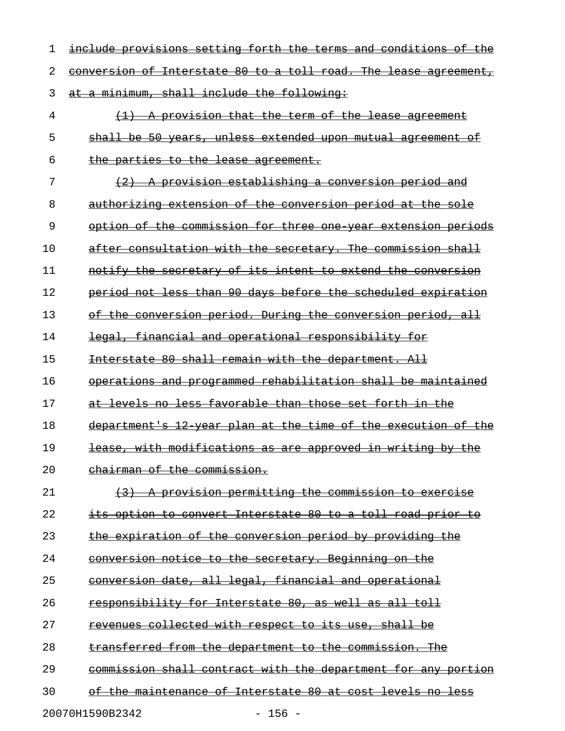~~include provisions setting forth the terms and conditions of the conversion of Interstate 80 to a toll road. The lease agreement, at a minimum, shall include the following:~~

~~(1) A provision that the term of the lease agreement shall be 50 years, unless extended upon mutual agreement of the parties to the lease agreement.~~

~~(2) A provision establishing a conversion period and authorizing extension of the conversion period at the sole option of the commission for three one-year extension periods after consultation with the secretary. The commission shall notify the secretary of its intent to extend the conversion period not less than 90 days before the scheduled expiration of the conversion period. During the conversion period, all legal, financial and operational responsibility for Interstate 80 shall remain with the department. All operations and programmed rehabilitation shall be maintained at levels no less favorable than those set forth in the department's 12-year plan at the time of the execution of the lease, with modifications as are approved in writing by the chairman of the commission.~~

~~(3) A provision permitting the commission to exercise its option to convert Interstate 80 to a toll road prior to the expiration of the conversion period by providing the conversion notice to the secretary. Beginning on the conversion date, all legal, financial and operational responsibility for Interstate 80, as well as all toll revenues collected with respect to its use, shall be transferred from the department to the commission. The commission shall contract with the department for any portion of the maintenance of Interstate 80 at cost levels no less~~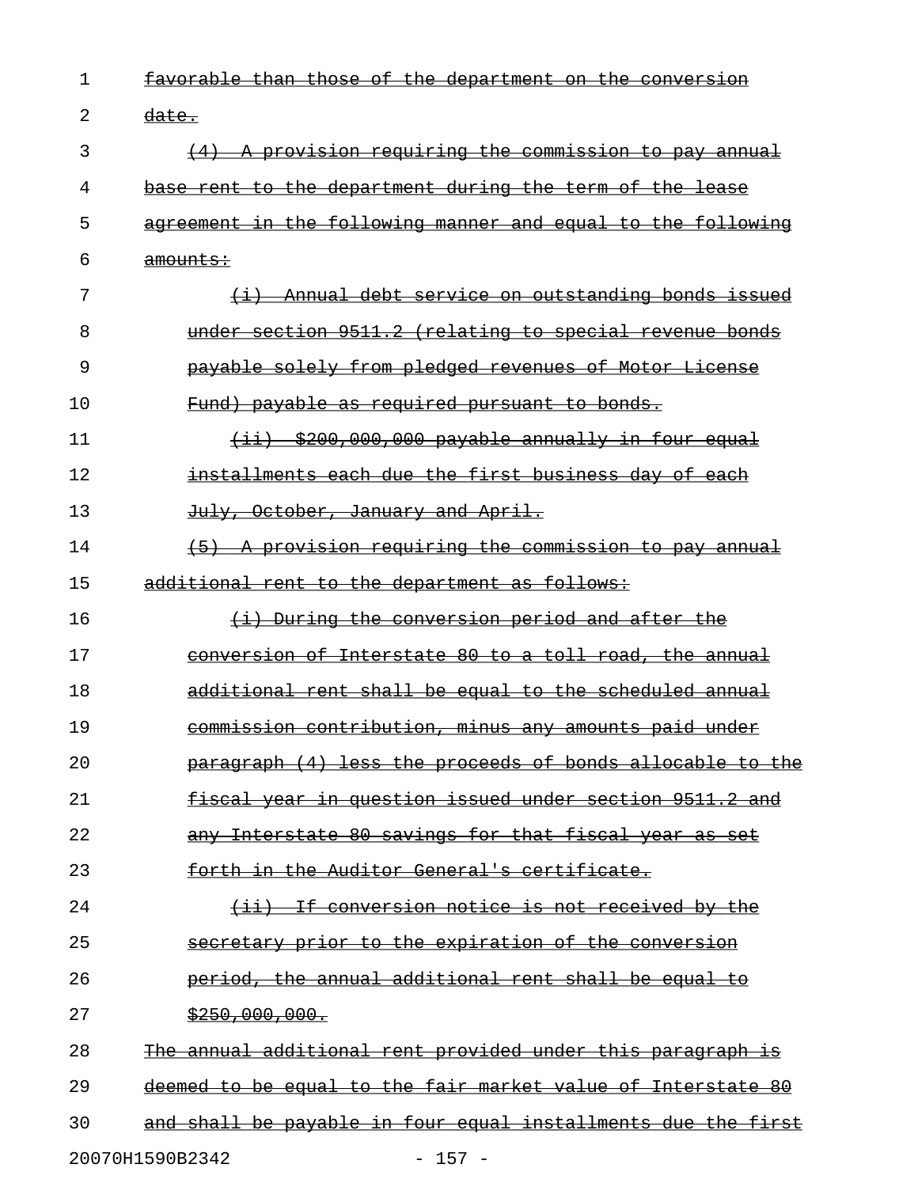~~favorable than those of the department on the conversion date.~~

~~(4) A provision requiring the commission to pay annual base rent to the department during the term of the lease agreement in the following manner and equal to the following amounts:~~

~~(i) Annual debt service on outstanding bonds issued under section 9511.2 (relating to special revenue bonds payable solely from pledged revenues of Motor License Fund) payable as required pursuant to bonds.~~

~~(ii) $200,000,000 payable annually in four equal installments each due the first business day of each July, October, January and April.~~

~~(5) A provision requiring the commission to pay annual additional rent to the department as follows:~~

~~(i) During the conversion period and after the conversion of Interstate 80 to a toll road, the annual additional rent shall be equal to the scheduled annual commission contribution, minus any amounts paid under paragraph (4) less the proceeds of bonds allocable to the fiscal year in question issued under section 9511.2 and any Interstate 80 savings for that fiscal year as set forth in the Auditor General's certificate.~~

~~(ii) If conversion notice is not received by the secretary prior to the expiration of the conversion period, the annual additional rent shall be equal to $250,000,000.~~

~~The annual additional rent provided under this paragraph is deemed to be equal to the fair market value of Interstate 80 and shall be payable in four equal installments due the first~~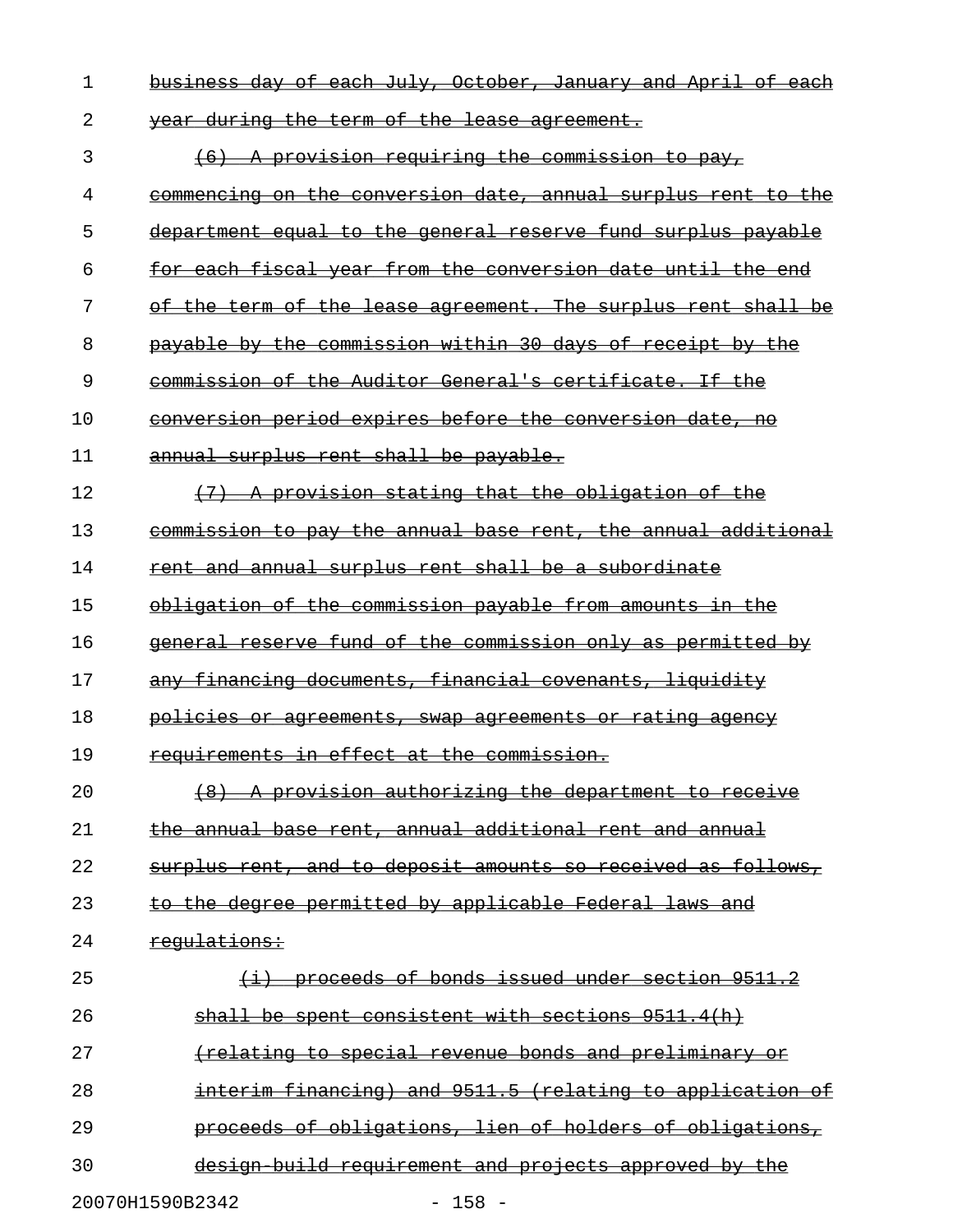business day of each July, October, January and April of each year during the term of the lease agreement.

(6) A provision requiring the commission to pay, commencing on the conversion date, annual surplus rent to the department equal to the general reserve fund surplus payable for each fiscal year from the conversion date until the end of the term of the lease agreement. The surplus rent shall be payable by the commission within 30 days of receipt by the commission of the Auditor General's certificate. If the conversion period expires before the conversion date, no annual surplus rent shall be payable.

(7) A provision stating that the obligation of the commission to pay the annual base rent, the annual additional rent and annual surplus rent shall be a subordinate obligation of the commission payable from amounts in the general reserve fund of the commission only as permitted by any financing documents, financial covenants, liquidity policies or agreements, swap agreements or rating agency requirements in effect at the commission.

(8) A provision authorizing the department to receive the annual base rent, annual additional rent and annual surplus rent, and to deposit amounts so received as follows, to the degree permitted by applicable Federal laws and regulations:

(i) proceeds of bonds issued under section 9511.2 shall be spent consistent with sections 9511.4(h) (relating to special revenue bonds and preliminary or interim financing) and 9511.5 (relating to application of proceeds of obligations, lien of holders of obligations, design-build requirement and projects approved by the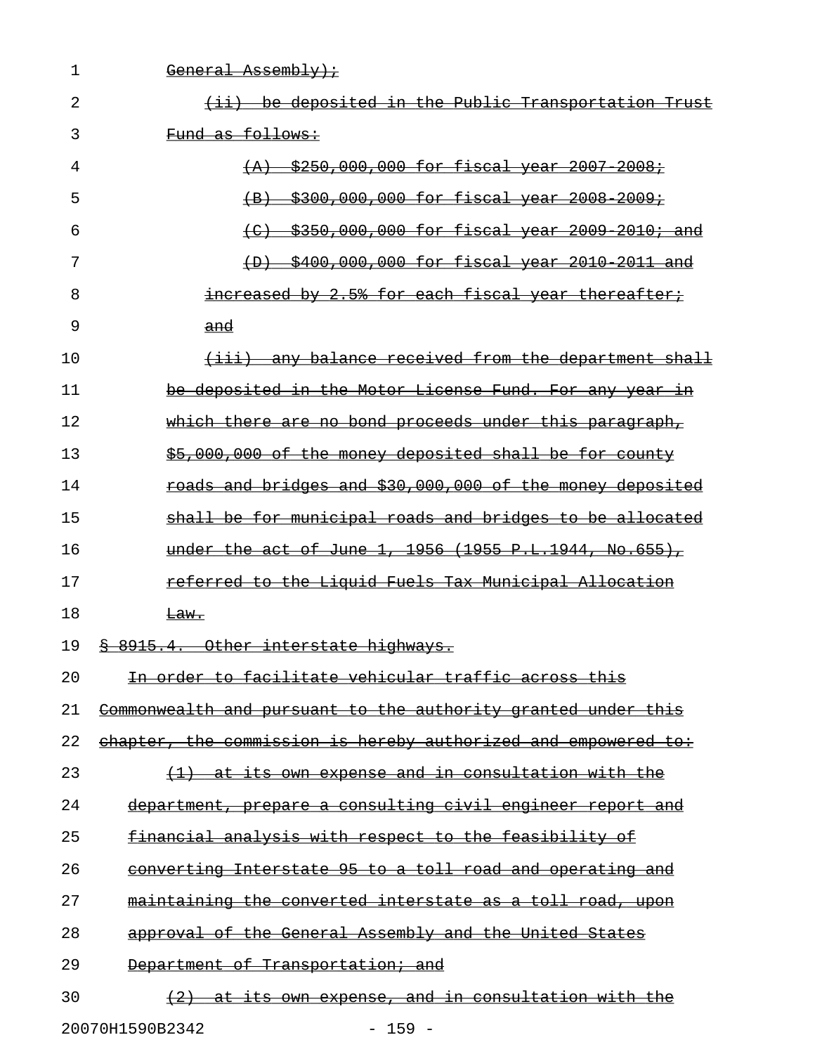General Assembly);

(ii) be deposited in the Public Transportation Trust Fund as follows:

(A) $250,000,000 for fiscal year 2007-2008;

(B) $300,000,000 for fiscal year 2008-2009;

(C) $350,000,000 for fiscal year 2009-2010; and

(D) $400,000,000 for fiscal year 2010-2011 and increased by 2.5% for each fiscal year thereafter; and

(iii) any balance received from the department shall be deposited in the Motor License Fund. For any year in which there are no bond proceeds under this paragraph, $5,000,000 of the money deposited shall be for county roads and bridges and $30,000,000 of the money deposited shall be for municipal roads and bridges to be allocated under the act of June 1, 1956 (1955 P.L.1944, No.655), referred to the Liquid Fuels Tax Municipal Allocation Law.

§ 8915.4. Other interstate highways.

In order to facilitate vehicular traffic across this Commonwealth and pursuant to the authority granted under this chapter, the commission is hereby authorized and empowered to:

(1) at its own expense and in consultation with the department, prepare a consulting civil engineer report and financial analysis with respect to the feasibility of converting Interstate 95 to a toll road and operating and maintaining the converted interstate as a toll road, upon approval of the General Assembly and the United States Department of Transportation; and

(2) at its own expense, and in consultation with the

20070H1590B2342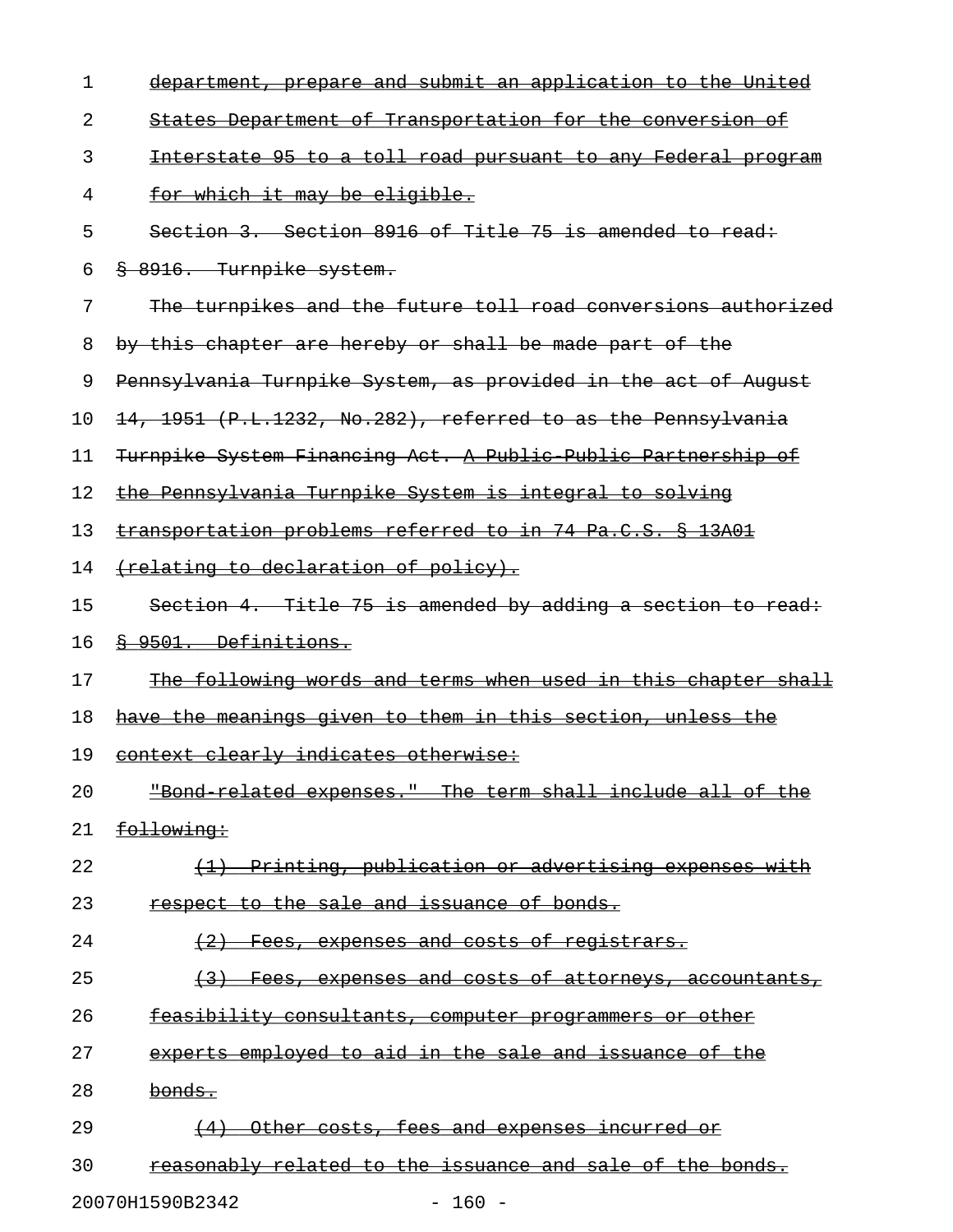department, prepare and submit an application to the United States Department of Transportation for the conversion of Interstate 95 to a toll road pursuant to any Federal program for which it may be eligible.

Section 3. Section 8916 of Title 75 is amended to read:

§ 8916. Turnpike system.

The turnpikes and the future toll road conversions authorized by this chapter are hereby or shall be made part of the Pennsylvania Turnpike System, as provided in the act of August 14, 1951 (P.L.1232, No.282), referred to as the Pennsylvania Turnpike System Financing Act. A Public-Public Partnership of the Pennsylvania Turnpike System is integral to solving transportation problems referred to in 74 Pa.C.S. § 13A01 (relating to declaration of policy).

Section 4. Title 75 is amended by adding a section to read:

§ 9501. Definitions.

The following words and terms when used in this chapter shall have the meanings given to them in this section, unless the context clearly indicates otherwise:

"Bond-related expenses." The term shall include all of the following:

(1) Printing, publication or advertising expenses with respect to the sale and issuance of bonds.

(2) Fees, expenses and costs of registrars.

(3) Fees, expenses and costs of attorneys, accountants, feasibility consultants, computer programmers or other experts employed to aid in the sale and issuance of the bonds.

(4) Other costs, fees and expenses incurred or reasonably related to the issuance and sale of the bonds.

20070H1590B2342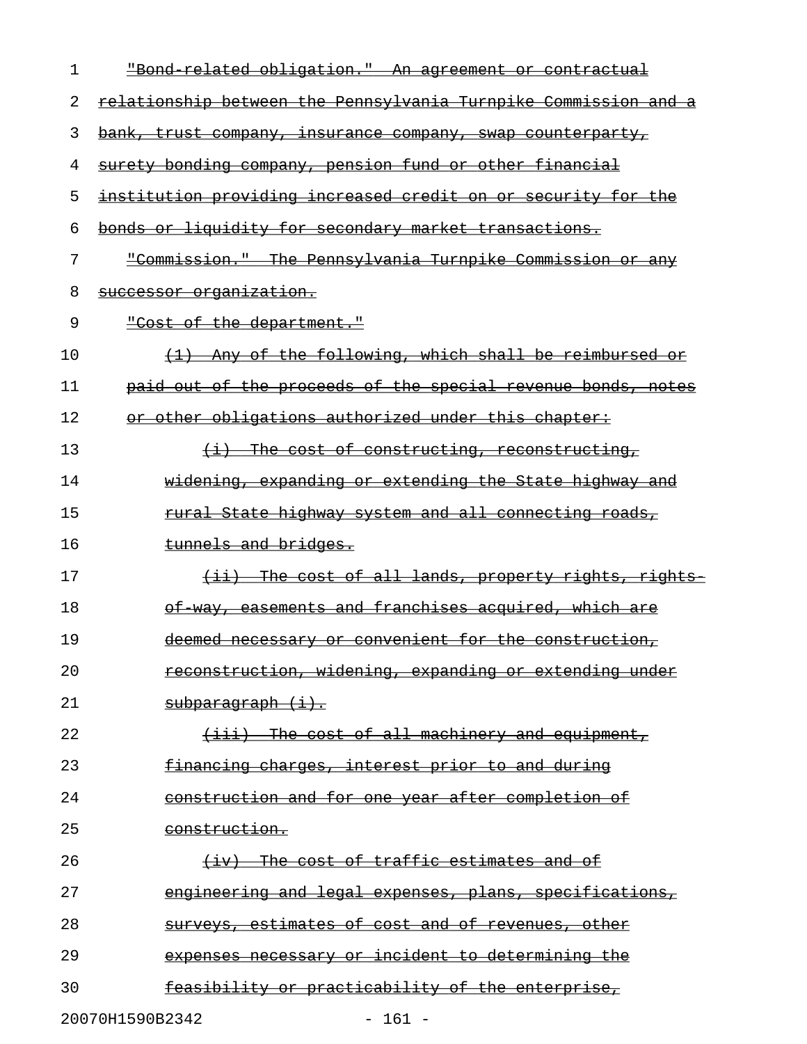"Bond-related obligation." An agreement or contractual relationship between the Pennsylvania Turnpike Commission and a bank, trust company, insurance company, swap counterparty, surety bonding company, pension fund or other financial institution providing increased credit on or security for the bonds or liquidity for secondary market transactions.

"Commission." The Pennsylvania Turnpike Commission or any successor organization.

"Cost of the department."

(1) Any of the following, which shall be reimbursed or paid out of the proceeds of the special revenue bonds, notes or other obligations authorized under this chapter:

(i) The cost of constructing, reconstructing, widening, expanding or extending the State highway and rural State highway system and all connecting roads, tunnels and bridges.

(ii) The cost of all lands, property rights, rights-of-way, easements and franchises acquired, which are deemed necessary or convenient for the construction, reconstruction, widening, expanding or extending under subparagraph (i).

(iii) The cost of all machinery and equipment, financing charges, interest prior to and during construction and for one year after completion of construction.

(iv) The cost of traffic estimates and of engineering and legal expenses, plans, specifications, surveys, estimates of cost and of revenues, other expenses necessary or incident to determining the feasibility or practicability of the enterprise,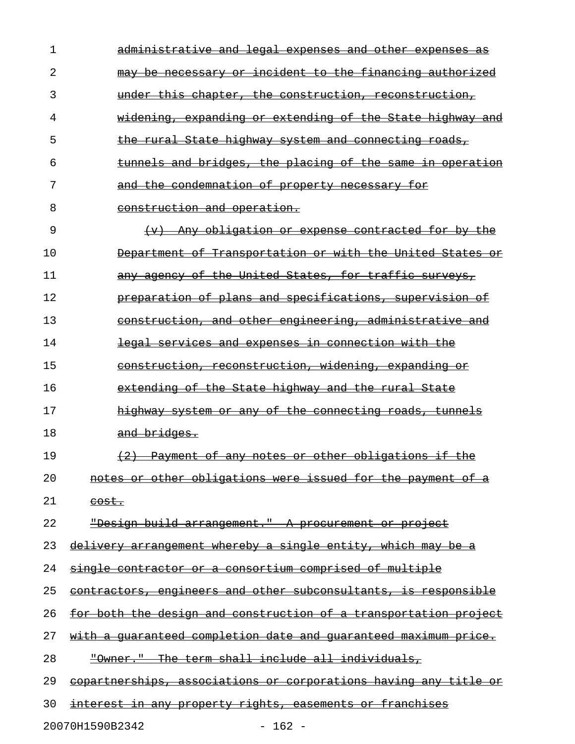administrative and legal expenses and other expenses as may be necessary or incident to the financing authorized under this chapter, the construction, reconstruction, widening, expanding or extending of the State highway and the rural State highway system and connecting roads, tunnels and bridges, the placing of the same in operation and the condemnation of property necessary for construction and operation.

(v) Any obligation or expense contracted for by the Department of Transportation or with the United States or any agency of the United States, for traffic surveys, preparation of plans and specifications, supervision of construction, and other engineering, administrative and legal services and expenses in connection with the construction, reconstruction, widening, expanding or extending of the State highway and the rural State highway system or any of the connecting roads, tunnels and bridges.

(2) Payment of any notes or other obligations if the notes or other obligations were issued for the payment of a cost.

"Design-build arrangement." A procurement or project delivery arrangement whereby a single entity, which may be a single contractor or a consortium comprised of multiple contractors, engineers and other subconsultants, is responsible for both the design and construction of a transportation project with a guaranteed completion date and guaranteed maximum price.

"Owner." The term shall include all individuals, copartnerships, associations or corporations having any title or interest in any property rights, easements or franchises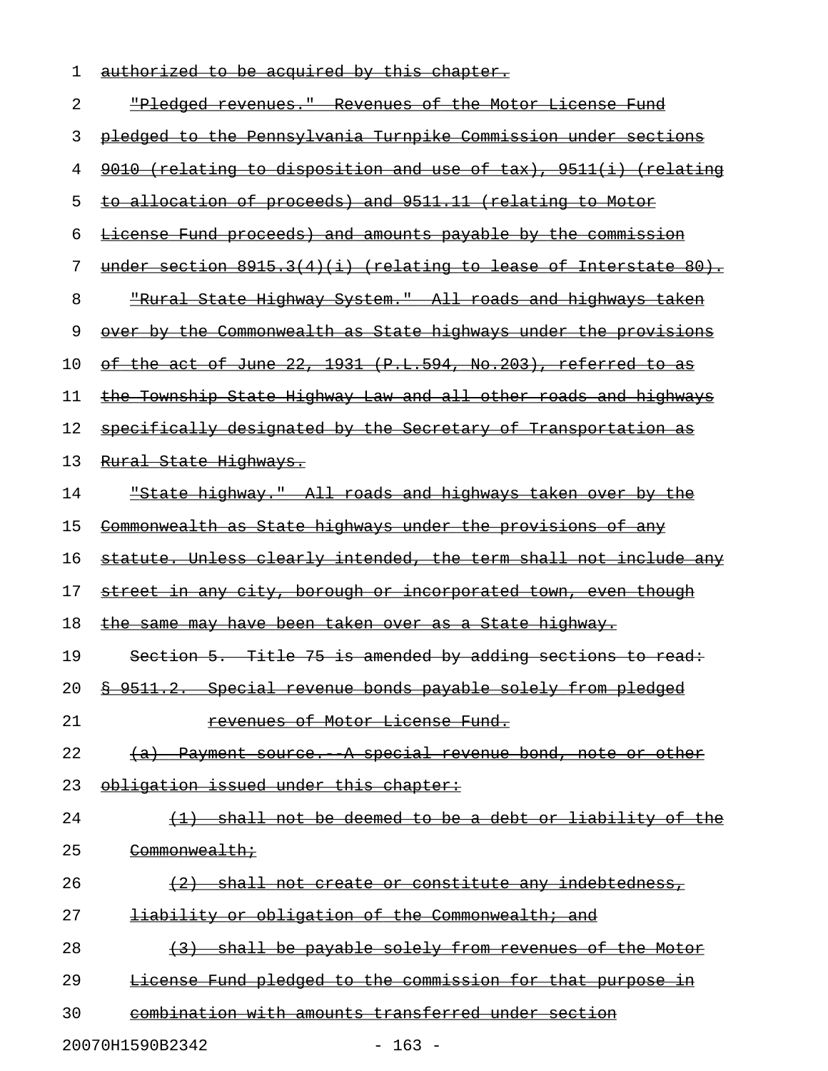authorized to be acquired by this chapter.

"Pledged revenues." Revenues of the Motor License Fund pledged to the Pennsylvania Turnpike Commission under sections 9010 (relating to disposition and use of tax), 9511(i) (relating to allocation of proceeds) and 9511.11 (relating to Motor License Fund proceeds) and amounts payable by the commission under section 8915.3(4)(i) (relating to lease of Interstate 80).

"Rural State Highway System." All roads and highways taken over by the Commonwealth as State highways under the provisions of the act of June 22, 1931 (P.L.594, No.203), referred to as the Township State Highway Law and all other roads and highways specifically designated by the Secretary of Transportation as Rural State Highways.

"State highway." All roads and highways taken over by the Commonwealth as State highways under the provisions of any statute. Unless clearly intended, the term shall not include any street in any city, borough or incorporated town, even though the same may have been taken over as a State highway.

Section 5. Title 75 is amended by adding sections to read:

§ 9511.2. Special revenue bonds payable solely from pledged revenues of Motor License Fund.

(a) Payment source.--A special revenue bond, note or other obligation issued under this chapter:

(1) shall not be deemed to be a debt or liability of the Commonwealth;

(2) shall not create or constitute any indebtedness, liability or obligation of the Commonwealth; and

(3) shall be payable solely from revenues of the Motor License Fund pledged to the commission for that purpose in combination with amounts transferred under section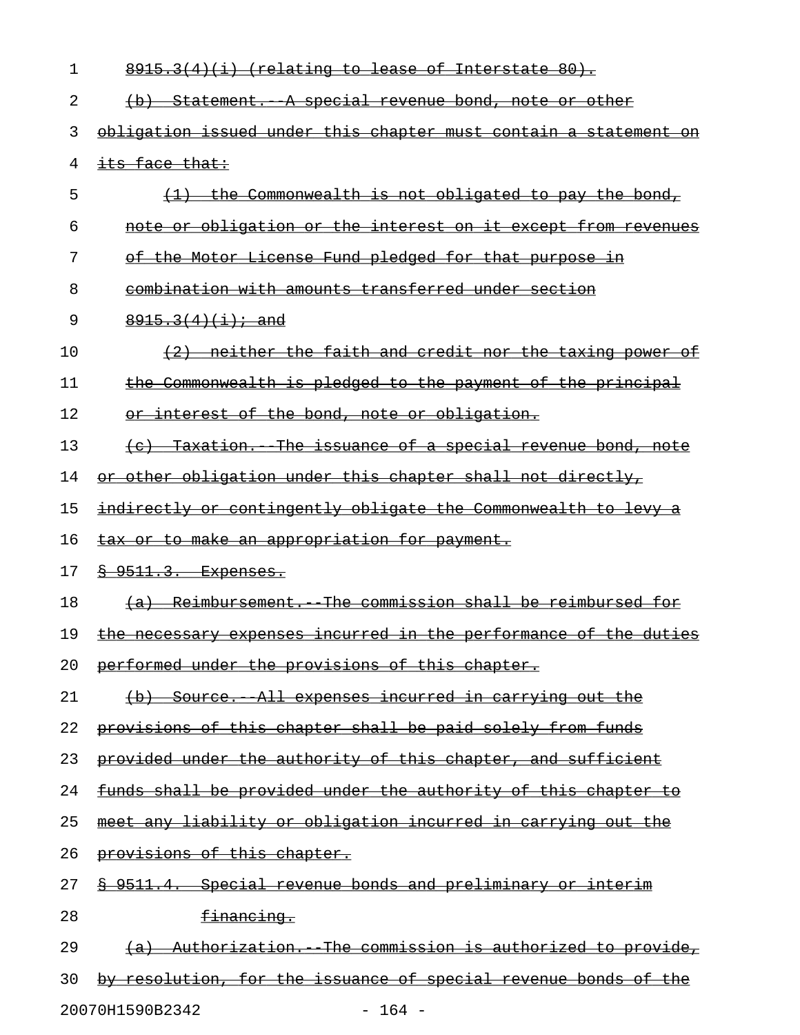8915.3(4)(i) (relating to lease of Interstate 80).

(b) Statement.--A special revenue bond, note or other obligation issued under this chapter must contain a statement on its face that:

(1) the Commonwealth is not obligated to pay the bond, note or obligation or the interest on it except from revenues of the Motor License Fund pledged for that purpose in combination with amounts transferred under section 8915.3(4)(i); and

(2) neither the faith and credit nor the taxing power of the Commonwealth is pledged to the payment of the principal or interest of the bond, note or obligation.

(c) Taxation.--The issuance of a special revenue bond, note or other obligation under this chapter shall not directly, indirectly or contingently obligate the Commonwealth to levy a tax or to make an appropriation for payment.

§ 9511.3. Expenses.

(a) Reimbursement.--The commission shall be reimbursed for the necessary expenses incurred in the performance of the duties performed under the provisions of this chapter.

(b) Source.--All expenses incurred in carrying out the provisions of this chapter shall be paid solely from funds provided under the authority of this chapter, and sufficient funds shall be provided under the authority of this chapter to meet any liability or obligation incurred in carrying out the provisions of this chapter.

§ 9511.4. Special revenue bonds and preliminary or interim financing.

(a) Authorization.--The commission is authorized to provide, by resolution, for the issuance of special revenue bonds of the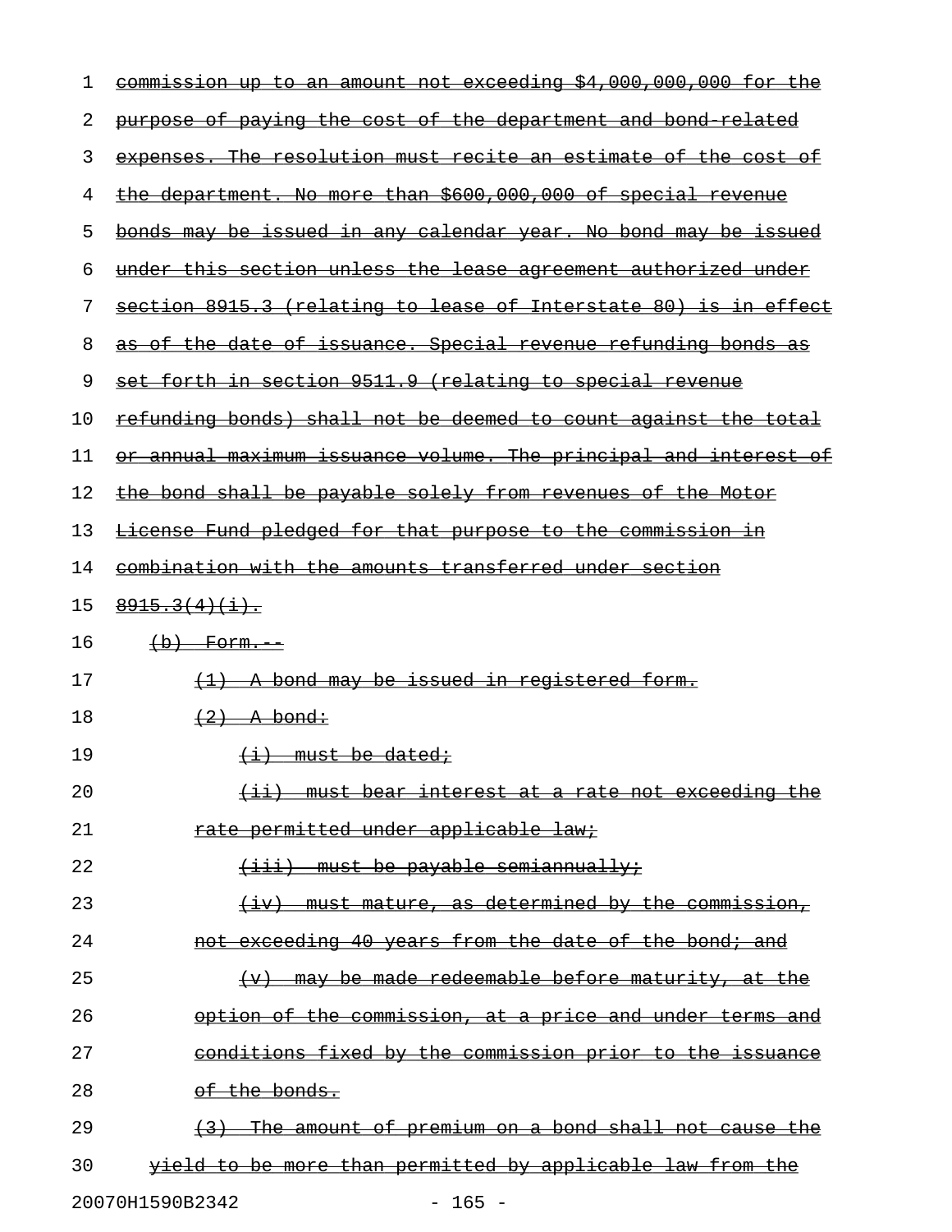~~commission up to an amount not exceeding $4,000,000,000 for the purpose of paying the cost of the department and bond-related expenses. The resolution must recite an estimate of the cost of the department. No more than $600,000,000 of special revenue bonds may be issued in any calendar year. No bond may be issued under this section unless the lease agreement authorized under section 8915.3 (relating to lease of Interstate 80) is in effect as of the date of issuance. Special revenue refunding bonds as set forth in section 9511.9 (relating to special revenue refunding bonds) shall not be deemed to count against the total or annual maximum issuance volume. The principal and interest of the bond shall be payable solely from revenues of the Motor License Fund pledged for that purpose to the commission in combination with the amounts transferred under section 8915.3(4)(i).~~

~~(b) Form.--~~

~~(1) A bond may be issued in registered form.~~

~~(2) A bond:~~

~~(i) must be dated;~~

~~(ii) must bear interest at a rate not exceeding the rate permitted under applicable law;~~

~~(iii) must be payable semiannually;~~

~~(iv) must mature, as determined by the commission, not exceeding 40 years from the date of the bond; and~~

~~(v) may be made redeemable before maturity, at the option of the commission, at a price and under terms and conditions fixed by the commission prior to the issuance of the bonds.~~

~~(3) The amount of premium on a bond shall not cause the yield to be more than permitted by applicable law from the~~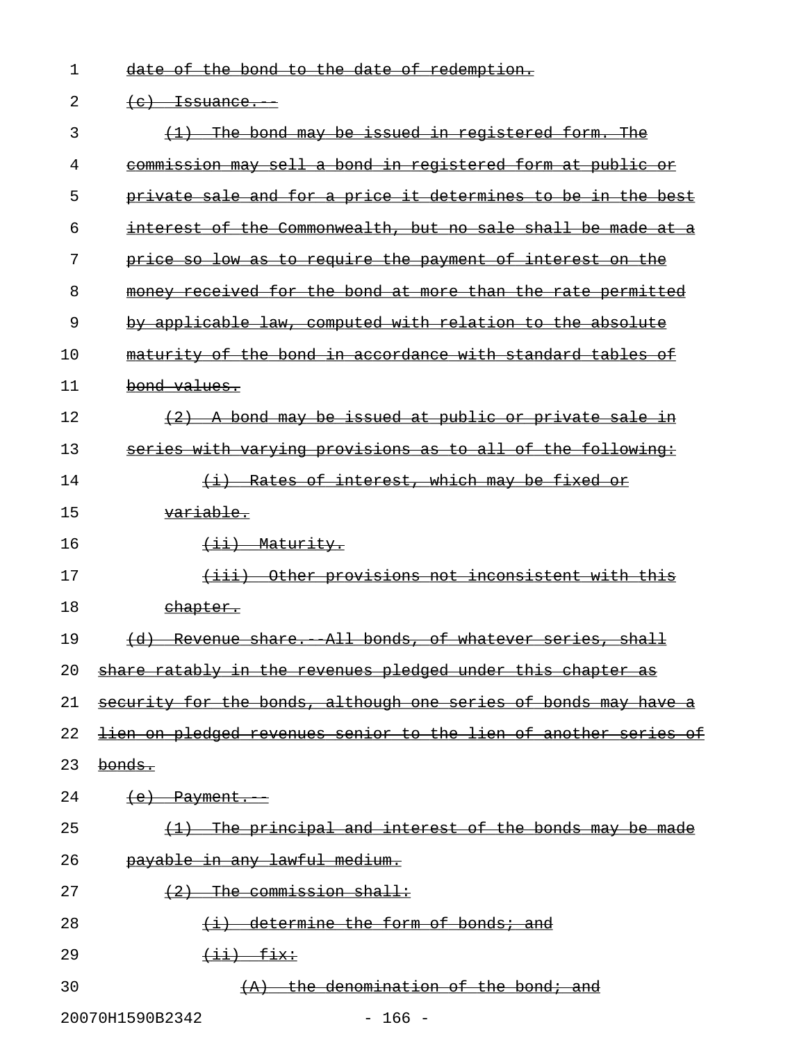date of the bond to the date of redemption.

(c) Issuance.--

(1) The bond may be issued in registered form. The commission may sell a bond in registered form at public or private sale and for a price it determines to be in the best interest of the Commonwealth, but no sale shall be made at a price so low as to require the payment of interest on the money received for the bond at more than the rate permitted by applicable law, computed with relation to the absolute maturity of the bond in accordance with standard tables of bond values.

(2) A bond may be issued at public or private sale in series with varying provisions as to all of the following:

(i) Rates of interest, which may be fixed or variable.

(ii) Maturity.

(iii) Other provisions not inconsistent with this chapter.

(d) Revenue share.--All bonds, of whatever series, shall share ratably in the revenues pledged under this chapter as security for the bonds, although one series of bonds may have a lien on pledged revenues senior to the lien of another series of bonds.

(e) Payment.--

(1) The principal and interest of the bonds may be made payable in any lawful medium.

(2) The commission shall:

(i) determine the form of bonds; and

(ii) fix:

(A) the denomination of the bond; and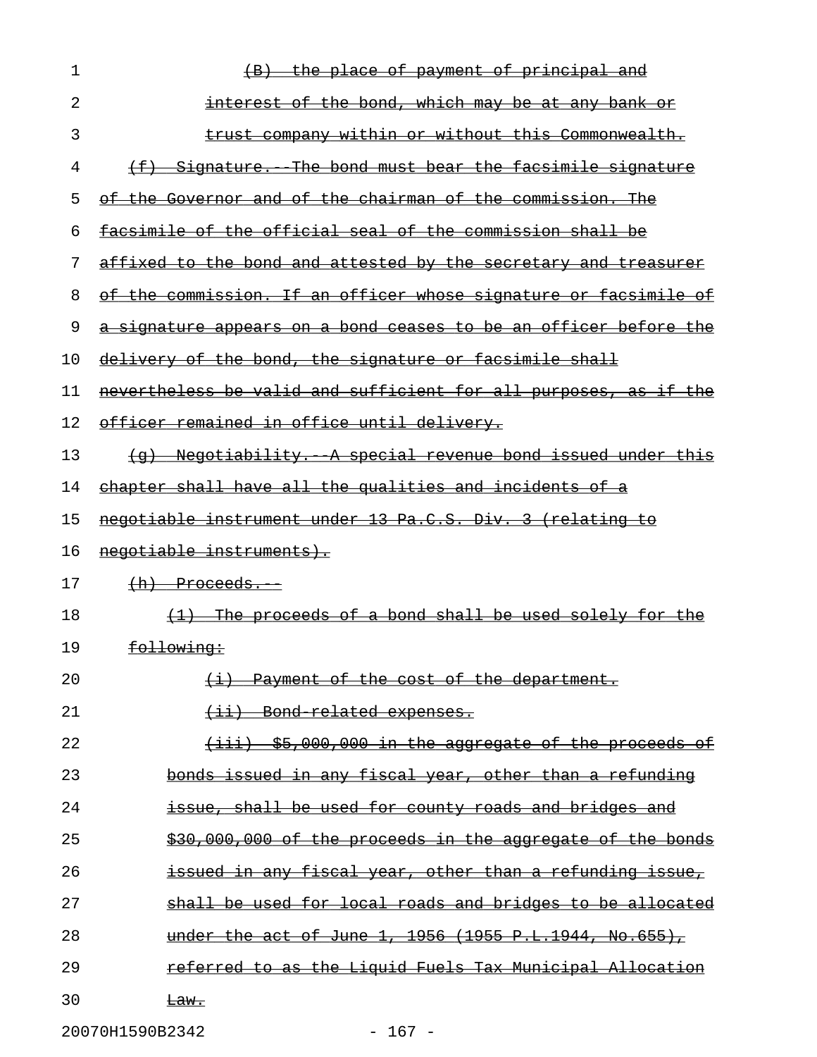(B) the place of payment of principal and interest of the bond, which may be at any bank or trust company within or without this Commonwealth.

(f) Signature.--The bond must bear the facsimile signature of the Governor and of the chairman of the commission. The facsimile of the official seal of the commission shall be affixed to the bond and attested by the secretary and treasurer of the commission. If an officer whose signature or facsimile of a signature appears on a bond ceases to be an officer before the delivery of the bond, the signature or facsimile shall nevertheless be valid and sufficient for all purposes, as if the officer remained in office until delivery.

(g) Negotiability.--A special revenue bond issued under this chapter shall have all the qualities and incidents of a negotiable instrument under 13 Pa.C.S. Div. 3 (relating to negotiable instruments).

(h) Proceeds.--

(1) The proceeds of a bond shall be used solely for the following:

(i) Payment of the cost of the department.

(ii) Bond-related expenses.

(iii) $5,000,000 in the aggregate of the proceeds of bonds issued in any fiscal year, other than a refunding issue, shall be used for county roads and bridges and $30,000,000 of the proceeds in the aggregate of the bonds issued in any fiscal year, other than a refunding issue, shall be used for local roads and bridges to be allocated under the act of June 1, 1956 (1955 P.L.1944, No.655), referred to as the Liquid Fuels Tax Municipal Allocation Law.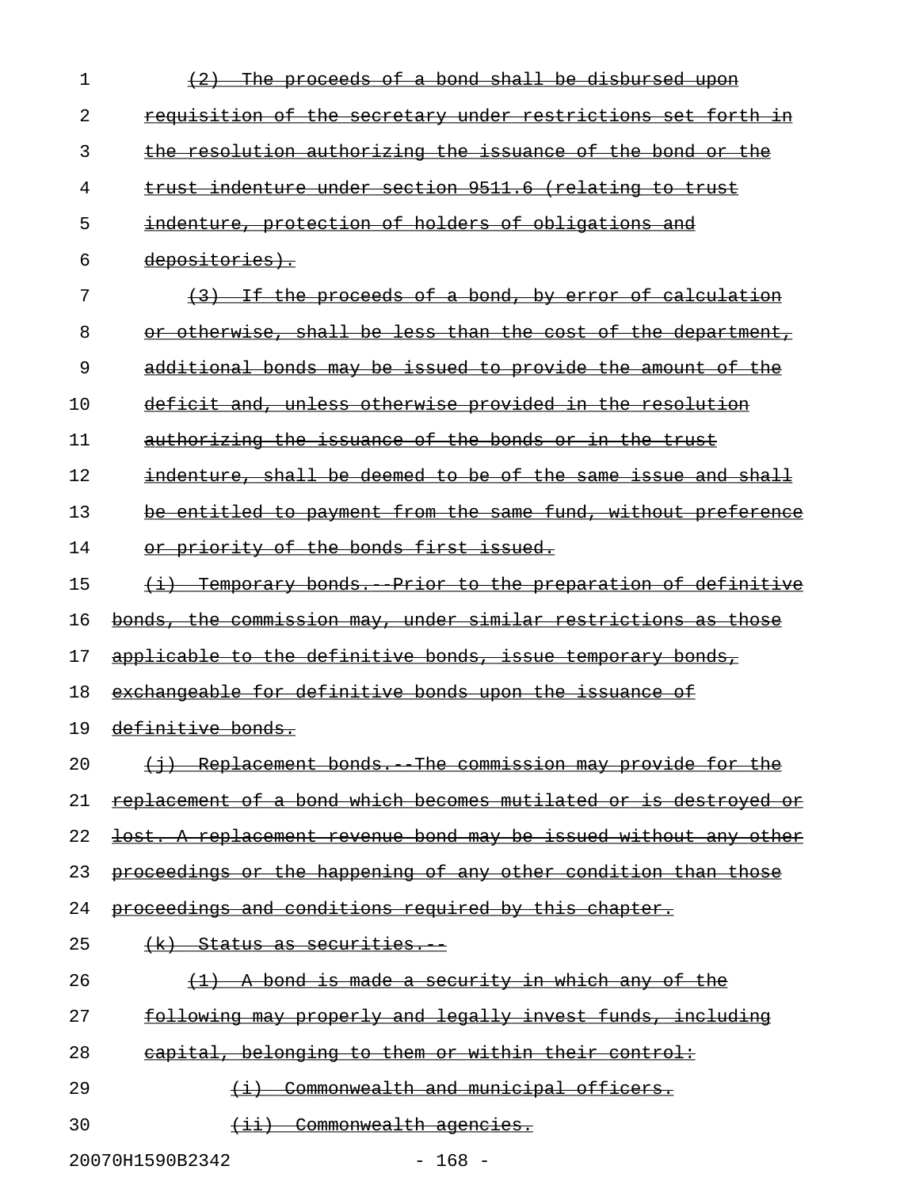(2) The proceeds of a bond shall be disbursed upon requisition of the secretary under restrictions set forth in the resolution authorizing the issuance of the bond or the trust indenture under section 9511.6 (relating to trust indenture, protection of holders of obligations and depositories).

(3) If the proceeds of a bond, by error of calculation or otherwise, shall be less than the cost of the department, additional bonds may be issued to provide the amount of the deficit and, unless otherwise provided in the resolution authorizing the issuance of the bonds or in the trust indenture, shall be deemed to be of the same issue and shall be entitled to payment from the same fund, without preference or priority of the bonds first issued.

(i) Temporary bonds.--Prior to the preparation of definitive bonds, the commission may, under similar restrictions as those applicable to the definitive bonds, issue temporary bonds, exchangeable for definitive bonds upon the issuance of definitive bonds.

(j) Replacement bonds.--The commission may provide for the replacement of a bond which becomes mutilated or is destroyed or lost. A replacement revenue bond may be issued without any other proceedings or the happening of any other condition than those proceedings and conditions required by this chapter.

(k) Status as securities.--

(1) A bond is made a security in which any of the following may properly and legally invest funds, including capital, belonging to them or within their control:

(i) Commonwealth and municipal officers.

(ii) Commonwealth agencies.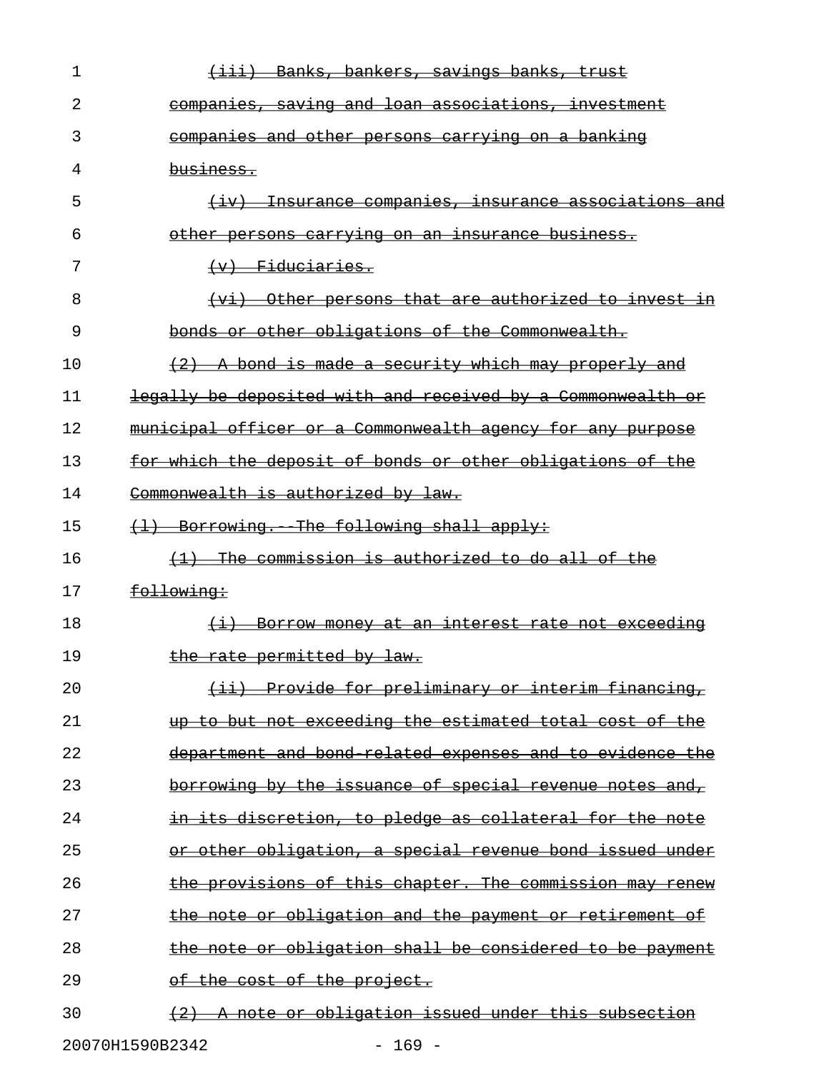(iii) Banks, bankers, savings banks, trust companies, saving and loan associations, investment companies and other persons carrying on a banking business.

(iv) Insurance companies, insurance associations and other persons carrying on an insurance business.

(v) Fiduciaries.

(vi) Other persons that are authorized to invest in bonds or other obligations of the Commonwealth.

(2) A bond is made a security which may properly and legally be deposited with and received by a Commonwealth or municipal officer or a Commonwealth agency for any purpose for which the deposit of bonds or other obligations of the Commonwealth is authorized by law.

(l) Borrowing.--The following shall apply:

(1) The commission is authorized to do all of the following:

(i) Borrow money at an interest rate not exceeding the rate permitted by law.

(ii) Provide for preliminary or interim financing, up to but not exceeding the estimated total cost of the department and bond-related expenses and to evidence the borrowing by the issuance of special revenue notes and, in its discretion, to pledge as collateral for the note or other obligation, a special revenue bond issued under the provisions of this chapter. The commission may renew the note or obligation and the payment or retirement of the note or obligation shall be considered to be payment of the cost of the project.

(2) A note or obligation issued under this subsection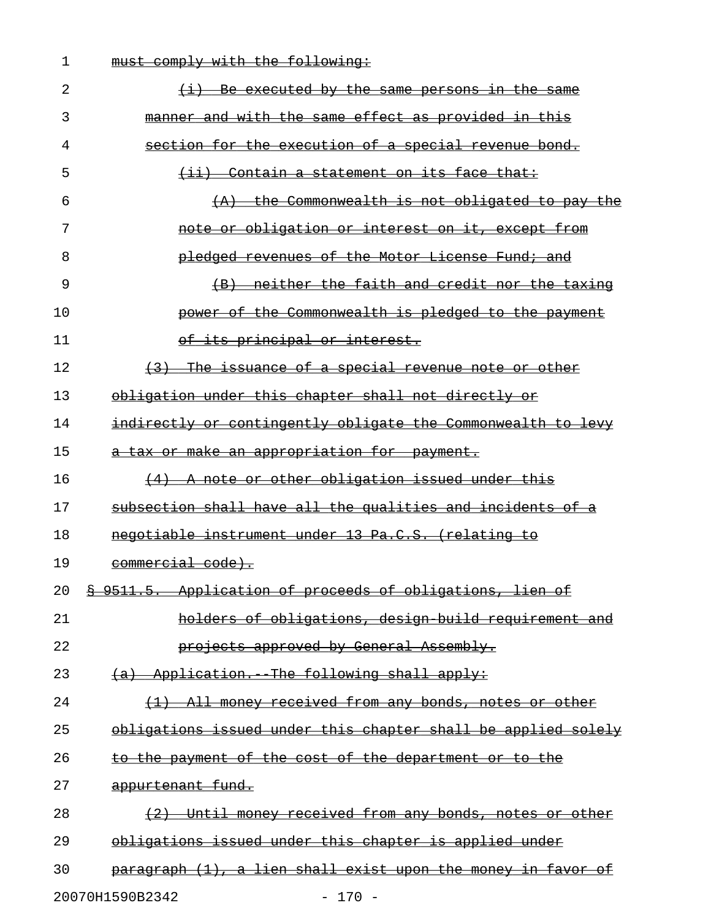must comply with the following:

(i) Be executed by the same persons in the same manner and with the same effect as provided in this section for the execution of a special revenue bond.

(ii) Contain a statement on its face that:

(A) the Commonwealth is not obligated to pay the note or obligation or interest on it, except from pledged revenues of the Motor License Fund; and

(B) neither the faith and credit nor the taxing power of the Commonwealth is pledged to the payment of its principal or interest.

(3) The issuance of a special revenue note or other obligation under this chapter shall not directly or indirectly or contingently obligate the Commonwealth to levy a tax or make an appropriation for payment.

(4) A note or other obligation issued under this subsection shall have all the qualities and incidents of a negotiable instrument under 13 Pa.C.S. (relating to commercial code).

§ 9511.5. Application of proceeds of obligations, lien of holders of obligations, design-build requirement and projects approved by General Assembly.

(a) Application.--The following shall apply:

(1) All money received from any bonds, notes or other obligations issued under this chapter shall be applied solely to the payment of the cost of the department or to the appurtenant fund.

(2) Until money received from any bonds, notes or other obligations issued under this chapter is applied under paragraph (1), a lien shall exist upon the money in favor of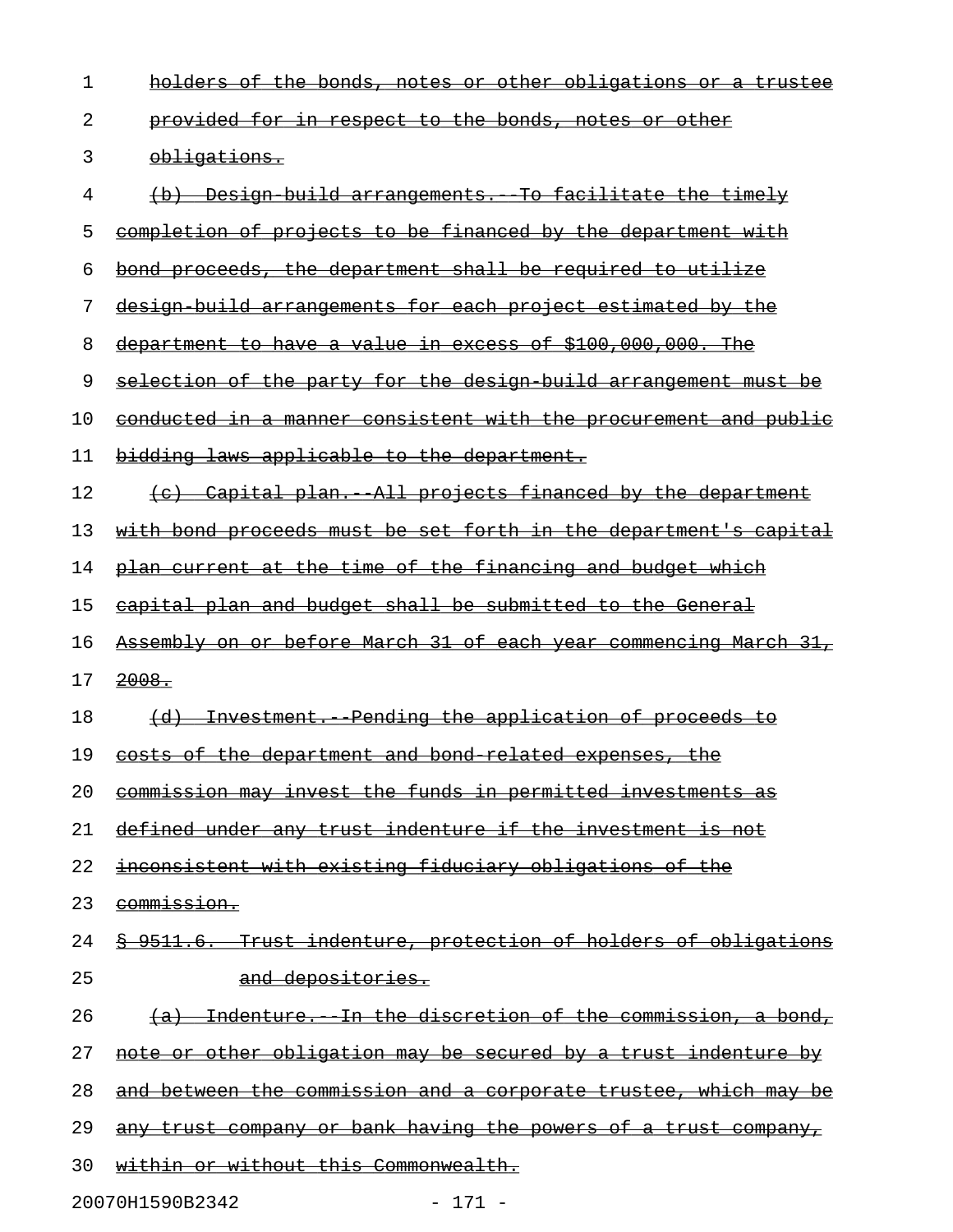holders of the bonds, notes or other obligations or a trustee provided for in respect to the bonds, notes or other obligations.

(b) Design-build arrangements.--To facilitate the timely completion of projects to be financed by the department with bond proceeds, the department shall be required to utilize design-build arrangements for each project estimated by the department to have a value in excess of $100,000,000. The selection of the party for the design-build arrangement must be conducted in a manner consistent with the procurement and public bidding laws applicable to the department.

(c) Capital plan.--All projects financed by the department with bond proceeds must be set forth in the department's capital plan current at the time of the financing and budget which capital plan and budget shall be submitted to the General Assembly on or before March 31 of each year commencing March 31, 2008.

(d) Investment.--Pending the application of proceeds to costs of the department and bond-related expenses, the commission may invest the funds in permitted investments as defined under any trust indenture if the investment is not inconsistent with existing fiduciary obligations of the commission.

§ 9511.6. Trust indenture, protection of holders of obligations and depositories.

(a) Indenture.--In the discretion of the commission, a bond, note or other obligation may be secured by a trust indenture by and between the commission and a corporate trustee, which may be any trust company or bank having the powers of a trust company, within or without this Commonwealth.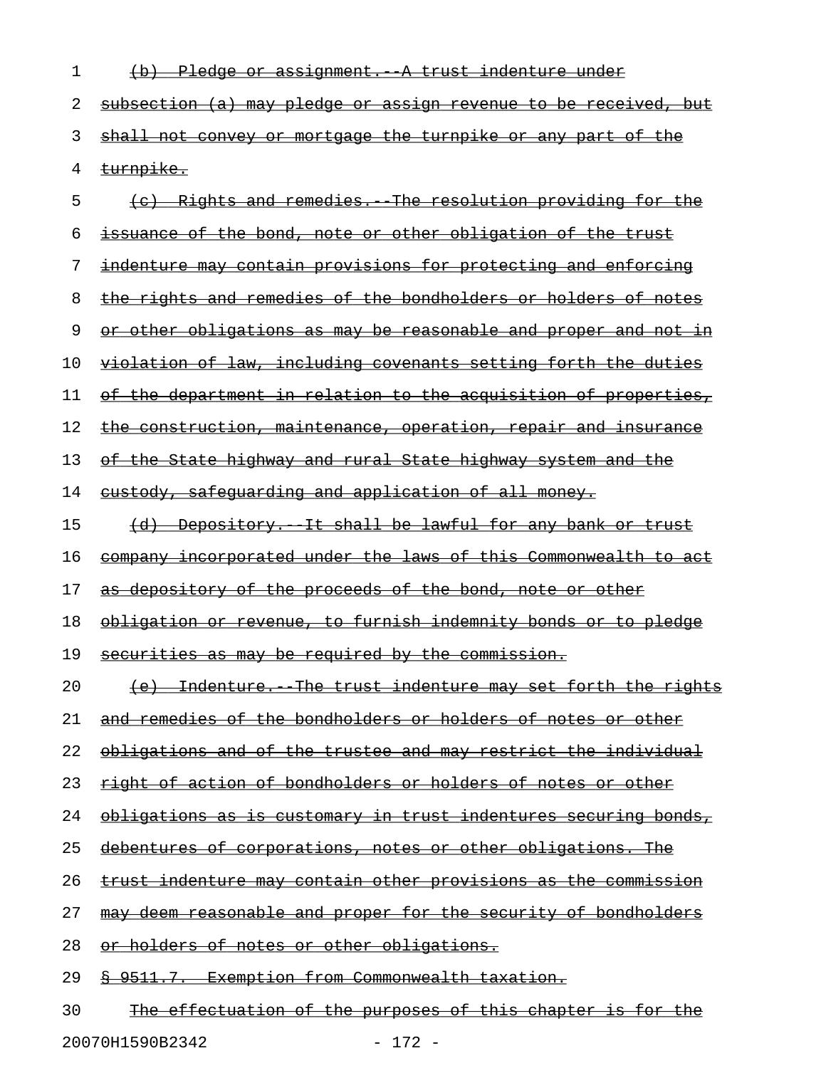(b) Pledge or assignment.--A trust indenture under subsection (a) may pledge or assign revenue to be received, but shall not convey or mortgage the turnpike or any part of the turnpike.

(c) Rights and remedies.--The resolution providing for the issuance of the bond, note or other obligation of the trust indenture may contain provisions for protecting and enforcing the rights and remedies of the bondholders or holders of notes or other obligations as may be reasonable and proper and not in violation of law, including covenants setting forth the duties of the department in relation to the acquisition of properties, the construction, maintenance, operation, repair and insurance of the State highway and rural State highway system and the custody, safeguarding and application of all money.

(d) Depository.--It shall be lawful for any bank or trust company incorporated under the laws of this Commonwealth to act as depository of the proceeds of the bond, note or other obligation or revenue, to furnish indemnity bonds or to pledge securities as may be required by the commission.

(e) Indenture.--The trust indenture may set forth the rights and remedies of the bondholders or holders of notes or other obligations and of the trustee and may restrict the individual right of action of bondholders or holders of notes or other obligations as is customary in trust indentures securing bonds, debentures of corporations, notes or other obligations. The trust indenture may contain other provisions as the commission may deem reasonable and proper for the security of bondholders or holders of notes or other obligations.

§ 9511.7. Exemption from Commonwealth taxation.

The effectuation of the purposes of this chapter is for the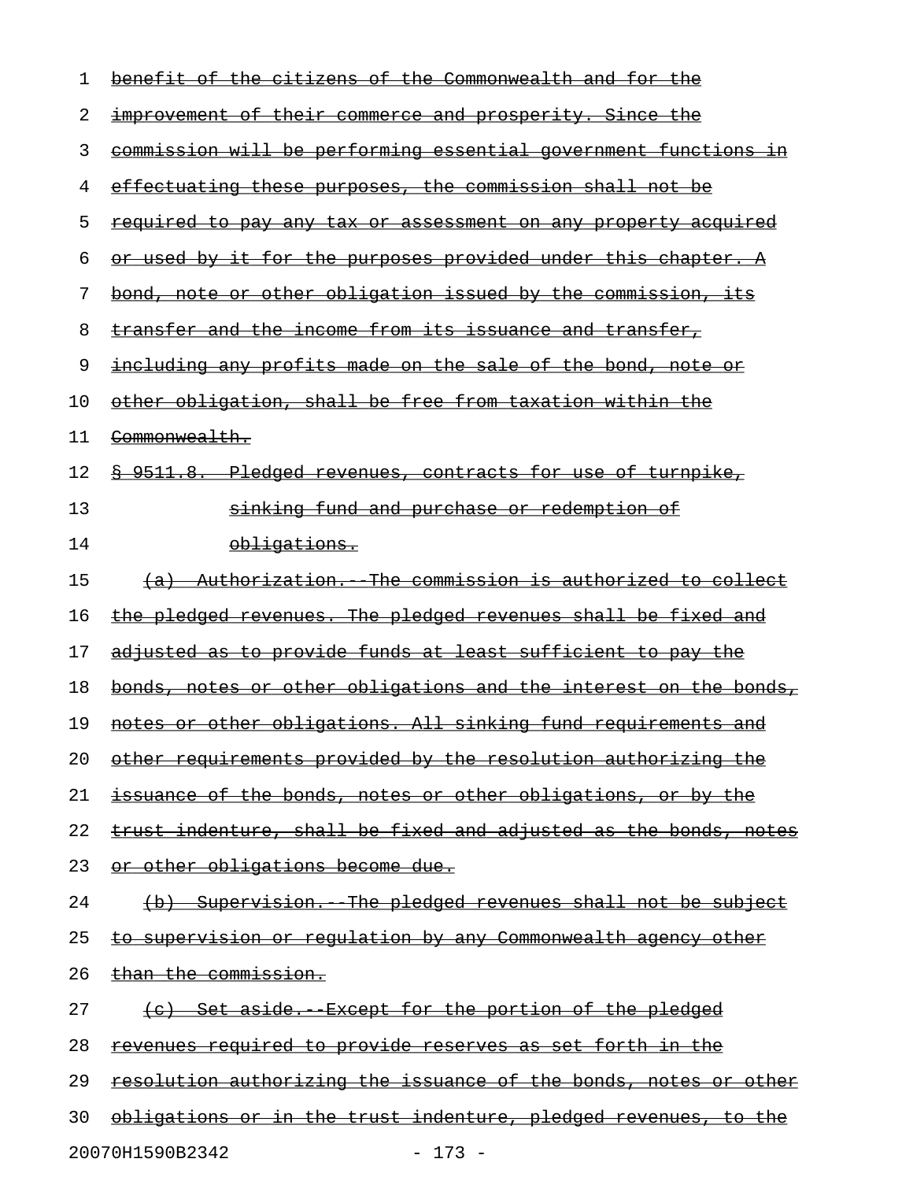benefit of the citizens of the Commonwealth and for the improvement of their commerce and prosperity. Since the commission will be performing essential government functions in effectuating these purposes, the commission shall not be required to pay any tax or assessment on any property acquired or used by it for the purposes provided under this chapter. A bond, note or other obligation issued by the commission, its transfer and the income from its issuance and transfer, including any profits made on the sale of the bond, note or other obligation, shall be free from taxation within the Commonwealth.

§ 9511.8. Pledged revenues, contracts for use of turnpike, sinking fund and purchase or redemption of obligations.

(a) Authorization.--The commission is authorized to collect the pledged revenues. The pledged revenues shall be fixed and adjusted as to provide funds at least sufficient to pay the bonds, notes or other obligations and the interest on the bonds, notes or other obligations. All sinking fund requirements and other requirements provided by the resolution authorizing the issuance of the bonds, notes or other obligations, or by the trust indenture, shall be fixed and adjusted as the bonds, notes or other obligations become due.

(b) Supervision.--The pledged revenues shall not be subject to supervision or regulation by any Commonwealth agency other than the commission.

(c) Set aside.--Except for the portion of the pledged revenues required to provide reserves as set forth in the resolution authorizing the issuance of the bonds, notes or other obligations or in the trust indenture, pledged revenues, to the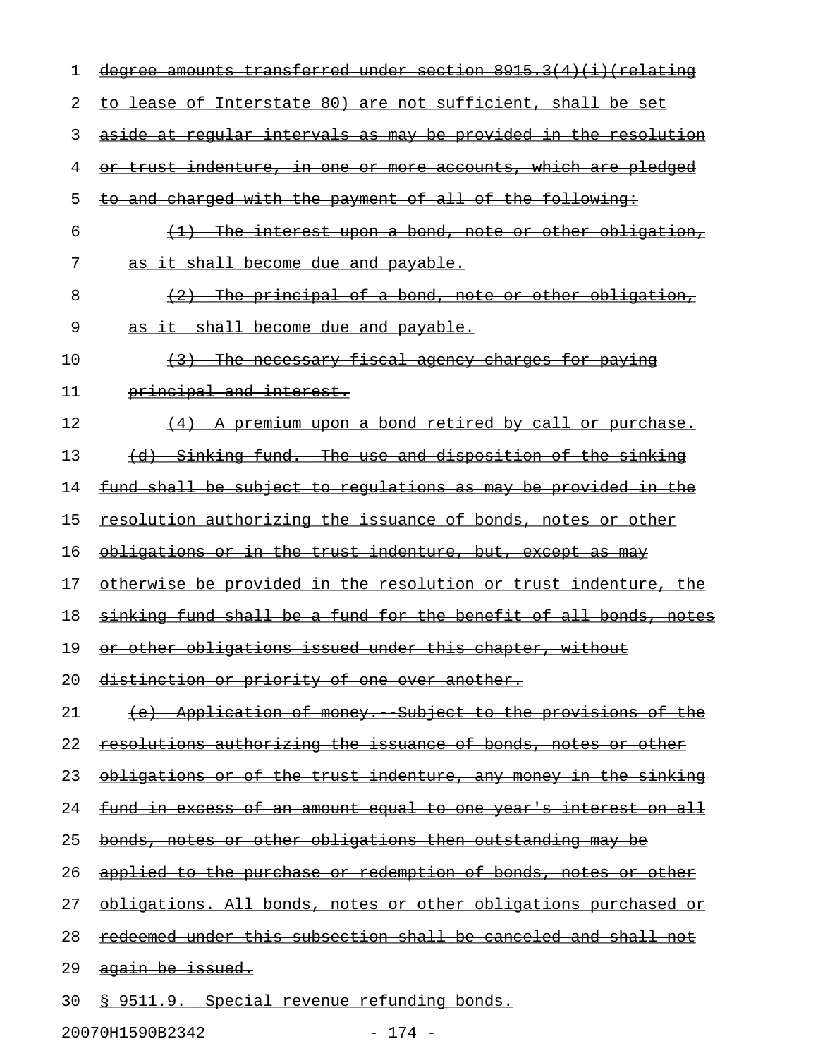degree amounts transferred under section 8915.3(4)(i)(relating to lease of Interstate 80) are not sufficient, shall be set aside at regular intervals as may be provided in the resolution or trust indenture, in one or more accounts, which are pledged to and charged with the payment of all of the following:

(1) The interest upon a bond, note or other obligation, as it shall become due and payable.

(2) The principal of a bond, note or other obligation, as it shall become due and payable.

(3) The necessary fiscal agency charges for paying principal and interest.

(4) A premium upon a bond retired by call or purchase.

(d) Sinking fund.--The use and disposition of the sinking fund shall be subject to regulations as may be provided in the resolution authorizing the issuance of bonds, notes or other obligations or in the trust indenture, but, except as may otherwise be provided in the resolution or trust indenture, the sinking fund shall be a fund for the benefit of all bonds, notes or other obligations issued under this chapter, without distinction or priority of one over another.

(e) Application of money.--Subject to the provisions of the resolutions authorizing the issuance of bonds, notes or other obligations or of the trust indenture, any money in the sinking fund in excess of an amount equal to one year's interest on all bonds, notes or other obligations then outstanding may be applied to the purchase or redemption of bonds, notes or other obligations. All bonds, notes or other obligations purchased or redeemed under this subsection shall be canceled and shall not again be issued.

§ 9511.9. Special revenue refunding bonds.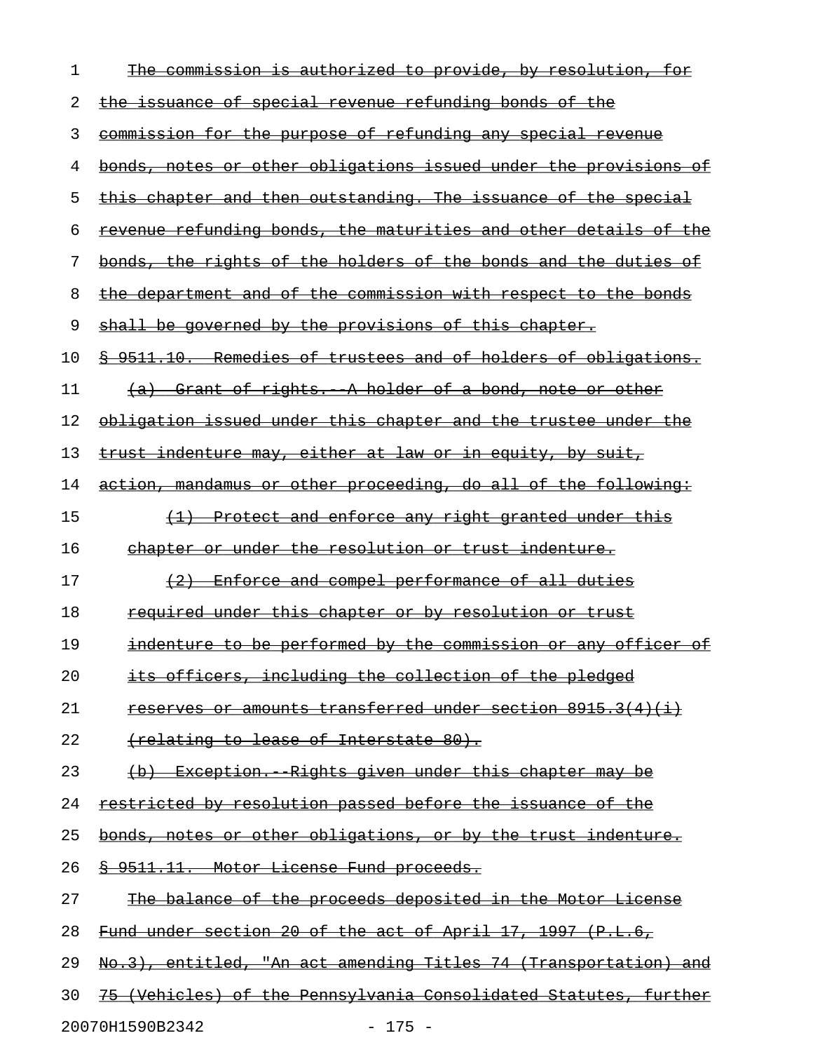The commission is authorized to provide, by resolution, for the issuance of special revenue refunding bonds of the commission for the purpose of refunding any special revenue bonds, notes or other obligations issued under the provisions of this chapter and then outstanding. The issuance of the special revenue refunding bonds, the maturities and other details of the bonds, the rights of the holders of the bonds and the duties of the department and of the commission with respect to the bonds shall be governed by the provisions of this chapter.

§ 9511.10. Remedies of trustees and of holders of obligations.

(a) Grant of rights.--A holder of a bond, note or other obligation issued under this chapter and the trustee under the trust indenture may, either at law or in equity, by suit, action, mandamus or other proceeding, do all of the following:

(1) Protect and enforce any right granted under this chapter or under the resolution or trust indenture.

(2) Enforce and compel performance of all duties required under this chapter or by resolution or trust indenture to be performed by the commission or any officer of its officers, including the collection of the pledged reserves or amounts transferred under section 8915.3(4)(i) (relating to lease of Interstate 80).

(b) Exception.--Rights given under this chapter may be restricted by resolution passed before the issuance of the bonds, notes or other obligations, or by the trust indenture.

§ 9511.11. Motor License Fund proceeds.

The balance of the proceeds deposited in the Motor License Fund under section 20 of the act of April 17, 1997 (P.L.6, No.3), entitled, "An act amending Titles 74 (Transportation) and 75 (Vehicles) of the Pennsylvania Consolidated Statutes, further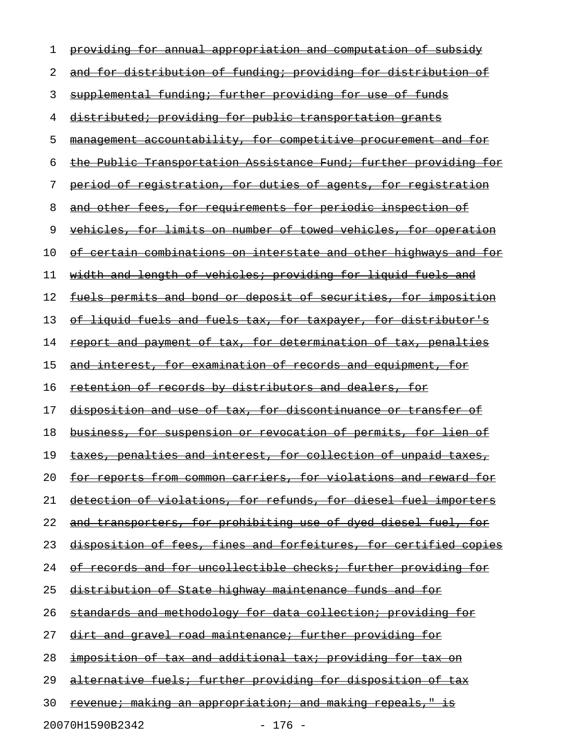1 ~~providing for annual appropriation and computation of subsidy~~

2 ~~and for distribution of funding; providing for distribution of~~

3 ~~supplemental funding; further providing for use of funds~~

4 ~~distributed; providing for public transportation grants~~

5 ~~management accountability, for competitive procurement and for~~

6 ~~the Public Transportation Assistance Fund; further providing for~~

7 ~~period of registration, for duties of agents, for registration~~

8 ~~and other fees, for requirements for periodic inspection of~~

9 ~~vehicles, for limits on number of towed vehicles, for operation~~

10 ~~of certain combinations on interstate and other highways and for~~

11 ~~width and length of vehicles; providing for liquid fuels and~~

12 ~~fuels permits and bond or deposit of securities, for imposition~~

13 ~~of liquid fuels and fuels tax, for taxpayer, for distributor's~~

14 ~~report and payment of tax, for determination of tax, penalties~~

15 ~~and interest, for examination of records and equipment, for~~

16 ~~retention of records by distributors and dealers, for~~

17 ~~disposition and use of tax, for discontinuance or transfer of~~

18 ~~business, for suspension or revocation of permits, for lien of~~

19 ~~taxes, penalties and interest, for collection of unpaid taxes,~~

20 ~~for reports from common carriers, for violations and reward for~~

21 ~~detection of violations, for refunds, for diesel fuel importers~~

22 ~~and transporters, for prohibiting use of dyed diesel fuel, for~~

23 ~~disposition of fees, fines and forfeitures, for certified copies~~

24 ~~of records and for uncollectible checks; further providing for~~

25 ~~distribution of State highway maintenance funds and for~~

26 ~~standards and methodology for data collection; providing for~~

27 ~~dirt and gravel road maintenance; further providing for~~

28 ~~imposition of tax and additional tax; providing for tax on~~

29 ~~alternative fuels; further providing for disposition of tax~~

30 ~~revenue; making an appropriation; and making repeals," is~~

20070H1590B2342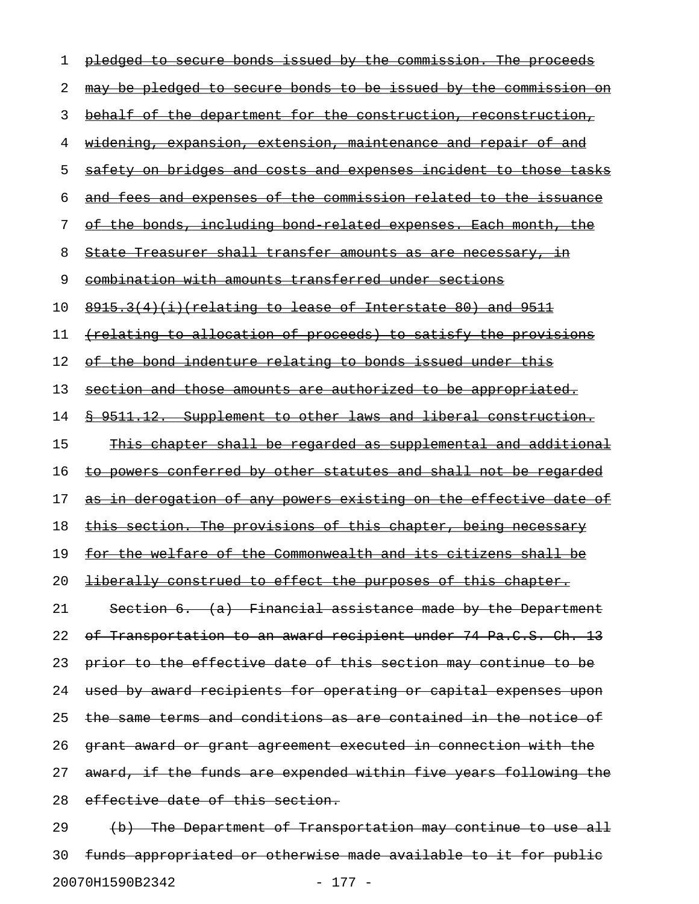pledged to secure bonds issued by the commission. The proceeds may be pledged to secure bonds to be issued by the commission on behalf of the department for the construction, reconstruction, widening, expansion, extension, maintenance and repair of and safety on bridges and costs and expenses incident to those tasks and fees and expenses of the commission related to the issuance of the bonds, including bond-related expenses. Each month, the State Treasurer shall transfer amounts as are necessary, in combination with amounts transferred under sections 8915.3(4)(i)(relating to lease of Interstate 80) and 9511 (relating to allocation of proceeds) to satisfy the provisions of the bond indenture relating to bonds issued under this section and those amounts are authorized to be appropriated.

§ 9511.12. Supplement to other laws and liberal construction.

This chapter shall be regarded as supplemental and additional to powers conferred by other statutes and shall not be regarded as in derogation of any powers existing on the effective date of this section. The provisions of this chapter, being necessary for the welfare of the Commonwealth and its citizens shall be liberally construed to effect the purposes of this chapter.

Section 6. (a) Financial assistance made by the Department of Transportation to an award recipient under 74 Pa.C.S. Ch. 13 prior to the effective date of this section may continue to be used by award recipients for operating or capital expenses upon the same terms and conditions as are contained in the notice of grant award or grant agreement executed in connection with the award, if the funds are expended within five years following the effective date of this section.

(b) The Department of Transportation may continue to use all funds appropriated or otherwise made available to it for public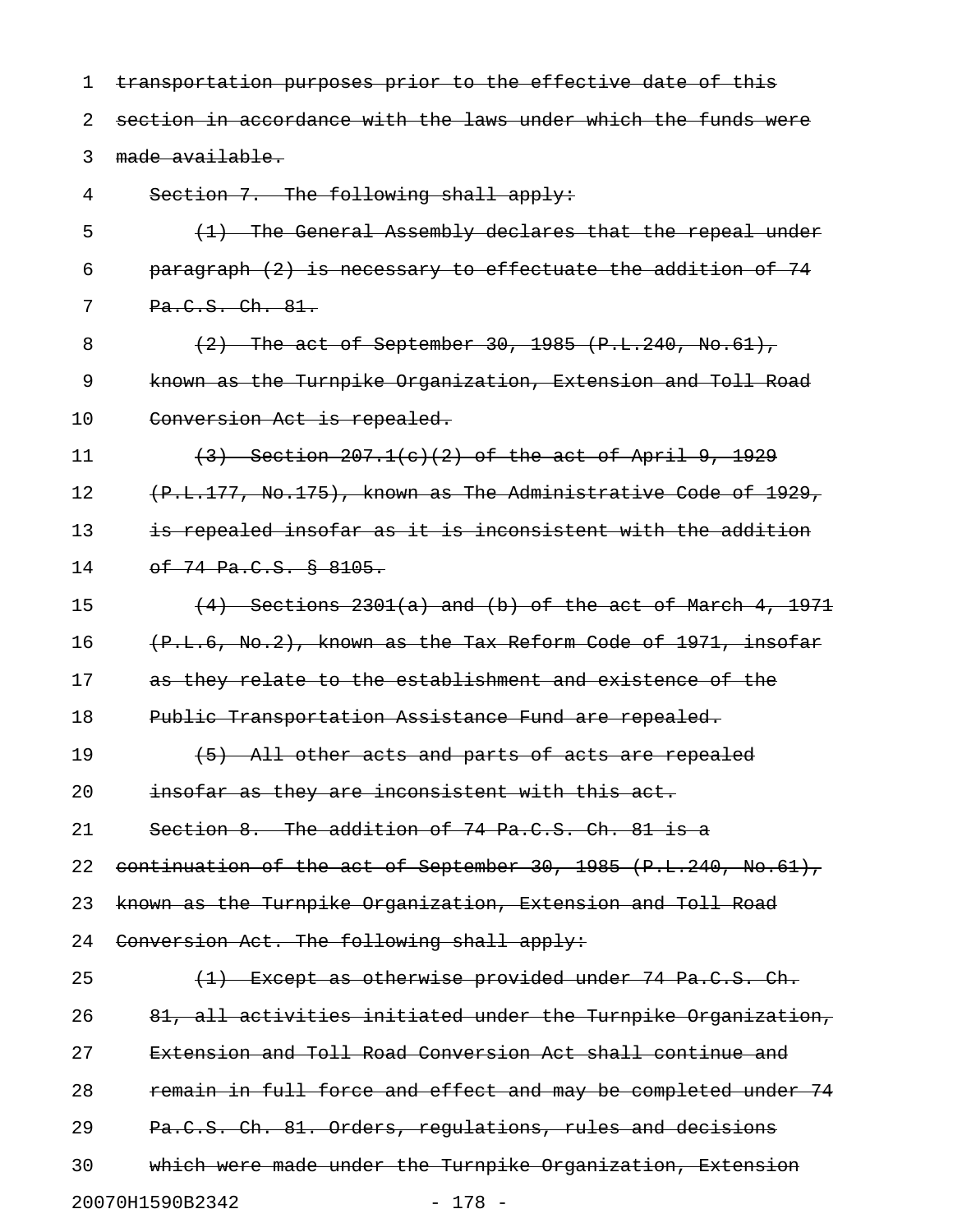~~transportation purposes prior to the effective date of this section in accordance with the laws under which the funds were made available.~~

~~Section 7. The following shall apply:~~

~~(1) The General Assembly declares that the repeal under paragraph (2) is necessary to effectuate the addition of 74 Pa.C.S. Ch. 81.~~

~~(2) The act of September 30, 1985 (P.L.240, No.61), known as the Turnpike Organization, Extension and Toll Road Conversion Act is repealed.~~

~~(3) Section 207.1(c)(2) of the act of April 9, 1929 (P.L.177, No.175), known as The Administrative Code of 1929, is repealed insofar as it is inconsistent with the addition of 74 Pa.C.S. § 8105.~~

~~(4) Sections 2301(a) and (b) of the act of March 4, 1971 (P.L.6, No.2), known as the Tax Reform Code of 1971, insofar as they relate to the establishment and existence of the Public Transportation Assistance Fund are repealed.~~

~~(5) All other acts and parts of acts are repealed insofar as they are inconsistent with this act.~~

~~Section 8. The addition of 74 Pa.C.S. Ch. 81 is a continuation of the act of September 30, 1985 (P.L.240, No.61), known as the Turnpike Organization, Extension and Toll Road Conversion Act. The following shall apply:~~

~~(1) Except as otherwise provided under 74 Pa.C.S. Ch. 81, all activities initiated under the Turnpike Organization, Extension and Toll Road Conversion Act shall continue and remain in full force and effect and may be completed under 74 Pa.C.S. Ch. 81. Orders, regulations, rules and decisions which were made under the Turnpike Organization, Extension~~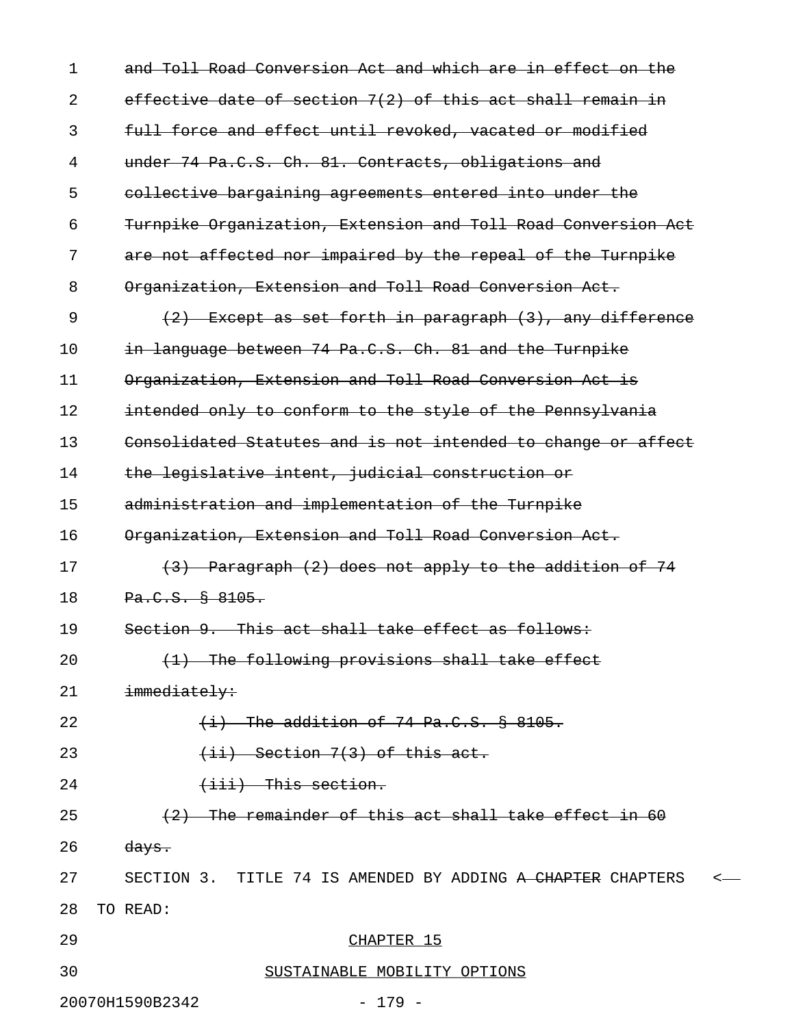~~and Toll Road Conversion Act and which are in effect on the effective date of section 7(2) of this act shall remain in full force and effect until revoked, vacated or modified under 74 Pa.C.S. Ch. 81. Contracts, obligations and collective bargaining agreements entered into under the Turnpike Organization, Extension and Toll Road Conversion Act are not affected nor impaired by the repeal of the Turnpike Organization, Extension and Toll Road Conversion Act.~~

~~(2) Except as set forth in paragraph (3), any difference in language between 74 Pa.C.S. Ch. 81 and the Turnpike Organization, Extension and Toll Road Conversion Act is intended only to conform to the style of the Pennsylvania Consolidated Statutes and is not intended to change or affect the legislative intent, judicial construction or administration and implementation of the Turnpike Organization, Extension and Toll Road Conversion Act.~~

~~(3) Paragraph (2) does not apply to the addition of 74 Pa.C.S. § 8105.~~

~~Section 9. This act shall take effect as follows:~~

~~(1) The following provisions shall take effect immediately:~~

~~(i) The addition of 74 Pa.C.S. § 8105.~~

~~(ii) Section 7(3) of this act.~~

~~(iii) This section.~~

~~(2) The remainder of this act shall take effect in 60 days.~~

SECTION 3. TITLE 74 IS AMENDED BY ADDING ~~A CHAPTER~~ CHAPTERS TO READ:

CHAPTER 15

SUSTAINABLE MOBILITY OPTIONS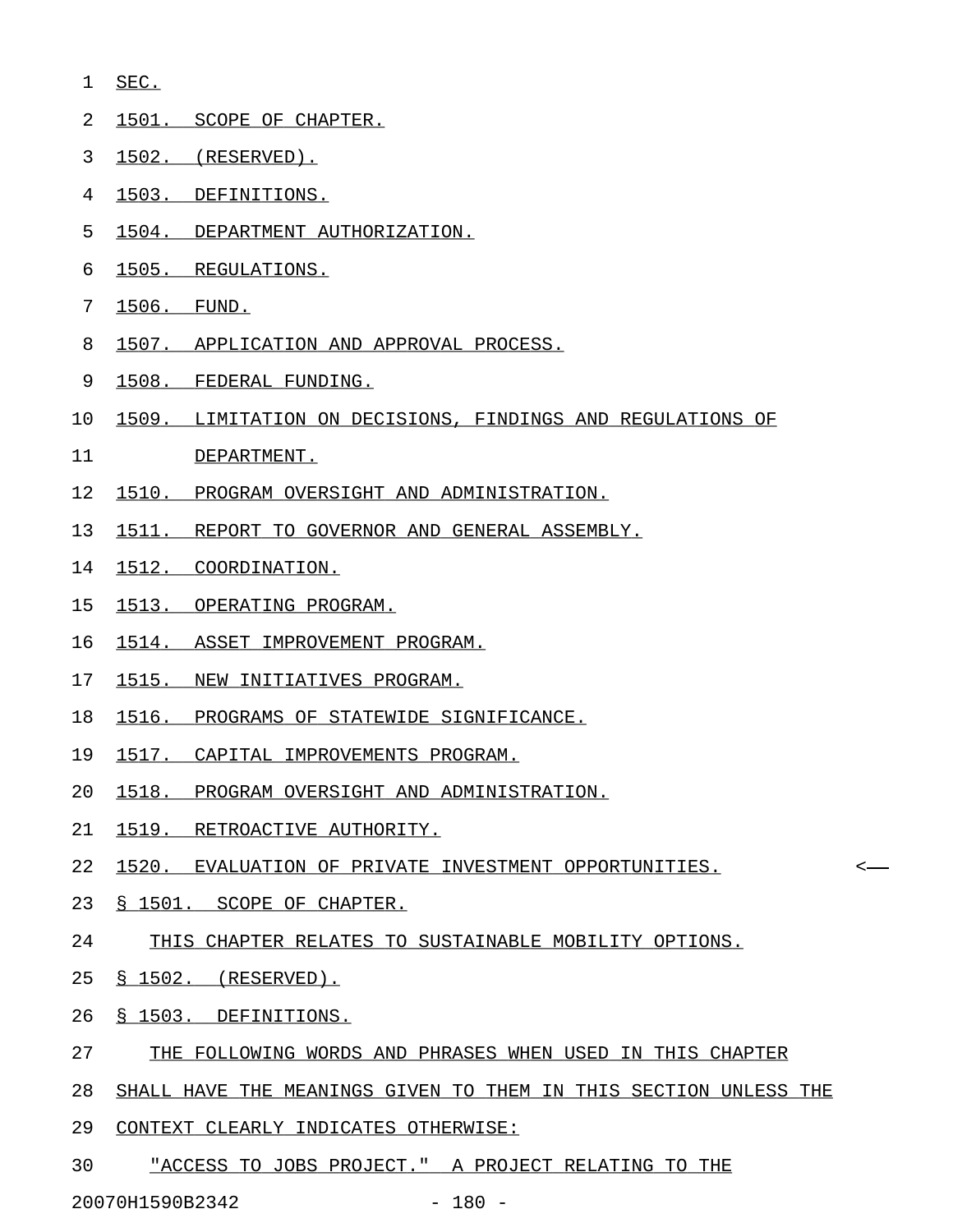SEC.

1501. SCOPE OF CHAPTER.

1502. (RESERVED).

1503. DEFINITIONS.

1504. DEPARTMENT AUTHORIZATION.

1505. REGULATIONS.

1506. FUND.

1507. APPLICATION AND APPROVAL PROCESS.

1508. FEDERAL FUNDING.

1509. LIMITATION ON DECISIONS, FINDINGS AND REGULATIONS OF DEPARTMENT.

1510. PROGRAM OVERSIGHT AND ADMINISTRATION.

1511. REPORT TO GOVERNOR AND GENERAL ASSEMBLY.

1512. COORDINATION.

1513. OPERATING PROGRAM.

1514. ASSET IMPROVEMENT PROGRAM.

1515. NEW INITIATIVES PROGRAM.

1516. PROGRAMS OF STATEWIDE SIGNIFICANCE.

1517. CAPITAL IMPROVEMENTS PROGRAM.

1518. PROGRAM OVERSIGHT AND ADMINISTRATION.

1519. RETROACTIVE AUTHORITY.

1520. EVALUATION OF PRIVATE INVESTMENT OPPORTUNITIES.

§ 1501. SCOPE OF CHAPTER.

THIS CHAPTER RELATES TO SUSTAINABLE MOBILITY OPTIONS.

§ 1502. (RESERVED).

§ 1503. DEFINITIONS.

THE FOLLOWING WORDS AND PHRASES WHEN USED IN THIS CHAPTER SHALL HAVE THE MEANINGS GIVEN TO THEM IN THIS SECTION UNLESS THE CONTEXT CLEARLY INDICATES OTHERWISE:

"ACCESS TO JOBS PROJECT." A PROJECT RELATING TO THE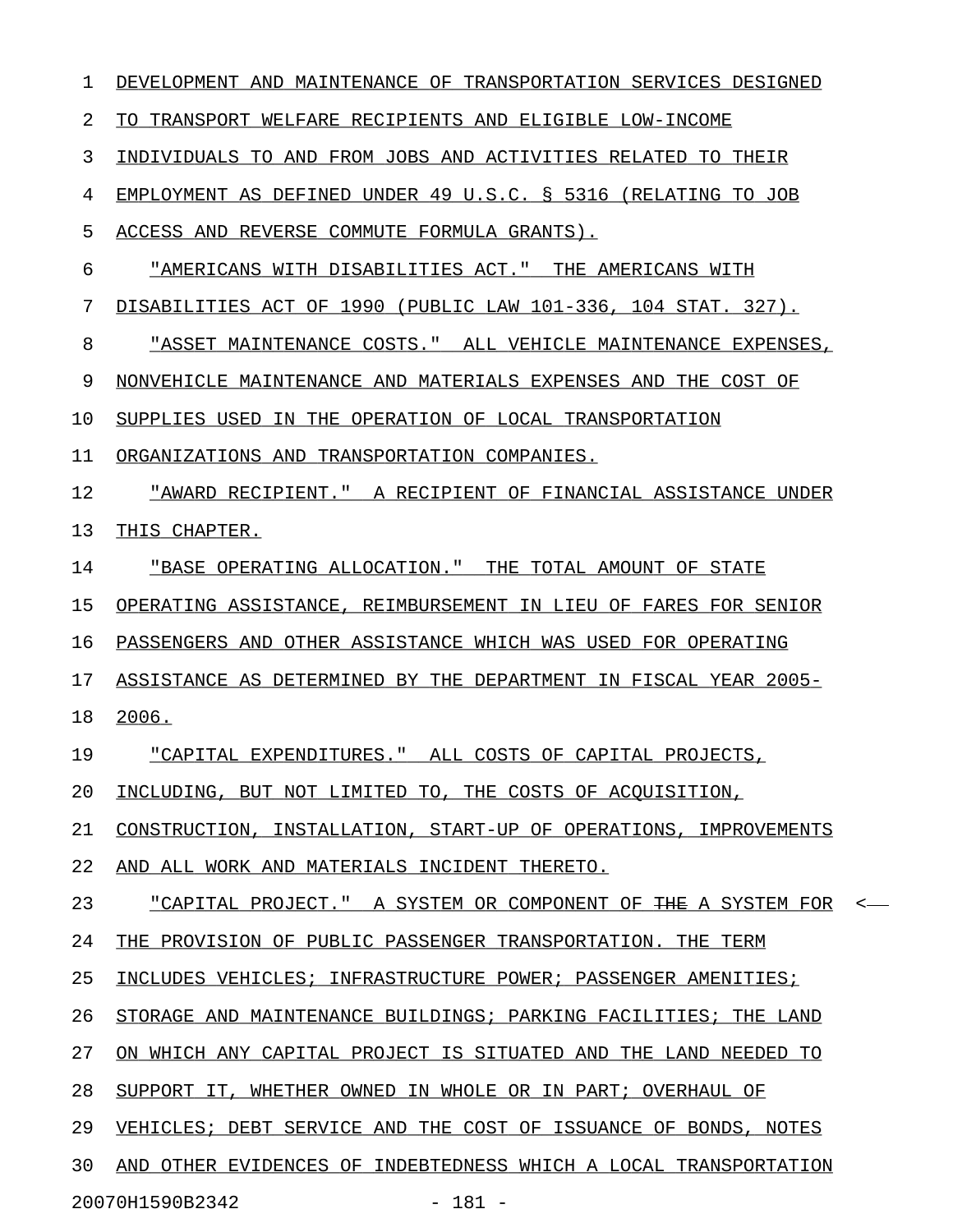DEVELOPMENT AND MAINTENANCE OF TRANSPORTATION SERVICES DESIGNED TO TRANSPORT WELFARE RECIPIENTS AND ELIGIBLE LOW-INCOME INDIVIDUALS TO AND FROM JOBS AND ACTIVITIES RELATED TO THEIR EMPLOYMENT AS DEFINED UNDER 49 U.S.C. § 5316 (RELATING TO JOB ACCESS AND REVERSE COMMUTE FORMULA GRANTS).

"AMERICANS WITH DISABILITIES ACT." THE AMERICANS WITH DISABILITIES ACT OF 1990 (PUBLIC LAW 101-336, 104 STAT. 327).

"ASSET MAINTENANCE COSTS." ALL VEHICLE MAINTENANCE EXPENSES, NONVEHICLE MAINTENANCE AND MATERIALS EXPENSES AND THE COST OF SUPPLIES USED IN THE OPERATION OF LOCAL TRANSPORTATION ORGANIZATIONS AND TRANSPORTATION COMPANIES.

"AWARD RECIPIENT." A RECIPIENT OF FINANCIAL ASSISTANCE UNDER THIS CHAPTER.

"BASE OPERATING ALLOCATION." THE TOTAL AMOUNT OF STATE OPERATING ASSISTANCE, REIMBURSEMENT IN LIEU OF FARES FOR SENIOR PASSENGERS AND OTHER ASSISTANCE WHICH WAS USED FOR OPERATING ASSISTANCE AS DETERMINED BY THE DEPARTMENT IN FISCAL YEAR 2005-2006.

"CAPITAL EXPENDITURES." ALL COSTS OF CAPITAL PROJECTS, INCLUDING, BUT NOT LIMITED TO, THE COSTS OF ACQUISITION, CONSTRUCTION, INSTALLATION, START-UP OF OPERATIONS, IMPROVEMENTS AND ALL WORK AND MATERIALS INCIDENT THERETO.

"CAPITAL PROJECT." A SYSTEM OR COMPONENT OF ~~THE~~ A SYSTEM FOR THE PROVISION OF PUBLIC PASSENGER TRANSPORTATION. THE TERM INCLUDES VEHICLES; INFRASTRUCTURE POWER; PASSENGER AMENITIES; STORAGE AND MAINTENANCE BUILDINGS; PARKING FACILITIES; THE LAND ON WHICH ANY CAPITAL PROJECT IS SITUATED AND THE LAND NEEDED TO SUPPORT IT, WHETHER OWNED IN WHOLE OR IN PART; OVERHAUL OF VEHICLES; DEBT SERVICE AND THE COST OF ISSUANCE OF BONDS, NOTES AND OTHER EVIDENCES OF INDEBTEDNESS WHICH A LOCAL TRANSPORTATION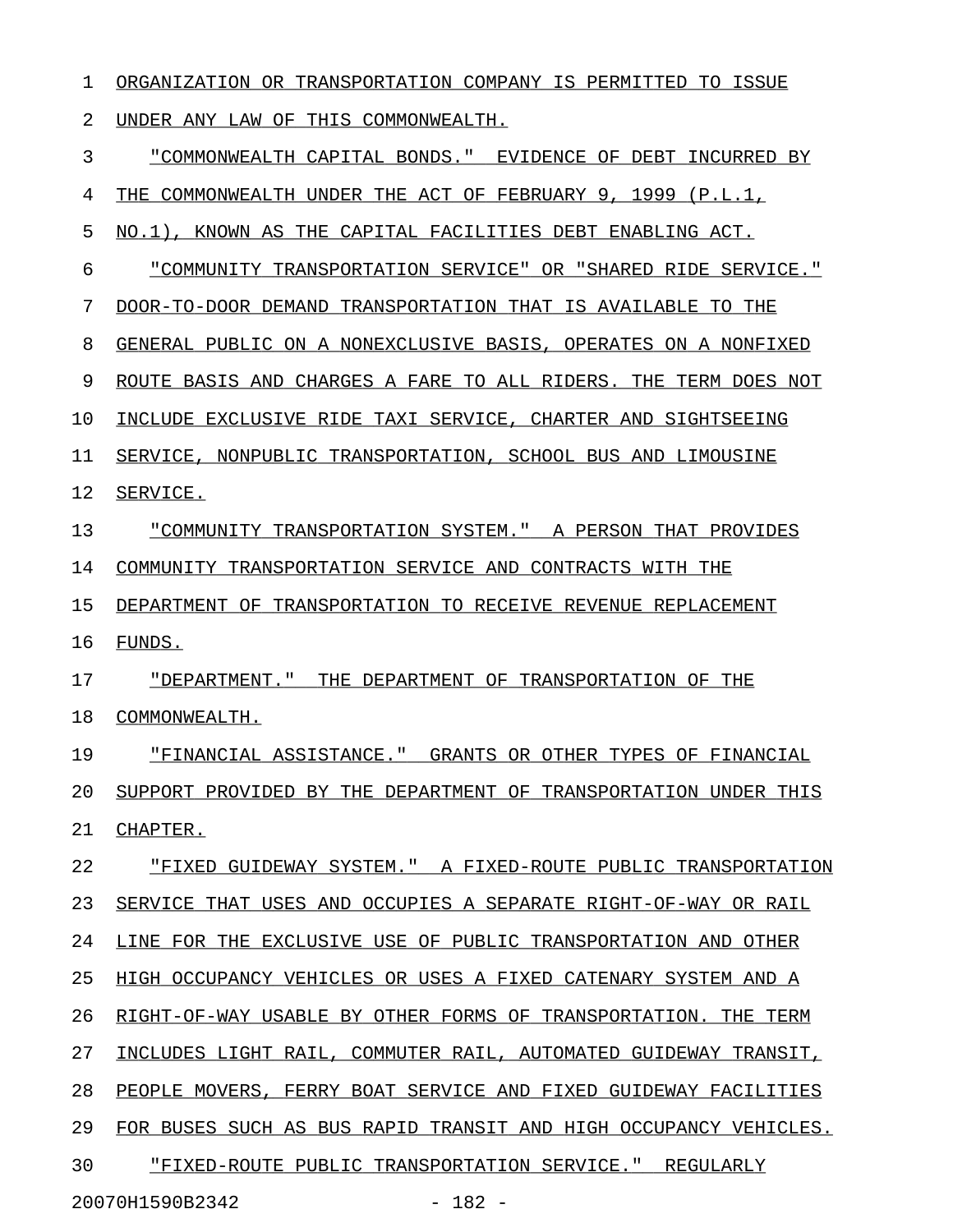ORGANIZATION OR TRANSPORTATION COMPANY IS PERMITTED TO ISSUE UNDER ANY LAW OF THIS COMMONWEALTH.

"COMMONWEALTH CAPITAL BONDS." EVIDENCE OF DEBT INCURRED BY THE COMMONWEALTH UNDER THE ACT OF FEBRUARY 9, 1999 (P.L.1, NO.1), KNOWN AS THE CAPITAL FACILITIES DEBT ENABLING ACT.

"COMMUNITY TRANSPORTATION SERVICE" OR "SHARED RIDE SERVICE." DOOR-TO-DOOR DEMAND TRANSPORTATION THAT IS AVAILABLE TO THE GENERAL PUBLIC ON A NONEXCLUSIVE BASIS, OPERATES ON A NONFIXED ROUTE BASIS AND CHARGES A FARE TO ALL RIDERS. THE TERM DOES NOT INCLUDE EXCLUSIVE RIDE TAXI SERVICE, CHARTER AND SIGHTSEEING SERVICE, NONPUBLIC TRANSPORTATION, SCHOOL BUS AND LIMOUSINE SERVICE.

"COMMUNITY TRANSPORTATION SYSTEM." A PERSON THAT PROVIDES COMMUNITY TRANSPORTATION SERVICE AND CONTRACTS WITH THE DEPARTMENT OF TRANSPORTATION TO RECEIVE REVENUE REPLACEMENT FUNDS.

"DEPARTMENT." THE DEPARTMENT OF TRANSPORTATION OF THE COMMONWEALTH.

"FINANCIAL ASSISTANCE." GRANTS OR OTHER TYPES OF FINANCIAL SUPPORT PROVIDED BY THE DEPARTMENT OF TRANSPORTATION UNDER THIS CHAPTER.

"FIXED GUIDEWAY SYSTEM." A FIXED-ROUTE PUBLIC TRANSPORTATION SERVICE THAT USES AND OCCUPIES A SEPARATE RIGHT-OF-WAY OR RAIL LINE FOR THE EXCLUSIVE USE OF PUBLIC TRANSPORTATION AND OTHER HIGH OCCUPANCY VEHICLES OR USES A FIXED CATENARY SYSTEM AND A RIGHT-OF-WAY USABLE BY OTHER FORMS OF TRANSPORTATION. THE TERM INCLUDES LIGHT RAIL, COMMUTER RAIL, AUTOMATED GUIDEWAY TRANSIT, PEOPLE MOVERS, FERRY BOAT SERVICE AND FIXED GUIDEWAY FACILITIES FOR BUSES SUCH AS BUS RAPID TRANSIT AND HIGH OCCUPANCY VEHICLES.

"FIXED-ROUTE PUBLIC TRANSPORTATION SERVICE." REGULARLY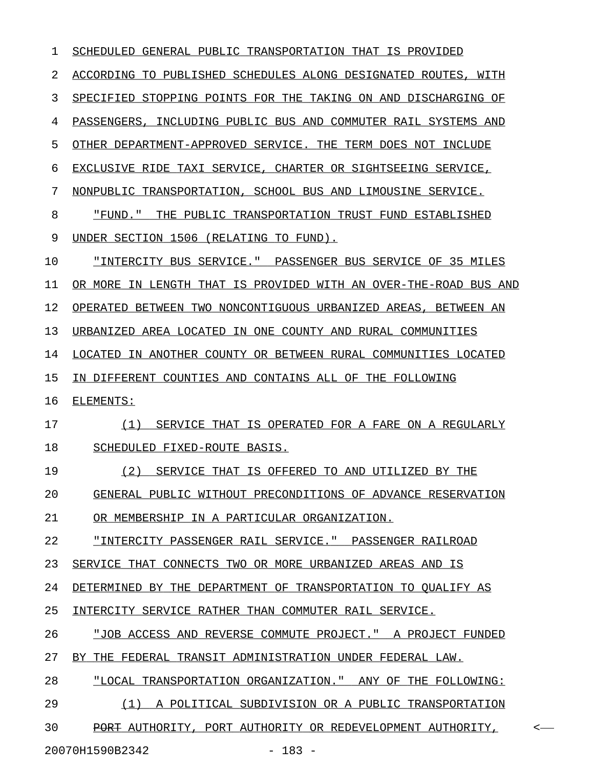SCHEDULED GENERAL PUBLIC TRANSPORTATION THAT IS PROVIDED ACCORDING TO PUBLISHED SCHEDULES ALONG DESIGNATED ROUTES, WITH SPECIFIED STOPPING POINTS FOR THE TAKING ON AND DISCHARGING OF PASSENGERS, INCLUDING PUBLIC BUS AND COMMUTER RAIL SYSTEMS AND OTHER DEPARTMENT-APPROVED SERVICE. THE TERM DOES NOT INCLUDE EXCLUSIVE RIDE TAXI SERVICE, CHARTER OR SIGHTSEEING SERVICE, NONPUBLIC TRANSPORTATION, SCHOOL BUS AND LIMOUSINE SERVICE.

"FUND." THE PUBLIC TRANSPORTATION TRUST FUND ESTABLISHED UNDER SECTION 1506 (RELATING TO FUND).

"INTERCITY BUS SERVICE." PASSENGER BUS SERVICE OF 35 MILES OR MORE IN LENGTH THAT IS PROVIDED WITH AN OVER-THE-ROAD BUS AND OPERATED BETWEEN TWO NONCONTIGUOUS URBANIZED AREAS, BETWEEN AN URBANIZED AREA LOCATED IN ONE COUNTY AND RURAL COMMUNITIES LOCATED IN ANOTHER COUNTY OR BETWEEN RURAL COMMUNITIES LOCATED IN DIFFERENT COUNTIES AND CONTAINS ALL OF THE FOLLOWING ELEMENTS:

(1) SERVICE THAT IS OPERATED FOR A FARE ON A REGULARLY SCHEDULED FIXED-ROUTE BASIS.

(2) SERVICE THAT IS OFFERED TO AND UTILIZED BY THE GENERAL PUBLIC WITHOUT PRECONDITIONS OF ADVANCE RESERVATION OR MEMBERSHIP IN A PARTICULAR ORGANIZATION.

"INTERCITY PASSENGER RAIL SERVICE." PASSENGER RAILROAD SERVICE THAT CONNECTS TWO OR MORE URBANIZED AREAS AND IS DETERMINED BY THE DEPARTMENT OF TRANSPORTATION TO QUALIFY AS INTERCITY SERVICE RATHER THAN COMMUTER RAIL SERVICE.

"JOB ACCESS AND REVERSE COMMUTE PROJECT." A PROJECT FUNDED BY THE FEDERAL TRANSIT ADMINISTRATION UNDER FEDERAL LAW.

"LOCAL TRANSPORTATION ORGANIZATION." ANY OF THE FOLLOWING:

(1) A POLITICAL SUBDIVISION OR A PUBLIC TRANSPORTATION ~~PORT~~ AUTHORITY, PORT AUTHORITY OR REDEVELOPMENT AUTHORITY,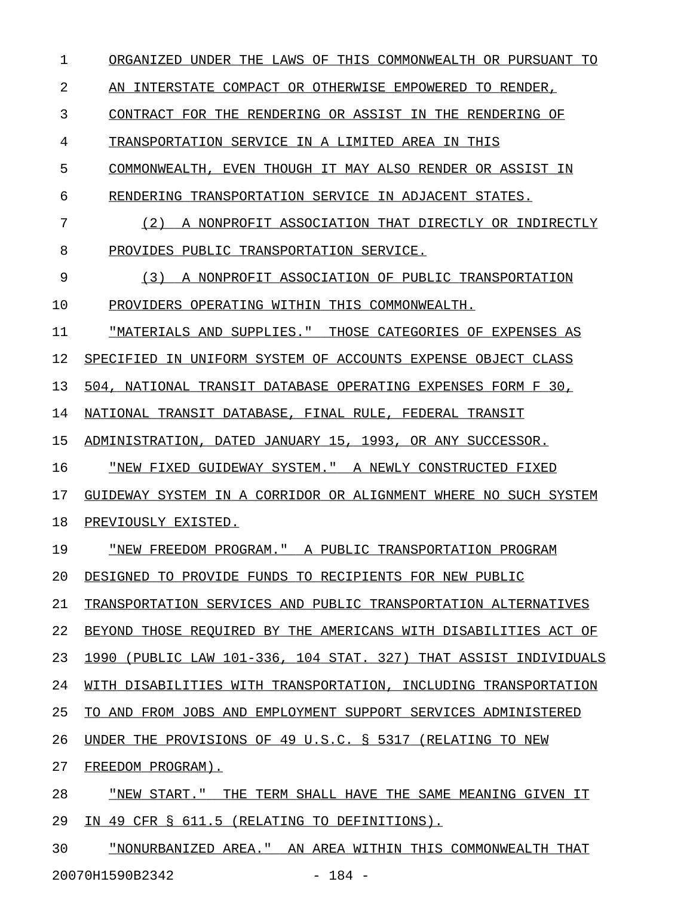ORGANIZED UNDER THE LAWS OF THIS COMMONWEALTH OR PURSUANT TO AN INTERSTATE COMPACT OR OTHERWISE EMPOWERED TO RENDER, CONTRACT FOR THE RENDERING OR ASSIST IN THE RENDERING OF TRANSPORTATION SERVICE IN A LIMITED AREA IN THIS COMMONWEALTH, EVEN THOUGH IT MAY ALSO RENDER OR ASSIST IN RENDERING TRANSPORTATION SERVICE IN ADJACENT STATES.

(2) A NONPROFIT ASSOCIATION THAT DIRECTLY OR INDIRECTLY PROVIDES PUBLIC TRANSPORTATION SERVICE.

(3) A NONPROFIT ASSOCIATION OF PUBLIC TRANSPORTATION PROVIDERS OPERATING WITHIN THIS COMMONWEALTH.

"MATERIALS AND SUPPLIES." THOSE CATEGORIES OF EXPENSES AS SPECIFIED IN UNIFORM SYSTEM OF ACCOUNTS EXPENSE OBJECT CLASS 504, NATIONAL TRANSIT DATABASE OPERATING EXPENSES FORM F 30, NATIONAL TRANSIT DATABASE, FINAL RULE, FEDERAL TRANSIT ADMINISTRATION, DATED JANUARY 15, 1993, OR ANY SUCCESSOR.

"NEW FIXED GUIDEWAY SYSTEM." A NEWLY CONSTRUCTED FIXED GUIDEWAY SYSTEM IN A CORRIDOR OR ALIGNMENT WHERE NO SUCH SYSTEM PREVIOUSLY EXISTED.

"NEW FREEDOM PROGRAM." A PUBLIC TRANSPORTATION PROGRAM DESIGNED TO PROVIDE FUNDS TO RECIPIENTS FOR NEW PUBLIC TRANSPORTATION SERVICES AND PUBLIC TRANSPORTATION ALTERNATIVES BEYOND THOSE REQUIRED BY THE AMERICANS WITH DISABILITIES ACT OF 1990 (PUBLIC LAW 101-336, 104 STAT. 327) THAT ASSIST INDIVIDUALS WITH DISABILITIES WITH TRANSPORTATION, INCLUDING TRANSPORTATION TO AND FROM JOBS AND EMPLOYMENT SUPPORT SERVICES ADMINISTERED UNDER THE PROVISIONS OF 49 U.S.C. § 5317 (RELATING TO NEW FREEDOM PROGRAM).

"NEW START." THE TERM SHALL HAVE THE SAME MEANING GIVEN IT IN 49 CFR § 611.5 (RELATING TO DEFINITIONS).

"NONURBANIZED AREA." AN AREA WITHIN THIS COMMONWEALTH THAT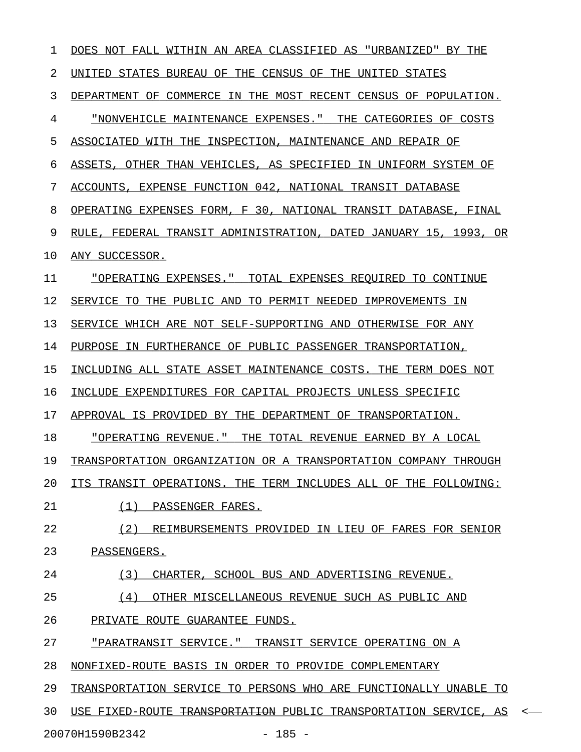DOES NOT FALL WITHIN AN AREA CLASSIFIED AS "URBANIZED" BY THE UNITED STATES BUREAU OF THE CENSUS OF THE UNITED STATES DEPARTMENT OF COMMERCE IN THE MOST RECENT CENSUS OF POPULATION.

"NONVEHICLE MAINTENANCE EXPENSES." THE CATEGORIES OF COSTS ASSOCIATED WITH THE INSPECTION, MAINTENANCE AND REPAIR OF ASSETS, OTHER THAN VEHICLES, AS SPECIFIED IN UNIFORM SYSTEM OF ACCOUNTS, EXPENSE FUNCTION 042, NATIONAL TRANSIT DATABASE OPERATING EXPENSES FORM, F 30, NATIONAL TRANSIT DATABASE, FINAL RULE, FEDERAL TRANSIT ADMINISTRATION, DATED JANUARY 15, 1993, OR ANY SUCCESSOR.

"OPERATING EXPENSES." TOTAL EXPENSES REQUIRED TO CONTINUE SERVICE TO THE PUBLIC AND TO PERMIT NEEDED IMPROVEMENTS IN SERVICE WHICH ARE NOT SELF-SUPPORTING AND OTHERWISE FOR ANY PURPOSE IN FURTHERANCE OF PUBLIC PASSENGER TRANSPORTATION, INCLUDING ALL STATE ASSET MAINTENANCE COSTS. THE TERM DOES NOT INCLUDE EXPENDITURES FOR CAPITAL PROJECTS UNLESS SPECIFIC APPROVAL IS PROVIDED BY THE DEPARTMENT OF TRANSPORTATION.

"OPERATING REVENUE." THE TOTAL REVENUE EARNED BY A LOCAL TRANSPORTATION ORGANIZATION OR A TRANSPORTATION COMPANY THROUGH ITS TRANSIT OPERATIONS. THE TERM INCLUDES ALL OF THE FOLLOWING:

(1) PASSENGER FARES.

(2) REIMBURSEMENTS PROVIDED IN LIEU OF FARES FOR SENIOR PASSENGERS.

(3) CHARTER, SCHOOL BUS AND ADVERTISING REVENUE.

(4) OTHER MISCELLANEOUS REVENUE SUCH AS PUBLIC AND PRIVATE ROUTE GUARANTEE FUNDS.

"PARATRANSIT SERVICE." TRANSIT SERVICE OPERATING ON A NONFIXED-ROUTE BASIS IN ORDER TO PROVIDE COMPLEMENTARY TRANSPORTATION SERVICE TO PERSONS WHO ARE FUNCTIONALLY UNABLE TO USE FIXED-ROUTE ~~TRANSPORTATION~~ PUBLIC TRANSPORTATION SERVICE, AS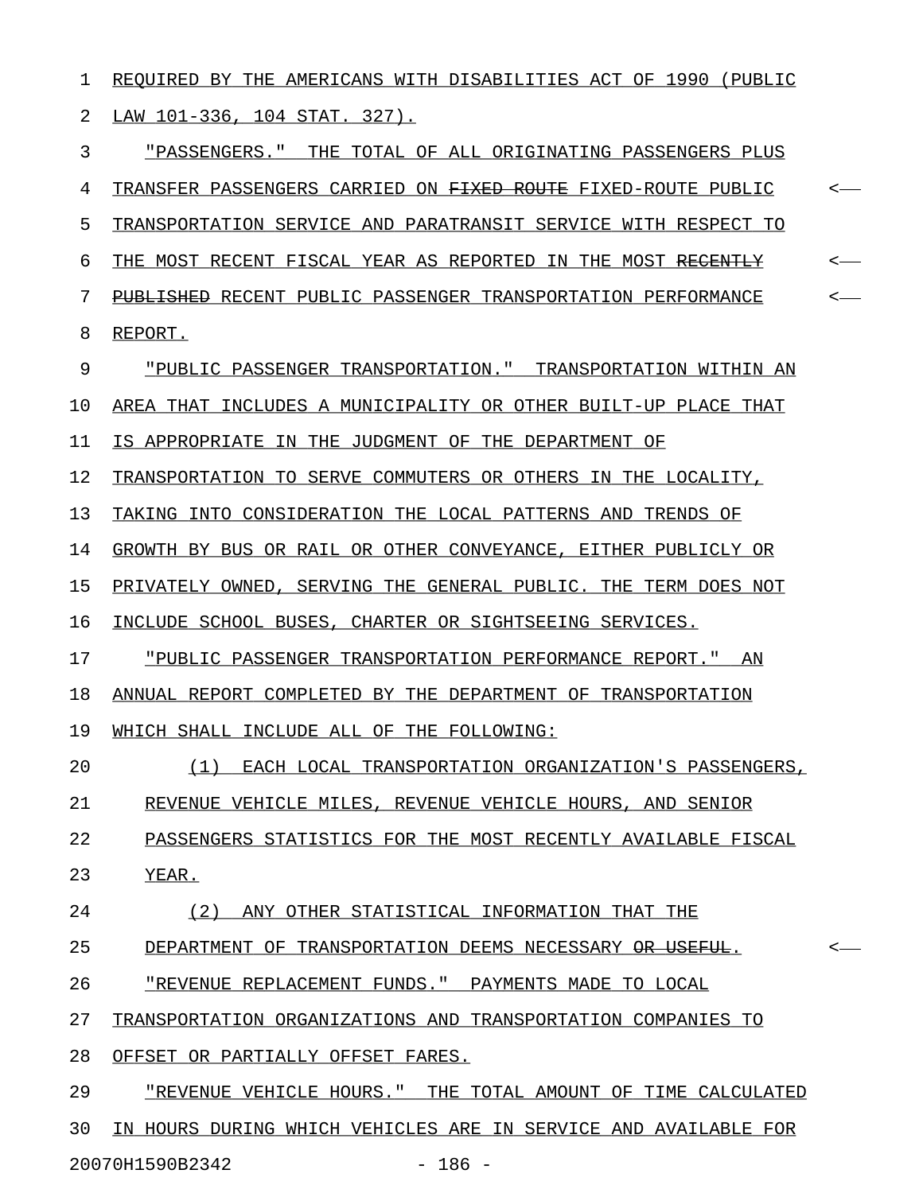REQUIRED BY THE AMERICANS WITH DISABILITIES ACT OF 1990 (PUBLIC LAW 101-336, 104 STAT. 327).

"PASSENGERS." THE TOTAL OF ALL ORIGINATING PASSENGERS PLUS TRANSFER PASSENGERS CARRIED ON ~~FIXED ROUTE~~ FIXED-ROUTE PUBLIC TRANSPORTATION SERVICE AND PARATRANSIT SERVICE WITH RESPECT TO THE MOST RECENT FISCAL YEAR AS REPORTED IN THE MOST ~~RECENTLY PUBLISHED~~ RECENT PUBLIC PASSENGER TRANSPORTATION PERFORMANCE REPORT.

"PUBLIC PASSENGER TRANSPORTATION." TRANSPORTATION WITHIN AN AREA THAT INCLUDES A MUNICIPALITY OR OTHER BUILT-UP PLACE THAT IS APPROPRIATE IN THE JUDGMENT OF THE DEPARTMENT OF TRANSPORTATION TO SERVE COMMUTERS OR OTHERS IN THE LOCALITY, TAKING INTO CONSIDERATION THE LOCAL PATTERNS AND TRENDS OF GROWTH BY BUS OR RAIL OR OTHER CONVEYANCE, EITHER PUBLICLY OR PRIVATELY OWNED, SERVING THE GENERAL PUBLIC. THE TERM DOES NOT INCLUDE SCHOOL BUSES, CHARTER OR SIGHTSEEING SERVICES.

"PUBLIC PASSENGER TRANSPORTATION PERFORMANCE REPORT." AN ANNUAL REPORT COMPLETED BY THE DEPARTMENT OF TRANSPORTATION WHICH SHALL INCLUDE ALL OF THE FOLLOWING:

(1) EACH LOCAL TRANSPORTATION ORGANIZATION'S PASSENGERS, REVENUE VEHICLE MILES, REVENUE VEHICLE HOURS, AND SENIOR PASSENGERS STATISTICS FOR THE MOST RECENTLY AVAILABLE FISCAL YEAR.

(2) ANY OTHER STATISTICAL INFORMATION THAT THE DEPARTMENT OF TRANSPORTATION DEEMS NECESSARY ~~OR USEFUL~~.

"REVENUE REPLACEMENT FUNDS." PAYMENTS MADE TO LOCAL TRANSPORTATION ORGANIZATIONS AND TRANSPORTATION COMPANIES TO OFFSET OR PARTIALLY OFFSET FARES.

"REVENUE VEHICLE HOURS." THE TOTAL AMOUNT OF TIME CALCULATED IN HOURS DURING WHICH VEHICLES ARE IN SERVICE AND AVAILABLE FOR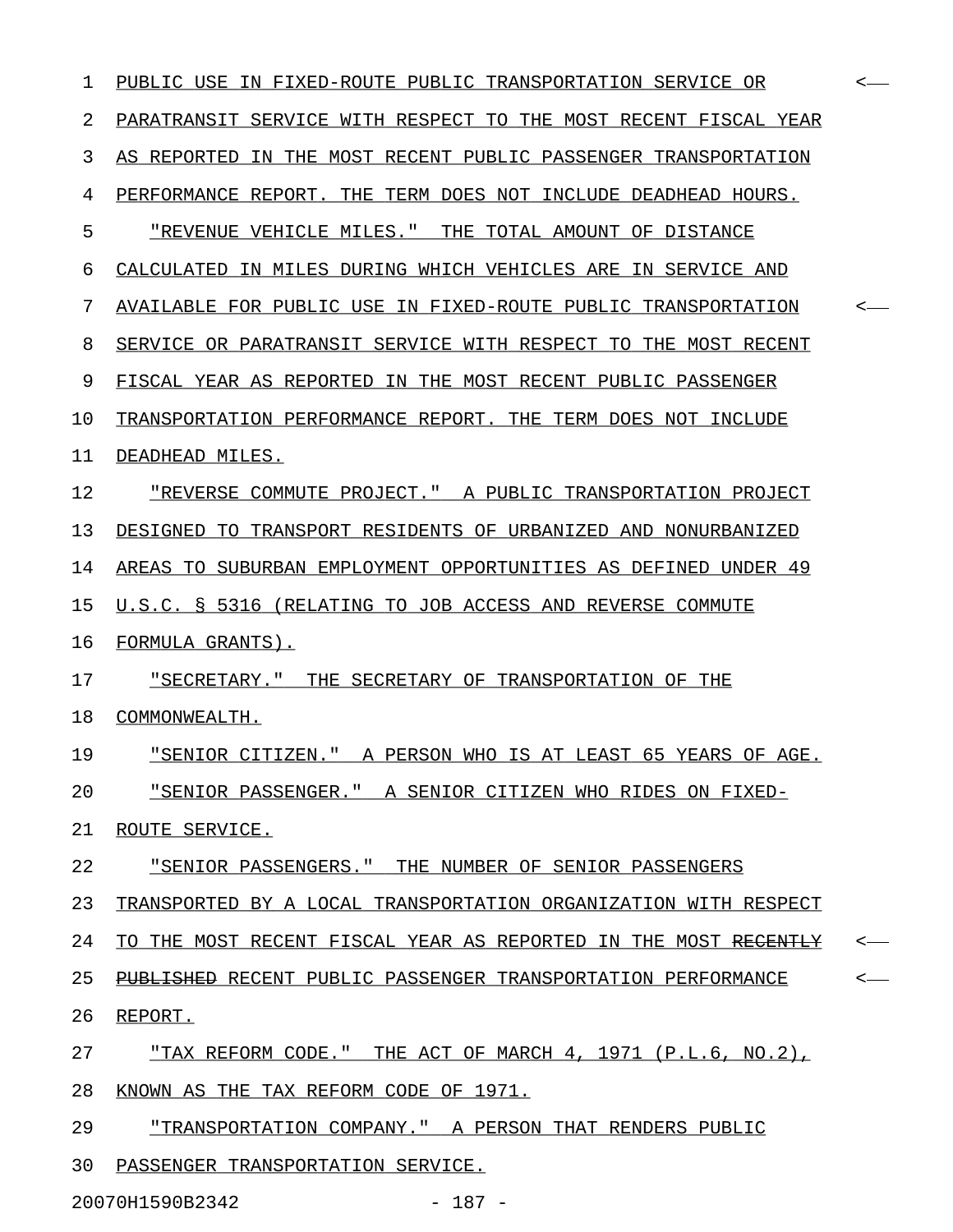PUBLIC USE IN FIXED-ROUTE PUBLIC TRANSPORTATION SERVICE OR PARATRANSIT SERVICE WITH RESPECT TO THE MOST RECENT FISCAL YEAR AS REPORTED IN THE MOST RECENT PUBLIC PASSENGER TRANSPORTATION PERFORMANCE REPORT. THE TERM DOES NOT INCLUDE DEADHEAD HOURS.

"REVENUE VEHICLE MILES." THE TOTAL AMOUNT OF DISTANCE CALCULATED IN MILES DURING WHICH VEHICLES ARE IN SERVICE AND AVAILABLE FOR PUBLIC USE IN FIXED-ROUTE PUBLIC TRANSPORTATION SERVICE OR PARATRANSIT SERVICE WITH RESPECT TO THE MOST RECENT FISCAL YEAR AS REPORTED IN THE MOST RECENT PUBLIC PASSENGER TRANSPORTATION PERFORMANCE REPORT. THE TERM DOES NOT INCLUDE DEADHEAD MILES.

"REVERSE COMMUTE PROJECT." A PUBLIC TRANSPORTATION PROJECT DESIGNED TO TRANSPORT RESIDENTS OF URBANIZED AND NONURBANIZED AREAS TO SUBURBAN EMPLOYMENT OPPORTUNITIES AS DEFINED UNDER 49 U.S.C. § 5316 (RELATING TO JOB ACCESS AND REVERSE COMMUTE FORMULA GRANTS).

"SECRETARY." THE SECRETARY OF TRANSPORTATION OF THE COMMONWEALTH.

"SENIOR CITIZEN." A PERSON WHO IS AT LEAST 65 YEARS OF AGE.

"SENIOR PASSENGER." A SENIOR CITIZEN WHO RIDES ON FIXED-ROUTE SERVICE.

"SENIOR PASSENGERS." THE NUMBER OF SENIOR PASSENGERS TRANSPORTED BY A LOCAL TRANSPORTATION ORGANIZATION WITH RESPECT TO THE MOST RECENT FISCAL YEAR AS REPORTED IN THE MOST ~~RECENTLY PUBLISHED~~ RECENT PUBLIC PASSENGER TRANSPORTATION PERFORMANCE REPORT.

"TAX REFORM CODE." THE ACT OF MARCH 4, 1971 (P.L.6, NO.2), KNOWN AS THE TAX REFORM CODE OF 1971.

"TRANSPORTATION COMPANY." A PERSON THAT RENDERS PUBLIC PASSENGER TRANSPORTATION SERVICE.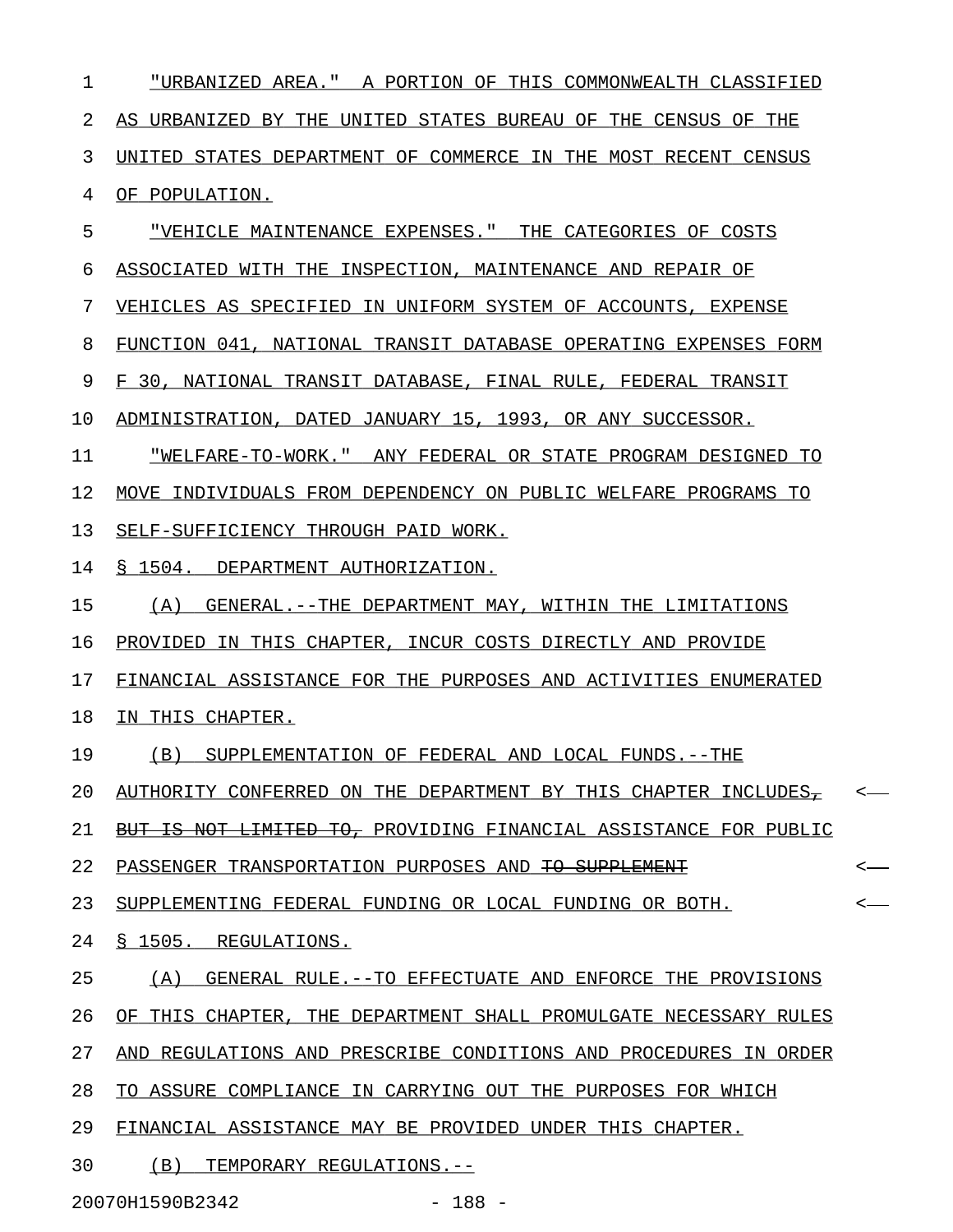"URBANIZED AREA." A PORTION OF THIS COMMONWEALTH CLASSIFIED AS URBANIZED BY THE UNITED STATES BUREAU OF THE CENSUS OF THE UNITED STATES DEPARTMENT OF COMMERCE IN THE MOST RECENT CENSUS OF POPULATION.

"VEHICLE MAINTENANCE EXPENSES." THE CATEGORIES OF COSTS ASSOCIATED WITH THE INSPECTION, MAINTENANCE AND REPAIR OF VEHICLES AS SPECIFIED IN UNIFORM SYSTEM OF ACCOUNTS, EXPENSE FUNCTION 041, NATIONAL TRANSIT DATABASE OPERATING EXPENSES FORM F 30, NATIONAL TRANSIT DATABASE, FINAL RULE, FEDERAL TRANSIT ADMINISTRATION, DATED JANUARY 15, 1993, OR ANY SUCCESSOR.

"WELFARE-TO-WORK." ANY FEDERAL OR STATE PROGRAM DESIGNED TO MOVE INDIVIDUALS FROM DEPENDENCY ON PUBLIC WELFARE PROGRAMS TO SELF-SUFFICIENCY THROUGH PAID WORK.

§ 1504. DEPARTMENT AUTHORIZATION.

(A) GENERAL.--THE DEPARTMENT MAY, WITHIN THE LIMITATIONS PROVIDED IN THIS CHAPTER, INCUR COSTS DIRECTLY AND PROVIDE FINANCIAL ASSISTANCE FOR THE PURPOSES AND ACTIVITIES ENUMERATED IN THIS CHAPTER.

(B) SUPPLEMENTATION OF FEDERAL AND LOCAL FUNDS.--THE AUTHORITY CONFERRED ON THE DEPARTMENT BY THIS CHAPTER INCLUDES~~, BUT IS NOT LIMITED TO,~~ PROVIDING FINANCIAL ASSISTANCE FOR PUBLIC PASSENGER TRANSPORTATION PURPOSES AND ~~TO SUPPLEMENT~~ SUPPLEMENTING FEDERAL FUNDING OR LOCAL FUNDING OR BOTH.

§ 1505. REGULATIONS.

(A) GENERAL RULE.--TO EFFECTUATE AND ENFORCE THE PROVISIONS OF THIS CHAPTER, THE DEPARTMENT SHALL PROMULGATE NECESSARY RULES AND REGULATIONS AND PRESCRIBE CONDITIONS AND PROCEDURES IN ORDER TO ASSURE COMPLIANCE IN CARRYING OUT THE PURPOSES FOR WHICH FINANCIAL ASSISTANCE MAY BE PROVIDED UNDER THIS CHAPTER.

(B) TEMPORARY REGULATIONS.--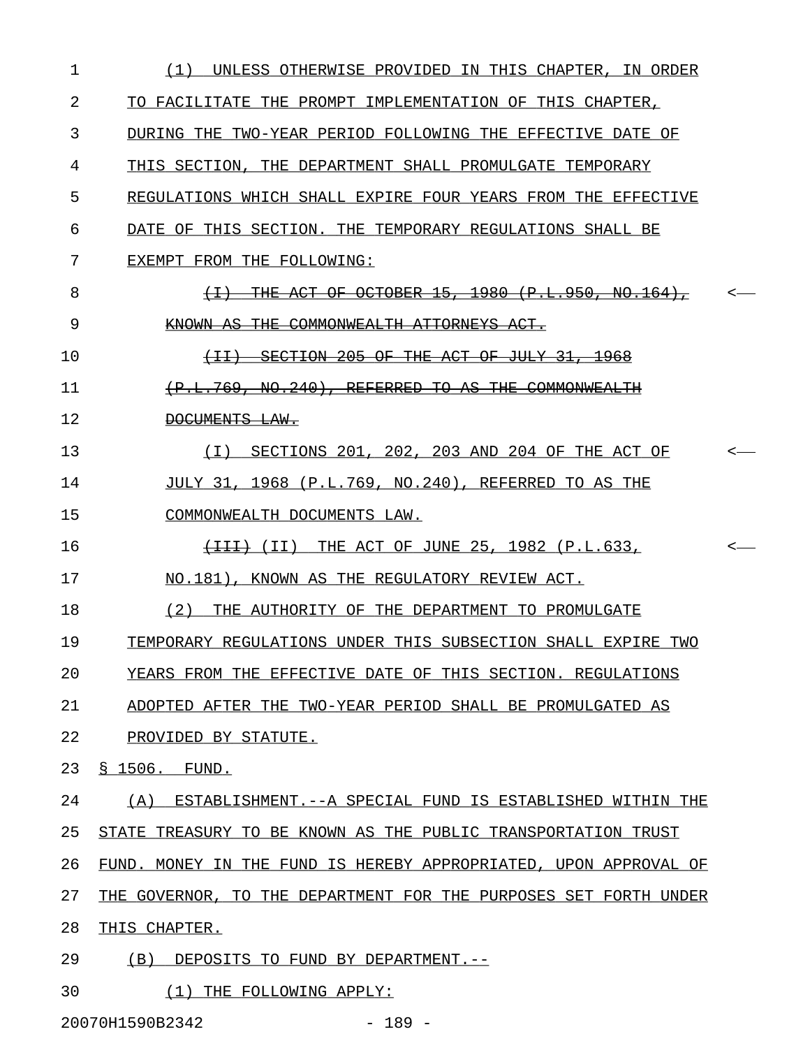(1) UNLESS OTHERWISE PROVIDED IN THIS CHAPTER, IN ORDER TO FACILITATE THE PROMPT IMPLEMENTATION OF THIS CHAPTER, DURING THE TWO-YEAR PERIOD FOLLOWING THE EFFECTIVE DATE OF THIS SECTION, THE DEPARTMENT SHALL PROMULGATE TEMPORARY REGULATIONS WHICH SHALL EXPIRE FOUR YEARS FROM THE EFFECTIVE DATE OF THIS SECTION. THE TEMPORARY REGULATIONS SHALL BE EXEMPT FROM THE FOLLOWING:

~~(I) THE ACT OF OCTOBER 15, 1980 (P.L.950, NO.164), KNOWN AS THE COMMONWEALTH ATTORNEYS ACT.~~

~~(II) SECTION 205 OF THE ACT OF JULY 31, 1968 (P.L.769, NO.240), REFERRED TO AS THE COMMONWEALTH DOCUMENTS LAW.~~

(I) SECTIONS 201, 202, 203 AND 204 OF THE ACT OF JULY 31, 1968 (P.L.769, NO.240), REFERRED TO AS THE COMMONWEALTH DOCUMENTS LAW.

~~(III)~~ (II) THE ACT OF JUNE 25, 1982 (P.L.633, NO.181), KNOWN AS THE REGULATORY REVIEW ACT.

(2) THE AUTHORITY OF THE DEPARTMENT TO PROMULGATE TEMPORARY REGULATIONS UNDER THIS SUBSECTION SHALL EXPIRE TWO YEARS FROM THE EFFECTIVE DATE OF THIS SECTION. REGULATIONS ADOPTED AFTER THE TWO-YEAR PERIOD SHALL BE PROMULGATED AS PROVIDED BY STATUTE.

§ 1506. FUND.

(A) ESTABLISHMENT.--A SPECIAL FUND IS ESTABLISHED WITHIN THE STATE TREASURY TO BE KNOWN AS THE PUBLIC TRANSPORTATION TRUST FUND. MONEY IN THE FUND IS HEREBY APPROPRIATED, UPON APPROVAL OF THE GOVERNOR, TO THE DEPARTMENT FOR THE PURPOSES SET FORTH UNDER THIS CHAPTER.

(B) DEPOSITS TO FUND BY DEPARTMENT.--

(1) THE FOLLOWING APPLY: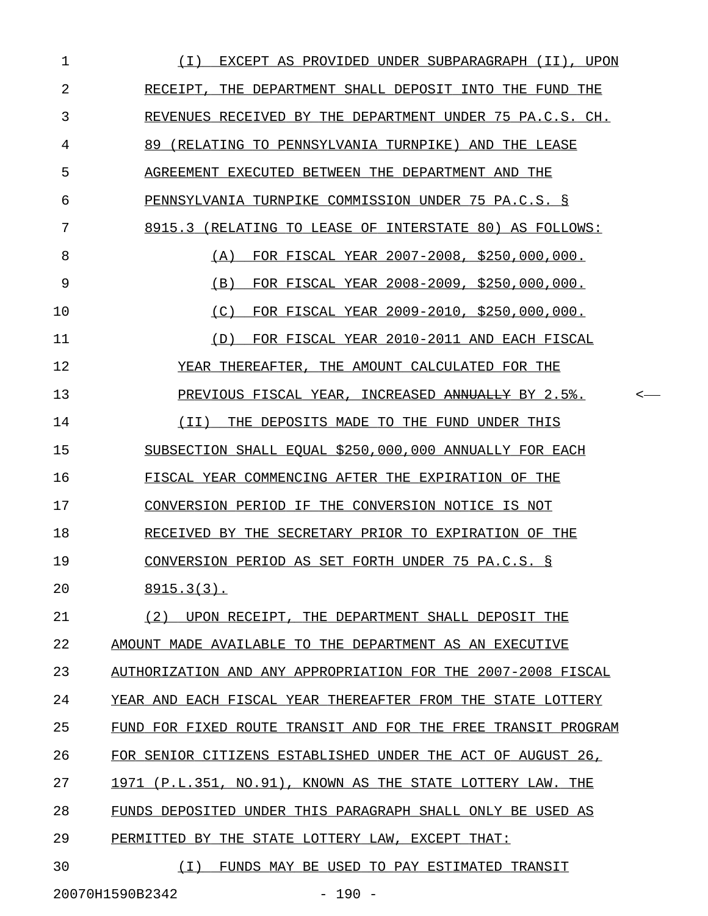(I) EXCEPT AS PROVIDED UNDER SUBPARAGRAPH (II), UPON RECEIPT, THE DEPARTMENT SHALL DEPOSIT INTO THE FUND THE REVENUES RECEIVED BY THE DEPARTMENT UNDER 75 PA.C.S. CH. 89 (RELATING TO PENNSYLVANIA TURNPIKE) AND THE LEASE AGREEMENT EXECUTED BETWEEN THE DEPARTMENT AND THE PENNSYLVANIA TURNPIKE COMMISSION UNDER 75 PA.C.S. § 8915.3 (RELATING TO LEASE OF INTERSTATE 80) AS FOLLOWS:

(A) FOR FISCAL YEAR 2007-2008, $250,000,000.

(B) FOR FISCAL YEAR 2008-2009, $250,000,000.

(C) FOR FISCAL YEAR 2009-2010, $250,000,000.

(D) FOR FISCAL YEAR 2010-2011 AND EACH FISCAL YEAR THEREAFTER, THE AMOUNT CALCULATED FOR THE PREVIOUS FISCAL YEAR, INCREASED ~~ANNUALLY~~ BY 2.5%.

(II) THE DEPOSITS MADE TO THE FUND UNDER THIS SUBSECTION SHALL EQUAL $250,000,000 ANNUALLY FOR EACH FISCAL YEAR COMMENCING AFTER THE EXPIRATION OF THE CONVERSION PERIOD IF THE CONVERSION NOTICE IS NOT RECEIVED BY THE SECRETARY PRIOR TO EXPIRATION OF THE CONVERSION PERIOD AS SET FORTH UNDER 75 PA.C.S. § 8915.3(3).

(2) UPON RECEIPT, THE DEPARTMENT SHALL DEPOSIT THE AMOUNT MADE AVAILABLE TO THE DEPARTMENT AS AN EXECUTIVE AUTHORIZATION AND ANY APPROPRIATION FOR THE 2007-2008 FISCAL YEAR AND EACH FISCAL YEAR THEREAFTER FROM THE STATE LOTTERY FUND FOR FIXED ROUTE TRANSIT AND FOR THE FREE TRANSIT PROGRAM FOR SENIOR CITIZENS ESTABLISHED UNDER THE ACT OF AUGUST 26, 1971 (P.L.351, NO.91), KNOWN AS THE STATE LOTTERY LAW. THE FUNDS DEPOSITED UNDER THIS PARAGRAPH SHALL ONLY BE USED AS PERMITTED BY THE STATE LOTTERY LAW, EXCEPT THAT:

(I) FUNDS MAY BE USED TO PAY ESTIMATED TRANSIT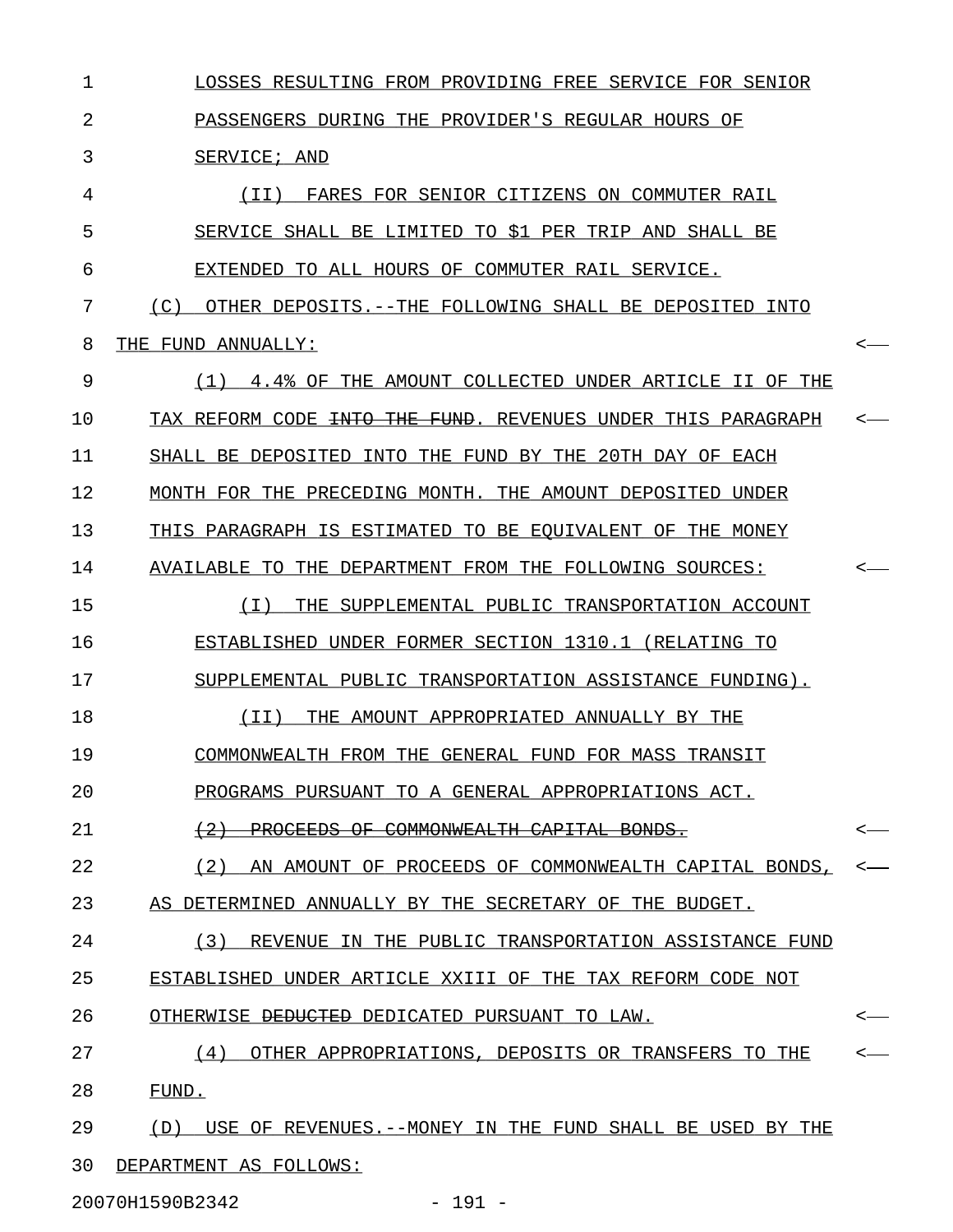LOSSES RESULTING FROM PROVIDING FREE SERVICE FOR SENIOR PASSENGERS DURING THE PROVIDER'S REGULAR HOURS OF SERVICE; AND

(II) FARES FOR SENIOR CITIZENS ON COMMUTER RAIL SERVICE SHALL BE LIMITED TO $1 PER TRIP AND SHALL BE EXTENDED TO ALL HOURS OF COMMUTER RAIL SERVICE.

(C) OTHER DEPOSITS.--THE FOLLOWING SHALL BE DEPOSITED INTO THE FUND ANNUALLY:

(1) 4.4% OF THE AMOUNT COLLECTED UNDER ARTICLE II OF THE TAX REFORM CODE ~~INTO THE FUND~~. REVENUES UNDER THIS PARAGRAPH SHALL BE DEPOSITED INTO THE FUND BY THE 20TH DAY OF EACH MONTH FOR THE PRECEDING MONTH. THE AMOUNT DEPOSITED UNDER THIS PARAGRAPH IS ESTIMATED TO BE EQUIVALENT OF THE MONEY AVAILABLE TO THE DEPARTMENT FROM THE FOLLOWING SOURCES:

(I) THE SUPPLEMENTAL PUBLIC TRANSPORTATION ACCOUNT ESTABLISHED UNDER FORMER SECTION 1310.1 (RELATING TO SUPPLEMENTAL PUBLIC TRANSPORTATION ASSISTANCE FUNDING).

(II) THE AMOUNT APPROPRIATED ANNUALLY BY THE COMMONWEALTH FROM THE GENERAL FUND FOR MASS TRANSIT PROGRAMS PURSUANT TO A GENERAL APPROPRIATIONS ACT.

~~(2) PROCEEDS OF COMMONWEALTH CAPITAL BONDS.~~

(2) AN AMOUNT OF PROCEEDS OF COMMONWEALTH CAPITAL BONDS, AS DETERMINED ANNUALLY BY THE SECRETARY OF THE BUDGET.

(3) REVENUE IN THE PUBLIC TRANSPORTATION ASSISTANCE FUND ESTABLISHED UNDER ARTICLE XXIII OF THE TAX REFORM CODE NOT OTHERWISE ~~DEDUCTED~~ DEDICATED PURSUANT TO LAW.

(4) OTHER APPROPRIATIONS, DEPOSITS OR TRANSFERS TO THE FUND.

(D) USE OF REVENUES.--MONEY IN THE FUND SHALL BE USED BY THE DEPARTMENT AS FOLLOWS:

20070H1590B2342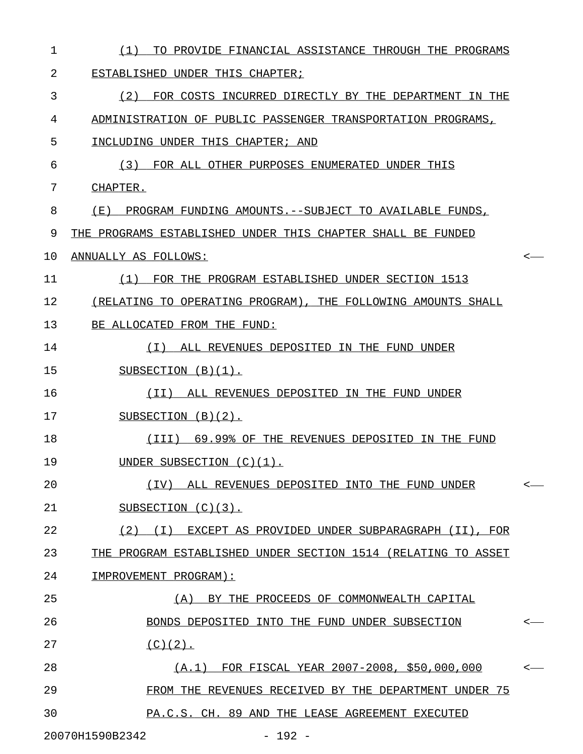(1) TO PROVIDE FINANCIAL ASSISTANCE THROUGH THE PROGRAMS ESTABLISHED UNDER THIS CHAPTER;

(2) FOR COSTS INCURRED DIRECTLY BY THE DEPARTMENT IN THE ADMINISTRATION OF PUBLIC PASSENGER TRANSPORTATION PROGRAMS, INCLUDING UNDER THIS CHAPTER; AND

(3) FOR ALL OTHER PURPOSES ENUMERATED UNDER THIS CHAPTER.

(E) PROGRAM FUNDING AMOUNTS.--SUBJECT TO AVAILABLE FUNDS, THE PROGRAMS ESTABLISHED UNDER THIS CHAPTER SHALL BE FUNDED ANNUALLY AS FOLLOWS:

(1) FOR THE PROGRAM ESTABLISHED UNDER SECTION 1513 (RELATING TO OPERATING PROGRAM), THE FOLLOWING AMOUNTS SHALL BE ALLOCATED FROM THE FUND:

(I) ALL REVENUES DEPOSITED IN THE FUND UNDER SUBSECTION (B)(1).

(II) ALL REVENUES DEPOSITED IN THE FUND UNDER SUBSECTION (B)(2).

(III) 69.99% OF THE REVENUES DEPOSITED IN THE FUND UNDER SUBSECTION (C)(1).

(IV) ALL REVENUES DEPOSITED INTO THE FUND UNDER SUBSECTION (C)(3).

(2) (I) EXCEPT AS PROVIDED UNDER SUBPARAGRAPH (II), FOR THE PROGRAM ESTABLISHED UNDER SECTION 1514 (RELATING TO ASSET IMPROVEMENT PROGRAM):

(A) BY THE PROCEEDS OF COMMONWEALTH CAPITAL BONDS DEPOSITED INTO THE FUND UNDER SUBSECTION (C)(2).

(A.1) FOR FISCAL YEAR 2007-2008, $50,000,000 FROM THE REVENUES RECEIVED BY THE DEPARTMENT UNDER 75 PA.C.S. CH. 89 AND THE LEASE AGREEMENT EXECUTED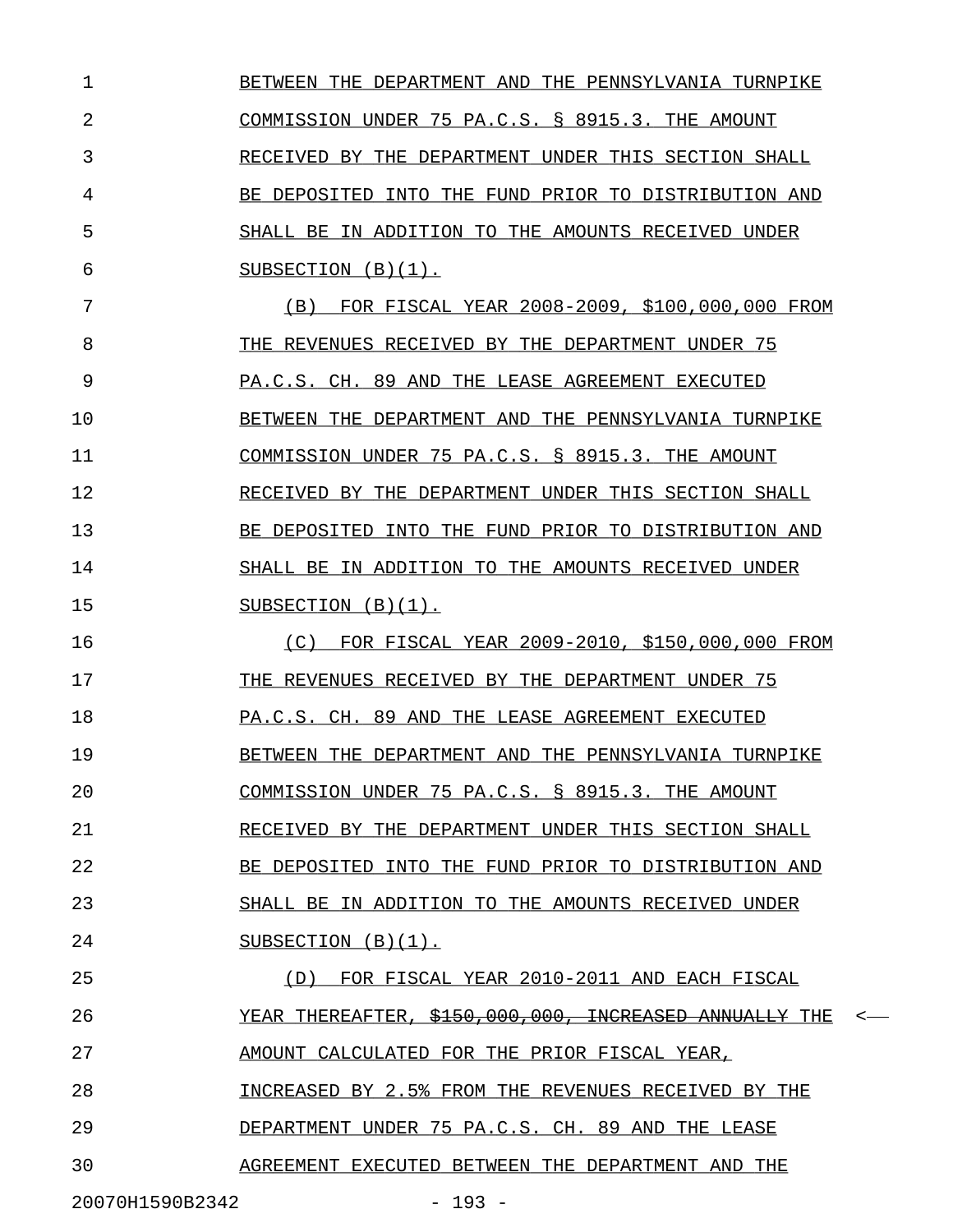BETWEEN THE DEPARTMENT AND THE PENNSYLVANIA TURNPIKE COMMISSION UNDER 75 PA.C.S. § 8915.3. THE AMOUNT RECEIVED BY THE DEPARTMENT UNDER THIS SECTION SHALL BE DEPOSITED INTO THE FUND PRIOR TO DISTRIBUTION AND SHALL BE IN ADDITION TO THE AMOUNTS RECEIVED UNDER SUBSECTION (B)(1).

(B) FOR FISCAL YEAR 2008-2009, $100,000,000 FROM THE REVENUES RECEIVED BY THE DEPARTMENT UNDER 75 PA.C.S. CH. 89 AND THE LEASE AGREEMENT EXECUTED BETWEEN THE DEPARTMENT AND THE PENNSYLVANIA TURNPIKE COMMISSION UNDER 75 PA.C.S. § 8915.3. THE AMOUNT RECEIVED BY THE DEPARTMENT UNDER THIS SECTION SHALL BE DEPOSITED INTO THE FUND PRIOR TO DISTRIBUTION AND SHALL BE IN ADDITION TO THE AMOUNTS RECEIVED UNDER SUBSECTION (B)(1).

(C) FOR FISCAL YEAR 2009-2010, $150,000,000 FROM THE REVENUES RECEIVED BY THE DEPARTMENT UNDER 75 PA.C.S. CH. 89 AND THE LEASE AGREEMENT EXECUTED BETWEEN THE DEPARTMENT AND THE PENNSYLVANIA TURNPIKE COMMISSION UNDER 75 PA.C.S. § 8915.3. THE AMOUNT RECEIVED BY THE DEPARTMENT UNDER THIS SECTION SHALL BE DEPOSITED INTO THE FUND PRIOR TO DISTRIBUTION AND SHALL BE IN ADDITION TO THE AMOUNTS RECEIVED UNDER SUBSECTION (B)(1).

(D) FOR FISCAL YEAR 2010-2011 AND EACH FISCAL YEAR THEREAFTER, ~~$150,000,000, INCREASED ANNUALLY~~ THE AMOUNT CALCULATED FOR THE PRIOR FISCAL YEAR, INCREASED BY 2.5% FROM THE REVENUES RECEIVED BY THE DEPARTMENT UNDER 75 PA.C.S. CH. 89 AND THE LEASE AGREEMENT EXECUTED BETWEEN THE DEPARTMENT AND THE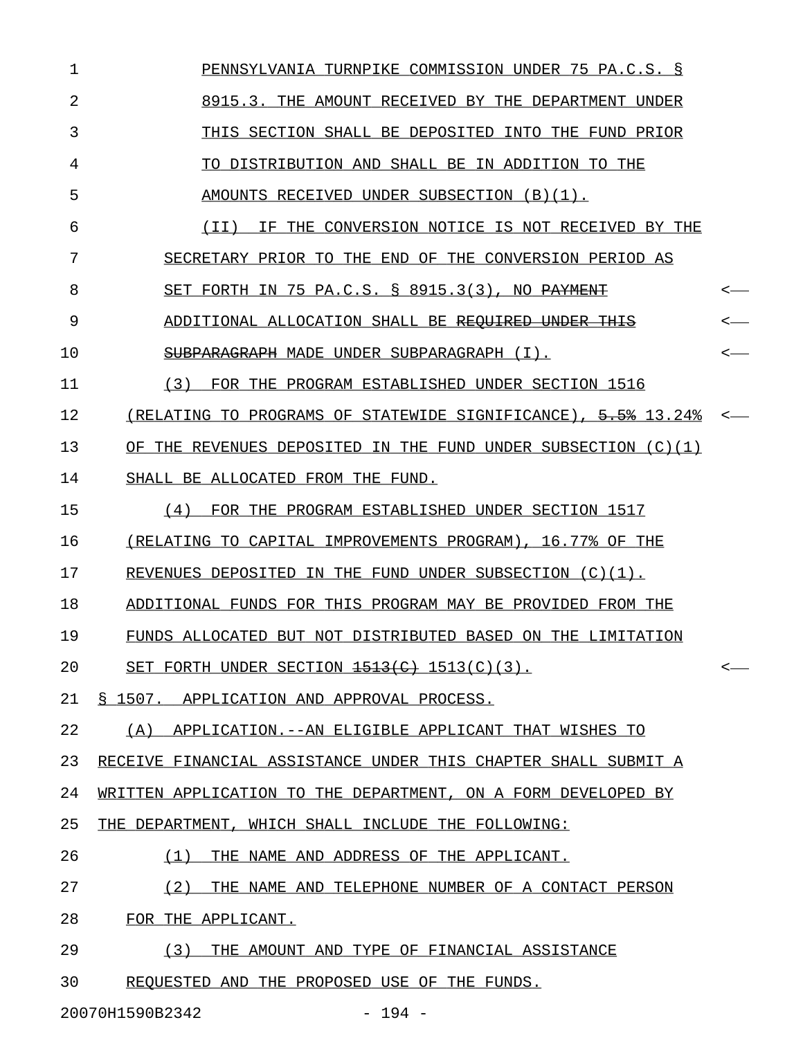PENNSYLVANIA TURNPIKE COMMISSION UNDER 75 PA.C.S. § 8915.3. THE AMOUNT RECEIVED BY THE DEPARTMENT UNDER THIS SECTION SHALL BE DEPOSITED INTO THE FUND PRIOR TO DISTRIBUTION AND SHALL BE IN ADDITION TO THE AMOUNTS RECEIVED UNDER SUBSECTION (B)(1).

(II) IF THE CONVERSION NOTICE IS NOT RECEIVED BY THE SECRETARY PRIOR TO THE END OF THE CONVERSION PERIOD AS SET FORTH IN 75 PA.C.S. § 8915.3(3), NO ~~PAYMENT~~ ADDITIONAL ALLOCATION SHALL BE ~~REQUIRED UNDER THIS SUBPARAGRAPH~~ MADE UNDER SUBPARAGRAPH (I).

(3) FOR THE PROGRAM ESTABLISHED UNDER SECTION 1516 (RELATING TO PROGRAMS OF STATEWIDE SIGNIFICANCE), ~~5.5%~~ 13.24% OF THE REVENUES DEPOSITED IN THE FUND UNDER SUBSECTION (C)(1) SHALL BE ALLOCATED FROM THE FUND.

(4) FOR THE PROGRAM ESTABLISHED UNDER SECTION 1517 (RELATING TO CAPITAL IMPROVEMENTS PROGRAM), 16.77% OF THE REVENUES DEPOSITED IN THE FUND UNDER SUBSECTION (C)(1). ADDITIONAL FUNDS FOR THIS PROGRAM MAY BE PROVIDED FROM THE FUNDS ALLOCATED BUT NOT DISTRIBUTED BASED ON THE LIMITATION SET FORTH UNDER SECTION ~~1513(C)~~ 1513(C)(3).

§ 1507. APPLICATION AND APPROVAL PROCESS.

(A) APPLICATION.--AN ELIGIBLE APPLICANT THAT WISHES TO RECEIVE FINANCIAL ASSISTANCE UNDER THIS CHAPTER SHALL SUBMIT A WRITTEN APPLICATION TO THE DEPARTMENT, ON A FORM DEVELOPED BY THE DEPARTMENT, WHICH SHALL INCLUDE THE FOLLOWING:

(1) THE NAME AND ADDRESS OF THE APPLICANT.

(2) THE NAME AND TELEPHONE NUMBER OF A CONTACT PERSON FOR THE APPLICANT.

(3) THE AMOUNT AND TYPE OF FINANCIAL ASSISTANCE REQUESTED AND THE PROPOSED USE OF THE FUNDS.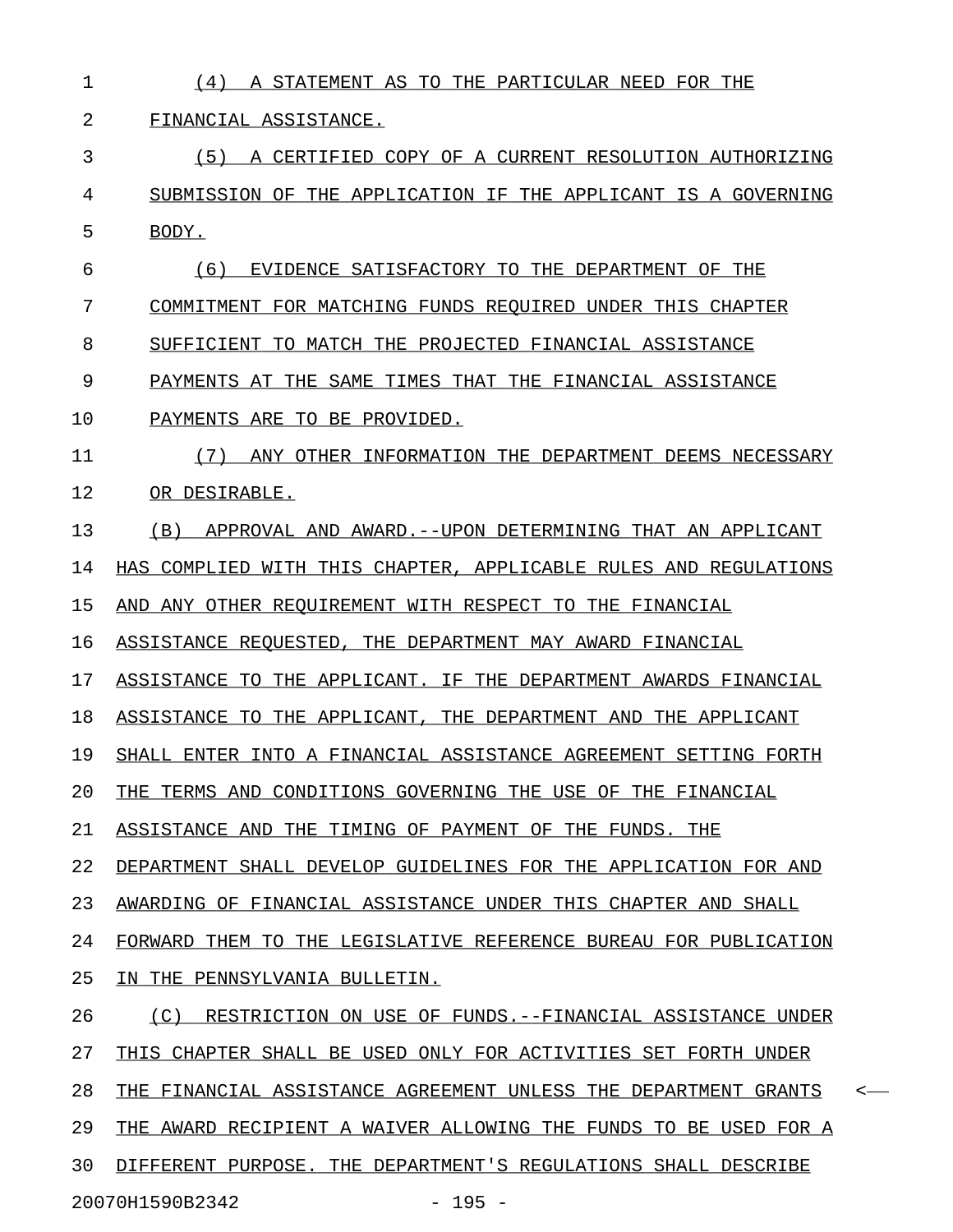(4) A STATEMENT AS TO THE PARTICULAR NEED FOR THE FINANCIAL ASSISTANCE.

(5) A CERTIFIED COPY OF A CURRENT RESOLUTION AUTHORIZING SUBMISSION OF THE APPLICATION IF THE APPLICANT IS A GOVERNING BODY.

(6) EVIDENCE SATISFACTORY TO THE DEPARTMENT OF THE COMMITMENT FOR MATCHING FUNDS REQUIRED UNDER THIS CHAPTER SUFFICIENT TO MATCH THE PROJECTED FINANCIAL ASSISTANCE PAYMENTS AT THE SAME TIMES THAT THE FINANCIAL ASSISTANCE PAYMENTS ARE TO BE PROVIDED.

(7) ANY OTHER INFORMATION THE DEPARTMENT DEEMS NECESSARY OR DESIRABLE.

(B) APPROVAL AND AWARD.--UPON DETERMINING THAT AN APPLICANT HAS COMPLIED WITH THIS CHAPTER, APPLICABLE RULES AND REGULATIONS AND ANY OTHER REQUIREMENT WITH RESPECT TO THE FINANCIAL ASSISTANCE REQUESTED, THE DEPARTMENT MAY AWARD FINANCIAL ASSISTANCE TO THE APPLICANT. IF THE DEPARTMENT AWARDS FINANCIAL ASSISTANCE TO THE APPLICANT, THE DEPARTMENT AND THE APPLICANT SHALL ENTER INTO A FINANCIAL ASSISTANCE AGREEMENT SETTING FORTH THE TERMS AND CONDITIONS GOVERNING THE USE OF THE FINANCIAL ASSISTANCE AND THE TIMING OF PAYMENT OF THE FUNDS. THE DEPARTMENT SHALL DEVELOP GUIDELINES FOR THE APPLICATION FOR AND AWARDING OF FINANCIAL ASSISTANCE UNDER THIS CHAPTER AND SHALL FORWARD THEM TO THE LEGISLATIVE REFERENCE BUREAU FOR PUBLICATION IN THE PENNSYLVANIA BULLETIN.

(C) RESTRICTION ON USE OF FUNDS.--FINANCIAL ASSISTANCE UNDER THIS CHAPTER SHALL BE USED ONLY FOR ACTIVITIES SET FORTH UNDER THE FINANCIAL ASSISTANCE AGREEMENT UNLESS THE DEPARTMENT GRANTS THE AWARD RECIPIENT A WAIVER ALLOWING THE FUNDS TO BE USED FOR A DIFFERENT PURPOSE. THE DEPARTMENT'S REGULATIONS SHALL DESCRIBE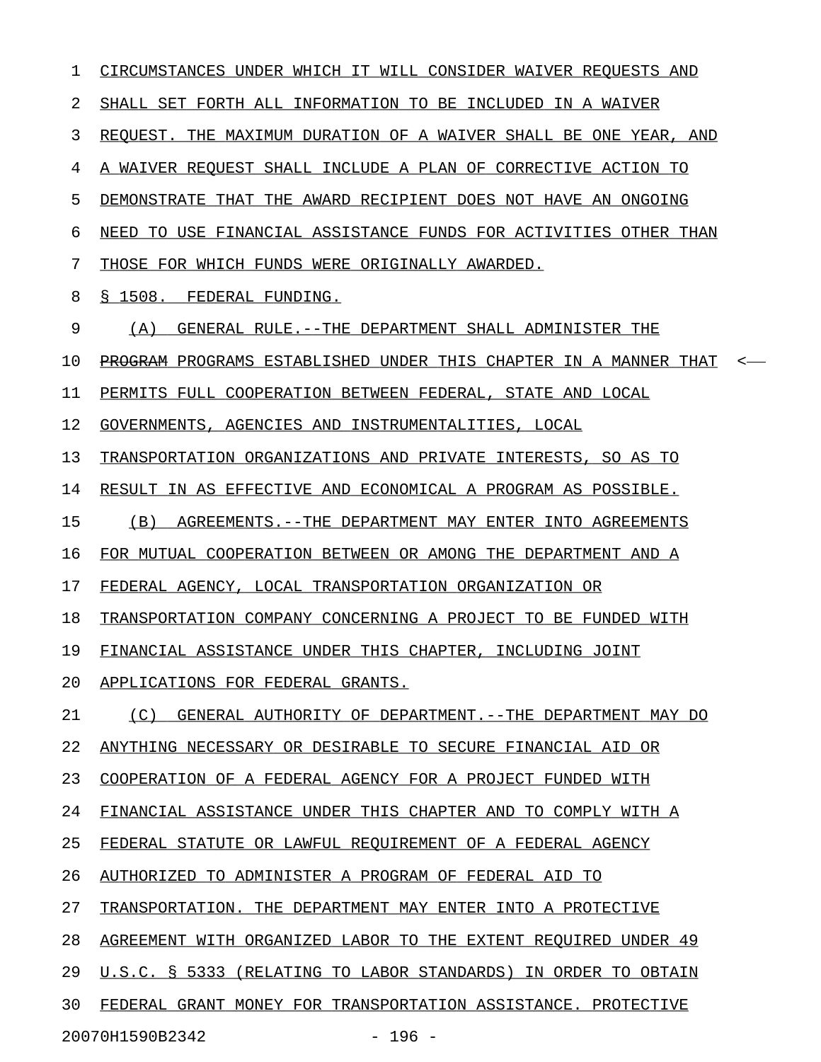CIRCUMSTANCES UNDER WHICH IT WILL CONSIDER WAIVER REQUESTS AND SHALL SET FORTH ALL INFORMATION TO BE INCLUDED IN A WAIVER REQUEST. THE MAXIMUM DURATION OF A WAIVER SHALL BE ONE YEAR, AND A WAIVER REQUEST SHALL INCLUDE A PLAN OF CORRECTIVE ACTION TO DEMONSTRATE THAT THE AWARD RECIPIENT DOES NOT HAVE AN ONGOING NEED TO USE FINANCIAL ASSISTANCE FUNDS FOR ACTIVITIES OTHER THAN THOSE FOR WHICH FUNDS WERE ORIGINALLY AWARDED.

§ 1508. FEDERAL FUNDING.

(A) GENERAL RULE.--THE DEPARTMENT SHALL ADMINISTER THE ~~PROGRAM~~ PROGRAMS ESTABLISHED UNDER THIS CHAPTER IN A MANNER THAT PERMITS FULL COOPERATION BETWEEN FEDERAL, STATE AND LOCAL GOVERNMENTS, AGENCIES AND INSTRUMENTALITIES, LOCAL TRANSPORTATION ORGANIZATIONS AND PRIVATE INTERESTS, SO AS TO RESULT IN AS EFFECTIVE AND ECONOMICAL A PROGRAM AS POSSIBLE.

(B) AGREEMENTS.--THE DEPARTMENT MAY ENTER INTO AGREEMENTS FOR MUTUAL COOPERATION BETWEEN OR AMONG THE DEPARTMENT AND A FEDERAL AGENCY, LOCAL TRANSPORTATION ORGANIZATION OR TRANSPORTATION COMPANY CONCERNING A PROJECT TO BE FUNDED WITH FINANCIAL ASSISTANCE UNDER THIS CHAPTER, INCLUDING JOINT APPLICATIONS FOR FEDERAL GRANTS.

(C) GENERAL AUTHORITY OF DEPARTMENT.--THE DEPARTMENT MAY DO ANYTHING NECESSARY OR DESIRABLE TO SECURE FINANCIAL AID OR COOPERATION OF A FEDERAL AGENCY FOR A PROJECT FUNDED WITH FINANCIAL ASSISTANCE UNDER THIS CHAPTER AND TO COMPLY WITH A FEDERAL STATUTE OR LAWFUL REQUIREMENT OF A FEDERAL AGENCY AUTHORIZED TO ADMINISTER A PROGRAM OF FEDERAL AID TO TRANSPORTATION. THE DEPARTMENT MAY ENTER INTO A PROTECTIVE AGREEMENT WITH ORGANIZED LABOR TO THE EXTENT REQUIRED UNDER 49 U.S.C. § 5333 (RELATING TO LABOR STANDARDS) IN ORDER TO OBTAIN FEDERAL GRANT MONEY FOR TRANSPORTATION ASSISTANCE. PROTECTIVE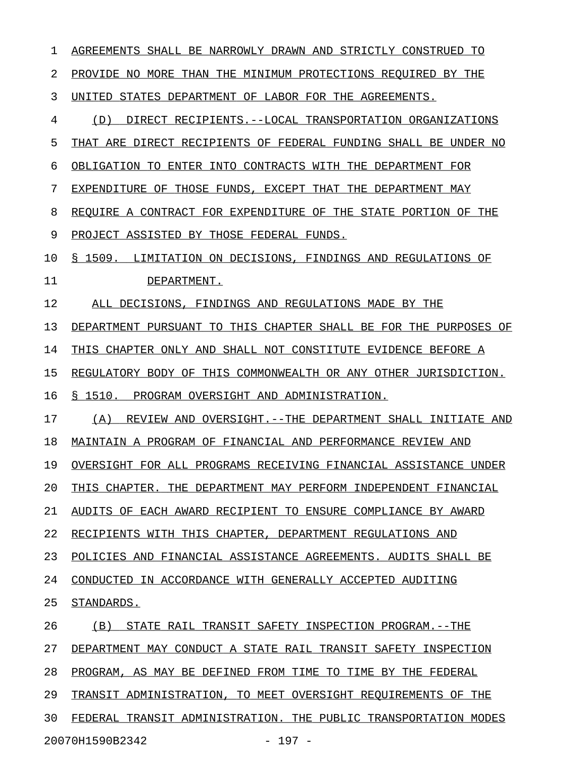AGREEMENTS SHALL BE NARROWLY DRAWN AND STRICTLY CONSTRUED TO PROVIDE NO MORE THAN THE MINIMUM PROTECTIONS REQUIRED BY THE UNITED STATES DEPARTMENT OF LABOR FOR THE AGREEMENTS.

(D) DIRECT RECIPIENTS.--LOCAL TRANSPORTATION ORGANIZATIONS THAT ARE DIRECT RECIPIENTS OF FEDERAL FUNDING SHALL BE UNDER NO OBLIGATION TO ENTER INTO CONTRACTS WITH THE DEPARTMENT FOR EXPENDITURE OF THOSE FUNDS, EXCEPT THAT THE DEPARTMENT MAY REQUIRE A CONTRACT FOR EXPENDITURE OF THE STATE PORTION OF THE PROJECT ASSISTED BY THOSE FEDERAL FUNDS.

§ 1509. LIMITATION ON DECISIONS, FINDINGS AND REGULATIONS OF DEPARTMENT.

ALL DECISIONS, FINDINGS AND REGULATIONS MADE BY THE DEPARTMENT PURSUANT TO THIS CHAPTER SHALL BE FOR THE PURPOSES OF THIS CHAPTER ONLY AND SHALL NOT CONSTITUTE EVIDENCE BEFORE A REGULATORY BODY OF THIS COMMONWEALTH OR ANY OTHER JURISDICTION.

§ 1510. PROGRAM OVERSIGHT AND ADMINISTRATION.

(A) REVIEW AND OVERSIGHT.--THE DEPARTMENT SHALL INITIATE AND MAINTAIN A PROGRAM OF FINANCIAL AND PERFORMANCE REVIEW AND OVERSIGHT FOR ALL PROGRAMS RECEIVING FINANCIAL ASSISTANCE UNDER THIS CHAPTER. THE DEPARTMENT MAY PERFORM INDEPENDENT FINANCIAL AUDITS OF EACH AWARD RECIPIENT TO ENSURE COMPLIANCE BY AWARD RECIPIENTS WITH THIS CHAPTER, DEPARTMENT REGULATIONS AND POLICIES AND FINANCIAL ASSISTANCE AGREEMENTS. AUDITS SHALL BE CONDUCTED IN ACCORDANCE WITH GENERALLY ACCEPTED AUDITING STANDARDS.

(B) STATE RAIL TRANSIT SAFETY INSPECTION PROGRAM.--THE DEPARTMENT MAY CONDUCT A STATE RAIL TRANSIT SAFETY INSPECTION PROGRAM, AS MAY BE DEFINED FROM TIME TO TIME BY THE FEDERAL TRANSIT ADMINISTRATION, TO MEET OVERSIGHT REQUIREMENTS OF THE FEDERAL TRANSIT ADMINISTRATION. THE PUBLIC TRANSPORTATION MODES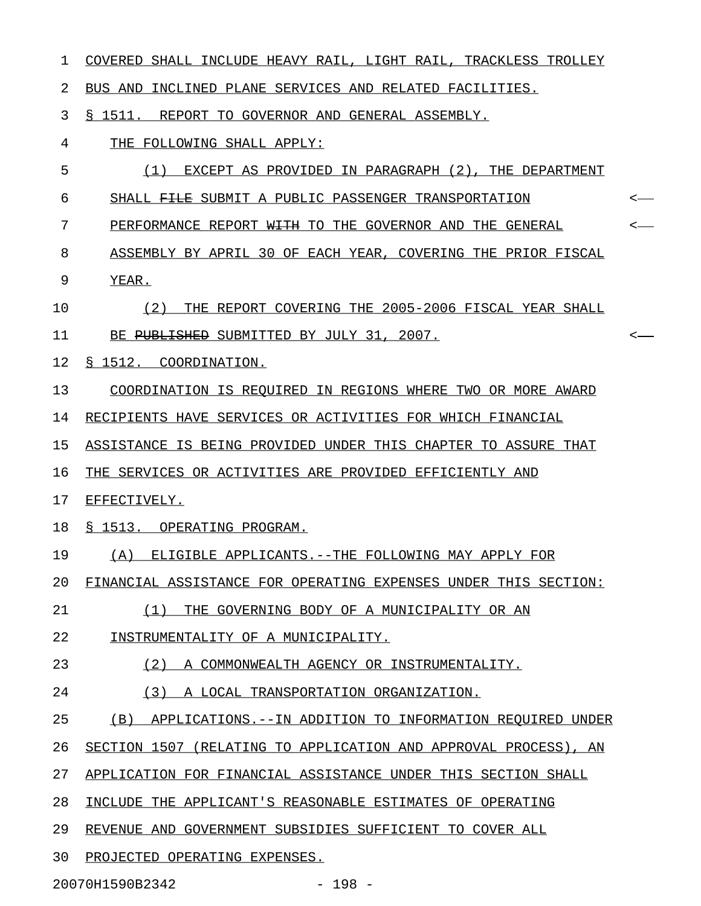COVERED SHALL INCLUDE HEAVY RAIL, LIGHT RAIL, TRACKLESS TROLLEY BUS AND INCLINED PLANE SERVICES AND RELATED FACILITIES.

§ 1511. REPORT TO GOVERNOR AND GENERAL ASSEMBLY.

THE FOLLOWING SHALL APPLY:

(1) EXCEPT AS PROVIDED IN PARAGRAPH (2), THE DEPARTMENT SHALL ~~FILE~~ SUBMIT A PUBLIC PASSENGER TRANSPORTATION PERFORMANCE REPORT ~~WITH~~ TO THE GOVERNOR AND THE GENERAL ASSEMBLY BY APRIL 30 OF EACH YEAR, COVERING THE PRIOR FISCAL YEAR.

(2) THE REPORT COVERING THE 2005-2006 FISCAL YEAR SHALL BE ~~PUBLISHED~~ SUBMITTED BY JULY 31, 2007.

§ 1512. COORDINATION.

COORDINATION IS REQUIRED IN REGIONS WHERE TWO OR MORE AWARD RECIPIENTS HAVE SERVICES OR ACTIVITIES FOR WHICH FINANCIAL ASSISTANCE IS BEING PROVIDED UNDER THIS CHAPTER TO ASSURE THAT THE SERVICES OR ACTIVITIES ARE PROVIDED EFFICIENTLY AND EFFECTIVELY.

§ 1513. OPERATING PROGRAM.

(A) ELIGIBLE APPLICANTS.--THE FOLLOWING MAY APPLY FOR FINANCIAL ASSISTANCE FOR OPERATING EXPENSES UNDER THIS SECTION:

(1) THE GOVERNING BODY OF A MUNICIPALITY OR AN INSTRUMENTALITY OF A MUNICIPALITY.

(2) A COMMONWEALTH AGENCY OR INSTRUMENTALITY.

(3) A LOCAL TRANSPORTATION ORGANIZATION.

(B) APPLICATIONS.--IN ADDITION TO INFORMATION REQUIRED UNDER SECTION 1507 (RELATING TO APPLICATION AND APPROVAL PROCESS), AN APPLICATION FOR FINANCIAL ASSISTANCE UNDER THIS SECTION SHALL INCLUDE THE APPLICANT'S REASONABLE ESTIMATES OF OPERATING REVENUE AND GOVERNMENT SUBSIDIES SUFFICIENT TO COVER ALL PROJECTED OPERATING EXPENSES.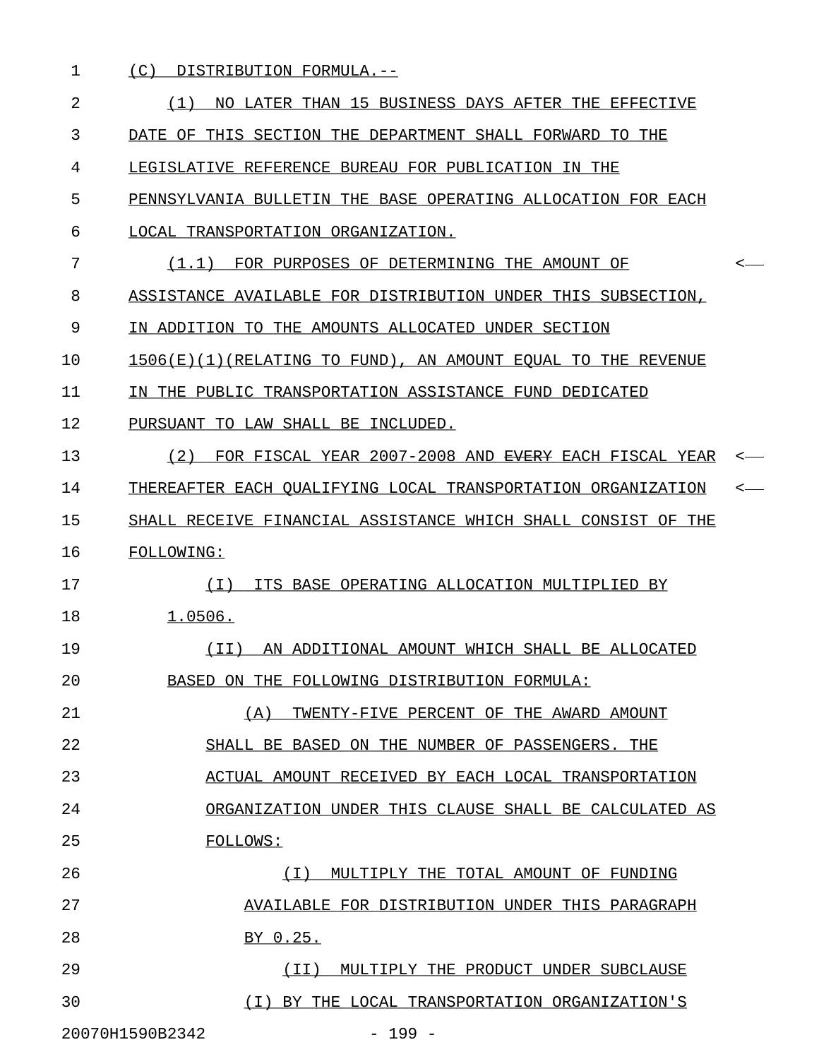(C) DISTRIBUTION FORMULA.--

(1) NO LATER THAN 15 BUSINESS DAYS AFTER THE EFFECTIVE DATE OF THIS SECTION THE DEPARTMENT SHALL FORWARD TO THE LEGISLATIVE REFERENCE BUREAU FOR PUBLICATION IN THE PENNSYLVANIA BULLETIN THE BASE OPERATING ALLOCATION FOR EACH LOCAL TRANSPORTATION ORGANIZATION.

(1.1) FOR PURPOSES OF DETERMINING THE AMOUNT OF ASSISTANCE AVAILABLE FOR DISTRIBUTION UNDER THIS SUBSECTION, IN ADDITION TO THE AMOUNTS ALLOCATED UNDER SECTION 1506(E)(1)(RELATING TO FUND), AN AMOUNT EQUAL TO THE REVENUE IN THE PUBLIC TRANSPORTATION ASSISTANCE FUND DEDICATED PURSUANT TO LAW SHALL BE INCLUDED.

(2) FOR FISCAL YEAR 2007-2008 AND ~~EVERY~~ EACH FISCAL YEAR THEREAFTER EACH QUALIFYING LOCAL TRANSPORTATION ORGANIZATION SHALL RECEIVE FINANCIAL ASSISTANCE WHICH SHALL CONSIST OF THE FOLLOWING:

(I) ITS BASE OPERATING ALLOCATION MULTIPLIED BY 1.0506.

(II) AN ADDITIONAL AMOUNT WHICH SHALL BE ALLOCATED BASED ON THE FOLLOWING DISTRIBUTION FORMULA:

(A) TWENTY-FIVE PERCENT OF THE AWARD AMOUNT SHALL BE BASED ON THE NUMBER OF PASSENGERS. THE ACTUAL AMOUNT RECEIVED BY EACH LOCAL TRANSPORTATION ORGANIZATION UNDER THIS CLAUSE SHALL BE CALCULATED AS FOLLOWS:

(I) MULTIPLY THE TOTAL AMOUNT OF FUNDING AVAILABLE FOR DISTRIBUTION UNDER THIS PARAGRAPH BY 0.25.

(II) MULTIPLY THE PRODUCT UNDER SUBCLAUSE (I) BY THE LOCAL TRANSPORTATION ORGANIZATION'S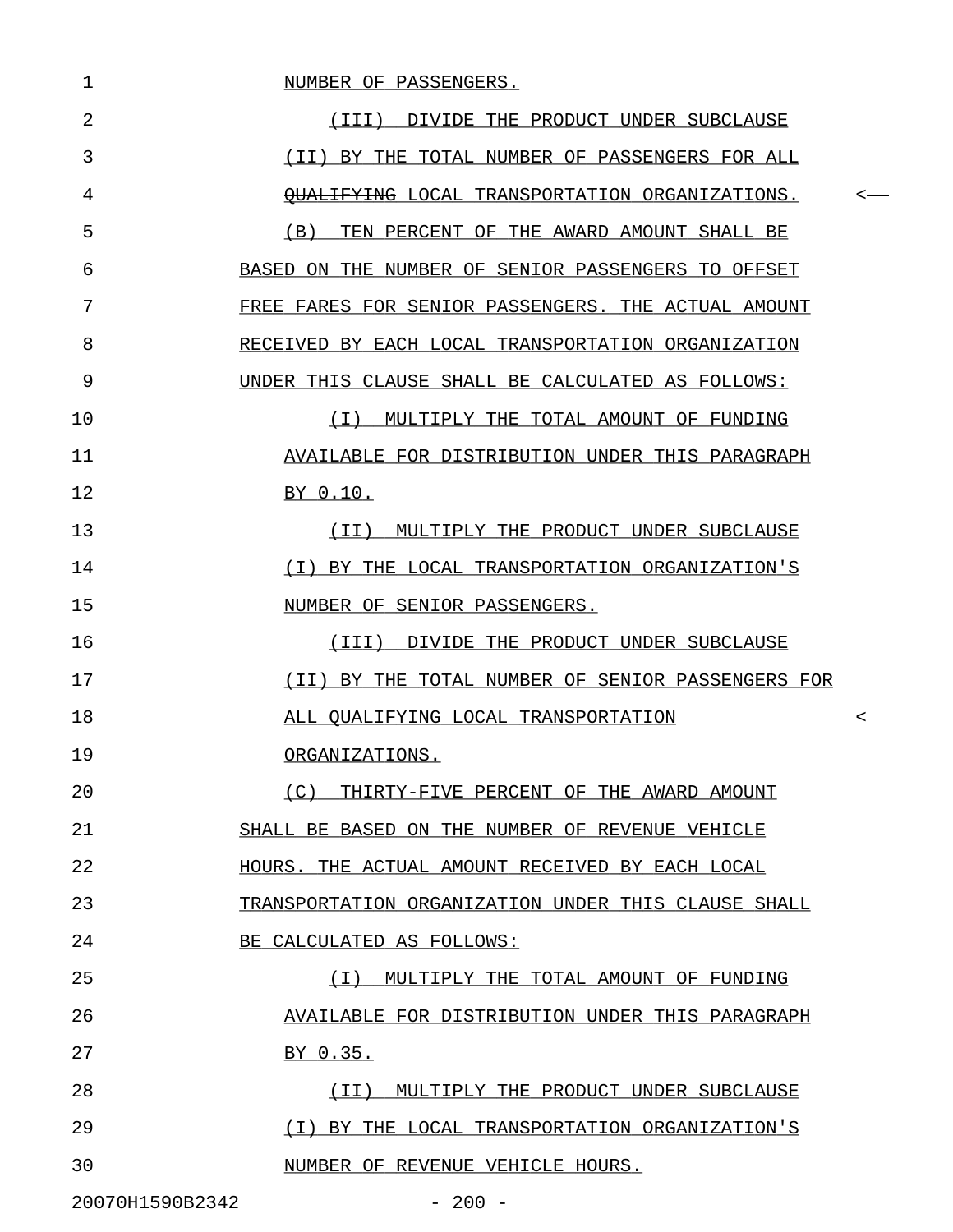NUMBER OF PASSENGERS.

(III) DIVIDE THE PRODUCT UNDER SUBCLAUSE (II) BY THE TOTAL NUMBER OF PASSENGERS FOR ALL ~~QUALIFYING~~ LOCAL TRANSPORTATION ORGANIZATIONS.

(B) TEN PERCENT OF THE AWARD AMOUNT SHALL BE BASED ON THE NUMBER OF SENIOR PASSENGERS TO OFFSET FREE FARES FOR SENIOR PASSENGERS. THE ACTUAL AMOUNT RECEIVED BY EACH LOCAL TRANSPORTATION ORGANIZATION UNDER THIS CLAUSE SHALL BE CALCULATED AS FOLLOWS:

(I) MULTIPLY THE TOTAL AMOUNT OF FUNDING AVAILABLE FOR DISTRIBUTION UNDER THIS PARAGRAPH BY 0.10.

(II) MULTIPLY THE PRODUCT UNDER SUBCLAUSE (I) BY THE LOCAL TRANSPORTATION ORGANIZATION'S NUMBER OF SENIOR PASSENGERS.

(III) DIVIDE THE PRODUCT UNDER SUBCLAUSE (II) BY THE TOTAL NUMBER OF SENIOR PASSENGERS FOR ALL ~~QUALIFYING~~ LOCAL TRANSPORTATION ORGANIZATIONS.

(C) THIRTY-FIVE PERCENT OF THE AWARD AMOUNT SHALL BE BASED ON THE NUMBER OF REVENUE VEHICLE HOURS. THE ACTUAL AMOUNT RECEIVED BY EACH LOCAL TRANSPORTATION ORGANIZATION UNDER THIS CLAUSE SHALL BE CALCULATED AS FOLLOWS:

(I) MULTIPLY THE TOTAL AMOUNT OF FUNDING AVAILABLE FOR DISTRIBUTION UNDER THIS PARAGRAPH BY 0.35.

(II) MULTIPLY THE PRODUCT UNDER SUBCLAUSE (I) BY THE LOCAL TRANSPORTATION ORGANIZATION'S NUMBER OF REVENUE VEHICLE HOURS.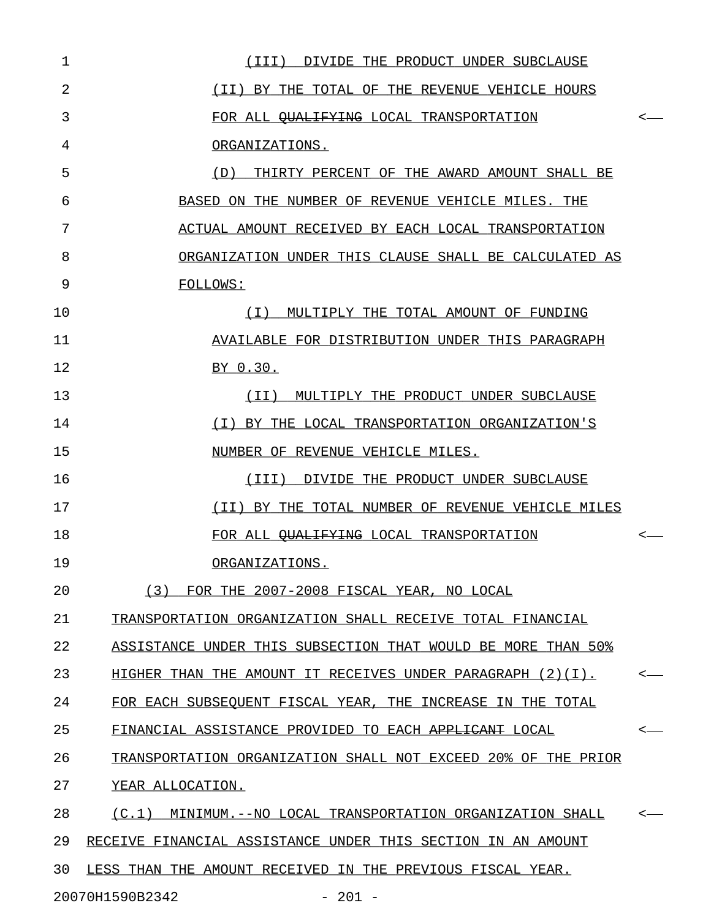(III) DIVIDE THE PRODUCT UNDER SUBCLAUSE (II) BY THE TOTAL OF THE REVENUE VEHICLE HOURS FOR ALL ~~QUALIFYING~~ LOCAL TRANSPORTATION ORGANIZATIONS.

(D) THIRTY PERCENT OF THE AWARD AMOUNT SHALL BE BASED ON THE NUMBER OF REVENUE VEHICLE MILES. THE ACTUAL AMOUNT RECEIVED BY EACH LOCAL TRANSPORTATION ORGANIZATION UNDER THIS CLAUSE SHALL BE CALCULATED AS FOLLOWS:

(I) MULTIPLY THE TOTAL AMOUNT OF FUNDING AVAILABLE FOR DISTRIBUTION UNDER THIS PARAGRAPH BY 0.30.

(II) MULTIPLY THE PRODUCT UNDER SUBCLAUSE (I) BY THE LOCAL TRANSPORTATION ORGANIZATION'S NUMBER OF REVENUE VEHICLE MILES.

(III) DIVIDE THE PRODUCT UNDER SUBCLAUSE (II) BY THE TOTAL NUMBER OF REVENUE VEHICLE MILES FOR ALL ~~QUALIFYING~~ LOCAL TRANSPORTATION ORGANIZATIONS.

(3) FOR THE 2007-2008 FISCAL YEAR, NO LOCAL TRANSPORTATION ORGANIZATION SHALL RECEIVE TOTAL FINANCIAL ASSISTANCE UNDER THIS SUBSECTION THAT WOULD BE MORE THAN 50% HIGHER THAN THE AMOUNT IT RECEIVES UNDER PARAGRAPH (2)(I). FOR EACH SUBSEQUENT FISCAL YEAR, THE INCREASE IN THE TOTAL FINANCIAL ASSISTANCE PROVIDED TO EACH ~~APPLICANT~~ LOCAL TRANSPORTATION ORGANIZATION SHALL NOT EXCEED 20% OF THE PRIOR YEAR ALLOCATION.

(C.1) MINIMUM.--NO LOCAL TRANSPORTATION ORGANIZATION SHALL RECEIVE FINANCIAL ASSISTANCE UNDER THIS SECTION IN AN AMOUNT LESS THAN THE AMOUNT RECEIVED IN THE PREVIOUS FISCAL YEAR.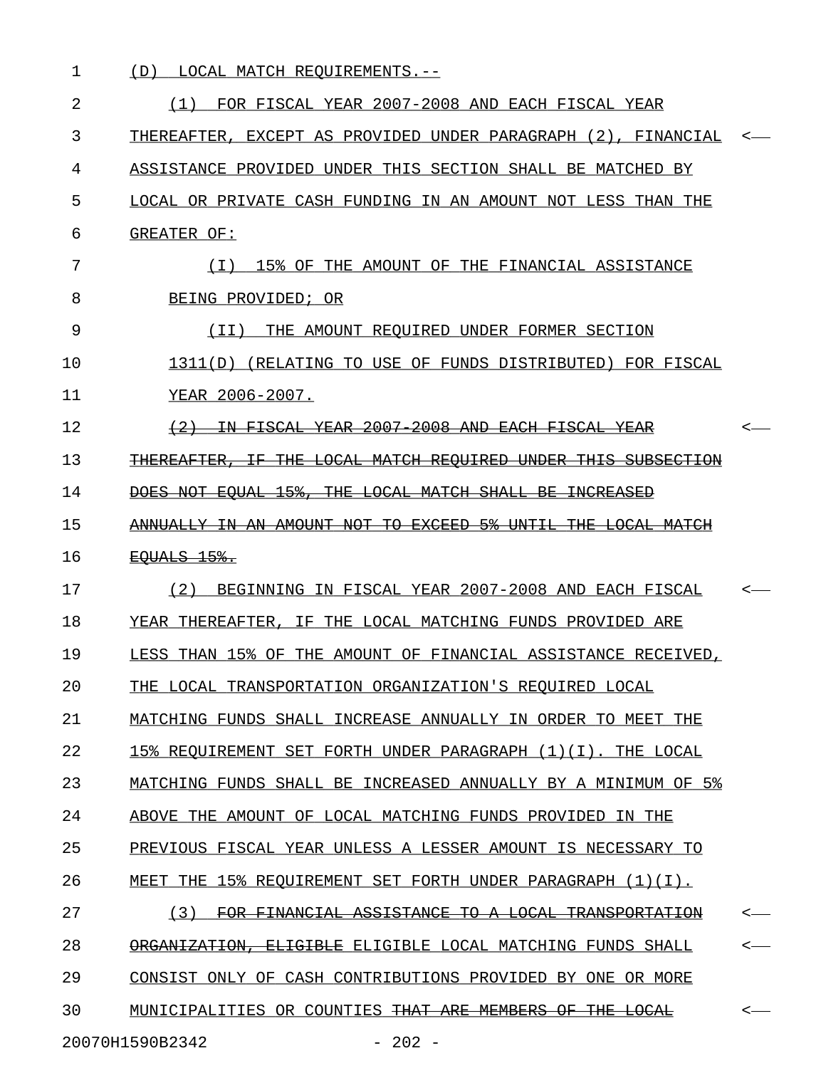(D) LOCAL MATCH REQUIREMENTS.--

(1) FOR FISCAL YEAR 2007-2008 AND EACH FISCAL YEAR THEREAFTER, EXCEPT AS PROVIDED UNDER PARAGRAPH (2), FINANCIAL ASSISTANCE PROVIDED UNDER THIS SECTION SHALL BE MATCHED BY LOCAL OR PRIVATE CASH FUNDING IN AN AMOUNT NOT LESS THAN THE GREATER OF:

(I) 15% OF THE AMOUNT OF THE FINANCIAL ASSISTANCE BEING PROVIDED; OR

(II) THE AMOUNT REQUIRED UNDER FORMER SECTION 1311(D) (RELATING TO USE OF FUNDS DISTRIBUTED) FOR FISCAL YEAR 2006-2007.

~~(2) IN FISCAL YEAR 2007-2008 AND EACH FISCAL YEAR THEREAFTER, IF THE LOCAL MATCH REQUIRED UNDER THIS SUBSECTION DOES NOT EQUAL 15%, THE LOCAL MATCH SHALL BE INCREASED ANNUALLY IN AN AMOUNT NOT TO EXCEED 5% UNTIL THE LOCAL MATCH EQUALS 15%.~~

(2) BEGINNING IN FISCAL YEAR 2007-2008 AND EACH FISCAL YEAR THEREAFTER, IF THE LOCAL MATCHING FUNDS PROVIDED ARE LESS THAN 15% OF THE AMOUNT OF FINANCIAL ASSISTANCE RECEIVED, THE LOCAL TRANSPORTATION ORGANIZATION'S REQUIRED LOCAL MATCHING FUNDS SHALL INCREASE ANNUALLY IN ORDER TO MEET THE 15% REQUIREMENT SET FORTH UNDER PARAGRAPH (1)(I). THE LOCAL MATCHING FUNDS SHALL BE INCREASED ANNUALLY BY A MINIMUM OF 5% ABOVE THE AMOUNT OF LOCAL MATCHING FUNDS PROVIDED IN THE PREVIOUS FISCAL YEAR UNLESS A LESSER AMOUNT IS NECESSARY TO MEET THE 15% REQUIREMENT SET FORTH UNDER PARAGRAPH (1)(I).

(3) ~~FOR FINANCIAL ASSISTANCE TO A LOCAL TRANSPORTATION ORGANIZATION, ELIGIBLE~~ ELIGIBLE LOCAL MATCHING FUNDS SHALL CONSIST ONLY OF CASH CONTRIBUTIONS PROVIDED BY ONE OR MORE MUNICIPALITIES OR COUNTIES ~~THAT ARE MEMBERS OF THE LOCAL~~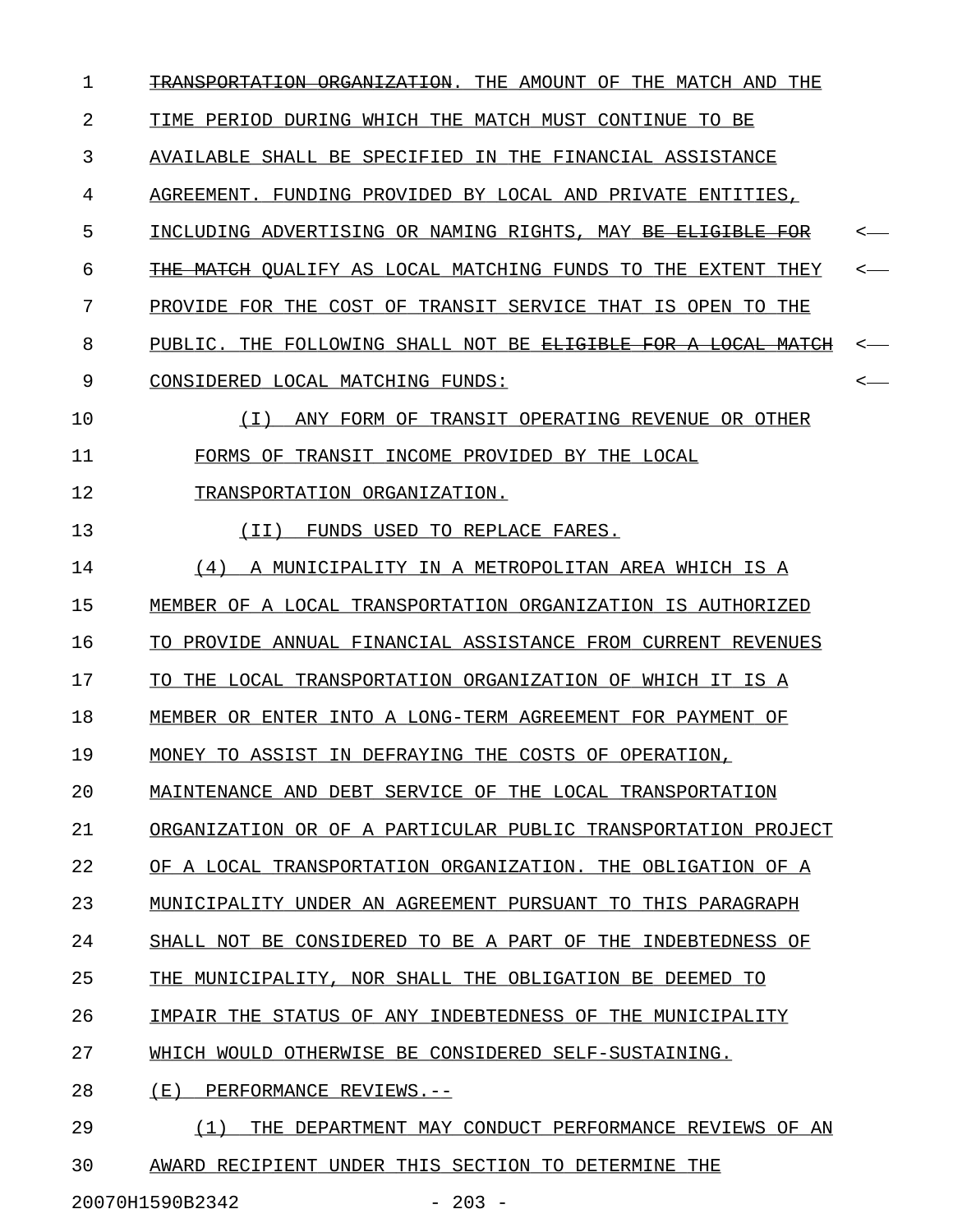~~TRANSPORTATION ORGANIZATION~~. THE AMOUNT OF THE MATCH AND THE TIME PERIOD DURING WHICH THE MATCH MUST CONTINUE TO BE AVAILABLE SHALL BE SPECIFIED IN THE FINANCIAL ASSISTANCE AGREEMENT. FUNDING PROVIDED BY LOCAL AND PRIVATE ENTITIES, INCLUDING ADVERTISING OR NAMING RIGHTS, MAY ~~BE ELIGIBLE FOR THE MATCH~~ QUALIFY AS LOCAL MATCHING FUNDS TO THE EXTENT THEY PROVIDE FOR THE COST OF TRANSIT SERVICE THAT IS OPEN TO THE PUBLIC. THE FOLLOWING SHALL NOT BE ~~ELIGIBLE FOR A LOCAL MATCH~~ CONSIDERED LOCAL MATCHING FUNDS:

(I) ANY FORM OF TRANSIT OPERATING REVENUE OR OTHER FORMS OF TRANSIT INCOME PROVIDED BY THE LOCAL TRANSPORTATION ORGANIZATION.

(II) FUNDS USED TO REPLACE FARES.

(4) A MUNICIPALITY IN A METROPOLITAN AREA WHICH IS A MEMBER OF A LOCAL TRANSPORTATION ORGANIZATION IS AUTHORIZED TO PROVIDE ANNUAL FINANCIAL ASSISTANCE FROM CURRENT REVENUES TO THE LOCAL TRANSPORTATION ORGANIZATION OF WHICH IT IS A MEMBER OR ENTER INTO A LONG-TERM AGREEMENT FOR PAYMENT OF MONEY TO ASSIST IN DEFRAYING THE COSTS OF OPERATION, MAINTENANCE AND DEBT SERVICE OF THE LOCAL TRANSPORTATION ORGANIZATION OR OF A PARTICULAR PUBLIC TRANSPORTATION PROJECT OF A LOCAL TRANSPORTATION ORGANIZATION. THE OBLIGATION OF A MUNICIPALITY UNDER AN AGREEMENT PURSUANT TO THIS PARAGRAPH SHALL NOT BE CONSIDERED TO BE A PART OF THE INDEBTEDNESS OF THE MUNICIPALITY, NOR SHALL THE OBLIGATION BE DEEMED TO IMPAIR THE STATUS OF ANY INDEBTEDNESS OF THE MUNICIPALITY WHICH WOULD OTHERWISE BE CONSIDERED SELF-SUSTAINING.

(E) PERFORMANCE REVIEWS.--

(1) THE DEPARTMENT MAY CONDUCT PERFORMANCE REVIEWS OF AN AWARD RECIPIENT UNDER THIS SECTION TO DETERMINE THE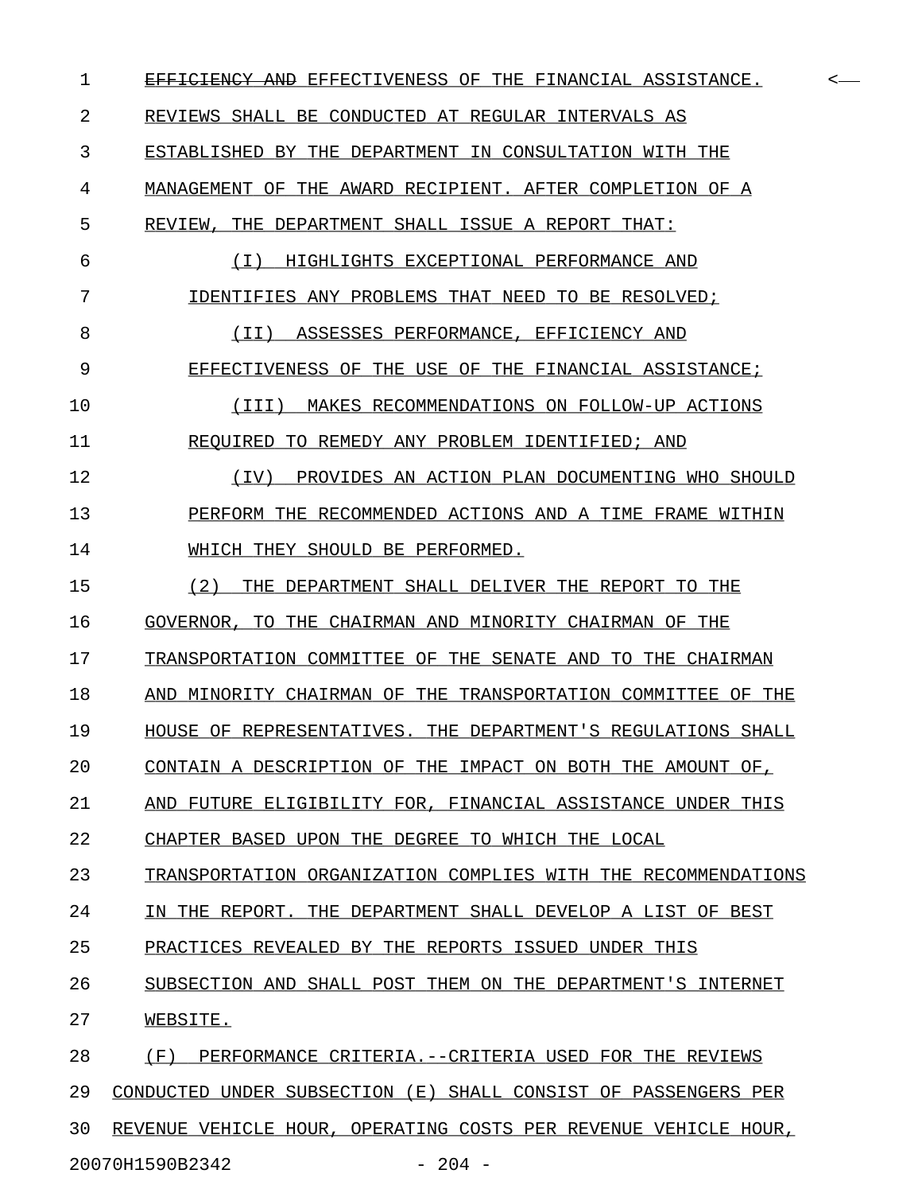~~EFFICIENCY AND~~ EFFECTIVENESS OF THE FINANCIAL ASSISTANCE. REVIEWS SHALL BE CONDUCTED AT REGULAR INTERVALS AS ESTABLISHED BY THE DEPARTMENT IN CONSULTATION WITH THE MANAGEMENT OF THE AWARD RECIPIENT. AFTER COMPLETION OF A REVIEW, THE DEPARTMENT SHALL ISSUE A REPORT THAT:

(I) HIGHLIGHTS EXCEPTIONAL PERFORMANCE AND IDENTIFIES ANY PROBLEMS THAT NEED TO BE RESOLVED;

(II) ASSESSES PERFORMANCE, EFFICIENCY AND EFFECTIVENESS OF THE USE OF THE FINANCIAL ASSISTANCE;

(III) MAKES RECOMMENDATIONS ON FOLLOW-UP ACTIONS REQUIRED TO REMEDY ANY PROBLEM IDENTIFIED; AND

(IV) PROVIDES AN ACTION PLAN DOCUMENTING WHO SHOULD PERFORM THE RECOMMENDED ACTIONS AND A TIME FRAME WITHIN WHICH THEY SHOULD BE PERFORMED.

(2) THE DEPARTMENT SHALL DELIVER THE REPORT TO THE GOVERNOR, TO THE CHAIRMAN AND MINORITY CHAIRMAN OF THE TRANSPORTATION COMMITTEE OF THE SENATE AND TO THE CHAIRMAN AND MINORITY CHAIRMAN OF THE TRANSPORTATION COMMITTEE OF THE HOUSE OF REPRESENTATIVES. THE DEPARTMENT'S REGULATIONS SHALL CONTAIN A DESCRIPTION OF THE IMPACT ON BOTH THE AMOUNT OF, AND FUTURE ELIGIBILITY FOR, FINANCIAL ASSISTANCE UNDER THIS CHAPTER BASED UPON THE DEGREE TO WHICH THE LOCAL TRANSPORTATION ORGANIZATION COMPLIES WITH THE RECOMMENDATIONS IN THE REPORT. THE DEPARTMENT SHALL DEVELOP A LIST OF BEST PRACTICES REVEALED BY THE REPORTS ISSUED UNDER THIS SUBSECTION AND SHALL POST THEM ON THE DEPARTMENT'S INTERNET WEBSITE.

(F) PERFORMANCE CRITERIA.--CRITERIA USED FOR THE REVIEWS CONDUCTED UNDER SUBSECTION (E) SHALL CONSIST OF PASSENGERS PER REVENUE VEHICLE HOUR, OPERATING COSTS PER REVENUE VEHICLE HOUR,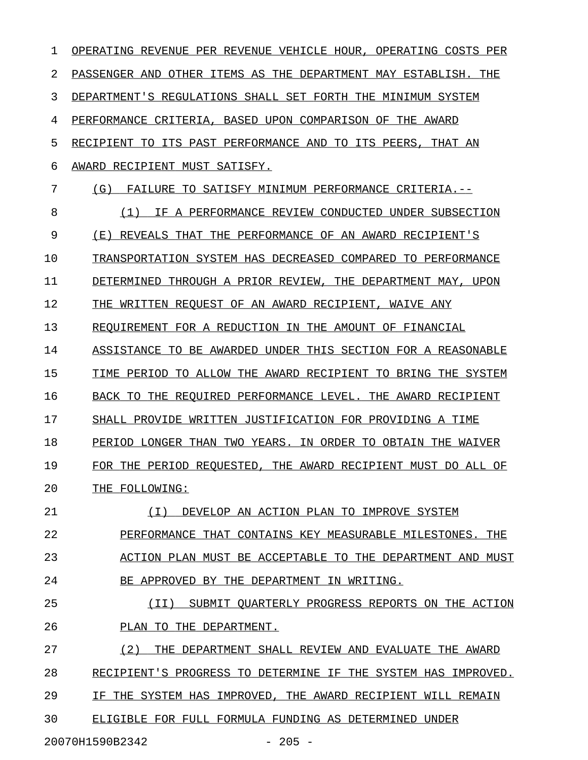OPERATING REVENUE PER REVENUE VEHICLE HOUR, OPERATING COSTS PER PASSENGER AND OTHER ITEMS AS THE DEPARTMENT MAY ESTABLISH. THE DEPARTMENT'S REGULATIONS SHALL SET FORTH THE MINIMUM SYSTEM PERFORMANCE CRITERIA, BASED UPON COMPARISON OF THE AWARD RECIPIENT TO ITS PAST PERFORMANCE AND TO ITS PEERS, THAT AN AWARD RECIPIENT MUST SATISFY.

(G) FAILURE TO SATISFY MINIMUM PERFORMANCE CRITERIA.--

(1) IF A PERFORMANCE REVIEW CONDUCTED UNDER SUBSECTION (E) REVEALS THAT THE PERFORMANCE OF AN AWARD RECIPIENT'S TRANSPORTATION SYSTEM HAS DECREASED COMPARED TO PERFORMANCE DETERMINED THROUGH A PRIOR REVIEW, THE DEPARTMENT MAY, UPON THE WRITTEN REQUEST OF AN AWARD RECIPIENT, WAIVE ANY REQUIREMENT FOR A REDUCTION IN THE AMOUNT OF FINANCIAL ASSISTANCE TO BE AWARDED UNDER THIS SECTION FOR A REASONABLE TIME PERIOD TO ALLOW THE AWARD RECIPIENT TO BRING THE SYSTEM BACK TO THE REQUIRED PERFORMANCE LEVEL. THE AWARD RECIPIENT SHALL PROVIDE WRITTEN JUSTIFICATION FOR PROVIDING A TIME PERIOD LONGER THAN TWO YEARS. IN ORDER TO OBTAIN THE WAIVER FOR THE PERIOD REQUESTED, THE AWARD RECIPIENT MUST DO ALL OF THE FOLLOWING:

(I) DEVELOP AN ACTION PLAN TO IMPROVE SYSTEM PERFORMANCE THAT CONTAINS KEY MEASURABLE MILESTONES. THE ACTION PLAN MUST BE ACCEPTABLE TO THE DEPARTMENT AND MUST BE APPROVED BY THE DEPARTMENT IN WRITING.

(II) SUBMIT QUARTERLY PROGRESS REPORTS ON THE ACTION PLAN TO THE DEPARTMENT.

(2) THE DEPARTMENT SHALL REVIEW AND EVALUATE THE AWARD RECIPIENT'S PROGRESS TO DETERMINE IF THE SYSTEM HAS IMPROVED. IF THE SYSTEM HAS IMPROVED, THE AWARD RECIPIENT WILL REMAIN ELIGIBLE FOR FULL FORMULA FUNDING AS DETERMINED UNDER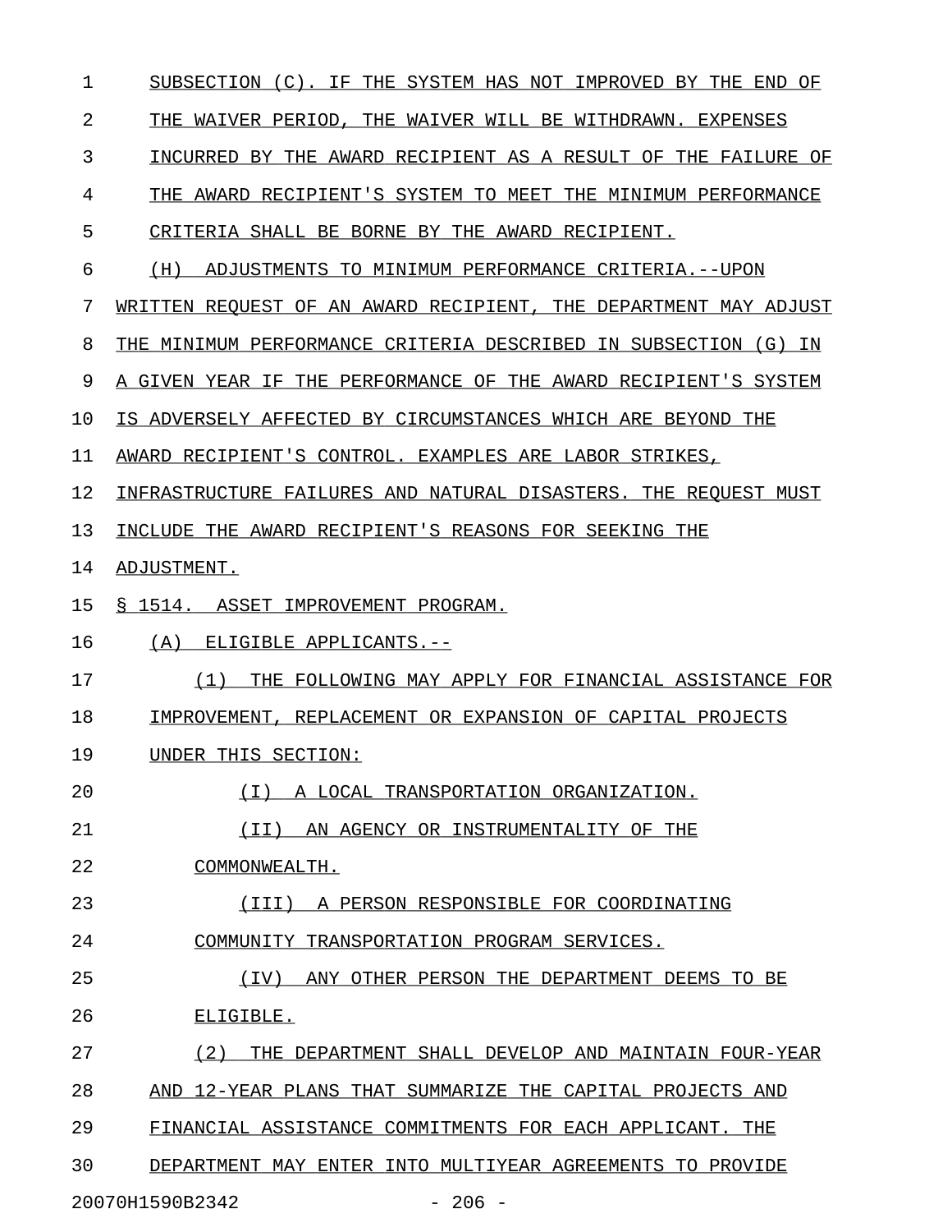SUBSECTION (C). IF THE SYSTEM HAS NOT IMPROVED BY THE END OF THE WAIVER PERIOD, THE WAIVER WILL BE WITHDRAWN. EXPENSES INCURRED BY THE AWARD RECIPIENT AS A RESULT OF THE FAILURE OF THE AWARD RECIPIENT'S SYSTEM TO MEET THE MINIMUM PERFORMANCE CRITERIA SHALL BE BORNE BY THE AWARD RECIPIENT.

(H) ADJUSTMENTS TO MINIMUM PERFORMANCE CRITERIA.--UPON WRITTEN REQUEST OF AN AWARD RECIPIENT, THE DEPARTMENT MAY ADJUST THE MINIMUM PERFORMANCE CRITERIA DESCRIBED IN SUBSECTION (G) IN A GIVEN YEAR IF THE PERFORMANCE OF THE AWARD RECIPIENT'S SYSTEM IS ADVERSELY AFFECTED BY CIRCUMSTANCES WHICH ARE BEYOND THE AWARD RECIPIENT'S CONTROL. EXAMPLES ARE LABOR STRIKES, INFRASTRUCTURE FAILURES AND NATURAL DISASTERS. THE REQUEST MUST INCLUDE THE AWARD RECIPIENT'S REASONS FOR SEEKING THE ADJUSTMENT.

§ 1514. ASSET IMPROVEMENT PROGRAM.

(A) ELIGIBLE APPLICANTS.--

(1) THE FOLLOWING MAY APPLY FOR FINANCIAL ASSISTANCE FOR IMPROVEMENT, REPLACEMENT OR EXPANSION OF CAPITAL PROJECTS UNDER THIS SECTION:

(I) A LOCAL TRANSPORTATION ORGANIZATION.

(II) AN AGENCY OR INSTRUMENTALITY OF THE COMMONWEALTH.

(III) A PERSON RESPONSIBLE FOR COORDINATING COMMUNITY TRANSPORTATION PROGRAM SERVICES.

(IV) ANY OTHER PERSON THE DEPARTMENT DEEMS TO BE ELIGIBLE.

(2) THE DEPARTMENT SHALL DEVELOP AND MAINTAIN FOUR-YEAR AND 12-YEAR PLANS THAT SUMMARIZE THE CAPITAL PROJECTS AND FINANCIAL ASSISTANCE COMMITMENTS FOR EACH APPLICANT. THE DEPARTMENT MAY ENTER INTO MULTIYEAR AGREEMENTS TO PROVIDE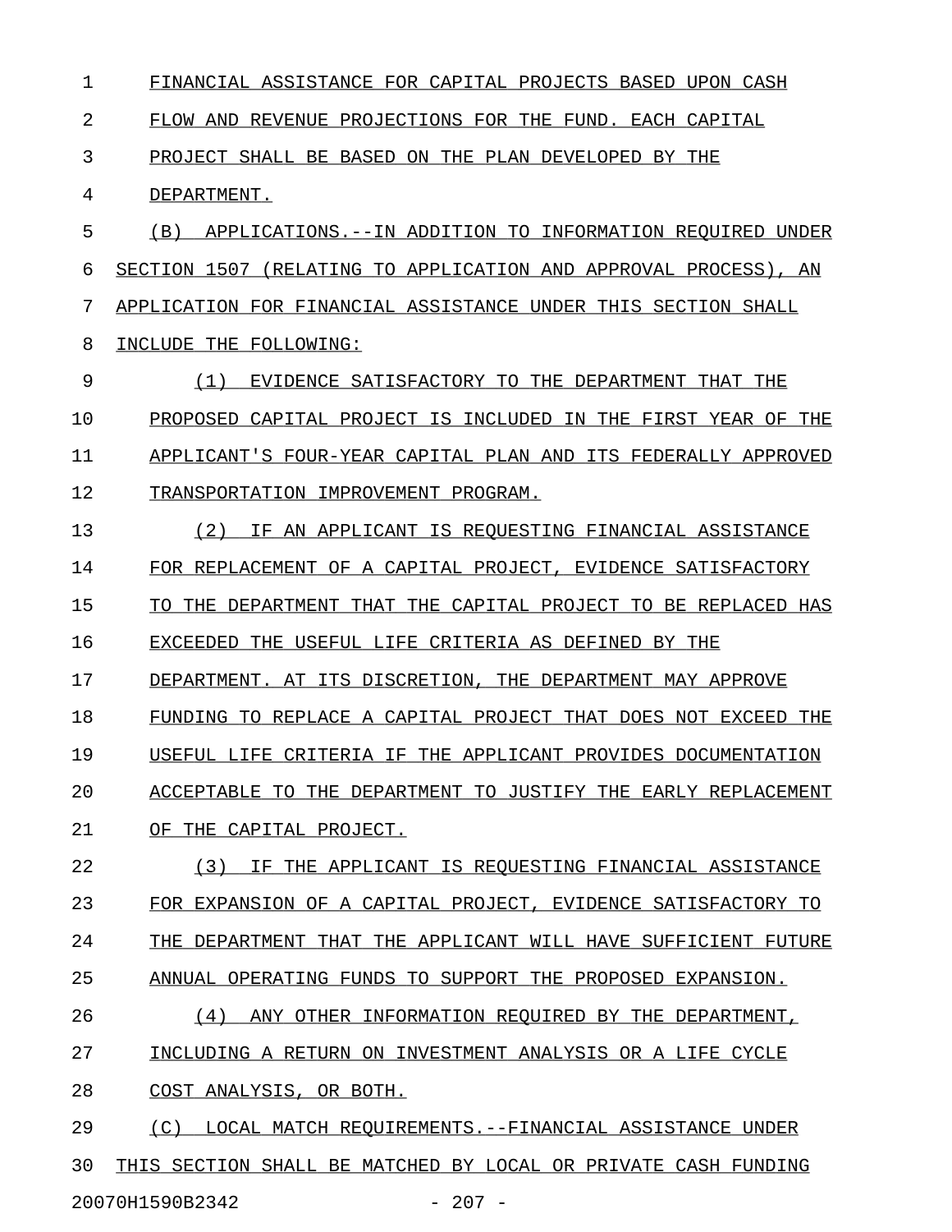FINANCIAL ASSISTANCE FOR CAPITAL PROJECTS BASED UPON CASH FLOW AND REVENUE PROJECTIONS FOR THE FUND. EACH CAPITAL PROJECT SHALL BE BASED ON THE PLAN DEVELOPED BY THE DEPARTMENT.

(B) APPLICATIONS.--IN ADDITION TO INFORMATION REQUIRED UNDER SECTION 1507 (RELATING TO APPLICATION AND APPROVAL PROCESS), AN APPLICATION FOR FINANCIAL ASSISTANCE UNDER THIS SECTION SHALL INCLUDE THE FOLLOWING:

(1) EVIDENCE SATISFACTORY TO THE DEPARTMENT THAT THE PROPOSED CAPITAL PROJECT IS INCLUDED IN THE FIRST YEAR OF THE APPLICANT'S FOUR-YEAR CAPITAL PLAN AND ITS FEDERALLY APPROVED TRANSPORTATION IMPROVEMENT PROGRAM.

(2) IF AN APPLICANT IS REQUESTING FINANCIAL ASSISTANCE FOR REPLACEMENT OF A CAPITAL PROJECT, EVIDENCE SATISFACTORY TO THE DEPARTMENT THAT THE CAPITAL PROJECT TO BE REPLACED HAS EXCEEDED THE USEFUL LIFE CRITERIA AS DEFINED BY THE DEPARTMENT. AT ITS DISCRETION, THE DEPARTMENT MAY APPROVE FUNDING TO REPLACE A CAPITAL PROJECT THAT DOES NOT EXCEED THE USEFUL LIFE CRITERIA IF THE APPLICANT PROVIDES DOCUMENTATION ACCEPTABLE TO THE DEPARTMENT TO JUSTIFY THE EARLY REPLACEMENT OF THE CAPITAL PROJECT.

(3) IF THE APPLICANT IS REQUESTING FINANCIAL ASSISTANCE FOR EXPANSION OF A CAPITAL PROJECT, EVIDENCE SATISFACTORY TO THE DEPARTMENT THAT THE APPLICANT WILL HAVE SUFFICIENT FUTURE ANNUAL OPERATING FUNDS TO SUPPORT THE PROPOSED EXPANSION.

(4) ANY OTHER INFORMATION REQUIRED BY THE DEPARTMENT, INCLUDING A RETURN ON INVESTMENT ANALYSIS OR A LIFE CYCLE COST ANALYSIS, OR BOTH.

(C) LOCAL MATCH REQUIREMENTS.--FINANCIAL ASSISTANCE UNDER THIS SECTION SHALL BE MATCHED BY LOCAL OR PRIVATE CASH FUNDING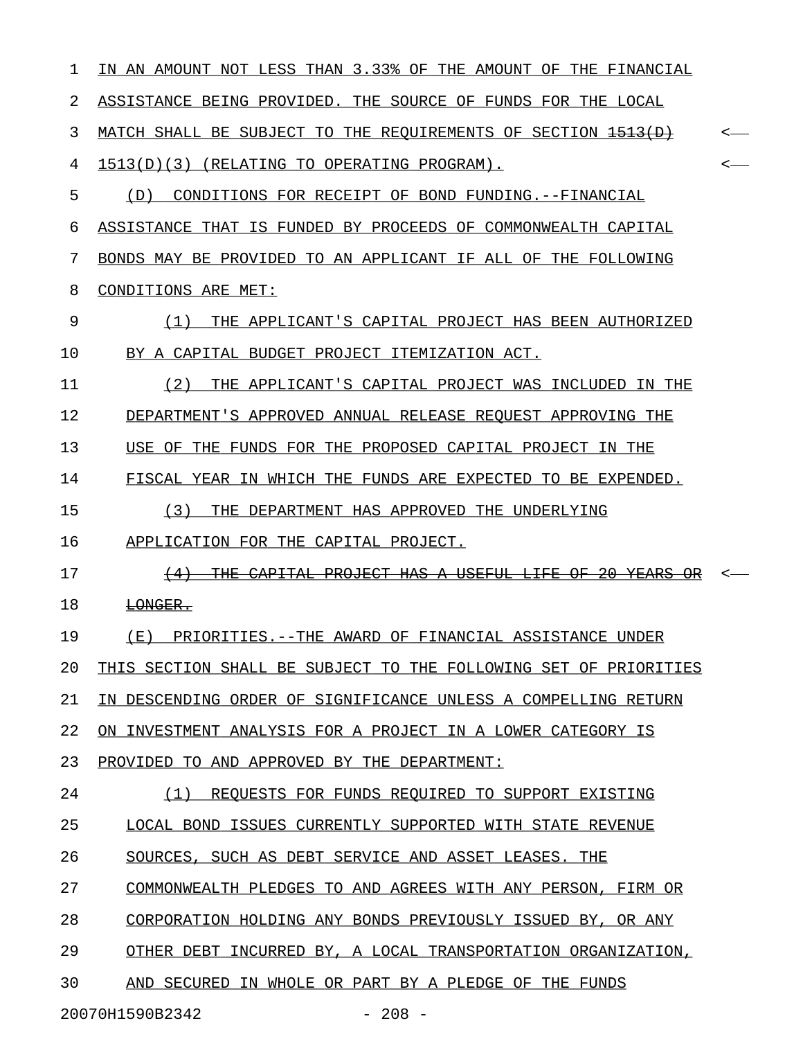IN AN AMOUNT NOT LESS THAN 3.33% OF THE AMOUNT OF THE FINANCIAL ASSISTANCE BEING PROVIDED. THE SOURCE OF FUNDS FOR THE LOCAL MATCH SHALL BE SUBJECT TO THE REQUIREMENTS OF SECTION ~~1513(D)~~ 1513(D)(3) (RELATING TO OPERATING PROGRAM).

(D) CONDITIONS FOR RECEIPT OF BOND FUNDING.--FINANCIAL ASSISTANCE THAT IS FUNDED BY PROCEEDS OF COMMONWEALTH CAPITAL BONDS MAY BE PROVIDED TO AN APPLICANT IF ALL OF THE FOLLOWING CONDITIONS ARE MET:

(1) THE APPLICANT'S CAPITAL PROJECT HAS BEEN AUTHORIZED BY A CAPITAL BUDGET PROJECT ITEMIZATION ACT.

(2) THE APPLICANT'S CAPITAL PROJECT WAS INCLUDED IN THE DEPARTMENT'S APPROVED ANNUAL RELEASE REQUEST APPROVING THE USE OF THE FUNDS FOR THE PROPOSED CAPITAL PROJECT IN THE FISCAL YEAR IN WHICH THE FUNDS ARE EXPECTED TO BE EXPENDED.

(3) THE DEPARTMENT HAS APPROVED THE UNDERLYING APPLICATION FOR THE CAPITAL PROJECT.

~~(4) THE CAPITAL PROJECT HAS A USEFUL LIFE OF 20 YEARS OR LONGER.~~

(E) PRIORITIES.--THE AWARD OF FINANCIAL ASSISTANCE UNDER THIS SECTION SHALL BE SUBJECT TO THE FOLLOWING SET OF PRIORITIES IN DESCENDING ORDER OF SIGNIFICANCE UNLESS A COMPELLING RETURN ON INVESTMENT ANALYSIS FOR A PROJECT IN A LOWER CATEGORY IS PROVIDED TO AND APPROVED BY THE DEPARTMENT:

(1) REQUESTS FOR FUNDS REQUIRED TO SUPPORT EXISTING LOCAL BOND ISSUES CURRENTLY SUPPORTED WITH STATE REVENUE SOURCES, SUCH AS DEBT SERVICE AND ASSET LEASES. THE COMMONWEALTH PLEDGES TO AND AGREES WITH ANY PERSON, FIRM OR CORPORATION HOLDING ANY BONDS PREVIOUSLY ISSUED BY, OR ANY OTHER DEBT INCURRED BY, A LOCAL TRANSPORTATION ORGANIZATION, AND SECURED IN WHOLE OR PART BY A PLEDGE OF THE FUNDS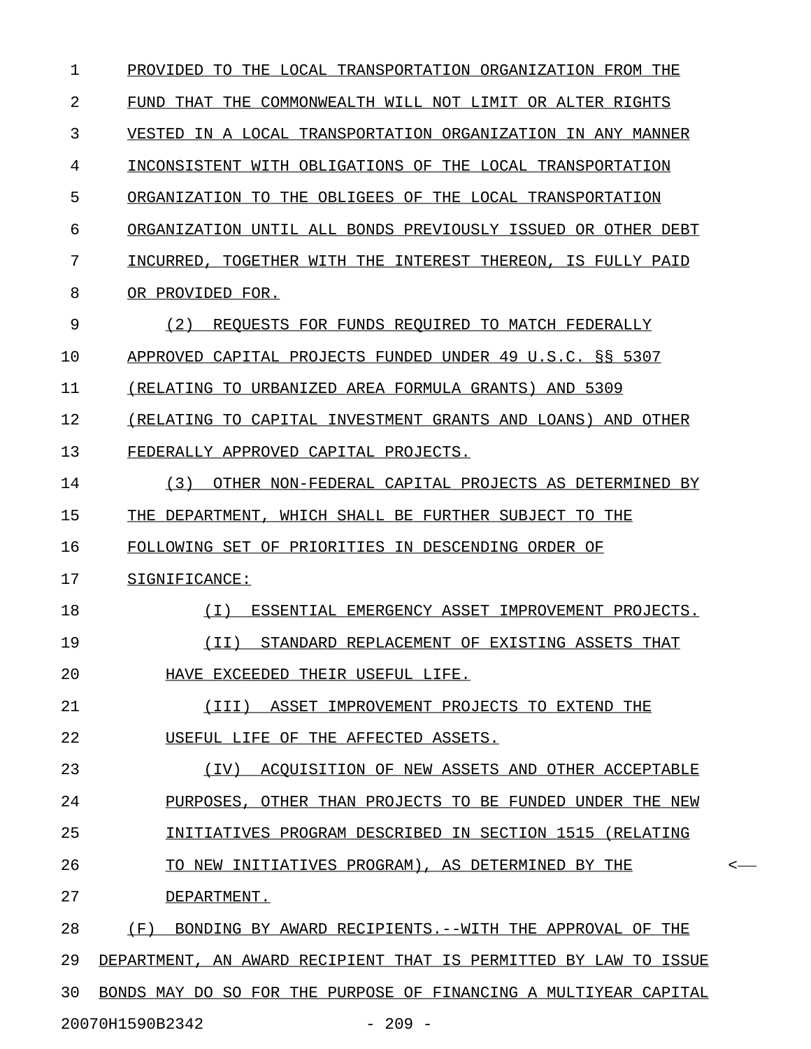PROVIDED TO THE LOCAL TRANSPORTATION ORGANIZATION FROM THE FUND THAT THE COMMONWEALTH WILL NOT LIMIT OR ALTER RIGHTS VESTED IN A LOCAL TRANSPORTATION ORGANIZATION IN ANY MANNER INCONSISTENT WITH OBLIGATIONS OF THE LOCAL TRANSPORTATION ORGANIZATION TO THE OBLIGEES OF THE LOCAL TRANSPORTATION ORGANIZATION UNTIL ALL BONDS PREVIOUSLY ISSUED OR OTHER DEBT INCURRED, TOGETHER WITH THE INTEREST THEREON, IS FULLY PAID OR PROVIDED FOR.

(2) REQUESTS FOR FUNDS REQUIRED TO MATCH FEDERALLY APPROVED CAPITAL PROJECTS FUNDED UNDER 49 U.S.C. §§ 5307 (RELATING TO URBANIZED AREA FORMULA GRANTS) AND 5309 (RELATING TO CAPITAL INVESTMENT GRANTS AND LOANS) AND OTHER FEDERALLY APPROVED CAPITAL PROJECTS.

(3) OTHER NON-FEDERAL CAPITAL PROJECTS AS DETERMINED BY THE DEPARTMENT, WHICH SHALL BE FURTHER SUBJECT TO THE FOLLOWING SET OF PRIORITIES IN DESCENDING ORDER OF SIGNIFICANCE:

(I) ESSENTIAL EMERGENCY ASSET IMPROVEMENT PROJECTS.

(II) STANDARD REPLACEMENT OF EXISTING ASSETS THAT HAVE EXCEEDED THEIR USEFUL LIFE.

(III) ASSET IMPROVEMENT PROJECTS TO EXTEND THE USEFUL LIFE OF THE AFFECTED ASSETS.

(IV) ACQUISITION OF NEW ASSETS AND OTHER ACCEPTABLE PURPOSES, OTHER THAN PROJECTS TO BE FUNDED UNDER THE NEW INITIATIVES PROGRAM DESCRIBED IN SECTION 1515 (RELATING TO NEW INITIATIVES PROGRAM), AS DETERMINED BY THE DEPARTMENT.

(F) BONDING BY AWARD RECIPIENTS.--WITH THE APPROVAL OF THE DEPARTMENT, AN AWARD RECIPIENT THAT IS PERMITTED BY LAW TO ISSUE BONDS MAY DO SO FOR THE PURPOSE OF FINANCING A MULTIYEAR CAPITAL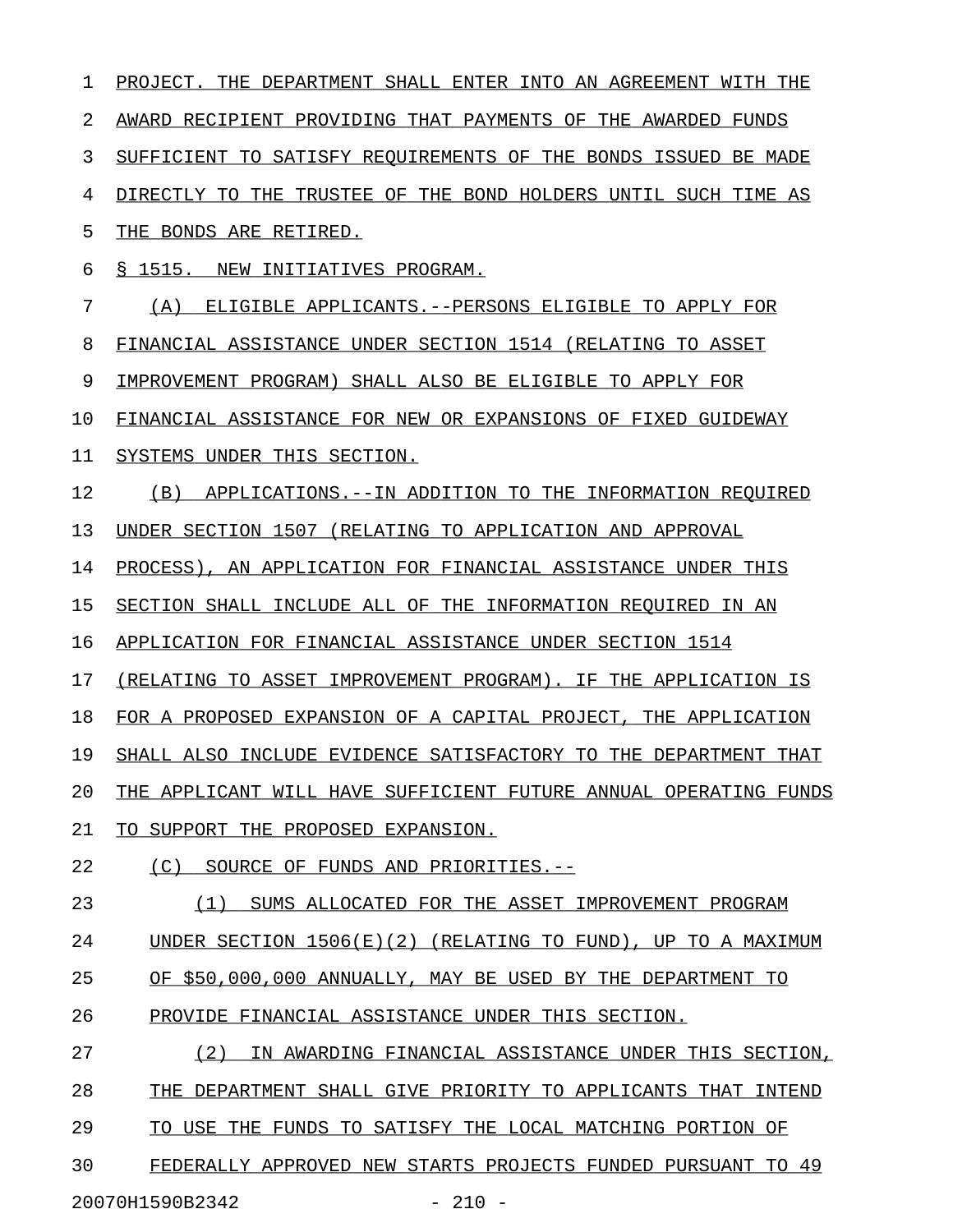PROJECT. THE DEPARTMENT SHALL ENTER INTO AN AGREEMENT WITH THE AWARD RECIPIENT PROVIDING THAT PAYMENTS OF THE AWARDED FUNDS SUFFICIENT TO SATISFY REQUIREMENTS OF THE BONDS ISSUED BE MADE DIRECTLY TO THE TRUSTEE OF THE BOND HOLDERS UNTIL SUCH TIME AS THE BONDS ARE RETIRED.

§ 1515. NEW INITIATIVES PROGRAM.

(A) ELIGIBLE APPLICANTS.--PERSONS ELIGIBLE TO APPLY FOR FINANCIAL ASSISTANCE UNDER SECTION 1514 (RELATING TO ASSET IMPROVEMENT PROGRAM) SHALL ALSO BE ELIGIBLE TO APPLY FOR FINANCIAL ASSISTANCE FOR NEW OR EXPANSIONS OF FIXED GUIDEWAY SYSTEMS UNDER THIS SECTION.

(B) APPLICATIONS.--IN ADDITION TO THE INFORMATION REQUIRED UNDER SECTION 1507 (RELATING TO APPLICATION AND APPROVAL PROCESS), AN APPLICATION FOR FINANCIAL ASSISTANCE UNDER THIS SECTION SHALL INCLUDE ALL OF THE INFORMATION REQUIRED IN AN APPLICATION FOR FINANCIAL ASSISTANCE UNDER SECTION 1514 (RELATING TO ASSET IMPROVEMENT PROGRAM). IF THE APPLICATION IS FOR A PROPOSED EXPANSION OF A CAPITAL PROJECT, THE APPLICATION SHALL ALSO INCLUDE EVIDENCE SATISFACTORY TO THE DEPARTMENT THAT THE APPLICANT WILL HAVE SUFFICIENT FUTURE ANNUAL OPERATING FUNDS TO SUPPORT THE PROPOSED EXPANSION.

(C) SOURCE OF FUNDS AND PRIORITIES.--

(1) SUMS ALLOCATED FOR THE ASSET IMPROVEMENT PROGRAM UNDER SECTION 1506(E)(2) (RELATING TO FUND), UP TO A MAXIMUM OF $50,000,000 ANNUALLY, MAY BE USED BY THE DEPARTMENT TO PROVIDE FINANCIAL ASSISTANCE UNDER THIS SECTION.

(2) IN AWARDING FINANCIAL ASSISTANCE UNDER THIS SECTION, THE DEPARTMENT SHALL GIVE PRIORITY TO APPLICANTS THAT INTEND TO USE THE FUNDS TO SATISFY THE LOCAL MATCHING PORTION OF FEDERALLY APPROVED NEW STARTS PROJECTS FUNDED PURSUANT TO 49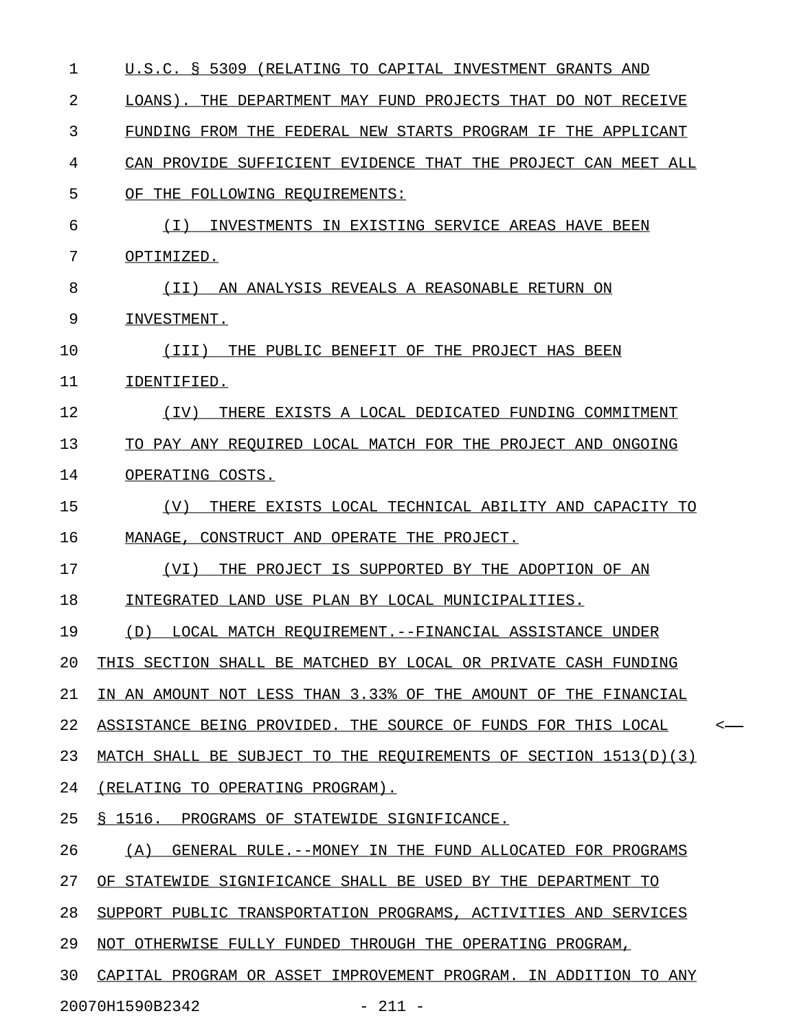U.S.C. § 5309 (RELATING TO CAPITAL INVESTMENT GRANTS AND LOANS). THE DEPARTMENT MAY FUND PROJECTS THAT DO NOT RECEIVE FUNDING FROM THE FEDERAL NEW STARTS PROGRAM IF THE APPLICANT CAN PROVIDE SUFFICIENT EVIDENCE THAT THE PROJECT CAN MEET ALL OF THE FOLLOWING REQUIREMENTS:

(I) INVESTMENTS IN EXISTING SERVICE AREAS HAVE BEEN OPTIMIZED.

(II) AN ANALYSIS REVEALS A REASONABLE RETURN ON INVESTMENT.

(III) THE PUBLIC BENEFIT OF THE PROJECT HAS BEEN IDENTIFIED.

(IV) THERE EXISTS A LOCAL DEDICATED FUNDING COMMITMENT TO PAY ANY REQUIRED LOCAL MATCH FOR THE PROJECT AND ONGOING OPERATING COSTS.

(V) THERE EXISTS LOCAL TECHNICAL ABILITY AND CAPACITY TO MANAGE, CONSTRUCT AND OPERATE THE PROJECT.

(VI) THE PROJECT IS SUPPORTED BY THE ADOPTION OF AN INTEGRATED LAND USE PLAN BY LOCAL MUNICIPALITIES.

(D) LOCAL MATCH REQUIREMENT.--FINANCIAL ASSISTANCE UNDER THIS SECTION SHALL BE MATCHED BY LOCAL OR PRIVATE CASH FUNDING IN AN AMOUNT NOT LESS THAN 3.33% OF THE AMOUNT OF THE FINANCIAL ASSISTANCE BEING PROVIDED. THE SOURCE OF FUNDS FOR THIS LOCAL MATCH SHALL BE SUBJECT TO THE REQUIREMENTS OF SECTION 1513(D)(3) (RELATING TO OPERATING PROGRAM).

§ 1516. PROGRAMS OF STATEWIDE SIGNIFICANCE.

(A) GENERAL RULE.--MONEY IN THE FUND ALLOCATED FOR PROGRAMS OF STATEWIDE SIGNIFICANCE SHALL BE USED BY THE DEPARTMENT TO SUPPORT PUBLIC TRANSPORTATION PROGRAMS, ACTIVITIES AND SERVICES NOT OTHERWISE FULLY FUNDED THROUGH THE OPERATING PROGRAM, CAPITAL PROGRAM OR ASSET IMPROVEMENT PROGRAM. IN ADDITION TO ANY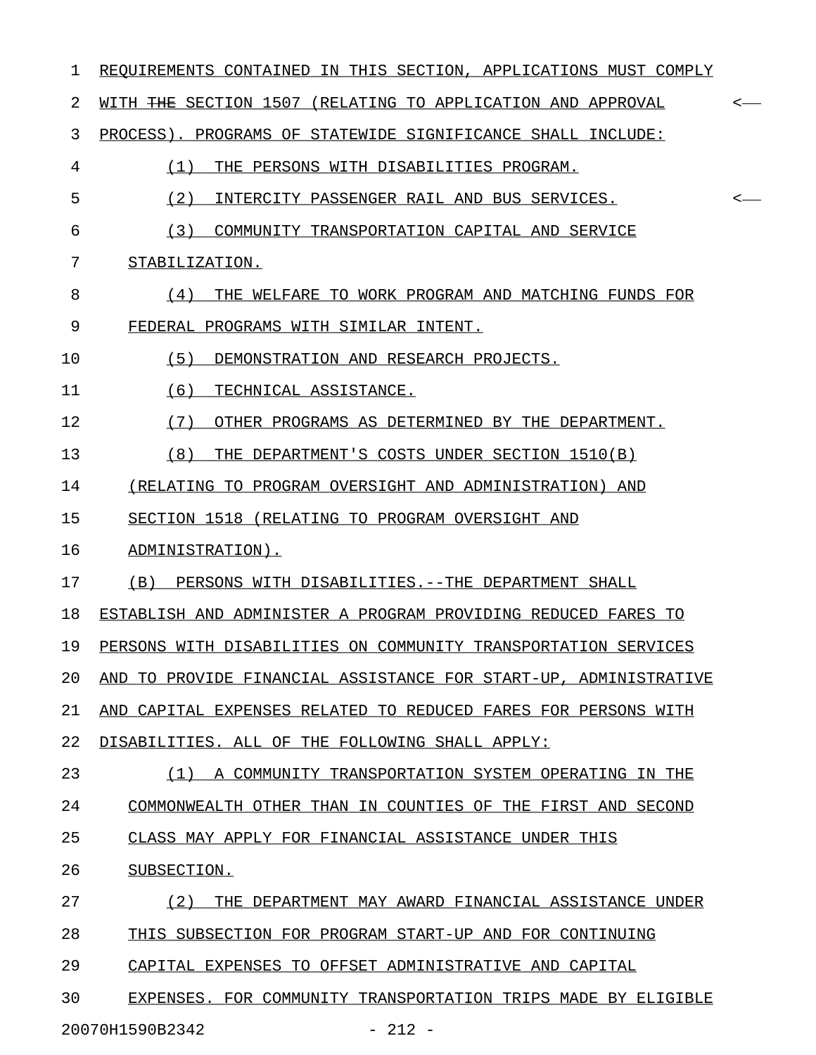REQUIREMENTS CONTAINED IN THIS SECTION, APPLICATIONS MUST COMPLY WITH ~~THE~~ SECTION 1507 (RELATING TO APPLICATION AND APPROVAL PROCESS). PROGRAMS OF STATEWIDE SIGNIFICANCE SHALL INCLUDE:

(1) THE PERSONS WITH DISABILITIES PROGRAM.

(2) INTERCITY PASSENGER RAIL AND BUS SERVICES.

(3) COMMUNITY TRANSPORTATION CAPITAL AND SERVICE STABILIZATION.

(4) THE WELFARE TO WORK PROGRAM AND MATCHING FUNDS FOR FEDERAL PROGRAMS WITH SIMILAR INTENT.

(5) DEMONSTRATION AND RESEARCH PROJECTS.

(6) TECHNICAL ASSISTANCE.

(7) OTHER PROGRAMS AS DETERMINED BY THE DEPARTMENT.

(8) THE DEPARTMENT'S COSTS UNDER SECTION 1510(B) (RELATING TO PROGRAM OVERSIGHT AND ADMINISTRATION) AND SECTION 1518 (RELATING TO PROGRAM OVERSIGHT AND ADMINISTRATION).

(B) PERSONS WITH DISABILITIES.--THE DEPARTMENT SHALL ESTABLISH AND ADMINISTER A PROGRAM PROVIDING REDUCED FARES TO PERSONS WITH DISABILITIES ON COMMUNITY TRANSPORTATION SERVICES AND TO PROVIDE FINANCIAL ASSISTANCE FOR START-UP, ADMINISTRATIVE AND CAPITAL EXPENSES RELATED TO REDUCED FARES FOR PERSONS WITH DISABILITIES. ALL OF THE FOLLOWING SHALL APPLY:

(1) A COMMUNITY TRANSPORTATION SYSTEM OPERATING IN THE COMMONWEALTH OTHER THAN IN COUNTIES OF THE FIRST AND SECOND CLASS MAY APPLY FOR FINANCIAL ASSISTANCE UNDER THIS SUBSECTION.

(2) THE DEPARTMENT MAY AWARD FINANCIAL ASSISTANCE UNDER THIS SUBSECTION FOR PROGRAM START-UP AND FOR CONTINUING CAPITAL EXPENSES TO OFFSET ADMINISTRATIVE AND CAPITAL EXPENSES. FOR COMMUNITY TRANSPORTATION TRIPS MADE BY ELIGIBLE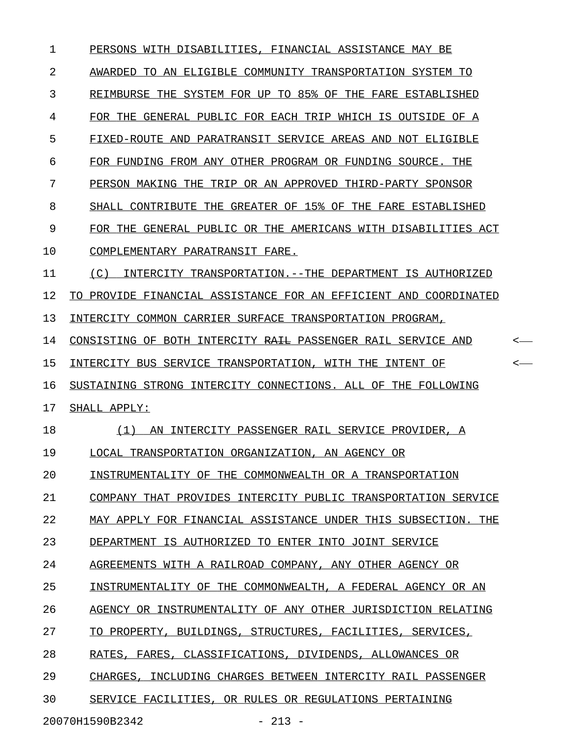PERSONS WITH DISABILITIES, FINANCIAL ASSISTANCE MAY BE AWARDED TO AN ELIGIBLE COMMUNITY TRANSPORTATION SYSTEM TO REIMBURSE THE SYSTEM FOR UP TO 85% OF THE FARE ESTABLISHED FOR THE GENERAL PUBLIC FOR EACH TRIP WHICH IS OUTSIDE OF A FIXED-ROUTE AND PARATRANSIT SERVICE AREAS AND NOT ELIGIBLE FOR FUNDING FROM ANY OTHER PROGRAM OR FUNDING SOURCE. THE PERSON MAKING THE TRIP OR AN APPROVED THIRD-PARTY SPONSOR SHALL CONTRIBUTE THE GREATER OF 15% OF THE FARE ESTABLISHED FOR THE GENERAL PUBLIC OR THE AMERICANS WITH DISABILITIES ACT COMPLEMENTARY PARATRANSIT FARE.

(C) INTERCITY TRANSPORTATION.--THE DEPARTMENT IS AUTHORIZED TO PROVIDE FINANCIAL ASSISTANCE FOR AN EFFICIENT AND COORDINATED INTERCITY COMMON CARRIER SURFACE TRANSPORTATION PROGRAM, CONSISTING OF BOTH INTERCITY ~~RAIL~~ PASSENGER RAIL SERVICE AND INTERCITY BUS SERVICE TRANSPORTATION, WITH THE INTENT OF SUSTAINING STRONG INTERCITY CONNECTIONS. ALL OF THE FOLLOWING SHALL APPLY:

(1) AN INTERCITY PASSENGER RAIL SERVICE PROVIDER, A LOCAL TRANSPORTATION ORGANIZATION, AN AGENCY OR INSTRUMENTALITY OF THE COMMONWEALTH OR A TRANSPORTATION COMPANY THAT PROVIDES INTERCITY PUBLIC TRANSPORTATION SERVICE MAY APPLY FOR FINANCIAL ASSISTANCE UNDER THIS SUBSECTION. THE DEPARTMENT IS AUTHORIZED TO ENTER INTO JOINT SERVICE AGREEMENTS WITH A RAILROAD COMPANY, ANY OTHER AGENCY OR INSTRUMENTALITY OF THE COMMONWEALTH, A FEDERAL AGENCY OR AN AGENCY OR INSTRUMENTALITY OF ANY OTHER JURISDICTION RELATING TO PROPERTY, BUILDINGS, STRUCTURES, FACILITIES, SERVICES, RATES, FARES, CLASSIFICATIONS, DIVIDENDS, ALLOWANCES OR CHARGES, INCLUDING CHARGES BETWEEN INTERCITY RAIL PASSENGER SERVICE FACILITIES, OR RULES OR REGULATIONS PERTAINING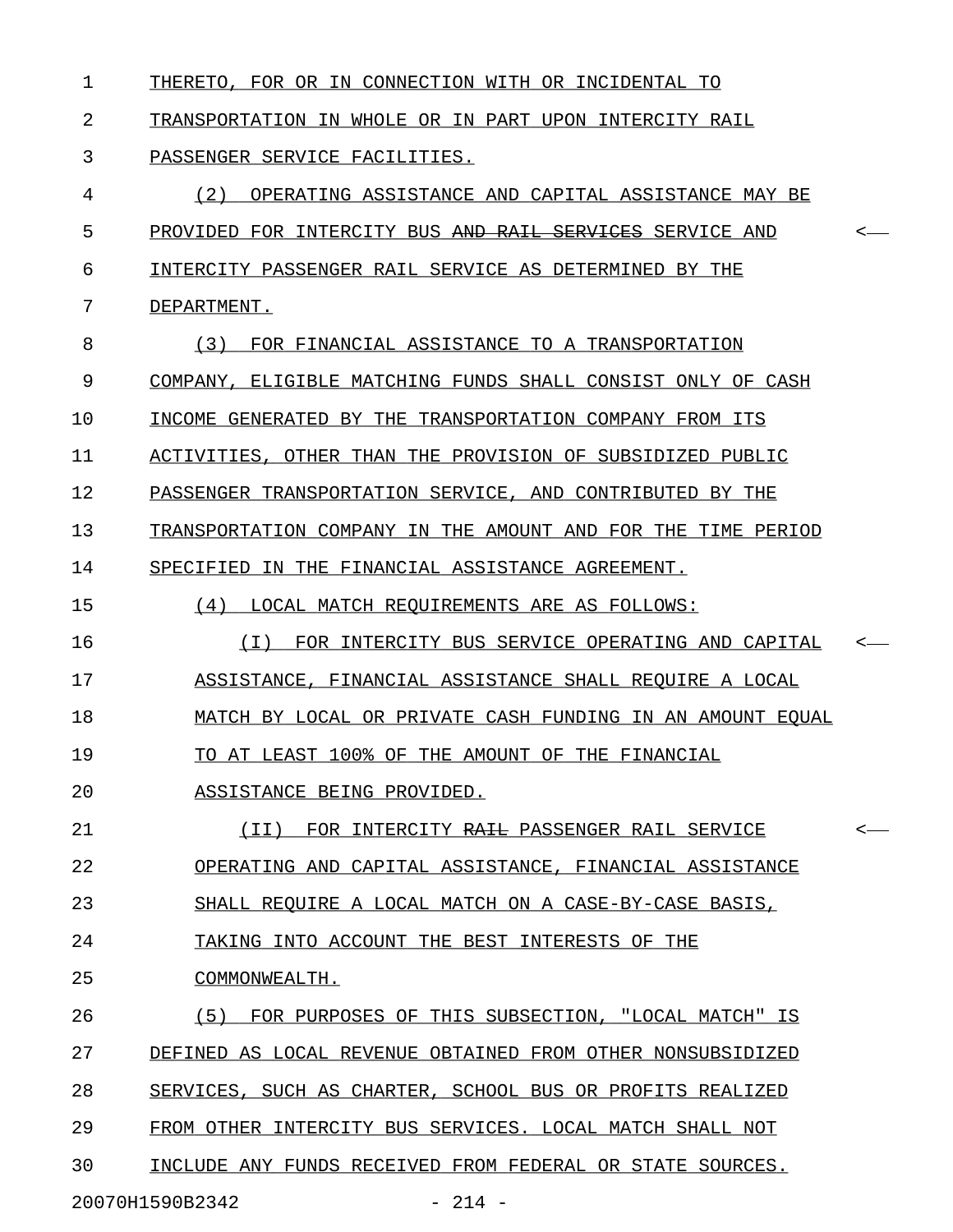THERETO, FOR OR IN CONNECTION WITH OR INCIDENTAL TO TRANSPORTATION IN WHOLE OR IN PART UPON INTERCITY RAIL PASSENGER SERVICE FACILITIES.

(2) OPERATING ASSISTANCE AND CAPITAL ASSISTANCE MAY BE PROVIDED FOR INTERCITY BUS ~~AND RAIL SERVICES~~ SERVICE AND INTERCITY PASSENGER RAIL SERVICE AS DETERMINED BY THE DEPARTMENT.

(3) FOR FINANCIAL ASSISTANCE TO A TRANSPORTATION COMPANY, ELIGIBLE MATCHING FUNDS SHALL CONSIST ONLY OF CASH INCOME GENERATED BY THE TRANSPORTATION COMPANY FROM ITS ACTIVITIES, OTHER THAN THE PROVISION OF SUBSIDIZED PUBLIC PASSENGER TRANSPORTATION SERVICE, AND CONTRIBUTED BY THE TRANSPORTATION COMPANY IN THE AMOUNT AND FOR THE TIME PERIOD SPECIFIED IN THE FINANCIAL ASSISTANCE AGREEMENT.

(4) LOCAL MATCH REQUIREMENTS ARE AS FOLLOWS:

(I) FOR INTERCITY BUS SERVICE OPERATING AND CAPITAL ASSISTANCE, FINANCIAL ASSISTANCE SHALL REQUIRE A LOCAL MATCH BY LOCAL OR PRIVATE CASH FUNDING IN AN AMOUNT EQUAL TO AT LEAST 100% OF THE AMOUNT OF THE FINANCIAL ASSISTANCE BEING PROVIDED.

(II) FOR INTERCITY ~~RAIL~~ PASSENGER RAIL SERVICE OPERATING AND CAPITAL ASSISTANCE, FINANCIAL ASSISTANCE SHALL REQUIRE A LOCAL MATCH ON A CASE-BY-CASE BASIS, TAKING INTO ACCOUNT THE BEST INTERESTS OF THE COMMONWEALTH.

(5) FOR PURPOSES OF THIS SUBSECTION, "LOCAL MATCH" IS DEFINED AS LOCAL REVENUE OBTAINED FROM OTHER NONSUBSIDIZED SERVICES, SUCH AS CHARTER, SCHOOL BUS OR PROFITS REALIZED FROM OTHER INTERCITY BUS SERVICES. LOCAL MATCH SHALL NOT INCLUDE ANY FUNDS RECEIVED FROM FEDERAL OR STATE SOURCES.

20070H1590B2342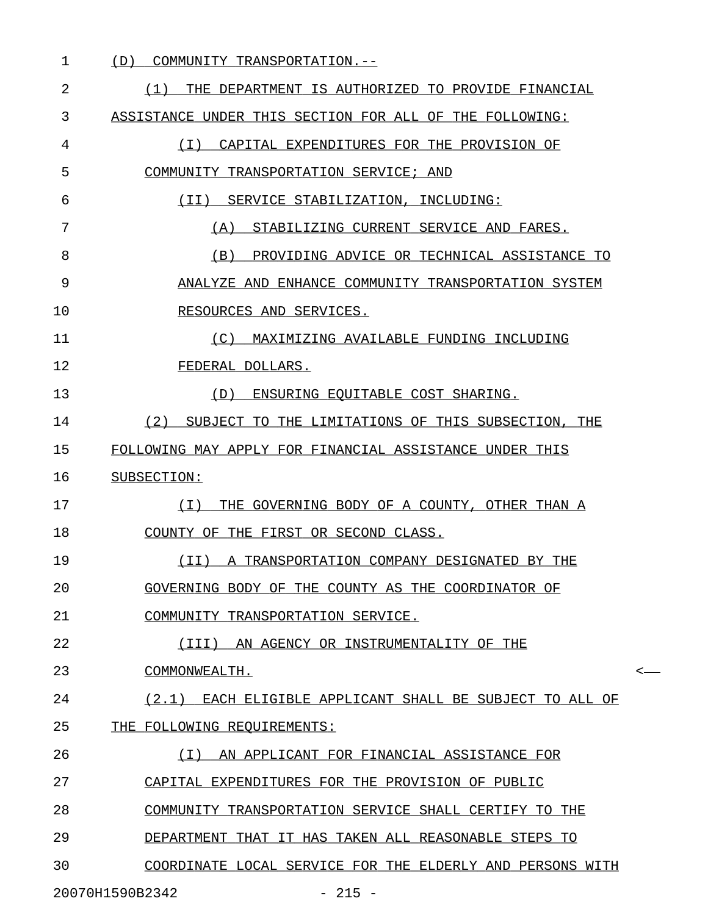(D) COMMUNITY TRANSPORTATION.--

(1) THE DEPARTMENT IS AUTHORIZED TO PROVIDE FINANCIAL ASSISTANCE UNDER THIS SECTION FOR ALL OF THE FOLLOWING:

(I) CAPITAL EXPENDITURES FOR THE PROVISION OF COMMUNITY TRANSPORTATION SERVICE; AND

(II) SERVICE STABILIZATION, INCLUDING:

(A) STABILIZING CURRENT SERVICE AND FARES.

(B) PROVIDING ADVICE OR TECHNICAL ASSISTANCE TO ANALYZE AND ENHANCE COMMUNITY TRANSPORTATION SYSTEM RESOURCES AND SERVICES.

(C) MAXIMIZING AVAILABLE FUNDING INCLUDING FEDERAL DOLLARS.

(D) ENSURING EQUITABLE COST SHARING.

(2) SUBJECT TO THE LIMITATIONS OF THIS SUBSECTION, THE FOLLOWING MAY APPLY FOR FINANCIAL ASSISTANCE UNDER THIS SUBSECTION:

(I) THE GOVERNING BODY OF A COUNTY, OTHER THAN A COUNTY OF THE FIRST OR SECOND CLASS.

(II) A TRANSPORTATION COMPANY DESIGNATED BY THE GOVERNING BODY OF THE COUNTY AS THE COORDINATOR OF COMMUNITY TRANSPORTATION SERVICE.

(III) AN AGENCY OR INSTRUMENTALITY OF THE COMMONWEALTH.

(2.1) EACH ELIGIBLE APPLICANT SHALL BE SUBJECT TO ALL OF THE FOLLOWING REQUIREMENTS:

(I) AN APPLICANT FOR FINANCIAL ASSISTANCE FOR CAPITAL EXPENDITURES FOR THE PROVISION OF PUBLIC COMMUNITY TRANSPORTATION SERVICE SHALL CERTIFY TO THE DEPARTMENT THAT IT HAS TAKEN ALL REASONABLE STEPS TO COORDINATE LOCAL SERVICE FOR THE ELDERLY AND PERSONS WITH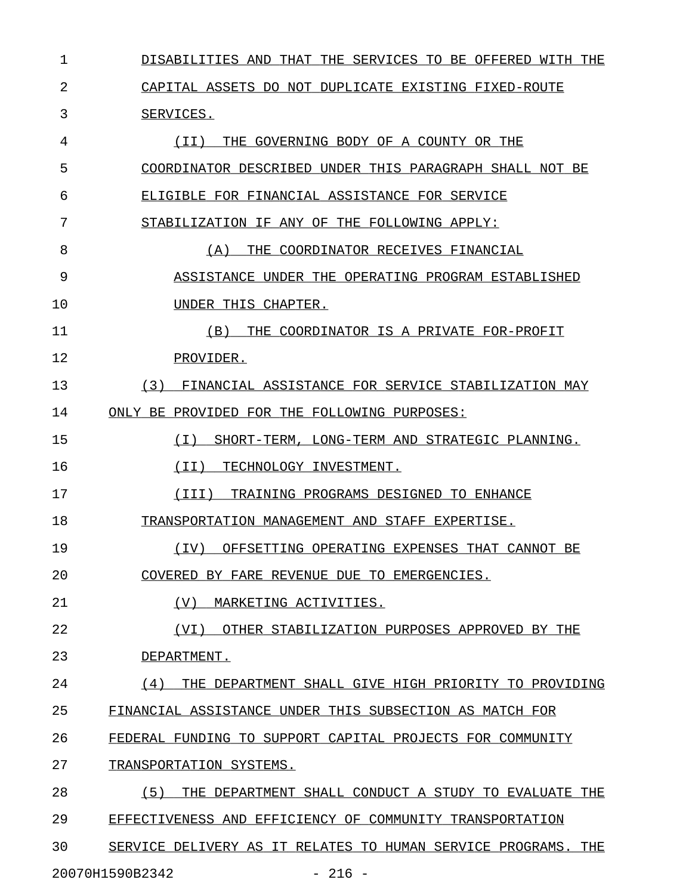DISABILITIES AND THAT THE SERVICES TO BE OFFERED WITH THE CAPITAL ASSETS DO NOT DUPLICATE EXISTING FIXED-ROUTE SERVICES.

(II) THE GOVERNING BODY OF A COUNTY OR THE COORDINATOR DESCRIBED UNDER THIS PARAGRAPH SHALL NOT BE ELIGIBLE FOR FINANCIAL ASSISTANCE FOR SERVICE STABILIZATION IF ANY OF THE FOLLOWING APPLY:

(A) THE COORDINATOR RECEIVES FINANCIAL ASSISTANCE UNDER THE OPERATING PROGRAM ESTABLISHED UNDER THIS CHAPTER.

(B) THE COORDINATOR IS A PRIVATE FOR-PROFIT PROVIDER.

(3) FINANCIAL ASSISTANCE FOR SERVICE STABILIZATION MAY ONLY BE PROVIDED FOR THE FOLLOWING PURPOSES:

(I) SHORT-TERM, LONG-TERM AND STRATEGIC PLANNING.

(II) TECHNOLOGY INVESTMENT.

(III) TRAINING PROGRAMS DESIGNED TO ENHANCE TRANSPORTATION MANAGEMENT AND STAFF EXPERTISE.

(IV) OFFSETTING OPERATING EXPENSES THAT CANNOT BE COVERED BY FARE REVENUE DUE TO EMERGENCIES.

(V) MARKETING ACTIVITIES.

(VI) OTHER STABILIZATION PURPOSES APPROVED BY THE DEPARTMENT.

(4) THE DEPARTMENT SHALL GIVE HIGH PRIORITY TO PROVIDING FINANCIAL ASSISTANCE UNDER THIS SUBSECTION AS MATCH FOR FEDERAL FUNDING TO SUPPORT CAPITAL PROJECTS FOR COMMUNITY TRANSPORTATION SYSTEMS.

(5) THE DEPARTMENT SHALL CONDUCT A STUDY TO EVALUATE THE EFFECTIVENESS AND EFFICIENCY OF COMMUNITY TRANSPORTATION SERVICE DELIVERY AS IT RELATES TO HUMAN SERVICE PROGRAMS. THE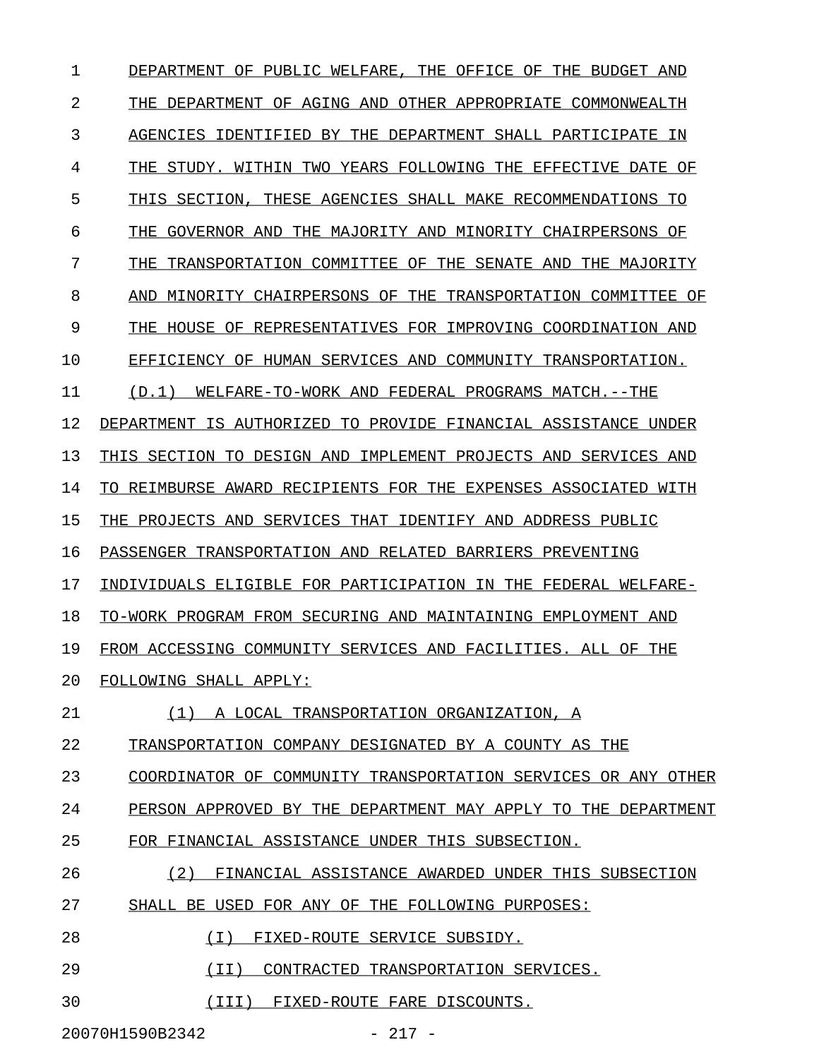DEPARTMENT OF PUBLIC WELFARE, THE OFFICE OF THE BUDGET AND THE DEPARTMENT OF AGING AND OTHER APPROPRIATE COMMONWEALTH AGENCIES IDENTIFIED BY THE DEPARTMENT SHALL PARTICIPATE IN THE STUDY. WITHIN TWO YEARS FOLLOWING THE EFFECTIVE DATE OF THIS SECTION, THESE AGENCIES SHALL MAKE RECOMMENDATIONS TO THE GOVERNOR AND THE MAJORITY AND MINORITY CHAIRPERSONS OF THE TRANSPORTATION COMMITTEE OF THE SENATE AND THE MAJORITY AND MINORITY CHAIRPERSONS OF THE TRANSPORTATION COMMITTEE OF THE HOUSE OF REPRESENTATIVES FOR IMPROVING COORDINATION AND EFFICIENCY OF HUMAN SERVICES AND COMMUNITY TRANSPORTATION.

(D.1) WELFARE-TO-WORK AND FEDERAL PROGRAMS MATCH.--THE DEPARTMENT IS AUTHORIZED TO PROVIDE FINANCIAL ASSISTANCE UNDER THIS SECTION TO DESIGN AND IMPLEMENT PROJECTS AND SERVICES AND TO REIMBURSE AWARD RECIPIENTS FOR THE EXPENSES ASSOCIATED WITH THE PROJECTS AND SERVICES THAT IDENTIFY AND ADDRESS PUBLIC PASSENGER TRANSPORTATION AND RELATED BARRIERS PREVENTING INDIVIDUALS ELIGIBLE FOR PARTICIPATION IN THE FEDERAL WELFARE-TO-WORK PROGRAM FROM SECURING AND MAINTAINING EMPLOYMENT AND FROM ACCESSING COMMUNITY SERVICES AND FACILITIES. ALL OF THE FOLLOWING SHALL APPLY:

(1) A LOCAL TRANSPORTATION ORGANIZATION, A TRANSPORTATION COMPANY DESIGNATED BY A COUNTY AS THE COORDINATOR OF COMMUNITY TRANSPORTATION SERVICES OR ANY OTHER PERSON APPROVED BY THE DEPARTMENT MAY APPLY TO THE DEPARTMENT FOR FINANCIAL ASSISTANCE UNDER THIS SUBSECTION.

(2) FINANCIAL ASSISTANCE AWARDED UNDER THIS SUBSECTION SHALL BE USED FOR ANY OF THE FOLLOWING PURPOSES:

(I) FIXED-ROUTE SERVICE SUBSIDY.

(II) CONTRACTED TRANSPORTATION SERVICES.

(III) FIXED-ROUTE FARE DISCOUNTS.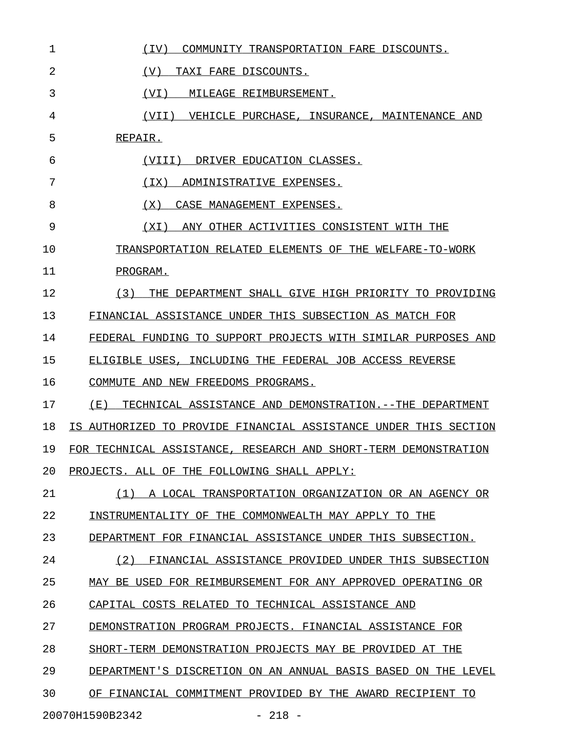(IV) COMMUNITY TRANSPORTATION FARE DISCOUNTS.

(V) TAXI FARE DISCOUNTS.

(VI) MILEAGE REIMBURSEMENT.

(VII) VEHICLE PURCHASE, INSURANCE, MAINTENANCE AND REPAIR.

(VIII) DRIVER EDUCATION CLASSES.

(IX) ADMINISTRATIVE EXPENSES.

(X) CASE MANAGEMENT EXPENSES.

(XI) ANY OTHER ACTIVITIES CONSISTENT WITH THE TRANSPORTATION RELATED ELEMENTS OF THE WELFARE-TO-WORK PROGRAM.

(3) THE DEPARTMENT SHALL GIVE HIGH PRIORITY TO PROVIDING FINANCIAL ASSISTANCE UNDER THIS SUBSECTION AS MATCH FOR FEDERAL FUNDING TO SUPPORT PROJECTS WITH SIMILAR PURPOSES AND ELIGIBLE USES, INCLUDING THE FEDERAL JOB ACCESS REVERSE COMMUTE AND NEW FREEDOMS PROGRAMS.

(E) TECHNICAL ASSISTANCE AND DEMONSTRATION.--THE DEPARTMENT IS AUTHORIZED TO PROVIDE FINANCIAL ASSISTANCE UNDER THIS SECTION FOR TECHNICAL ASSISTANCE, RESEARCH AND SHORT-TERM DEMONSTRATION PROJECTS. ALL OF THE FOLLOWING SHALL APPLY:

(1) A LOCAL TRANSPORTATION ORGANIZATION OR AN AGENCY OR INSTRUMENTALITY OF THE COMMONWEALTH MAY APPLY TO THE DEPARTMENT FOR FINANCIAL ASSISTANCE UNDER THIS SUBSECTION.

(2) FINANCIAL ASSISTANCE PROVIDED UNDER THIS SUBSECTION MAY BE USED FOR REIMBURSEMENT FOR ANY APPROVED OPERATING OR CAPITAL COSTS RELATED TO TECHNICAL ASSISTANCE AND DEMONSTRATION PROGRAM PROJECTS. FINANCIAL ASSISTANCE FOR SHORT-TERM DEMONSTRATION PROJECTS MAY BE PROVIDED AT THE DEPARTMENT'S DISCRETION ON AN ANNUAL BASIS BASED ON THE LEVEL OF FINANCIAL COMMITMENT PROVIDED BY THE AWARD RECIPIENT TO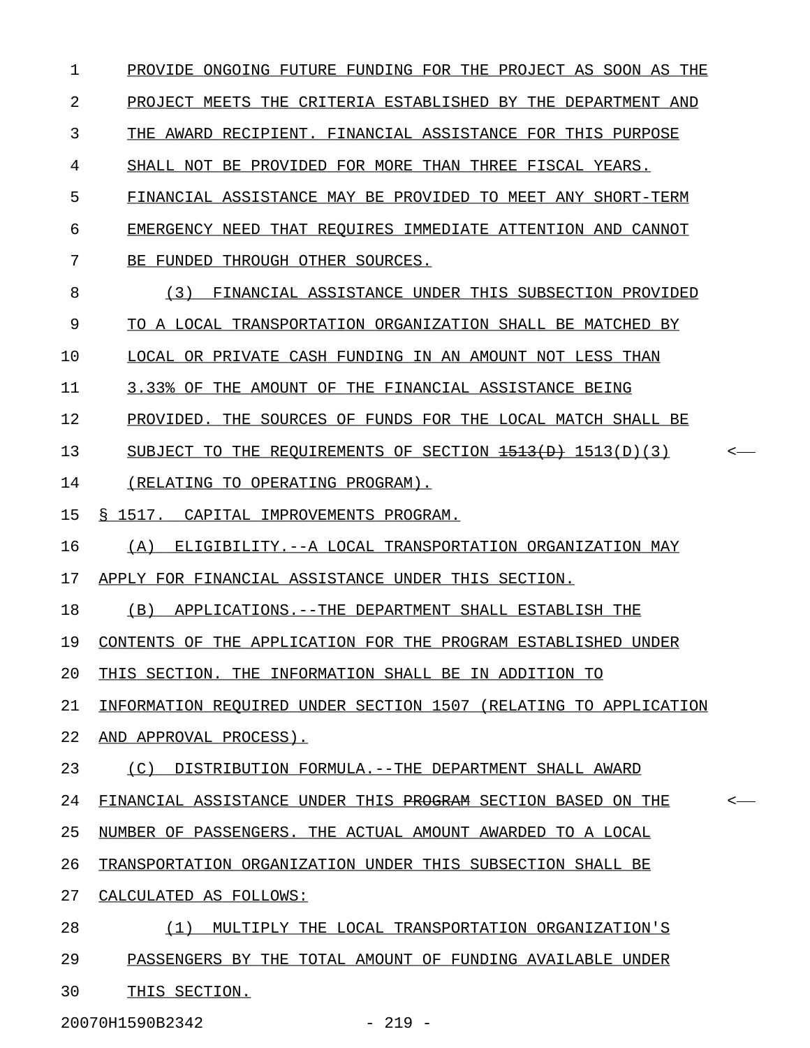PROVIDE ONGOING FUTURE FUNDING FOR THE PROJECT AS SOON AS THE PROJECT MEETS THE CRITERIA ESTABLISHED BY THE DEPARTMENT AND THE AWARD RECIPIENT. FINANCIAL ASSISTANCE FOR THIS PURPOSE SHALL NOT BE PROVIDED FOR MORE THAN THREE FISCAL YEARS. FINANCIAL ASSISTANCE MAY BE PROVIDED TO MEET ANY SHORT-TERM EMERGENCY NEED THAT REQUIRES IMMEDIATE ATTENTION AND CANNOT BE FUNDED THROUGH OTHER SOURCES.

(3) FINANCIAL ASSISTANCE UNDER THIS SUBSECTION PROVIDED TO A LOCAL TRANSPORTATION ORGANIZATION SHALL BE MATCHED BY LOCAL OR PRIVATE CASH FUNDING IN AN AMOUNT NOT LESS THAN 3.33% OF THE AMOUNT OF THE FINANCIAL ASSISTANCE BEING PROVIDED. THE SOURCES OF FUNDS FOR THE LOCAL MATCH SHALL BE SUBJECT TO THE REQUIREMENTS OF SECTION ~~1513(D)~~ 1513(D)(3) (RELATING TO OPERATING PROGRAM).

§ 1517. CAPITAL IMPROVEMENTS PROGRAM.

(A) ELIGIBILITY.--A LOCAL TRANSPORTATION ORGANIZATION MAY APPLY FOR FINANCIAL ASSISTANCE UNDER THIS SECTION.

(B) APPLICATIONS.--THE DEPARTMENT SHALL ESTABLISH THE CONTENTS OF THE APPLICATION FOR THE PROGRAM ESTABLISHED UNDER THIS SECTION. THE INFORMATION SHALL BE IN ADDITION TO INFORMATION REQUIRED UNDER SECTION 1507 (RELATING TO APPLICATION AND APPROVAL PROCESS).

(C) DISTRIBUTION FORMULA.--THE DEPARTMENT SHALL AWARD FINANCIAL ASSISTANCE UNDER THIS ~~PROGRAM~~ SECTION BASED ON THE NUMBER OF PASSENGERS. THE ACTUAL AMOUNT AWARDED TO A LOCAL TRANSPORTATION ORGANIZATION UNDER THIS SUBSECTION SHALL BE CALCULATED AS FOLLOWS:

(1) MULTIPLY THE LOCAL TRANSPORTATION ORGANIZATION'S PASSENGERS BY THE TOTAL AMOUNT OF FUNDING AVAILABLE UNDER THIS SECTION.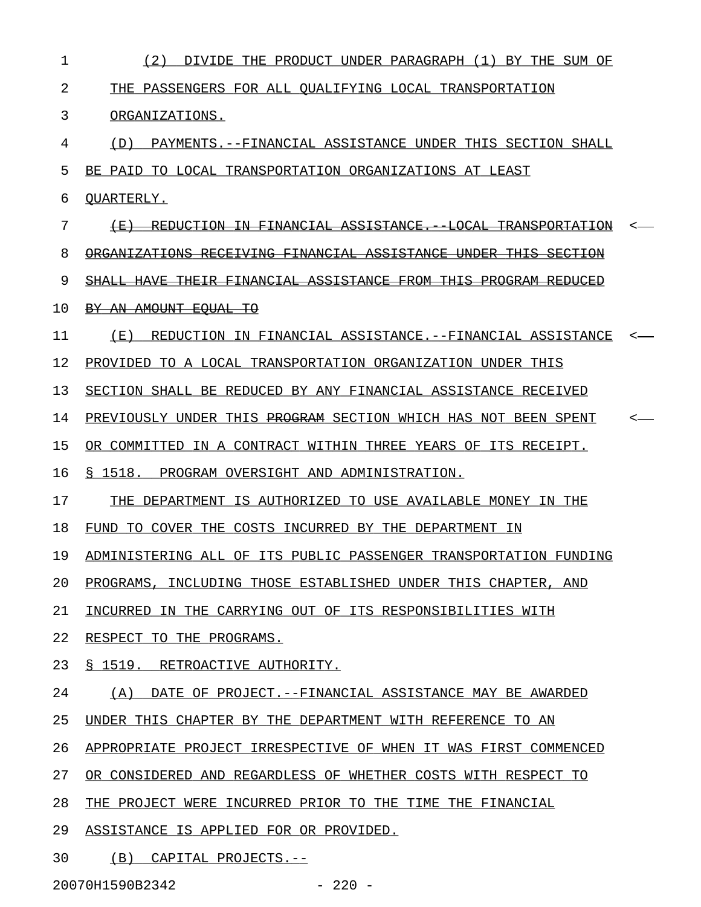(2) DIVIDE THE PRODUCT UNDER PARAGRAPH (1) BY THE SUM OF THE PASSENGERS FOR ALL QUALIFYING LOCAL TRANSPORTATION ORGANIZATIONS.

(D) PAYMENTS.--FINANCIAL ASSISTANCE UNDER THIS SECTION SHALL BE PAID TO LOCAL TRANSPORTATION ORGANIZATIONS AT LEAST QUARTERLY.

~~(E) REDUCTION IN FINANCIAL ASSISTANCE.--LOCAL TRANSPORTATION ORGANIZATIONS RECEIVING FINANCIAL ASSISTANCE UNDER THIS SECTION SHALL HAVE THEIR FINANCIAL ASSISTANCE FROM THIS PROGRAM REDUCED BY AN AMOUNT EQUAL TO~~

(E) REDUCTION IN FINANCIAL ASSISTANCE.--FINANCIAL ASSISTANCE PROVIDED TO A LOCAL TRANSPORTATION ORGANIZATION UNDER THIS SECTION SHALL BE REDUCED BY ANY FINANCIAL ASSISTANCE RECEIVED PREVIOUSLY UNDER THIS ~~PROGRAM~~ SECTION WHICH HAS NOT BEEN SPENT OR COMMITTED IN A CONTRACT WITHIN THREE YEARS OF ITS RECEIPT.

§ 1518. PROGRAM OVERSIGHT AND ADMINISTRATION.

THE DEPARTMENT IS AUTHORIZED TO USE AVAILABLE MONEY IN THE FUND TO COVER THE COSTS INCURRED BY THE DEPARTMENT IN ADMINISTERING ALL OF ITS PUBLIC PASSENGER TRANSPORTATION FUNDING PROGRAMS, INCLUDING THOSE ESTABLISHED UNDER THIS CHAPTER, AND INCURRED IN THE CARRYING OUT OF ITS RESPONSIBILITIES WITH RESPECT TO THE PROGRAMS.

§ 1519. RETROACTIVE AUTHORITY.

(A) DATE OF PROJECT.--FINANCIAL ASSISTANCE MAY BE AWARDED UNDER THIS CHAPTER BY THE DEPARTMENT WITH REFERENCE TO AN APPROPRIATE PROJECT IRRESPECTIVE OF WHEN IT WAS FIRST COMMENCED OR CONSIDERED AND REGARDLESS OF WHETHER COSTS WITH RESPECT TO THE PROJECT WERE INCURRED PRIOR TO THE TIME THE FINANCIAL ASSISTANCE IS APPLIED FOR OR PROVIDED.

(B) CAPITAL PROJECTS.--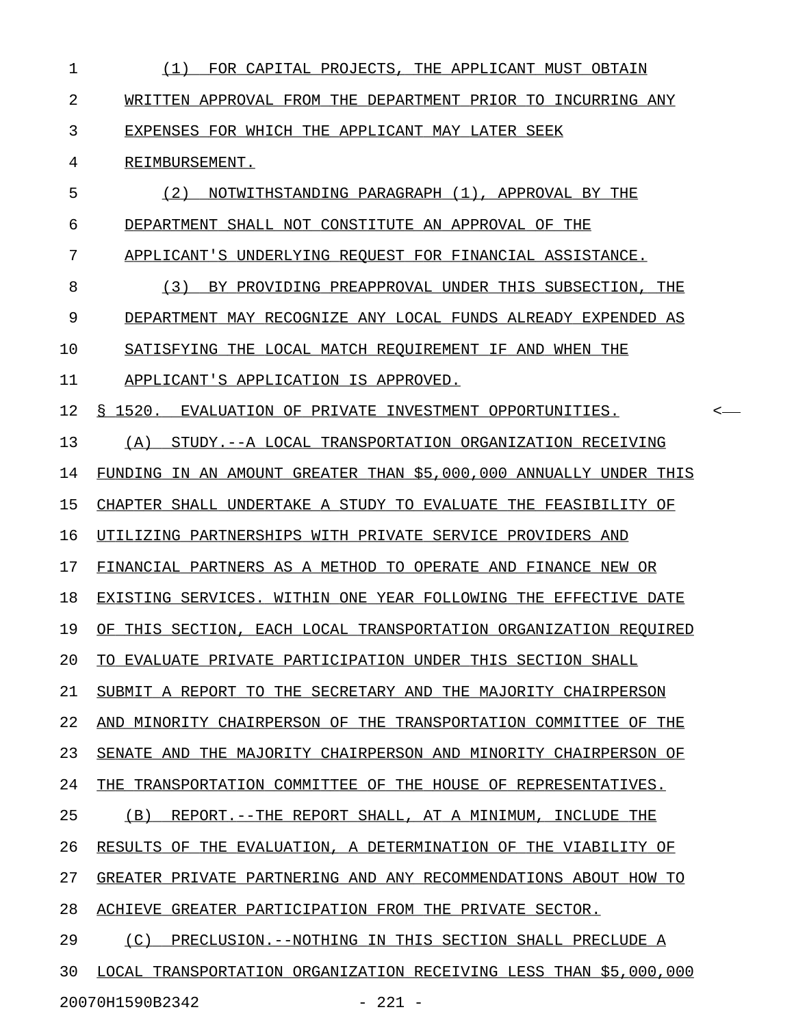(1) FOR CAPITAL PROJECTS, THE APPLICANT MUST OBTAIN WRITTEN APPROVAL FROM THE DEPARTMENT PRIOR TO INCURRING ANY EXPENSES FOR WHICH THE APPLICANT MAY LATER SEEK REIMBURSEMENT.

(2) NOTWITHSTANDING PARAGRAPH (1), APPROVAL BY THE DEPARTMENT SHALL NOT CONSTITUTE AN APPROVAL OF THE APPLICANT'S UNDERLYING REQUEST FOR FINANCIAL ASSISTANCE.

(3) BY PROVIDING PREAPPROVAL UNDER THIS SUBSECTION, THE DEPARTMENT MAY RECOGNIZE ANY LOCAL FUNDS ALREADY EXPENDED AS SATISFYING THE LOCAL MATCH REQUIREMENT IF AND WHEN THE APPLICANT'S APPLICATION IS APPROVED.

§ 1520. EVALUATION OF PRIVATE INVESTMENT OPPORTUNITIES.

(A) STUDY.--A LOCAL TRANSPORTATION ORGANIZATION RECEIVING FUNDING IN AN AMOUNT GREATER THAN $5,000,000 ANNUALLY UNDER THIS CHAPTER SHALL UNDERTAKE A STUDY TO EVALUATE THE FEASIBILITY OF UTILIZING PARTNERSHIPS WITH PRIVATE SERVICE PROVIDERS AND FINANCIAL PARTNERS AS A METHOD TO OPERATE AND FINANCE NEW OR EXISTING SERVICES. WITHIN ONE YEAR FOLLOWING THE EFFECTIVE DATE OF THIS SECTION, EACH LOCAL TRANSPORTATION ORGANIZATION REQUIRED TO EVALUATE PRIVATE PARTICIPATION UNDER THIS SECTION SHALL SUBMIT A REPORT TO THE SECRETARY AND THE MAJORITY CHAIRPERSON AND MINORITY CHAIRPERSON OF THE TRANSPORTATION COMMITTEE OF THE SENATE AND THE MAJORITY CHAIRPERSON AND MINORITY CHAIRPERSON OF THE TRANSPORTATION COMMITTEE OF THE HOUSE OF REPRESENTATIVES.

(B) REPORT.--THE REPORT SHALL, AT A MINIMUM, INCLUDE THE RESULTS OF THE EVALUATION, A DETERMINATION OF THE VIABILITY OF GREATER PRIVATE PARTNERING AND ANY RECOMMENDATIONS ABOUT HOW TO ACHIEVE GREATER PARTICIPATION FROM THE PRIVATE SECTOR.

(C) PRECLUSION.--NOTHING IN THIS SECTION SHALL PRECLUDE A LOCAL TRANSPORTATION ORGANIZATION RECEIVING LESS THAN $5,000,000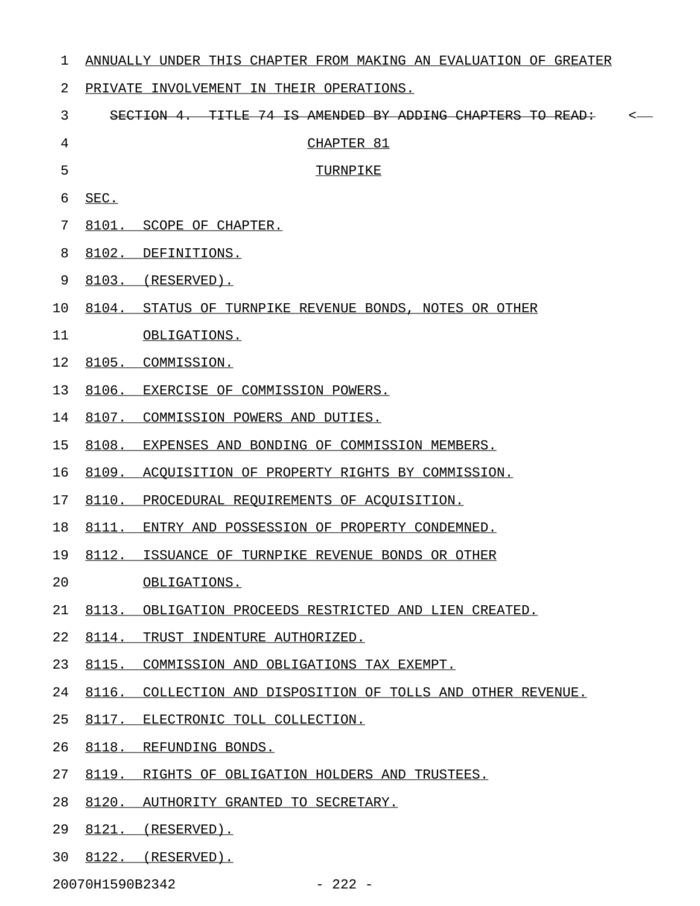ANNUALLY UNDER THIS CHAPTER FROM MAKING AN EVALUATION OF GREATER PRIVATE INVOLVEMENT IN THEIR OPERATIONS.

~~SECTION 4. TITLE 74 IS AMENDED BY ADDING CHAPTERS TO READ:~~

CHAPTER 81

TURNPIKE

SEC.

8101. SCOPE OF CHAPTER.

8102. DEFINITIONS.

8103. (RESERVED).

8104. STATUS OF TURNPIKE REVENUE BONDS, NOTES OR OTHER OBLIGATIONS.

8105. COMMISSION.

8106. EXERCISE OF COMMISSION POWERS.

8107. COMMISSION POWERS AND DUTIES.

8108. EXPENSES AND BONDING OF COMMISSION MEMBERS.

8109. ACQUISITION OF PROPERTY RIGHTS BY COMMISSION.

8110. PROCEDURAL REQUIREMENTS OF ACQUISITION.

8111. ENTRY AND POSSESSION OF PROPERTY CONDEMNED.

8112. ISSUANCE OF TURNPIKE REVENUE BONDS OR OTHER OBLIGATIONS.

8113. OBLIGATION PROCEEDS RESTRICTED AND LIEN CREATED.

8114. TRUST INDENTURE AUTHORIZED.

8115. COMMISSION AND OBLIGATIONS TAX EXEMPT.

8116. COLLECTION AND DISPOSITION OF TOLLS AND OTHER REVENUE.

8117. ELECTRONIC TOLL COLLECTION.

8118. REFUNDING BONDS.

8119. RIGHTS OF OBLIGATION HOLDERS AND TRUSTEES.

8120. AUTHORITY GRANTED TO SECRETARY.

8121. (RESERVED).

8122. (RESERVED).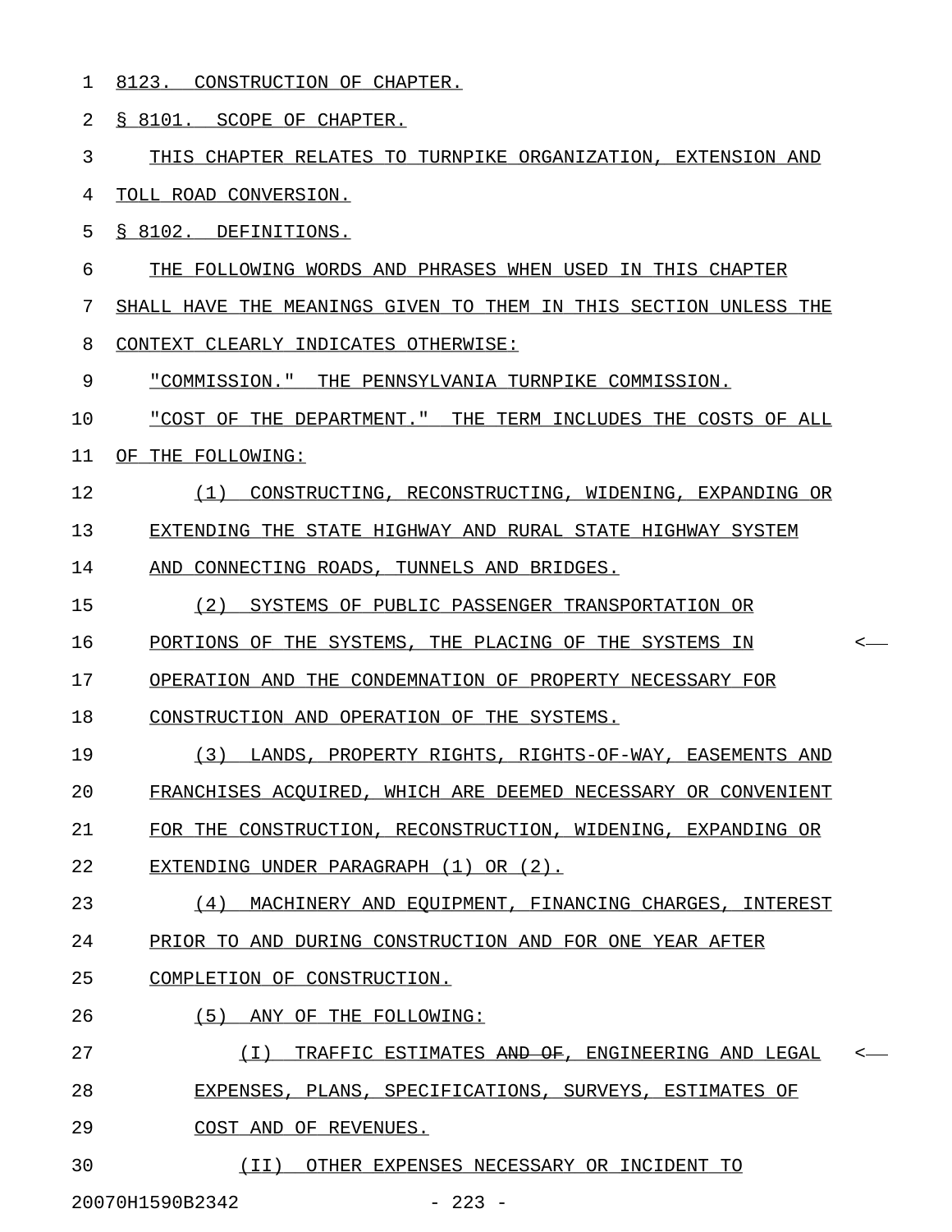8123. CONSTRUCTION OF CHAPTER.

§ 8101. SCOPE OF CHAPTER.

THIS CHAPTER RELATES TO TURNPIKE ORGANIZATION, EXTENSION AND TOLL ROAD CONVERSION.

§ 8102. DEFINITIONS.

THE FOLLOWING WORDS AND PHRASES WHEN USED IN THIS CHAPTER SHALL HAVE THE MEANINGS GIVEN TO THEM IN THIS SECTION UNLESS THE CONTEXT CLEARLY INDICATES OTHERWISE:

"COMMISSION." THE PENNSYLVANIA TURNPIKE COMMISSION.

"COST OF THE DEPARTMENT." THE TERM INCLUDES THE COSTS OF ALL OF THE FOLLOWING:

(1) CONSTRUCTING, RECONSTRUCTING, WIDENING, EXPANDING OR EXTENDING THE STATE HIGHWAY AND RURAL STATE HIGHWAY SYSTEM AND CONNECTING ROADS, TUNNELS AND BRIDGES.

(2) SYSTEMS OF PUBLIC PASSENGER TRANSPORTATION OR PORTIONS OF THE SYSTEMS, THE PLACING OF THE SYSTEMS IN OPERATION AND THE CONDEMNATION OF PROPERTY NECESSARY FOR CONSTRUCTION AND OPERATION OF THE SYSTEMS.

(3) LANDS, PROPERTY RIGHTS, RIGHTS-OF-WAY, EASEMENTS AND FRANCHISES ACQUIRED, WHICH ARE DEEMED NECESSARY OR CONVENIENT FOR THE CONSTRUCTION, RECONSTRUCTION, WIDENING, EXPANDING OR EXTENDING UNDER PARAGRAPH (1) OR (2).

(4) MACHINERY AND EQUIPMENT, FINANCING CHARGES, INTEREST PRIOR TO AND DURING CONSTRUCTION AND FOR ONE YEAR AFTER COMPLETION OF CONSTRUCTION.

(5) ANY OF THE FOLLOWING:

(I) TRAFFIC ESTIMATES ~~AND OF~~, ENGINEERING AND LEGAL EXPENSES, PLANS, SPECIFICATIONS, SURVEYS, ESTIMATES OF COST AND OF REVENUES.

(II) OTHER EXPENSES NECESSARY OR INCIDENT TO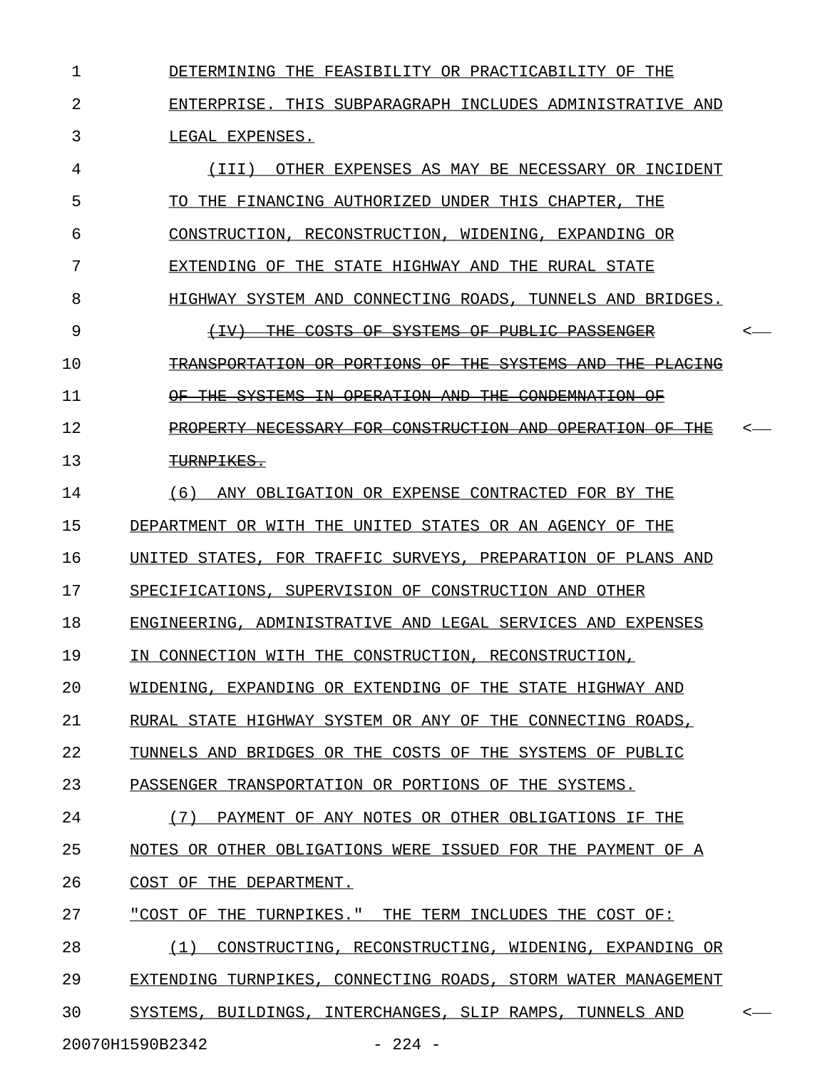DETERMINING THE FEASIBILITY OR PRACTICABILITY OF THE ENTERPRISE. THIS SUBPARAGRAPH INCLUDES ADMINISTRATIVE AND LEGAL EXPENSES.

(III) OTHER EXPENSES AS MAY BE NECESSARY OR INCIDENT TO THE FINANCING AUTHORIZED UNDER THIS CHAPTER, THE CONSTRUCTION, RECONSTRUCTION, WIDENING, EXPANDING OR EXTENDING OF THE STATE HIGHWAY AND THE RURAL STATE HIGHWAY SYSTEM AND CONNECTING ROADS, TUNNELS AND BRIDGES.

~~(IV) THE COSTS OF SYSTEMS OF PUBLIC PASSENGER TRANSPORTATION OR PORTIONS OF THE SYSTEMS AND THE PLACING OF THE SYSTEMS IN OPERATION AND THE CONDEMNATION OF PROPERTY NECESSARY FOR CONSTRUCTION AND OPERATION OF THE TURNPIKES.~~

(6) ANY OBLIGATION OR EXPENSE CONTRACTED FOR BY THE DEPARTMENT OR WITH THE UNITED STATES OR AN AGENCY OF THE UNITED STATES, FOR TRAFFIC SURVEYS, PREPARATION OF PLANS AND SPECIFICATIONS, SUPERVISION OF CONSTRUCTION AND OTHER ENGINEERING, ADMINISTRATIVE AND LEGAL SERVICES AND EXPENSES IN CONNECTION WITH THE CONSTRUCTION, RECONSTRUCTION, WIDENING, EXPANDING OR EXTENDING OF THE STATE HIGHWAY AND RURAL STATE HIGHWAY SYSTEM OR ANY OF THE CONNECTING ROADS, TUNNELS AND BRIDGES OR THE COSTS OF THE SYSTEMS OF PUBLIC PASSENGER TRANSPORTATION OR PORTIONS OF THE SYSTEMS.

(7) PAYMENT OF ANY NOTES OR OTHER OBLIGATIONS IF THE NOTES OR OTHER OBLIGATIONS WERE ISSUED FOR THE PAYMENT OF A COST OF THE DEPARTMENT.

"COST OF THE TURNPIKES." THE TERM INCLUDES THE COST OF:

(1) CONSTRUCTING, RECONSTRUCTING, WIDENING, EXPANDING OR EXTENDING TURNPIKES, CONNECTING ROADS, STORM WATER MANAGEMENT SYSTEMS, BUILDINGS, INTERCHANGES, SLIP RAMPS, TUNNELS AND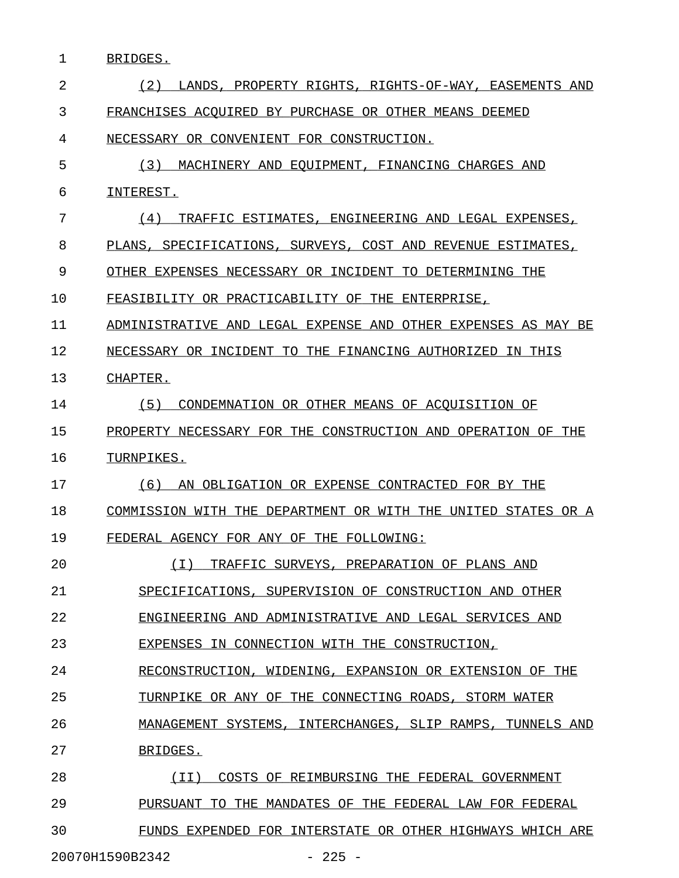BRIDGES.

(2) LANDS, PROPERTY RIGHTS, RIGHTS-OF-WAY, EASEMENTS AND FRANCHISES ACQUIRED BY PURCHASE OR OTHER MEANS DEEMED NECESSARY OR CONVENIENT FOR CONSTRUCTION.

(3) MACHINERY AND EQUIPMENT, FINANCING CHARGES AND INTEREST.

(4) TRAFFIC ESTIMATES, ENGINEERING AND LEGAL EXPENSES, PLANS, SPECIFICATIONS, SURVEYS, COST AND REVENUE ESTIMATES, OTHER EXPENSES NECESSARY OR INCIDENT TO DETERMINING THE FEASIBILITY OR PRACTICABILITY OF THE ENTERPRISE, ADMINISTRATIVE AND LEGAL EXPENSE AND OTHER EXPENSES AS MAY BE NECESSARY OR INCIDENT TO THE FINANCING AUTHORIZED IN THIS CHAPTER.

(5) CONDEMNATION OR OTHER MEANS OF ACQUISITION OF PROPERTY NECESSARY FOR THE CONSTRUCTION AND OPERATION OF THE TURNPIKES.

(6) AN OBLIGATION OR EXPENSE CONTRACTED FOR BY THE COMMISSION WITH THE DEPARTMENT OR WITH THE UNITED STATES OR A FEDERAL AGENCY FOR ANY OF THE FOLLOWING:

(I) TRAFFIC SURVEYS, PREPARATION OF PLANS AND SPECIFICATIONS, SUPERVISION OF CONSTRUCTION AND OTHER ENGINEERING AND ADMINISTRATIVE AND LEGAL SERVICES AND EXPENSES IN CONNECTION WITH THE CONSTRUCTION, RECONSTRUCTION, WIDENING, EXPANSION OR EXTENSION OF THE TURNPIKE OR ANY OF THE CONNECTING ROADS, STORM WATER MANAGEMENT SYSTEMS, INTERCHANGES, SLIP RAMPS, TUNNELS AND BRIDGES.

(II) COSTS OF REIMBURSING THE FEDERAL GOVERNMENT PURSUANT TO THE MANDATES OF THE FEDERAL LAW FOR FEDERAL FUNDS EXPENDED FOR INTERSTATE OR OTHER HIGHWAYS WHICH ARE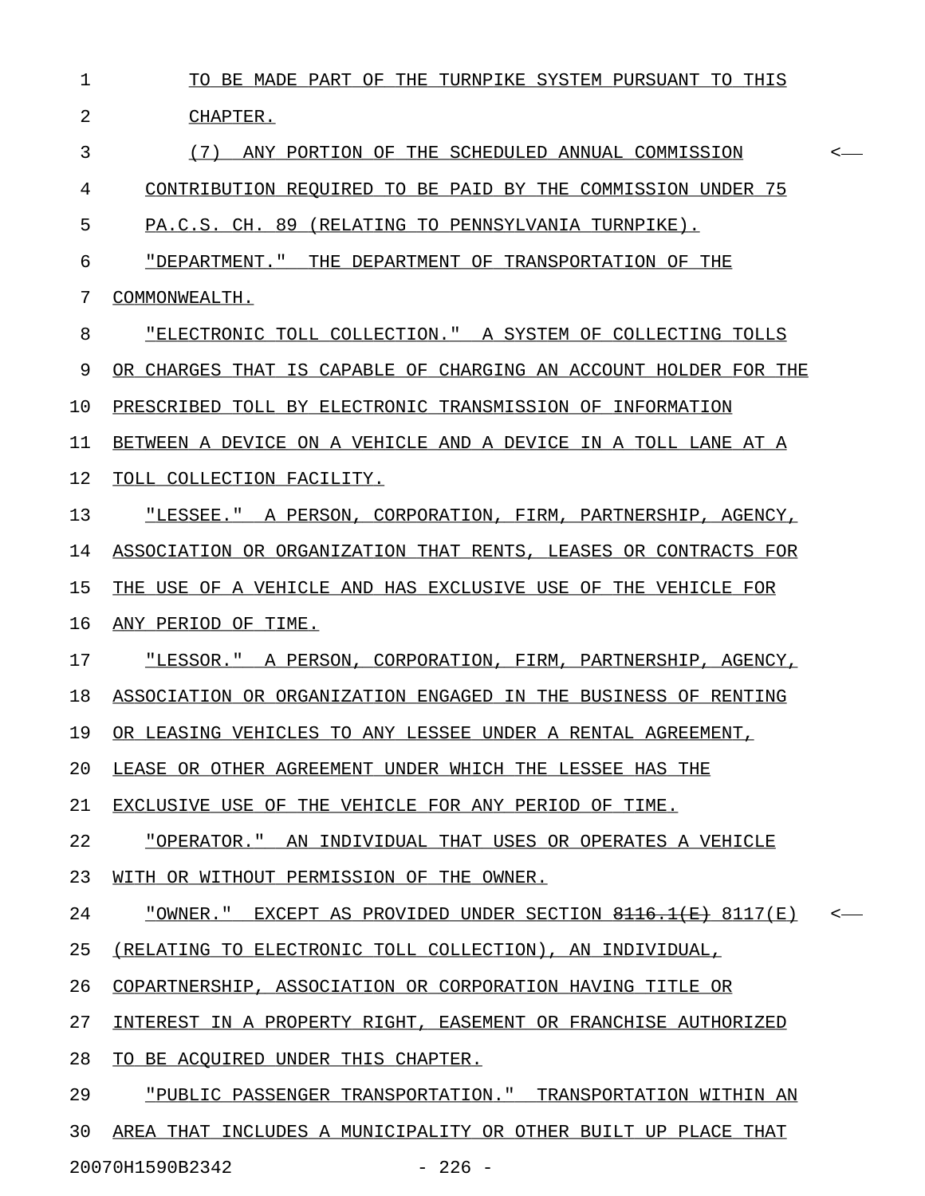TO BE MADE PART OF THE TURNPIKE SYSTEM PURSUANT TO THIS CHAPTER.

(7) ANY PORTION OF THE SCHEDULED ANNUAL COMMISSION CONTRIBUTION REQUIRED TO BE PAID BY THE COMMISSION UNDER 75 PA.C.S. CH. 89 (RELATING TO PENNSYLVANIA TURNPIKE).

"DEPARTMENT." THE DEPARTMENT OF TRANSPORTATION OF THE COMMONWEALTH.

"ELECTRONIC TOLL COLLECTION." A SYSTEM OF COLLECTING TOLLS OR CHARGES THAT IS CAPABLE OF CHARGING AN ACCOUNT HOLDER FOR THE PRESCRIBED TOLL BY ELECTRONIC TRANSMISSION OF INFORMATION BETWEEN A DEVICE ON A VEHICLE AND A DEVICE IN A TOLL LANE AT A TOLL COLLECTION FACILITY.

"LESSEE." A PERSON, CORPORATION, FIRM, PARTNERSHIP, AGENCY, ASSOCIATION OR ORGANIZATION THAT RENTS, LEASES OR CONTRACTS FOR THE USE OF A VEHICLE AND HAS EXCLUSIVE USE OF THE VEHICLE FOR ANY PERIOD OF TIME.

"LESSOR." A PERSON, CORPORATION, FIRM, PARTNERSHIP, AGENCY, ASSOCIATION OR ORGANIZATION ENGAGED IN THE BUSINESS OF RENTING OR LEASING VEHICLES TO ANY LESSEE UNDER A RENTAL AGREEMENT, LEASE OR OTHER AGREEMENT UNDER WHICH THE LESSEE HAS THE EXCLUSIVE USE OF THE VEHICLE FOR ANY PERIOD OF TIME.

"OPERATOR." AN INDIVIDUAL THAT USES OR OPERATES A VEHICLE WITH OR WITHOUT PERMISSION OF THE OWNER.

"OWNER." EXCEPT AS PROVIDED UNDER SECTION ~~8116.1(E)~~ 8117(E) (RELATING TO ELECTRONIC TOLL COLLECTION), AN INDIVIDUAL, COPARTNERSHIP, ASSOCIATION OR CORPORATION HAVING TITLE OR INTEREST IN A PROPERTY RIGHT, EASEMENT OR FRANCHISE AUTHORIZED TO BE ACQUIRED UNDER THIS CHAPTER.

"PUBLIC PASSENGER TRANSPORTATION." TRANSPORTATION WITHIN AN AREA THAT INCLUDES A MUNICIPALITY OR OTHER BUILT UP PLACE THAT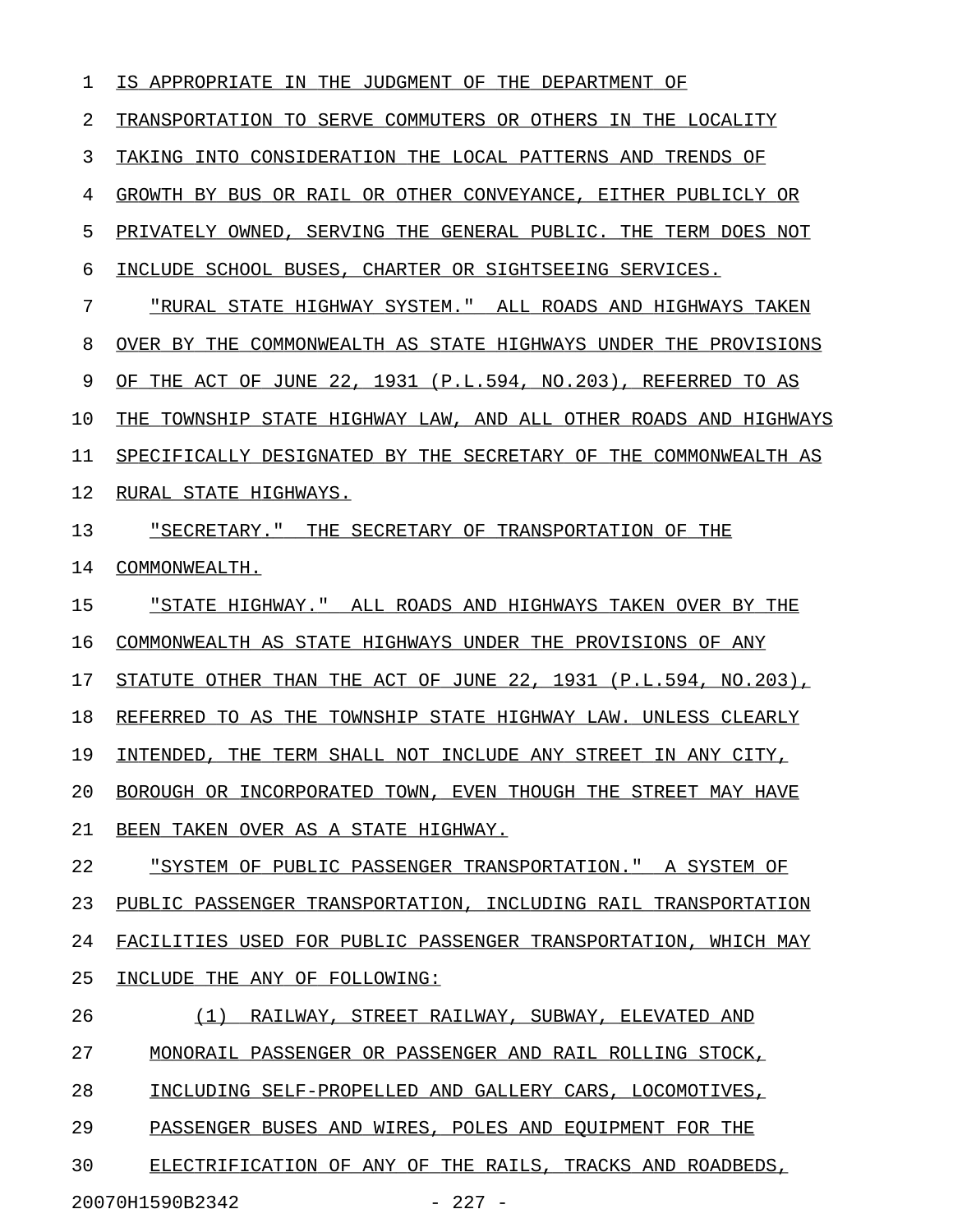IS APPROPRIATE IN THE JUDGMENT OF THE DEPARTMENT OF TRANSPORTATION TO SERVE COMMUTERS OR OTHERS IN THE LOCALITY TAKING INTO CONSIDERATION THE LOCAL PATTERNS AND TRENDS OF GROWTH BY BUS OR RAIL OR OTHER CONVEYANCE, EITHER PUBLICLY OR PRIVATELY OWNED, SERVING THE GENERAL PUBLIC. THE TERM DOES NOT INCLUDE SCHOOL BUSES, CHARTER OR SIGHTSEEING SERVICES.

"RURAL STATE HIGHWAY SYSTEM." ALL ROADS AND HIGHWAYS TAKEN OVER BY THE COMMONWEALTH AS STATE HIGHWAYS UNDER THE PROVISIONS OF THE ACT OF JUNE 22, 1931 (P.L.594, NO.203), REFERRED TO AS THE TOWNSHIP STATE HIGHWAY LAW, AND ALL OTHER ROADS AND HIGHWAYS SPECIFICALLY DESIGNATED BY THE SECRETARY OF THE COMMONWEALTH AS RURAL STATE HIGHWAYS.

"SECRETARY." THE SECRETARY OF TRANSPORTATION OF THE COMMONWEALTH.

"STATE HIGHWAY." ALL ROADS AND HIGHWAYS TAKEN OVER BY THE COMMONWEALTH AS STATE HIGHWAYS UNDER THE PROVISIONS OF ANY STATUTE OTHER THAN THE ACT OF JUNE 22, 1931 (P.L.594, NO.203), REFERRED TO AS THE TOWNSHIP STATE HIGHWAY LAW. UNLESS CLEARLY INTENDED, THE TERM SHALL NOT INCLUDE ANY STREET IN ANY CITY, BOROUGH OR INCORPORATED TOWN, EVEN THOUGH THE STREET MAY HAVE BEEN TAKEN OVER AS A STATE HIGHWAY.

"SYSTEM OF PUBLIC PASSENGER TRANSPORTATION." A SYSTEM OF PUBLIC PASSENGER TRANSPORTATION, INCLUDING RAIL TRANSPORTATION FACILITIES USED FOR PUBLIC PASSENGER TRANSPORTATION, WHICH MAY INCLUDE THE ANY OF FOLLOWING:

(1) RAILWAY, STREET RAILWAY, SUBWAY, ELEVATED AND MONORAIL PASSENGER OR PASSENGER AND RAIL ROLLING STOCK, INCLUDING SELF-PROPELLED AND GALLERY CARS, LOCOMOTIVES, PASSENGER BUSES AND WIRES, POLES AND EQUIPMENT FOR THE ELECTRIFICATION OF ANY OF THE RAILS, TRACKS AND ROADBEDS,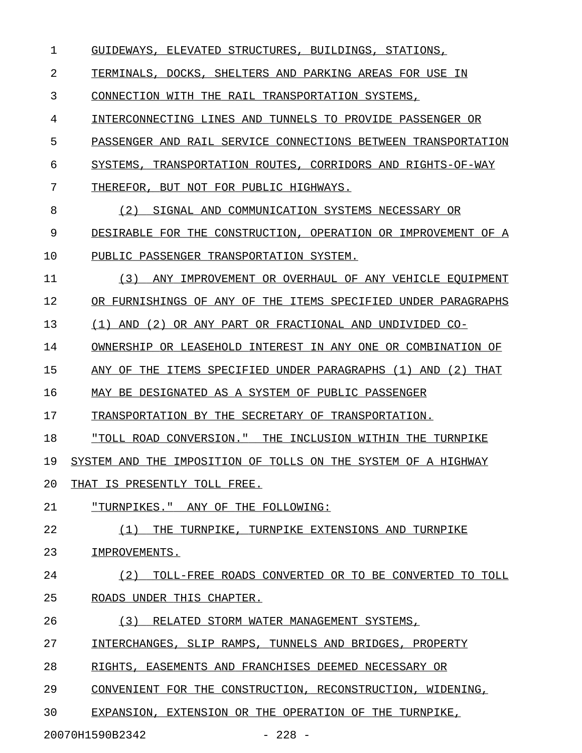GUIDEWAYS, ELEVATED STRUCTURES, BUILDINGS, STATIONS, TERMINALS, DOCKS, SHELTERS AND PARKING AREAS FOR USE IN CONNECTION WITH THE RAIL TRANSPORTATION SYSTEMS, INTERCONNECTING LINES AND TUNNELS TO PROVIDE PASSENGER OR PASSENGER AND RAIL SERVICE CONNECTIONS BETWEEN TRANSPORTATION SYSTEMS, TRANSPORTATION ROUTES, CORRIDORS AND RIGHTS-OF-WAY THEREFOR, BUT NOT FOR PUBLIC HIGHWAYS.

(2) SIGNAL AND COMMUNICATION SYSTEMS NECESSARY OR DESIRABLE FOR THE CONSTRUCTION, OPERATION OR IMPROVEMENT OF A PUBLIC PASSENGER TRANSPORTATION SYSTEM.

(3) ANY IMPROVEMENT OR OVERHAUL OF ANY VEHICLE EQUIPMENT OR FURNISHINGS OF ANY OF THE ITEMS SPECIFIED UNDER PARAGRAPHS (1) AND (2) OR ANY PART OR FRACTIONAL AND UNDIVIDED CO-OWNERSHIP OR LEASEHOLD INTEREST IN ANY ONE OR COMBINATION OF ANY OF THE ITEMS SPECIFIED UNDER PARAGRAPHS (1) AND (2) THAT MAY BE DESIGNATED AS A SYSTEM OF PUBLIC PASSENGER TRANSPORTATION BY THE SECRETARY OF TRANSPORTATION.

"TOLL ROAD CONVERSION." THE INCLUSION WITHIN THE TURNPIKE SYSTEM AND THE IMPOSITION OF TOLLS ON THE SYSTEM OF A HIGHWAY THAT IS PRESENTLY TOLL FREE.

"TURNPIKES." ANY OF THE FOLLOWING:

(1) THE TURNPIKE, TURNPIKE EXTENSIONS AND TURNPIKE IMPROVEMENTS.

(2) TOLL-FREE ROADS CONVERTED OR TO BE CONVERTED TO TOLL ROADS UNDER THIS CHAPTER.

(3) RELATED STORM WATER MANAGEMENT SYSTEMS, INTERCHANGES, SLIP RAMPS, TUNNELS AND BRIDGES, PROPERTY RIGHTS, EASEMENTS AND FRANCHISES DEEMED NECESSARY OR CONVENIENT FOR THE CONSTRUCTION, RECONSTRUCTION, WIDENING, EXPANSION, EXTENSION OR THE OPERATION OF THE TURNPIKE,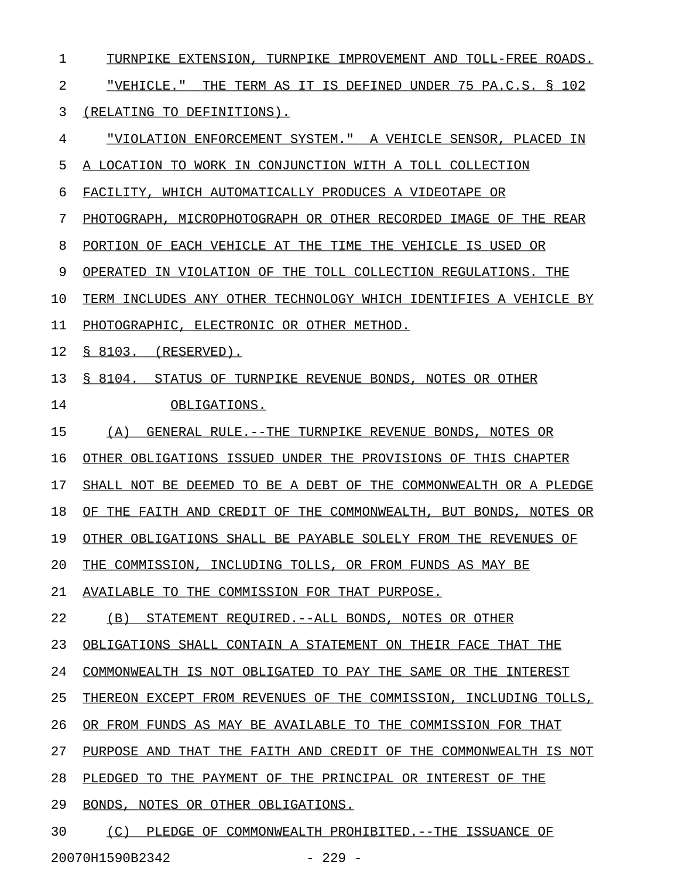TURNPIKE EXTENSION, TURNPIKE IMPROVEMENT AND TOLL-FREE ROADS.

"VEHICLE." THE TERM AS IT IS DEFINED UNDER 75 PA.C.S. § 102 (RELATING TO DEFINITIONS).

"VIOLATION ENFORCEMENT SYSTEM." A VEHICLE SENSOR, PLACED IN A LOCATION TO WORK IN CONJUNCTION WITH A TOLL COLLECTION FACILITY, WHICH AUTOMATICALLY PRODUCES A VIDEOTAPE OR PHOTOGRAPH, MICROPHOTOGRAPH OR OTHER RECORDED IMAGE OF THE REAR PORTION OF EACH VEHICLE AT THE TIME THE VEHICLE IS USED OR OPERATED IN VIOLATION OF THE TOLL COLLECTION REGULATIONS. THE TERM INCLUDES ANY OTHER TECHNOLOGY WHICH IDENTIFIES A VEHICLE BY PHOTOGRAPHIC, ELECTRONIC OR OTHER METHOD.

§ 8103. (RESERVED).

§ 8104. STATUS OF TURNPIKE REVENUE BONDS, NOTES OR OTHER OBLIGATIONS.

(A) GENERAL RULE.--THE TURNPIKE REVENUE BONDS, NOTES OR OTHER OBLIGATIONS ISSUED UNDER THE PROVISIONS OF THIS CHAPTER SHALL NOT BE DEEMED TO BE A DEBT OF THE COMMONWEALTH OR A PLEDGE OF THE FAITH AND CREDIT OF THE COMMONWEALTH, BUT BONDS, NOTES OR OTHER OBLIGATIONS SHALL BE PAYABLE SOLELY FROM THE REVENUES OF THE COMMISSION, INCLUDING TOLLS, OR FROM FUNDS AS MAY BE AVAILABLE TO THE COMMISSION FOR THAT PURPOSE.

(B) STATEMENT REQUIRED.--ALL BONDS, NOTES OR OTHER OBLIGATIONS SHALL CONTAIN A STATEMENT ON THEIR FACE THAT THE COMMONWEALTH IS NOT OBLIGATED TO PAY THE SAME OR THE INTEREST THEREON EXCEPT FROM REVENUES OF THE COMMISSION, INCLUDING TOLLS, OR FROM FUNDS AS MAY BE AVAILABLE TO THE COMMISSION FOR THAT PURPOSE AND THAT THE FAITH AND CREDIT OF THE COMMONWEALTH IS NOT PLEDGED TO THE PAYMENT OF THE PRINCIPAL OR INTEREST OF THE BONDS, NOTES OR OTHER OBLIGATIONS.

(C) PLEDGE OF COMMONWEALTH PROHIBITED.--THE ISSUANCE OF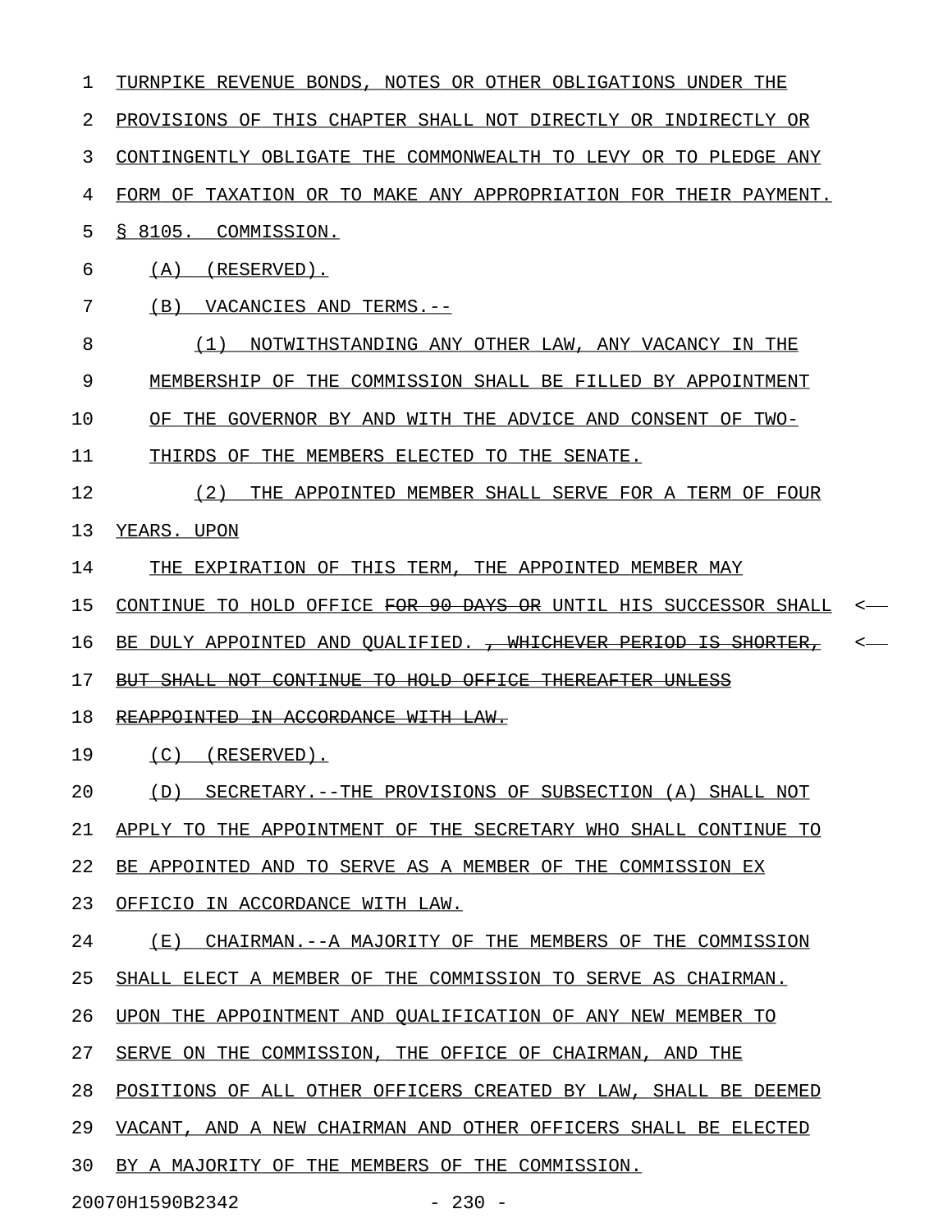TURNPIKE REVENUE BONDS, NOTES OR OTHER OBLIGATIONS UNDER THE PROVISIONS OF THIS CHAPTER SHALL NOT DIRECTLY OR INDIRECTLY OR CONTINGENTLY OBLIGATE THE COMMONWEALTH TO LEVY OR TO PLEDGE ANY FORM OF TAXATION OR TO MAKE ANY APPROPRIATION FOR THEIR PAYMENT.

§ 8105. COMMISSION.

(A) (RESERVED).

(B) VACANCIES AND TERMS.--

(1) NOTWITHSTANDING ANY OTHER LAW, ANY VACANCY IN THE MEMBERSHIP OF THE COMMISSION SHALL BE FILLED BY APPOINTMENT OF THE GOVERNOR BY AND WITH THE ADVICE AND CONSENT OF TWO-THIRDS OF THE MEMBERS ELECTED TO THE SENATE.

(2) THE APPOINTED MEMBER SHALL SERVE FOR A TERM OF FOUR YEARS. UPON THE EXPIRATION OF THIS TERM, THE APPOINTED MEMBER MAY CONTINUE TO HOLD OFFICE ~~FOR 90 DAYS OR~~ UNTIL HIS SUCCESSOR SHALL BE DULY APPOINTED AND QUALIFIED. ~~, WHICHEVER PERIOD IS SHORTER, BUT SHALL NOT CONTINUE TO HOLD OFFICE THEREAFTER UNLESS REAPPOINTED IN ACCORDANCE WITH LAW.~~

(C) (RESERVED).

(D) SECRETARY.--THE PROVISIONS OF SUBSECTION (A) SHALL NOT APPLY TO THE APPOINTMENT OF THE SECRETARY WHO SHALL CONTINUE TO BE APPOINTED AND TO SERVE AS A MEMBER OF THE COMMISSION EX OFFICIO IN ACCORDANCE WITH LAW.

(E) CHAIRMAN.--A MAJORITY OF THE MEMBERS OF THE COMMISSION SHALL ELECT A MEMBER OF THE COMMISSION TO SERVE AS CHAIRMAN. UPON THE APPOINTMENT AND QUALIFICATION OF ANY NEW MEMBER TO SERVE ON THE COMMISSION, THE OFFICE OF CHAIRMAN, AND THE POSITIONS OF ALL OTHER OFFICERS CREATED BY LAW, SHALL BE DEEMED VACANT, AND A NEW CHAIRMAN AND OTHER OFFICERS SHALL BE ELECTED BY A MAJORITY OF THE MEMBERS OF THE COMMISSION.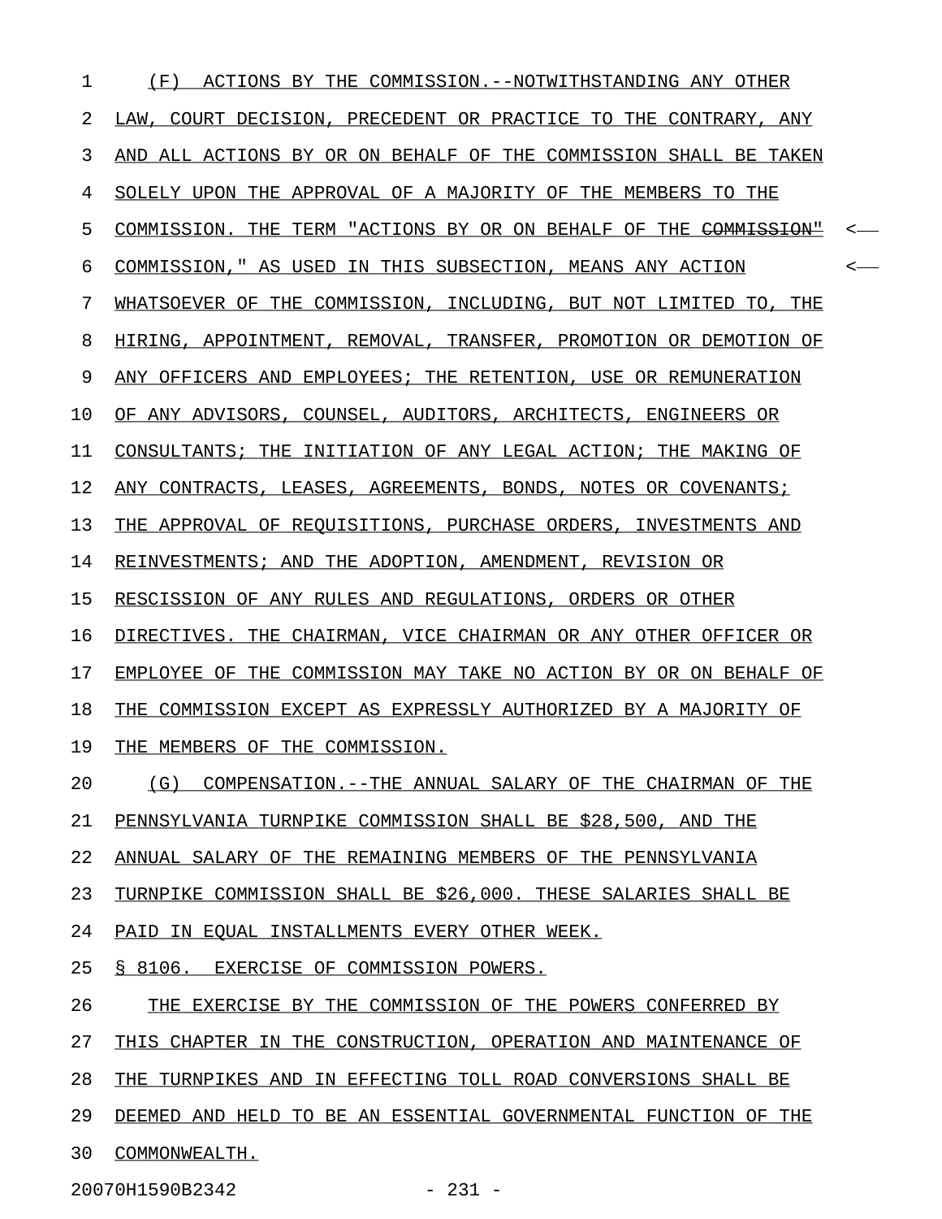(F) ACTIONS BY THE COMMISSION.--NOTWITHSTANDING ANY OTHER LAW, COURT DECISION, PRECEDENT OR PRACTICE TO THE CONTRARY, ANY AND ALL ACTIONS BY OR ON BEHALF OF THE COMMISSION SHALL BE TAKEN SOLELY UPON THE APPROVAL OF A MAJORITY OF THE MEMBERS TO THE COMMISSION. THE TERM "ACTIONS BY OR ON BEHALF OF THE ~~COMMISSION"~~ COMMISSION," AS USED IN THIS SUBSECTION, MEANS ANY ACTION WHATSOEVER OF THE COMMISSION, INCLUDING, BUT NOT LIMITED TO, THE HIRING, APPOINTMENT, REMOVAL, TRANSFER, PROMOTION OR DEMOTION OF ANY OFFICERS AND EMPLOYEES; THE RETENTION, USE OR REMUNERATION OF ANY ADVISORS, COUNSEL, AUDITORS, ARCHITECTS, ENGINEERS OR CONSULTANTS; THE INITIATION OF ANY LEGAL ACTION; THE MAKING OF ANY CONTRACTS, LEASES, AGREEMENTS, BONDS, NOTES OR COVENANTS; THE APPROVAL OF REQUISITIONS, PURCHASE ORDERS, INVESTMENTS AND REINVESTMENTS; AND THE ADOPTION, AMENDMENT, REVISION OR RESCISSION OF ANY RULES AND REGULATIONS, ORDERS OR OTHER DIRECTIVES. THE CHAIRMAN, VICE CHAIRMAN OR ANY OTHER OFFICER OR EMPLOYEE OF THE COMMISSION MAY TAKE NO ACTION BY OR ON BEHALF OF THE COMMISSION EXCEPT AS EXPRESSLY AUTHORIZED BY A MAJORITY OF THE MEMBERS OF THE COMMISSION.

(G) COMPENSATION.--THE ANNUAL SALARY OF THE CHAIRMAN OF THE PENNSYLVANIA TURNPIKE COMMISSION SHALL BE $28,500, AND THE ANNUAL SALARY OF THE REMAINING MEMBERS OF THE PENNSYLVANIA TURNPIKE COMMISSION SHALL BE $26,000. THESE SALARIES SHALL BE PAID IN EQUAL INSTALLMENTS EVERY OTHER WEEK.

§ 8106. EXERCISE OF COMMISSION POWERS.

THE EXERCISE BY THE COMMISSION OF THE POWERS CONFERRED BY THIS CHAPTER IN THE CONSTRUCTION, OPERATION AND MAINTENANCE OF THE TURNPIKES AND IN EFFECTING TOLL ROAD CONVERSIONS SHALL BE DEEMED AND HELD TO BE AN ESSENTIAL GOVERNMENTAL FUNCTION OF THE COMMONWEALTH.

20070H1590B2342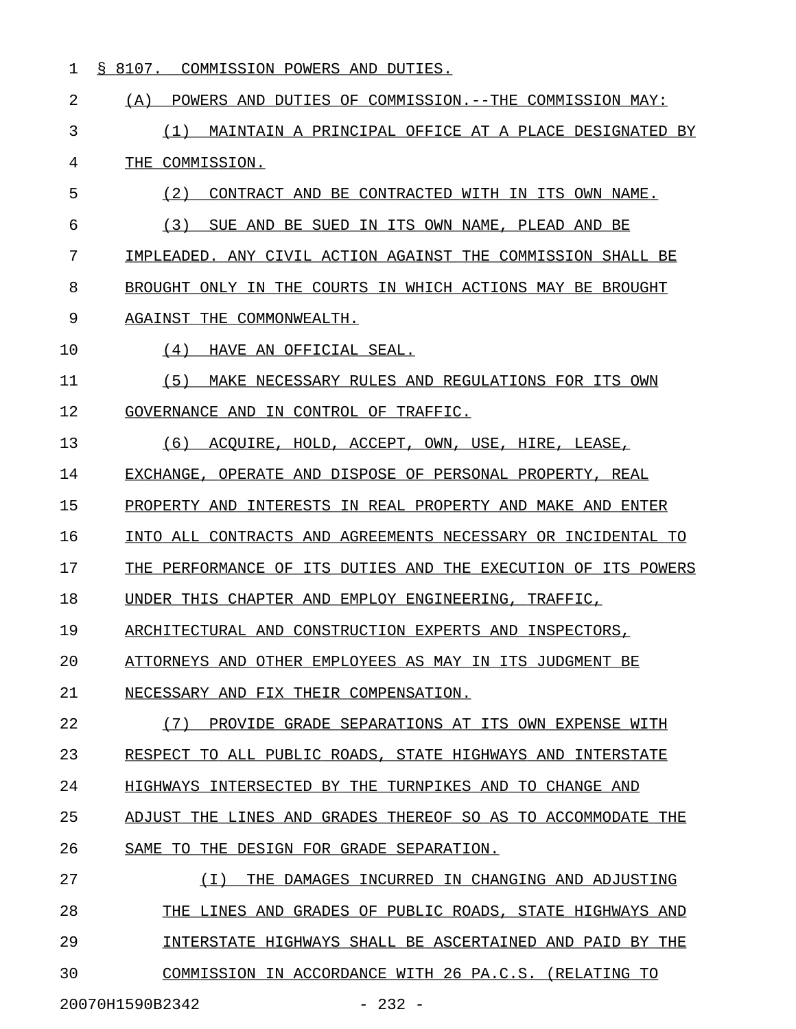§ 8107. COMMISSION POWERS AND DUTIES.

(A) POWERS AND DUTIES OF COMMISSION.--THE COMMISSION MAY:

(1) MAINTAIN A PRINCIPAL OFFICE AT A PLACE DESIGNATED BY THE COMMISSION.

(2) CONTRACT AND BE CONTRACTED WITH IN ITS OWN NAME.

(3) SUE AND BE SUED IN ITS OWN NAME, PLEAD AND BE IMPLEADED. ANY CIVIL ACTION AGAINST THE COMMISSION SHALL BE BROUGHT ONLY IN THE COURTS IN WHICH ACTIONS MAY BE BROUGHT AGAINST THE COMMONWEALTH.

(4) HAVE AN OFFICIAL SEAL.

(5) MAKE NECESSARY RULES AND REGULATIONS FOR ITS OWN GOVERNANCE AND IN CONTROL OF TRAFFIC.

(6) ACQUIRE, HOLD, ACCEPT, OWN, USE, HIRE, LEASE, EXCHANGE, OPERATE AND DISPOSE OF PERSONAL PROPERTY, REAL PROPERTY AND INTERESTS IN REAL PROPERTY AND MAKE AND ENTER INTO ALL CONTRACTS AND AGREEMENTS NECESSARY OR INCIDENTAL TO THE PERFORMANCE OF ITS DUTIES AND THE EXECUTION OF ITS POWERS UNDER THIS CHAPTER AND EMPLOY ENGINEERING, TRAFFIC, ARCHITECTURAL AND CONSTRUCTION EXPERTS AND INSPECTORS, ATTORNEYS AND OTHER EMPLOYEES AS MAY IN ITS JUDGMENT BE NECESSARY AND FIX THEIR COMPENSATION.

(7) PROVIDE GRADE SEPARATIONS AT ITS OWN EXPENSE WITH RESPECT TO ALL PUBLIC ROADS, STATE HIGHWAYS AND INTERSTATE HIGHWAYS INTERSECTED BY THE TURNPIKES AND TO CHANGE AND ADJUST THE LINES AND GRADES THEREOF SO AS TO ACCOMMODATE THE SAME TO THE DESIGN FOR GRADE SEPARATION.

(I) THE DAMAGES INCURRED IN CHANGING AND ADJUSTING THE LINES AND GRADES OF PUBLIC ROADS, STATE HIGHWAYS AND INTERSTATE HIGHWAYS SHALL BE ASCERTAINED AND PAID BY THE COMMISSION IN ACCORDANCE WITH 26 PA.C.S. (RELATING TO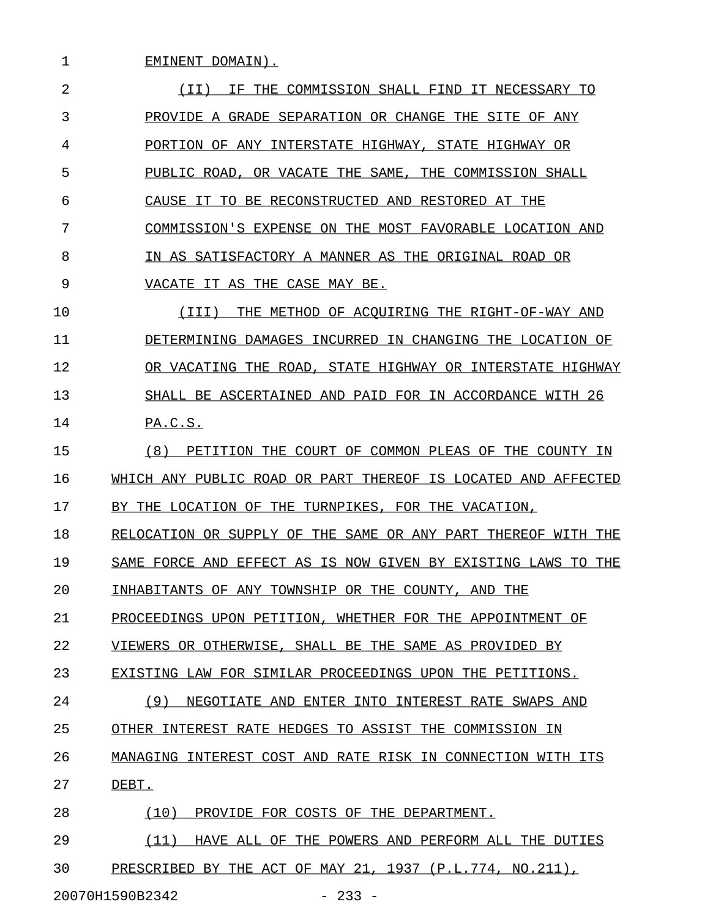EMINENT DOMAIN).

(II) IF THE COMMISSION SHALL FIND IT NECESSARY TO PROVIDE A GRADE SEPARATION OR CHANGE THE SITE OF ANY PORTION OF ANY INTERSTATE HIGHWAY, STATE HIGHWAY OR PUBLIC ROAD, OR VACATE THE SAME, THE COMMISSION SHALL CAUSE IT TO BE RECONSTRUCTED AND RESTORED AT THE COMMISSION'S EXPENSE ON THE MOST FAVORABLE LOCATION AND IN AS SATISFACTORY A MANNER AS THE ORIGINAL ROAD OR VACATE IT AS THE CASE MAY BE.

(III) THE METHOD OF ACQUIRING THE RIGHT-OF-WAY AND DETERMINING DAMAGES INCURRED IN CHANGING THE LOCATION OF OR VACATING THE ROAD, STATE HIGHWAY OR INTERSTATE HIGHWAY SHALL BE ASCERTAINED AND PAID FOR IN ACCORDANCE WITH 26 PA.C.S.

(8) PETITION THE COURT OF COMMON PLEAS OF THE COUNTY IN WHICH ANY PUBLIC ROAD OR PART THEREOF IS LOCATED AND AFFECTED BY THE LOCATION OF THE TURNPIKES, FOR THE VACATION, RELOCATION OR SUPPLY OF THE SAME OR ANY PART THEREOF WITH THE SAME FORCE AND EFFECT AS IS NOW GIVEN BY EXISTING LAWS TO THE INHABITANTS OF ANY TOWNSHIP OR THE COUNTY, AND THE PROCEEDINGS UPON PETITION, WHETHER FOR THE APPOINTMENT OF VIEWERS OR OTHERWISE, SHALL BE THE SAME AS PROVIDED BY EXISTING LAW FOR SIMILAR PROCEEDINGS UPON THE PETITIONS.

(9) NEGOTIATE AND ENTER INTO INTEREST RATE SWAPS AND OTHER INTEREST RATE HEDGES TO ASSIST THE COMMISSION IN MANAGING INTEREST COST AND RATE RISK IN CONNECTION WITH ITS DEBT.

(10) PROVIDE FOR COSTS OF THE DEPARTMENT.

(11) HAVE ALL OF THE POWERS AND PERFORM ALL THE DUTIES PRESCRIBED BY THE ACT OF MAY 21, 1937 (P.L.774, NO.211),

20070H1590B2342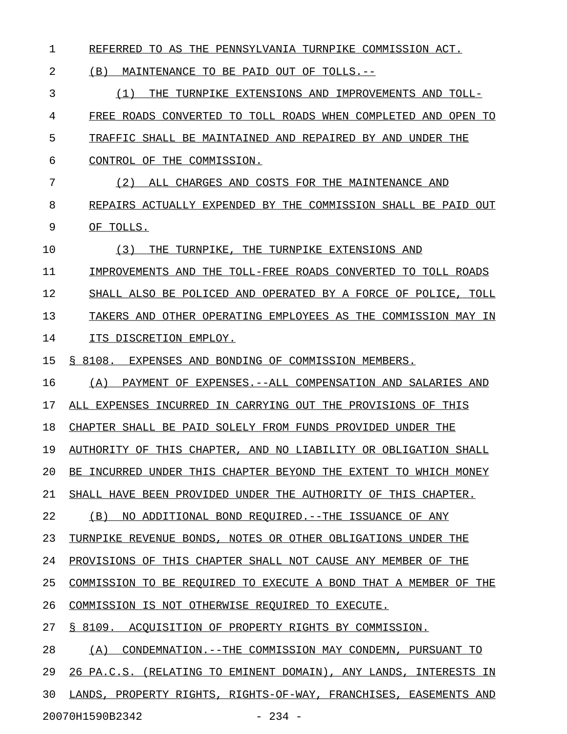REFERRED TO AS THE PENNSYLVANIA TURNPIKE COMMISSION ACT.

(B) MAINTENANCE TO BE PAID OUT OF TOLLS.--

(1) THE TURNPIKE EXTENSIONS AND IMPROVEMENTS AND TOLL-FREE ROADS CONVERTED TO TOLL ROADS WHEN COMPLETED AND OPEN TO TRAFFIC SHALL BE MAINTAINED AND REPAIRED BY AND UNDER THE CONTROL OF THE COMMISSION.

(2) ALL CHARGES AND COSTS FOR THE MAINTENANCE AND REPAIRS ACTUALLY EXPENDED BY THE COMMISSION SHALL BE PAID OUT OF TOLLS.

(3) THE TURNPIKE, THE TURNPIKE EXTENSIONS AND IMPROVEMENTS AND THE TOLL-FREE ROADS CONVERTED TO TOLL ROADS SHALL ALSO BE POLICED AND OPERATED BY A FORCE OF POLICE, TOLL TAKERS AND OTHER OPERATING EMPLOYEES AS THE COMMISSION MAY IN ITS DISCRETION EMPLOY.

§ 8108. EXPENSES AND BONDING OF COMMISSION MEMBERS.

(A) PAYMENT OF EXPENSES.--ALL COMPENSATION AND SALARIES AND ALL EXPENSES INCURRED IN CARRYING OUT THE PROVISIONS OF THIS CHAPTER SHALL BE PAID SOLELY FROM FUNDS PROVIDED UNDER THE AUTHORITY OF THIS CHAPTER, AND NO LIABILITY OR OBLIGATION SHALL BE INCURRED UNDER THIS CHAPTER BEYOND THE EXTENT TO WHICH MONEY SHALL HAVE BEEN PROVIDED UNDER THE AUTHORITY OF THIS CHAPTER.

(B) NO ADDITIONAL BOND REQUIRED.--THE ISSUANCE OF ANY TURNPIKE REVENUE BONDS, NOTES OR OTHER OBLIGATIONS UNDER THE PROVISIONS OF THIS CHAPTER SHALL NOT CAUSE ANY MEMBER OF THE COMMISSION TO BE REQUIRED TO EXECUTE A BOND THAT A MEMBER OF THE COMMISSION IS NOT OTHERWISE REQUIRED TO EXECUTE.

§ 8109. ACQUISITION OF PROPERTY RIGHTS BY COMMISSION.

(A) CONDEMNATION.--THE COMMISSION MAY CONDEMN, PURSUANT TO 26 PA.C.S. (RELATING TO EMINENT DOMAIN), ANY LANDS, INTERESTS IN LANDS, PROPERTY RIGHTS, RIGHTS-OF-WAY, FRANCHISES, EASEMENTS AND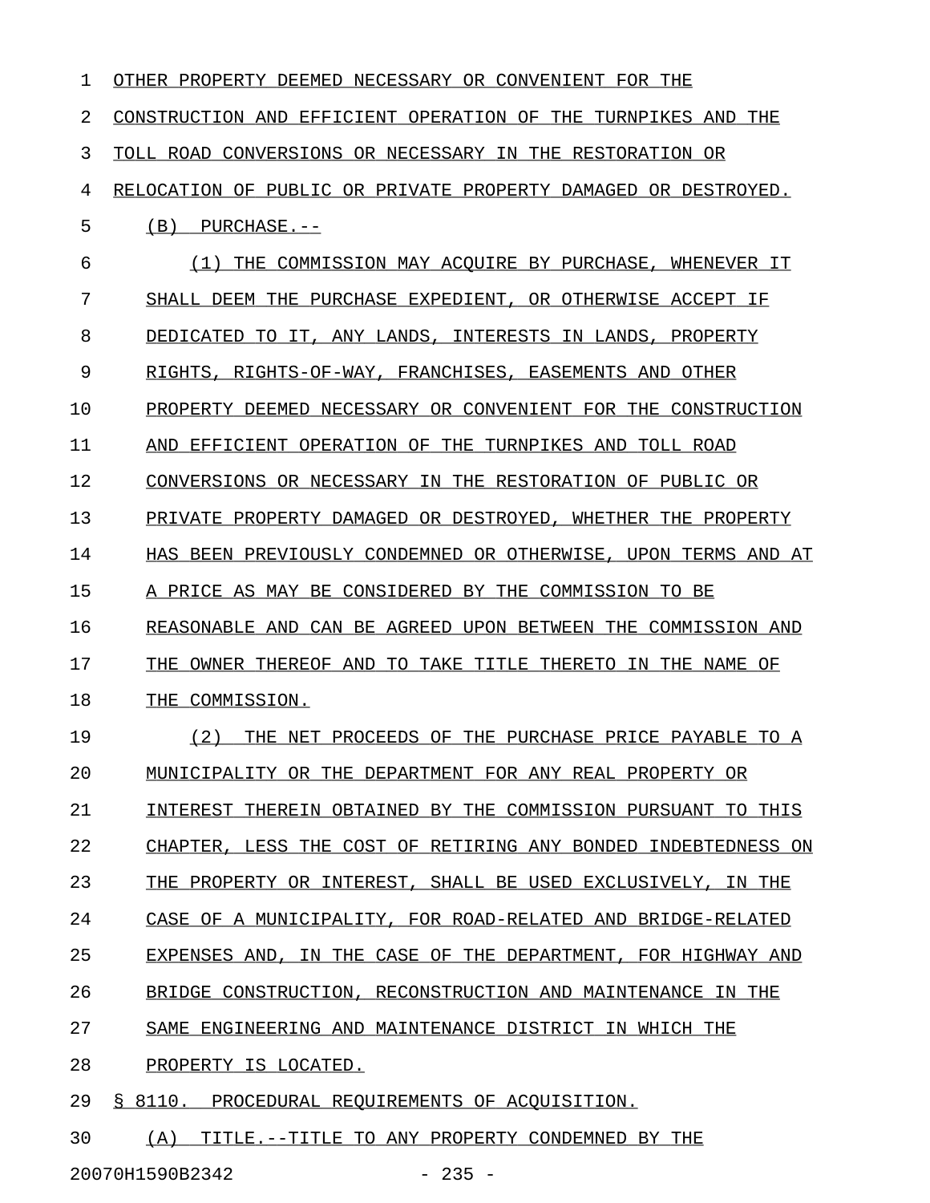OTHER PROPERTY DEEMED NECESSARY OR CONVENIENT FOR THE CONSTRUCTION AND EFFICIENT OPERATION OF THE TURNPIKES AND THE TOLL ROAD CONVERSIONS OR NECESSARY IN THE RESTORATION OR RELOCATION OF PUBLIC OR PRIVATE PROPERTY DAMAGED OR DESTROYED.

(B) PURCHASE.--

(1) THE COMMISSION MAY ACQUIRE BY PURCHASE, WHENEVER IT SHALL DEEM THE PURCHASE EXPEDIENT, OR OTHERWISE ACCEPT IF DEDICATED TO IT, ANY LANDS, INTERESTS IN LANDS, PROPERTY RIGHTS, RIGHTS-OF-WAY, FRANCHISES, EASEMENTS AND OTHER PROPERTY DEEMED NECESSARY OR CONVENIENT FOR THE CONSTRUCTION AND EFFICIENT OPERATION OF THE TURNPIKES AND TOLL ROAD CONVERSIONS OR NECESSARY IN THE RESTORATION OF PUBLIC OR PRIVATE PROPERTY DAMAGED OR DESTROYED, WHETHER THE PROPERTY HAS BEEN PREVIOUSLY CONDEMNED OR OTHERWISE, UPON TERMS AND AT A PRICE AS MAY BE CONSIDERED BY THE COMMISSION TO BE REASONABLE AND CAN BE AGREED UPON BETWEEN THE COMMISSION AND THE OWNER THEREOF AND TO TAKE TITLE THERETO IN THE NAME OF THE COMMISSION.

(2) THE NET PROCEEDS OF THE PURCHASE PRICE PAYABLE TO A MUNICIPALITY OR THE DEPARTMENT FOR ANY REAL PROPERTY OR INTEREST THEREIN OBTAINED BY THE COMMISSION PURSUANT TO THIS CHAPTER, LESS THE COST OF RETIRING ANY BONDED INDEBTEDNESS ON THE PROPERTY OR INTEREST, SHALL BE USED EXCLUSIVELY, IN THE CASE OF A MUNICIPALITY, FOR ROAD-RELATED AND BRIDGE-RELATED EXPENSES AND, IN THE CASE OF THE DEPARTMENT, FOR HIGHWAY AND BRIDGE CONSTRUCTION, RECONSTRUCTION AND MAINTENANCE IN THE SAME ENGINEERING AND MAINTENANCE DISTRICT IN WHICH THE PROPERTY IS LOCATED.

§ 8110. PROCEDURAL REQUIREMENTS OF ACQUISITION.

(A) TITLE.--TITLE TO ANY PROPERTY CONDEMNED BY THE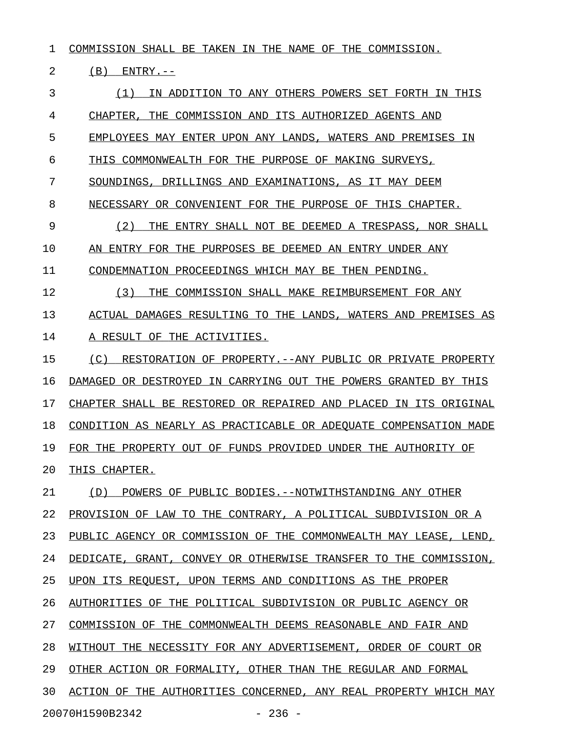COMMISSION SHALL BE TAKEN IN THE NAME OF THE COMMISSION.

(B) ENTRY.--

(1) IN ADDITION TO ANY OTHERS POWERS SET FORTH IN THIS CHAPTER, THE COMMISSION AND ITS AUTHORIZED AGENTS AND EMPLOYEES MAY ENTER UPON ANY LANDS, WATERS AND PREMISES IN THIS COMMONWEALTH FOR THE PURPOSE OF MAKING SURVEYS, SOUNDINGS, DRILLINGS AND EXAMINATIONS, AS IT MAY DEEM NECESSARY OR CONVENIENT FOR THE PURPOSE OF THIS CHAPTER.

(2) THE ENTRY SHALL NOT BE DEEMED A TRESPASS, NOR SHALL AN ENTRY FOR THE PURPOSES BE DEEMED AN ENTRY UNDER ANY CONDEMNATION PROCEEDINGS WHICH MAY BE THEN PENDING.

(3) THE COMMISSION SHALL MAKE REIMBURSEMENT FOR ANY ACTUAL DAMAGES RESULTING TO THE LANDS, WATERS AND PREMISES AS A RESULT OF THE ACTIVITIES.

(C) RESTORATION OF PROPERTY.--ANY PUBLIC OR PRIVATE PROPERTY DAMAGED OR DESTROYED IN CARRYING OUT THE POWERS GRANTED BY THIS CHAPTER SHALL BE RESTORED OR REPAIRED AND PLACED IN ITS ORIGINAL CONDITION AS NEARLY AS PRACTICABLE OR ADEQUATE COMPENSATION MADE FOR THE PROPERTY OUT OF FUNDS PROVIDED UNDER THE AUTHORITY OF THIS CHAPTER.

(D) POWERS OF PUBLIC BODIES.--NOTWITHSTANDING ANY OTHER PROVISION OF LAW TO THE CONTRARY, A POLITICAL SUBDIVISION OR A PUBLIC AGENCY OR COMMISSION OF THE COMMONWEALTH MAY LEASE, LEND, DEDICATE, GRANT, CONVEY OR OTHERWISE TRANSFER TO THE COMMISSION, UPON ITS REQUEST, UPON TERMS AND CONDITIONS AS THE PROPER AUTHORITIES OF THE POLITICAL SUBDIVISION OR PUBLIC AGENCY OR COMMISSION OF THE COMMONWEALTH DEEMS REASONABLE AND FAIR AND WITHOUT THE NECESSITY FOR ANY ADVERTISEMENT, ORDER OF COURT OR OTHER ACTION OR FORMALITY, OTHER THAN THE REGULAR AND FORMAL ACTION OF THE AUTHORITIES CONCERNED, ANY REAL PROPERTY WHICH MAY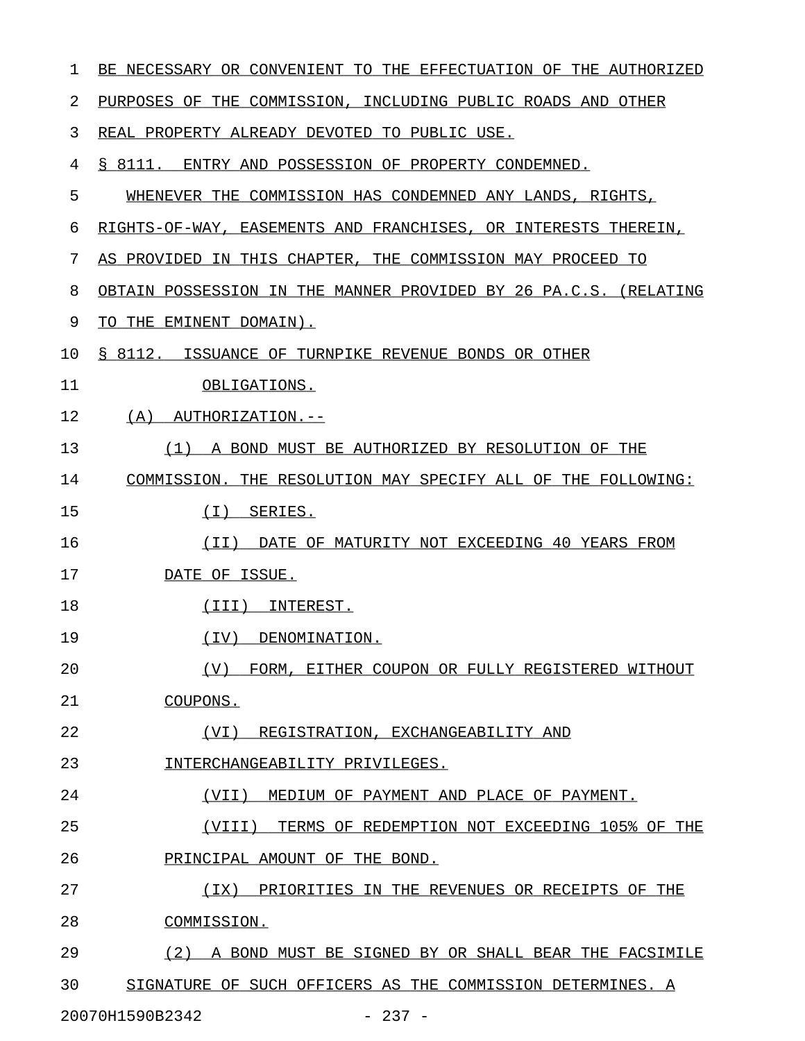BE NECESSARY OR CONVENIENT TO THE EFFECTUATION OF THE AUTHORIZED PURPOSES OF THE COMMISSION, INCLUDING PUBLIC ROADS AND OTHER REAL PROPERTY ALREADY DEVOTED TO PUBLIC USE.

§ 8111. ENTRY AND POSSESSION OF PROPERTY CONDEMNED.

WHENEVER THE COMMISSION HAS CONDEMNED ANY LANDS, RIGHTS, RIGHTS-OF-WAY, EASEMENTS AND FRANCHISES, OR INTERESTS THEREIN, AS PROVIDED IN THIS CHAPTER, THE COMMISSION MAY PROCEED TO OBTAIN POSSESSION IN THE MANNER PROVIDED BY 26 PA.C.S. (RELATING TO THE EMINENT DOMAIN).

§ 8112. ISSUANCE OF TURNPIKE REVENUE BONDS OR OTHER OBLIGATIONS.

(A) AUTHORIZATION.--

(1) A BOND MUST BE AUTHORIZED BY RESOLUTION OF THE COMMISSION. THE RESOLUTION MAY SPECIFY ALL OF THE FOLLOWING:

(I) SERIES.

(II) DATE OF MATURITY NOT EXCEEDING 40 YEARS FROM DATE OF ISSUE.

(III) INTEREST.

(IV) DENOMINATION.

(V) FORM, EITHER COUPON OR FULLY REGISTERED WITHOUT COUPONS.

(VI) REGISTRATION, EXCHANGEABILITY AND INTERCHANGEABILITY PRIVILEGES.

(VII) MEDIUM OF PAYMENT AND PLACE OF PAYMENT.

(VIII) TERMS OF REDEMPTION NOT EXCEEDING 105% OF THE PRINCIPAL AMOUNT OF THE BOND.

(IX) PRIORITIES IN THE REVENUES OR RECEIPTS OF THE COMMISSION.

(2) A BOND MUST BE SIGNED BY OR SHALL BEAR THE FACSIMILE SIGNATURE OF SUCH OFFICERS AS THE COMMISSION DETERMINES. A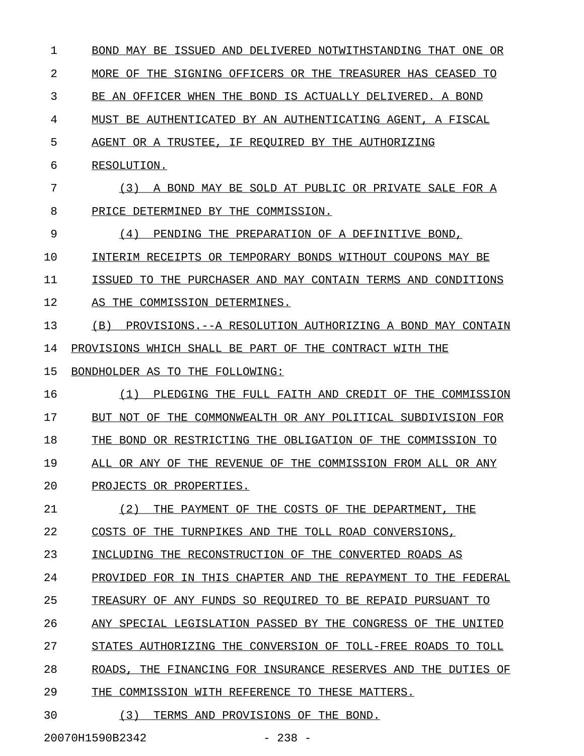BOND MAY BE ISSUED AND DELIVERED NOTWITHSTANDING THAT ONE OR MORE OF THE SIGNING OFFICERS OR THE TREASURER HAS CEASED TO BE AN OFFICER WHEN THE BOND IS ACTUALLY DELIVERED. A BOND MUST BE AUTHENTICATED BY AN AUTHENTICATING AGENT, A FISCAL AGENT OR A TRUSTEE, IF REQUIRED BY THE AUTHORIZING RESOLUTION.

(3) A BOND MAY BE SOLD AT PUBLIC OR PRIVATE SALE FOR A PRICE DETERMINED BY THE COMMISSION.

(4) PENDING THE PREPARATION OF A DEFINITIVE BOND, INTERIM RECEIPTS OR TEMPORARY BONDS WITHOUT COUPONS MAY BE ISSUED TO THE PURCHASER AND MAY CONTAIN TERMS AND CONDITIONS AS THE COMMISSION DETERMINES.

(B) PROVISIONS.--A RESOLUTION AUTHORIZING A BOND MAY CONTAIN PROVISIONS WHICH SHALL BE PART OF THE CONTRACT WITH THE BONDHOLDER AS TO THE FOLLOWING:

(1) PLEDGING THE FULL FAITH AND CREDIT OF THE COMMISSION BUT NOT OF THE COMMONWEALTH OR ANY POLITICAL SUBDIVISION FOR THE BOND OR RESTRICTING THE OBLIGATION OF THE COMMISSION TO ALL OR ANY OF THE REVENUE OF THE COMMISSION FROM ALL OR ANY PROJECTS OR PROPERTIES.

(2) THE PAYMENT OF THE COSTS OF THE DEPARTMENT, THE COSTS OF THE TURNPIKES AND THE TOLL ROAD CONVERSIONS, INCLUDING THE RECONSTRUCTION OF THE CONVERTED ROADS AS PROVIDED FOR IN THIS CHAPTER AND THE REPAYMENT TO THE FEDERAL TREASURY OF ANY FUNDS SO REQUIRED TO BE REPAID PURSUANT TO ANY SPECIAL LEGISLATION PASSED BY THE CONGRESS OF THE UNITED STATES AUTHORIZING THE CONVERSION OF TOLL-FREE ROADS TO TOLL ROADS, THE FINANCING FOR INSURANCE RESERVES AND THE DUTIES OF THE COMMISSION WITH REFERENCE TO THESE MATTERS.

(3) TERMS AND PROVISIONS OF THE BOND.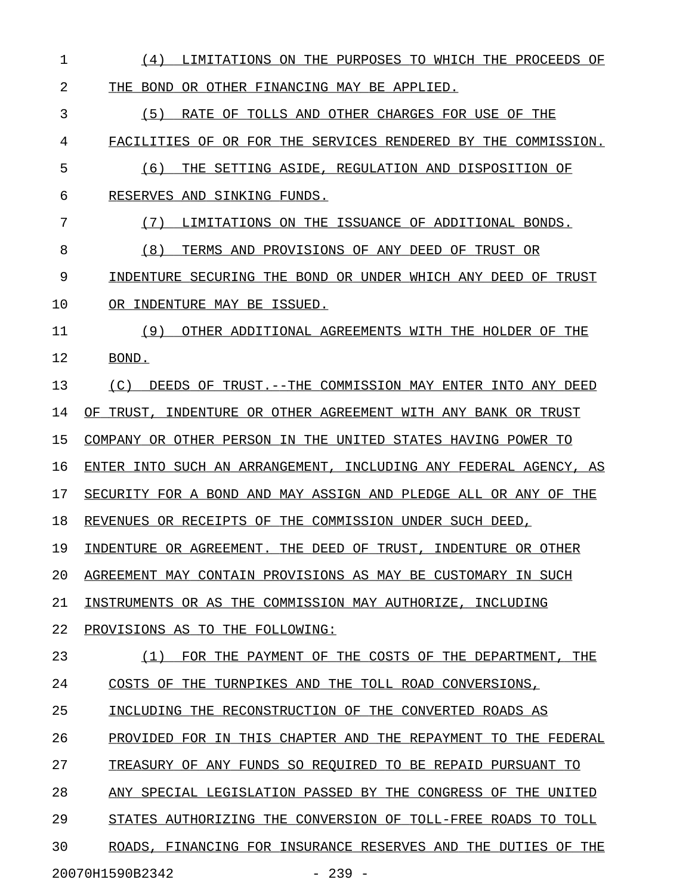(4) LIMITATIONS ON THE PURPOSES TO WHICH THE PROCEEDS OF THE BOND OR OTHER FINANCING MAY BE APPLIED.

(5) RATE OF TOLLS AND OTHER CHARGES FOR USE OF THE FACILITIES OF OR FOR THE SERVICES RENDERED BY THE COMMISSION.

(6) THE SETTING ASIDE, REGULATION AND DISPOSITION OF RESERVES AND SINKING FUNDS.

(7) LIMITATIONS ON THE ISSUANCE OF ADDITIONAL BONDS.

(8) TERMS AND PROVISIONS OF ANY DEED OF TRUST OR INDENTURE SECURING THE BOND OR UNDER WHICH ANY DEED OF TRUST OR INDENTURE MAY BE ISSUED.

(9) OTHER ADDITIONAL AGREEMENTS WITH THE HOLDER OF THE BOND.

(C) DEEDS OF TRUST.--THE COMMISSION MAY ENTER INTO ANY DEED OF TRUST, INDENTURE OR OTHER AGREEMENT WITH ANY BANK OR TRUST COMPANY OR OTHER PERSON IN THE UNITED STATES HAVING POWER TO ENTER INTO SUCH AN ARRANGEMENT, INCLUDING ANY FEDERAL AGENCY, AS SECURITY FOR A BOND AND MAY ASSIGN AND PLEDGE ALL OR ANY OF THE REVENUES OR RECEIPTS OF THE COMMISSION UNDER SUCH DEED, INDENTURE OR AGREEMENT. THE DEED OF TRUST, INDENTURE OR OTHER AGREEMENT MAY CONTAIN PROVISIONS AS MAY BE CUSTOMARY IN SUCH INSTRUMENTS OR AS THE COMMISSION MAY AUTHORIZE, INCLUDING PROVISIONS AS TO THE FOLLOWING:

(1) FOR THE PAYMENT OF THE COSTS OF THE DEPARTMENT, THE COSTS OF THE TURNPIKES AND THE TOLL ROAD CONVERSIONS, INCLUDING THE RECONSTRUCTION OF THE CONVERTED ROADS AS PROVIDED FOR IN THIS CHAPTER AND THE REPAYMENT TO THE FEDERAL TREASURY OF ANY FUNDS SO REQUIRED TO BE REPAID PURSUANT TO ANY SPECIAL LEGISLATION PASSED BY THE CONGRESS OF THE UNITED STATES AUTHORIZING THE CONVERSION OF TOLL-FREE ROADS TO TOLL ROADS, FINANCING FOR INSURANCE RESERVES AND THE DUTIES OF THE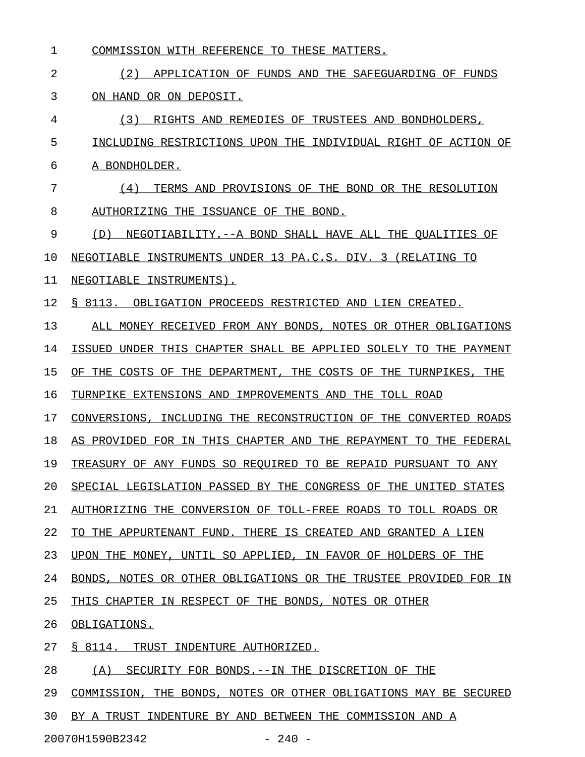COMMISSION WITH REFERENCE TO THESE MATTERS.

(2) APPLICATION OF FUNDS AND THE SAFEGUARDING OF FUNDS ON HAND OR ON DEPOSIT.

(3) RIGHTS AND REMEDIES OF TRUSTEES AND BONDHOLDERS, INCLUDING RESTRICTIONS UPON THE INDIVIDUAL RIGHT OF ACTION OF A BONDHOLDER.

(4) TERMS AND PROVISIONS OF THE BOND OR THE RESOLUTION AUTHORIZING THE ISSUANCE OF THE BOND.

(D) NEGOTIABILITY.--A BOND SHALL HAVE ALL THE QUALITIES OF NEGOTIABLE INSTRUMENTS UNDER 13 PA.C.S. DIV. 3 (RELATING TO NEGOTIABLE INSTRUMENTS).

§ 8113. OBLIGATION PROCEEDS RESTRICTED AND LIEN CREATED.

ALL MONEY RECEIVED FROM ANY BONDS, NOTES OR OTHER OBLIGATIONS ISSUED UNDER THIS CHAPTER SHALL BE APPLIED SOLELY TO THE PAYMENT OF THE COSTS OF THE DEPARTMENT, THE COSTS OF THE TURNPIKES, THE TURNPIKE EXTENSIONS AND IMPROVEMENTS AND THE TOLL ROAD CONVERSIONS, INCLUDING THE RECONSTRUCTION OF THE CONVERTED ROADS AS PROVIDED FOR IN THIS CHAPTER AND THE REPAYMENT TO THE FEDERAL TREASURY OF ANY FUNDS SO REQUIRED TO BE REPAID PURSUANT TO ANY SPECIAL LEGISLATION PASSED BY THE CONGRESS OF THE UNITED STATES AUTHORIZING THE CONVERSION OF TOLL-FREE ROADS TO TOLL ROADS OR TO THE APPURTENANT FUND. THERE IS CREATED AND GRANTED A LIEN UPON THE MONEY, UNTIL SO APPLIED, IN FAVOR OF HOLDERS OF THE BONDS, NOTES OR OTHER OBLIGATIONS OR THE TRUSTEE PROVIDED FOR IN THIS CHAPTER IN RESPECT OF THE BONDS, NOTES OR OTHER OBLIGATIONS.

§ 8114. TRUST INDENTURE AUTHORIZED.

(A) SECURITY FOR BONDS.--IN THE DISCRETION OF THE COMMISSION, THE BONDS, NOTES OR OTHER OBLIGATIONS MAY BE SECURED BY A TRUST INDENTURE BY AND BETWEEN THE COMMISSION AND A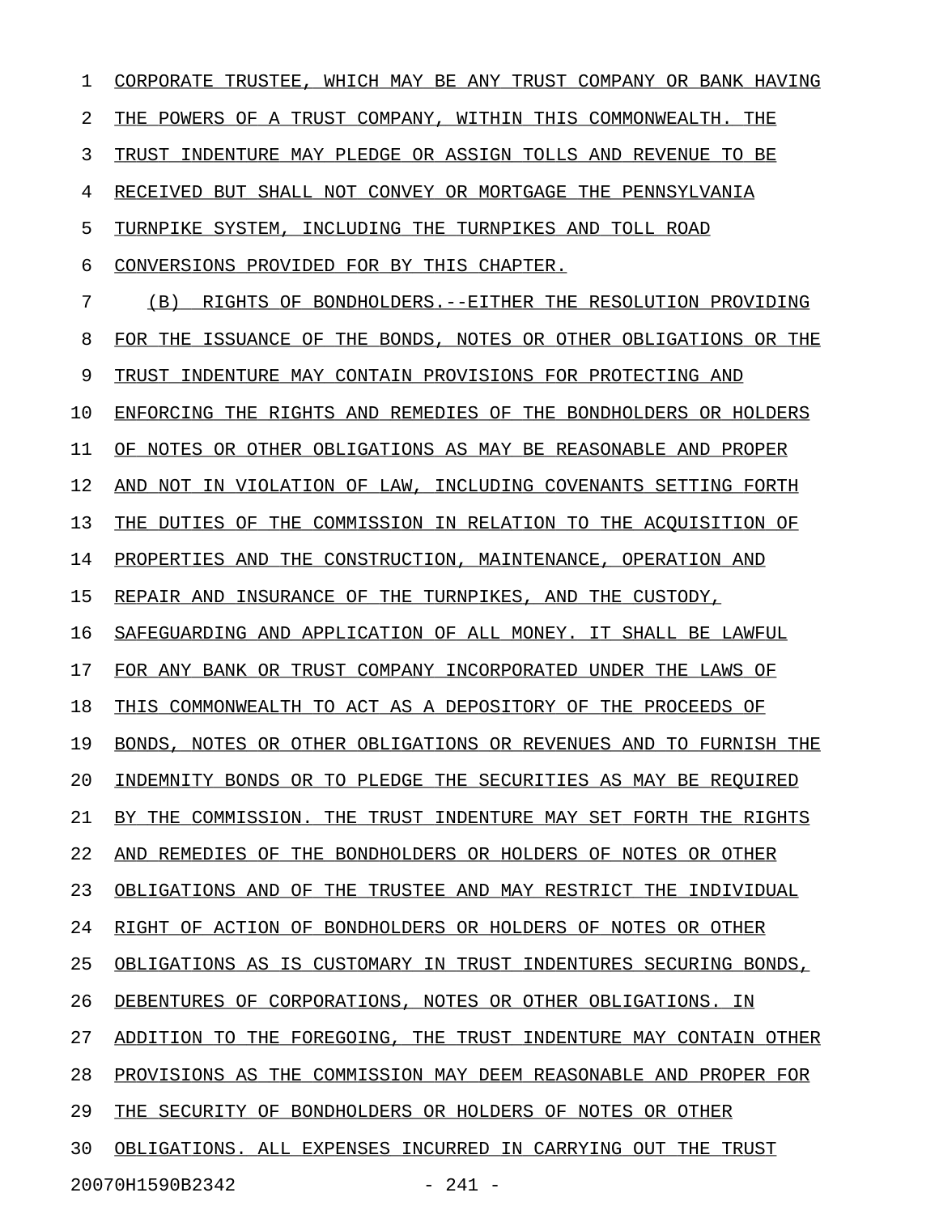CORPORATE TRUSTEE, WHICH MAY BE ANY TRUST COMPANY OR BANK HAVING THE POWERS OF A TRUST COMPANY, WITHIN THIS COMMONWEALTH. THE TRUST INDENTURE MAY PLEDGE OR ASSIGN TOLLS AND REVENUE TO BE RECEIVED BUT SHALL NOT CONVEY OR MORTGAGE THE PENNSYLVANIA TURNPIKE SYSTEM, INCLUDING THE TURNPIKES AND TOLL ROAD CONVERSIONS PROVIDED FOR BY THIS CHAPTER.

(B) RIGHTS OF BONDHOLDERS.--EITHER THE RESOLUTION PROVIDING FOR THE ISSUANCE OF THE BONDS, NOTES OR OTHER OBLIGATIONS OR THE TRUST INDENTURE MAY CONTAIN PROVISIONS FOR PROTECTING AND ENFORCING THE RIGHTS AND REMEDIES OF THE BONDHOLDERS OR HOLDERS OF NOTES OR OTHER OBLIGATIONS AS MAY BE REASONABLE AND PROPER AND NOT IN VIOLATION OF LAW, INCLUDING COVENANTS SETTING FORTH THE DUTIES OF THE COMMISSION IN RELATION TO THE ACQUISITION OF PROPERTIES AND THE CONSTRUCTION, MAINTENANCE, OPERATION AND REPAIR AND INSURANCE OF THE TURNPIKES, AND THE CUSTODY, SAFEGUARDING AND APPLICATION OF ALL MONEY. IT SHALL BE LAWFUL FOR ANY BANK OR TRUST COMPANY INCORPORATED UNDER THE LAWS OF THIS COMMONWEALTH TO ACT AS A DEPOSITORY OF THE PROCEEDS OF BONDS, NOTES OR OTHER OBLIGATIONS OR REVENUES AND TO FURNISH THE INDEMNITY BONDS OR TO PLEDGE THE SECURITIES AS MAY BE REQUIRED BY THE COMMISSION. THE TRUST INDENTURE MAY SET FORTH THE RIGHTS AND REMEDIES OF THE BONDHOLDERS OR HOLDERS OF NOTES OR OTHER OBLIGATIONS AND OF THE TRUSTEE AND MAY RESTRICT THE INDIVIDUAL RIGHT OF ACTION OF BONDHOLDERS OR HOLDERS OF NOTES OR OTHER OBLIGATIONS AS IS CUSTOMARY IN TRUST INDENTURES SECURING BONDS, DEBENTURES OF CORPORATIONS, NOTES OR OTHER OBLIGATIONS. IN ADDITION TO THE FOREGOING, THE TRUST INDENTURE MAY CONTAIN OTHER PROVISIONS AS THE COMMISSION MAY DEEM REASONABLE AND PROPER FOR THE SECURITY OF BONDHOLDERS OR HOLDERS OF NOTES OR OTHER OBLIGATIONS. ALL EXPENSES INCURRED IN CARRYING OUT THE TRUST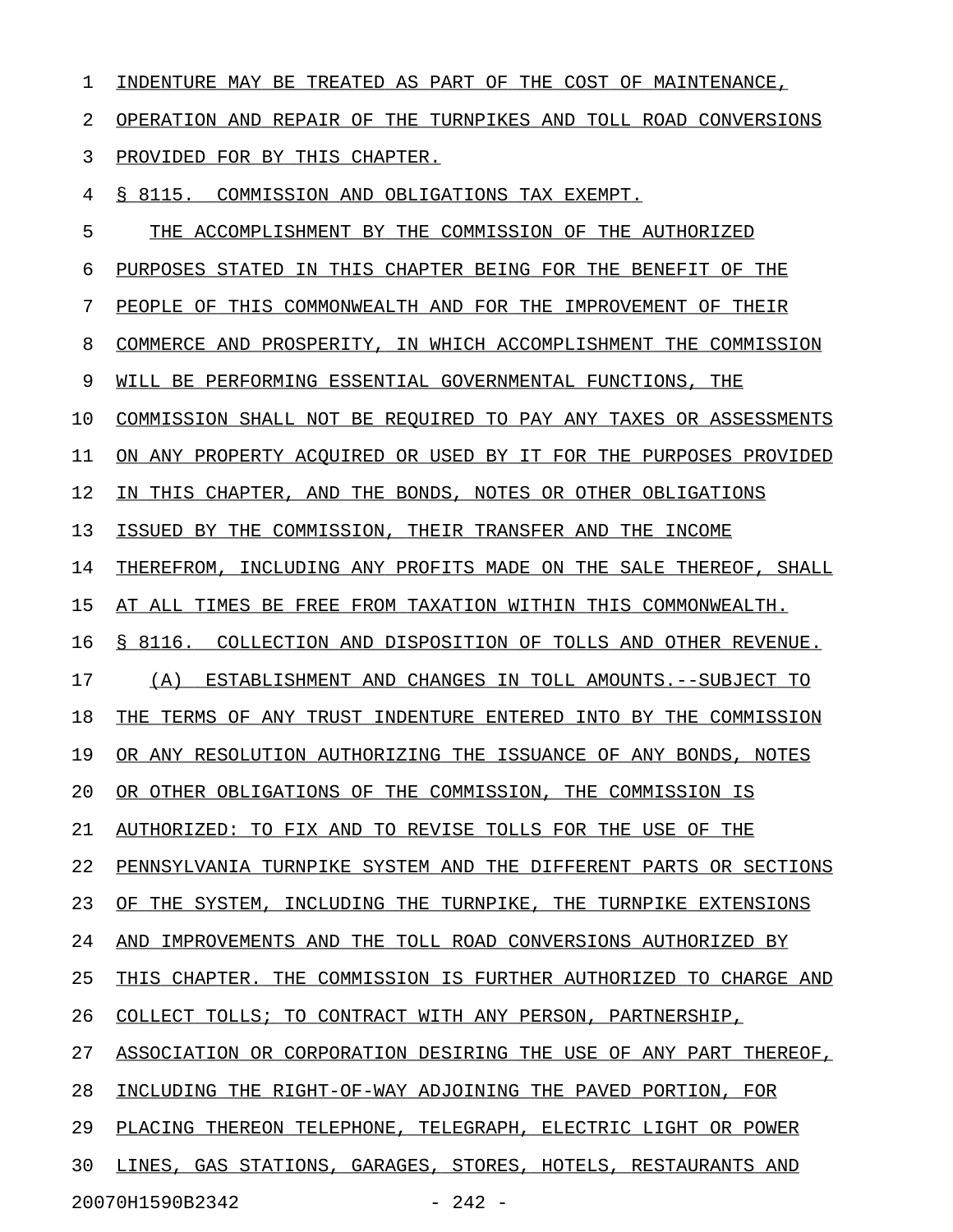INDENTURE MAY BE TREATED AS PART OF THE COST OF MAINTENANCE, OPERATION AND REPAIR OF THE TURNPIKES AND TOLL ROAD CONVERSIONS PROVIDED FOR BY THIS CHAPTER.

§ 8115. COMMISSION AND OBLIGATIONS TAX EXEMPT.

THE ACCOMPLISHMENT BY THE COMMISSION OF THE AUTHORIZED PURPOSES STATED IN THIS CHAPTER BEING FOR THE BENEFIT OF THE PEOPLE OF THIS COMMONWEALTH AND FOR THE IMPROVEMENT OF THEIR COMMERCE AND PROSPERITY, IN WHICH ACCOMPLISHMENT THE COMMISSION WILL BE PERFORMING ESSENTIAL GOVERNMENTAL FUNCTIONS, THE COMMISSION SHALL NOT BE REQUIRED TO PAY ANY TAXES OR ASSESSMENTS ON ANY PROPERTY ACQUIRED OR USED BY IT FOR THE PURPOSES PROVIDED IN THIS CHAPTER, AND THE BONDS, NOTES OR OTHER OBLIGATIONS ISSUED BY THE COMMISSION, THEIR TRANSFER AND THE INCOME THEREFROM, INCLUDING ANY PROFITS MADE ON THE SALE THEREOF, SHALL AT ALL TIMES BE FREE FROM TAXATION WITHIN THIS COMMONWEALTH.

§ 8116. COLLECTION AND DISPOSITION OF TOLLS AND OTHER REVENUE.

(A) ESTABLISHMENT AND CHANGES IN TOLL AMOUNTS.--SUBJECT TO THE TERMS OF ANY TRUST INDENTURE ENTERED INTO BY THE COMMISSION OR ANY RESOLUTION AUTHORIZING THE ISSUANCE OF ANY BONDS, NOTES OR OTHER OBLIGATIONS OF THE COMMISSION, THE COMMISSION IS AUTHORIZED: TO FIX AND TO REVISE TOLLS FOR THE USE OF THE PENNSYLVANIA TURNPIKE SYSTEM AND THE DIFFERENT PARTS OR SECTIONS OF THE SYSTEM, INCLUDING THE TURNPIKE, THE TURNPIKE EXTENSIONS AND IMPROVEMENTS AND THE TOLL ROAD CONVERSIONS AUTHORIZED BY THIS CHAPTER. THE COMMISSION IS FURTHER AUTHORIZED TO CHARGE AND COLLECT TOLLS; TO CONTRACT WITH ANY PERSON, PARTNERSHIP, ASSOCIATION OR CORPORATION DESIRING THE USE OF ANY PART THEREOF, INCLUDING THE RIGHT-OF-WAY ADJOINING THE PAVED PORTION, FOR PLACING THEREON TELEPHONE, TELEGRAPH, ELECTRIC LIGHT OR POWER LINES, GAS STATIONS, GARAGES, STORES, HOTELS, RESTAURANTS AND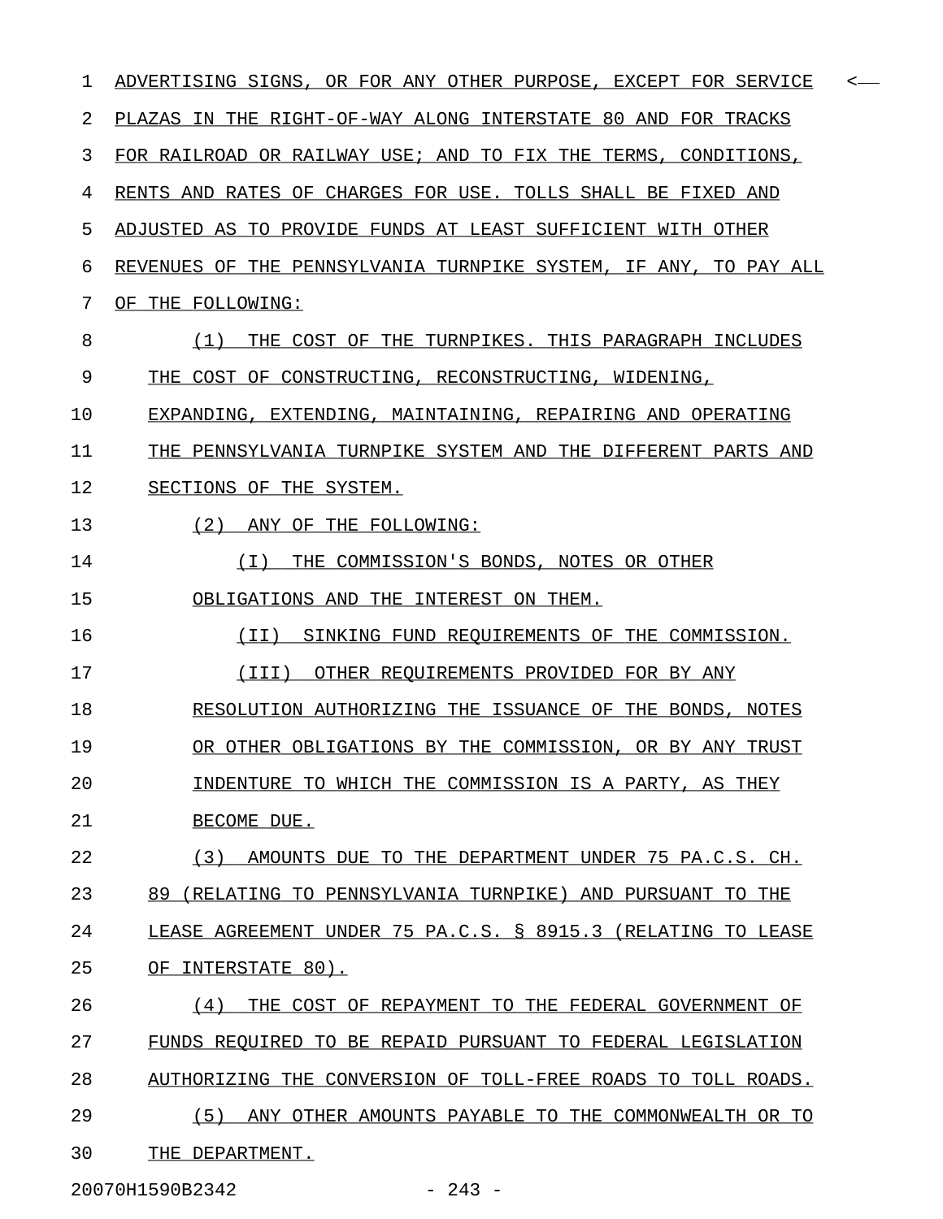ADVERTISING SIGNS, OR FOR ANY OTHER PURPOSE, EXCEPT FOR SERVICE PLAZAS IN THE RIGHT-OF-WAY ALONG INTERSTATE 80 AND FOR TRACKS FOR RAILROAD OR RAILWAY USE; AND TO FIX THE TERMS, CONDITIONS, RENTS AND RATES OF CHARGES FOR USE. TOLLS SHALL BE FIXED AND ADJUSTED AS TO PROVIDE FUNDS AT LEAST SUFFICIENT WITH OTHER REVENUES OF THE PENNSYLVANIA TURNPIKE SYSTEM, IF ANY, TO PAY ALL OF THE FOLLOWING:

(1) THE COST OF THE TURNPIKES. THIS PARAGRAPH INCLUDES THE COST OF CONSTRUCTING, RECONSTRUCTING, WIDENING, EXPANDING, EXTENDING, MAINTAINING, REPAIRING AND OPERATING THE PENNSYLVANIA TURNPIKE SYSTEM AND THE DIFFERENT PARTS AND SECTIONS OF THE SYSTEM.

(2) ANY OF THE FOLLOWING:

(I) THE COMMISSION'S BONDS, NOTES OR OTHER OBLIGATIONS AND THE INTEREST ON THEM.

(II) SINKING FUND REQUIREMENTS OF THE COMMISSION.

(III) OTHER REQUIREMENTS PROVIDED FOR BY ANY RESOLUTION AUTHORIZING THE ISSUANCE OF THE BONDS, NOTES OR OTHER OBLIGATIONS BY THE COMMISSION, OR BY ANY TRUST INDENTURE TO WHICH THE COMMISSION IS A PARTY, AS THEY BECOME DUE.

(3) AMOUNTS DUE TO THE DEPARTMENT UNDER 75 PA.C.S. CH. 89 (RELATING TO PENNSYLVANIA TURNPIKE) AND PURSUANT TO THE LEASE AGREEMENT UNDER 75 PA.C.S. § 8915.3 (RELATING TO LEASE OF INTERSTATE 80).

(4) THE COST OF REPAYMENT TO THE FEDERAL GOVERNMENT OF FUNDS REQUIRED TO BE REPAID PURSUANT TO FEDERAL LEGISLATION AUTHORIZING THE CONVERSION OF TOLL-FREE ROADS TO TOLL ROADS.

(5) ANY OTHER AMOUNTS PAYABLE TO THE COMMONWEALTH OR TO THE DEPARTMENT.

20070H1590B2342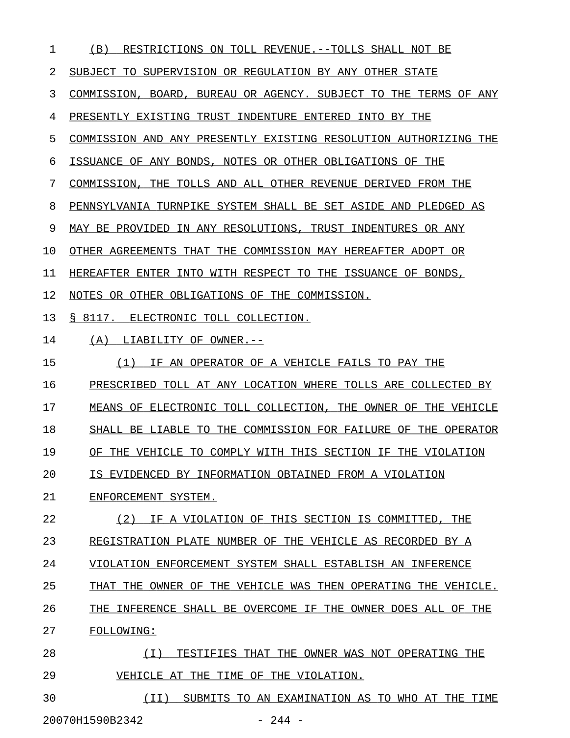(B) RESTRICTIONS ON TOLL REVENUE.--TOLLS SHALL NOT BE SUBJECT TO SUPERVISION OR REGULATION BY ANY OTHER STATE COMMISSION, BOARD, BUREAU OR AGENCY. SUBJECT TO THE TERMS OF ANY PRESENTLY EXISTING TRUST INDENTURE ENTERED INTO BY THE COMMISSION AND ANY PRESENTLY EXISTING RESOLUTION AUTHORIZING THE ISSUANCE OF ANY BONDS, NOTES OR OTHER OBLIGATIONS OF THE COMMISSION, THE TOLLS AND ALL OTHER REVENUE DERIVED FROM THE PENNSYLVANIA TURNPIKE SYSTEM SHALL BE SET ASIDE AND PLEDGED AS MAY BE PROVIDED IN ANY RESOLUTIONS, TRUST INDENTURES OR ANY OTHER AGREEMENTS THAT THE COMMISSION MAY HEREAFTER ADOPT OR HEREAFTER ENTER INTO WITH RESPECT TO THE ISSUANCE OF BONDS, NOTES OR OTHER OBLIGATIONS OF THE COMMISSION.

§ 8117. ELECTRONIC TOLL COLLECTION.

(A) LIABILITY OF OWNER.--

(1) IF AN OPERATOR OF A VEHICLE FAILS TO PAY THE PRESCRIBED TOLL AT ANY LOCATION WHERE TOLLS ARE COLLECTED BY MEANS OF ELECTRONIC TOLL COLLECTION, THE OWNER OF THE VEHICLE SHALL BE LIABLE TO THE COMMISSION FOR FAILURE OF THE OPERATOR OF THE VEHICLE TO COMPLY WITH THIS SECTION IF THE VIOLATION IS EVIDENCED BY INFORMATION OBTAINED FROM A VIOLATION ENFORCEMENT SYSTEM.

(2) IF A VIOLATION OF THIS SECTION IS COMMITTED, THE REGISTRATION PLATE NUMBER OF THE VEHICLE AS RECORDED BY A VIOLATION ENFORCEMENT SYSTEM SHALL ESTABLISH AN INFERENCE THAT THE OWNER OF THE VEHICLE WAS THEN OPERATING THE VEHICLE. THE INFERENCE SHALL BE OVERCOME IF THE OWNER DOES ALL OF THE FOLLOWING:

(I) TESTIFIES THAT THE OWNER WAS NOT OPERATING THE VEHICLE AT THE TIME OF THE VIOLATION.

(II) SUBMITS TO AN EXAMINATION AS TO WHO AT THE TIME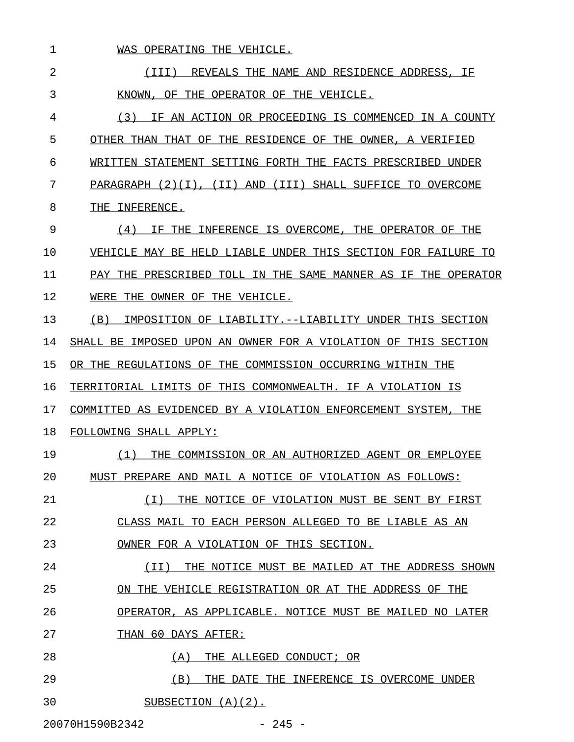WAS OPERATING THE VEHICLE.

(III) REVEALS THE NAME AND RESIDENCE ADDRESS, IF KNOWN, OF THE OPERATOR OF THE VEHICLE.

(3) IF AN ACTION OR PROCEEDING IS COMMENCED IN A COUNTY OTHER THAN THAT OF THE RESIDENCE OF THE OWNER, A VERIFIED WRITTEN STATEMENT SETTING FORTH THE FACTS PRESCRIBED UNDER PARAGRAPH (2)(I), (II) AND (III) SHALL SUFFICE TO OVERCOME THE INFERENCE.

(4) IF THE INFERENCE IS OVERCOME, THE OPERATOR OF THE VEHICLE MAY BE HELD LIABLE UNDER THIS SECTION FOR FAILURE TO PAY THE PRESCRIBED TOLL IN THE SAME MANNER AS IF THE OPERATOR WERE THE OWNER OF THE VEHICLE.

(B) IMPOSITION OF LIABILITY.--LIABILITY UNDER THIS SECTION SHALL BE IMPOSED UPON AN OWNER FOR A VIOLATION OF THIS SECTION OR THE REGULATIONS OF THE COMMISSION OCCURRING WITHIN THE TERRITORIAL LIMITS OF THIS COMMONWEALTH. IF A VIOLATION IS COMMITTED AS EVIDENCED BY A VIOLATION ENFORCEMENT SYSTEM, THE FOLLOWING SHALL APPLY:

(1) THE COMMISSION OR AN AUTHORIZED AGENT OR EMPLOYEE MUST PREPARE AND MAIL A NOTICE OF VIOLATION AS FOLLOWS:

(I) THE NOTICE OF VIOLATION MUST BE SENT BY FIRST CLASS MAIL TO EACH PERSON ALLEGED TO BE LIABLE AS AN OWNER FOR A VIOLATION OF THIS SECTION.

(II) THE NOTICE MUST BE MAILED AT THE ADDRESS SHOWN ON THE VEHICLE REGISTRATION OR AT THE ADDRESS OF THE OPERATOR, AS APPLICABLE. NOTICE MUST BE MAILED NO LATER THAN 60 DAYS AFTER:

(A) THE ALLEGED CONDUCT; OR

(B) THE DATE THE INFERENCE IS OVERCOME UNDER SUBSECTION (A)(2).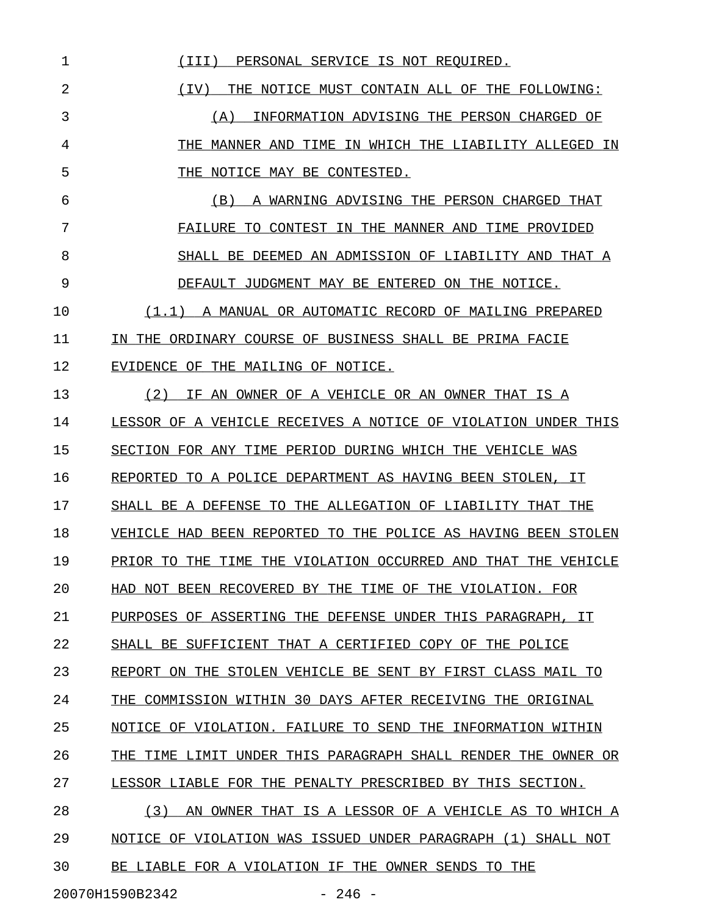(III) PERSONAL SERVICE IS NOT REQUIRED.

(IV) THE NOTICE MUST CONTAIN ALL OF THE FOLLOWING:

(A) INFORMATION ADVISING THE PERSON CHARGED OF THE MANNER AND TIME IN WHICH THE LIABILITY ALLEGED IN THE NOTICE MAY BE CONTESTED.

(B) A WARNING ADVISING THE PERSON CHARGED THAT FAILURE TO CONTEST IN THE MANNER AND TIME PROVIDED SHALL BE DEEMED AN ADMISSION OF LIABILITY AND THAT A DEFAULT JUDGMENT MAY BE ENTERED ON THE NOTICE.

(1.1) A MANUAL OR AUTOMATIC RECORD OF MAILING PREPARED IN THE ORDINARY COURSE OF BUSINESS SHALL BE PRIMA FACIE EVIDENCE OF THE MAILING OF NOTICE.

(2) IF AN OWNER OF A VEHICLE OR AN OWNER THAT IS A LESSOR OF A VEHICLE RECEIVES A NOTICE OF VIOLATION UNDER THIS SECTION FOR ANY TIME PERIOD DURING WHICH THE VEHICLE WAS REPORTED TO A POLICE DEPARTMENT AS HAVING BEEN STOLEN, IT SHALL BE A DEFENSE TO THE ALLEGATION OF LIABILITY THAT THE VEHICLE HAD BEEN REPORTED TO THE POLICE AS HAVING BEEN STOLEN PRIOR TO THE TIME THE VIOLATION OCCURRED AND THAT THE VEHICLE HAD NOT BEEN RECOVERED BY THE TIME OF THE VIOLATION. FOR PURPOSES OF ASSERTING THE DEFENSE UNDER THIS PARAGRAPH, IT SHALL BE SUFFICIENT THAT A CERTIFIED COPY OF THE POLICE REPORT ON THE STOLEN VEHICLE BE SENT BY FIRST CLASS MAIL TO THE COMMISSION WITHIN 30 DAYS AFTER RECEIVING THE ORIGINAL NOTICE OF VIOLATION. FAILURE TO SEND THE INFORMATION WITHIN THE TIME LIMIT UNDER THIS PARAGRAPH SHALL RENDER THE OWNER OR LESSOR LIABLE FOR THE PENALTY PRESCRIBED BY THIS SECTION.

(3) AN OWNER THAT IS A LESSOR OF A VEHICLE AS TO WHICH A NOTICE OF VIOLATION WAS ISSUED UNDER PARAGRAPH (1) SHALL NOT BE LIABLE FOR A VIOLATION IF THE OWNER SENDS TO THE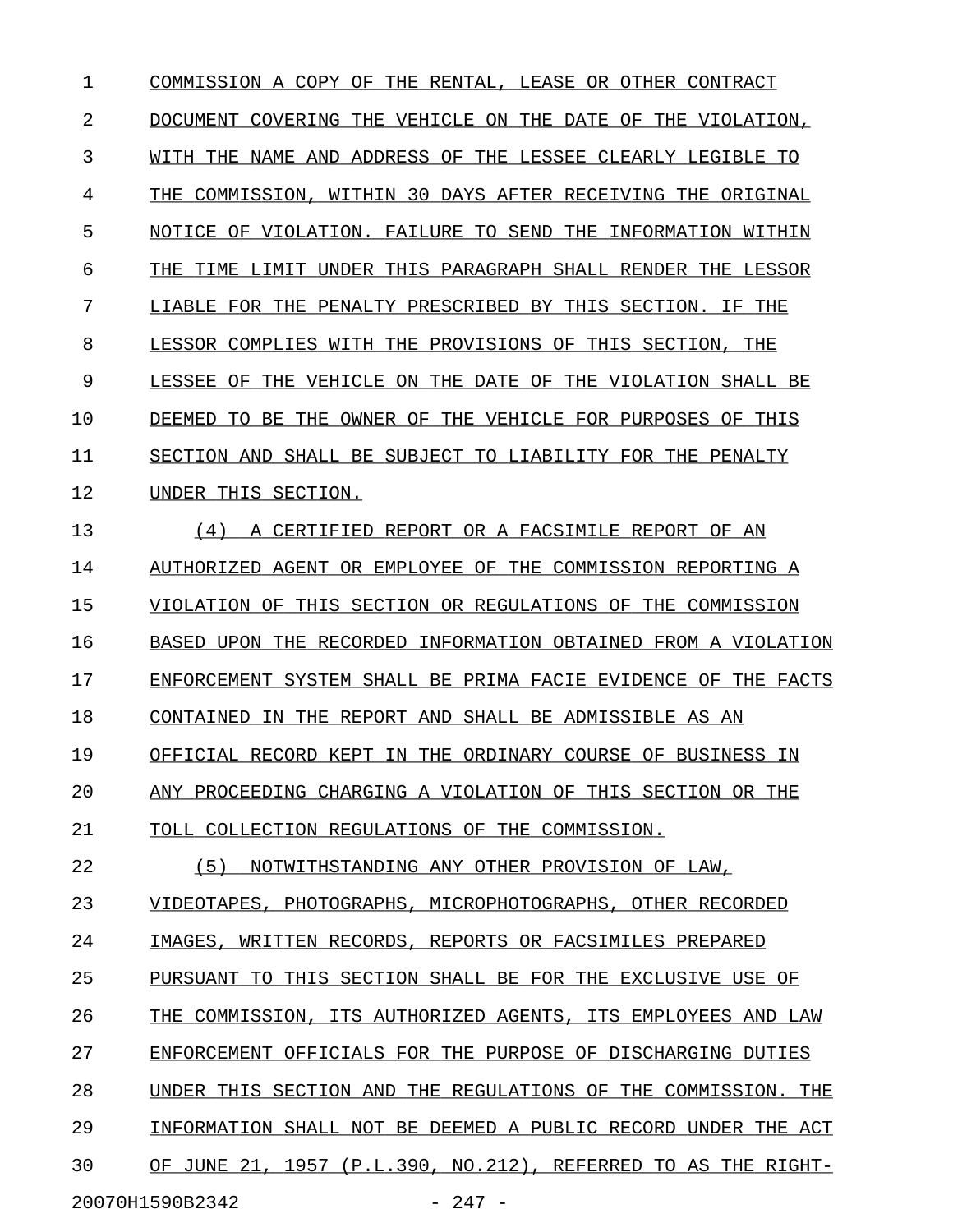COMMISSION A COPY OF THE RENTAL, LEASE OR OTHER CONTRACT DOCUMENT COVERING THE VEHICLE ON THE DATE OF THE VIOLATION, WITH THE NAME AND ADDRESS OF THE LESSEE CLEARLY LEGIBLE TO THE COMMISSION, WITHIN 30 DAYS AFTER RECEIVING THE ORIGINAL NOTICE OF VIOLATION. FAILURE TO SEND THE INFORMATION WITHIN THE TIME LIMIT UNDER THIS PARAGRAPH SHALL RENDER THE LESSOR LIABLE FOR THE PENALTY PRESCRIBED BY THIS SECTION. IF THE LESSOR COMPLIES WITH THE PROVISIONS OF THIS SECTION, THE LESSEE OF THE VEHICLE ON THE DATE OF THE VIOLATION SHALL BE DEEMED TO BE THE OWNER OF THE VEHICLE FOR PURPOSES OF THIS SECTION AND SHALL BE SUBJECT TO LIABILITY FOR THE PENALTY UNDER THIS SECTION.

(4) A CERTIFIED REPORT OR A FACSIMILE REPORT OF AN AUTHORIZED AGENT OR EMPLOYEE OF THE COMMISSION REPORTING A VIOLATION OF THIS SECTION OR REGULATIONS OF THE COMMISSION BASED UPON THE RECORDED INFORMATION OBTAINED FROM A VIOLATION ENFORCEMENT SYSTEM SHALL BE PRIMA FACIE EVIDENCE OF THE FACTS CONTAINED IN THE REPORT AND SHALL BE ADMISSIBLE AS AN OFFICIAL RECORD KEPT IN THE ORDINARY COURSE OF BUSINESS IN ANY PROCEEDING CHARGING A VIOLATION OF THIS SECTION OR THE TOLL COLLECTION REGULATIONS OF THE COMMISSION.

(5) NOTWITHSTANDING ANY OTHER PROVISION OF LAW, VIDEOTAPES, PHOTOGRAPHS, MICROPHOTOGRAPHS, OTHER RECORDED IMAGES, WRITTEN RECORDS, REPORTS OR FACSIMILES PREPARED PURSUANT TO THIS SECTION SHALL BE FOR THE EXCLUSIVE USE OF THE COMMISSION, ITS AUTHORIZED AGENTS, ITS EMPLOYEES AND LAW ENFORCEMENT OFFICIALS FOR THE PURPOSE OF DISCHARGING DUTIES UNDER THIS SECTION AND THE REGULATIONS OF THE COMMISSION. THE INFORMATION SHALL NOT BE DEEMED A PUBLIC RECORD UNDER THE ACT OF JUNE 21, 1957 (P.L.390, NO.212), REFERRED TO AS THE RIGHT-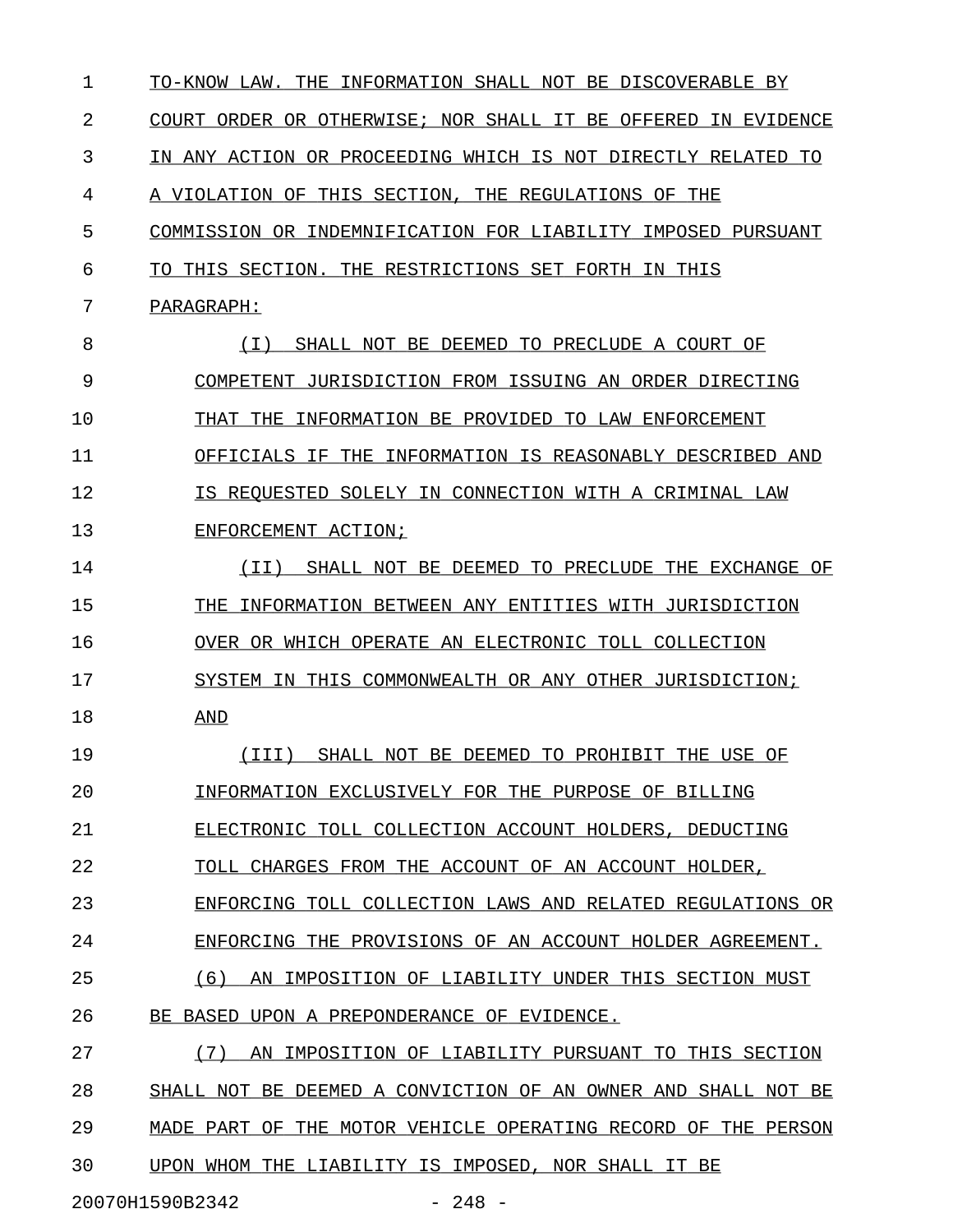TO-KNOW LAW. THE INFORMATION SHALL NOT BE DISCOVERABLE BY COURT ORDER OR OTHERWISE; NOR SHALL IT BE OFFERED IN EVIDENCE IN ANY ACTION OR PROCEEDING WHICH IS NOT DIRECTLY RELATED TO A VIOLATION OF THIS SECTION, THE REGULATIONS OF THE COMMISSION OR INDEMNIFICATION FOR LIABILITY IMPOSED PURSUANT TO THIS SECTION. THE RESTRICTIONS SET FORTH IN THIS PARAGRAPH:

(I) SHALL NOT BE DEEMED TO PRECLUDE A COURT OF COMPETENT JURISDICTION FROM ISSUING AN ORDER DIRECTING THAT THE INFORMATION BE PROVIDED TO LAW ENFORCEMENT OFFICIALS IF THE INFORMATION IS REASONABLY DESCRIBED AND IS REQUESTED SOLELY IN CONNECTION WITH A CRIMINAL LAW ENFORCEMENT ACTION;

(II) SHALL NOT BE DEEMED TO PRECLUDE THE EXCHANGE OF THE INFORMATION BETWEEN ANY ENTITIES WITH JURISDICTION OVER OR WHICH OPERATE AN ELECTRONIC TOLL COLLECTION SYSTEM IN THIS COMMONWEALTH OR ANY OTHER JURISDICTION; AND

(III) SHALL NOT BE DEEMED TO PROHIBIT THE USE OF INFORMATION EXCLUSIVELY FOR THE PURPOSE OF BILLING ELECTRONIC TOLL COLLECTION ACCOUNT HOLDERS, DEDUCTING TOLL CHARGES FROM THE ACCOUNT OF AN ACCOUNT HOLDER, ENFORCING TOLL COLLECTION LAWS AND RELATED REGULATIONS OR ENFORCING THE PROVISIONS OF AN ACCOUNT HOLDER AGREEMENT.

(6) AN IMPOSITION OF LIABILITY UNDER THIS SECTION MUST BE BASED UPON A PREPONDERANCE OF EVIDENCE.

(7) AN IMPOSITION OF LIABILITY PURSUANT TO THIS SECTION SHALL NOT BE DEEMED A CONVICTION OF AN OWNER AND SHALL NOT BE MADE PART OF THE MOTOR VEHICLE OPERATING RECORD OF THE PERSON UPON WHOM THE LIABILITY IS IMPOSED, NOR SHALL IT BE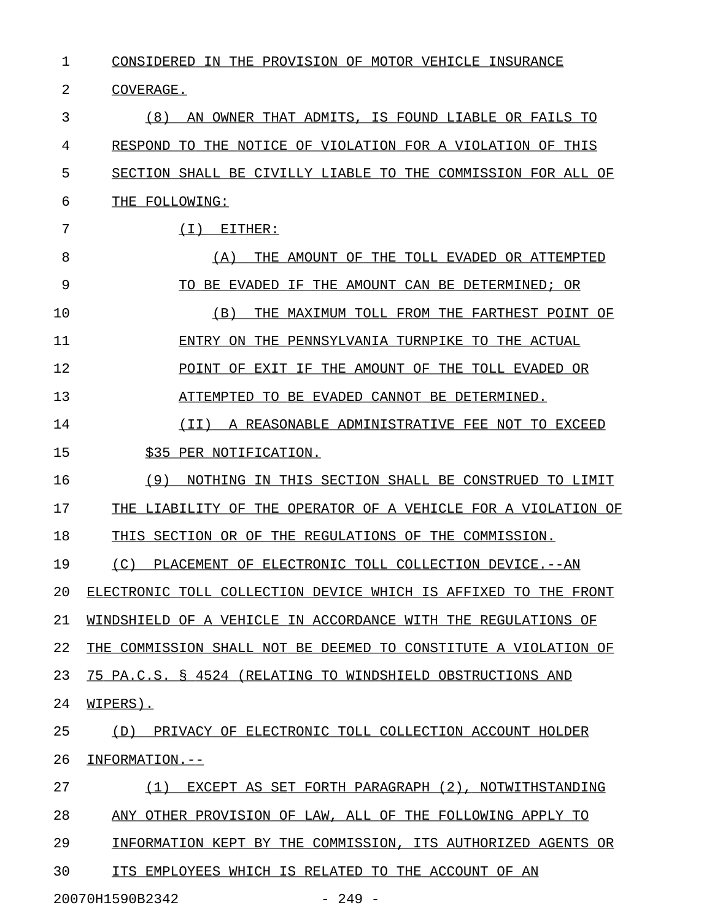CONSIDERED IN THE PROVISION OF MOTOR VEHICLE INSURANCE COVERAGE.

(8) AN OWNER THAT ADMITS, IS FOUND LIABLE OR FAILS TO RESPOND TO THE NOTICE OF VIOLATION FOR A VIOLATION OF THIS SECTION SHALL BE CIVILLY LIABLE TO THE COMMISSION FOR ALL OF THE FOLLOWING:

(I) EITHER:

(A) THE AMOUNT OF THE TOLL EVADED OR ATTEMPTED TO BE EVADED IF THE AMOUNT CAN BE DETERMINED; OR

(B) THE MAXIMUM TOLL FROM THE FARTHEST POINT OF ENTRY ON THE PENNSYLVANIA TURNPIKE TO THE ACTUAL POINT OF EXIT IF THE AMOUNT OF THE TOLL EVADED OR ATTEMPTED TO BE EVADED CANNOT BE DETERMINED.

(II) A REASONABLE ADMINISTRATIVE FEE NOT TO EXCEED $35 PER NOTIFICATION.

(9) NOTHING IN THIS SECTION SHALL BE CONSTRUED TO LIMIT THE LIABILITY OF THE OPERATOR OF A VEHICLE FOR A VIOLATION OF THIS SECTION OR OF THE REGULATIONS OF THE COMMISSION.

(C) PLACEMENT OF ELECTRONIC TOLL COLLECTION DEVICE.--AN ELECTRONIC TOLL COLLECTION DEVICE WHICH IS AFFIXED TO THE FRONT WINDSHIELD OF A VEHICLE IN ACCORDANCE WITH THE REGULATIONS OF THE COMMISSION SHALL NOT BE DEEMED TO CONSTITUTE A VIOLATION OF 75 PA.C.S. § 4524 (RELATING TO WINDSHIELD OBSTRUCTIONS AND WIPERS).

(D) PRIVACY OF ELECTRONIC TOLL COLLECTION ACCOUNT HOLDER INFORMATION.--

(1) EXCEPT AS SET FORTH PARAGRAPH (2), NOTWITHSTANDING ANY OTHER PROVISION OF LAW, ALL OF THE FOLLOWING APPLY TO INFORMATION KEPT BY THE COMMISSION, ITS AUTHORIZED AGENTS OR ITS EMPLOYEES WHICH IS RELATED TO THE ACCOUNT OF AN

20070H1590B2342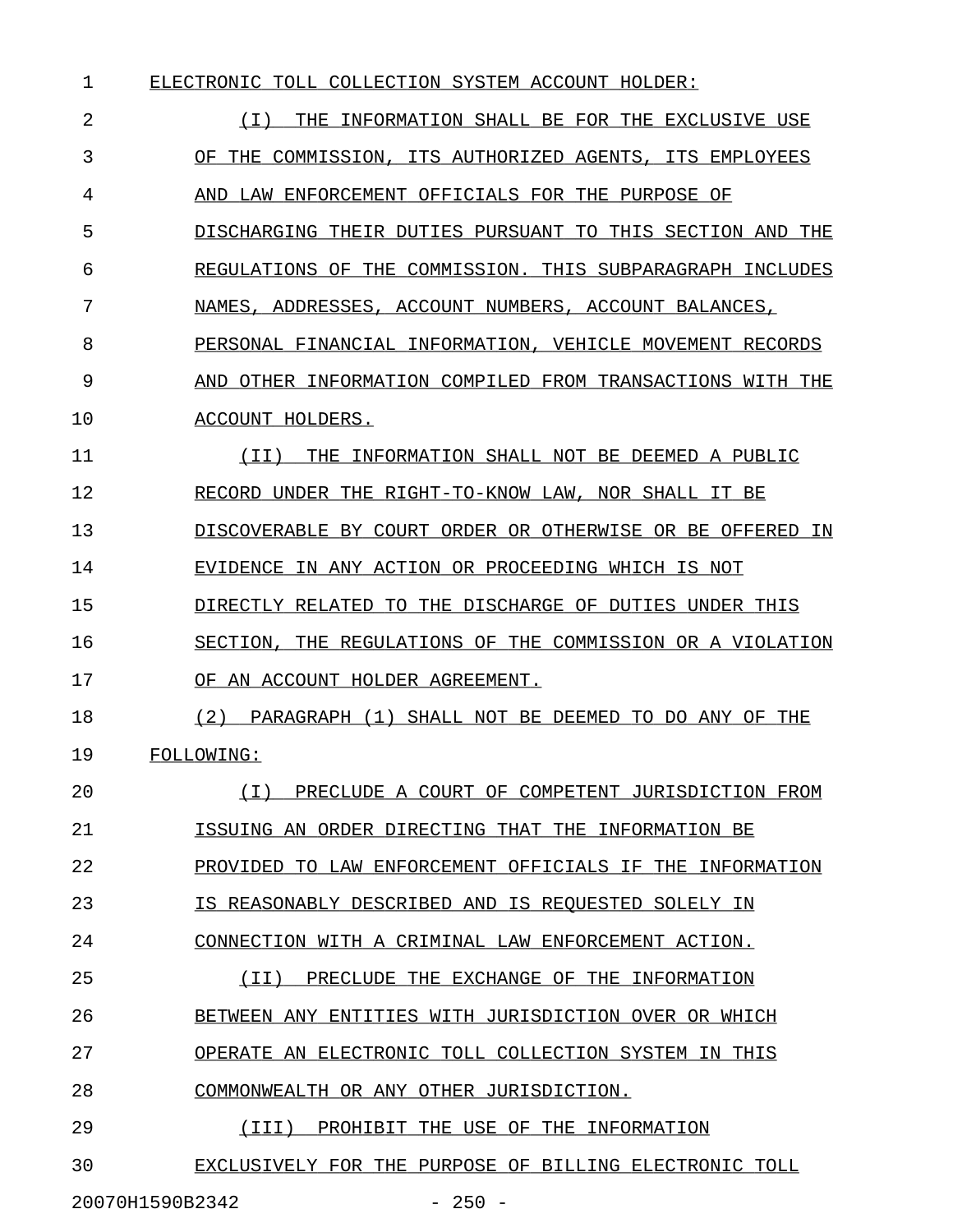ELECTRONIC TOLL COLLECTION SYSTEM ACCOUNT HOLDER:

(I) THE INFORMATION SHALL BE FOR THE EXCLUSIVE USE OF THE COMMISSION, ITS AUTHORIZED AGENTS, ITS EMPLOYEES AND LAW ENFORCEMENT OFFICIALS FOR THE PURPOSE OF DISCHARGING THEIR DUTIES PURSUANT TO THIS SECTION AND THE REGULATIONS OF THE COMMISSION. THIS SUBPARAGRAPH INCLUDES NAMES, ADDRESSES, ACCOUNT NUMBERS, ACCOUNT BALANCES, PERSONAL FINANCIAL INFORMATION, VEHICLE MOVEMENT RECORDS AND OTHER INFORMATION COMPILED FROM TRANSACTIONS WITH THE ACCOUNT HOLDERS.

(II) THE INFORMATION SHALL NOT BE DEEMED A PUBLIC RECORD UNDER THE RIGHT-TO-KNOW LAW, NOR SHALL IT BE DISCOVERABLE BY COURT ORDER OR OTHERWISE OR BE OFFERED IN EVIDENCE IN ANY ACTION OR PROCEEDING WHICH IS NOT DIRECTLY RELATED TO THE DISCHARGE OF DUTIES UNDER THIS SECTION, THE REGULATIONS OF THE COMMISSION OR A VIOLATION OF AN ACCOUNT HOLDER AGREEMENT.

(2) PARAGRAPH (1) SHALL NOT BE DEEMED TO DO ANY OF THE FOLLOWING:

(I) PRECLUDE A COURT OF COMPETENT JURISDICTION FROM ISSUING AN ORDER DIRECTING THAT THE INFORMATION BE PROVIDED TO LAW ENFORCEMENT OFFICIALS IF THE INFORMATION IS REASONABLY DESCRIBED AND IS REQUESTED SOLELY IN CONNECTION WITH A CRIMINAL LAW ENFORCEMENT ACTION.

(II) PRECLUDE THE EXCHANGE OF THE INFORMATION BETWEEN ANY ENTITIES WITH JURISDICTION OVER OR WHICH OPERATE AN ELECTRONIC TOLL COLLECTION SYSTEM IN THIS COMMONWEALTH OR ANY OTHER JURISDICTION.

(III) PROHIBIT THE USE OF THE INFORMATION EXCLUSIVELY FOR THE PURPOSE OF BILLING ELECTRONIC TOLL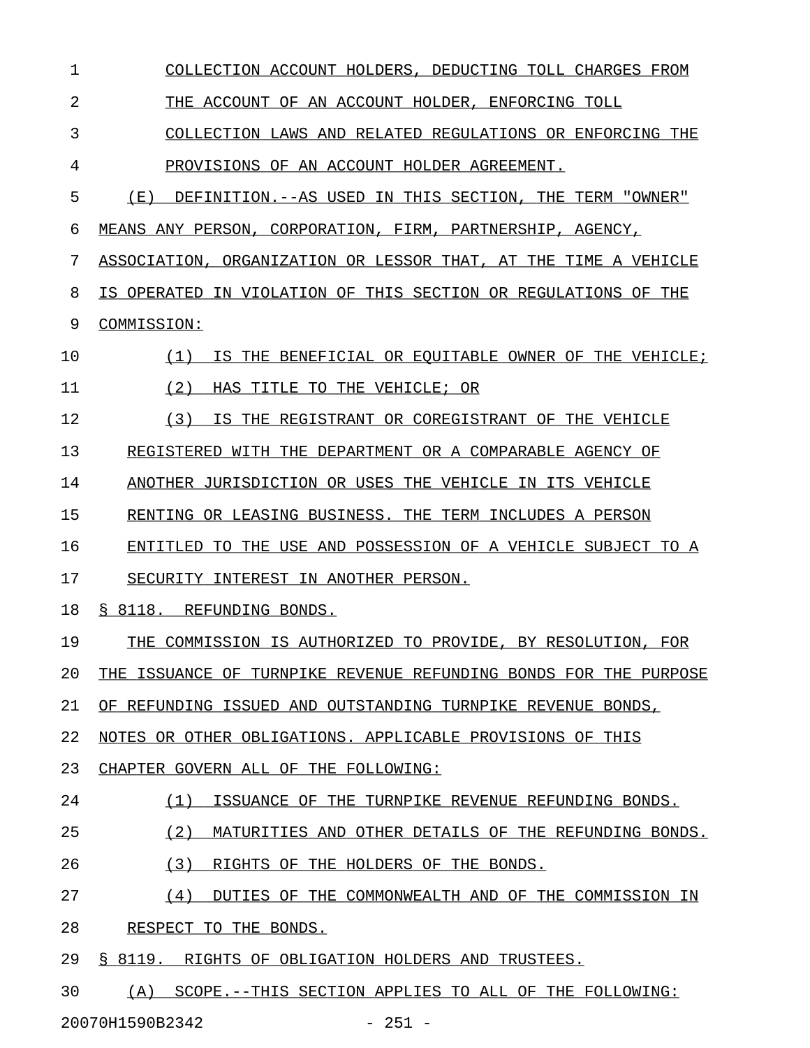COLLECTION ACCOUNT HOLDERS, DEDUCTING TOLL CHARGES FROM THE ACCOUNT OF AN ACCOUNT HOLDER, ENFORCING TOLL COLLECTION LAWS AND RELATED REGULATIONS OR ENFORCING THE PROVISIONS OF AN ACCOUNT HOLDER AGREEMENT.

(E) DEFINITION.--AS USED IN THIS SECTION, THE TERM "OWNER" MEANS ANY PERSON, CORPORATION, FIRM, PARTNERSHIP, AGENCY, ASSOCIATION, ORGANIZATION OR LESSOR THAT, AT THE TIME A VEHICLE IS OPERATED IN VIOLATION OF THIS SECTION OR REGULATIONS OF THE COMMISSION:

(1) IS THE BENEFICIAL OR EQUITABLE OWNER OF THE VEHICLE;

(2) HAS TITLE TO THE VEHICLE; OR

(3) IS THE REGISTRANT OR COREGISTRANT OF THE VEHICLE REGISTERED WITH THE DEPARTMENT OR A COMPARABLE AGENCY OF ANOTHER JURISDICTION OR USES THE VEHICLE IN ITS VEHICLE RENTING OR LEASING BUSINESS. THE TERM INCLUDES A PERSON ENTITLED TO THE USE AND POSSESSION OF A VEHICLE SUBJECT TO A SECURITY INTEREST IN ANOTHER PERSON.

§ 8118. REFUNDING BONDS.

THE COMMISSION IS AUTHORIZED TO PROVIDE, BY RESOLUTION, FOR THE ISSUANCE OF TURNPIKE REVENUE REFUNDING BONDS FOR THE PURPOSE OF REFUNDING ISSUED AND OUTSTANDING TURNPIKE REVENUE BONDS, NOTES OR OTHER OBLIGATIONS. APPLICABLE PROVISIONS OF THIS CHAPTER GOVERN ALL OF THE FOLLOWING:

(1) ISSUANCE OF THE TURNPIKE REVENUE REFUNDING BONDS.

(2) MATURITIES AND OTHER DETAILS OF THE REFUNDING BONDS.

(3) RIGHTS OF THE HOLDERS OF THE BONDS.

(4) DUTIES OF THE COMMONWEALTH AND OF THE COMMISSION IN RESPECT TO THE BONDS.

§ 8119. RIGHTS OF OBLIGATION HOLDERS AND TRUSTEES.

(A) SCOPE.--THIS SECTION APPLIES TO ALL OF THE FOLLOWING: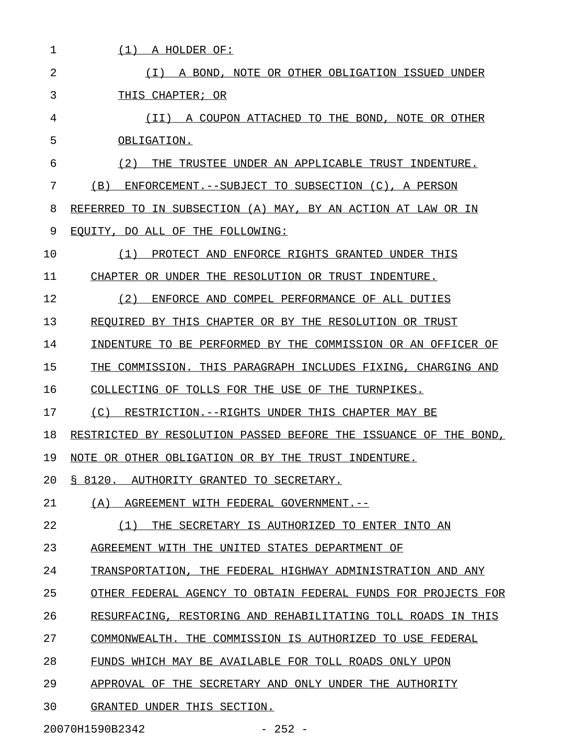(1) A HOLDER OF:

(I) A BOND, NOTE OR OTHER OBLIGATION ISSUED UNDER THIS CHAPTER; OR

(II) A COUPON ATTACHED TO THE BOND, NOTE OR OTHER OBLIGATION.

(2) THE TRUSTEE UNDER AN APPLICABLE TRUST INDENTURE.

(B) ENFORCEMENT.--SUBJECT TO SUBSECTION (C), A PERSON REFERRED TO IN SUBSECTION (A) MAY, BY AN ACTION AT LAW OR IN EQUITY, DO ALL OF THE FOLLOWING:

(1) PROTECT AND ENFORCE RIGHTS GRANTED UNDER THIS CHAPTER OR UNDER THE RESOLUTION OR TRUST INDENTURE.

(2) ENFORCE AND COMPEL PERFORMANCE OF ALL DUTIES REQUIRED BY THIS CHAPTER OR BY THE RESOLUTION OR TRUST INDENTURE TO BE PERFORMED BY THE COMMISSION OR AN OFFICER OF THE COMMISSION. THIS PARAGRAPH INCLUDES FIXING, CHARGING AND COLLECTING OF TOLLS FOR THE USE OF THE TURNPIKES.

(C) RESTRICTION.--RIGHTS UNDER THIS CHAPTER MAY BE RESTRICTED BY RESOLUTION PASSED BEFORE THE ISSUANCE OF THE BOND, NOTE OR OTHER OBLIGATION OR BY THE TRUST INDENTURE.

§ 8120. AUTHORITY GRANTED TO SECRETARY.

(A) AGREEMENT WITH FEDERAL GOVERNMENT.--

(1) THE SECRETARY IS AUTHORIZED TO ENTER INTO AN AGREEMENT WITH THE UNITED STATES DEPARTMENT OF TRANSPORTATION, THE FEDERAL HIGHWAY ADMINISTRATION AND ANY OTHER FEDERAL AGENCY TO OBTAIN FEDERAL FUNDS FOR PROJECTS FOR RESURFACING, RESTORING AND REHABILITATING TOLL ROADS IN THIS COMMONWEALTH. THE COMMISSION IS AUTHORIZED TO USE FEDERAL FUNDS WHICH MAY BE AVAILABLE FOR TOLL ROADS ONLY UPON APPROVAL OF THE SECRETARY AND ONLY UNDER THE AUTHORITY GRANTED UNDER THIS SECTION.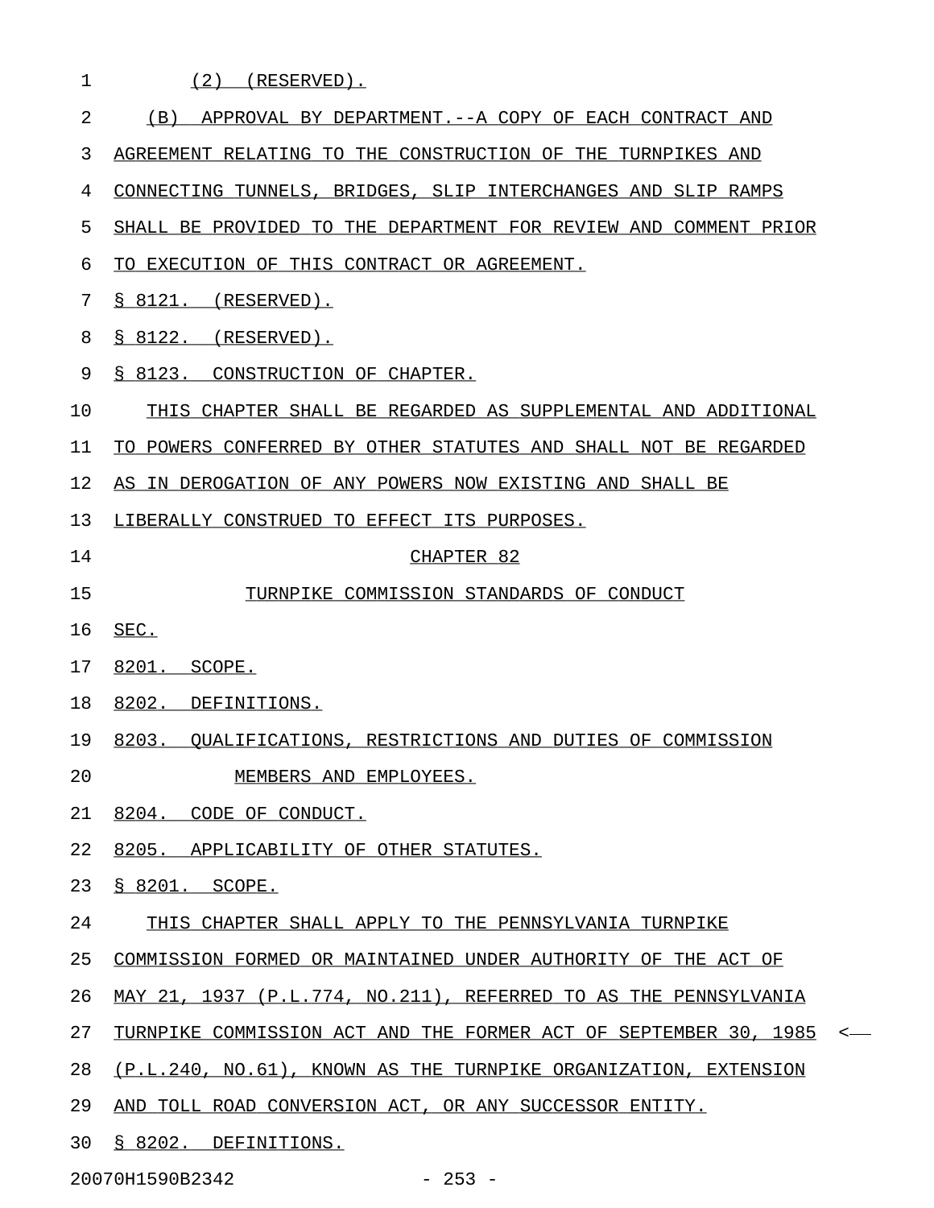(2) (RESERVED).

(B) APPROVAL BY DEPARTMENT.--A COPY OF EACH CONTRACT AND AGREEMENT RELATING TO THE CONSTRUCTION OF THE TURNPIKES AND CONNECTING TUNNELS, BRIDGES, SLIP INTERCHANGES AND SLIP RAMPS SHALL BE PROVIDED TO THE DEPARTMENT FOR REVIEW AND COMMENT PRIOR TO EXECUTION OF THIS CONTRACT OR AGREEMENT.

§ 8121. (RESERVED).

§ 8122. (RESERVED).

§ 8123. CONSTRUCTION OF CHAPTER.

THIS CHAPTER SHALL BE REGARDED AS SUPPLEMENTAL AND ADDITIONAL TO POWERS CONFERRED BY OTHER STATUTES AND SHALL NOT BE REGARDED AS IN DEROGATION OF ANY POWERS NOW EXISTING AND SHALL BE LIBERALLY CONSTRUED TO EFFECT ITS PURPOSES.

## CHAPTER 82

## TURNPIKE COMMISSION STANDARDS OF CONDUCT

SEC.

8201. SCOPE.

8202. DEFINITIONS.

8203. QUALIFICATIONS, RESTRICTIONS AND DUTIES OF COMMISSION MEMBERS AND EMPLOYEES.

8204. CODE OF CONDUCT.

8205. APPLICABILITY OF OTHER STATUTES.

§ 8201. SCOPE.

THIS CHAPTER SHALL APPLY TO THE PENNSYLVANIA TURNPIKE COMMISSION FORMED OR MAINTAINED UNDER AUTHORITY OF THE ACT OF MAY 21, 1937 (P.L.774, NO.211), REFERRED TO AS THE PENNSYLVANIA TURNPIKE COMMISSION ACT AND THE FORMER ACT OF SEPTEMBER 30, 1985 (P.L.240, NO.61), KNOWN AS THE TURNPIKE ORGANIZATION, EXTENSION AND TOLL ROAD CONVERSION ACT, OR ANY SUCCESSOR ENTITY.

§ 8202. DEFINITIONS.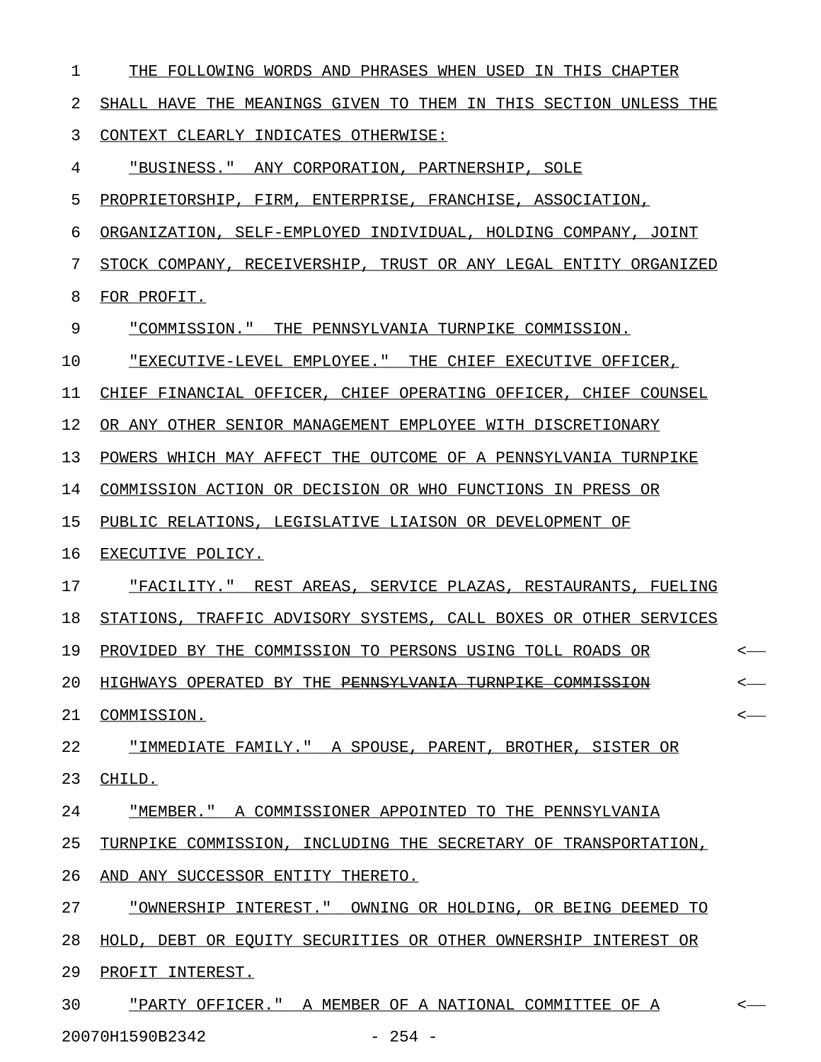THE FOLLOWING WORDS AND PHRASES WHEN USED IN THIS CHAPTER SHALL HAVE THE MEANINGS GIVEN TO THEM IN THIS SECTION UNLESS THE CONTEXT CLEARLY INDICATES OTHERWISE:

"BUSINESS." ANY CORPORATION, PARTNERSHIP, SOLE PROPRIETORSHIP, FIRM, ENTERPRISE, FRANCHISE, ASSOCIATION, ORGANIZATION, SELF-EMPLOYED INDIVIDUAL, HOLDING COMPANY, JOINT STOCK COMPANY, RECEIVERSHIP, TRUST OR ANY LEGAL ENTITY ORGANIZED FOR PROFIT.

"COMMISSION." THE PENNSYLVANIA TURNPIKE COMMISSION.

"EXECUTIVE-LEVEL EMPLOYEE." THE CHIEF EXECUTIVE OFFICER, CHIEF FINANCIAL OFFICER, CHIEF OPERATING OFFICER, CHIEF COUNSEL OR ANY OTHER SENIOR MANAGEMENT EMPLOYEE WITH DISCRETIONARY POWERS WHICH MAY AFFECT THE OUTCOME OF A PENNSYLVANIA TURNPIKE COMMISSION ACTION OR DECISION OR WHO FUNCTIONS IN PRESS OR PUBLIC RELATIONS, LEGISLATIVE LIAISON OR DEVELOPMENT OF EXECUTIVE POLICY.

"FACILITY." REST AREAS, SERVICE PLAZAS, RESTAURANTS, FUELING STATIONS, TRAFFIC ADVISORY SYSTEMS, CALL BOXES OR OTHER SERVICES PROVIDED BY THE COMMISSION TO PERSONS USING TOLL ROADS OR HIGHWAYS OPERATED BY THE ~~PENNSYLVANIA TURNPIKE COMMISSION~~ COMMISSION.

"IMMEDIATE FAMILY." A SPOUSE, PARENT, BROTHER, SISTER OR CHILD.

"MEMBER." A COMMISSIONER APPOINTED TO THE PENNSYLVANIA TURNPIKE COMMISSION, INCLUDING THE SECRETARY OF TRANSPORTATION, AND ANY SUCCESSOR ENTITY THERETO.

"OWNERSHIP INTEREST." OWNING OR HOLDING, OR BEING DEEMED TO HOLD, DEBT OR EQUITY SECURITIES OR OTHER OWNERSHIP INTEREST OR PROFIT INTEREST.

"PARTY OFFICER." A MEMBER OF A NATIONAL COMMITTEE OF A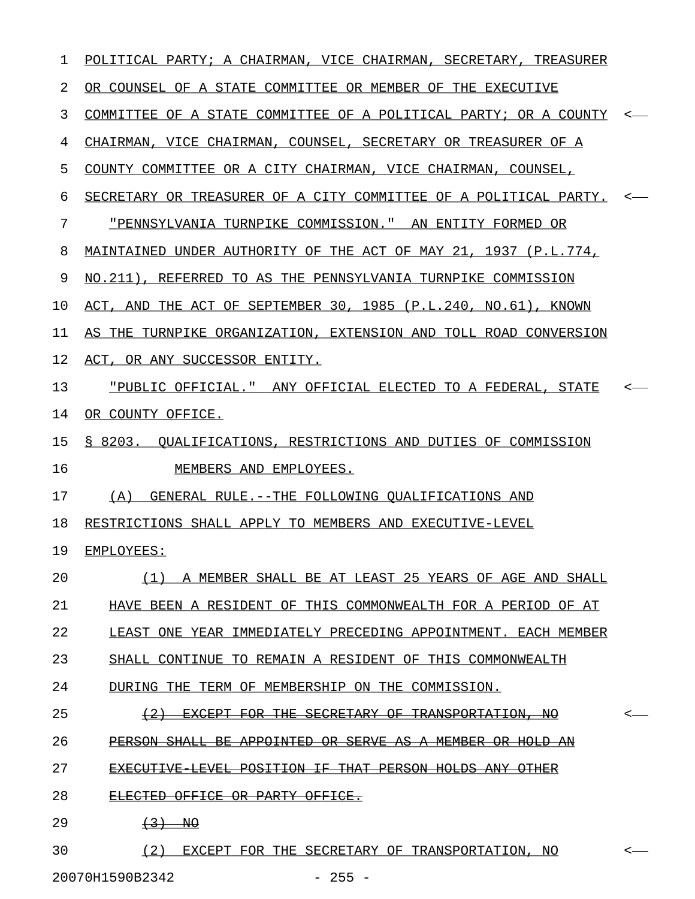POLITICAL PARTY; A CHAIRMAN, VICE CHAIRMAN, SECRETARY, TREASURER OR COUNSEL OF A STATE COMMITTEE OR MEMBER OF THE EXECUTIVE COMMITTEE OF A STATE COMMITTEE OF A POLITICAL PARTY; OR A COUNTY CHAIRMAN, VICE CHAIRMAN, COUNSEL, SECRETARY OR TREASURER OF A COUNTY COMMITTEE OR A CITY CHAIRMAN, VICE CHAIRMAN, COUNSEL, SECRETARY OR TREASURER OF A CITY COMMITTEE OF A POLITICAL PARTY.

"PENNSYLVANIA TURNPIKE COMMISSION." AN ENTITY FORMED OR MAINTAINED UNDER AUTHORITY OF THE ACT OF MAY 21, 1937 (P.L.774, NO.211), REFERRED TO AS THE PENNSYLVANIA TURNPIKE COMMISSION ACT, AND THE ACT OF SEPTEMBER 30, 1985 (P.L.240, NO.61), KNOWN AS THE TURNPIKE ORGANIZATION, EXTENSION AND TOLL ROAD CONVERSION ACT, OR ANY SUCCESSOR ENTITY.

"PUBLIC OFFICIAL." ANY OFFICIAL ELECTED TO A FEDERAL, STATE OR COUNTY OFFICE.

§ 8203. QUALIFICATIONS, RESTRICTIONS AND DUTIES OF COMMISSION MEMBERS AND EMPLOYEES.

(A) GENERAL RULE.--THE FOLLOWING QUALIFICATIONS AND RESTRICTIONS SHALL APPLY TO MEMBERS AND EXECUTIVE-LEVEL EMPLOYEES:

(1) A MEMBER SHALL BE AT LEAST 25 YEARS OF AGE AND SHALL HAVE BEEN A RESIDENT OF THIS COMMONWEALTH FOR A PERIOD OF AT LEAST ONE YEAR IMMEDIATELY PRECEDING APPOINTMENT. EACH MEMBER SHALL CONTINUE TO REMAIN A RESIDENT OF THIS COMMONWEALTH DURING THE TERM OF MEMBERSHIP ON THE COMMISSION.

~~(2) EXCEPT FOR THE SECRETARY OF TRANSPORTATION, NO PERSON SHALL BE APPOINTED OR SERVE AS A MEMBER OR HOLD AN EXECUTIVE-LEVEL POSITION IF THAT PERSON HOLDS ANY OTHER ELECTED OFFICE OR PARTY OFFICE.~~

~~(3) NO~~

(2) EXCEPT FOR THE SECRETARY OF TRANSPORTATION, NO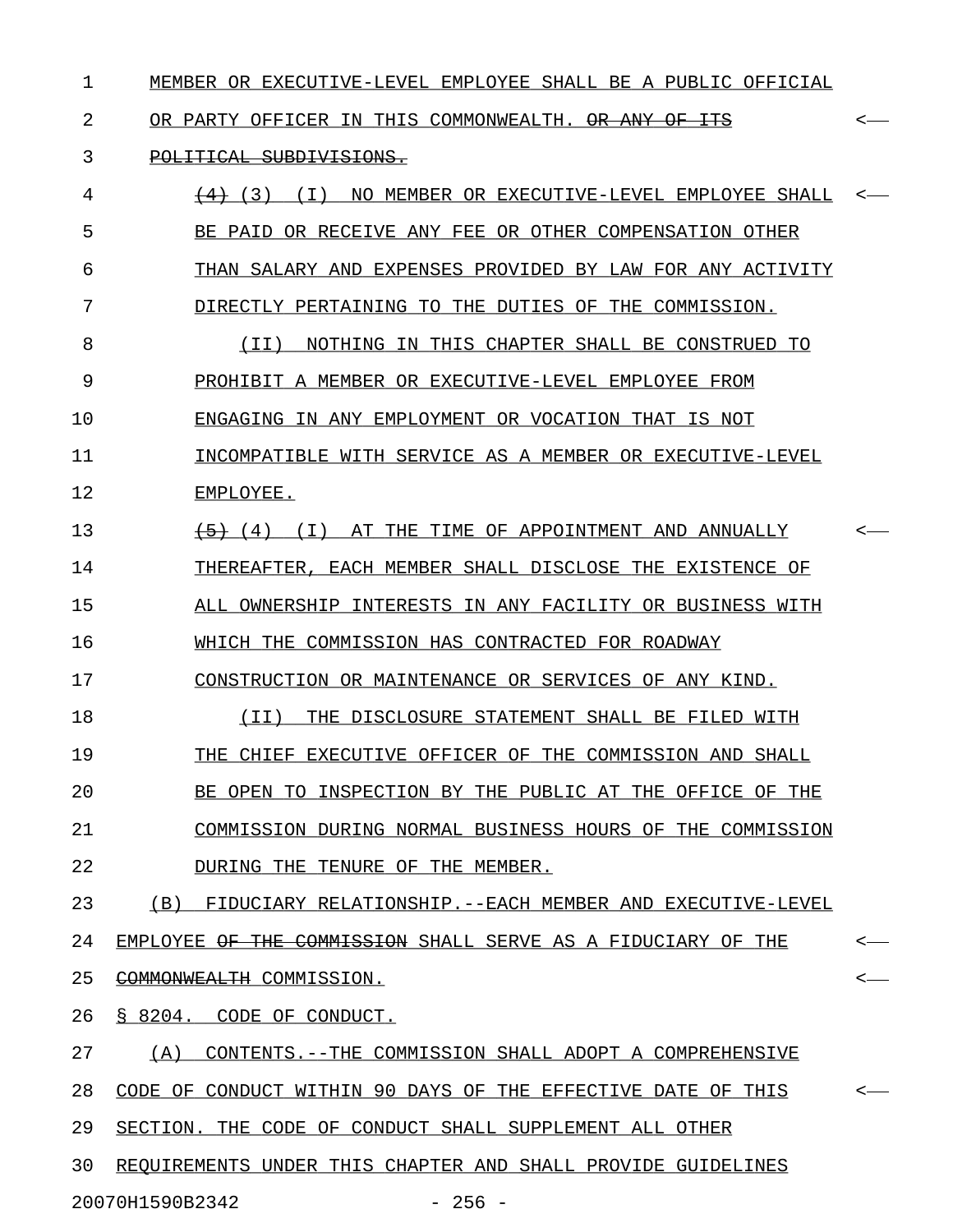MEMBER OR EXECUTIVE-LEVEL EMPLOYEE SHALL BE A PUBLIC OFFICIAL OR PARTY OFFICER IN THIS COMMONWEALTH. ~~OR ANY OF ITS POLITICAL SUBDIVISIONS.~~

~~(4)~~ (3) (I) NO MEMBER OR EXECUTIVE-LEVEL EMPLOYEE SHALL BE PAID OR RECEIVE ANY FEE OR OTHER COMPENSATION OTHER THAN SALARY AND EXPENSES PROVIDED BY LAW FOR ANY ACTIVITY DIRECTLY PERTAINING TO THE DUTIES OF THE COMMISSION.

(II) NOTHING IN THIS CHAPTER SHALL BE CONSTRUED TO PROHIBIT A MEMBER OR EXECUTIVE-LEVEL EMPLOYEE FROM ENGAGING IN ANY EMPLOYMENT OR VOCATION THAT IS NOT INCOMPATIBLE WITH SERVICE AS A MEMBER OR EXECUTIVE-LEVEL EMPLOYEE.

~~(5)~~ (4) (I) AT THE TIME OF APPOINTMENT AND ANNUALLY THEREAFTER, EACH MEMBER SHALL DISCLOSE THE EXISTENCE OF ALL OWNERSHIP INTERESTS IN ANY FACILITY OR BUSINESS WITH WHICH THE COMMISSION HAS CONTRACTED FOR ROADWAY CONSTRUCTION OR MAINTENANCE OR SERVICES OF ANY KIND.

(II) THE DISCLOSURE STATEMENT SHALL BE FILED WITH THE CHIEF EXECUTIVE OFFICER OF THE COMMISSION AND SHALL BE OPEN TO INSPECTION BY THE PUBLIC AT THE OFFICE OF THE COMMISSION DURING NORMAL BUSINESS HOURS OF THE COMMISSION DURING THE TENURE OF THE MEMBER.

(B) FIDUCIARY RELATIONSHIP.--EACH MEMBER AND EXECUTIVE-LEVEL EMPLOYEE ~~OF THE COMMISSION~~ SHALL SERVE AS A FIDUCIARY OF THE ~~COMMONWEALTH~~ COMMISSION.

§ 8204. CODE OF CONDUCT.

(A) CONTENTS.--THE COMMISSION SHALL ADOPT A COMPREHENSIVE CODE OF CONDUCT WITHIN 90 DAYS OF THE EFFECTIVE DATE OF THIS SECTION. THE CODE OF CONDUCT SHALL SUPPLEMENT ALL OTHER REQUIREMENTS UNDER THIS CHAPTER AND SHALL PROVIDE GUIDELINES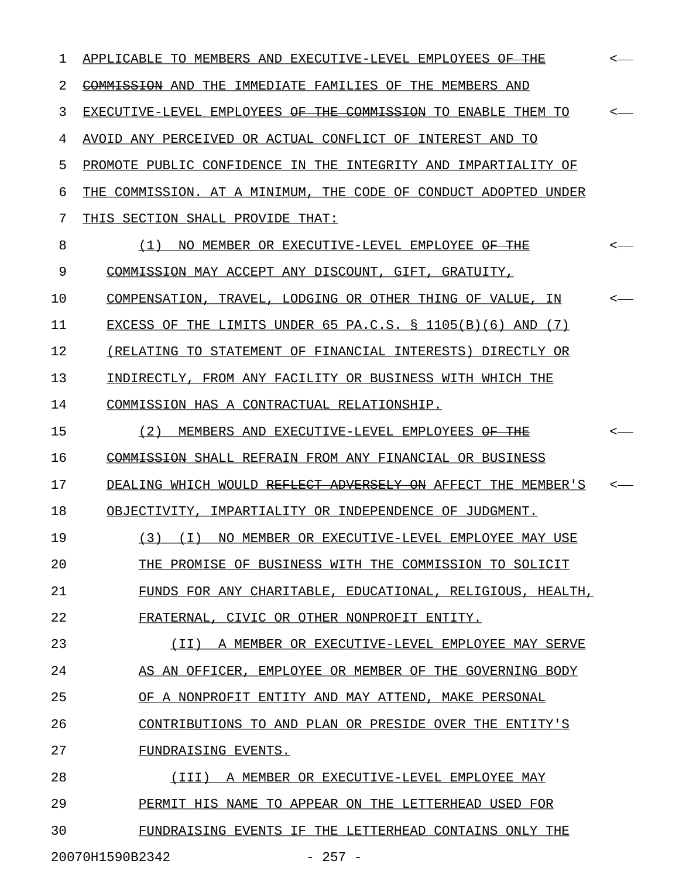APPLICABLE TO MEMBERS AND EXECUTIVE-LEVEL EMPLOYEES ~~OF THE COMMISSION~~ AND THE IMMEDIATE FAMILIES OF THE MEMBERS AND EXECUTIVE-LEVEL EMPLOYEES ~~OF THE COMMISSION~~ TO ENABLE THEM TO AVOID ANY PERCEIVED OR ACTUAL CONFLICT OF INTEREST AND TO PROMOTE PUBLIC CONFIDENCE IN THE INTEGRITY AND IMPARTIALITY OF THE COMMISSION. AT A MINIMUM, THE CODE OF CONDUCT ADOPTED UNDER THIS SECTION SHALL PROVIDE THAT:

(1) NO MEMBER OR EXECUTIVE-LEVEL EMPLOYEE ~~OF THE COMMISSION~~ MAY ACCEPT ANY DISCOUNT, GIFT, GRATUITY, COMPENSATION, TRAVEL, LODGING OR OTHER THING OF VALUE, IN EXCESS OF THE LIMITS UNDER 65 PA.C.S. § 1105(B)(6) AND (7) (RELATING TO STATEMENT OF FINANCIAL INTERESTS) DIRECTLY OR INDIRECTLY, FROM ANY FACILITY OR BUSINESS WITH WHICH THE COMMISSION HAS A CONTRACTUAL RELATIONSHIP.

(2) MEMBERS AND EXECUTIVE-LEVEL EMPLOYEES ~~OF THE COMMISSION~~ SHALL REFRAIN FROM ANY FINANCIAL OR BUSINESS DEALING WHICH WOULD ~~REFLECT ADVERSELY ON~~ AFFECT THE MEMBER'S OBJECTIVITY, IMPARTIALITY OR INDEPENDENCE OF JUDGMENT.

(3) (I) NO MEMBER OR EXECUTIVE-LEVEL EMPLOYEE MAY USE THE PROMISE OF BUSINESS WITH THE COMMISSION TO SOLICIT FUNDS FOR ANY CHARITABLE, EDUCATIONAL, RELIGIOUS, HEALTH, FRATERNAL, CIVIC OR OTHER NONPROFIT ENTITY.

(II) A MEMBER OR EXECUTIVE-LEVEL EMPLOYEE MAY SERVE AS AN OFFICER, EMPLOYEE OR MEMBER OF THE GOVERNING BODY OF A NONPROFIT ENTITY AND MAY ATTEND, MAKE PERSONAL CONTRIBUTIONS TO AND PLAN OR PRESIDE OVER THE ENTITY'S FUNDRAISING EVENTS.

(III) A MEMBER OR EXECUTIVE-LEVEL EMPLOYEE MAY PERMIT HIS NAME TO APPEAR ON THE LETTERHEAD USED FOR FUNDRAISING EVENTS IF THE LETTERHEAD CONTAINS ONLY THE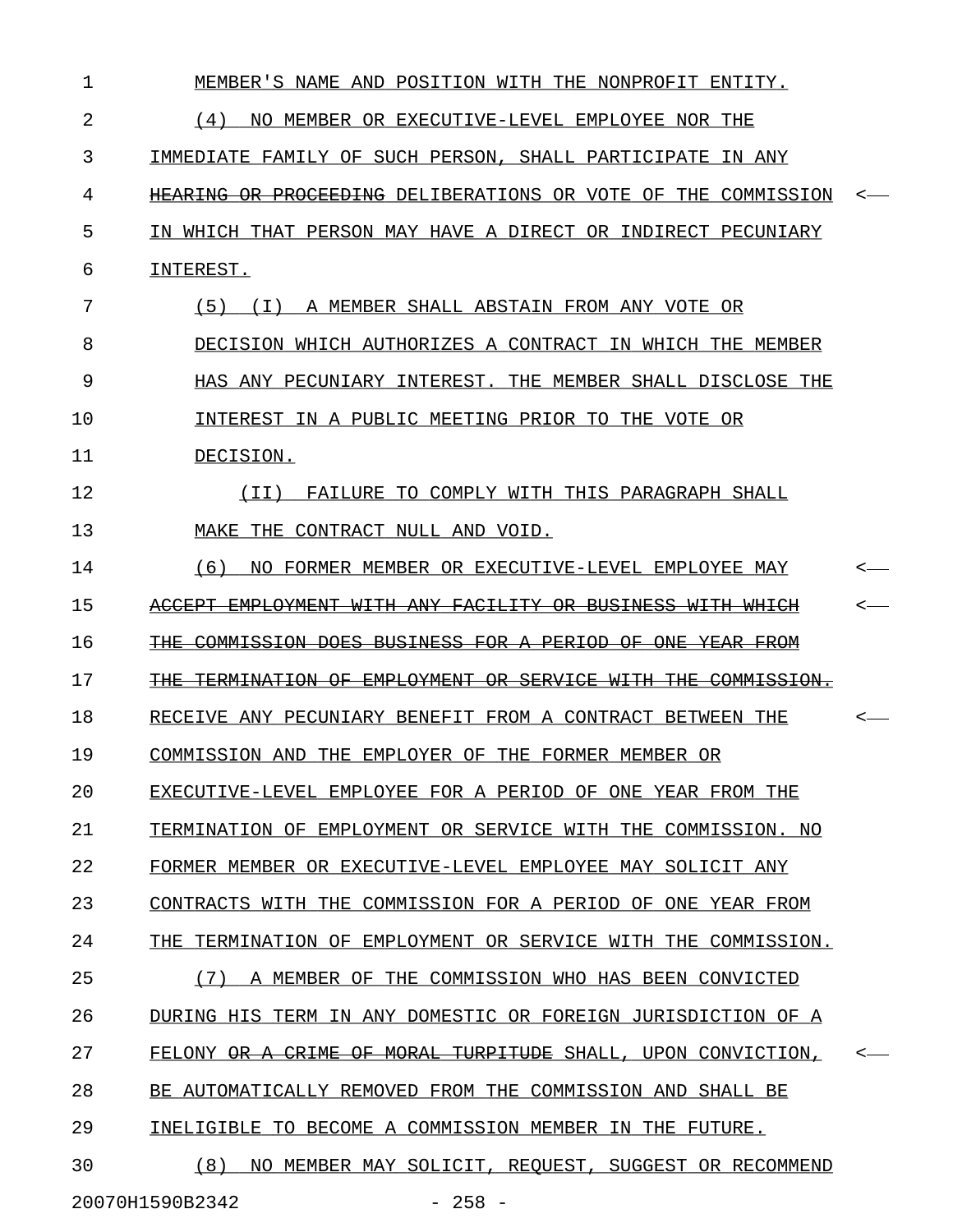MEMBER'S NAME AND POSITION WITH THE NONPROFIT ENTITY.

(4) NO MEMBER OR EXECUTIVE-LEVEL EMPLOYEE NOR THE IMMEDIATE FAMILY OF SUCH PERSON, SHALL PARTICIPATE IN ANY ~~HEARING OR PROCEEDING~~ DELIBERATIONS OR VOTE OF THE COMMISSION IN WHICH THAT PERSON MAY HAVE A DIRECT OR INDIRECT PECUNIARY INTEREST.

(5) (I) A MEMBER SHALL ABSTAIN FROM ANY VOTE OR DECISION WHICH AUTHORIZES A CONTRACT IN WHICH THE MEMBER HAS ANY PECUNIARY INTEREST. THE MEMBER SHALL DISCLOSE THE INTEREST IN A PUBLIC MEETING PRIOR TO THE VOTE OR DECISION.

(II) FAILURE TO COMPLY WITH THIS PARAGRAPH SHALL MAKE THE CONTRACT NULL AND VOID.

(6) NO FORMER MEMBER OR EXECUTIVE-LEVEL EMPLOYEE MAY ~~ACCEPT EMPLOYMENT WITH ANY FACILITY OR BUSINESS WITH WHICH THE COMMISSION DOES BUSINESS FOR A PERIOD OF ONE YEAR FROM THE TERMINATION OF EMPLOYMENT OR SERVICE WITH THE COMMISSION.~~ RECEIVE ANY PECUNIARY BENEFIT FROM A CONTRACT BETWEEN THE COMMISSION AND THE EMPLOYER OF THE FORMER MEMBER OR EXECUTIVE-LEVEL EMPLOYEE FOR A PERIOD OF ONE YEAR FROM THE TERMINATION OF EMPLOYMENT OR SERVICE WITH THE COMMISSION. NO FORMER MEMBER OR EXECUTIVE-LEVEL EMPLOYEE MAY SOLICIT ANY CONTRACTS WITH THE COMMISSION FOR A PERIOD OF ONE YEAR FROM THE TERMINATION OF EMPLOYMENT OR SERVICE WITH THE COMMISSION.

(7) A MEMBER OF THE COMMISSION WHO HAS BEEN CONVICTED DURING HIS TERM IN ANY DOMESTIC OR FOREIGN JURISDICTION OF A FELONY ~~OR A CRIME OF MORAL TURPITUDE~~ SHALL, UPON CONVICTION, BE AUTOMATICALLY REMOVED FROM THE COMMISSION AND SHALL BE INELIGIBLE TO BECOME A COMMISSION MEMBER IN THE FUTURE.

(8) NO MEMBER MAY SOLICIT, REQUEST, SUGGEST OR RECOMMEND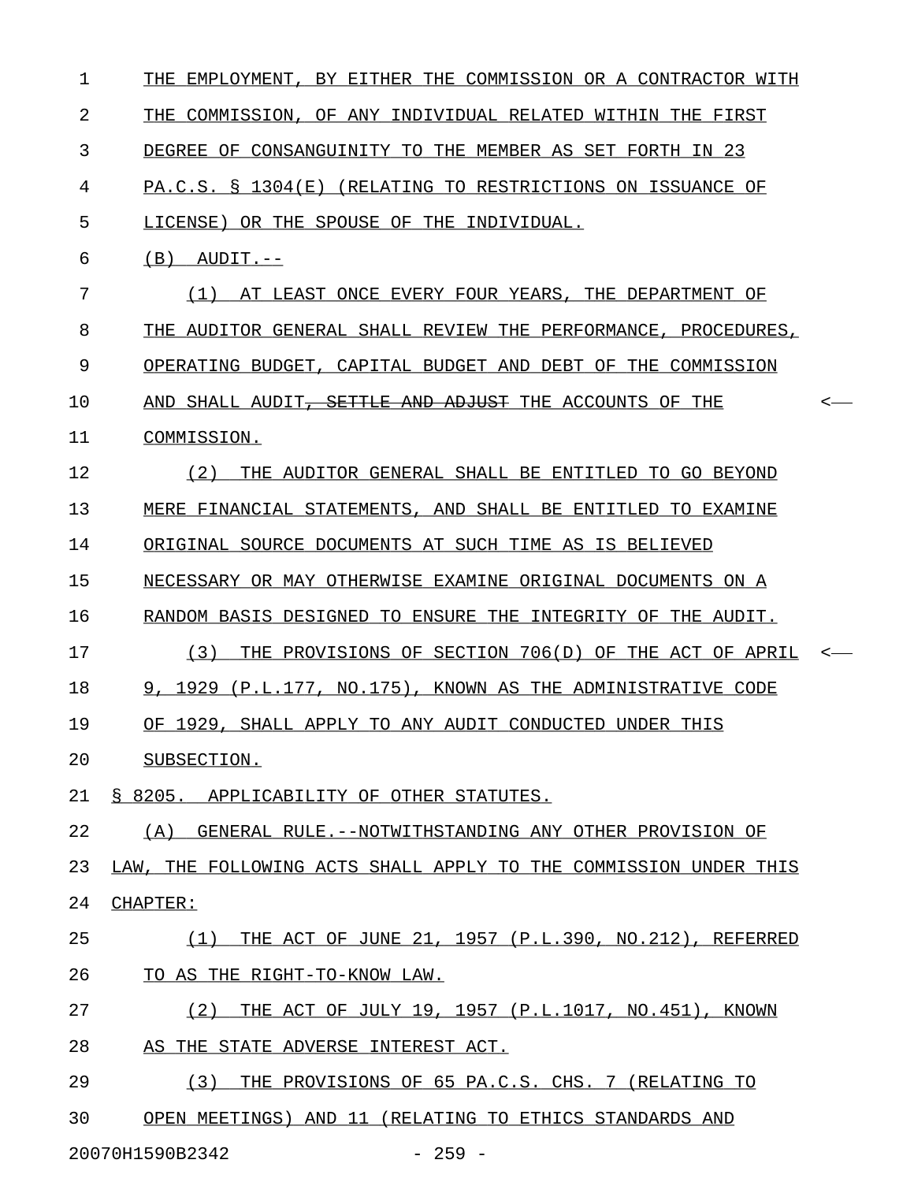THE EMPLOYMENT, BY EITHER THE COMMISSION OR A CONTRACTOR WITH THE COMMISSION, OF ANY INDIVIDUAL RELATED WITHIN THE FIRST DEGREE OF CONSANGUINITY TO THE MEMBER AS SET FORTH IN 23 PA.C.S. § 1304(E) (RELATING TO RESTRICTIONS ON ISSUANCE OF LICENSE) OR THE SPOUSE OF THE INDIVIDUAL.

(B) AUDIT.--

(1) AT LEAST ONCE EVERY FOUR YEARS, THE DEPARTMENT OF THE AUDITOR GENERAL SHALL REVIEW THE PERFORMANCE, PROCEDURES, OPERATING BUDGET, CAPITAL BUDGET AND DEBT OF THE COMMISSION AND SHALL AUDIT~~, SETTLE AND ADJUST~~ THE ACCOUNTS OF THE COMMISSION.

(2) THE AUDITOR GENERAL SHALL BE ENTITLED TO GO BEYOND MERE FINANCIAL STATEMENTS, AND SHALL BE ENTITLED TO EXAMINE ORIGINAL SOURCE DOCUMENTS AT SUCH TIME AS IS BELIEVED NECESSARY OR MAY OTHERWISE EXAMINE ORIGINAL DOCUMENTS ON A RANDOM BASIS DESIGNED TO ENSURE THE INTEGRITY OF THE AUDIT.

(3) THE PROVISIONS OF SECTION 706(D) OF THE ACT OF APRIL 9, 1929 (P.L.177, NO.175), KNOWN AS THE ADMINISTRATIVE CODE OF 1929, SHALL APPLY TO ANY AUDIT CONDUCTED UNDER THIS SUBSECTION.

§ 8205. APPLICABILITY OF OTHER STATUTES.

(A) GENERAL RULE.--NOTWITHSTANDING ANY OTHER PROVISION OF LAW, THE FOLLOWING ACTS SHALL APPLY TO THE COMMISSION UNDER THIS CHAPTER:

(1) THE ACT OF JUNE 21, 1957 (P.L.390, NO.212), REFERRED TO AS THE RIGHT-TO-KNOW LAW.

(2) THE ACT OF JULY 19, 1957 (P.L.1017, NO.451), KNOWN AS THE STATE ADVERSE INTEREST ACT.

(3) THE PROVISIONS OF 65 PA.C.S. CHS. 7 (RELATING TO OPEN MEETINGS) AND 11 (RELATING TO ETHICS STANDARDS AND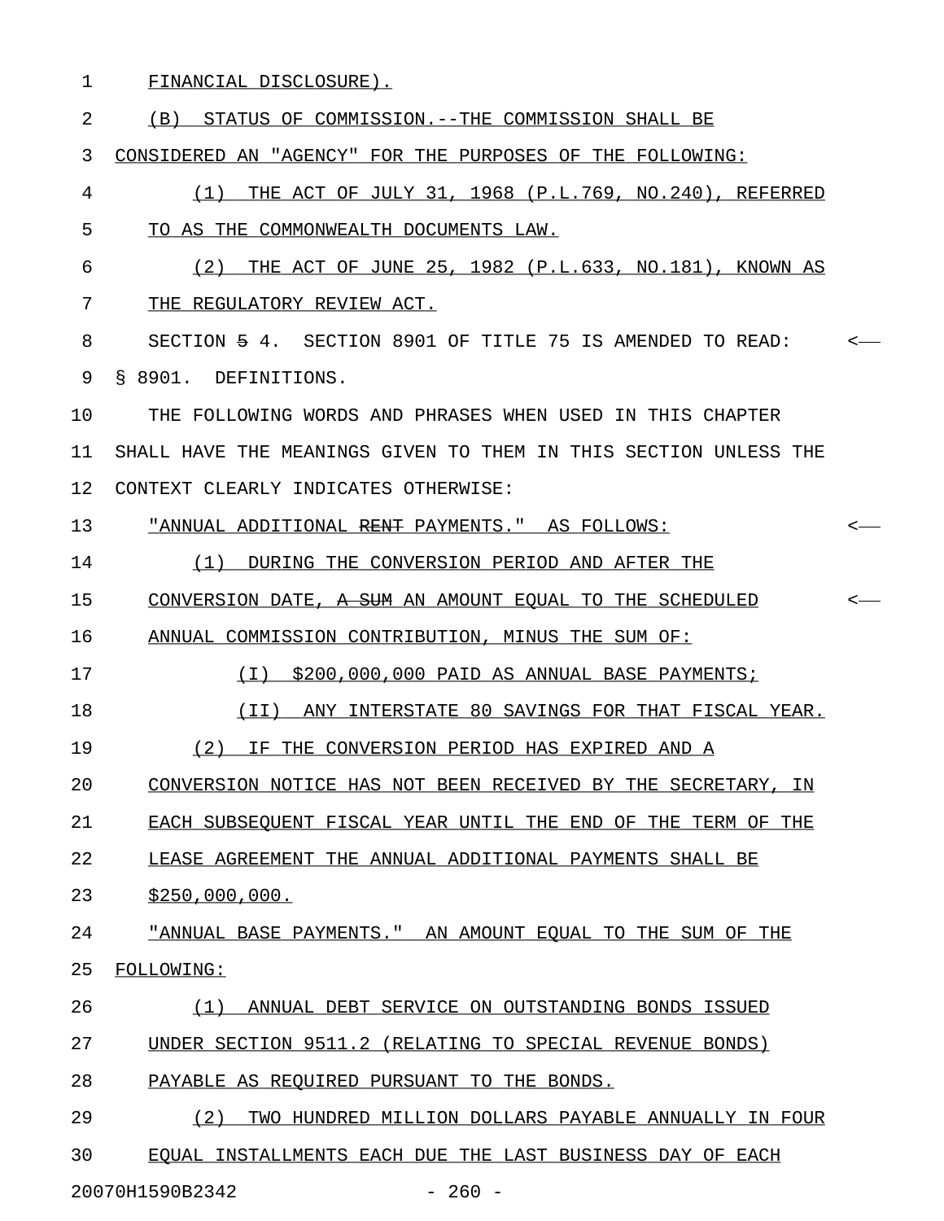FINANCIAL DISCLOSURE).

(B) STATUS OF COMMISSION.--THE COMMISSION SHALL BE CONSIDERED AN "AGENCY" FOR THE PURPOSES OF THE FOLLOWING:

(1) THE ACT OF JULY 31, 1968 (P.L.769, NO.240), REFERRED TO AS THE COMMONWEALTH DOCUMENTS LAW.

(2) THE ACT OF JUNE 25, 1982 (P.L.633, NO.181), KNOWN AS THE REGULATORY REVIEW ACT.

SECTION ~~5~~ 4. SECTION 8901 OF TITLE 75 IS AMENDED TO READ:

§ 8901. DEFINITIONS.

THE FOLLOWING WORDS AND PHRASES WHEN USED IN THIS CHAPTER SHALL HAVE THE MEANINGS GIVEN TO THEM IN THIS SECTION UNLESS THE CONTEXT CLEARLY INDICATES OTHERWISE:

"ANNUAL ADDITIONAL ~~RENT~~ PAYMENTS." AS FOLLOWS:

(1) DURING THE CONVERSION PERIOD AND AFTER THE CONVERSION DATE, ~~A SUM~~ AN AMOUNT EQUAL TO THE SCHEDULED ANNUAL COMMISSION CONTRIBUTION, MINUS THE SUM OF:

(I) $200,000,000 PAID AS ANNUAL BASE PAYMENTS;

(II) ANY INTERSTATE 80 SAVINGS FOR THAT FISCAL YEAR.

(2) IF THE CONVERSION PERIOD HAS EXPIRED AND A CONVERSION NOTICE HAS NOT BEEN RECEIVED BY THE SECRETARY, IN EACH SUBSEQUENT FISCAL YEAR UNTIL THE END OF THE TERM OF THE LEASE AGREEMENT THE ANNUAL ADDITIONAL PAYMENTS SHALL BE $250,000,000.

"ANNUAL BASE PAYMENTS." AN AMOUNT EQUAL TO THE SUM OF THE FOLLOWING:

(1) ANNUAL DEBT SERVICE ON OUTSTANDING BONDS ISSUED UNDER SECTION 9511.2 (RELATING TO SPECIAL REVENUE BONDS) PAYABLE AS REQUIRED PURSUANT TO THE BONDS.

(2) TWO HUNDRED MILLION DOLLARS PAYABLE ANNUALLY IN FOUR EQUAL INSTALLMENTS EACH DUE THE LAST BUSINESS DAY OF EACH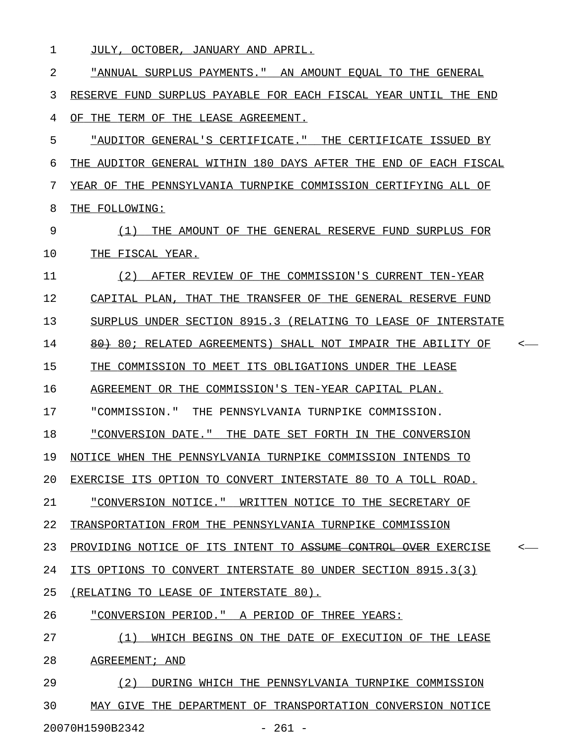JULY, OCTOBER, JANUARY AND APRIL.

"ANNUAL SURPLUS PAYMENTS." AN AMOUNT EQUAL TO THE GENERAL RESERVE FUND SURPLUS PAYABLE FOR EACH FISCAL YEAR UNTIL THE END OF THE TERM OF THE LEASE AGREEMENT.

"AUDITOR GENERAL'S CERTIFICATE." THE CERTIFICATE ISSUED BY THE AUDITOR GENERAL WITHIN 180 DAYS AFTER THE END OF EACH FISCAL YEAR OF THE PENNSYLVANIA TURNPIKE COMMISSION CERTIFYING ALL OF THE FOLLOWING:

(1) THE AMOUNT OF THE GENERAL RESERVE FUND SURPLUS FOR THE FISCAL YEAR.

(2) AFTER REVIEW OF THE COMMISSION'S CURRENT TEN-YEAR CAPITAL PLAN, THAT THE TRANSFER OF THE GENERAL RESERVE FUND SURPLUS UNDER SECTION 8915.3 (RELATING TO LEASE OF INTERSTATE ~~80)~~ 80; RELATED AGREEMENTS) SHALL NOT IMPAIR THE ABILITY OF THE COMMISSION TO MEET ITS OBLIGATIONS UNDER THE LEASE AGREEMENT OR THE COMMISSION'S TEN-YEAR CAPITAL PLAN.

"COMMISSION." THE PENNSYLVANIA TURNPIKE COMMISSION.

"CONVERSION DATE." THE DATE SET FORTH IN THE CONVERSION NOTICE WHEN THE PENNSYLVANIA TURNPIKE COMMISSION INTENDS TO EXERCISE ITS OPTION TO CONVERT INTERSTATE 80 TO A TOLL ROAD.

"CONVERSION NOTICE." WRITTEN NOTICE TO THE SECRETARY OF TRANSPORTATION FROM THE PENNSYLVANIA TURNPIKE COMMISSION PROVIDING NOTICE OF ITS INTENT TO ~~ASSUME CONTROL OVER~~ EXERCISE ITS OPTIONS TO CONVERT INTERSTATE 80 UNDER SECTION 8915.3(3) (RELATING TO LEASE OF INTERSTATE 80).

"CONVERSION PERIOD." A PERIOD OF THREE YEARS:

(1) WHICH BEGINS ON THE DATE OF EXECUTION OF THE LEASE AGREEMENT; AND

(2) DURING WHICH THE PENNSYLVANIA TURNPIKE COMMISSION MAY GIVE THE DEPARTMENT OF TRANSPORTATION CONVERSION NOTICE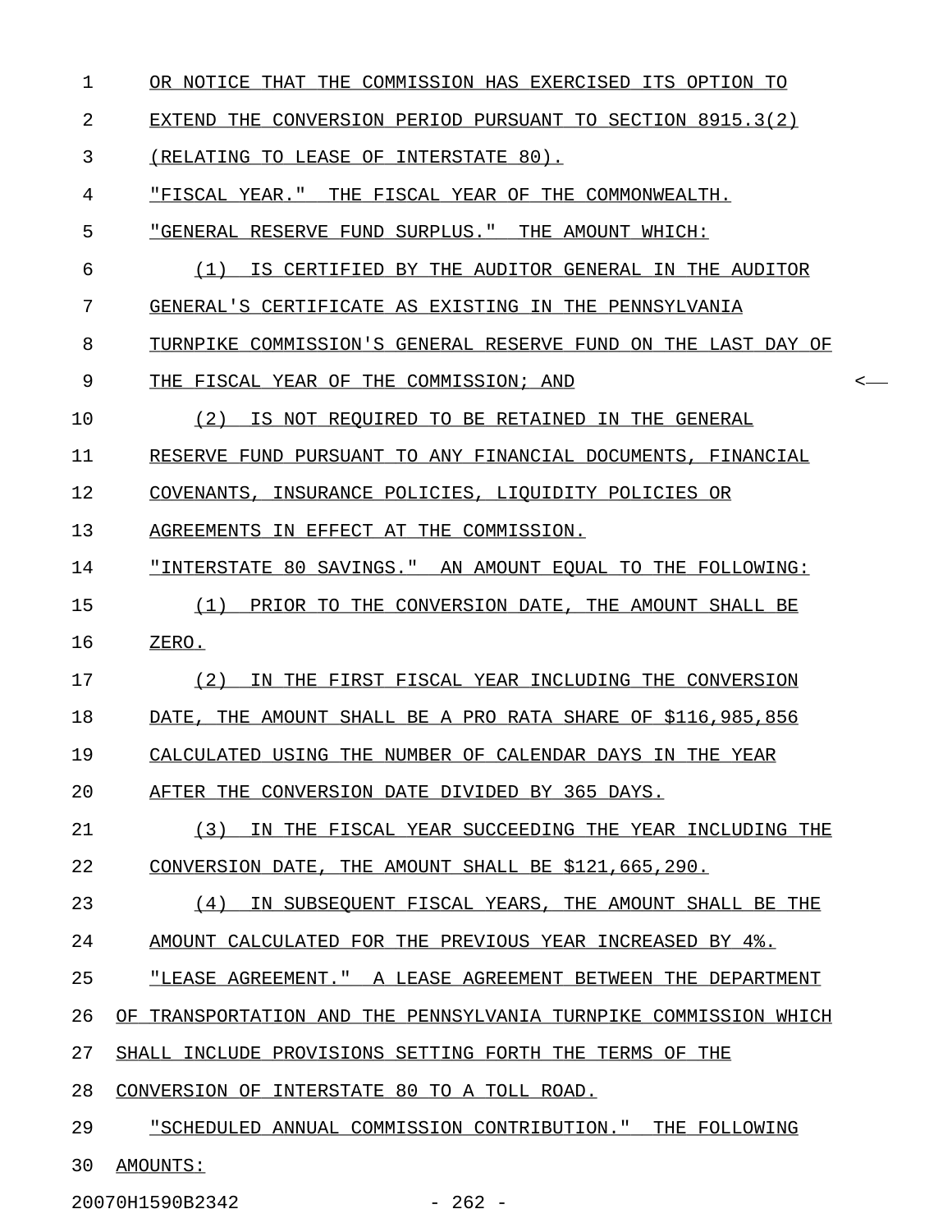OR NOTICE THAT THE COMMISSION HAS EXERCISED ITS OPTION TO EXTEND THE CONVERSION PERIOD PURSUANT TO SECTION 8915.3(2) (RELATING TO LEASE OF INTERSTATE 80).

"FISCAL YEAR." THE FISCAL YEAR OF THE COMMONWEALTH.

"GENERAL RESERVE FUND SURPLUS." THE AMOUNT WHICH:

(1) IS CERTIFIED BY THE AUDITOR GENERAL IN THE AUDITOR GENERAL'S CERTIFICATE AS EXISTING IN THE PENNSYLVANIA TURNPIKE COMMISSION'S GENERAL RESERVE FUND ON THE LAST DAY OF THE FISCAL YEAR OF THE COMMISSION; AND

(2) IS NOT REQUIRED TO BE RETAINED IN THE GENERAL RESERVE FUND PURSUANT TO ANY FINANCIAL DOCUMENTS, FINANCIAL COVENANTS, INSURANCE POLICIES, LIQUIDITY POLICIES OR AGREEMENTS IN EFFECT AT THE COMMISSION.

"INTERSTATE 80 SAVINGS." AN AMOUNT EQUAL TO THE FOLLOWING:

(1) PRIOR TO THE CONVERSION DATE, THE AMOUNT SHALL BE ZERO.

(2) IN THE FIRST FISCAL YEAR INCLUDING THE CONVERSION DATE, THE AMOUNT SHALL BE A PRO RATA SHARE OF $116,985,856 CALCULATED USING THE NUMBER OF CALENDAR DAYS IN THE YEAR AFTER THE CONVERSION DATE DIVIDED BY 365 DAYS.

(3) IN THE FISCAL YEAR SUCCEEDING THE YEAR INCLUDING THE CONVERSION DATE, THE AMOUNT SHALL BE $121,665,290.

(4) IN SUBSEQUENT FISCAL YEARS, THE AMOUNT SHALL BE THE AMOUNT CALCULATED FOR THE PREVIOUS YEAR INCREASED BY 4%.

"LEASE AGREEMENT." A LEASE AGREEMENT BETWEEN THE DEPARTMENT OF TRANSPORTATION AND THE PENNSYLVANIA TURNPIKE COMMISSION WHICH SHALL INCLUDE PROVISIONS SETTING FORTH THE TERMS OF THE CONVERSION OF INTERSTATE 80 TO A TOLL ROAD.

"SCHEDULED ANNUAL COMMISSION CONTRIBUTION." THE FOLLOWING AMOUNTS: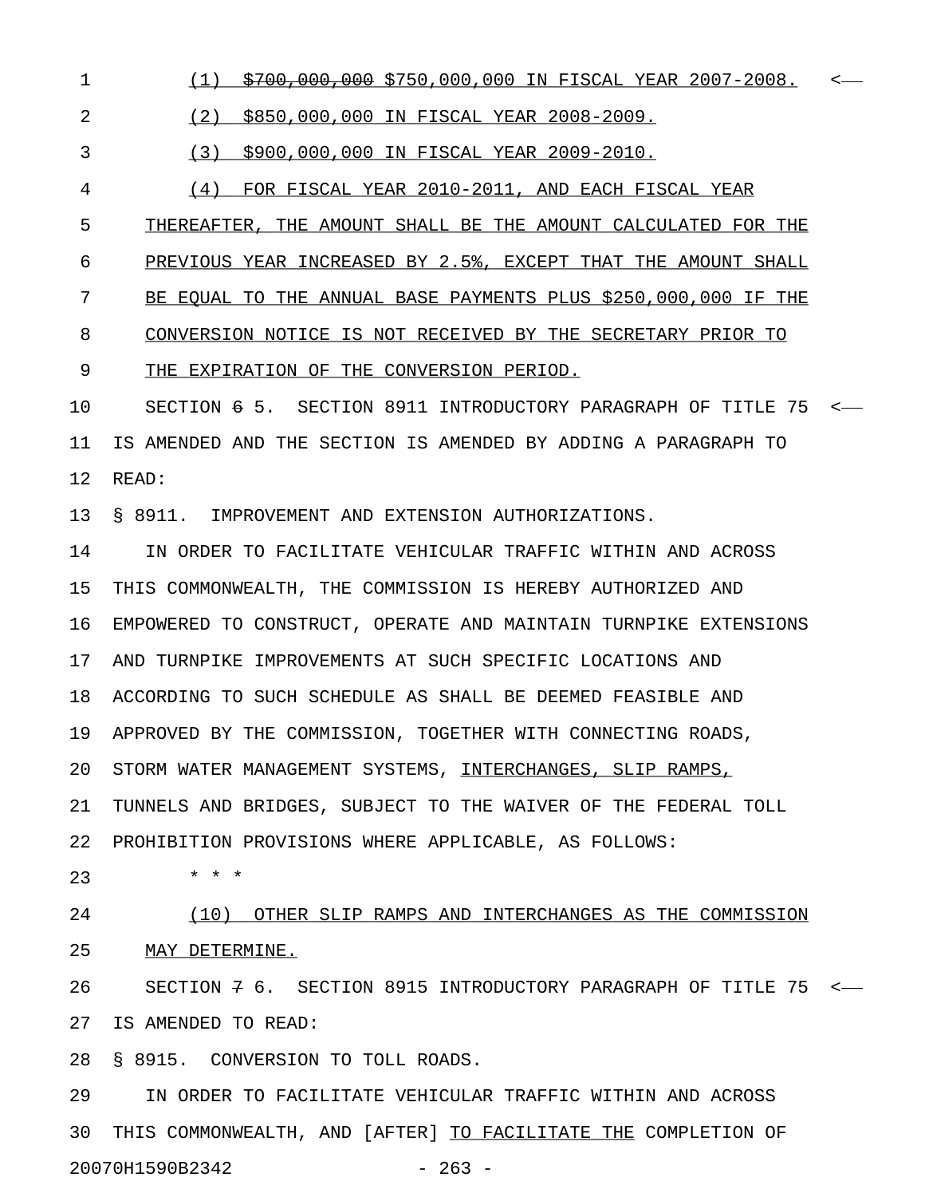(1) ~~$700,000,000~~ $750,000,000 IN FISCAL YEAR 2007-2008.

(2) $850,000,000 IN FISCAL YEAR 2008-2009.

(3) $900,000,000 IN FISCAL YEAR 2009-2010.

(4) FOR FISCAL YEAR 2010-2011, AND EACH FISCAL YEAR THEREAFTER, THE AMOUNT SHALL BE THE AMOUNT CALCULATED FOR THE PREVIOUS YEAR INCREASED BY 2.5%, EXCEPT THAT THE AMOUNT SHALL BE EQUAL TO THE ANNUAL BASE PAYMENTS PLUS $250,000,000 IF THE CONVERSION NOTICE IS NOT RECEIVED BY THE SECRETARY PRIOR TO THE EXPIRATION OF THE CONVERSION PERIOD.

SECTION ~~6~~ 5. SECTION 8911 INTRODUCTORY PARAGRAPH OF TITLE 75 IS AMENDED AND THE SECTION IS AMENDED BY ADDING A PARAGRAPH TO READ:

§ 8911. IMPROVEMENT AND EXTENSION AUTHORIZATIONS.

IN ORDER TO FACILITATE VEHICULAR TRAFFIC WITHIN AND ACROSS THIS COMMONWEALTH, THE COMMISSION IS HEREBY AUTHORIZED AND EMPOWERED TO CONSTRUCT, OPERATE AND MAINTAIN TURNPIKE EXTENSIONS AND TURNPIKE IMPROVEMENTS AT SUCH SPECIFIC LOCATIONS AND ACCORDING TO SUCH SCHEDULE AS SHALL BE DEEMED FEASIBLE AND APPROVED BY THE COMMISSION, TOGETHER WITH CONNECTING ROADS, STORM WATER MANAGEMENT SYSTEMS, INTERCHANGES, SLIP RAMPS, TUNNELS AND BRIDGES, SUBJECT TO THE WAIVER OF THE FEDERAL TOLL PROHIBITION PROVISIONS WHERE APPLICABLE, AS FOLLOWS:

* * *

(10) OTHER SLIP RAMPS AND INTERCHANGES AS THE COMMISSION MAY DETERMINE.

SECTION ~~7~~ 6. SECTION 8915 INTRODUCTORY PARAGRAPH OF TITLE 75 IS AMENDED TO READ:

§ 8915. CONVERSION TO TOLL ROADS.

IN ORDER TO FACILITATE VEHICULAR TRAFFIC WITHIN AND ACROSS THIS COMMONWEALTH, AND [AFTER] TO FACILITATE THE COMPLETION OF

20070H1590B2342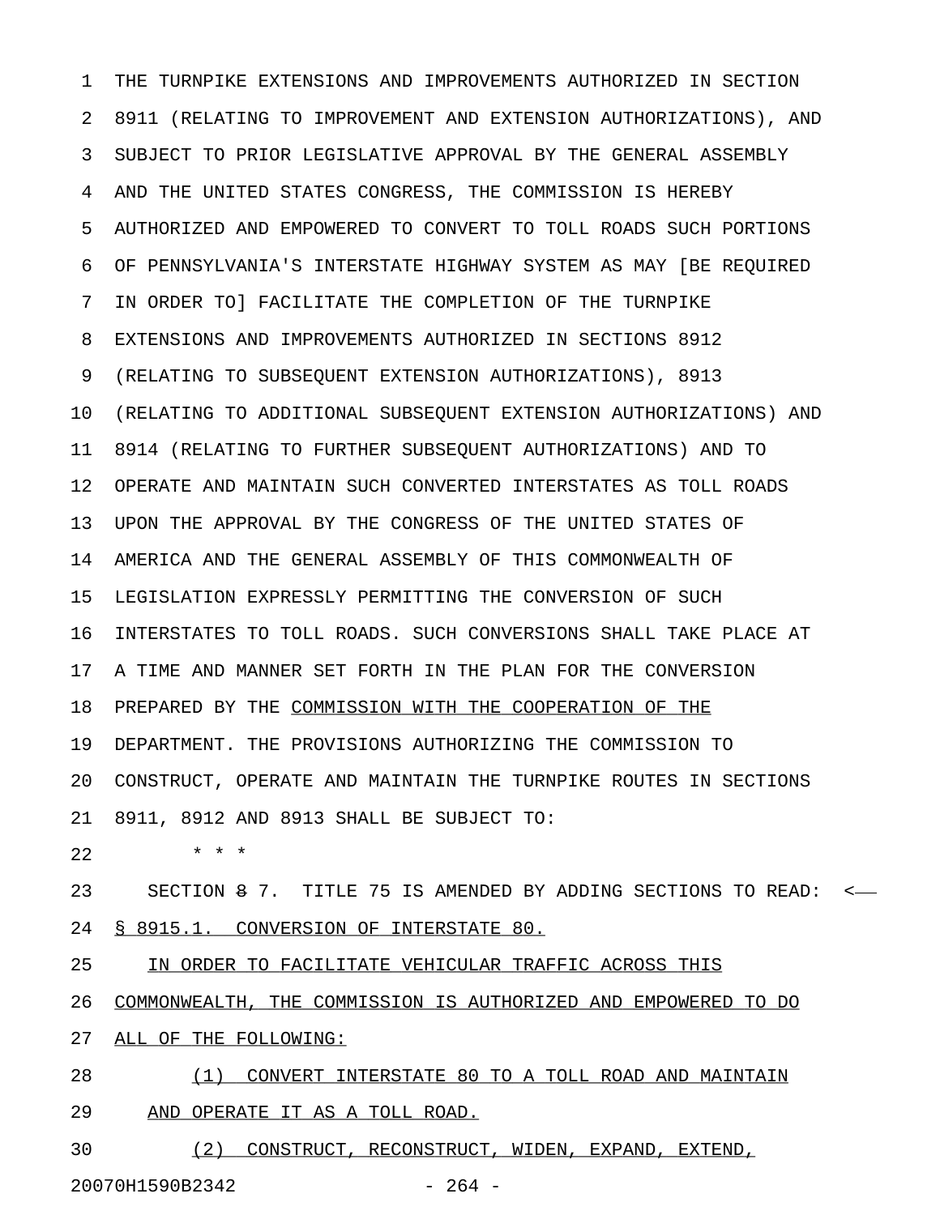THE TURNPIKE EXTENSIONS AND IMPROVEMENTS AUTHORIZED IN SECTION 8911 (RELATING TO IMPROVEMENT AND EXTENSION AUTHORIZATIONS), AND SUBJECT TO PRIOR LEGISLATIVE APPROVAL BY THE GENERAL ASSEMBLY AND THE UNITED STATES CONGRESS, THE COMMISSION IS HEREBY AUTHORIZED AND EMPOWERED TO CONVERT TO TOLL ROADS SUCH PORTIONS OF PENNSYLVANIA'S INTERSTATE HIGHWAY SYSTEM AS MAY [BE REQUIRED IN ORDER TO] FACILITATE THE COMPLETION OF THE TURNPIKE EXTENSIONS AND IMPROVEMENTS AUTHORIZED IN SECTIONS 8912 (RELATING TO SUBSEQUENT EXTENSION AUTHORIZATIONS), 8913 (RELATING TO ADDITIONAL SUBSEQUENT EXTENSION AUTHORIZATIONS) AND 8914 (RELATING TO FURTHER SUBSEQUENT AUTHORIZATIONS) AND TO OPERATE AND MAINTAIN SUCH CONVERTED INTERSTATES AS TOLL ROADS UPON THE APPROVAL BY THE CONGRESS OF THE UNITED STATES OF AMERICA AND THE GENERAL ASSEMBLY OF THIS COMMONWEALTH OF LEGISLATION EXPRESSLY PERMITTING THE CONVERSION OF SUCH INTERSTATES TO TOLL ROADS. SUCH CONVERSIONS SHALL TAKE PLACE AT A TIME AND MANNER SET FORTH IN THE PLAN FOR THE CONVERSION PREPARED BY THE COMMISSION WITH THE COOPERATION OF THE DEPARTMENT. THE PROVISIONS AUTHORIZING THE COMMISSION TO CONSTRUCT, OPERATE AND MAINTAIN THE TURNPIKE ROUTES IN SECTIONS 8911, 8912 AND 8913 SHALL BE SUBJECT TO:

\* \* \*

SECTION ~~8~~ 7. TITLE 75 IS AMENDED BY ADDING SECTIONS TO READ: <——

§ 8915.1. CONVERSION OF INTERSTATE 80.

IN ORDER TO FACILITATE VEHICULAR TRAFFIC ACROSS THIS COMMONWEALTH, THE COMMISSION IS AUTHORIZED AND EMPOWERED TO DO ALL OF THE FOLLOWING:

(1) CONVERT INTERSTATE 80 TO A TOLL ROAD AND MAINTAIN AND OPERATE IT AS A TOLL ROAD.

(2) CONSTRUCT, RECONSTRUCT, WIDEN, EXPAND, EXTEND,

20070H1590B2342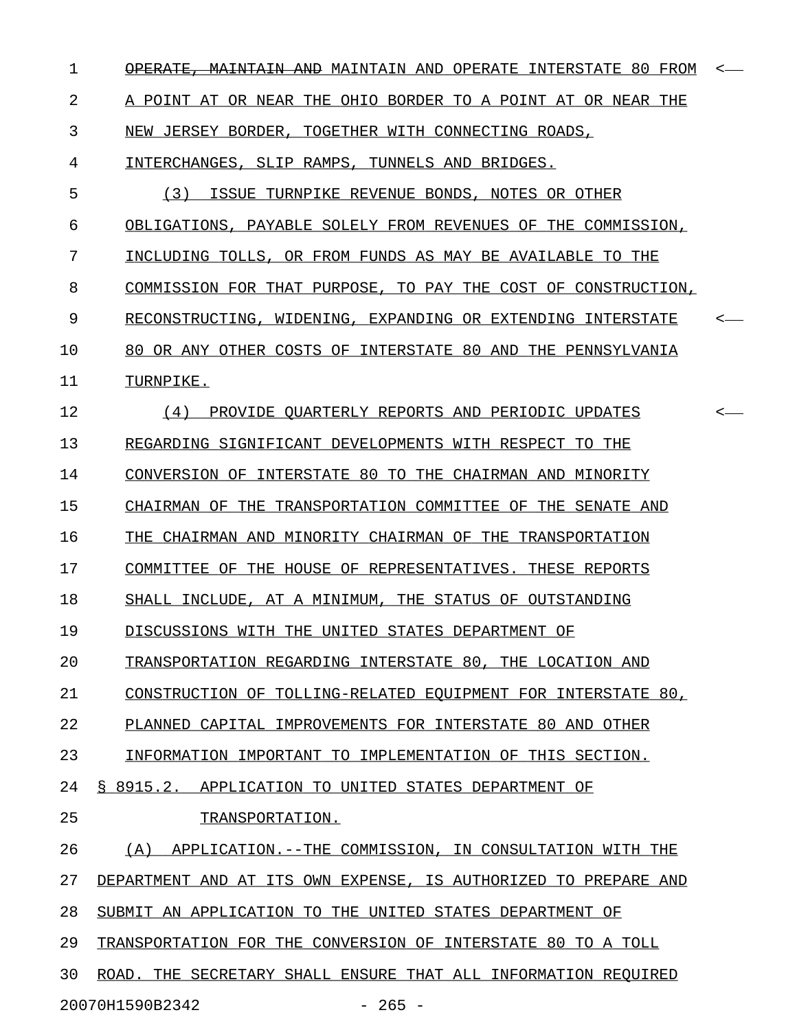~~OPERATE, MAINTAIN AND~~ MAINTAIN AND OPERATE INTERSTATE 80 FROM A POINT AT OR NEAR THE OHIO BORDER TO A POINT AT OR NEAR THE NEW JERSEY BORDER, TOGETHER WITH CONNECTING ROADS, INTERCHANGES, SLIP RAMPS, TUNNELS AND BRIDGES.

(3) ISSUE TURNPIKE REVENUE BONDS, NOTES OR OTHER OBLIGATIONS, PAYABLE SOLELY FROM REVENUES OF THE COMMISSION, INCLUDING TOLLS, OR FROM FUNDS AS MAY BE AVAILABLE TO THE COMMISSION FOR THAT PURPOSE, TO PAY THE COST OF CONSTRUCTION, RECONSTRUCTING, WIDENING, EXPANDING OR EXTENDING INTERSTATE 80 OR ANY OTHER COSTS OF INTERSTATE 80 AND THE PENNSYLVANIA TURNPIKE.

(4) PROVIDE QUARTERLY REPORTS AND PERIODIC UPDATES REGARDING SIGNIFICANT DEVELOPMENTS WITH RESPECT TO THE CONVERSION OF INTERSTATE 80 TO THE CHAIRMAN AND MINORITY CHAIRMAN OF THE TRANSPORTATION COMMITTEE OF THE SENATE AND THE CHAIRMAN AND MINORITY CHAIRMAN OF THE TRANSPORTATION COMMITTEE OF THE HOUSE OF REPRESENTATIVES. THESE REPORTS SHALL INCLUDE, AT A MINIMUM, THE STATUS OF OUTSTANDING DISCUSSIONS WITH THE UNITED STATES DEPARTMENT OF TRANSPORTATION REGARDING INTERSTATE 80, THE LOCATION AND CONSTRUCTION OF TOLLING-RELATED EQUIPMENT FOR INTERSTATE 80, PLANNED CAPITAL IMPROVEMENTS FOR INTERSTATE 80 AND OTHER INFORMATION IMPORTANT TO IMPLEMENTATION OF THIS SECTION.

§ 8915.2. APPLICATION TO UNITED STATES DEPARTMENT OF TRANSPORTATION.

(A) APPLICATION.--THE COMMISSION, IN CONSULTATION WITH THE DEPARTMENT AND AT ITS OWN EXPENSE, IS AUTHORIZED TO PREPARE AND SUBMIT AN APPLICATION TO THE UNITED STATES DEPARTMENT OF TRANSPORTATION FOR THE CONVERSION OF INTERSTATE 80 TO A TOLL ROAD. THE SECRETARY SHALL ENSURE THAT ALL INFORMATION REQUIRED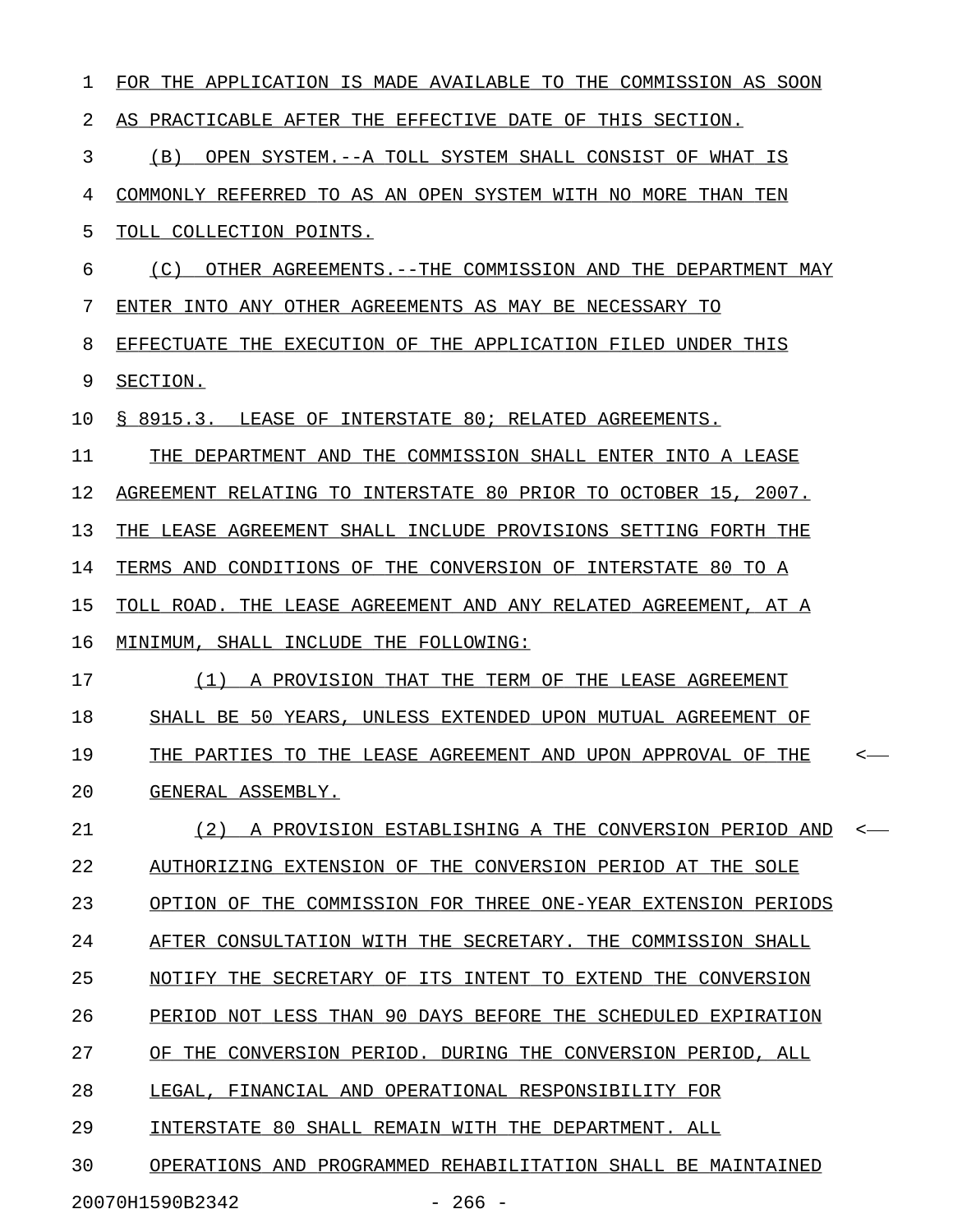FOR THE APPLICATION IS MADE AVAILABLE TO THE COMMISSION AS SOON AS PRACTICABLE AFTER THE EFFECTIVE DATE OF THIS SECTION.

(B) OPEN SYSTEM.--A TOLL SYSTEM SHALL CONSIST OF WHAT IS COMMONLY REFERRED TO AS AN OPEN SYSTEM WITH NO MORE THAN TEN TOLL COLLECTION POINTS.

(C) OTHER AGREEMENTS.--THE COMMISSION AND THE DEPARTMENT MAY ENTER INTO ANY OTHER AGREEMENTS AS MAY BE NECESSARY TO EFFECTUATE THE EXECUTION OF THE APPLICATION FILED UNDER THIS SECTION.

§ 8915.3. LEASE OF INTERSTATE 80; RELATED AGREEMENTS.

THE DEPARTMENT AND THE COMMISSION SHALL ENTER INTO A LEASE AGREEMENT RELATING TO INTERSTATE 80 PRIOR TO OCTOBER 15, 2007. THE LEASE AGREEMENT SHALL INCLUDE PROVISIONS SETTING FORTH THE TERMS AND CONDITIONS OF THE CONVERSION OF INTERSTATE 80 TO A TOLL ROAD. THE LEASE AGREEMENT AND ANY RELATED AGREEMENT, AT A MINIMUM, SHALL INCLUDE THE FOLLOWING:

(1) A PROVISION THAT THE TERM OF THE LEASE AGREEMENT SHALL BE 50 YEARS, UNLESS EXTENDED UPON MUTUAL AGREEMENT OF THE PARTIES TO THE LEASE AGREEMENT AND UPON APPROVAL OF THE GENERAL ASSEMBLY.

(2) A PROVISION ESTABLISHING A THE CONVERSION PERIOD AND AUTHORIZING EXTENSION OF THE CONVERSION PERIOD AT THE SOLE OPTION OF THE COMMISSION FOR THREE ONE-YEAR EXTENSION PERIODS AFTER CONSULTATION WITH THE SECRETARY. THE COMMISSION SHALL NOTIFY THE SECRETARY OF ITS INTENT TO EXTEND THE CONVERSION PERIOD NOT LESS THAN 90 DAYS BEFORE THE SCHEDULED EXPIRATION OF THE CONVERSION PERIOD. DURING THE CONVERSION PERIOD, ALL LEGAL, FINANCIAL AND OPERATIONAL RESPONSIBILITY FOR INTERSTATE 80 SHALL REMAIN WITH THE DEPARTMENT. ALL OPERATIONS AND PROGRAMMED REHABILITATION SHALL BE MAINTAINED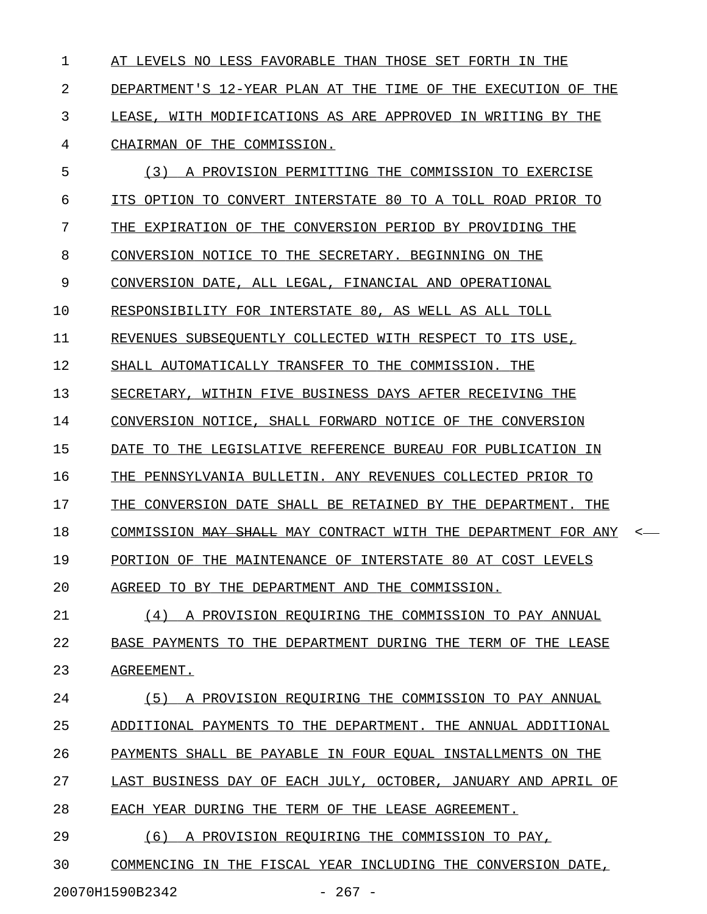AT LEVELS NO LESS FAVORABLE THAN THOSE SET FORTH IN THE DEPARTMENT'S 12-YEAR PLAN AT THE TIME OF THE EXECUTION OF THE LEASE, WITH MODIFICATIONS AS ARE APPROVED IN WRITING BY THE CHAIRMAN OF THE COMMISSION.

(3) A PROVISION PERMITTING THE COMMISSION TO EXERCISE ITS OPTION TO CONVERT INTERSTATE 80 TO A TOLL ROAD PRIOR TO THE EXPIRATION OF THE CONVERSION PERIOD BY PROVIDING THE CONVERSION NOTICE TO THE SECRETARY. BEGINNING ON THE CONVERSION DATE, ALL LEGAL, FINANCIAL AND OPERATIONAL RESPONSIBILITY FOR INTERSTATE 80, AS WELL AS ALL TOLL REVENUES SUBSEQUENTLY COLLECTED WITH RESPECT TO ITS USE, SHALL AUTOMATICALLY TRANSFER TO THE COMMISSION. THE SECRETARY, WITHIN FIVE BUSINESS DAYS AFTER RECEIVING THE CONVERSION NOTICE, SHALL FORWARD NOTICE OF THE CONVERSION DATE TO THE LEGISLATIVE REFERENCE BUREAU FOR PUBLICATION IN THE PENNSYLVANIA BULLETIN. ANY REVENUES COLLECTED PRIOR TO THE CONVERSION DATE SHALL BE RETAINED BY THE DEPARTMENT. THE COMMISSION ~~MAY SHALL~~ MAY CONTRACT WITH THE DEPARTMENT FOR ANY PORTION OF THE MAINTENANCE OF INTERSTATE 80 AT COST LEVELS AGREED TO BY THE DEPARTMENT AND THE COMMISSION.

(4) A PROVISION REQUIRING THE COMMISSION TO PAY ANNUAL BASE PAYMENTS TO THE DEPARTMENT DURING THE TERM OF THE LEASE AGREEMENT.

(5) A PROVISION REQUIRING THE COMMISSION TO PAY ANNUAL ADDITIONAL PAYMENTS TO THE DEPARTMENT. THE ANNUAL ADDITIONAL PAYMENTS SHALL BE PAYABLE IN FOUR EQUAL INSTALLMENTS ON THE LAST BUSINESS DAY OF EACH JULY, OCTOBER, JANUARY AND APRIL OF EACH YEAR DURING THE TERM OF THE LEASE AGREEMENT.

(6) A PROVISION REQUIRING THE COMMISSION TO PAY, COMMENCING IN THE FISCAL YEAR INCLUDING THE CONVERSION DATE,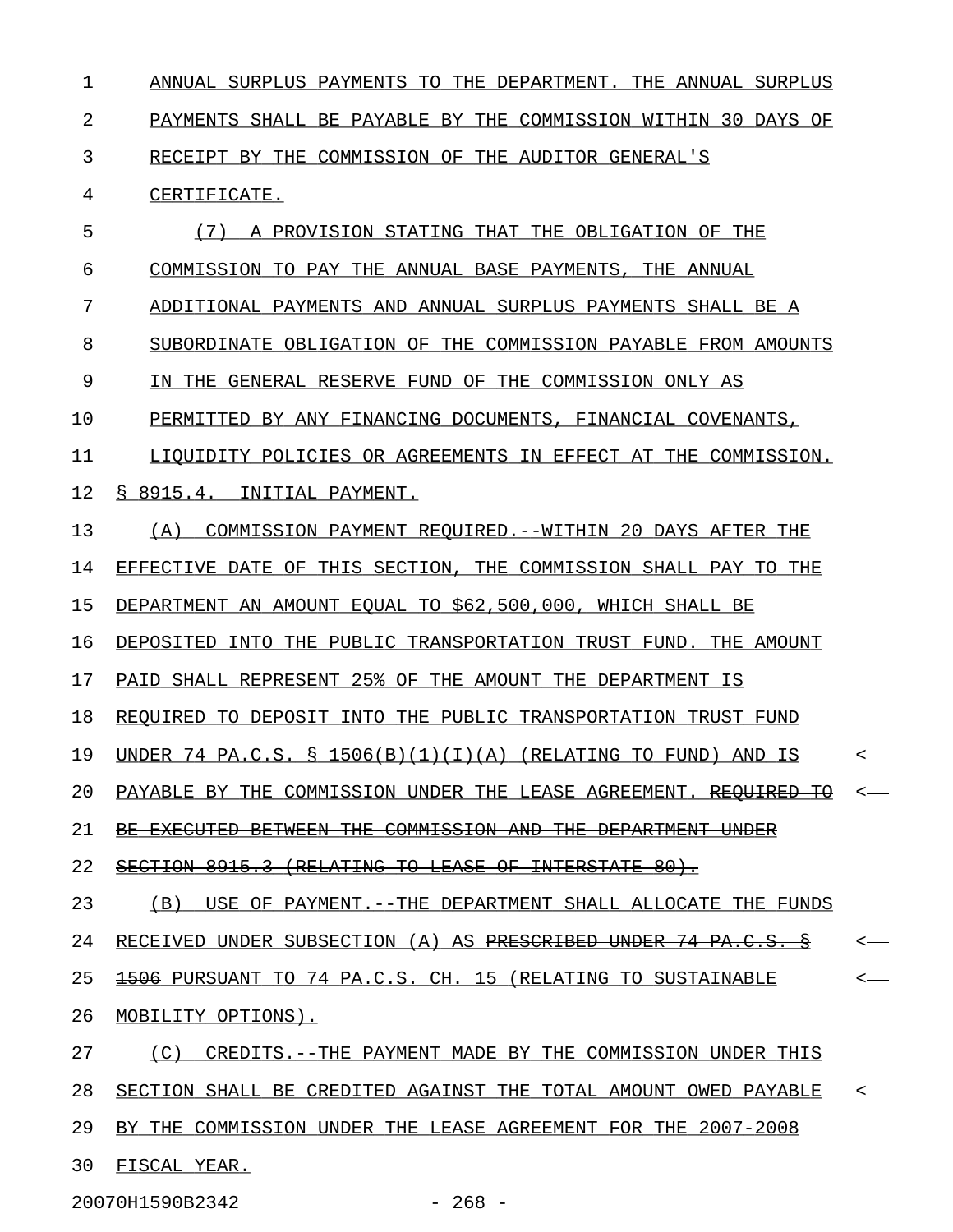ANNUAL SURPLUS PAYMENTS TO THE DEPARTMENT. THE ANNUAL SURPLUS PAYMENTS SHALL BE PAYABLE BY THE COMMISSION WITHIN 30 DAYS OF RECEIPT BY THE COMMISSION OF THE AUDITOR GENERAL'S CERTIFICATE.

(7) A PROVISION STATING THAT THE OBLIGATION OF THE COMMISSION TO PAY THE ANNUAL BASE PAYMENTS, THE ANNUAL ADDITIONAL PAYMENTS AND ANNUAL SURPLUS PAYMENTS SHALL BE A SUBORDINATE OBLIGATION OF THE COMMISSION PAYABLE FROM AMOUNTS IN THE GENERAL RESERVE FUND OF THE COMMISSION ONLY AS PERMITTED BY ANY FINANCING DOCUMENTS, FINANCIAL COVENANTS, LIQUIDITY POLICIES OR AGREEMENTS IN EFFECT AT THE COMMISSION.

§ 8915.4. INITIAL PAYMENT.

(A) COMMISSION PAYMENT REQUIRED.--WITHIN 20 DAYS AFTER THE EFFECTIVE DATE OF THIS SECTION, THE COMMISSION SHALL PAY TO THE DEPARTMENT AN AMOUNT EQUAL TO $62,500,000, WHICH SHALL BE DEPOSITED INTO THE PUBLIC TRANSPORTATION TRUST FUND. THE AMOUNT PAID SHALL REPRESENT 25% OF THE AMOUNT THE DEPARTMENT IS REQUIRED TO DEPOSIT INTO THE PUBLIC TRANSPORTATION TRUST FUND UNDER 74 PA.C.S. § 1506(B)(1)(I)(A) (RELATING TO FUND) AND IS PAYABLE BY THE COMMISSION UNDER THE LEASE AGREEMENT. ~~REQUIRED TO BE EXECUTED BETWEEN THE COMMISSION AND THE DEPARTMENT UNDER SECTION 8915.3 (RELATING TO LEASE OF INTERSTATE 80).~~

(B) USE OF PAYMENT.--THE DEPARTMENT SHALL ALLOCATE THE FUNDS RECEIVED UNDER SUBSECTION (A) AS ~~PRESCRIBED UNDER 74 PA.C.S. § 1506~~ PURSUANT TO 74 PA.C.S. CH. 15 (RELATING TO SUSTAINABLE MOBILITY OPTIONS).

(C) CREDITS.--THE PAYMENT MADE BY THE COMMISSION UNDER THIS SECTION SHALL BE CREDITED AGAINST THE TOTAL AMOUNT ~~OWED~~ PAYABLE BY THE COMMISSION UNDER THE LEASE AGREEMENT FOR THE 2007-2008 FISCAL YEAR.

20070H1590B2342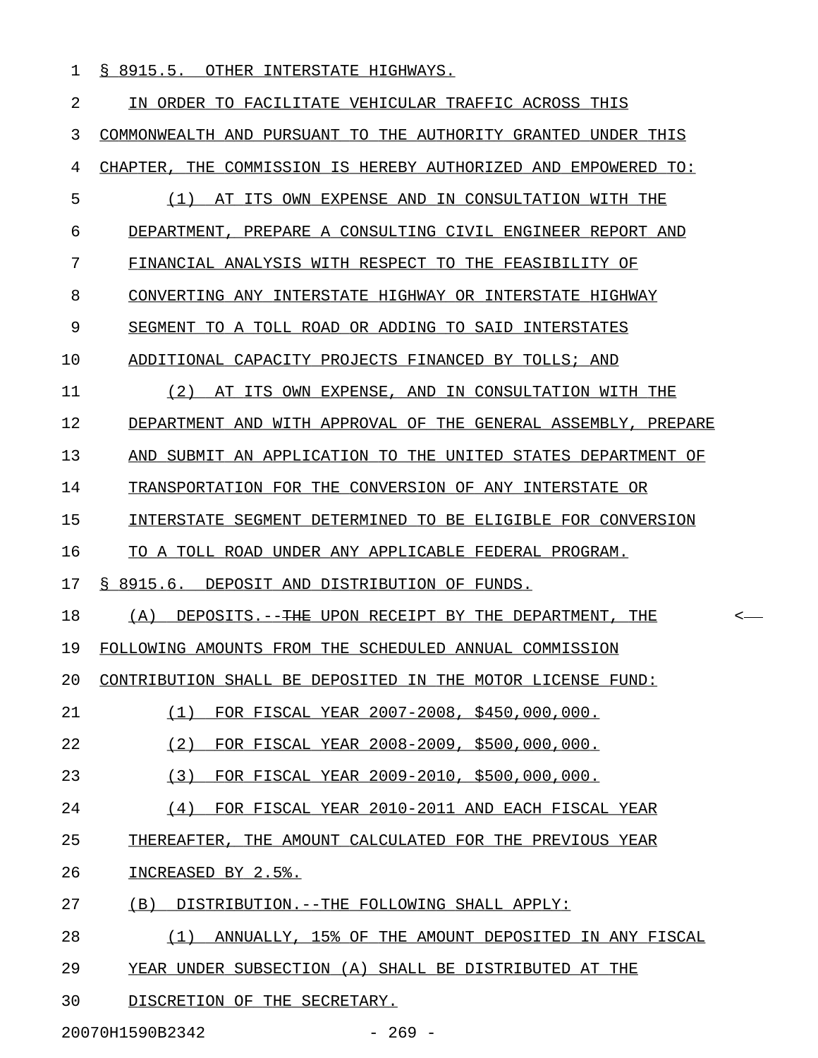§ 8915.5. OTHER INTERSTATE HIGHWAYS.

IN ORDER TO FACILITATE VEHICULAR TRAFFIC ACROSS THIS COMMONWEALTH AND PURSUANT TO THE AUTHORITY GRANTED UNDER THIS CHAPTER, THE COMMISSION IS HEREBY AUTHORIZED AND EMPOWERED TO:

(1) AT ITS OWN EXPENSE AND IN CONSULTATION WITH THE DEPARTMENT, PREPARE A CONSULTING CIVIL ENGINEER REPORT AND FINANCIAL ANALYSIS WITH RESPECT TO THE FEASIBILITY OF CONVERTING ANY INTERSTATE HIGHWAY OR INTERSTATE HIGHWAY SEGMENT TO A TOLL ROAD OR ADDING TO SAID INTERSTATES ADDITIONAL CAPACITY PROJECTS FINANCED BY TOLLS; AND

(2) AT ITS OWN EXPENSE, AND IN CONSULTATION WITH THE DEPARTMENT AND WITH APPROVAL OF THE GENERAL ASSEMBLY, PREPARE AND SUBMIT AN APPLICATION TO THE UNITED STATES DEPARTMENT OF TRANSPORTATION FOR THE CONVERSION OF ANY INTERSTATE OR INTERSTATE SEGMENT DETERMINED TO BE ELIGIBLE FOR CONVERSION TO A TOLL ROAD UNDER ANY APPLICABLE FEDERAL PROGRAM.

§ 8915.6. DEPOSIT AND DISTRIBUTION OF FUNDS.

(A) DEPOSITS.--~~THE~~ UPON RECEIPT BY THE DEPARTMENT, THE FOLLOWING AMOUNTS FROM THE SCHEDULED ANNUAL COMMISSION CONTRIBUTION SHALL BE DEPOSITED IN THE MOTOR LICENSE FUND:

(1) FOR FISCAL YEAR 2007-2008, $450,000,000.

(2) FOR FISCAL YEAR 2008-2009, $500,000,000.

(3) FOR FISCAL YEAR 2009-2010, $500,000,000.

(4) FOR FISCAL YEAR 2010-2011 AND EACH FISCAL YEAR THEREAFTER, THE AMOUNT CALCULATED FOR THE PREVIOUS YEAR INCREASED BY 2.5%.

(B) DISTRIBUTION.--THE FOLLOWING SHALL APPLY:

(1) ANNUALLY, 15% OF THE AMOUNT DEPOSITED IN ANY FISCAL YEAR UNDER SUBSECTION (A) SHALL BE DISTRIBUTED AT THE DISCRETION OF THE SECRETARY.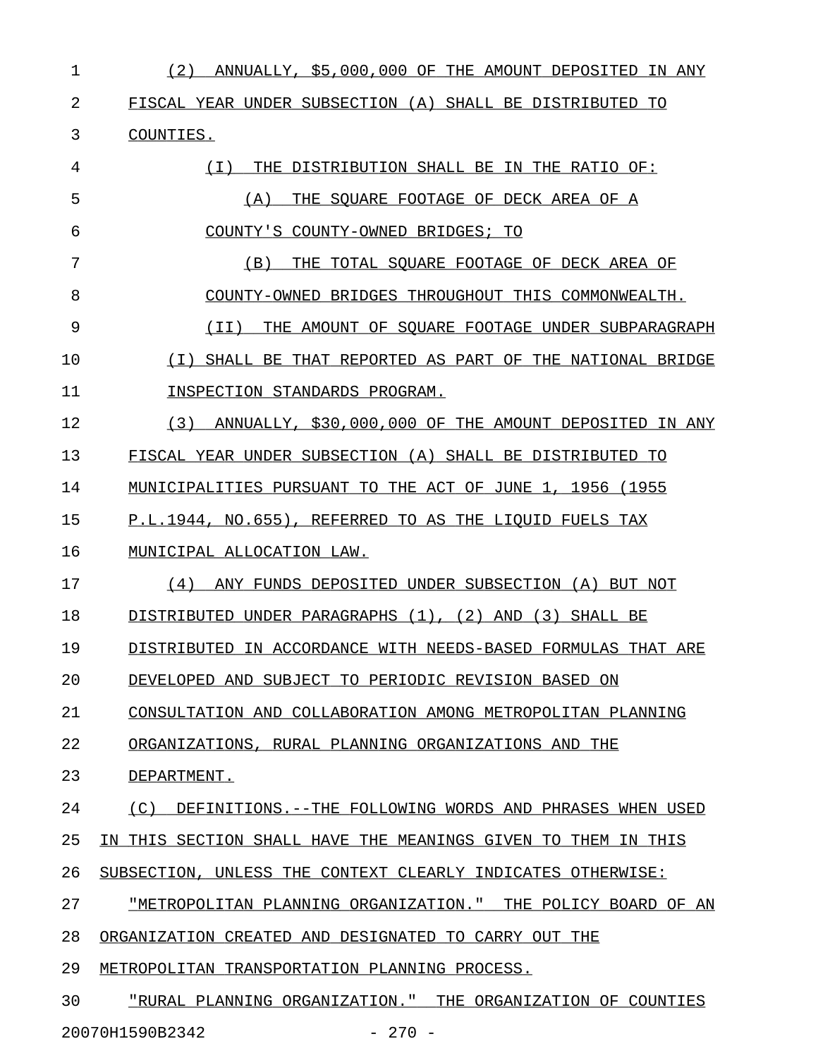(2) ANNUALLY, $5,000,000 OF THE AMOUNT DEPOSITED IN ANY FISCAL YEAR UNDER SUBSECTION (A) SHALL BE DISTRIBUTED TO COUNTIES.

(I) THE DISTRIBUTION SHALL BE IN THE RATIO OF:

(A) THE SQUARE FOOTAGE OF DECK AREA OF A COUNTY'S COUNTY-OWNED BRIDGES; TO

(B) THE TOTAL SQUARE FOOTAGE OF DECK AREA OF COUNTY-OWNED BRIDGES THROUGHOUT THIS COMMONWEALTH.

(II) THE AMOUNT OF SQUARE FOOTAGE UNDER SUBPARAGRAPH (I) SHALL BE THAT REPORTED AS PART OF THE NATIONAL BRIDGE INSPECTION STANDARDS PROGRAM.

(3) ANNUALLY, $30,000,000 OF THE AMOUNT DEPOSITED IN ANY FISCAL YEAR UNDER SUBSECTION (A) SHALL BE DISTRIBUTED TO MUNICIPALITIES PURSUANT TO THE ACT OF JUNE 1, 1956 (1955 P.L.1944, NO.655), REFERRED TO AS THE LIQUID FUELS TAX MUNICIPAL ALLOCATION LAW.

(4) ANY FUNDS DEPOSITED UNDER SUBSECTION (A) BUT NOT DISTRIBUTED UNDER PARAGRAPHS (1), (2) AND (3) SHALL BE DISTRIBUTED IN ACCORDANCE WITH NEEDS-BASED FORMULAS THAT ARE DEVELOPED AND SUBJECT TO PERIODIC REVISION BASED ON CONSULTATION AND COLLABORATION AMONG METROPOLITAN PLANNING ORGANIZATIONS, RURAL PLANNING ORGANIZATIONS AND THE DEPARTMENT.

(C) DEFINITIONS.--THE FOLLOWING WORDS AND PHRASES WHEN USED IN THIS SECTION SHALL HAVE THE MEANINGS GIVEN TO THEM IN THIS SUBSECTION, UNLESS THE CONTEXT CLEARLY INDICATES OTHERWISE:

"METROPOLITAN PLANNING ORGANIZATION." THE POLICY BOARD OF AN ORGANIZATION CREATED AND DESIGNATED TO CARRY OUT THE METROPOLITAN TRANSPORTATION PLANNING PROCESS.

"RURAL PLANNING ORGANIZATION." THE ORGANIZATION OF COUNTIES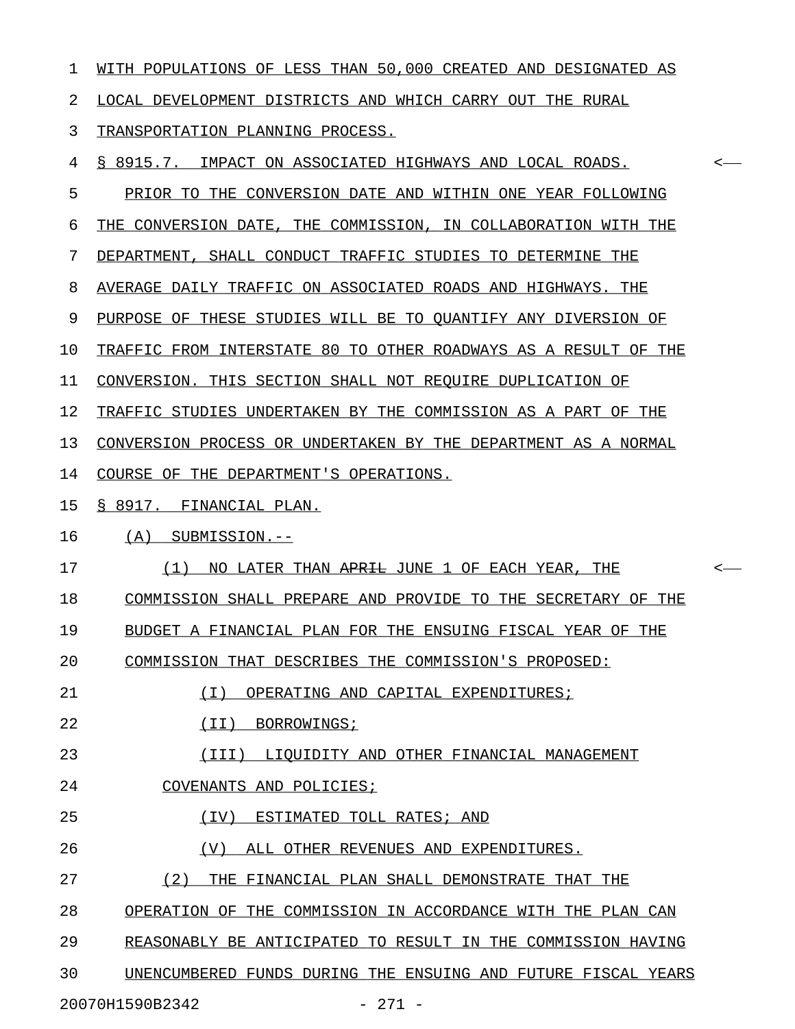WITH POPULATIONS OF LESS THAN 50,000 CREATED AND DESIGNATED AS LOCAL DEVELOPMENT DISTRICTS AND WHICH CARRY OUT THE RURAL TRANSPORTATION PLANNING PROCESS.

§ 8915.7. IMPACT ON ASSOCIATED HIGHWAYS AND LOCAL ROADS.

PRIOR TO THE CONVERSION DATE AND WITHIN ONE YEAR FOLLOWING THE CONVERSION DATE, THE COMMISSION, IN COLLABORATION WITH THE DEPARTMENT, SHALL CONDUCT TRAFFIC STUDIES TO DETERMINE THE AVERAGE DAILY TRAFFIC ON ASSOCIATED ROADS AND HIGHWAYS. THE PURPOSE OF THESE STUDIES WILL BE TO QUANTIFY ANY DIVERSION OF TRAFFIC FROM INTERSTATE 80 TO OTHER ROADWAYS AS A RESULT OF THE CONVERSION. THIS SECTION SHALL NOT REQUIRE DUPLICATION OF TRAFFIC STUDIES UNDERTAKEN BY THE COMMISSION AS A PART OF THE CONVERSION PROCESS OR UNDERTAKEN BY THE DEPARTMENT AS A NORMAL COURSE OF THE DEPARTMENT'S OPERATIONS.

§ 8917. FINANCIAL PLAN.

(A) SUBMISSION.--

(1) NO LATER THAN ~~APRIL~~ JUNE 1 OF EACH YEAR, THE COMMISSION SHALL PREPARE AND PROVIDE TO THE SECRETARY OF THE BUDGET A FINANCIAL PLAN FOR THE ENSUING FISCAL YEAR OF THE COMMISSION THAT DESCRIBES THE COMMISSION'S PROPOSED:

(I) OPERATING AND CAPITAL EXPENDITURES;

(II) BORROWINGS;

(III) LIQUIDITY AND OTHER FINANCIAL MANAGEMENT COVENANTS AND POLICIES;

(IV) ESTIMATED TOLL RATES; AND

(V) ALL OTHER REVENUES AND EXPENDITURES.

(2) THE FINANCIAL PLAN SHALL DEMONSTRATE THAT THE OPERATION OF THE COMMISSION IN ACCORDANCE WITH THE PLAN CAN REASONABLY BE ANTICIPATED TO RESULT IN THE COMMISSION HAVING UNENCUMBERED FUNDS DURING THE ENSUING AND FUTURE FISCAL YEARS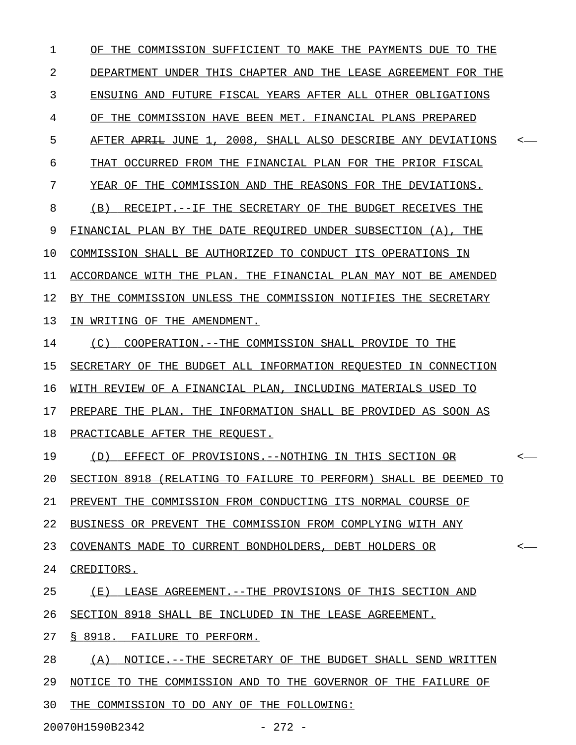OF THE COMMISSION SUFFICIENT TO MAKE THE PAYMENTS DUE TO THE DEPARTMENT UNDER THIS CHAPTER AND THE LEASE AGREEMENT FOR THE ENSUING AND FUTURE FISCAL YEARS AFTER ALL OTHER OBLIGATIONS OF THE COMMISSION HAVE BEEN MET. FINANCIAL PLANS PREPARED AFTER ~~APRIL~~ JUNE 1, 2008, SHALL ALSO DESCRIBE ANY DEVIATIONS THAT OCCURRED FROM THE FINANCIAL PLAN FOR THE PRIOR FISCAL YEAR OF THE COMMISSION AND THE REASONS FOR THE DEVIATIONS.

(B) RECEIPT.--IF THE SECRETARY OF THE BUDGET RECEIVES THE FINANCIAL PLAN BY THE DATE REQUIRED UNDER SUBSECTION (A), THE COMMISSION SHALL BE AUTHORIZED TO CONDUCT ITS OPERATIONS IN ACCORDANCE WITH THE PLAN. THE FINANCIAL PLAN MAY NOT BE AMENDED BY THE COMMISSION UNLESS THE COMMISSION NOTIFIES THE SECRETARY IN WRITING OF THE AMENDMENT.

(C) COOPERATION.--THE COMMISSION SHALL PROVIDE TO THE SECRETARY OF THE BUDGET ALL INFORMATION REQUESTED IN CONNECTION WITH REVIEW OF A FINANCIAL PLAN, INCLUDING MATERIALS USED TO PREPARE THE PLAN. THE INFORMATION SHALL BE PROVIDED AS SOON AS PRACTICABLE AFTER THE REQUEST.

(D) EFFECT OF PROVISIONS.--NOTHING IN THIS SECTION ~~OR SECTION 8918 (RELATING TO FAILURE TO PERFORM)~~ SHALL BE DEEMED TO PREVENT THE COMMISSION FROM CONDUCTING ITS NORMAL COURSE OF BUSINESS OR PREVENT THE COMMISSION FROM COMPLYING WITH ANY COVENANTS MADE TO CURRENT BONDHOLDERS, DEBT HOLDERS OR CREDITORS.

(E) LEASE AGREEMENT.--THE PROVISIONS OF THIS SECTION AND SECTION 8918 SHALL BE INCLUDED IN THE LEASE AGREEMENT.

§ 8918. FAILURE TO PERFORM.

(A) NOTICE.--THE SECRETARY OF THE BUDGET SHALL SEND WRITTEN NOTICE TO THE COMMISSION AND TO THE GOVERNOR OF THE FAILURE OF THE COMMISSION TO DO ANY OF THE FOLLOWING: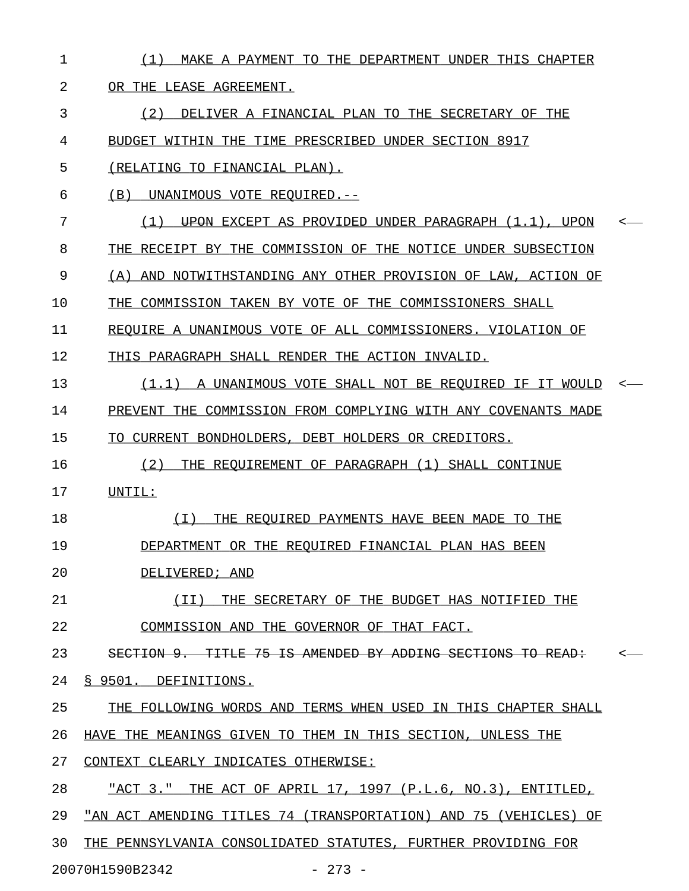(1) MAKE A PAYMENT TO THE DEPARTMENT UNDER THIS CHAPTER OR THE LEASE AGREEMENT.

(2) DELIVER A FINANCIAL PLAN TO THE SECRETARY OF THE BUDGET WITHIN THE TIME PRESCRIBED UNDER SECTION 8917 (RELATING TO FINANCIAL PLAN).

(B) UNANIMOUS VOTE REQUIRED.--

(1) ~~UPON~~ EXCEPT AS PROVIDED UNDER PARAGRAPH (1.1), UPON THE RECEIPT BY THE COMMISSION OF THE NOTICE UNDER SUBSECTION (A) AND NOTWITHSTANDING ANY OTHER PROVISION OF LAW, ACTION OF THE COMMISSION TAKEN BY VOTE OF THE COMMISSIONERS SHALL REQUIRE A UNANIMOUS VOTE OF ALL COMMISSIONERS. VIOLATION OF THIS PARAGRAPH SHALL RENDER THE ACTION INVALID.

(1.1) A UNANIMOUS VOTE SHALL NOT BE REQUIRED IF IT WOULD PREVENT THE COMMISSION FROM COMPLYING WITH ANY COVENANTS MADE TO CURRENT BONDHOLDERS, DEBT HOLDERS OR CREDITORS.

(2) THE REQUIREMENT OF PARAGRAPH (1) SHALL CONTINUE UNTIL:

(I) THE REQUIRED PAYMENTS HAVE BEEN MADE TO THE DEPARTMENT OR THE REQUIRED FINANCIAL PLAN HAS BEEN DELIVERED; AND

(II) THE SECRETARY OF THE BUDGET HAS NOTIFIED THE COMMISSION AND THE GOVERNOR OF THAT FACT.

~~SECTION 9. TITLE 75 IS AMENDED BY ADDING SECTIONS TO READ:~~

§ 9501. DEFINITIONS.

THE FOLLOWING WORDS AND TERMS WHEN USED IN THIS CHAPTER SHALL HAVE THE MEANINGS GIVEN TO THEM IN THIS SECTION, UNLESS THE CONTEXT CLEARLY INDICATES OTHERWISE:

"ACT 3." THE ACT OF APRIL 17, 1997 (P.L.6, NO.3), ENTITLED, "AN ACT AMENDING TITLES 74 (TRANSPORTATION) AND 75 (VEHICLES) OF THE PENNSYLVANIA CONSOLIDATED STATUTES, FURTHER PROVIDING FOR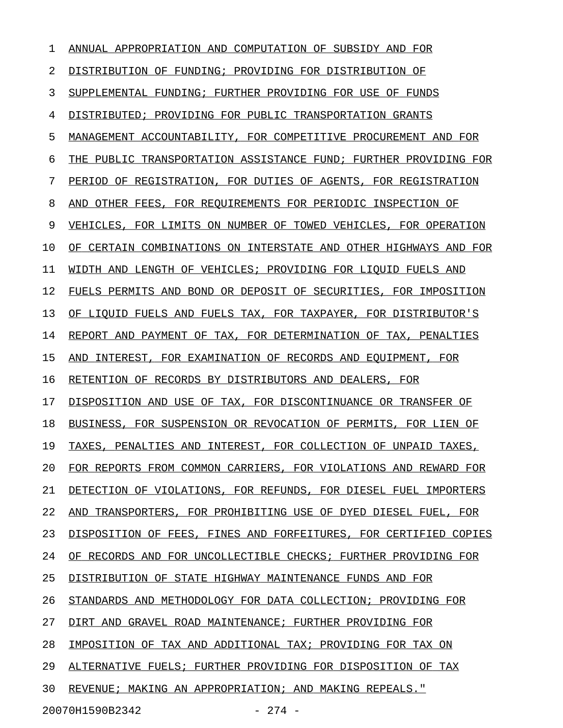ANNUAL APPROPRIATION AND COMPUTATION OF SUBSIDY AND FOR DISTRIBUTION OF FUNDING; PROVIDING FOR DISTRIBUTION OF SUPPLEMENTAL FUNDING; FURTHER PROVIDING FOR USE OF FUNDS DISTRIBUTED; PROVIDING FOR PUBLIC TRANSPORTATION GRANTS MANAGEMENT ACCOUNTABILITY, FOR COMPETITIVE PROCUREMENT AND FOR THE PUBLIC TRANSPORTATION ASSISTANCE FUND; FURTHER PROVIDING FOR PERIOD OF REGISTRATION, FOR DUTIES OF AGENTS, FOR REGISTRATION AND OTHER FEES, FOR REQUIREMENTS FOR PERIODIC INSPECTION OF VEHICLES, FOR LIMITS ON NUMBER OF TOWED VEHICLES, FOR OPERATION OF CERTAIN COMBINATIONS ON INTERSTATE AND OTHER HIGHWAYS AND FOR WIDTH AND LENGTH OF VEHICLES; PROVIDING FOR LIQUID FUELS AND FUELS PERMITS AND BOND OR DEPOSIT OF SECURITIES, FOR IMPOSITION OF LIQUID FUELS AND FUELS TAX, FOR TAXPAYER, FOR DISTRIBUTOR'S REPORT AND PAYMENT OF TAX, FOR DETERMINATION OF TAX, PENALTIES AND INTEREST, FOR EXAMINATION OF RECORDS AND EQUIPMENT, FOR RETENTION OF RECORDS BY DISTRIBUTORS AND DEALERS, FOR DISPOSITION AND USE OF TAX, FOR DISCONTINUANCE OR TRANSFER OF BUSINESS, FOR SUSPENSION OR REVOCATION OF PERMITS, FOR LIEN OF TAXES, PENALTIES AND INTEREST, FOR COLLECTION OF UNPAID TAXES, FOR REPORTS FROM COMMON CARRIERS, FOR VIOLATIONS AND REWARD FOR DETECTION OF VIOLATIONS, FOR REFUNDS, FOR DIESEL FUEL IMPORTERS AND TRANSPORTERS, FOR PROHIBITING USE OF DYED DIESEL FUEL, FOR DISPOSITION OF FEES, FINES AND FORFEITURES, FOR CERTIFIED COPIES OF RECORDS AND FOR UNCOLLECTIBLE CHECKS; FURTHER PROVIDING FOR DISTRIBUTION OF STATE HIGHWAY MAINTENANCE FUNDS AND FOR STANDARDS AND METHODOLOGY FOR DATA COLLECTION; PROVIDING FOR DIRT AND GRAVEL ROAD MAINTENANCE; FURTHER PROVIDING FOR IMPOSITION OF TAX AND ADDITIONAL TAX; PROVIDING FOR TAX ON ALTERNATIVE FUELS; FURTHER PROVIDING FOR DISPOSITION OF TAX REVENUE; MAKING AN APPROPRIATION; AND MAKING REPEALS."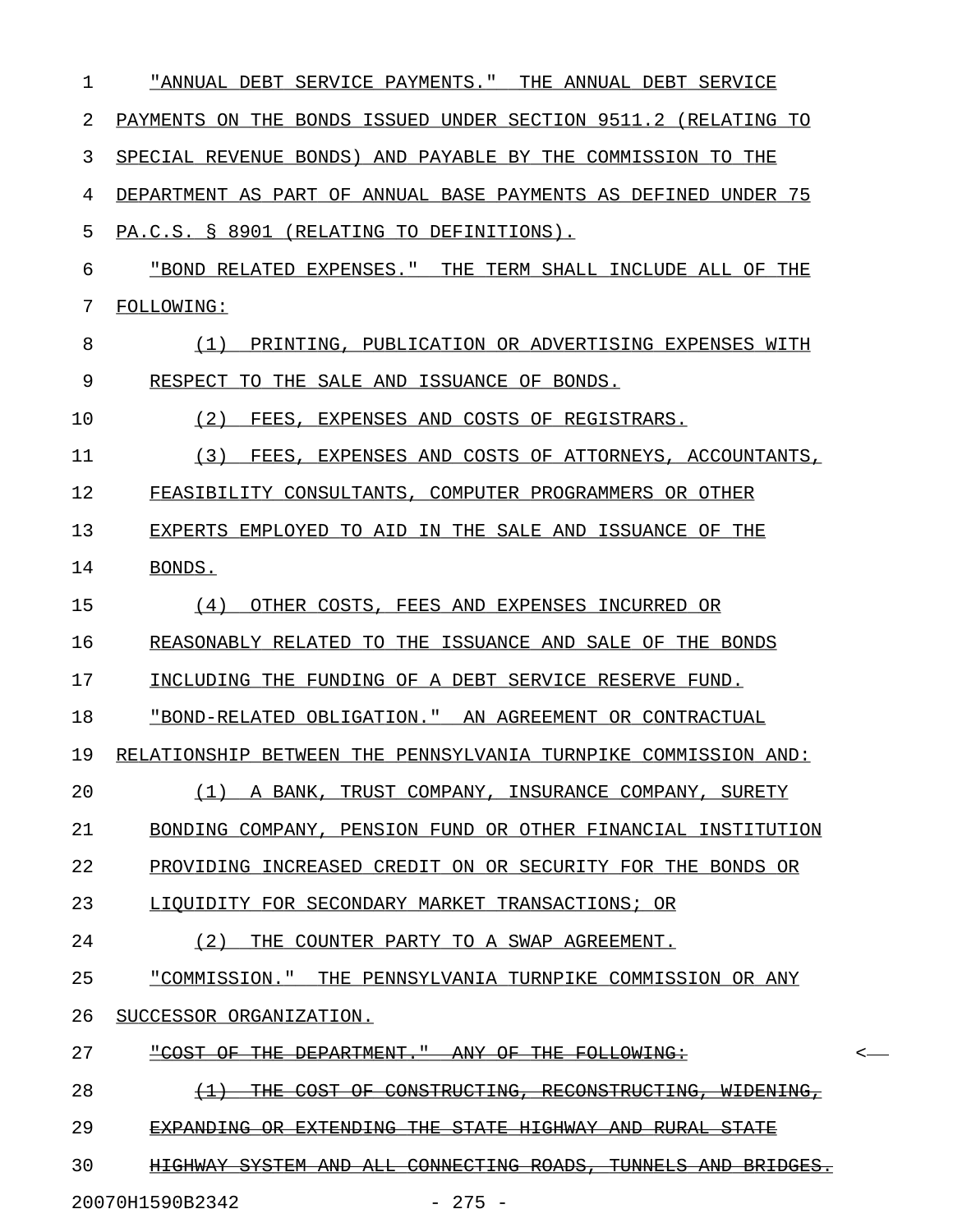"ANNUAL DEBT SERVICE PAYMENTS." THE ANNUAL DEBT SERVICE PAYMENTS ON THE BONDS ISSUED UNDER SECTION 9511.2 (RELATING TO SPECIAL REVENUE BONDS) AND PAYABLE BY THE COMMISSION TO THE DEPARTMENT AS PART OF ANNUAL BASE PAYMENTS AS DEFINED UNDER 75 PA.C.S. § 8901 (RELATING TO DEFINITIONS).

"BOND RELATED EXPENSES." THE TERM SHALL INCLUDE ALL OF THE FOLLOWING:

(1) PRINTING, PUBLICATION OR ADVERTISING EXPENSES WITH RESPECT TO THE SALE AND ISSUANCE OF BONDS.

(2) FEES, EXPENSES AND COSTS OF REGISTRARS.

(3) FEES, EXPENSES AND COSTS OF ATTORNEYS, ACCOUNTANTS, FEASIBILITY CONSULTANTS, COMPUTER PROGRAMMERS OR OTHER EXPERTS EMPLOYED TO AID IN THE SALE AND ISSUANCE OF THE BONDS.

(4) OTHER COSTS, FEES AND EXPENSES INCURRED OR REASONABLY RELATED TO THE ISSUANCE AND SALE OF THE BONDS INCLUDING THE FUNDING OF A DEBT SERVICE RESERVE FUND.

"BOND-RELATED OBLIGATION." AN AGREEMENT OR CONTRACTUAL RELATIONSHIP BETWEEN THE PENNSYLVANIA TURNPIKE COMMISSION AND:

(1) A BANK, TRUST COMPANY, INSURANCE COMPANY, SURETY BONDING COMPANY, PENSION FUND OR OTHER FINANCIAL INSTITUTION PROVIDING INCREASED CREDIT ON OR SECURITY FOR THE BONDS OR LIQUIDITY FOR SECONDARY MARKET TRANSACTIONS; OR

(2) THE COUNTER PARTY TO A SWAP AGREEMENT.

"COMMISSION." THE PENNSYLVANIA TURNPIKE COMMISSION OR ANY SUCCESSOR ORGANIZATION.

~~"COST OF THE DEPARTMENT." ANY OF THE FOLLOWING:~~

~~(1) THE COST OF CONSTRUCTING, RECONSTRUCTING, WIDENING, EXPANDING OR EXTENDING THE STATE HIGHWAY AND RURAL STATE HIGHWAY SYSTEM AND ALL CONNECTING ROADS, TUNNELS AND BRIDGES.~~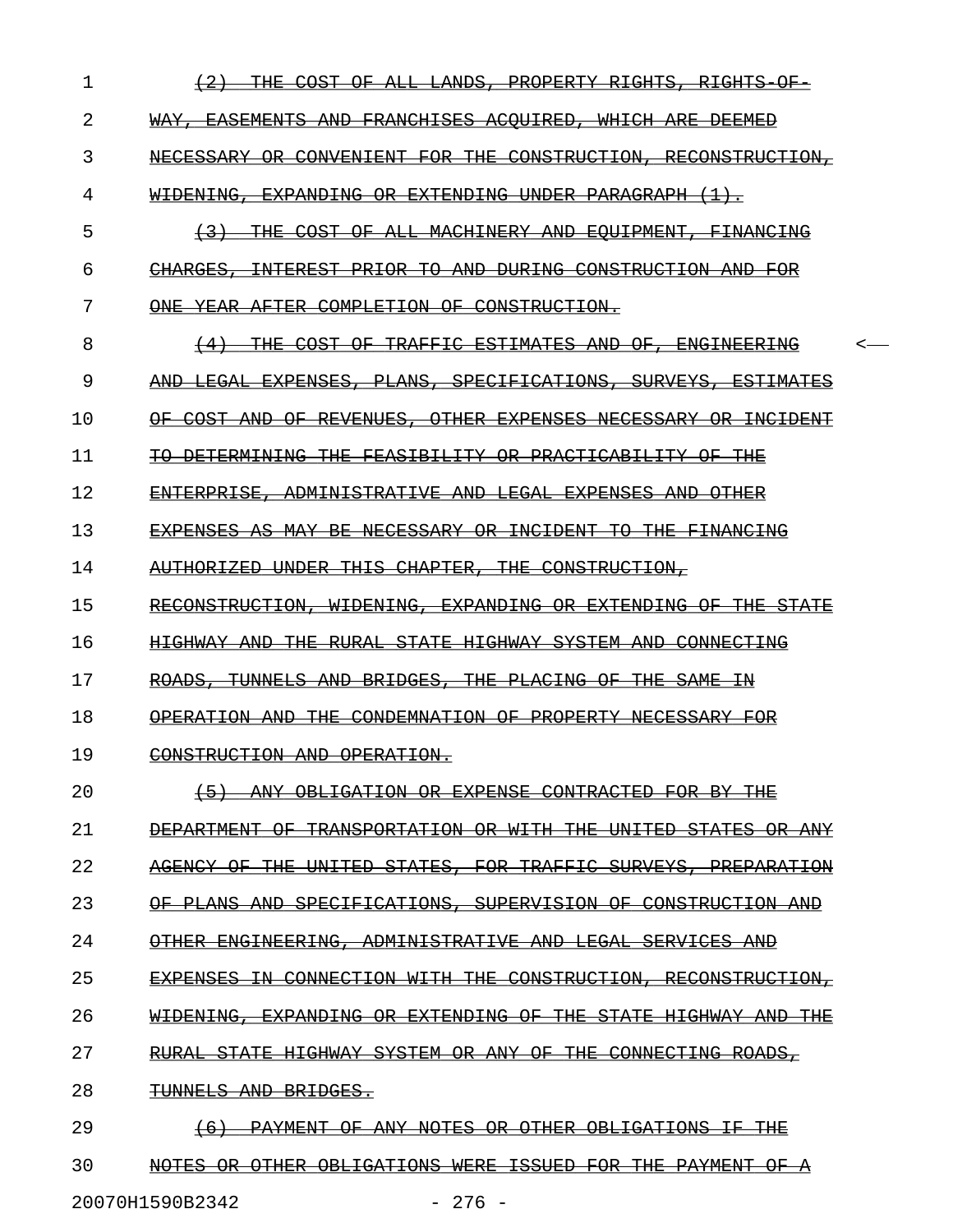(2) THE COST OF ALL LANDS, PROPERTY RIGHTS, RIGHTS-OF-WAY, EASEMENTS AND FRANCHISES ACQUIRED, WHICH ARE DEEMED NECESSARY OR CONVENIENT FOR THE CONSTRUCTION, RECONSTRUCTION, WIDENING, EXPANDING OR EXTENDING UNDER PARAGRAPH (1).

(3) THE COST OF ALL MACHINERY AND EQUIPMENT, FINANCING CHARGES, INTEREST PRIOR TO AND DURING CONSTRUCTION AND FOR ONE YEAR AFTER COMPLETION OF CONSTRUCTION.

(4) THE COST OF TRAFFIC ESTIMATES AND OF, ENGINEERING AND LEGAL EXPENSES, PLANS, SPECIFICATIONS, SURVEYS, ESTIMATES OF COST AND OF REVENUES, OTHER EXPENSES NECESSARY OR INCIDENT TO DETERMINING THE FEASIBILITY OR PRACTICABILITY OF THE ENTERPRISE, ADMINISTRATIVE AND LEGAL EXPENSES AND OTHER EXPENSES AS MAY BE NECESSARY OR INCIDENT TO THE FINANCING AUTHORIZED UNDER THIS CHAPTER, THE CONSTRUCTION, RECONSTRUCTION, WIDENING, EXPANDING OR EXTENDING OF THE STATE HIGHWAY AND THE RURAL STATE HIGHWAY SYSTEM AND CONNECTING ROADS, TUNNELS AND BRIDGES, THE PLACING OF THE SAME IN OPERATION AND THE CONDEMNATION OF PROPERTY NECESSARY FOR CONSTRUCTION AND OPERATION.

(5) ANY OBLIGATION OR EXPENSE CONTRACTED FOR BY THE DEPARTMENT OF TRANSPORTATION OR WITH THE UNITED STATES OR ANY AGENCY OF THE UNITED STATES, FOR TRAFFIC SURVEYS, PREPARATION OF PLANS AND SPECIFICATIONS, SUPERVISION OF CONSTRUCTION AND OTHER ENGINEERING, ADMINISTRATIVE AND LEGAL SERVICES AND EXPENSES IN CONNECTION WITH THE CONSTRUCTION, RECONSTRUCTION, WIDENING, EXPANDING OR EXTENDING OF THE STATE HIGHWAY AND THE RURAL STATE HIGHWAY SYSTEM OR ANY OF THE CONNECTING ROADS, TUNNELS AND BRIDGES.

(6) PAYMENT OF ANY NOTES OR OTHER OBLIGATIONS IF THE NOTES OR OTHER OBLIGATIONS WERE ISSUED FOR THE PAYMENT OF A

20070H1590B2342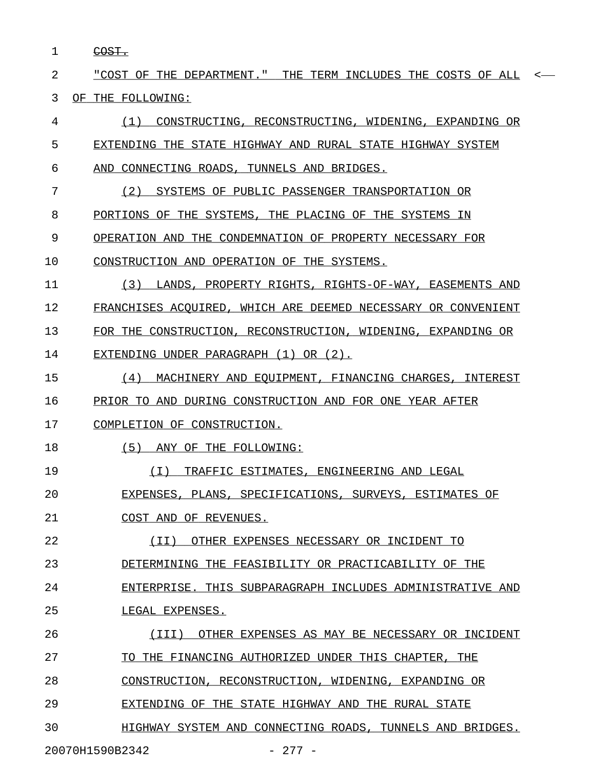~~COST.~~

"COST OF THE DEPARTMENT." THE TERM INCLUDES THE COSTS OF ALL OF THE FOLLOWING:

(1) CONSTRUCTING, RECONSTRUCTING, WIDENING, EXPANDING OR EXTENDING THE STATE HIGHWAY AND RURAL STATE HIGHWAY SYSTEM AND CONNECTING ROADS, TUNNELS AND BRIDGES.

(2) SYSTEMS OF PUBLIC PASSENGER TRANSPORTATION OR PORTIONS OF THE SYSTEMS, THE PLACING OF THE SYSTEMS IN OPERATION AND THE CONDEMNATION OF PROPERTY NECESSARY FOR CONSTRUCTION AND OPERATION OF THE SYSTEMS.

(3) LANDS, PROPERTY RIGHTS, RIGHTS-OF-WAY, EASEMENTS AND FRANCHISES ACQUIRED, WHICH ARE DEEMED NECESSARY OR CONVENIENT FOR THE CONSTRUCTION, RECONSTRUCTION, WIDENING, EXPANDING OR EXTENDING UNDER PARAGRAPH (1) OR (2).

(4) MACHINERY AND EQUIPMENT, FINANCING CHARGES, INTEREST PRIOR TO AND DURING CONSTRUCTION AND FOR ONE YEAR AFTER COMPLETION OF CONSTRUCTION.

(5) ANY OF THE FOLLOWING:

(I) TRAFFIC ESTIMATES, ENGINEERING AND LEGAL EXPENSES, PLANS, SPECIFICATIONS, SURVEYS, ESTIMATES OF COST AND OF REVENUES.

(II) OTHER EXPENSES NECESSARY OR INCIDENT TO DETERMINING THE FEASIBILITY OR PRACTICABILITY OF THE ENTERPRISE. THIS SUBPARAGRAPH INCLUDES ADMINISTRATIVE AND LEGAL EXPENSES.

(III) OTHER EXPENSES AS MAY BE NECESSARY OR INCIDENT TO THE FINANCING AUTHORIZED UNDER THIS CHAPTER, THE CONSTRUCTION, RECONSTRUCTION, WIDENING, EXPANDING OR EXTENDING OF THE STATE HIGHWAY AND THE RURAL STATE HIGHWAY SYSTEM AND CONNECTING ROADS, TUNNELS AND BRIDGES.

20070H1590B2342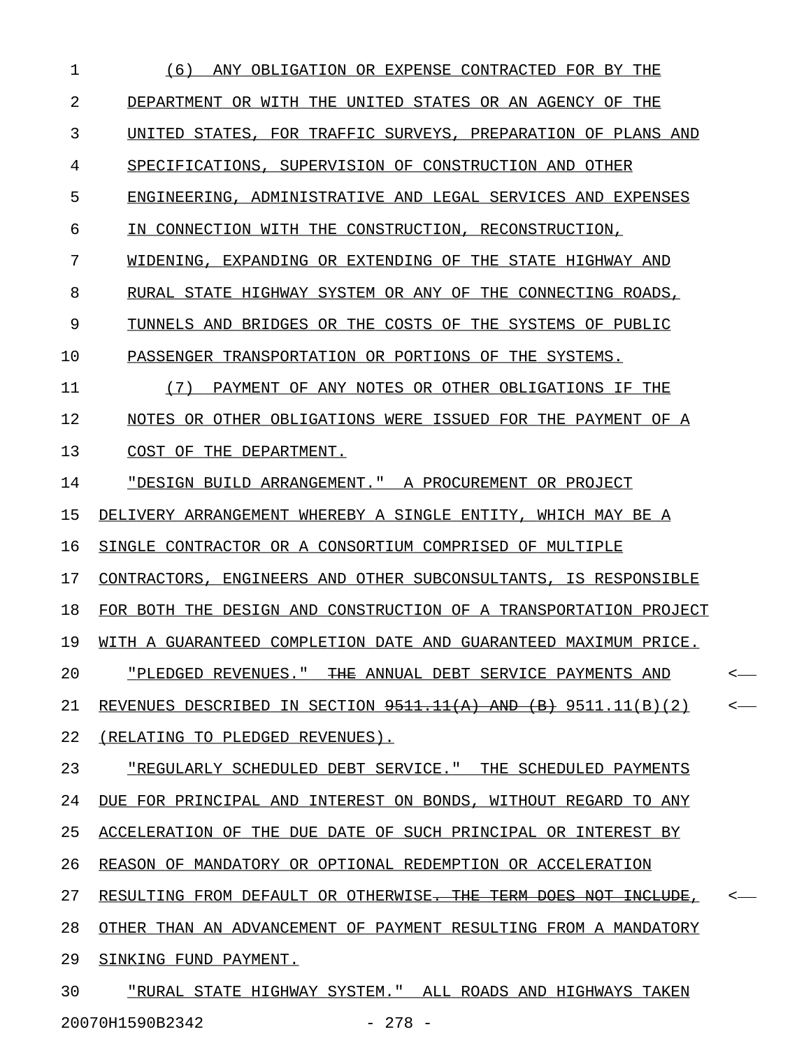(6) ANY OBLIGATION OR EXPENSE CONTRACTED FOR BY THE DEPARTMENT OR WITH THE UNITED STATES OR AN AGENCY OF THE UNITED STATES, FOR TRAFFIC SURVEYS, PREPARATION OF PLANS AND SPECIFICATIONS, SUPERVISION OF CONSTRUCTION AND OTHER ENGINEERING, ADMINISTRATIVE AND LEGAL SERVICES AND EXPENSES IN CONNECTION WITH THE CONSTRUCTION, RECONSTRUCTION, WIDENING, EXPANDING OR EXTENDING OF THE STATE HIGHWAY AND RURAL STATE HIGHWAY SYSTEM OR ANY OF THE CONNECTING ROADS, TUNNELS AND BRIDGES OR THE COSTS OF THE SYSTEMS OF PUBLIC PASSENGER TRANSPORTATION OR PORTIONS OF THE SYSTEMS.

(7) PAYMENT OF ANY NOTES OR OTHER OBLIGATIONS IF THE NOTES OR OTHER OBLIGATIONS WERE ISSUED FOR THE PAYMENT OF A COST OF THE DEPARTMENT.

"DESIGN BUILD ARRANGEMENT." A PROCUREMENT OR PROJECT DELIVERY ARRANGEMENT WHEREBY A SINGLE ENTITY, WHICH MAY BE A SINGLE CONTRACTOR OR A CONSORTIUM COMPRISED OF MULTIPLE CONTRACTORS, ENGINEERS AND OTHER SUBCONSULTANTS, IS RESPONSIBLE FOR BOTH THE DESIGN AND CONSTRUCTION OF A TRANSPORTATION PROJECT WITH A GUARANTEED COMPLETION DATE AND GUARANTEED MAXIMUM PRICE.

"PLEDGED REVENUES." ~~THE~~ ANNUAL DEBT SERVICE PAYMENTS AND REVENUES DESCRIBED IN SECTION ~~9511.11(A) AND (B)~~ 9511.11(B)(2) (RELATING TO PLEDGED REVENUES).

"REGULARLY SCHEDULED DEBT SERVICE." THE SCHEDULED PAYMENTS DUE FOR PRINCIPAL AND INTEREST ON BONDS, WITHOUT REGARD TO ANY ACCELERATION OF THE DUE DATE OF SUCH PRINCIPAL OR INTEREST BY REASON OF MANDATORY OR OPTIONAL REDEMPTION OR ACCELERATION RESULTING FROM DEFAULT OR OTHERWISE~~. THE TERM DOES NOT INCLUDE,~~ OTHER THAN AN ADVANCEMENT OF PAYMENT RESULTING FROM A MANDATORY SINKING FUND PAYMENT.

"RURAL STATE HIGHWAY SYSTEM." ALL ROADS AND HIGHWAYS TAKEN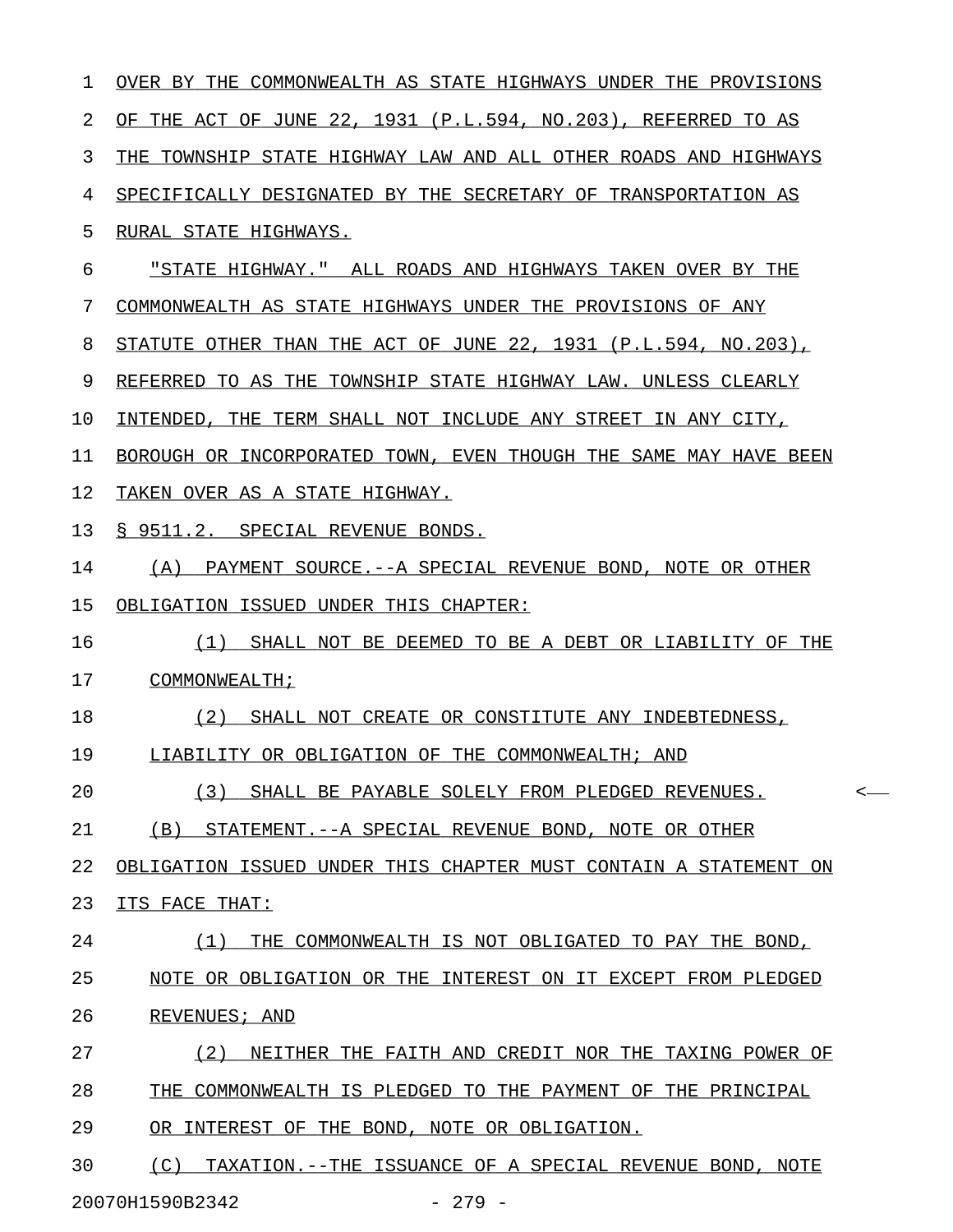OVER BY THE COMMONWEALTH AS STATE HIGHWAYS UNDER THE PROVISIONS OF THE ACT OF JUNE 22, 1931 (P.L.594, NO.203), REFERRED TO AS THE TOWNSHIP STATE HIGHWAY LAW AND ALL OTHER ROADS AND HIGHWAYS SPECIFICALLY DESIGNATED BY THE SECRETARY OF TRANSPORTATION AS RURAL STATE HIGHWAYS.

"STATE HIGHWAY." ALL ROADS AND HIGHWAYS TAKEN OVER BY THE COMMONWEALTH AS STATE HIGHWAYS UNDER THE PROVISIONS OF ANY STATUTE OTHER THAN THE ACT OF JUNE 22, 1931 (P.L.594, NO.203), REFERRED TO AS THE TOWNSHIP STATE HIGHWAY LAW. UNLESS CLEARLY INTENDED, THE TERM SHALL NOT INCLUDE ANY STREET IN ANY CITY, BOROUGH OR INCORPORATED TOWN, EVEN THOUGH THE SAME MAY HAVE BEEN TAKEN OVER AS A STATE HIGHWAY.

§ 9511.2. SPECIAL REVENUE BONDS.

(A) PAYMENT SOURCE.--A SPECIAL REVENUE BOND, NOTE OR OTHER OBLIGATION ISSUED UNDER THIS CHAPTER:

(1) SHALL NOT BE DEEMED TO BE A DEBT OR LIABILITY OF THE COMMONWEALTH;

(2) SHALL NOT CREATE OR CONSTITUTE ANY INDEBTEDNESS, LIABILITY OR OBLIGATION OF THE COMMONWEALTH; AND

(3) SHALL BE PAYABLE SOLELY FROM PLEDGED REVENUES.

(B) STATEMENT.--A SPECIAL REVENUE BOND, NOTE OR OTHER OBLIGATION ISSUED UNDER THIS CHAPTER MUST CONTAIN A STATEMENT ON ITS FACE THAT:

(1) THE COMMONWEALTH IS NOT OBLIGATED TO PAY THE BOND, NOTE OR OBLIGATION OR THE INTEREST ON IT EXCEPT FROM PLEDGED REVENUES; AND

(2) NEITHER THE FAITH AND CREDIT NOR THE TAXING POWER OF THE COMMONWEALTH IS PLEDGED TO THE PAYMENT OF THE PRINCIPAL OR INTEREST OF THE BOND, NOTE OR OBLIGATION.

(C) TAXATION.--THE ISSUANCE OF A SPECIAL REVENUE BOND, NOTE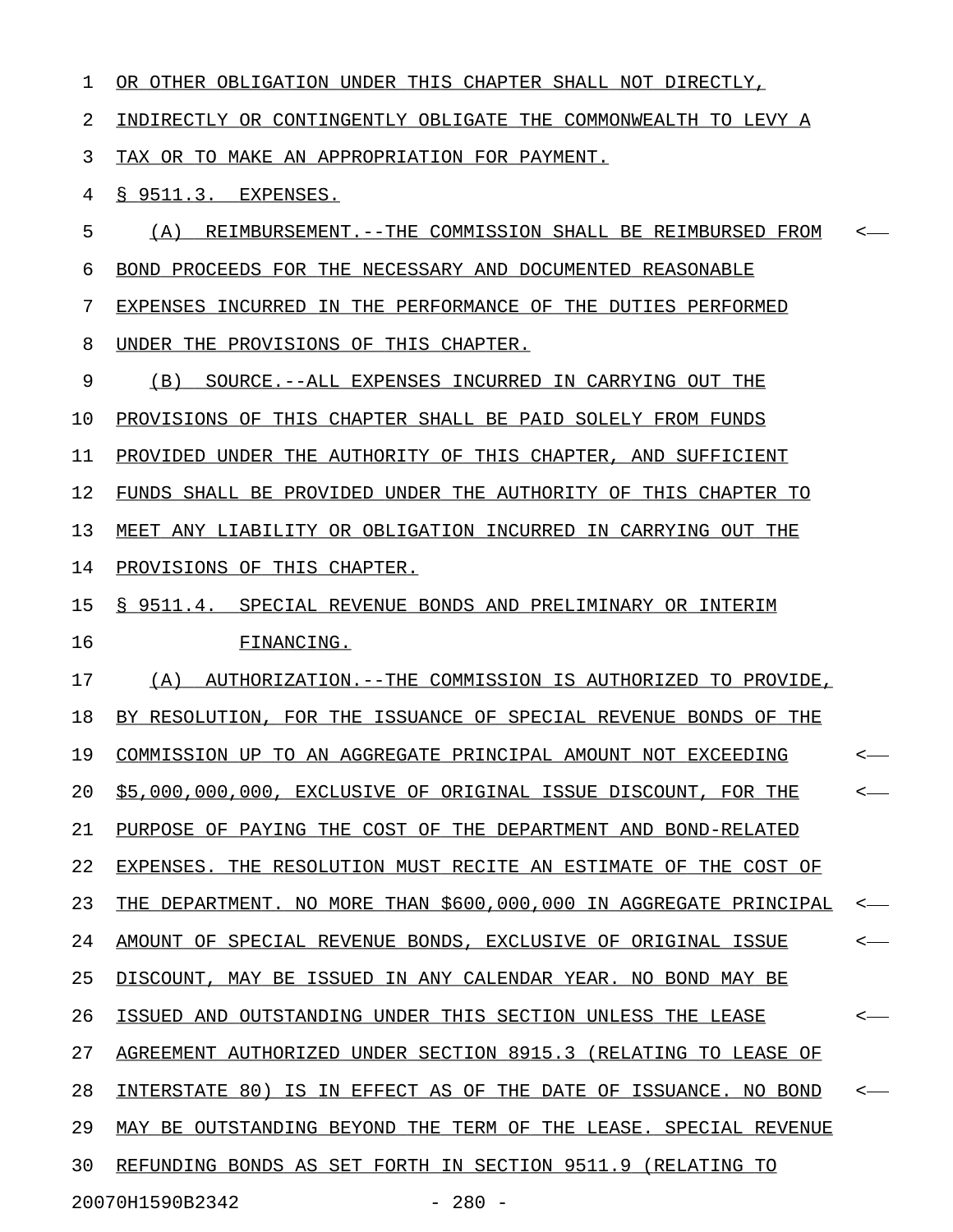OR OTHER OBLIGATION UNDER THIS CHAPTER SHALL NOT DIRECTLY, INDIRECTLY OR CONTINGENTLY OBLIGATE THE COMMONWEALTH TO LEVY A TAX OR TO MAKE AN APPROPRIATION FOR PAYMENT.

§ 9511.3. EXPENSES.

(A) REIMBURSEMENT.--THE COMMISSION SHALL BE REIMBURSED FROM BOND PROCEEDS FOR THE NECESSARY AND DOCUMENTED REASONABLE EXPENSES INCURRED IN THE PERFORMANCE OF THE DUTIES PERFORMED UNDER THE PROVISIONS OF THIS CHAPTER.

(B) SOURCE.--ALL EXPENSES INCURRED IN CARRYING OUT THE PROVISIONS OF THIS CHAPTER SHALL BE PAID SOLELY FROM FUNDS PROVIDED UNDER THE AUTHORITY OF THIS CHAPTER, AND SUFFICIENT FUNDS SHALL BE PROVIDED UNDER THE AUTHORITY OF THIS CHAPTER TO MEET ANY LIABILITY OR OBLIGATION INCURRED IN CARRYING OUT THE PROVISIONS OF THIS CHAPTER.

§ 9511.4. SPECIAL REVENUE BONDS AND PRELIMINARY OR INTERIM FINANCING.

(A) AUTHORIZATION.--THE COMMISSION IS AUTHORIZED TO PROVIDE, BY RESOLUTION, FOR THE ISSUANCE OF SPECIAL REVENUE BONDS OF THE COMMISSION UP TO AN AGGREGATE PRINCIPAL AMOUNT NOT EXCEEDING $5,000,000,000, EXCLUSIVE OF ORIGINAL ISSUE DISCOUNT, FOR THE PURPOSE OF PAYING THE COST OF THE DEPARTMENT AND BOND-RELATED EXPENSES. THE RESOLUTION MUST RECITE AN ESTIMATE OF THE COST OF THE DEPARTMENT. NO MORE THAN $600,000,000 IN AGGREGATE PRINCIPAL AMOUNT OF SPECIAL REVENUE BONDS, EXCLUSIVE OF ORIGINAL ISSUE DISCOUNT, MAY BE ISSUED IN ANY CALENDAR YEAR. NO BOND MAY BE ISSUED AND OUTSTANDING UNDER THIS SECTION UNLESS THE LEASE AGREEMENT AUTHORIZED UNDER SECTION 8915.3 (RELATING TO LEASE OF INTERSTATE 80) IS IN EFFECT AS OF THE DATE OF ISSUANCE. NO BOND MAY BE OUTSTANDING BEYOND THE TERM OF THE LEASE. SPECIAL REVENUE REFUNDING BONDS AS SET FORTH IN SECTION 9511.9 (RELATING TO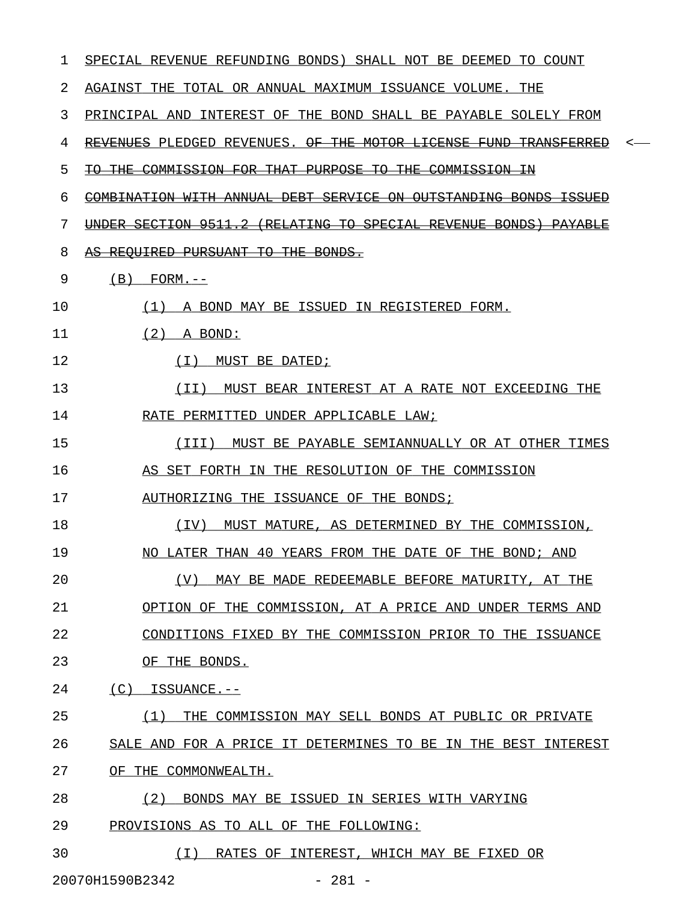SPECIAL REVENUE REFUNDING BONDS) SHALL NOT BE DEEMED TO COUNT AGAINST THE TOTAL OR ANNUAL MAXIMUM ISSUANCE VOLUME. THE PRINCIPAL AND INTEREST OF THE BOND SHALL BE PAYABLE SOLELY FROM ~~REVENUES~~ PLEDGED REVENUES. ~~OF THE MOTOR LICENSE FUND TRANSFERRED TO THE COMMISSION FOR THAT PURPOSE TO THE COMMISSION IN COMBINATION WITH ANNUAL DEBT SERVICE ON OUTSTANDING BONDS ISSUED UNDER SECTION 9511.2 (RELATING TO SPECIAL REVENUE BONDS) PAYABLE AS REQUIRED PURSUANT TO THE BONDS.~~

(B) FORM.--

(1) A BOND MAY BE ISSUED IN REGISTERED FORM.

(2) A BOND:

(I) MUST BE DATED;

(II) MUST BEAR INTEREST AT A RATE NOT EXCEEDING THE RATE PERMITTED UNDER APPLICABLE LAW;

(III) MUST BE PAYABLE SEMIANNUALLY OR AT OTHER TIMES AS SET FORTH IN THE RESOLUTION OF THE COMMISSION AUTHORIZING THE ISSUANCE OF THE BONDS;

(IV) MUST MATURE, AS DETERMINED BY THE COMMISSION, NO LATER THAN 40 YEARS FROM THE DATE OF THE BOND; AND

(V) MAY BE MADE REDEEMABLE BEFORE MATURITY, AT THE OPTION OF THE COMMISSION, AT A PRICE AND UNDER TERMS AND CONDITIONS FIXED BY THE COMMISSION PRIOR TO THE ISSUANCE OF THE BONDS.

(C) ISSUANCE.--

(1) THE COMMISSION MAY SELL BONDS AT PUBLIC OR PRIVATE SALE AND FOR A PRICE IT DETERMINES TO BE IN THE BEST INTEREST OF THE COMMONWEALTH.

(2) BONDS MAY BE ISSUED IN SERIES WITH VARYING PROVISIONS AS TO ALL OF THE FOLLOWING:

(I) RATES OF INTEREST, WHICH MAY BE FIXED OR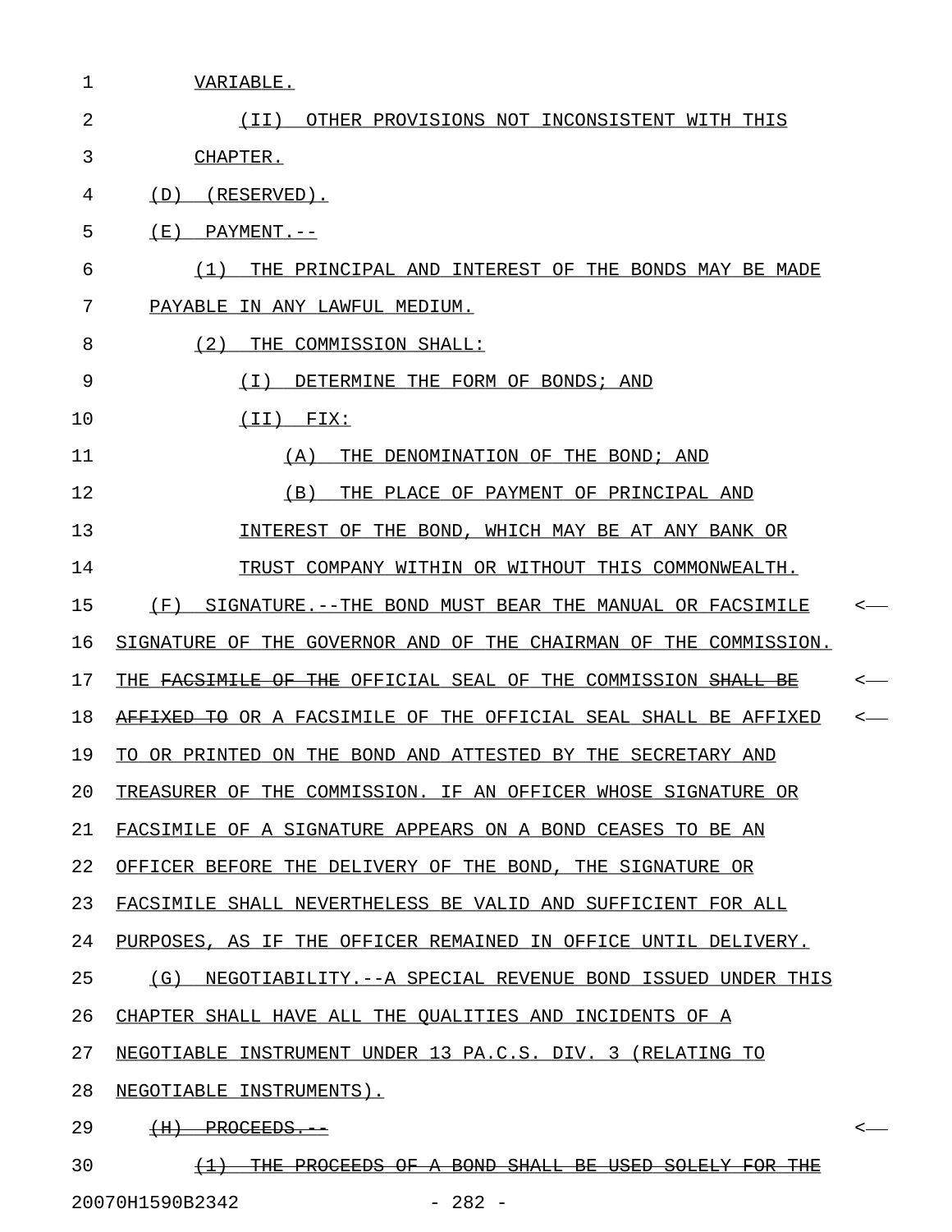VARIABLE.

(II) OTHER PROVISIONS NOT INCONSISTENT WITH THIS CHAPTER.

(D) (RESERVED).

(E) PAYMENT.--

(1) THE PRINCIPAL AND INTEREST OF THE BONDS MAY BE MADE PAYABLE IN ANY LAWFUL MEDIUM.

(2) THE COMMISSION SHALL:

(I) DETERMINE THE FORM OF BONDS; AND

(II) FIX:

(A) THE DENOMINATION OF THE BOND; AND

(B) THE PLACE OF PAYMENT OF PRINCIPAL AND INTEREST OF THE BOND, WHICH MAY BE AT ANY BANK OR TRUST COMPANY WITHIN OR WITHOUT THIS COMMONWEALTH.

(F) SIGNATURE.--THE BOND MUST BEAR THE MANUAL OR FACSIMILE SIGNATURE OF THE GOVERNOR AND OF THE CHAIRMAN OF THE COMMISSION. THE ~~FACSIMILE OF THE~~ OFFICIAL SEAL OF THE COMMISSION ~~SHALL BE AFFIXED TO~~ OR A FACSIMILE OF THE OFFICIAL SEAL SHALL BE AFFIXED TO OR PRINTED ON THE BOND AND ATTESTED BY THE SECRETARY AND TREASURER OF THE COMMISSION. IF AN OFFICER WHOSE SIGNATURE OR FACSIMILE OF A SIGNATURE APPEARS ON A BOND CEASES TO BE AN OFFICER BEFORE THE DELIVERY OF THE BOND, THE SIGNATURE OR FACSIMILE SHALL NEVERTHELESS BE VALID AND SUFFICIENT FOR ALL PURPOSES, AS IF THE OFFICER REMAINED IN OFFICE UNTIL DELIVERY.

(G) NEGOTIABILITY.--A SPECIAL REVENUE BOND ISSUED UNDER THIS CHAPTER SHALL HAVE ALL THE QUALITIES AND INCIDENTS OF A NEGOTIABLE INSTRUMENT UNDER 13 PA.C.S. DIV. 3 (RELATING TO NEGOTIABLE INSTRUMENTS).

~~(H) PROCEEDS.--~~

~~(1) THE PROCEEDS OF A BOND SHALL BE USED SOLELY FOR THE~~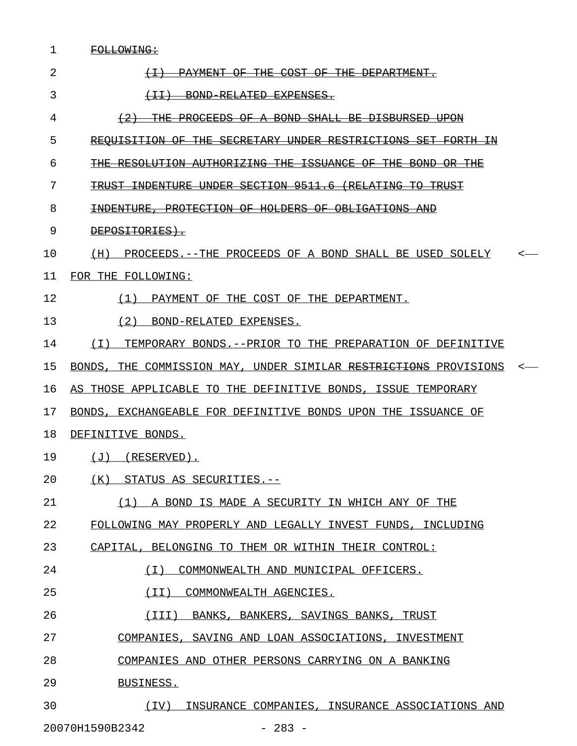~~FOLLOWING:~~

~~(I) PAYMENT OF THE COST OF THE DEPARTMENT.~~

~~(II) BOND-RELATED EXPENSES.~~

~~(2) THE PROCEEDS OF A BOND SHALL BE DISBURSED UPON REQUISITION OF THE SECRETARY UNDER RESTRICTIONS SET FORTH IN THE RESOLUTION AUTHORIZING THE ISSUANCE OF THE BOND OR THE TRUST INDENTURE UNDER SECTION 9511.6 (RELATING TO TRUST INDENTURE, PROTECTION OF HOLDERS OF OBLIGATIONS AND DEPOSITORIES).~~

(H) PROCEEDS.--THE PROCEEDS OF A BOND SHALL BE USED SOLELY FOR THE FOLLOWING:

(1) PAYMENT OF THE COST OF THE DEPARTMENT.

(2) BOND-RELATED EXPENSES.

(I) TEMPORARY BONDS.--PRIOR TO THE PREPARATION OF DEFINITIVE BONDS, THE COMMISSION MAY, UNDER SIMILAR ~~RESTRICTIONS~~ PROVISIONS AS THOSE APPLICABLE TO THE DEFINITIVE BONDS, ISSUE TEMPORARY BONDS, EXCHANGEABLE FOR DEFINITIVE BONDS UPON THE ISSUANCE OF DEFINITIVE BONDS.

(J) (RESERVED).

(K) STATUS AS SECURITIES.--

(1) A BOND IS MADE A SECURITY IN WHICH ANY OF THE FOLLOWING MAY PROPERLY AND LEGALLY INVEST FUNDS, INCLUDING CAPITAL, BELONGING TO THEM OR WITHIN THEIR CONTROL:

(I) COMMONWEALTH AND MUNICIPAL OFFICERS.

(II) COMMONWEALTH AGENCIES.

(III) BANKS, BANKERS, SAVINGS BANKS, TRUST COMPANIES, SAVING AND LOAN ASSOCIATIONS, INVESTMENT COMPANIES AND OTHER PERSONS CARRYING ON A BANKING BUSINESS.

(IV) INSURANCE COMPANIES, INSURANCE ASSOCIATIONS AND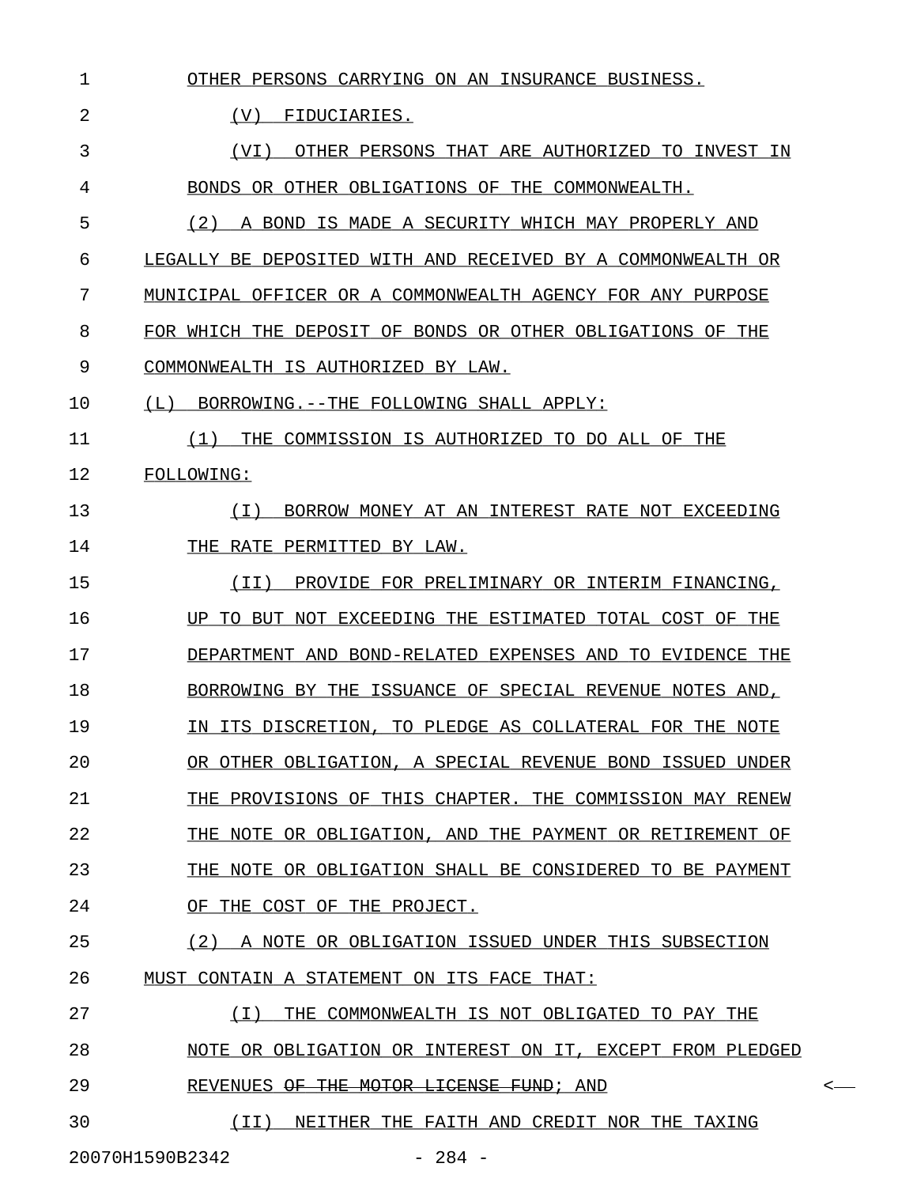OTHER PERSONS CARRYING ON AN INSURANCE BUSINESS.

(V) FIDUCIARIES.

(VI) OTHER PERSONS THAT ARE AUTHORIZED TO INVEST IN BONDS OR OTHER OBLIGATIONS OF THE COMMONWEALTH.

(2) A BOND IS MADE A SECURITY WHICH MAY PROPERLY AND LEGALLY BE DEPOSITED WITH AND RECEIVED BY A COMMONWEALTH OR MUNICIPAL OFFICER OR A COMMONWEALTH AGENCY FOR ANY PURPOSE FOR WHICH THE DEPOSIT OF BONDS OR OTHER OBLIGATIONS OF THE COMMONWEALTH IS AUTHORIZED BY LAW.

(L) BORROWING.--THE FOLLOWING SHALL APPLY:

(1) THE COMMISSION IS AUTHORIZED TO DO ALL OF THE FOLLOWING:

(I) BORROW MONEY AT AN INTEREST RATE NOT EXCEEDING THE RATE PERMITTED BY LAW.

(II) PROVIDE FOR PRELIMINARY OR INTERIM FINANCING, UP TO BUT NOT EXCEEDING THE ESTIMATED TOTAL COST OF THE DEPARTMENT AND BOND-RELATED EXPENSES AND TO EVIDENCE THE BORROWING BY THE ISSUANCE OF SPECIAL REVENUE NOTES AND, IN ITS DISCRETION, TO PLEDGE AS COLLATERAL FOR THE NOTE OR OTHER OBLIGATION, A SPECIAL REVENUE BOND ISSUED UNDER THE PROVISIONS OF THIS CHAPTER. THE COMMISSION MAY RENEW THE NOTE OR OBLIGATION, AND THE PAYMENT OR RETIREMENT OF THE NOTE OR OBLIGATION SHALL BE CONSIDERED TO BE PAYMENT OF THE COST OF THE PROJECT.

(2) A NOTE OR OBLIGATION ISSUED UNDER THIS SUBSECTION MUST CONTAIN A STATEMENT ON ITS FACE THAT:

(I) THE COMMONWEALTH IS NOT OBLIGATED TO PAY THE NOTE OR OBLIGATION OR INTEREST ON IT, EXCEPT FROM PLEDGED REVENUES ~~OF THE MOTOR LICENSE FUND~~; AND

(II) NEITHER THE FAITH AND CREDIT NOR THE TAXING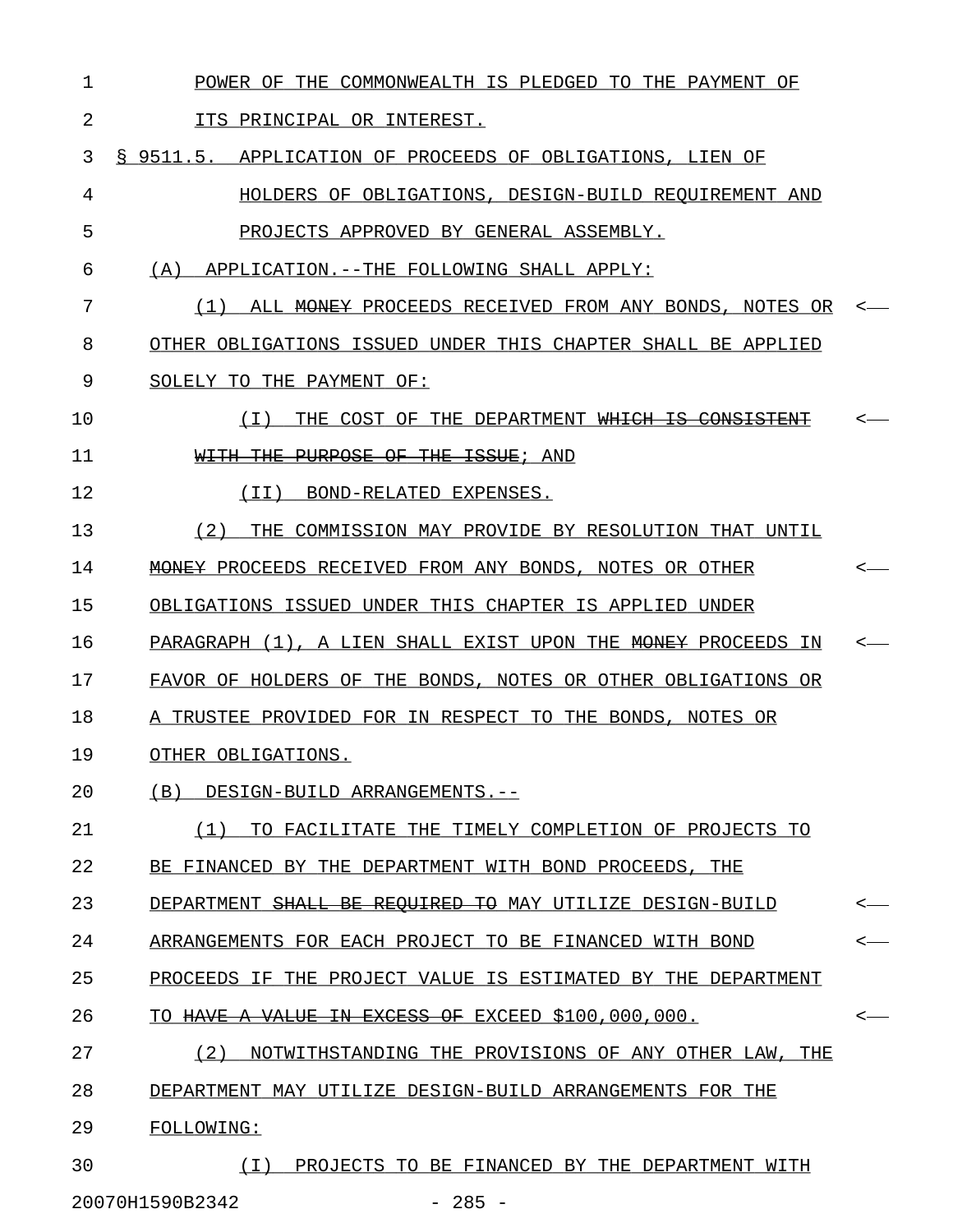POWER OF THE COMMONWEALTH IS PLEDGED TO THE PAYMENT OF ITS PRINCIPAL OR INTEREST.

§ 9511.5. APPLICATION OF PROCEEDS OF OBLIGATIONS, LIEN OF HOLDERS OF OBLIGATIONS, DESIGN-BUILD REQUIREMENT AND PROJECTS APPROVED BY GENERAL ASSEMBLY.

(A) APPLICATION.--THE FOLLOWING SHALL APPLY:

(1) ALL ~~MONEY~~ PROCEEDS RECEIVED FROM ANY BONDS, NOTES OR OTHER OBLIGATIONS ISSUED UNDER THIS CHAPTER SHALL BE APPLIED SOLELY TO THE PAYMENT OF:

(I) THE COST OF THE DEPARTMENT ~~WHICH IS CONSISTENT WITH THE PURPOSE OF THE ISSUE~~; AND

(II) BOND-RELATED EXPENSES.

(2) THE COMMISSION MAY PROVIDE BY RESOLUTION THAT UNTIL ~~MONEY~~ PROCEEDS RECEIVED FROM ANY BONDS, NOTES OR OTHER OBLIGATIONS ISSUED UNDER THIS CHAPTER IS APPLIED UNDER PARAGRAPH (1), A LIEN SHALL EXIST UPON THE ~~MONEY~~ PROCEEDS IN FAVOR OF HOLDERS OF THE BONDS, NOTES OR OTHER OBLIGATIONS OR A TRUSTEE PROVIDED FOR IN RESPECT TO THE BONDS, NOTES OR OTHER OBLIGATIONS.

(B) DESIGN-BUILD ARRANGEMENTS.--

(1) TO FACILITATE THE TIMELY COMPLETION OF PROJECTS TO BE FINANCED BY THE DEPARTMENT WITH BOND PROCEEDS, THE DEPARTMENT ~~SHALL BE REQUIRED TO~~ MAY UTILIZE DESIGN-BUILD ARRANGEMENTS FOR EACH PROJECT TO BE FINANCED WITH BOND PROCEEDS IF THE PROJECT VALUE IS ESTIMATED BY THE DEPARTMENT TO ~~HAVE A VALUE IN EXCESS OF~~ EXCEED $100,000,000.

(2) NOTWITHSTANDING THE PROVISIONS OF ANY OTHER LAW, THE DEPARTMENT MAY UTILIZE DESIGN-BUILD ARRANGEMENTS FOR THE FOLLOWING:

(I) PROJECTS TO BE FINANCED BY THE DEPARTMENT WITH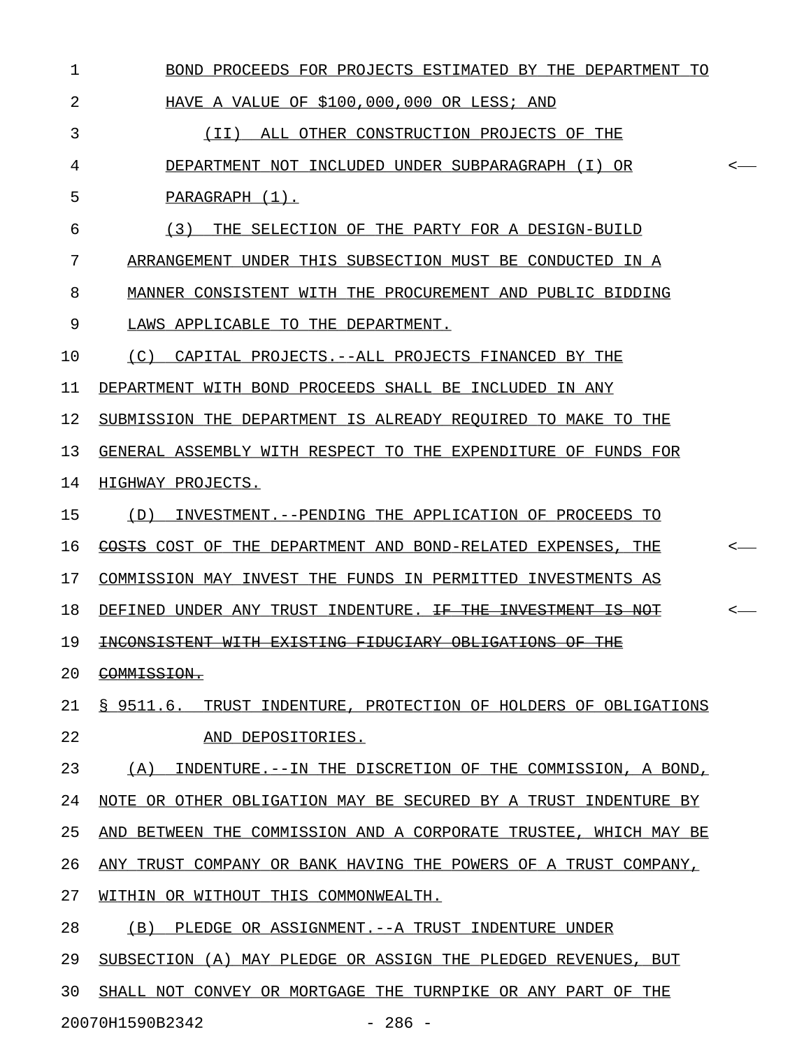BOND PROCEEDS FOR PROJECTS ESTIMATED BY THE DEPARTMENT TO HAVE A VALUE OF $100,000,000 OR LESS; AND

(II) ALL OTHER CONSTRUCTION PROJECTS OF THE DEPARTMENT NOT INCLUDED UNDER SUBPARAGRAPH (I) OR PARAGRAPH (1).

(3) THE SELECTION OF THE PARTY FOR A DESIGN-BUILD ARRANGEMENT UNDER THIS SUBSECTION MUST BE CONDUCTED IN A MANNER CONSISTENT WITH THE PROCUREMENT AND PUBLIC BIDDING LAWS APPLICABLE TO THE DEPARTMENT.

(C) CAPITAL PROJECTS.--ALL PROJECTS FINANCED BY THE DEPARTMENT WITH BOND PROCEEDS SHALL BE INCLUDED IN ANY SUBMISSION THE DEPARTMENT IS ALREADY REQUIRED TO MAKE TO THE GENERAL ASSEMBLY WITH RESPECT TO THE EXPENDITURE OF FUNDS FOR HIGHWAY PROJECTS.

(D) INVESTMENT.--PENDING THE APPLICATION OF PROCEEDS TO ~~COSTS~~ COST OF THE DEPARTMENT AND BOND-RELATED EXPENSES, THE COMMISSION MAY INVEST THE FUNDS IN PERMITTED INVESTMENTS AS DEFINED UNDER ANY TRUST INDENTURE. ~~IF THE INVESTMENT IS NOT INCONSISTENT WITH EXISTING FIDUCIARY OBLIGATIONS OF THE COMMISSION.~~

§ 9511.6. TRUST INDENTURE, PROTECTION OF HOLDERS OF OBLIGATIONS AND DEPOSITORIES.

(A) INDENTURE.--IN THE DISCRETION OF THE COMMISSION, A BOND, NOTE OR OTHER OBLIGATION MAY BE SECURED BY A TRUST INDENTURE BY AND BETWEEN THE COMMISSION AND A CORPORATE TRUSTEE, WHICH MAY BE ANY TRUST COMPANY OR BANK HAVING THE POWERS OF A TRUST COMPANY, WITHIN OR WITHOUT THIS COMMONWEALTH.

(B) PLEDGE OR ASSIGNMENT.--A TRUST INDENTURE UNDER SUBSECTION (A) MAY PLEDGE OR ASSIGN THE PLEDGED REVENUES, BUT SHALL NOT CONVEY OR MORTGAGE THE TURNPIKE OR ANY PART OF THE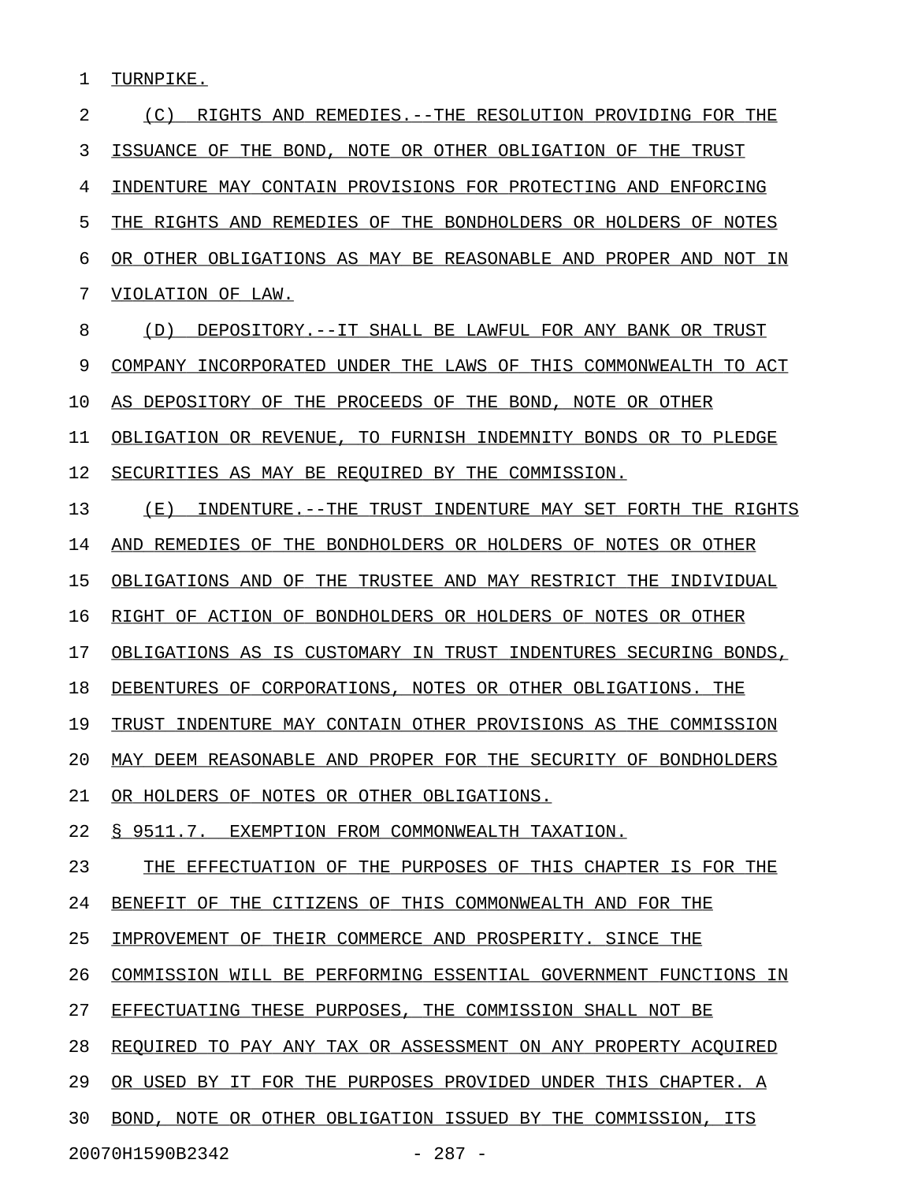TURNPIKE.

(C) RIGHTS AND REMEDIES.--THE RESOLUTION PROVIDING FOR THE ISSUANCE OF THE BOND, NOTE OR OTHER OBLIGATION OF THE TRUST INDENTURE MAY CONTAIN PROVISIONS FOR PROTECTING AND ENFORCING THE RIGHTS AND REMEDIES OF THE BONDHOLDERS OR HOLDERS OF NOTES OR OTHER OBLIGATIONS AS MAY BE REASONABLE AND PROPER AND NOT IN VIOLATION OF LAW.

(D) DEPOSITORY.--IT SHALL BE LAWFUL FOR ANY BANK OR TRUST COMPANY INCORPORATED UNDER THE LAWS OF THIS COMMONWEALTH TO ACT AS DEPOSITORY OF THE PROCEEDS OF THE BOND, NOTE OR OTHER OBLIGATION OR REVENUE, TO FURNISH INDEMNITY BONDS OR TO PLEDGE SECURITIES AS MAY BE REQUIRED BY THE COMMISSION.

(E) INDENTURE.--THE TRUST INDENTURE MAY SET FORTH THE RIGHTS AND REMEDIES OF THE BONDHOLDERS OR HOLDERS OF NOTES OR OTHER OBLIGATIONS AND OF THE TRUSTEE AND MAY RESTRICT THE INDIVIDUAL RIGHT OF ACTION OF BONDHOLDERS OR HOLDERS OF NOTES OR OTHER OBLIGATIONS AS IS CUSTOMARY IN TRUST INDENTURES SECURING BONDS, DEBENTURES OF CORPORATIONS, NOTES OR OTHER OBLIGATIONS. THE TRUST INDENTURE MAY CONTAIN OTHER PROVISIONS AS THE COMMISSION MAY DEEM REASONABLE AND PROPER FOR THE SECURITY OF BONDHOLDERS OR HOLDERS OF NOTES OR OTHER OBLIGATIONS.

§ 9511.7. EXEMPTION FROM COMMONWEALTH TAXATION.

THE EFFECTUATION OF THE PURPOSES OF THIS CHAPTER IS FOR THE BENEFIT OF THE CITIZENS OF THIS COMMONWEALTH AND FOR THE IMPROVEMENT OF THEIR COMMERCE AND PROSPERITY. SINCE THE COMMISSION WILL BE PERFORMING ESSENTIAL GOVERNMENT FUNCTIONS IN EFFECTUATING THESE PURPOSES, THE COMMISSION SHALL NOT BE REQUIRED TO PAY ANY TAX OR ASSESSMENT ON ANY PROPERTY ACQUIRED OR USED BY IT FOR THE PURPOSES PROVIDED UNDER THIS CHAPTER. A BOND, NOTE OR OTHER OBLIGATION ISSUED BY THE COMMISSION, ITS

20070H1590B2342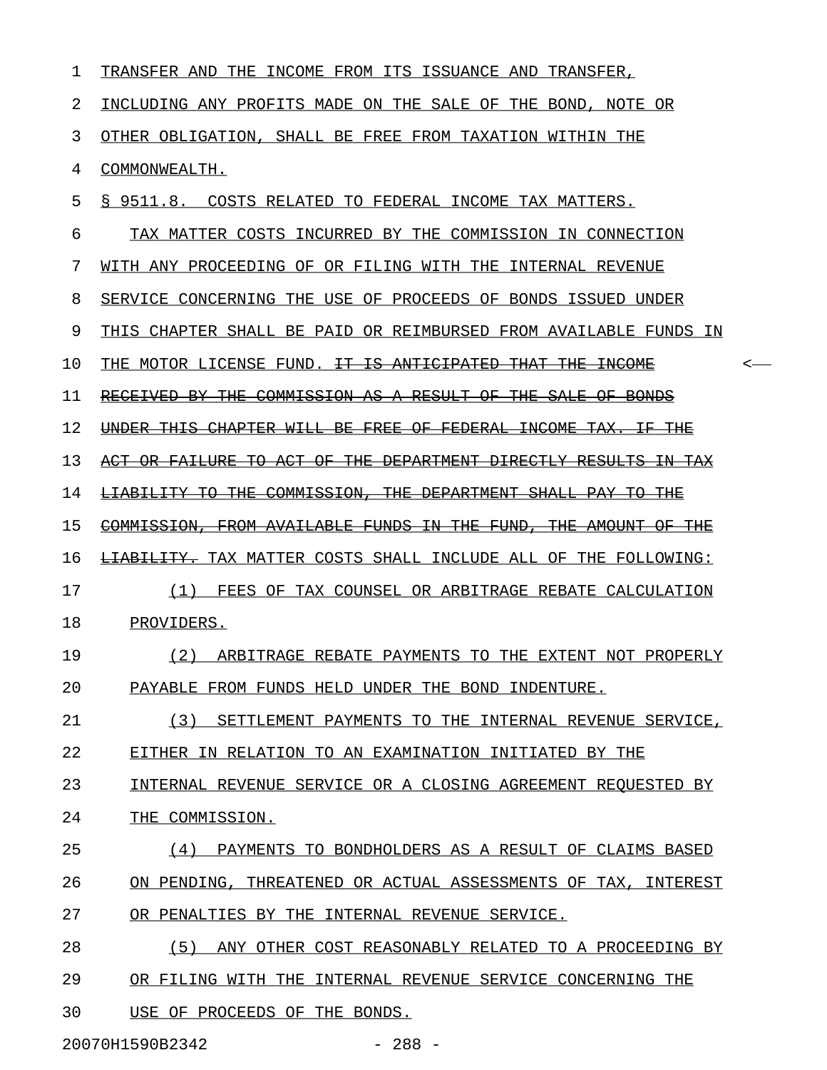TRANSFER AND THE INCOME FROM ITS ISSUANCE AND TRANSFER, INCLUDING ANY PROFITS MADE ON THE SALE OF THE BOND, NOTE OR OTHER OBLIGATION, SHALL BE FREE FROM TAXATION WITHIN THE COMMONWEALTH.

§ 9511.8. COSTS RELATED TO FEDERAL INCOME TAX MATTERS.

TAX MATTER COSTS INCURRED BY THE COMMISSION IN CONNECTION WITH ANY PROCEEDING OF OR FILING WITH THE INTERNAL REVENUE SERVICE CONCERNING THE USE OF PROCEEDS OF BONDS ISSUED UNDER THIS CHAPTER SHALL BE PAID OR REIMBURSED FROM AVAILABLE FUNDS IN THE MOTOR LICENSE FUND. ~~IT IS ANTICIPATED THAT THE INCOME RECEIVED BY THE COMMISSION AS A RESULT OF THE SALE OF BONDS UNDER THIS CHAPTER WILL BE FREE OF FEDERAL INCOME TAX. IF THE ACT OR FAILURE TO ACT OF THE DEPARTMENT DIRECTLY RESULTS IN TAX LIABILITY TO THE COMMISSION, THE DEPARTMENT SHALL PAY TO THE COMMISSION, FROM AVAILABLE FUNDS IN THE FUND, THE AMOUNT OF THE LIABILITY.~~ TAX MATTER COSTS SHALL INCLUDE ALL OF THE FOLLOWING:

(1) FEES OF TAX COUNSEL OR ARBITRAGE REBATE CALCULATION PROVIDERS.

(2) ARBITRAGE REBATE PAYMENTS TO THE EXTENT NOT PROPERLY PAYABLE FROM FUNDS HELD UNDER THE BOND INDENTURE.

(3) SETTLEMENT PAYMENTS TO THE INTERNAL REVENUE SERVICE, EITHER IN RELATION TO AN EXAMINATION INITIATED BY THE INTERNAL REVENUE SERVICE OR A CLOSING AGREEMENT REQUESTED BY THE COMMISSION.

(4) PAYMENTS TO BONDHOLDERS AS A RESULT OF CLAIMS BASED ON PENDING, THREATENED OR ACTUAL ASSESSMENTS OF TAX, INTEREST OR PENALTIES BY THE INTERNAL REVENUE SERVICE.

(5) ANY OTHER COST REASONABLY RELATED TO A PROCEEDING BY OR FILING WITH THE INTERNAL REVENUE SERVICE CONCERNING THE USE OF PROCEEDS OF THE BONDS.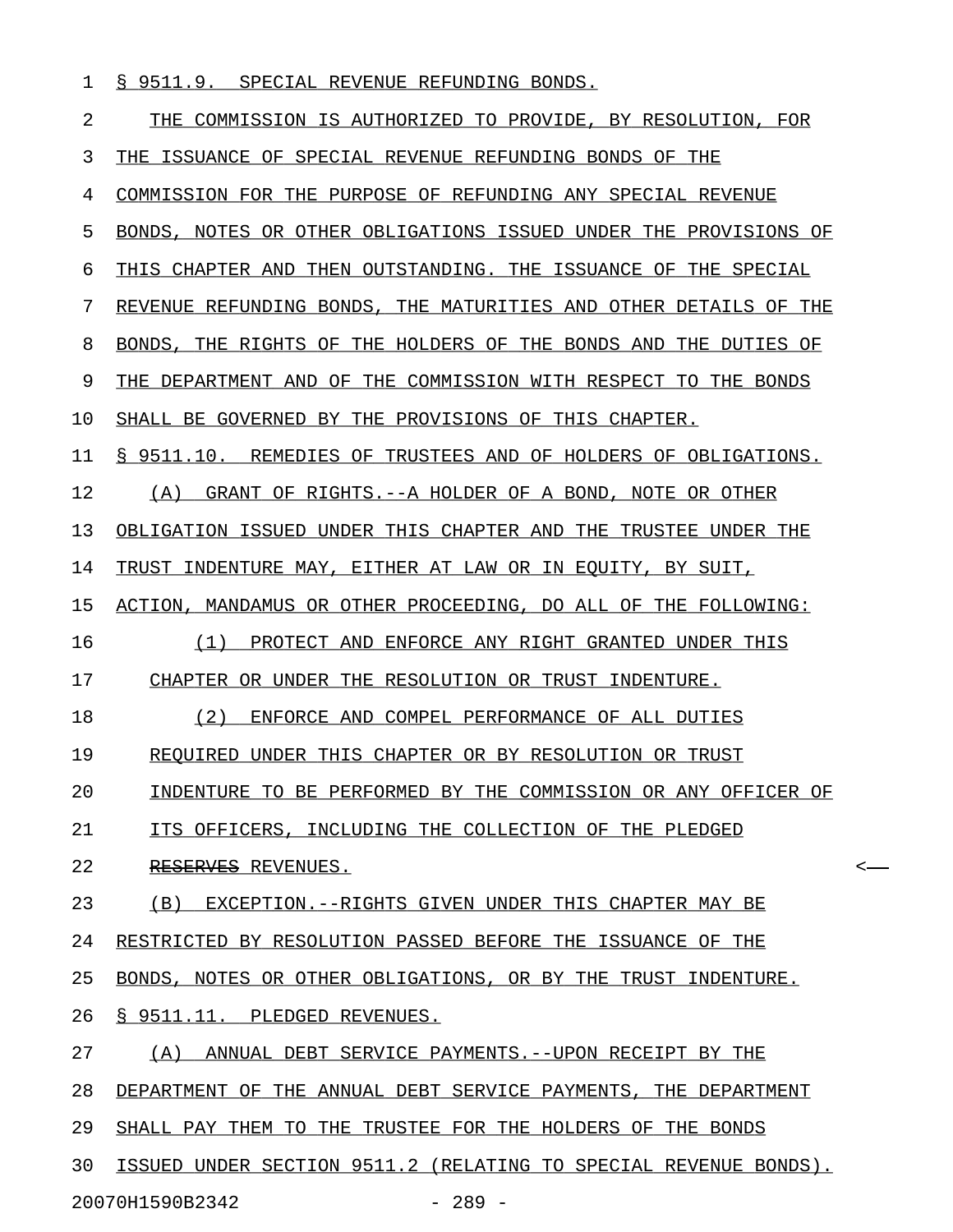§ 9511.9. SPECIAL REVENUE REFUNDING BONDS.

THE COMMISSION IS AUTHORIZED TO PROVIDE, BY RESOLUTION, FOR THE ISSUANCE OF SPECIAL REVENUE REFUNDING BONDS OF THE COMMISSION FOR THE PURPOSE OF REFUNDING ANY SPECIAL REVENUE BONDS, NOTES OR OTHER OBLIGATIONS ISSUED UNDER THE PROVISIONS OF THIS CHAPTER AND THEN OUTSTANDING. THE ISSUANCE OF THE SPECIAL REVENUE REFUNDING BONDS, THE MATURITIES AND OTHER DETAILS OF THE BONDS, THE RIGHTS OF THE HOLDERS OF THE BONDS AND THE DUTIES OF THE DEPARTMENT AND OF THE COMMISSION WITH RESPECT TO THE BONDS SHALL BE GOVERNED BY THE PROVISIONS OF THIS CHAPTER.

§ 9511.10. REMEDIES OF TRUSTEES AND OF HOLDERS OF OBLIGATIONS.

(A) GRANT OF RIGHTS.--A HOLDER OF A BOND, NOTE OR OTHER OBLIGATION ISSUED UNDER THIS CHAPTER AND THE TRUSTEE UNDER THE TRUST INDENTURE MAY, EITHER AT LAW OR IN EQUITY, BY SUIT, ACTION, MANDAMUS OR OTHER PROCEEDING, DO ALL OF THE FOLLOWING:

(1) PROTECT AND ENFORCE ANY RIGHT GRANTED UNDER THIS CHAPTER OR UNDER THE RESOLUTION OR TRUST INDENTURE.

(2) ENFORCE AND COMPEL PERFORMANCE OF ALL DUTIES REQUIRED UNDER THIS CHAPTER OR BY RESOLUTION OR TRUST INDENTURE TO BE PERFORMED BY THE COMMISSION OR ANY OFFICER OF ITS OFFICERS, INCLUDING THE COLLECTION OF THE PLEDGED ~~RESERVES~~ REVENUES.

(B) EXCEPTION.--RIGHTS GIVEN UNDER THIS CHAPTER MAY BE RESTRICTED BY RESOLUTION PASSED BEFORE THE ISSUANCE OF THE BONDS, NOTES OR OTHER OBLIGATIONS, OR BY THE TRUST INDENTURE.

§ 9511.11. PLEDGED REVENUES.

(A) ANNUAL DEBT SERVICE PAYMENTS.--UPON RECEIPT BY THE DEPARTMENT OF THE ANNUAL DEBT SERVICE PAYMENTS, THE DEPARTMENT SHALL PAY THEM TO THE TRUSTEE FOR THE HOLDERS OF THE BONDS ISSUED UNDER SECTION 9511.2 (RELATING TO SPECIAL REVENUE BONDS).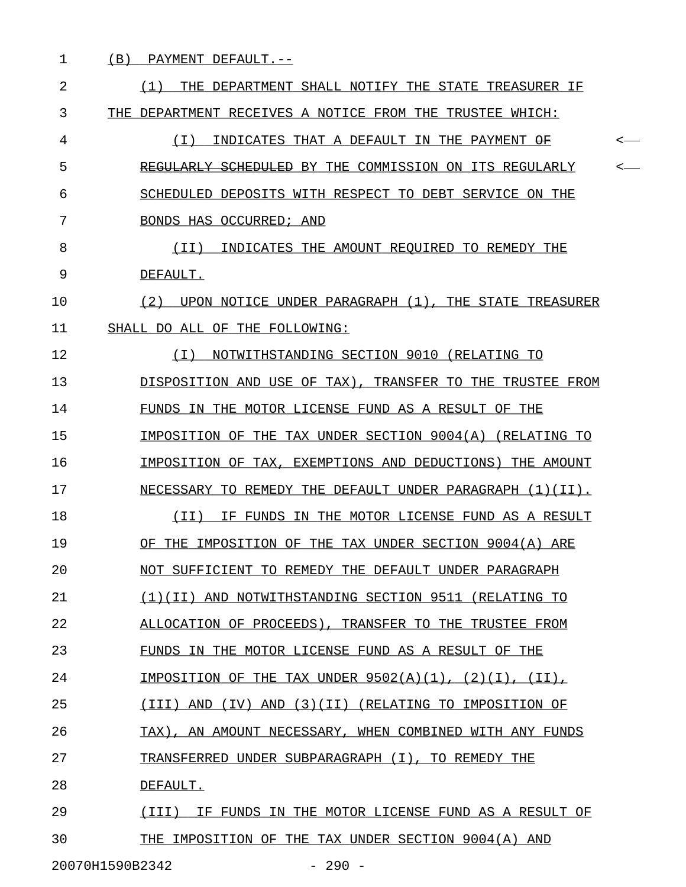(B) PAYMENT DEFAULT.--

(1) THE DEPARTMENT SHALL NOTIFY THE STATE TREASURER IF THE DEPARTMENT RECEIVES A NOTICE FROM THE TRUSTEE WHICH:

(I) INDICATES THAT A DEFAULT IN THE PAYMENT ~~OF REGULARLY SCHEDULED~~ BY THE COMMISSION ON ITS REGULARLY SCHEDULED DEPOSITS WITH RESPECT TO DEBT SERVICE ON THE BONDS HAS OCCURRED; AND

(II) INDICATES THE AMOUNT REQUIRED TO REMEDY THE DEFAULT.

(2) UPON NOTICE UNDER PARAGRAPH (1), THE STATE TREASURER SHALL DO ALL OF THE FOLLOWING:

(I) NOTWITHSTANDING SECTION 9010 (RELATING TO DISPOSITION AND USE OF TAX), TRANSFER TO THE TRUSTEE FROM FUNDS IN THE MOTOR LICENSE FUND AS A RESULT OF THE IMPOSITION OF THE TAX UNDER SECTION 9004(A) (RELATING TO IMPOSITION OF TAX, EXEMPTIONS AND DEDUCTIONS) THE AMOUNT NECESSARY TO REMEDY THE DEFAULT UNDER PARAGRAPH (1)(II).

(II) IF FUNDS IN THE MOTOR LICENSE FUND AS A RESULT OF THE IMPOSITION OF THE TAX UNDER SECTION 9004(A) ARE NOT SUFFICIENT TO REMEDY THE DEFAULT UNDER PARAGRAPH (1)(II) AND NOTWITHSTANDING SECTION 9511 (RELATING TO ALLOCATION OF PROCEEDS), TRANSFER TO THE TRUSTEE FROM FUNDS IN THE MOTOR LICENSE FUND AS A RESULT OF THE IMPOSITION OF THE TAX UNDER 9502(A)(1), (2)(I), (II), (III) AND (IV) AND (3)(II) (RELATING TO IMPOSITION OF TAX), AN AMOUNT NECESSARY, WHEN COMBINED WITH ANY FUNDS TRANSFERRED UNDER SUBPARAGRAPH (I), TO REMEDY THE DEFAULT.

(III) IF FUNDS IN THE MOTOR LICENSE FUND AS A RESULT OF THE IMPOSITION OF THE TAX UNDER SECTION 9004(A) AND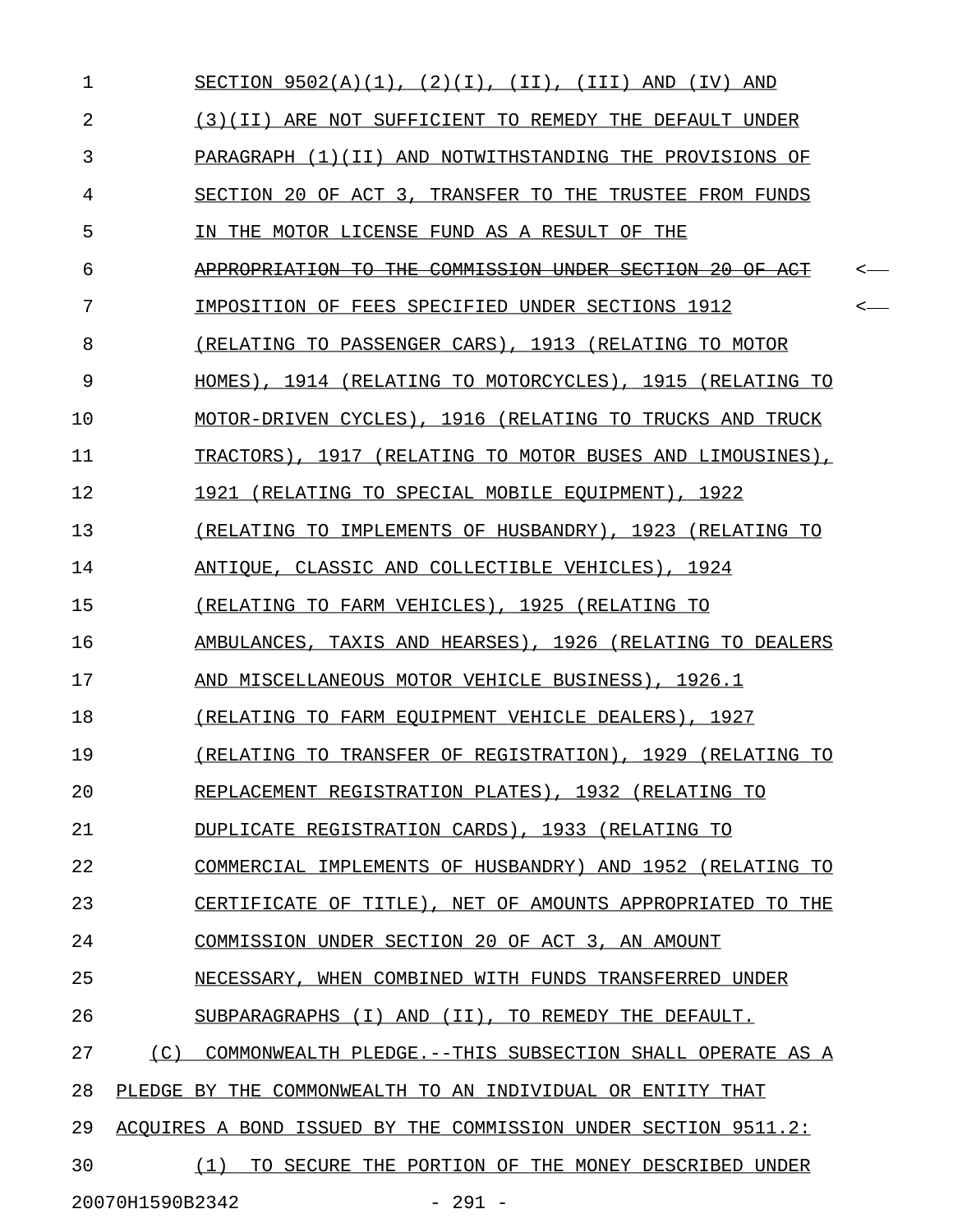SECTION 9502(A)(1), (2)(I), (II), (III) AND (IV) AND (3)(II) ARE NOT SUFFICIENT TO REMEDY THE DEFAULT UNDER PARAGRAPH (1)(II) AND NOTWITHSTANDING THE PROVISIONS OF SECTION 20 OF ACT 3, TRANSFER TO THE TRUSTEE FROM FUNDS IN THE MOTOR LICENSE FUND AS A RESULT OF THE ~~APPROPRIATION TO THE COMMISSION UNDER SECTION 20 OF ACT~~ IMPOSITION OF FEES SPECIFIED UNDER SECTIONS 1912 (RELATING TO PASSENGER CARS), 1913 (RELATING TO MOTOR HOMES), 1914 (RELATING TO MOTORCYCLES), 1915 (RELATING TO MOTOR-DRIVEN CYCLES), 1916 (RELATING TO TRUCKS AND TRUCK TRACTORS), 1917 (RELATING TO MOTOR BUSES AND LIMOUSINES), 1921 (RELATING TO SPECIAL MOBILE EQUIPMENT), 1922 (RELATING TO IMPLEMENTS OF HUSBANDRY), 1923 (RELATING TO ANTIQUE, CLASSIC AND COLLECTIBLE VEHICLES), 1924 (RELATING TO FARM VEHICLES), 1925 (RELATING TO AMBULANCES, TAXIS AND HEARSES), 1926 (RELATING TO DEALERS AND MISCELLANEOUS MOTOR VEHICLE BUSINESS), 1926.1 (RELATING TO FARM EQUIPMENT VEHICLE DEALERS), 1927 (RELATING TO TRANSFER OF REGISTRATION), 1929 (RELATING TO REPLACEMENT REGISTRATION PLATES), 1932 (RELATING TO DUPLICATE REGISTRATION CARDS), 1933 (RELATING TO COMMERCIAL IMPLEMENTS OF HUSBANDRY) AND 1952 (RELATING TO CERTIFICATE OF TITLE), NET OF AMOUNTS APPROPRIATED TO THE COMMISSION UNDER SECTION 20 OF ACT 3, AN AMOUNT NECESSARY, WHEN COMBINED WITH FUNDS TRANSFERRED UNDER SUBPARAGRAPHS (I) AND (II), TO REMEDY THE DEFAULT.

(C) COMMONWEALTH PLEDGE.--THIS SUBSECTION SHALL OPERATE AS A PLEDGE BY THE COMMONWEALTH TO AN INDIVIDUAL OR ENTITY THAT ACQUIRES A BOND ISSUED BY THE COMMISSION UNDER SECTION 9511.2:

(1) TO SECURE THE PORTION OF THE MONEY DESCRIBED UNDER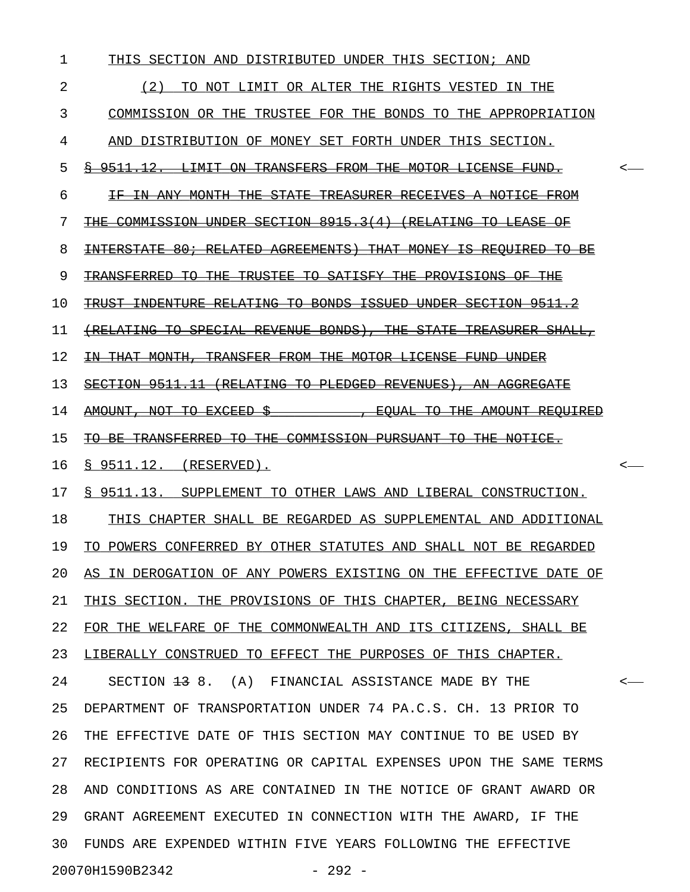THIS SECTION AND DISTRIBUTED UNDER THIS SECTION; AND

(2) TO NOT LIMIT OR ALTER THE RIGHTS VESTED IN THE COMMISSION OR THE TRUSTEE FOR THE BONDS TO THE APPROPRIATION AND DISTRIBUTION OF MONEY SET FORTH UNDER THIS SECTION.

~~§ 9511.12. LIMIT ON TRANSFERS FROM THE MOTOR LICENSE FUND.~~

~~IF IN ANY MONTH THE STATE TREASURER RECEIVES A NOTICE FROM THE COMMISSION UNDER SECTION 8915.3(4) (RELATING TO LEASE OF INTERSTATE 80; RELATED AGREEMENTS) THAT MONEY IS REQUIRED TO BE TRANSFERRED TO THE TRUSTEE TO SATISFY THE PROVISIONS OF THE TRUST INDENTURE RELATING TO BONDS ISSUED UNDER SECTION 9511.2 (RELATING TO SPECIAL REVENUE BONDS), THE STATE TREASURER SHALL, IN THAT MONTH, TRANSFER FROM THE MOTOR LICENSE FUND UNDER SECTION 9511.11 (RELATING TO PLEDGED REVENUES), AN AGGREGATE AMOUNT, NOT TO EXCEED $__________, EQUAL TO THE AMOUNT REQUIRED TO BE TRANSFERRED TO THE COMMISSION PURSUANT TO THE NOTICE.~~

§ 9511.12. (RESERVED).

§ 9511.13. SUPPLEMENT TO OTHER LAWS AND LIBERAL CONSTRUCTION.

THIS CHAPTER SHALL BE REGARDED AS SUPPLEMENTAL AND ADDITIONAL TO POWERS CONFERRED BY OTHER STATUTES AND SHALL NOT BE REGARDED AS IN DEROGATION OF ANY POWERS EXISTING ON THE EFFECTIVE DATE OF THIS SECTION. THE PROVISIONS OF THIS CHAPTER, BEING NECESSARY FOR THE WELFARE OF THE COMMONWEALTH AND ITS CITIZENS, SHALL BE LIBERALLY CONSTRUED TO EFFECT THE PURPOSES OF THIS CHAPTER.

SECTION ~~13~~ 8. (A) FINANCIAL ASSISTANCE MADE BY THE DEPARTMENT OF TRANSPORTATION UNDER 74 PA.C.S. CH. 13 PRIOR TO THE EFFECTIVE DATE OF THIS SECTION MAY CONTINUE TO BE USED BY RECIPIENTS FOR OPERATING OR CAPITAL EXPENSES UPON THE SAME TERMS AND CONDITIONS AS ARE CONTAINED IN THE NOTICE OF GRANT AWARD OR GRANT AGREEMENT EXECUTED IN CONNECTION WITH THE AWARD, IF THE FUNDS ARE EXPENDED WITHIN FIVE YEARS FOLLOWING THE EFFECTIVE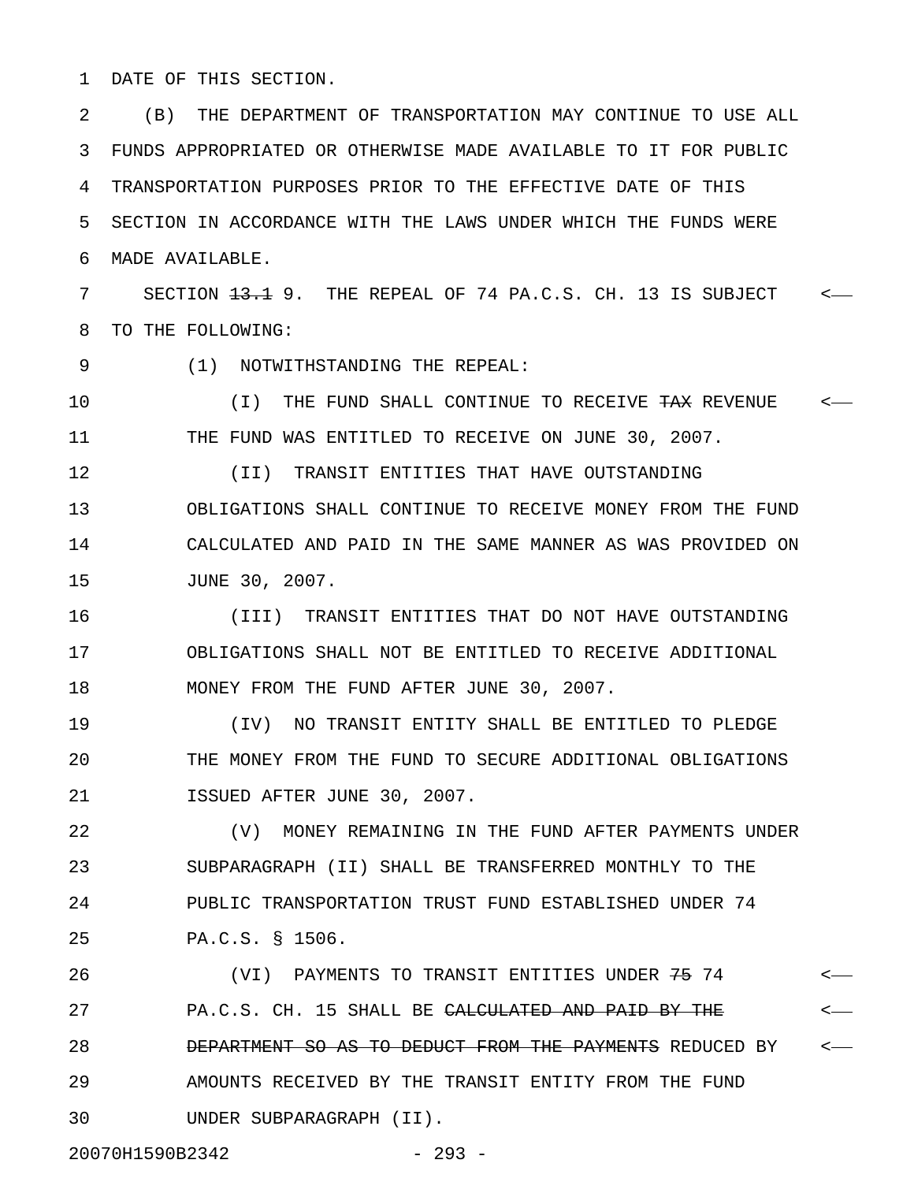DATE OF THIS SECTION.

(B) THE DEPARTMENT OF TRANSPORTATION MAY CONTINUE TO USE ALL FUNDS APPROPRIATED OR OTHERWISE MADE AVAILABLE TO IT FOR PUBLIC TRANSPORTATION PURPOSES PRIOR TO THE EFFECTIVE DATE OF THIS SECTION IN ACCORDANCE WITH THE LAWS UNDER WHICH THE FUNDS WERE MADE AVAILABLE.

SECTION ~~13.1~~ 9. THE REPEAL OF 74 PA.C.S. CH. 13 IS SUBJECT TO THE FOLLOWING:

(1) NOTWITHSTANDING THE REPEAL:

(I) THE FUND SHALL CONTINUE TO RECEIVE ~~TAX~~ REVENUE THE FUND WAS ENTITLED TO RECEIVE ON JUNE 30, 2007.

(II) TRANSIT ENTITIES THAT HAVE OUTSTANDING OBLIGATIONS SHALL CONTINUE TO RECEIVE MONEY FROM THE FUND CALCULATED AND PAID IN THE SAME MANNER AS WAS PROVIDED ON JUNE 30, 2007.

(III) TRANSIT ENTITIES THAT DO NOT HAVE OUTSTANDING OBLIGATIONS SHALL NOT BE ENTITLED TO RECEIVE ADDITIONAL MONEY FROM THE FUND AFTER JUNE 30, 2007.

(IV) NO TRANSIT ENTITY SHALL BE ENTITLED TO PLEDGE THE MONEY FROM THE FUND TO SECURE ADDITIONAL OBLIGATIONS ISSUED AFTER JUNE 30, 2007.

(V) MONEY REMAINING IN THE FUND AFTER PAYMENTS UNDER SUBPARAGRAPH (II) SHALL BE TRANSFERRED MONTHLY TO THE PUBLIC TRANSPORTATION TRUST FUND ESTABLISHED UNDER 74 PA.C.S. § 1506.

(VI) PAYMENTS TO TRANSIT ENTITIES UNDER ~~75~~ 74 PA.C.S. CH. 15 SHALL BE ~~CALCULATED AND PAID BY THE DEPARTMENT SO AS TO DEDUCT FROM THE PAYMENTS~~ REDUCED BY AMOUNTS RECEIVED BY THE TRANSIT ENTITY FROM THE FUND UNDER SUBPARAGRAPH (II).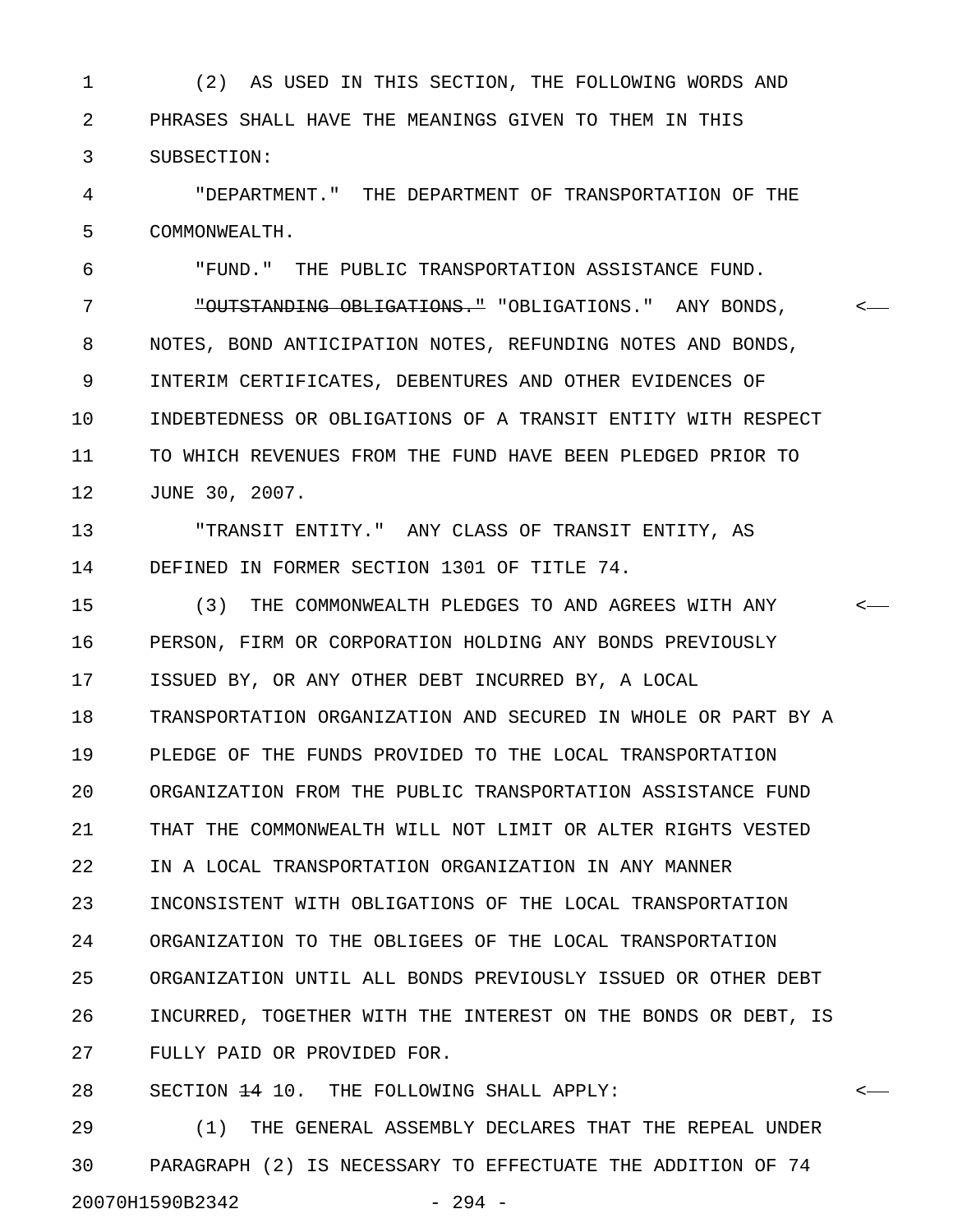(2) AS USED IN THIS SECTION, THE FOLLOWING WORDS AND PHRASES SHALL HAVE THE MEANINGS GIVEN TO THEM IN THIS SUBSECTION:

"DEPARTMENT." THE DEPARTMENT OF TRANSPORTATION OF THE COMMONWEALTH.

"FUND." THE PUBLIC TRANSPORTATION ASSISTANCE FUND.

~~"OUTSTANDING OBLIGATIONS."~~ "OBLIGATIONS." ANY BONDS, NOTES, BOND ANTICIPATION NOTES, REFUNDING NOTES AND BONDS, INTERIM CERTIFICATES, DEBENTURES AND OTHER EVIDENCES OF INDEBTEDNESS OR OBLIGATIONS OF A TRANSIT ENTITY WITH RESPECT TO WHICH REVENUES FROM THE FUND HAVE BEEN PLEDGED PRIOR TO JUNE 30, 2007.

"TRANSIT ENTITY." ANY CLASS OF TRANSIT ENTITY, AS DEFINED IN FORMER SECTION 1301 OF TITLE 74.

(3) THE COMMONWEALTH PLEDGES TO AND AGREES WITH ANY PERSON, FIRM OR CORPORATION HOLDING ANY BONDS PREVIOUSLY ISSUED BY, OR ANY OTHER DEBT INCURRED BY, A LOCAL TRANSPORTATION ORGANIZATION AND SECURED IN WHOLE OR PART BY A PLEDGE OF THE FUNDS PROVIDED TO THE LOCAL TRANSPORTATION ORGANIZATION FROM THE PUBLIC TRANSPORTATION ASSISTANCE FUND THAT THE COMMONWEALTH WILL NOT LIMIT OR ALTER RIGHTS VESTED IN A LOCAL TRANSPORTATION ORGANIZATION IN ANY MANNER INCONSISTENT WITH OBLIGATIONS OF THE LOCAL TRANSPORTATION ORGANIZATION TO THE OBLIGEES OF THE LOCAL TRANSPORTATION ORGANIZATION UNTIL ALL BONDS PREVIOUSLY ISSUED OR OTHER DEBT INCURRED, TOGETHER WITH THE INTEREST ON THE BONDS OR DEBT, IS FULLY PAID OR PROVIDED FOR.

SECTION ~~14~~ 10. THE FOLLOWING SHALL APPLY:

(1) THE GENERAL ASSEMBLY DECLARES THAT THE REPEAL UNDER PARAGRAPH (2) IS NECESSARY TO EFFECTUATE THE ADDITION OF 74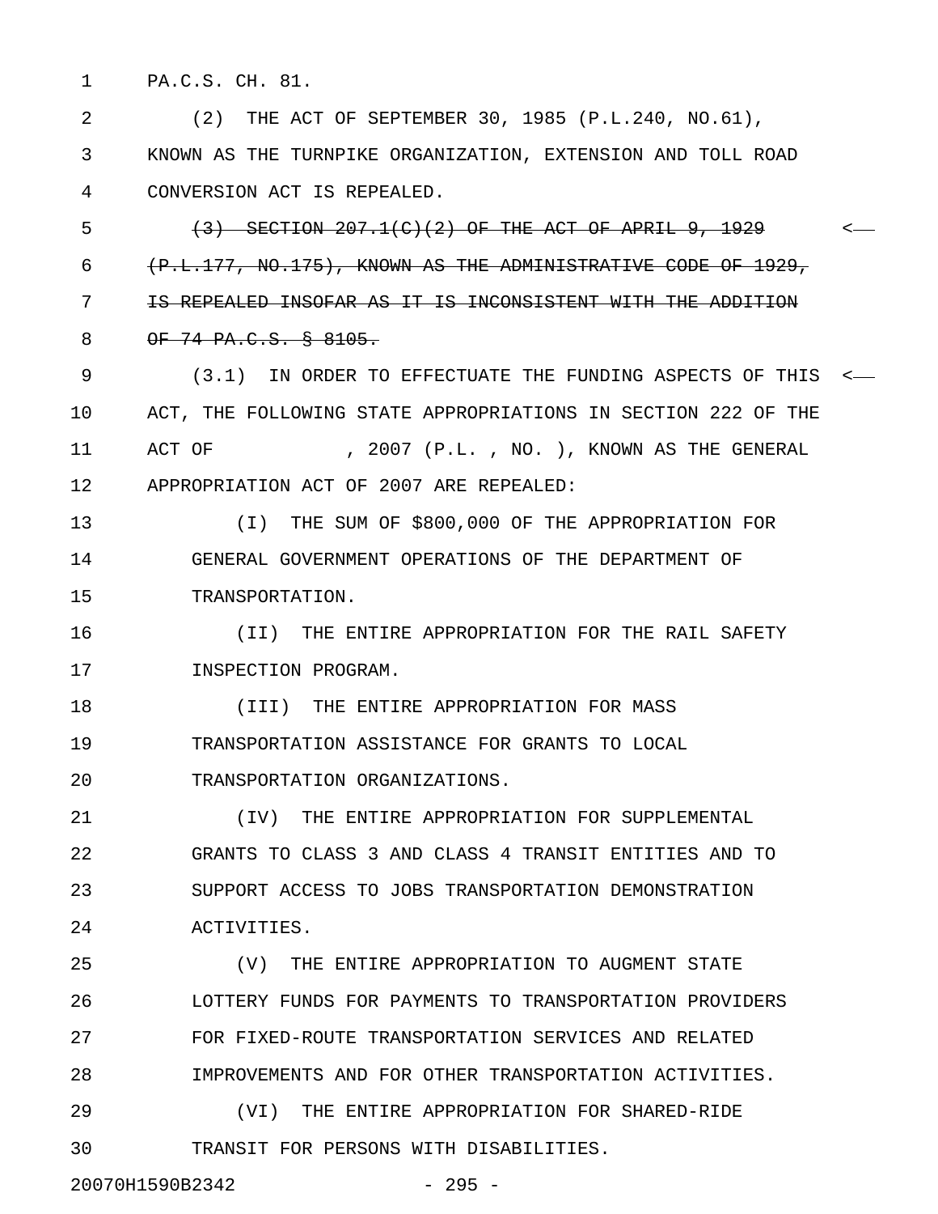PA.C.S. CH. 81.

(2) THE ACT OF SEPTEMBER 30, 1985 (P.L.240, NO.61), KNOWN AS THE TURNPIKE ORGANIZATION, EXTENSION AND TOLL ROAD CONVERSION ACT IS REPEALED.

~~(3) SECTION 207.1(C)(2) OF THE ACT OF APRIL 9, 1929 (P.L.177, NO.175), KNOWN AS THE ADMINISTRATIVE CODE OF 1929, IS REPEALED INSOFAR AS IT IS INCONSISTENT WITH THE ADDITION OF 74 PA.C.S. § 8105.~~

(3.1) IN ORDER TO EFFECTUATE THE FUNDING ASPECTS OF THIS ACT, THE FOLLOWING STATE APPROPRIATIONS IN SECTION 222 OF THE ACT OF , 2007 (P.L. , NO. ), KNOWN AS THE GENERAL APPROPRIATION ACT OF 2007 ARE REPEALED:

(I) THE SUM OF $800,000 OF THE APPROPRIATION FOR GENERAL GOVERNMENT OPERATIONS OF THE DEPARTMENT OF TRANSPORTATION.

(II) THE ENTIRE APPROPRIATION FOR THE RAIL SAFETY INSPECTION PROGRAM.

(III) THE ENTIRE APPROPRIATION FOR MASS TRANSPORTATION ASSISTANCE FOR GRANTS TO LOCAL TRANSPORTATION ORGANIZATIONS.

(IV) THE ENTIRE APPROPRIATION FOR SUPPLEMENTAL GRANTS TO CLASS 3 AND CLASS 4 TRANSIT ENTITIES AND TO SUPPORT ACCESS TO JOBS TRANSPORTATION DEMONSTRATION ACTIVITIES.

(V) THE ENTIRE APPROPRIATION TO AUGMENT STATE LOTTERY FUNDS FOR PAYMENTS TO TRANSPORTATION PROVIDERS FOR FIXED-ROUTE TRANSPORTATION SERVICES AND RELATED IMPROVEMENTS AND FOR OTHER TRANSPORTATION ACTIVITIES.

(VI) THE ENTIRE APPROPRIATION FOR SHARED-RIDE TRANSIT FOR PERSONS WITH DISABILITIES.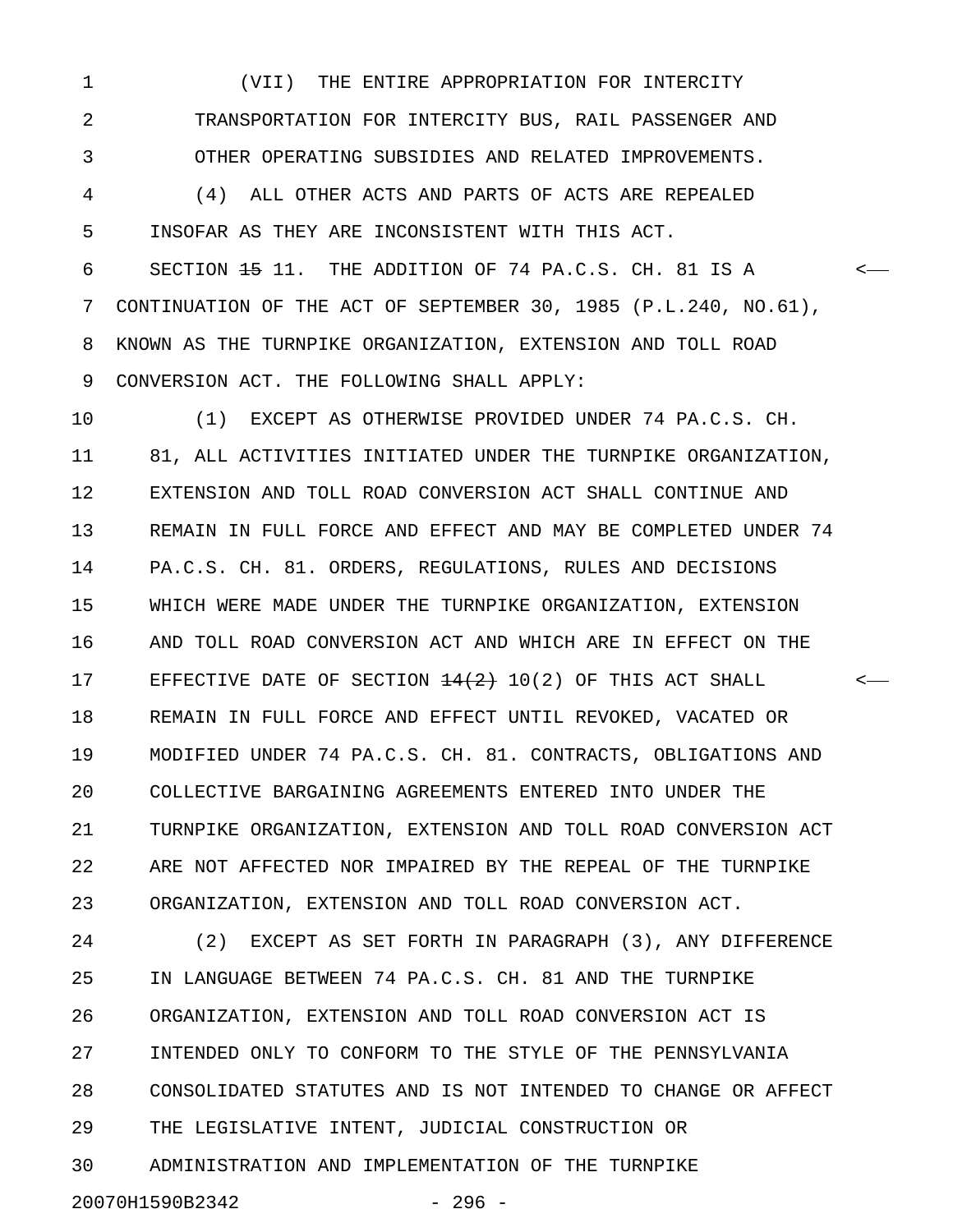(VII) THE ENTIRE APPROPRIATION FOR INTERCITY TRANSPORTATION FOR INTERCITY BUS, RAIL PASSENGER AND OTHER OPERATING SUBSIDIES AND RELATED IMPROVEMENTS.

(4) ALL OTHER ACTS AND PARTS OF ACTS ARE REPEALED INSOFAR AS THEY ARE INCONSISTENT WITH THIS ACT.

SECTION ~~15~~ 11. THE ADDITION OF 74 PA.C.S. CH. 81 IS A CONTINUATION OF THE ACT OF SEPTEMBER 30, 1985 (P.L.240, NO.61), KNOWN AS THE TURNPIKE ORGANIZATION, EXTENSION AND TOLL ROAD CONVERSION ACT. THE FOLLOWING SHALL APPLY:

(1) EXCEPT AS OTHERWISE PROVIDED UNDER 74 PA.C.S. CH. 81, ALL ACTIVITIES INITIATED UNDER THE TURNPIKE ORGANIZATION, EXTENSION AND TOLL ROAD CONVERSION ACT SHALL CONTINUE AND REMAIN IN FULL FORCE AND EFFECT AND MAY BE COMPLETED UNDER 74 PA.C.S. CH. 81. ORDERS, REGULATIONS, RULES AND DECISIONS WHICH WERE MADE UNDER THE TURNPIKE ORGANIZATION, EXTENSION AND TOLL ROAD CONVERSION ACT AND WHICH ARE IN EFFECT ON THE EFFECTIVE DATE OF SECTION ~~14(2)~~ 10(2) OF THIS ACT SHALL REMAIN IN FULL FORCE AND EFFECT UNTIL REVOKED, VACATED OR MODIFIED UNDER 74 PA.C.S. CH. 81. CONTRACTS, OBLIGATIONS AND COLLECTIVE BARGAINING AGREEMENTS ENTERED INTO UNDER THE TURNPIKE ORGANIZATION, EXTENSION AND TOLL ROAD CONVERSION ACT ARE NOT AFFECTED NOR IMPAIRED BY THE REPEAL OF THE TURNPIKE ORGANIZATION, EXTENSION AND TOLL ROAD CONVERSION ACT.

(2) EXCEPT AS SET FORTH IN PARAGRAPH (3), ANY DIFFERENCE IN LANGUAGE BETWEEN 74 PA.C.S. CH. 81 AND THE TURNPIKE ORGANIZATION, EXTENSION AND TOLL ROAD CONVERSION ACT IS INTENDED ONLY TO CONFORM TO THE STYLE OF THE PENNSYLVANIA CONSOLIDATED STATUTES AND IS NOT INTENDED TO CHANGE OR AFFECT THE LEGISLATIVE INTENT, JUDICIAL CONSTRUCTION OR ADMINISTRATION AND IMPLEMENTATION OF THE TURNPIKE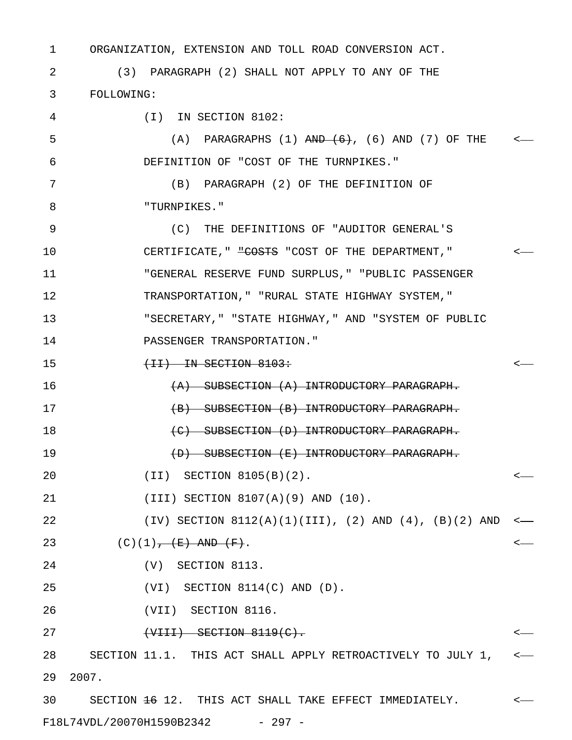ORGANIZATION, EXTENSION AND TOLL ROAD CONVERSION ACT.

(3) PARAGRAPH (2) SHALL NOT APPLY TO ANY OF THE FOLLOWING:

(I) IN SECTION 8102:

(A) PARAGRAPHS (1) ~~AND (6)~~, (6) AND (7) OF THE DEFINITION OF "COST OF THE TURNPIKES."

(B) PARAGRAPH (2) OF THE DEFINITION OF "TURNPIKES."

(C) THE DEFINITIONS OF "AUDITOR GENERAL'S CERTIFICATE," ~~"COSTS~~ "COST OF THE DEPARTMENT," "GENERAL RESERVE FUND SURPLUS," "PUBLIC PASSENGER TRANSPORTATION," "RURAL STATE HIGHWAY SYSTEM," "SECRETARY," "STATE HIGHWAY," AND "SYSTEM OF PUBLIC PASSENGER TRANSPORTATION."

~~(II) IN SECTION 8103:~~

~~(A) SUBSECTION (A) INTRODUCTORY PARAGRAPH.~~

~~(B) SUBSECTION (B) INTRODUCTORY PARAGRAPH.~~

~~(C) SUBSECTION (D) INTRODUCTORY PARAGRAPH.~~

~~(D) SUBSECTION (E) INTRODUCTORY PARAGRAPH.~~

(II) SECTION 8105(B)(2).

(III) SECTION 8107(A)(9) AND (10).

(IV) SECTION 8112(A)(1)(III), (2) AND (4), (B)(2) AND (C)(1)~~, (E) AND (F)~~.

(V) SECTION 8113.

(VI) SECTION 8114(C) AND (D).

(VII) SECTION 8116.

~~(VIII) SECTION 8119(C).~~

SECTION 11.1. THIS ACT SHALL APPLY RETROACTIVELY TO JULY 1, 2007.

SECTION ~~16~~ 12. THIS ACT SHALL TAKE EFFECT IMMEDIATELY.